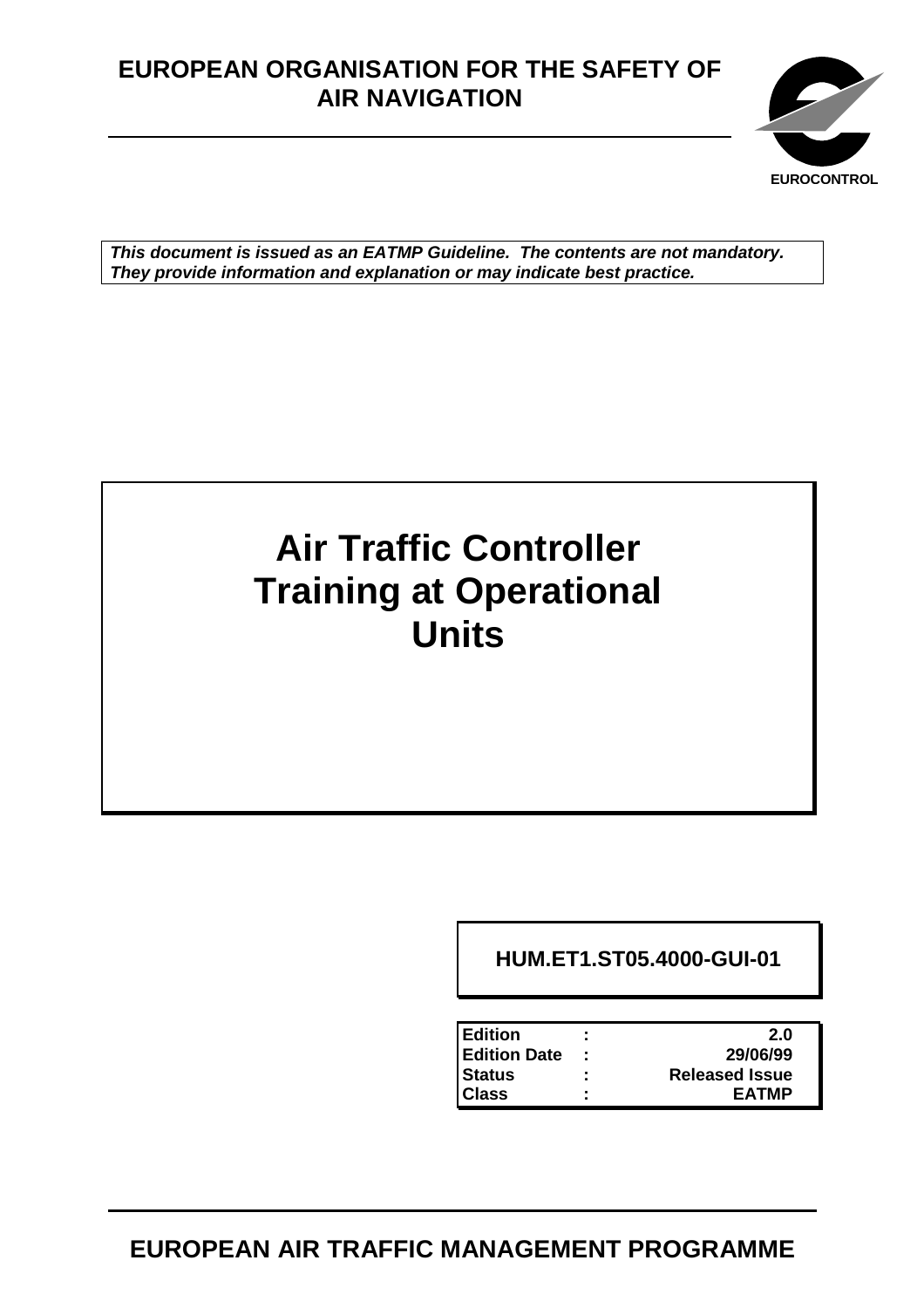**EUROPEAN ORGANISATION FOR THE SAFETY OF AIR NAVIGATION**

EUROCONTROL

***This document is issued as an EATMP Guideline. The contents are not mandatory. They provide information and explanation or may indicate best practice.***

# Air Traffic Controller Training at Operational Units

**HUM.ET1.ST05.4000-GUI-01**

| | | |
|---|---|---|
| **Edition** | **:** | **2.0** |
| **Edition Date** | **:** | **29/06/99** |
| **Status** | **:** | **Released Issue** |
| **Class** | **:** | **EATMP** |

**EUROPEAN AIR TRAFFIC MANAGEMENT PROGRAMME**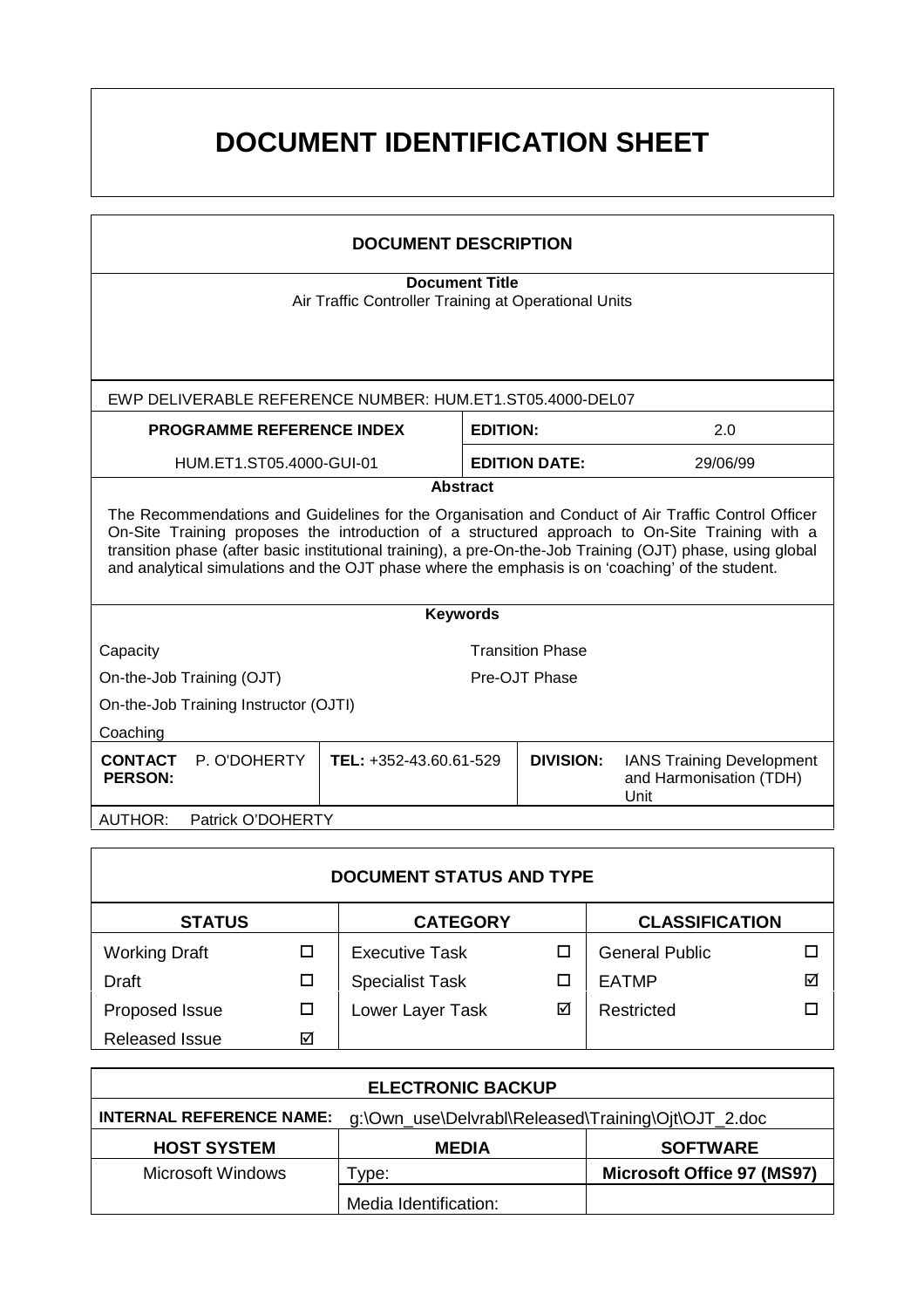# DOCUMENT IDENTIFICATION SHEET

## DOCUMENT DESCRIPTION

**Document Title**

Air Traffic Controller Training at Operational Units

EWP DELIVERABLE REFERENCE NUMBER: HUM.ET1.ST05.4000-DEL07

| PROGRAMME REFERENCE INDEX | EDITION: | 2.0 |
|---|---|---|
| HUM.ET1.ST05.4000-GUI-01 | EDITION DATE: | 29/06/99 |

**Abstract**

The Recommendations and Guidelines for the Organisation and Conduct of Air Traffic Control Officer On-Site Training proposes the introduction of a structured approach to On-Site Training with a transition phase (after basic institutional training), a pre-On-the-Job Training (OJT) phase, using global and analytical simulations and the OJT phase where the emphasis is on 'coaching' of the student.

**Keywords**

| | |
|---|---|
| Capacity | Transition Phase |
| On-the-Job Training (OJT) | Pre-OJT Phase |
| On-the-Job Training Instructor (OJTI) | |
| Coaching | |

| CONTACT PERSON: P. O'DOHERTY | TEL: +352-43.60.61-529 | DIVISION: IANS Training Development and Harmonisation (TDH) Unit |
|---|---|---|

AUTHOR: Patrick O'DOHERTY

## DOCUMENT STATUS AND TYPE

| STATUS | | CATEGORY | | CLASSIFICATION | |
|---|---|---|---|---|---|
| Working Draft | ☐ | Executive Task | ☐ | General Public | ☐ |
| Draft | ☐ | Specialist Task | ☐ | EATMP | ☑ |
| Proposed Issue | ☐ | Lower Layer Task | ☑ | Restricted | ☐ |
| Released Issue | ☑ | | | | |

## ELECTRONIC BACKUP

**INTERNAL REFERENCE NAME:** g:\Own_use\Delvrabl\Released\Training\Ojt\OJT_2.doc

| HOST SYSTEM | MEDIA | SOFTWARE |
|---|---|---|
| Microsoft Windows | Type: | Microsoft Office 97 (MS97) |
| | Media Identification: | |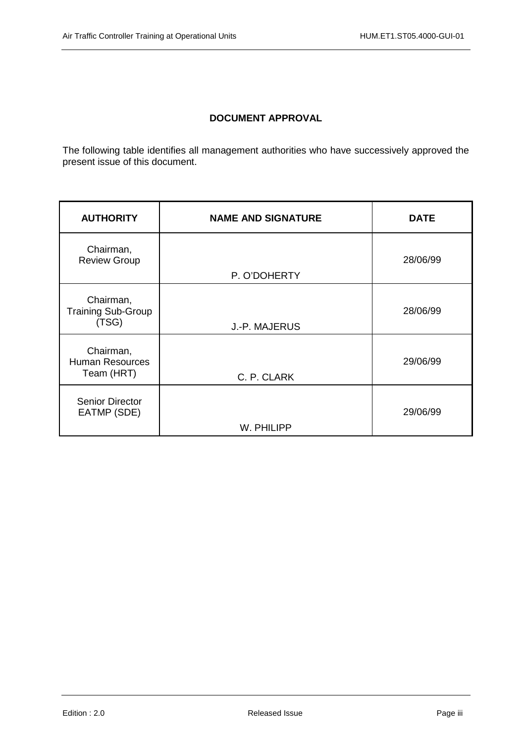**DOCUMENT APPROVAL**

The following table identifies all management authorities who have successively approved the present issue of this document.

| AUTHORITY | NAME AND SIGNATURE | DATE |
|---|---|---|
| Chairman, Review Group | P. O'DOHERTY | 28/06/99 |
| Chairman, Training Sub-Group (TSG) | J.-P. MAJERUS | 28/06/99 |
| Chairman, Human Resources Team (HRT) | C. P. CLARK | 29/06/99 |
| Senior Director EATMP (SDE) | W. PHILIPP | 29/06/99 |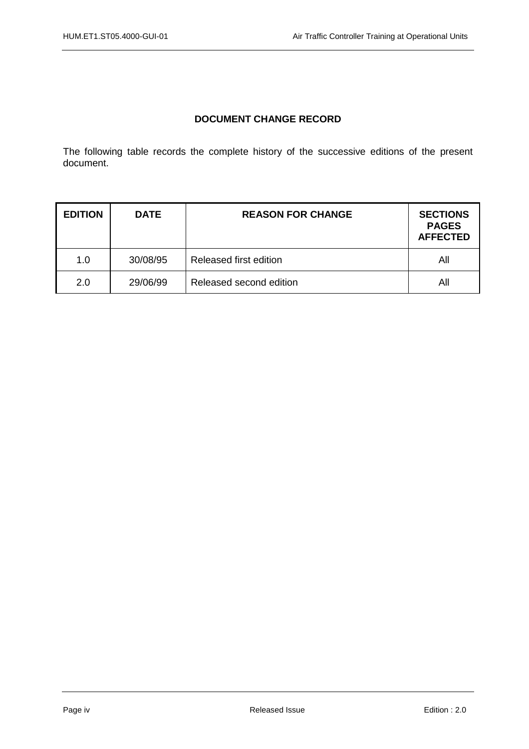**DOCUMENT CHANGE RECORD**

The following table records the complete history of the successive editions of the present document.

| EDITION | DATE | REASON FOR CHANGE | SECTIONS PAGES AFFECTED |
|---|---|---|---|
| 1.0 | 30/08/95 | Released first edition | All |
| 2.0 | 29/06/99 | Released second edition | All |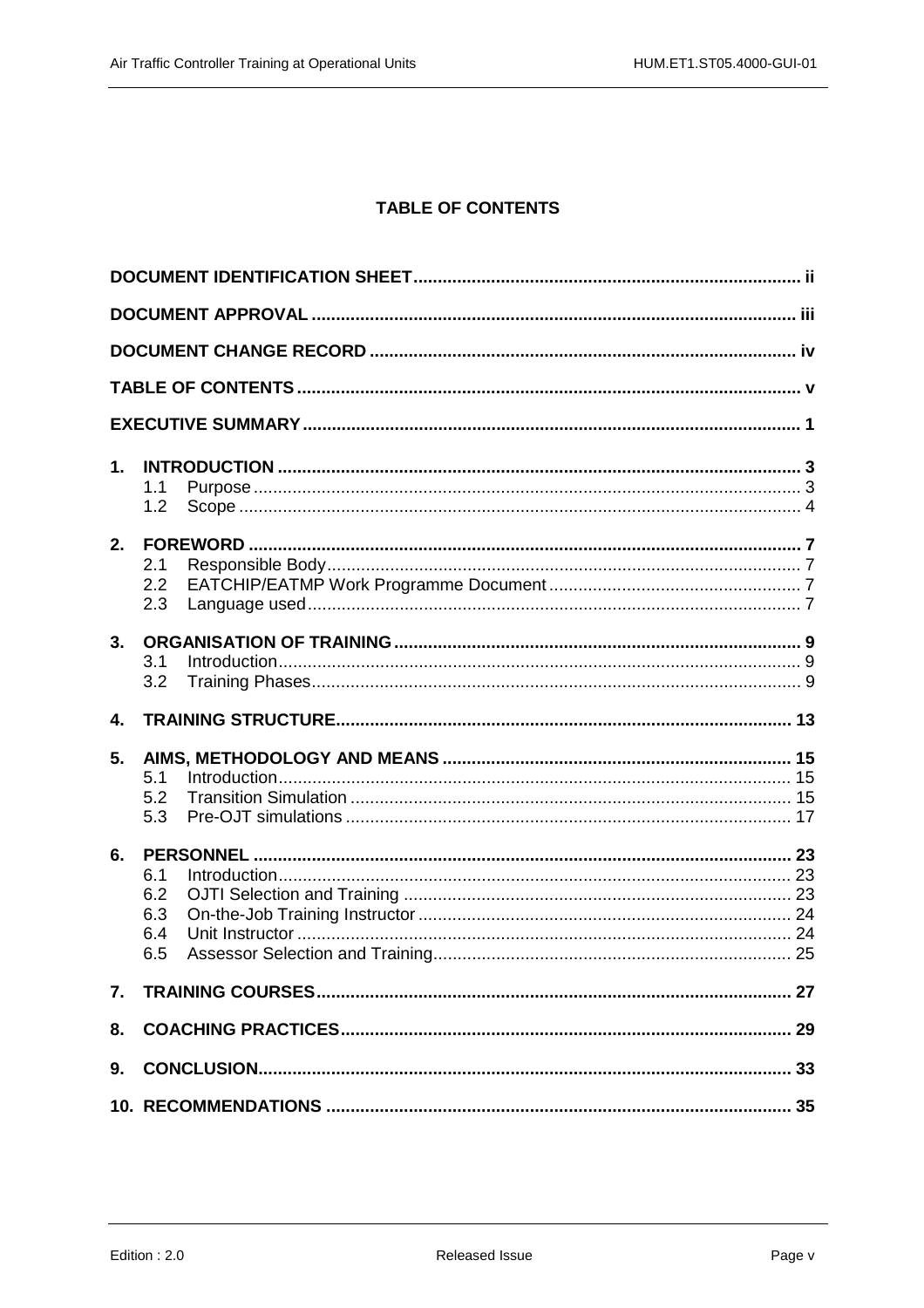# TABLE OF CONTENTS

DOCUMENT IDENTIFICATION SHEET ................................................................................ ii

DOCUMENT APPROVAL ................................................................................................ iii

DOCUMENT CHANGE RECORD .................................................................................... iv

TABLE OF CONTENTS .................................................................................................. v

EXECUTIVE SUMMARY ................................................................................................. 1

1. INTRODUCTION .......................................................................................................... 3
   - 1.1 Purpose ............................................................................................................. 3
   - 1.2 Scope ................................................................................................................. 4

2. FOREWORD ................................................................................................................ 7
   - 2.1 Responsible Body .............................................................................................. 7
   - 2.2 EATCHIP/EATMP Work Programme Document .................................................... 7
   - 2.3 Language used ................................................................................................... 7

3. ORGANISATION OF TRAINING .................................................................................. 9
   - 3.1 Introduction ........................................................................................................ 9
   - 3.2 Training Phases ................................................................................................. 9

4. TRAINING STRUCTURE ............................................................................................. 13

5. AIMS, METHODOLOGY AND MEANS ......................................................................... 15
   - 5.1 Introduction ........................................................................................................ 15
   - 5.2 Transition Simulation ......................................................................................... 15
   - 5.3 Pre-OJT simulations ........................................................................................... 17

6. PERSONNEL ............................................................................................................... 23
   - 6.1 Introduction ........................................................................................................ 23
   - 6.2 OJTI Selection and Training ................................................................................ 23
   - 6.3 On-the-Job Training Instructor ............................................................................. 24
   - 6.4 Unit Instructor ..................................................................................................... 24
   - 6.5 Assessor Selection and Training .......................................................................... 25

7. TRAINING COURSES .................................................................................................. 27

8. COACHING PRACTICES ............................................................................................. 29

9. CONCLUSION ............................................................................................................. 33

10. RECOMMENDATIONS ............................................................................................... 35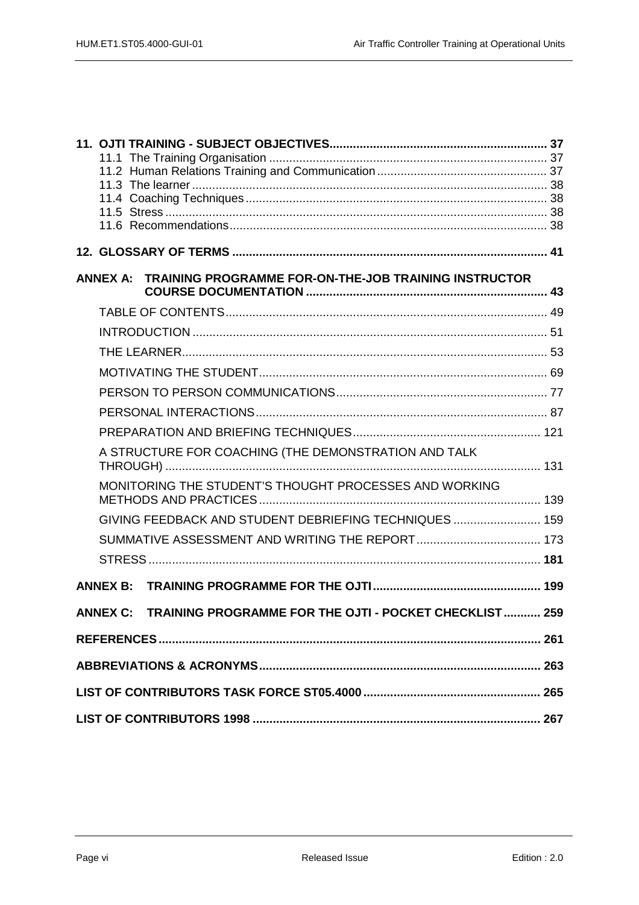**11. OJTI TRAINING - SUBJECT OBJECTIVES................................................................ 37**

- 11.1 The Training Organisation ..................................................................................... 37
- 11.2 Human Relations Training and Communication ................................................... 37
- 11.3 The learner ........................................................................................................... 38
- 11.4 Coaching Techniques ........................................................................................... 38
- 11.5 Stress ................................................................................................................... 38
- 11.6 Recommendations ................................................................................................ 38

**12. GLOSSARY OF TERMS ............................................................................................ 41**

**ANNEX A: TRAINING PROGRAMME FOR-ON-THE-JOB TRAINING INSTRUCTOR COURSE DOCUMENTATION ........................................................................ 43**

- TABLE OF CONTENTS ................................................................................................ 49
- INTRODUCTION .......................................................................................................... 51
- THE LEARNER ............................................................................................................. 53
- MOTIVATING THE STUDENT ...................................................................................... 69
- PERSON TO PERSON COMMUNICATIONS ............................................................... 77
- PERSONAL INTERACTIONS ....................................................................................... 87
- PREPARATION AND BRIEFING TECHNIQUES ......................................................... 121
- A STRUCTURE FOR COACHING (THE DEMONSTRATION AND TALK THROUGH) .................................................................................................................. 131
- MONITORING THE STUDENT'S THOUGHT PROCESSES AND WORKING METHODS AND PRACTICES .................................................................................... 139
- GIVING FEEDBACK AND STUDENT DEBRIEFING TECHNIQUES .......................... 159
- SUMMATIVE ASSESSMENT AND WRITING THE REPORT ..................................... 173
- STRESS ...................................................................................................................... **181**

**ANNEX B: TRAINING PROGRAMME FOR THE OJTI .................................................. 199**

**ANNEX C: TRAINING PROGRAMME FOR THE OJTI - POCKET CHECKLIST ........... 259**

**REFERENCES ................................................................................................................. 261**

**ABBREVIATIONS & ACRONYMS .................................................................................... 263**

**LIST OF CONTRIBUTORS TASK FORCE ST05.4000 ..................................................... 265**

**LIST OF CONTRIBUTORS 1998 ...................................................................................... 267**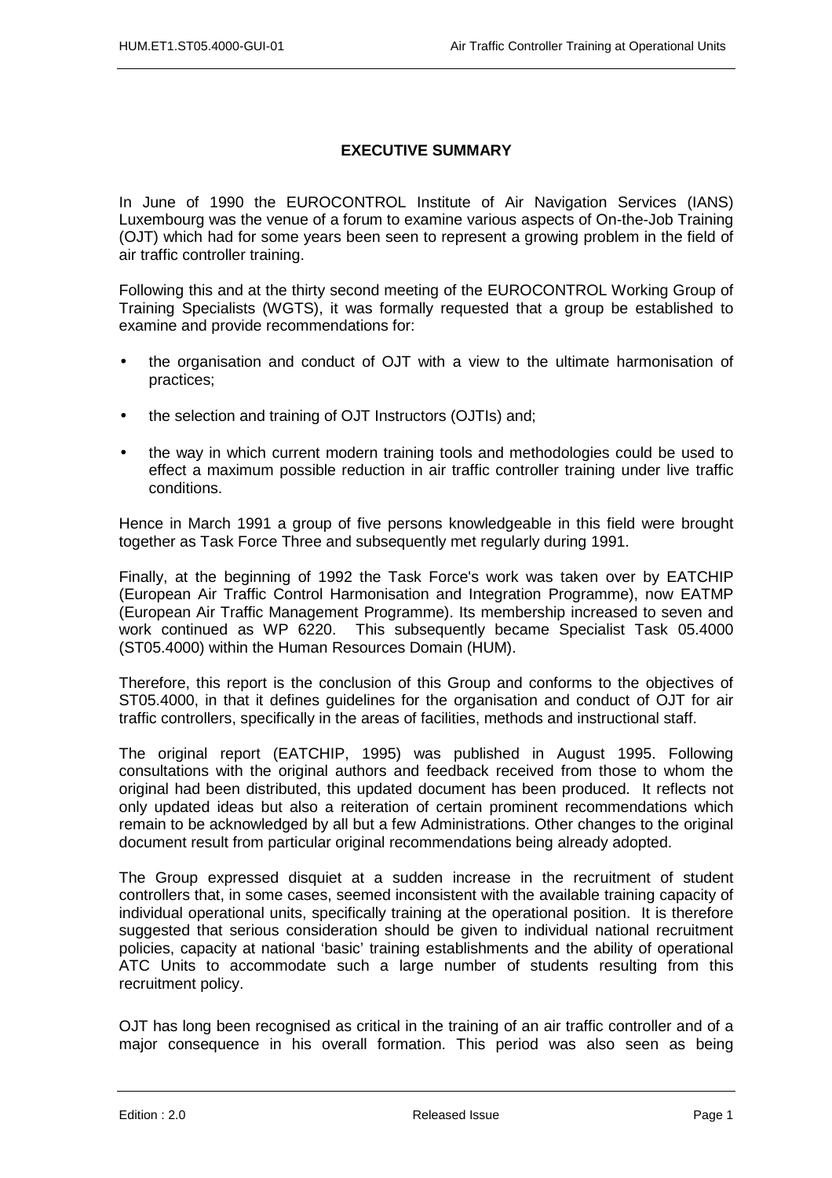## EXECUTIVE SUMMARY

In June of 1990 the EUROCONTROL Institute of Air Navigation Services (IANS) Luxembourg was the venue of a forum to examine various aspects of On-the-Job Training (OJT) which had for some years been seen to represent a growing problem in the field of air traffic controller training.

Following this and at the thirty second meeting of the EUROCONTROL Working Group of Training Specialists (WGTS), it was formally requested that a group be established to examine and provide recommendations for:

- the organisation and conduct of OJT with a view to the ultimate harmonisation of practices;
- the selection and training of OJT Instructors (OJTIs) and;
- the way in which current modern training tools and methodologies could be used to effect a maximum possible reduction in air traffic controller training under live traffic conditions.

Hence in March 1991 a group of five persons knowledgeable in this field were brought together as Task Force Three and subsequently met regularly during 1991.

Finally, at the beginning of 1992 the Task Force's work was taken over by EATCHIP (European Air Traffic Control Harmonisation and Integration Programme), now EATMP (European Air Traffic Management Programme). Its membership increased to seven and work continued as WP 6220. This subsequently became Specialist Task 05.4000 (ST05.4000) within the Human Resources Domain (HUM).

Therefore, this report is the conclusion of this Group and conforms to the objectives of ST05.4000, in that it defines guidelines for the organisation and conduct of OJT for air traffic controllers, specifically in the areas of facilities, methods and instructional staff.

The original report (EATCHIP, 1995) was published in August 1995. Following consultations with the original authors and feedback received from those to whom the original had been distributed, this updated document has been produced. It reflects not only updated ideas but also a reiteration of certain prominent recommendations which remain to be acknowledged by all but a few Administrations. Other changes to the original document result from particular original recommendations being already adopted.

The Group expressed disquiet at a sudden increase in the recruitment of student controllers that, in some cases, seemed inconsistent with the available training capacity of individual operational units, specifically training at the operational position. It is therefore suggested that serious consideration should be given to individual national recruitment policies, capacity at national 'basic' training establishments and the ability of operational ATC Units to accommodate such a large number of students resulting from this recruitment policy.

OJT has long been recognised as critical in the training of an air traffic controller and of a major consequence in his overall formation. This period was also seen as being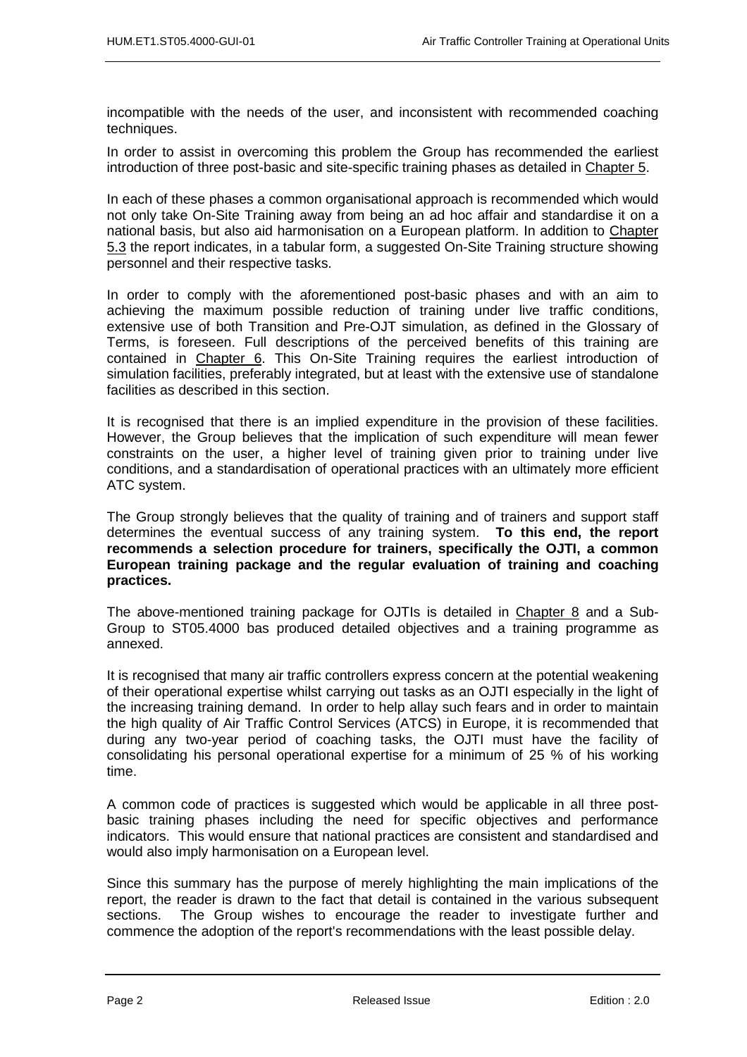incompatible with the needs of the user, and inconsistent with recommended coaching techniques.

In order to assist in overcoming this problem the Group has recommended the earliest introduction of three post-basic and site-specific training phases as detailed in Chapter 5.

In each of these phases a common organisational approach is recommended which would not only take On-Site Training away from being an ad hoc affair and standardise it on a national basis, but also aid harmonisation on a European platform. In addition to Chapter 5.3 the report indicates, in a tabular form, a suggested On-Site Training structure showing personnel and their respective tasks.

In order to comply with the aforementioned post-basic phases and with an aim to achieving the maximum possible reduction of training under live traffic conditions, extensive use of both Transition and Pre-OJT simulation, as defined in the Glossary of Terms, is foreseen. Full descriptions of the perceived benefits of this training are contained in Chapter 6. This On-Site Training requires the earliest introduction of simulation facilities, preferably integrated, but at least with the extensive use of standalone facilities as described in this section.

It is recognised that there is an implied expenditure in the provision of these facilities. However, the Group believes that the implication of such expenditure will mean fewer constraints on the user, a higher level of training given prior to training under live conditions, and a standardisation of operational practices with an ultimately more efficient ATC system.

The Group strongly believes that the quality of training and of trainers and support staff determines the eventual success of any training system. **To this end, the report recommends a selection procedure for trainers, specifically the OJTI, a common European training package and the regular evaluation of training and coaching practices.**

The above-mentioned training package for OJTIs is detailed in Chapter 8 and a Sub-Group to ST05.4000 bas produced detailed objectives and a training programme as annexed.

It is recognised that many air traffic controllers express concern at the potential weakening of their operational expertise whilst carrying out tasks as an OJTI especially in the light of the increasing training demand. In order to help allay such fears and in order to maintain the high quality of Air Traffic Control Services (ATCS) in Europe, it is recommended that during any two-year period of coaching tasks, the OJTI must have the facility of consolidating his personal operational expertise for a minimum of 25 % of his working time.

A common code of practices is suggested which would be applicable in all three post-basic training phases including the need for specific objectives and performance indicators. This would ensure that national practices are consistent and standardised and would also imply harmonisation on a European level.

Since this summary has the purpose of merely highlighting the main implications of the report, the reader is drawn to the fact that detail is contained in the various subsequent sections. The Group wishes to encourage the reader to investigate further and commence the adoption of the report's recommendations with the least possible delay.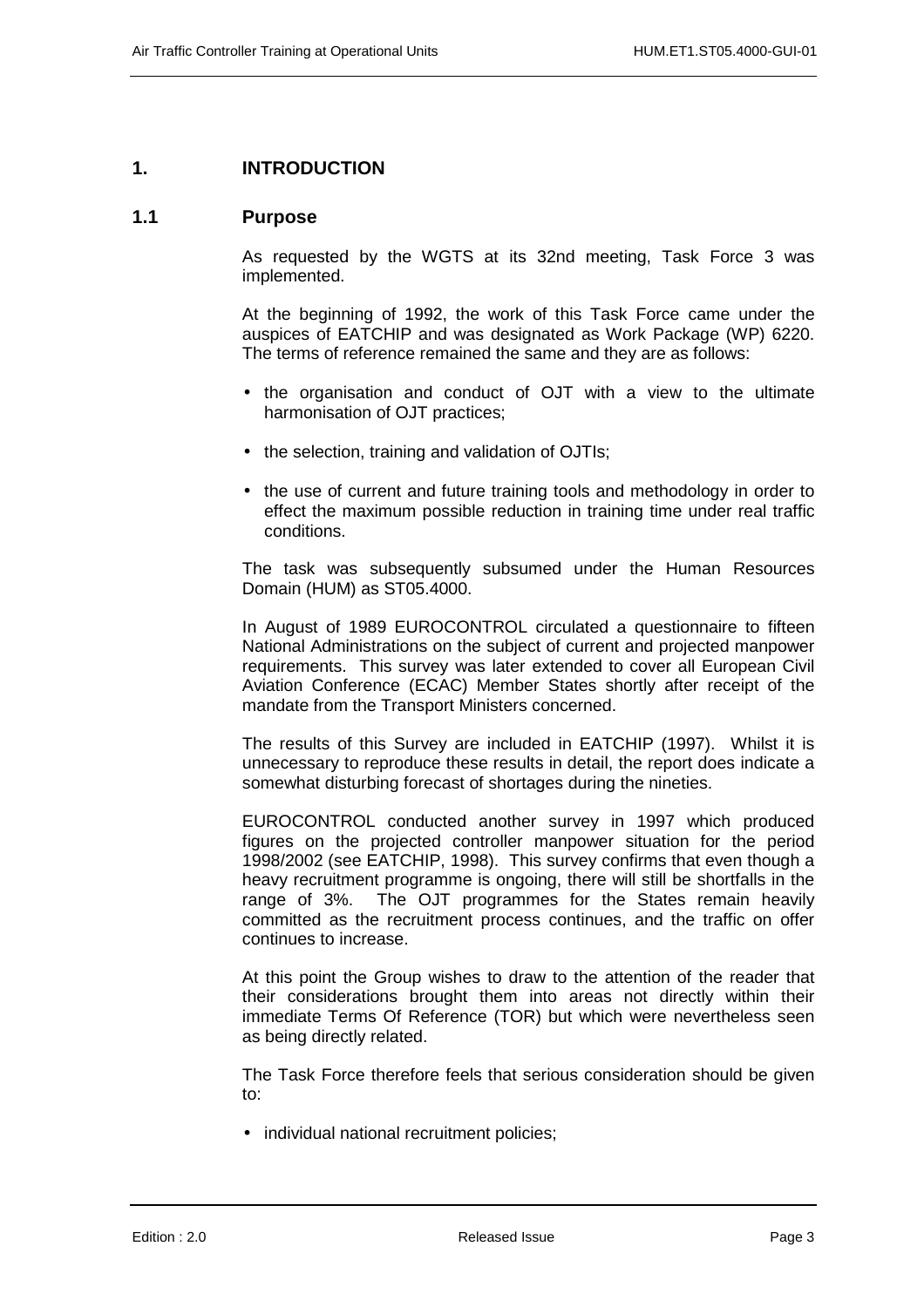# 1. INTRODUCTION

## 1.1 Purpose

As requested by the WGTS at its 32nd meeting, Task Force 3 was implemented.

At the beginning of 1992, the work of this Task Force came under the auspices of EATCHIP and was designated as Work Package (WP) 6220. The terms of reference remained the same and they are as follows:

- the organisation and conduct of OJT with a view to the ultimate harmonisation of OJT practices;
- the selection, training and validation of OJTIs;
- the use of current and future training tools and methodology in order to effect the maximum possible reduction in training time under real traffic conditions.

The task was subsequently subsumed under the Human Resources Domain (HUM) as ST05.4000.

In August of 1989 EUROCONTROL circulated a questionnaire to fifteen National Administrations on the subject of current and projected manpower requirements. This survey was later extended to cover all European Civil Aviation Conference (ECAC) Member States shortly after receipt of the mandate from the Transport Ministers concerned.

The results of this Survey are included in EATCHIP (1997). Whilst it is unnecessary to reproduce these results in detail, the report does indicate a somewhat disturbing forecast of shortages during the nineties.

EUROCONTROL conducted another survey in 1997 which produced figures on the projected controller manpower situation for the period 1998/2002 (see EATCHIP, 1998). This survey confirms that even though a heavy recruitment programme is ongoing, there will still be shortfalls in the range of 3%. The OJT programmes for the States remain heavily committed as the recruitment process continues, and the traffic on offer continues to increase.

At this point the Group wishes to draw to the attention of the reader that their considerations brought them into areas not directly within their immediate Terms Of Reference (TOR) but which were nevertheless seen as being directly related.

The Task Force therefore feels that serious consideration should be given to:

- individual national recruitment policies;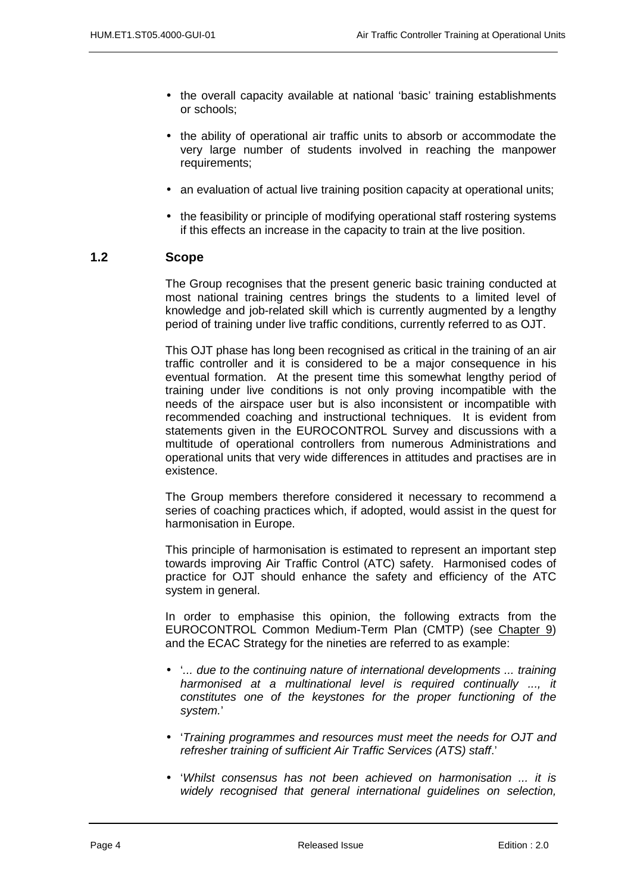- the overall capacity available at national 'basic' training establishments or schools;

- the ability of operational air traffic units to absorb or accommodate the very large number of students involved in reaching the manpower requirements;

- an evaluation of actual live training position capacity at operational units;

- the feasibility or principle of modifying operational staff rostering systems if this effects an increase in the capacity to train at the live position.

## 1.2 Scope

The Group recognises that the present generic basic training conducted at most national training centres brings the students to a limited level of knowledge and job-related skill which is currently augmented by a lengthy period of training under live traffic conditions, currently referred to as OJT.

This OJT phase has long been recognised as critical in the training of an air traffic controller and it is considered to be a major consequence in his eventual formation. At the present time this somewhat lengthy period of training under live conditions is not only proving incompatible with the needs of the airspace user but is also inconsistent or incompatible with recommended coaching and instructional techniques. It is evident from statements given in the EUROCONTROL Survey and discussions with a multitude of operational controllers from numerous Administrations and operational units that very wide differences in attitudes and practises are in existence.

The Group members therefore considered it necessary to recommend a series of coaching practices which, if adopted, would assist in the quest for harmonisation in Europe.

This principle of harmonisation is estimated to represent an important step towards improving Air Traffic Control (ATC) safety. Harmonised codes of practice for OJT should enhance the safety and efficiency of the ATC system in general.

In order to emphasise this opinion, the following extracts from the EUROCONTROL Common Medium-Term Plan (CMTP) (see Chapter 9) and the ECAC Strategy for the nineties are referred to as example:

- '*... due to the continuing nature of international developments ... training harmonised at a multinational level is required continually ..., it constitutes one of the keystones for the proper functioning of the system.*'

- '*Training programmes and resources must meet the needs for OJT and refresher training of sufficient Air Traffic Services (ATS) staff*.'

- '*Whilst consensus has not been achieved on harmonisation ... it is widely recognised that general international guidelines on selection,*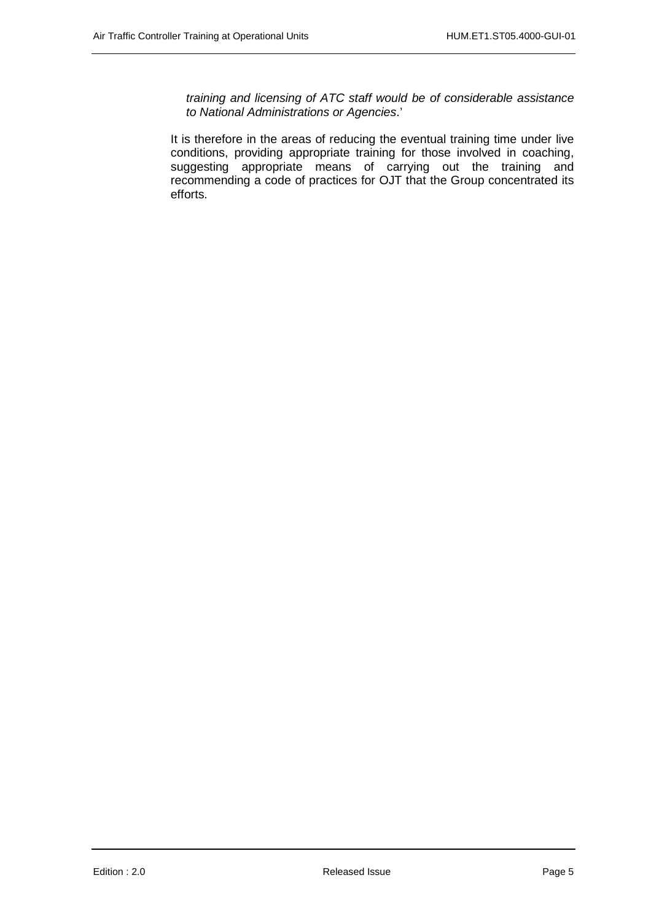*training and licensing of ATC staff would be of considerable assistance to National Administrations or Agencies*.'

It is therefore in the areas of reducing the eventual training time under live conditions, providing appropriate training for those involved in coaching, suggesting appropriate means of carrying out the training and recommending a code of practices for OJT that the Group concentrated its efforts.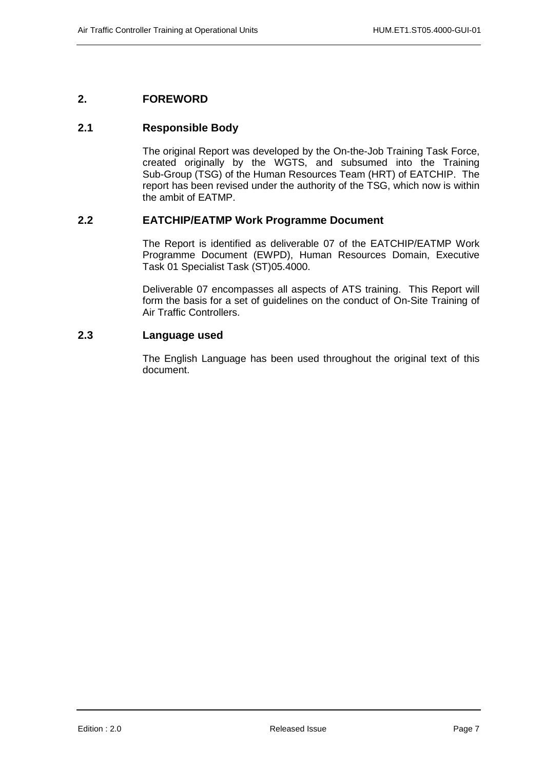# 2. FOREWORD

## 2.1 Responsible Body

The original Report was developed by the On-the-Job Training Task Force, created originally by the WGTS, and subsumed into the Training Sub-Group (TSG) of the Human Resources Team (HRT) of EATCHIP. The report has been revised under the authority of the TSG, which now is within the ambit of EATMP.

## 2.2 EATCHIP/EATMP Work Programme Document

The Report is identified as deliverable 07 of the EATCHIP/EATMP Work Programme Document (EWPD), Human Resources Domain, Executive Task 01 Specialist Task (ST)05.4000.

Deliverable 07 encompasses all aspects of ATS training. This Report will form the basis for a set of guidelines on the conduct of On-Site Training of Air Traffic Controllers.

## 2.3 Language used

The English Language has been used throughout the original text of this document.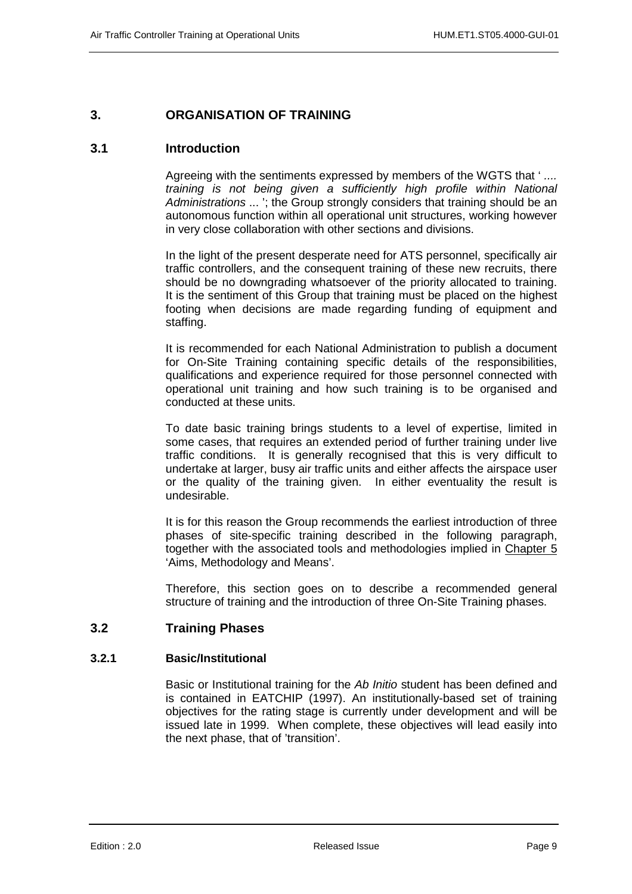# 3. ORGANISATION OF TRAINING

## 3.1 Introduction

Agreeing with the sentiments expressed by members of the WGTS that ' *.... training is not being given a sufficiently high profile within National Administrations* ... '; the Group strongly considers that training should be an autonomous function within all operational unit structures, working however in very close collaboration with other sections and divisions.

In the light of the present desperate need for ATS personnel, specifically air traffic controllers, and the consequent training of these new recruits, there should be no downgrading whatsoever of the priority allocated to training. It is the sentiment of this Group that training must be placed on the highest footing when decisions are made regarding funding of equipment and staffing.

It is recommended for each National Administration to publish a document for On-Site Training containing specific details of the responsibilities, qualifications and experience required for those personnel connected with operational unit training and how such training is to be organised and conducted at these units.

To date basic training brings students to a level of expertise, limited in some cases, that requires an extended period of further training under live traffic conditions. It is generally recognised that this is very difficult to undertake at larger, busy air traffic units and either affects the airspace user or the quality of the training given. In either eventuality the result is undesirable.

It is for this reason the Group recommends the earliest introduction of three phases of site-specific training described in the following paragraph, together with the associated tools and methodologies implied in Chapter 5 'Aims, Methodology and Means'.

Therefore, this section goes on to describe a recommended general structure of training and the introduction of three On-Site Training phases.

## 3.2 Training Phases

### 3.2.1 Basic/Institutional

Basic or Institutional training for the *Ab Initio* student has been defined and is contained in EATCHIP (1997). An institutionally-based set of training objectives for the rating stage is currently under development and will be issued late in 1999. When complete, these objectives will lead easily into the next phase, that of 'transition'.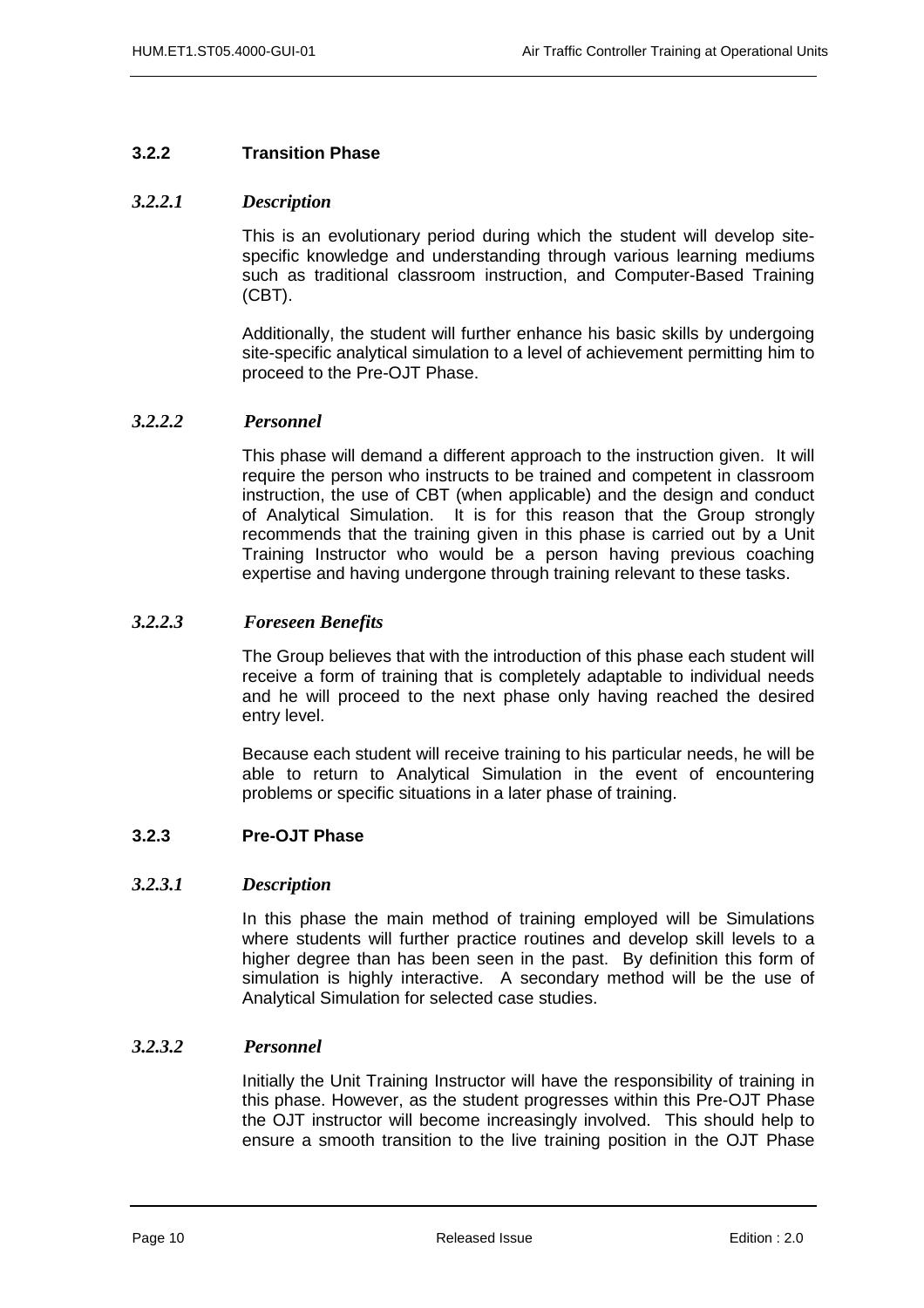### 3.2.2 Transition Phase

#### *3.2.2.1 Description*

This is an evolutionary period during which the student will develop site-specific knowledge and understanding through various learning mediums such as traditional classroom instruction, and Computer-Based Training (CBT).

Additionally, the student will further enhance his basic skills by undergoing site-specific analytical simulation to a level of achievement permitting him to proceed to the Pre-OJT Phase.

#### *3.2.2.2 Personnel*

This phase will demand a different approach to the instruction given. It will require the person who instructs to be trained and competent in classroom instruction, the use of CBT (when applicable) and the design and conduct of Analytical Simulation. It is for this reason that the Group strongly recommends that the training given in this phase is carried out by a Unit Training Instructor who would be a person having previous coaching expertise and having undergone through training relevant to these tasks.

#### *3.2.2.3 Foreseen Benefits*

The Group believes that with the introduction of this phase each student will receive a form of training that is completely adaptable to individual needs and he will proceed to the next phase only having reached the desired entry level.

Because each student will receive training to his particular needs, he will be able to return to Analytical Simulation in the event of encountering problems or specific situations in a later phase of training.

### 3.2.3 Pre-OJT Phase

#### *3.2.3.1 Description*

In this phase the main method of training employed will be Simulations where students will further practice routines and develop skill levels to a higher degree than has been seen in the past. By definition this form of simulation is highly interactive. A secondary method will be the use of Analytical Simulation for selected case studies.

#### *3.2.3.2 Personnel*

Initially the Unit Training Instructor will have the responsibility of training in this phase. However, as the student progresses within this Pre-OJT Phase the OJT instructor will become increasingly involved. This should help to ensure a smooth transition to the live training position in the OJT Phase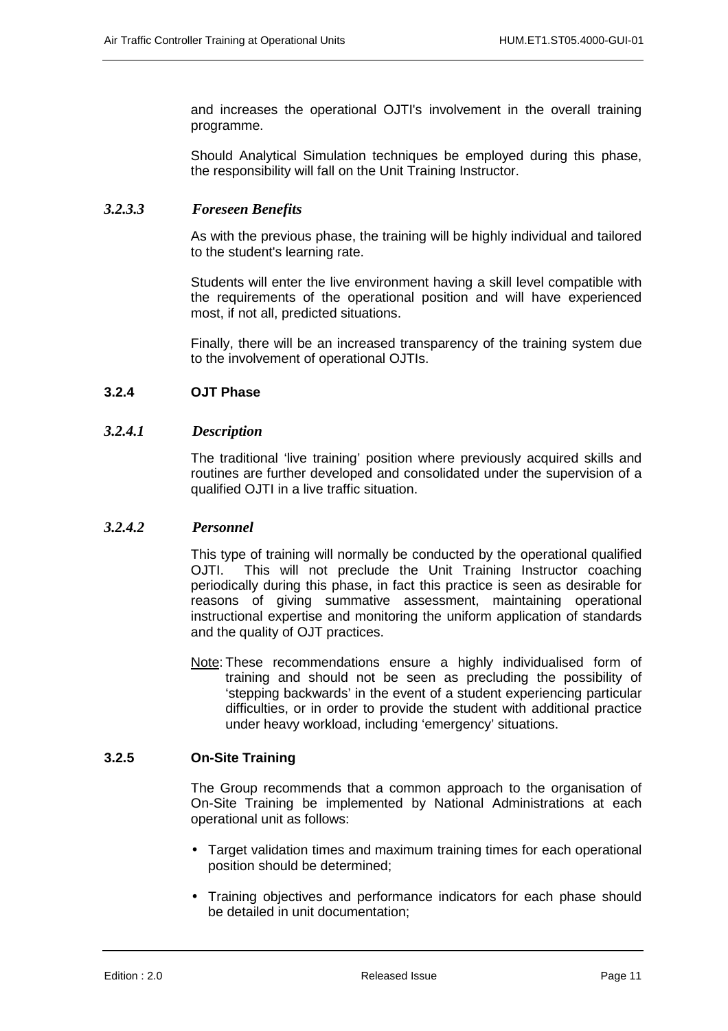and increases the operational OJTI's involvement in the overall training programme.

Should Analytical Simulation techniques be employed during this phase, the responsibility will fall on the Unit Training Instructor.

#### *3.2.3.3 Foreseen Benefits*

As with the previous phase, the training will be highly individual and tailored to the student's learning rate.

Students will enter the live environment having a skill level compatible with the requirements of the operational position and will have experienced most, if not all, predicted situations.

Finally, there will be an increased transparency of the training system due to the involvement of operational OJTIs.

### 3.2.4 OJT Phase

#### *3.2.4.1 Description*

The traditional 'live training' position where previously acquired skills and routines are further developed and consolidated under the supervision of a qualified OJTI in a live traffic situation.

#### *3.2.4.2 Personnel*

This type of training will normally be conducted by the operational qualified OJTI. This will not preclude the Unit Training Instructor coaching periodically during this phase, in fact this practice is seen as desirable for reasons of giving summative assessment, maintaining operational instructional expertise and monitoring the uniform application of standards and the quality of OJT practices.

Note: These recommendations ensure a highly individualised form of training and should not be seen as precluding the possibility of 'stepping backwards' in the event of a student experiencing particular difficulties, or in order to provide the student with additional practice under heavy workload, including 'emergency' situations.

### 3.2.5 On-Site Training

The Group recommends that a common approach to the organisation of On-Site Training be implemented by National Administrations at each operational unit as follows:

- Target validation times and maximum training times for each operational position should be determined;
- Training objectives and performance indicators for each phase should be detailed in unit documentation;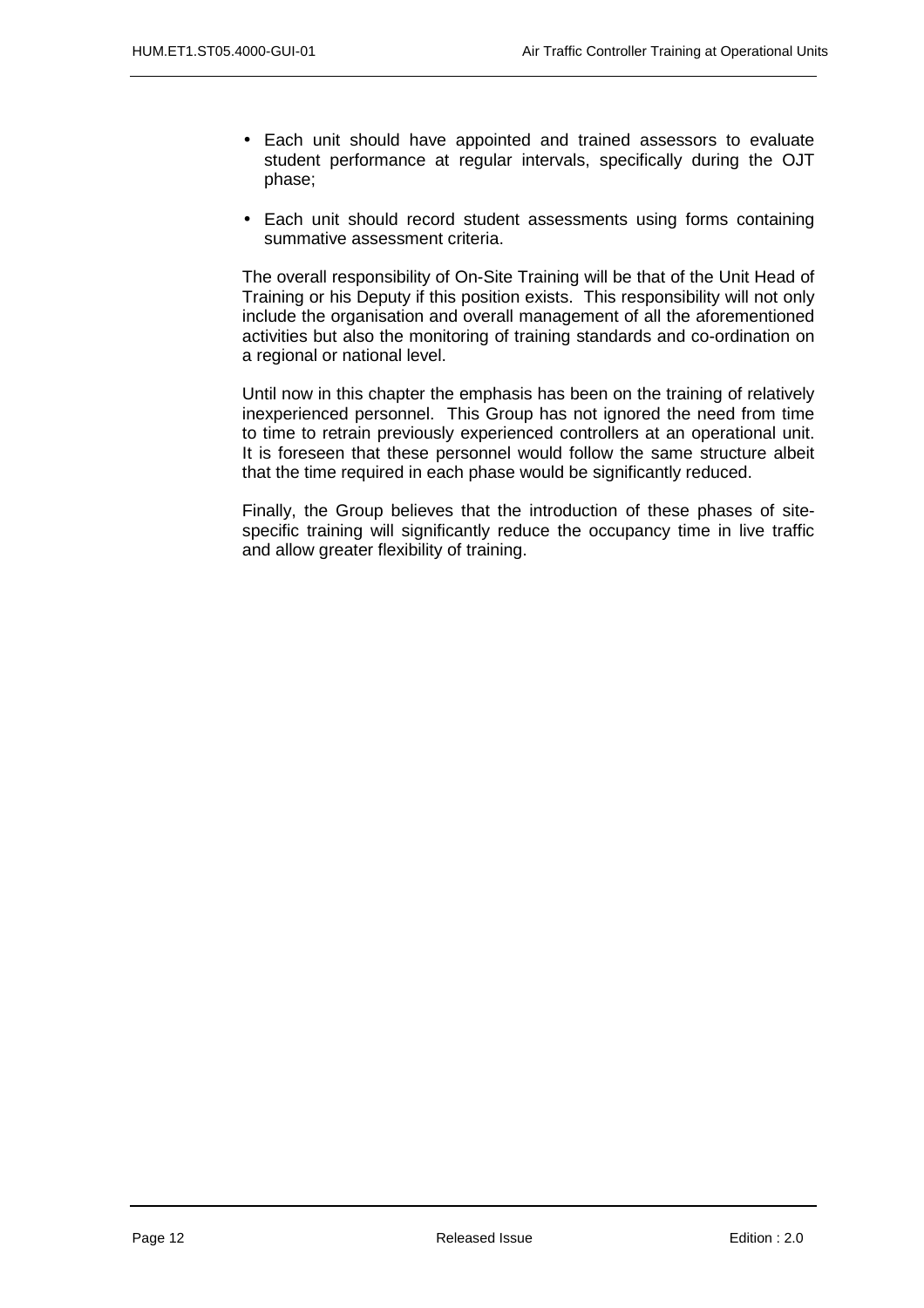- Each unit should have appointed and trained assessors to evaluate student performance at regular intervals, specifically during the OJT phase;

- Each unit should record student assessments using forms containing summative assessment criteria.

The overall responsibility of On-Site Training will be that of the Unit Head of Training or his Deputy if this position exists. This responsibility will not only include the organisation and overall management of all the aforementioned activities but also the monitoring of training standards and co-ordination on a regional or national level.

Until now in this chapter the emphasis has been on the training of relatively inexperienced personnel. This Group has not ignored the need from time to time to retrain previously experienced controllers at an operational unit. It is foreseen that these personnel would follow the same structure albeit that the time required in each phase would be significantly reduced.

Finally, the Group believes that the introduction of these phases of site-specific training will significantly reduce the occupancy time in live traffic and allow greater flexibility of training.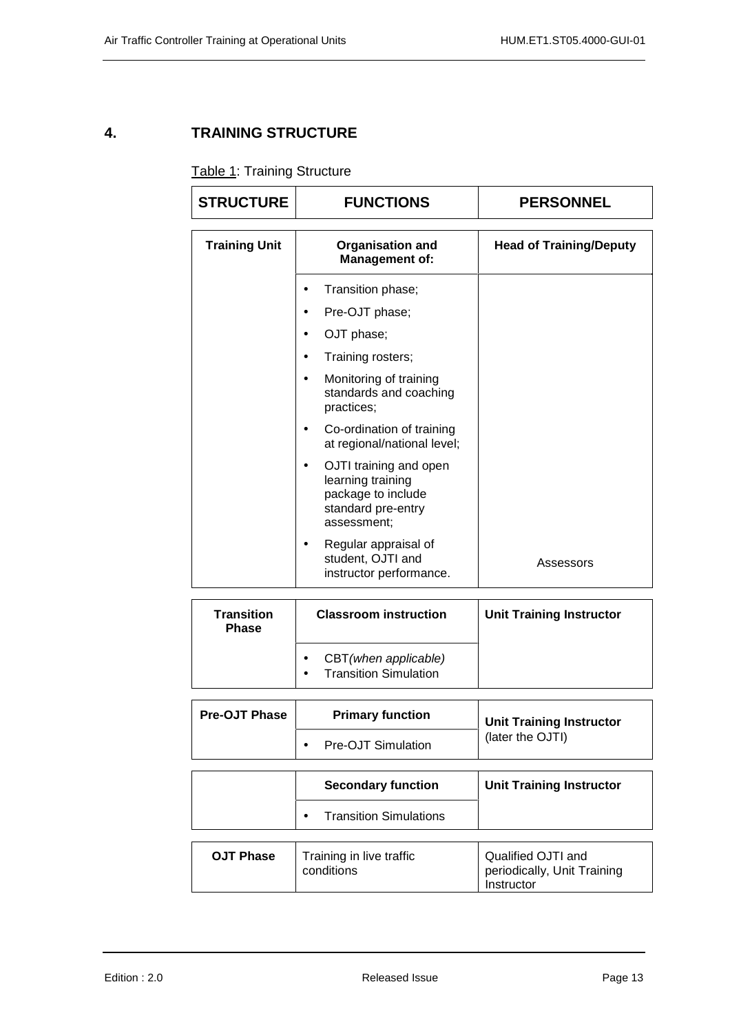## 4. TRAINING STRUCTURE

Table 1: Training Structure

| STRUCTURE | FUNCTIONS | PERSONNEL |
|---|---|---|
| **Training Unit** | **Organisation and Management of:** | **Head of Training/Deputy** |
| | • Transition phase;<br>• Pre-OJT phase;<br>• OJT phase;<br>• Training rosters;<br>• Monitoring of training standards and coaching practices;<br>• Co-ordination of training at regional/national level;<br>• OJTI training and open learning training package to include standard pre-entry assessment;<br>• Regular appraisal of student, OJTI and instructor performance. | Assessors |
| **Transition Phase** | **Classroom instruction** | **Unit Training Instructor** |
| | • CBT*(when applicable)*<br>• Transition Simulation | |
| **Pre-OJT Phase** | **Primary function** | **Unit Training Instructor** (later the OJTI) |
| | • Pre-OJT Simulation | |
| | **Secondary function** | **Unit Training Instructor** |
| | • Transition Simulations | |
| **OJT Phase** | Training in live traffic conditions | Qualified OJTI and periodically, Unit Training Instructor |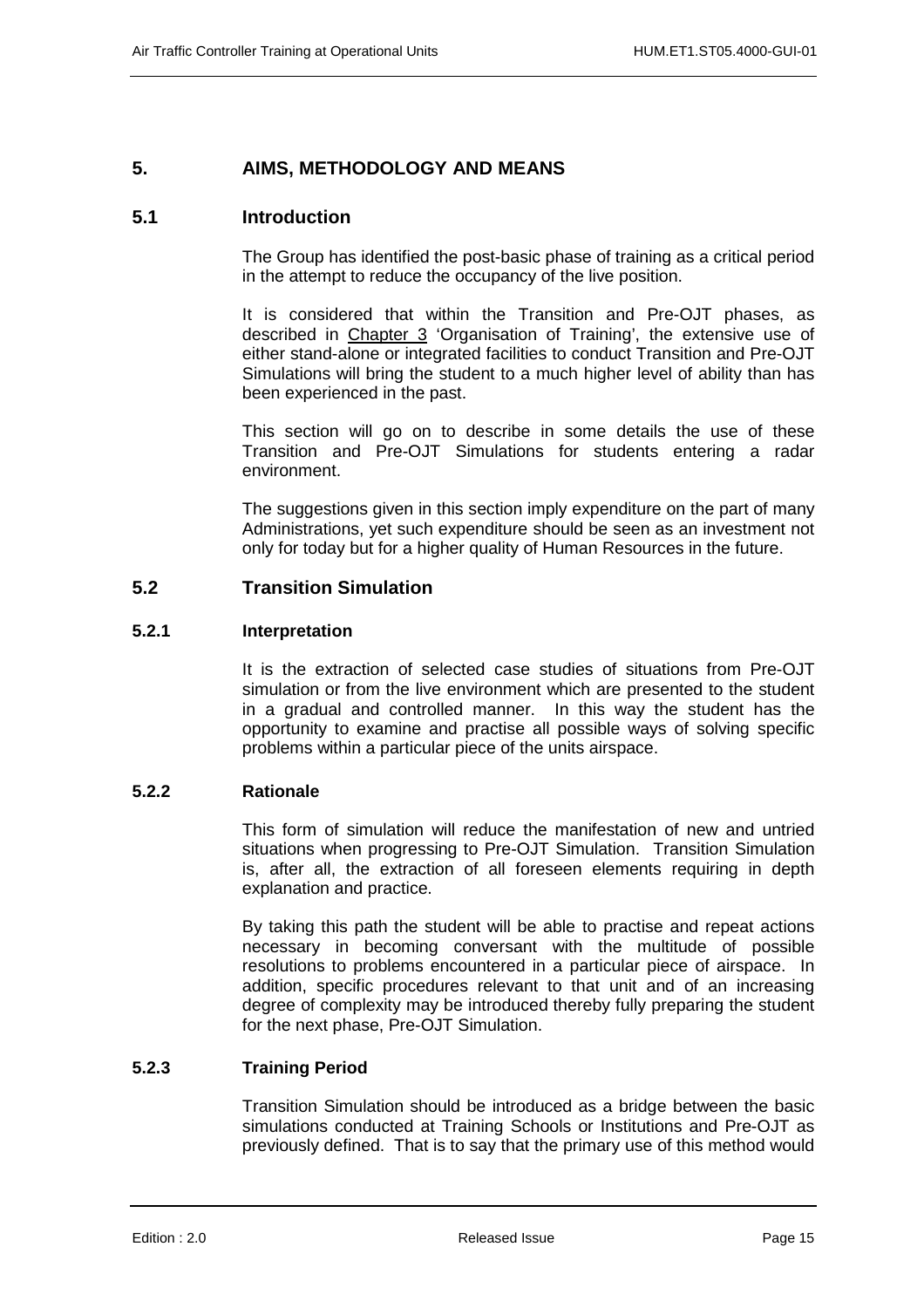# 5. AIMS, METHODOLOGY AND MEANS

## 5.1 Introduction

The Group has identified the post-basic phase of training as a critical period in the attempt to reduce the occupancy of the live position.

It is considered that within the Transition and Pre-OJT phases, as described in Chapter 3 'Organisation of Training', the extensive use of either stand-alone or integrated facilities to conduct Transition and Pre-OJT Simulations will bring the student to a much higher level of ability than has been experienced in the past.

This section will go on to describe in some details the use of these Transition and Pre-OJT Simulations for students entering a radar environment.

The suggestions given in this section imply expenditure on the part of many Administrations, yet such expenditure should be seen as an investment not only for today but for a higher quality of Human Resources in the future.

## 5.2 Transition Simulation

### 5.2.1 Interpretation

It is the extraction of selected case studies of situations from Pre-OJT simulation or from the live environment which are presented to the student in a gradual and controlled manner. In this way the student has the opportunity to examine and practise all possible ways of solving specific problems within a particular piece of the units airspace.

### 5.2.2 Rationale

This form of simulation will reduce the manifestation of new and untried situations when progressing to Pre-OJT Simulation. Transition Simulation is, after all, the extraction of all foreseen elements requiring in depth explanation and practice.

By taking this path the student will be able to practise and repeat actions necessary in becoming conversant with the multitude of possible resolutions to problems encountered in a particular piece of airspace. In addition, specific procedures relevant to that unit and of an increasing degree of complexity may be introduced thereby fully preparing the student for the next phase, Pre-OJT Simulation.

### 5.2.3 Training Period

Transition Simulation should be introduced as a bridge between the basic simulations conducted at Training Schools or Institutions and Pre-OJT as previously defined. That is to say that the primary use of this method would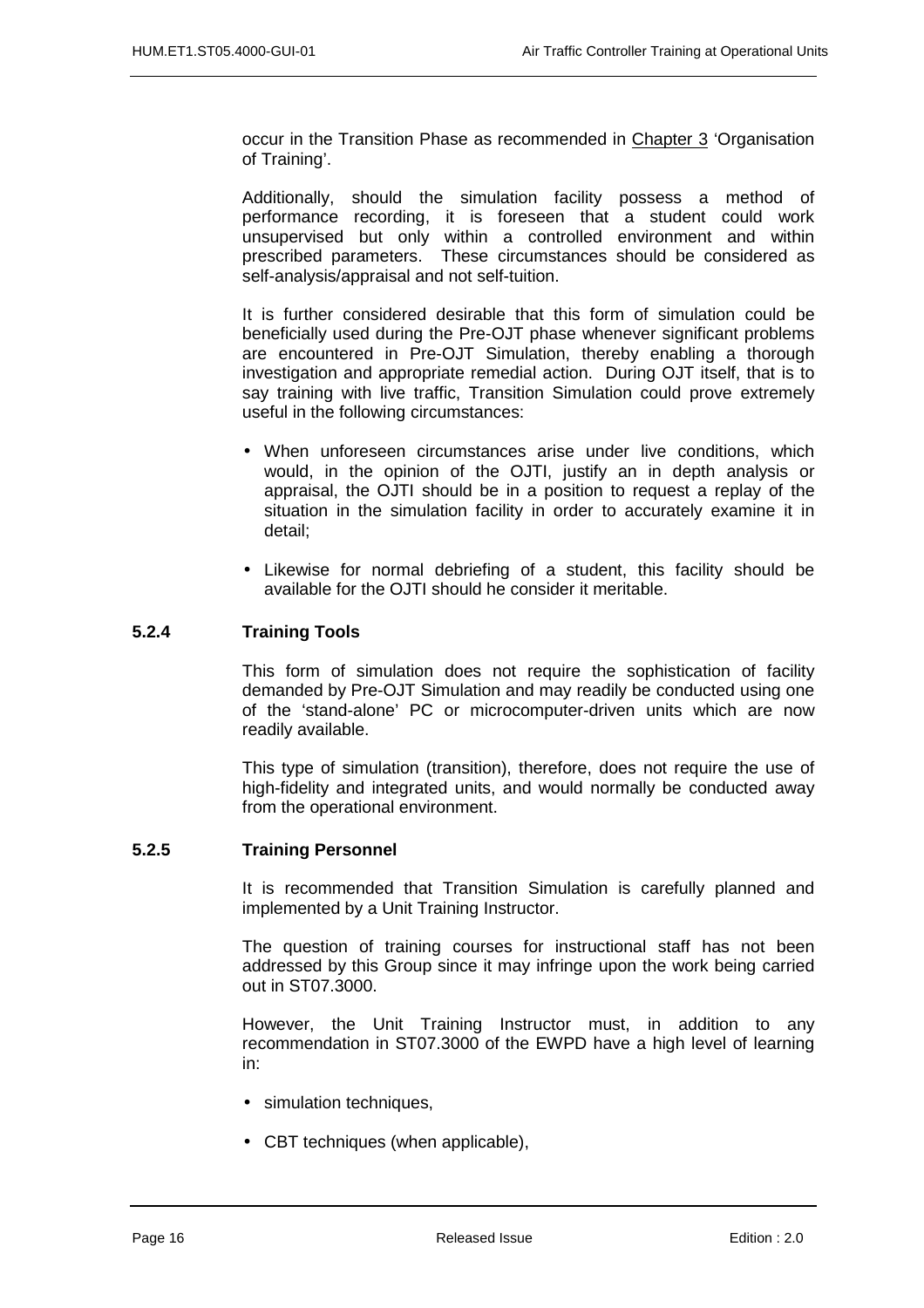occur in the Transition Phase as recommended in Chapter 3 'Organisation of Training'.

Additionally, should the simulation facility possess a method of performance recording, it is foreseen that a student could work unsupervised but only within a controlled environment and within prescribed parameters. These circumstances should be considered as self-analysis/appraisal and not self-tuition.

It is further considered desirable that this form of simulation could be beneficially used during the Pre-OJT phase whenever significant problems are encountered in Pre-OJT Simulation, thereby enabling a thorough investigation and appropriate remedial action. During OJT itself, that is to say training with live traffic, Transition Simulation could prove extremely useful in the following circumstances:

- When unforeseen circumstances arise under live conditions, which would, in the opinion of the OJTI, justify an in depth analysis or appraisal, the OJTI should be in a position to request a replay of the situation in the simulation facility in order to accurately examine it in detail;
- Likewise for normal debriefing of a student, this facility should be available for the OJTI should he consider it meritable.

### 5.2.4 Training Tools

This form of simulation does not require the sophistication of facility demanded by Pre-OJT Simulation and may readily be conducted using one of the 'stand-alone' PC or microcomputer-driven units which are now readily available.

This type of simulation (transition), therefore, does not require the use of high-fidelity and integrated units, and would normally be conducted away from the operational environment.

### 5.2.5 Training Personnel

It is recommended that Transition Simulation is carefully planned and implemented by a Unit Training Instructor.

The question of training courses for instructional staff has not been addressed by this Group since it may infringe upon the work being carried out in ST07.3000.

However, the Unit Training Instructor must, in addition to any recommendation in ST07.3000 of the EWPD have a high level of learning in:

- simulation techniques,
- CBT techniques (when applicable),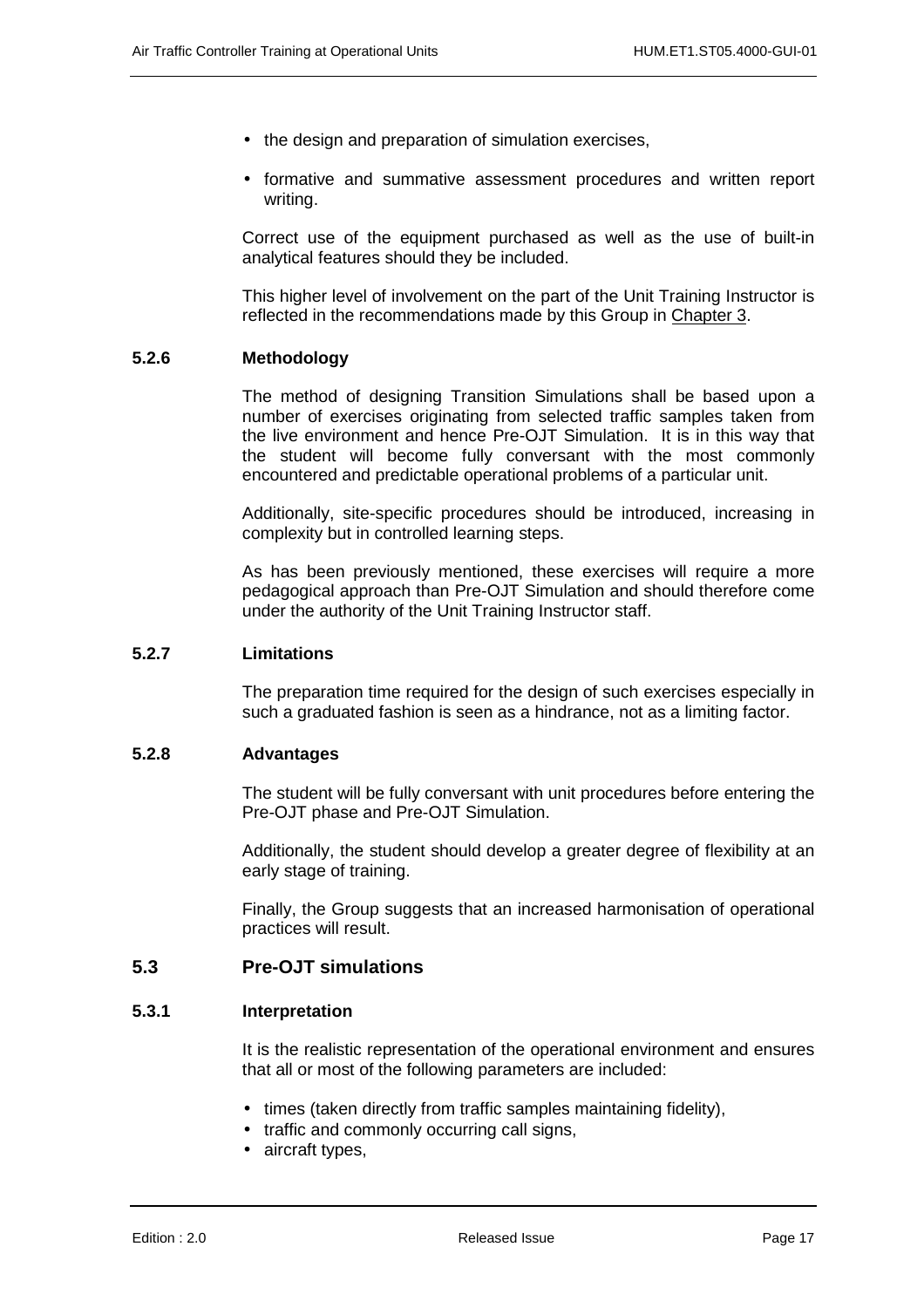- the design and preparation of simulation exercises,
- formative and summative assessment procedures and written report writing.

Correct use of the equipment purchased as well as the use of built-in analytical features should they be included.

This higher level of involvement on the part of the Unit Training Instructor is reflected in the recommendations made by this Group in Chapter 3.

#### 5.2.6 Methodology

The method of designing Transition Simulations shall be based upon a number of exercises originating from selected traffic samples taken from the live environment and hence Pre-OJT Simulation. It is in this way that the student will become fully conversant with the most commonly encountered and predictable operational problems of a particular unit.

Additionally, site-specific procedures should be introduced, increasing in complexity but in controlled learning steps.

As has been previously mentioned, these exercises will require a more pedagogical approach than Pre-OJT Simulation and should therefore come under the authority of the Unit Training Instructor staff.

#### 5.2.7 Limitations

The preparation time required for the design of such exercises especially in such a graduated fashion is seen as a hindrance, not as a limiting factor.

#### 5.2.8 Advantages

The student will be fully conversant with unit procedures before entering the Pre-OJT phase and Pre-OJT Simulation.

Additionally, the student should develop a greater degree of flexibility at an early stage of training.

Finally, the Group suggests that an increased harmonisation of operational practices will result.

### 5.3 Pre-OJT simulations

#### 5.3.1 Interpretation

It is the realistic representation of the operational environment and ensures that all or most of the following parameters are included:

- times (taken directly from traffic samples maintaining fidelity),
- traffic and commonly occurring call signs,
- aircraft types,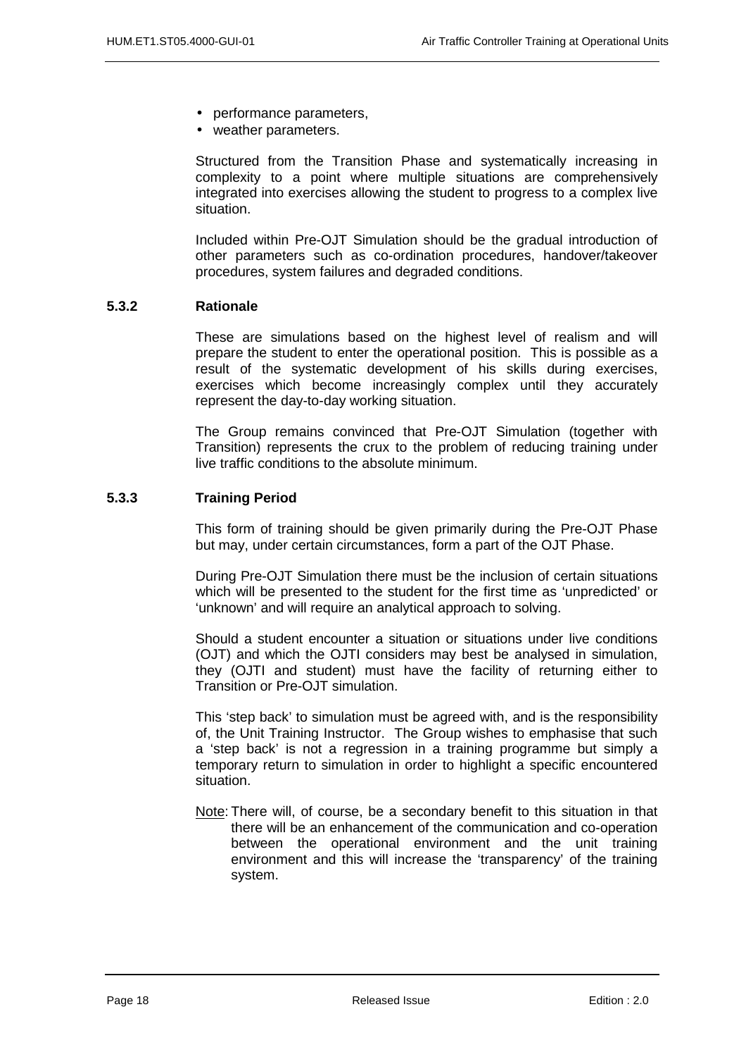- performance parameters,
- weather parameters.

Structured from the Transition Phase and systematically increasing in complexity to a point where multiple situations are comprehensively integrated into exercises allowing the student to progress to a complex live situation.

Included within Pre-OJT Simulation should be the gradual introduction of other parameters such as co-ordination procedures, handover/takeover procedures, system failures and degraded conditions.

### 5.3.2 Rationale

These are simulations based on the highest level of realism and will prepare the student to enter the operational position. This is possible as a result of the systematic development of his skills during exercises, exercises which become increasingly complex until they accurately represent the day-to-day working situation.

The Group remains convinced that Pre-OJT Simulation (together with Transition) represents the crux to the problem of reducing training under live traffic conditions to the absolute minimum.

### 5.3.3 Training Period

This form of training should be given primarily during the Pre-OJT Phase but may, under certain circumstances, form a part of the OJT Phase.

During Pre-OJT Simulation there must be the inclusion of certain situations which will be presented to the student for the first time as 'unpredicted' or 'unknown' and will require an analytical approach to solving.

Should a student encounter a situation or situations under live conditions (OJT) and which the OJTI considers may best be analysed in simulation, they (OJTI and student) must have the facility of returning either to Transition or Pre-OJT simulation.

This 'step back' to simulation must be agreed with, and is the responsibility of, the Unit Training Instructor. The Group wishes to emphasise that such a 'step back' is not a regression in a training programme but simply a temporary return to simulation in order to highlight a specific encountered situation.

Note: There will, of course, be a secondary benefit to this situation in that there will be an enhancement of the communication and co-operation between the operational environment and the unit training environment and this will increase the 'transparency' of the training system.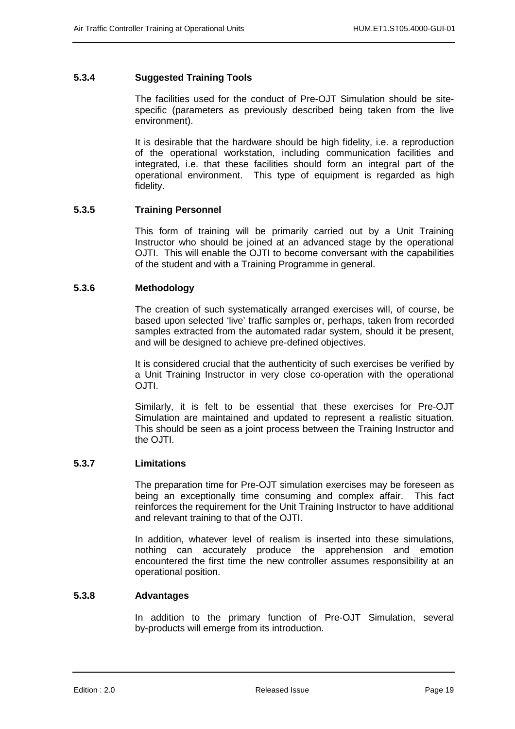### 5.3.4 Suggested Training Tools

The facilities used for the conduct of Pre-OJT Simulation should be site-specific (parameters as previously described being taken from the live environment).

It is desirable that the hardware should be high fidelity, i.e. a reproduction of the operational workstation, including communication facilities and integrated, i.e. that these facilities should form an integral part of the operational environment. This type of equipment is regarded as high fidelity.

### 5.3.5 Training Personnel

This form of training will be primarily carried out by a Unit Training Instructor who should be joined at an advanced stage by the operational OJTI. This will enable the OJTI to become conversant with the capabilities of the student and with a Training Programme in general.

### 5.3.6 Methodology

The creation of such systematically arranged exercises will, of course, be based upon selected 'live' traffic samples or, perhaps, taken from recorded samples extracted from the automated radar system, should it be present, and will be designed to achieve pre-defined objectives.

It is considered crucial that the authenticity of such exercises be verified by a Unit Training Instructor in very close co-operation with the operational OJTI.

Similarly, it is felt to be essential that these exercises for Pre-OJT Simulation are maintained and updated to represent a realistic situation. This should be seen as a joint process between the Training Instructor and the OJTI.

### 5.3.7 Limitations

The preparation time for Pre-OJT simulation exercises may be foreseen as being an exceptionally time consuming and complex affair. This fact reinforces the requirement for the Unit Training Instructor to have additional and relevant training to that of the OJTI.

In addition, whatever level of realism is inserted into these simulations, nothing can accurately produce the apprehension and emotion encountered the first time the new controller assumes responsibility at an operational position.

### 5.3.8 Advantages

In addition to the primary function of Pre-OJT Simulation, several by-products will emerge from its introduction.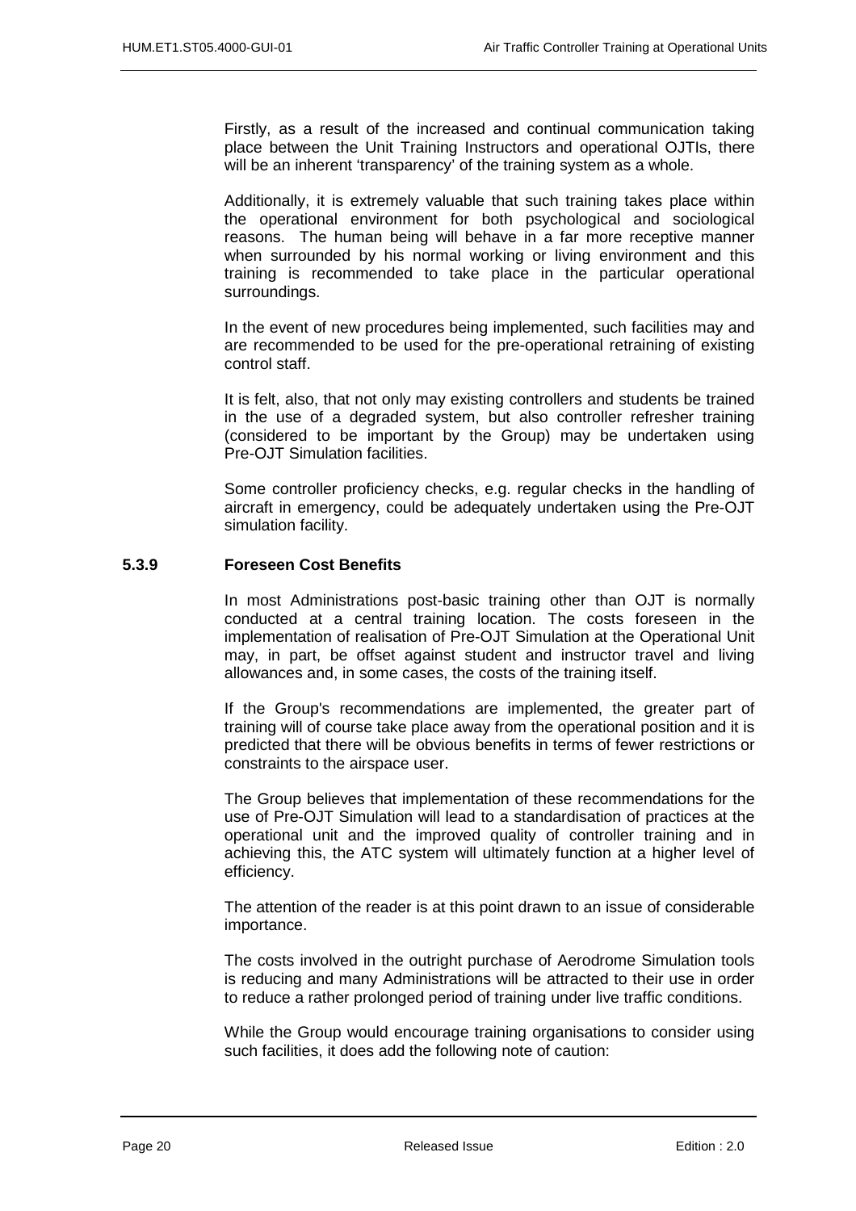Firstly, as a result of the increased and continual communication taking place between the Unit Training Instructors and operational OJTIs, there will be an inherent 'transparency' of the training system as a whole.

Additionally, it is extremely valuable that such training takes place within the operational environment for both psychological and sociological reasons. The human being will behave in a far more receptive manner when surrounded by his normal working or living environment and this training is recommended to take place in the particular operational surroundings.

In the event of new procedures being implemented, such facilities may and are recommended to be used for the pre-operational retraining of existing control staff.

It is felt, also, that not only may existing controllers and students be trained in the use of a degraded system, but also controller refresher training (considered to be important by the Group) may be undertaken using Pre-OJT Simulation facilities.

Some controller proficiency checks, e.g. regular checks in the handling of aircraft in emergency, could be adequately undertaken using the Pre-OJT simulation facility.

### 5.3.9 Foreseen Cost Benefits

In most Administrations post-basic training other than OJT is normally conducted at a central training location. The costs foreseen in the implementation of realisation of Pre-OJT Simulation at the Operational Unit may, in part, be offset against student and instructor travel and living allowances and, in some cases, the costs of the training itself.

If the Group's recommendations are implemented, the greater part of training will of course take place away from the operational position and it is predicted that there will be obvious benefits in terms of fewer restrictions or constraints to the airspace user.

The Group believes that implementation of these recommendations for the use of Pre-OJT Simulation will lead to a standardisation of practices at the operational unit and the improved quality of controller training and in achieving this, the ATC system will ultimately function at a higher level of efficiency.

The attention of the reader is at this point drawn to an issue of considerable importance.

The costs involved in the outright purchase of Aerodrome Simulation tools is reducing and many Administrations will be attracted to their use in order to reduce a rather prolonged period of training under live traffic conditions.

While the Group would encourage training organisations to consider using such facilities, it does add the following note of caution: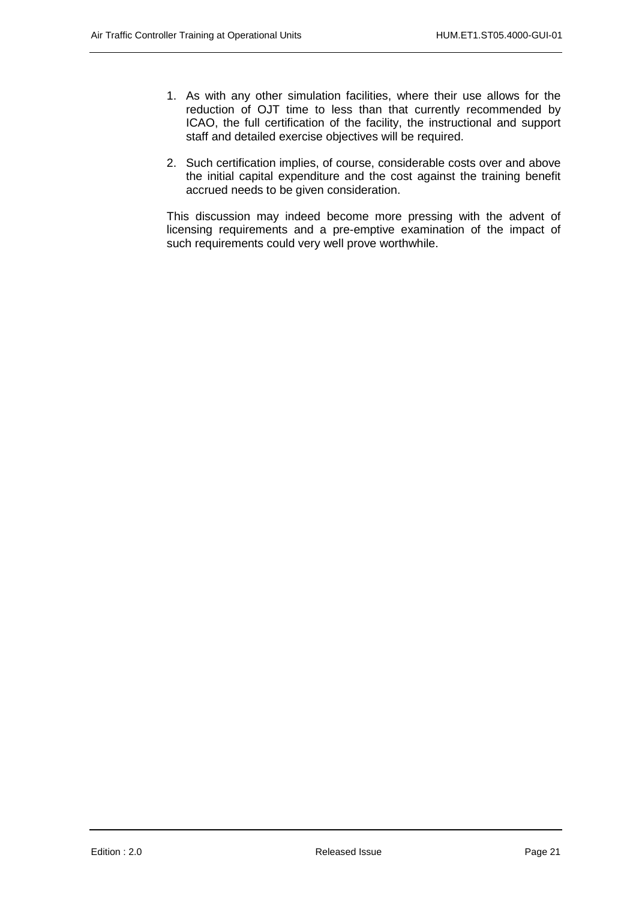1. As with any other simulation facilities, where their use allows for the reduction of OJT time to less than that currently recommended by ICAO, the full certification of the facility, the instructional and support staff and detailed exercise objectives will be required.

2. Such certification implies, of course, considerable costs over and above the initial capital expenditure and the cost against the training benefit accrued needs to be given consideration.

This discussion may indeed become more pressing with the advent of licensing requirements and a pre-emptive examination of the impact of such requirements could very well prove worthwhile.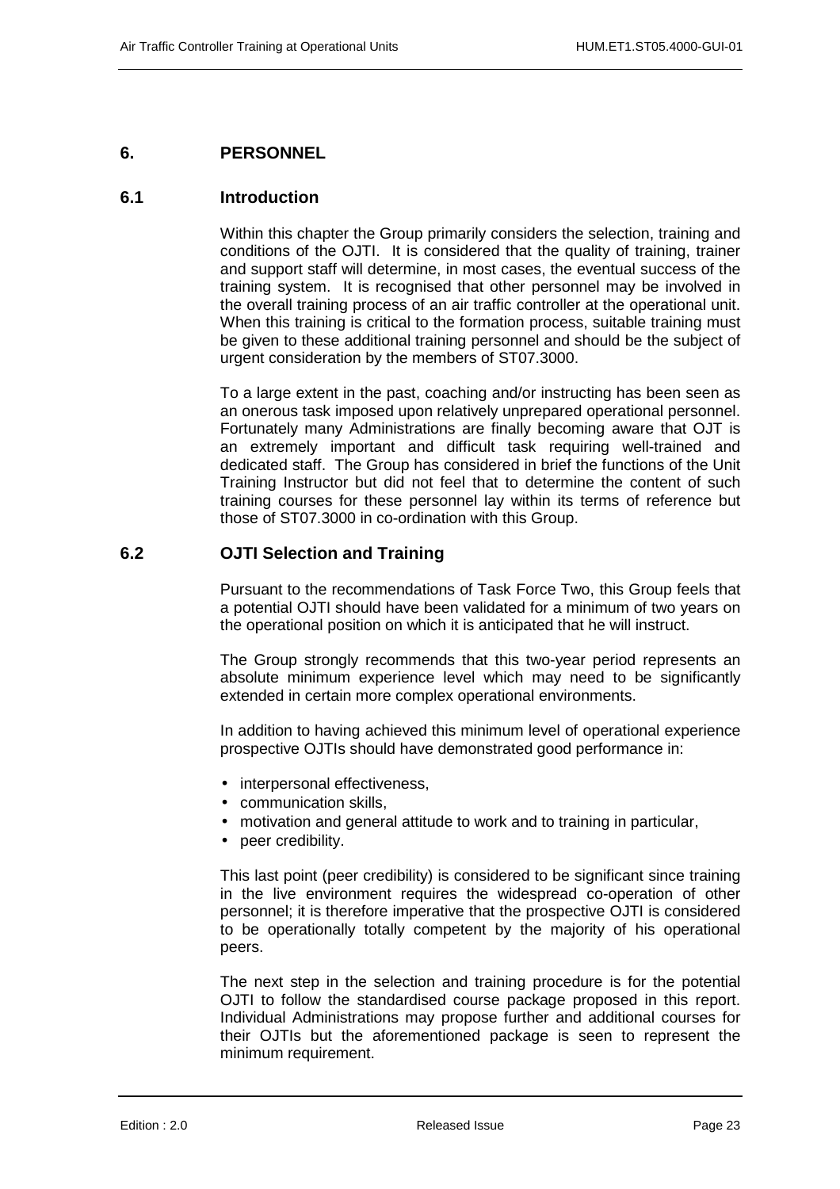# 6. PERSONNEL

## 6.1 Introduction

Within this chapter the Group primarily considers the selection, training and conditions of the OJTI. It is considered that the quality of training, trainer and support staff will determine, in most cases, the eventual success of the training system. It is recognised that other personnel may be involved in the overall training process of an air traffic controller at the operational unit. When this training is critical to the formation process, suitable training must be given to these additional training personnel and should be the subject of urgent consideration by the members of ST07.3000.

To a large extent in the past, coaching and/or instructing has been seen as an onerous task imposed upon relatively unprepared operational personnel. Fortunately many Administrations are finally becoming aware that OJT is an extremely important and difficult task requiring well-trained and dedicated staff. The Group has considered in brief the functions of the Unit Training Instructor but did not feel that to determine the content of such training courses for these personnel lay within its terms of reference but those of ST07.3000 in co-ordination with this Group.

## 6.2 OJTI Selection and Training

Pursuant to the recommendations of Task Force Two, this Group feels that a potential OJTI should have been validated for a minimum of two years on the operational position on which it is anticipated that he will instruct.

The Group strongly recommends that this two-year period represents an absolute minimum experience level which may need to be significantly extended in certain more complex operational environments.

In addition to having achieved this minimum level of operational experience prospective OJTIs should have demonstrated good performance in:

- interpersonal effectiveness,
- communication skills,
- motivation and general attitude to work and to training in particular,
- peer credibility.

This last point (peer credibility) is considered to be significant since training in the live environment requires the widespread co-operation of other personnel; it is therefore imperative that the prospective OJTI is considered to be operationally totally competent by the majority of his operational peers.

The next step in the selection and training procedure is for the potential OJTI to follow the standardised course package proposed in this report. Individual Administrations may propose further and additional courses for their OJTIs but the aforementioned package is seen to represent the minimum requirement.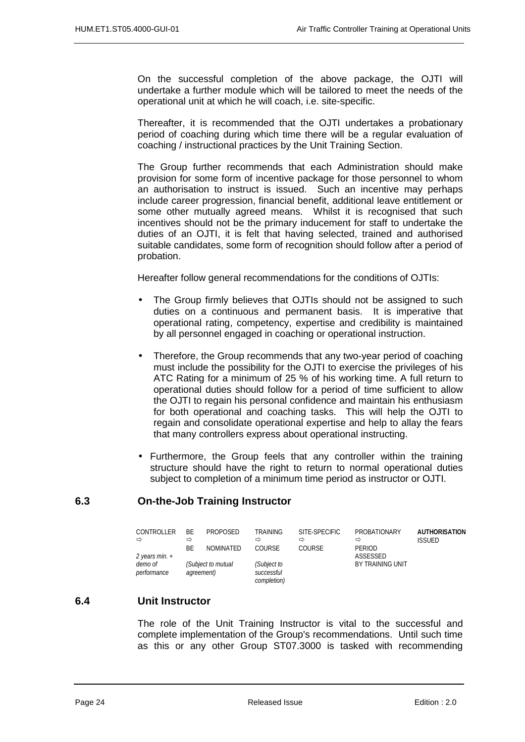On the successful completion of the above package, the OJTI will undertake a further module which will be tailored to meet the needs of the operational unit at which he will coach, i.e. site-specific.

Thereafter, it is recommended that the OJTI undertakes a probationary period of coaching during which time there will be a regular evaluation of coaching / instructional practices by the Unit Training Section.

The Group further recommends that each Administration should make provision for some form of incentive package for those personnel to whom an authorisation to instruct is issued. Such an incentive may perhaps include career progression, financial benefit, additional leave entitlement or some other mutually agreed means. Whilst it is recognised that such incentives should not be the primary inducement for staff to undertake the duties of an OJTI, it is felt that having selected, trained and authorised suitable candidates, some form of recognition should follow after a period of probation.

Hereafter follow general recommendations for the conditions of OJTIs:

- The Group firmly believes that OJTIs should not be assigned to such duties on a continuous and permanent basis. It is imperative that operational rating, competency, expertise and credibility is maintained by all personnel engaged in coaching or operational instruction.
- Therefore, the Group recommends that any two-year period of coaching must include the possibility for the OJTI to exercise the privileges of his ATC Rating for a minimum of 25 % of his working time. A full return to operational duties should follow for a period of time sufficient to allow the OJTI to regain his personal confidence and maintain his enthusiasm for both operational and coaching tasks. This will help the OJTI to regain and consolidate operational expertise and help to allay the fears that many controllers express about operational instructing.
- Furthermore, the Group feels that any controller within the training structure should have the right to return to normal operational duties subject to completion of a minimum time period as instructor or OJTI.

## 6.3 On-the-Job Training Instructor

| CONTROLLER ⇨ | BE ⇨ | PROPOSED | TRAINING ⇨ | SITE-SPECIFIC ⇨ | PROBATIONARY ⇨ | **AUTHORISATION** |
|---|---|---|---|---|---|---|
| | BE | NOMINATED | COURSE | COURSE | PERIOD ASSESSED BY TRAINING UNIT | ISSUED |
| *2 years min. + demo of performance* | *(Subject to mutual agreement)* | | *(Subject to successful completion)* | | | |

## 6.4 Unit Instructor

The role of the Unit Training Instructor is vital to the successful and complete implementation of the Group's recommendations. Until such time as this or any other Group ST07.3000 is tasked with recommending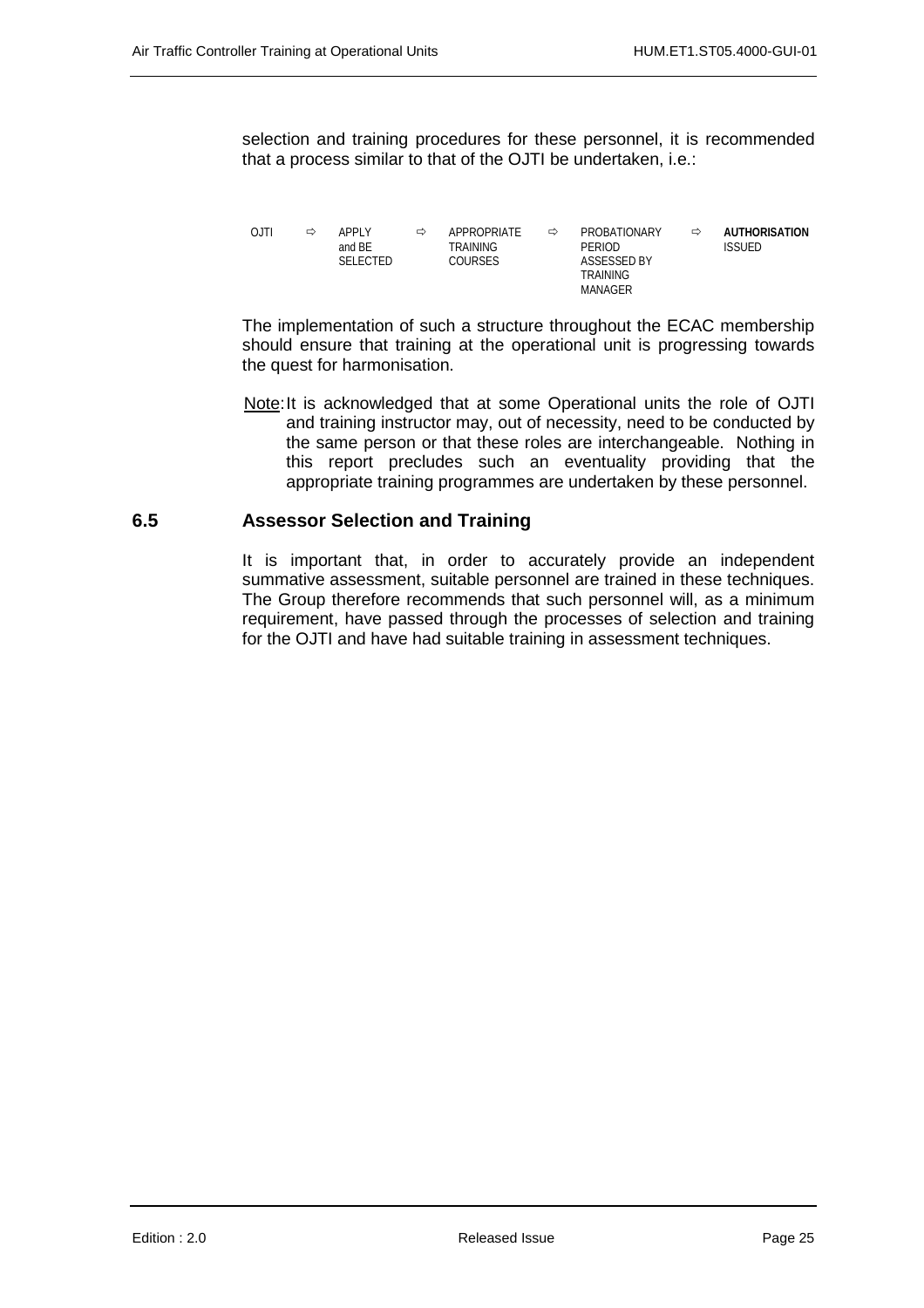selection and training procedures for these personnel, it is recommended that a process similar to that of the OJTI be undertaken, i.e.:

OJTI ⇨ APPLY and BE SELECTED ⇨ APPROPRIATE TRAINING COURSES ⇨ PROBATIONARY PERIOD ASSESSED BY TRAINING MANAGER ⇨ **AUTHORISATION ISSUED**

The implementation of such a structure throughout the ECAC membership should ensure that training at the operational unit is progressing towards the quest for harmonisation.

Note: It is acknowledged that at some Operational units the role of OJTI and training instructor may, out of necessity, need to be conducted by the same person or that these roles are interchangeable. Nothing in this report precludes such an eventuality providing that the appropriate training programmes are undertaken by these personnel.

## 6.5 Assessor Selection and Training

It is important that, in order to accurately provide an independent summative assessment, suitable personnel are trained in these techniques. The Group therefore recommends that such personnel will, as a minimum requirement, have passed through the processes of selection and training for the OJTI and have had suitable training in assessment techniques.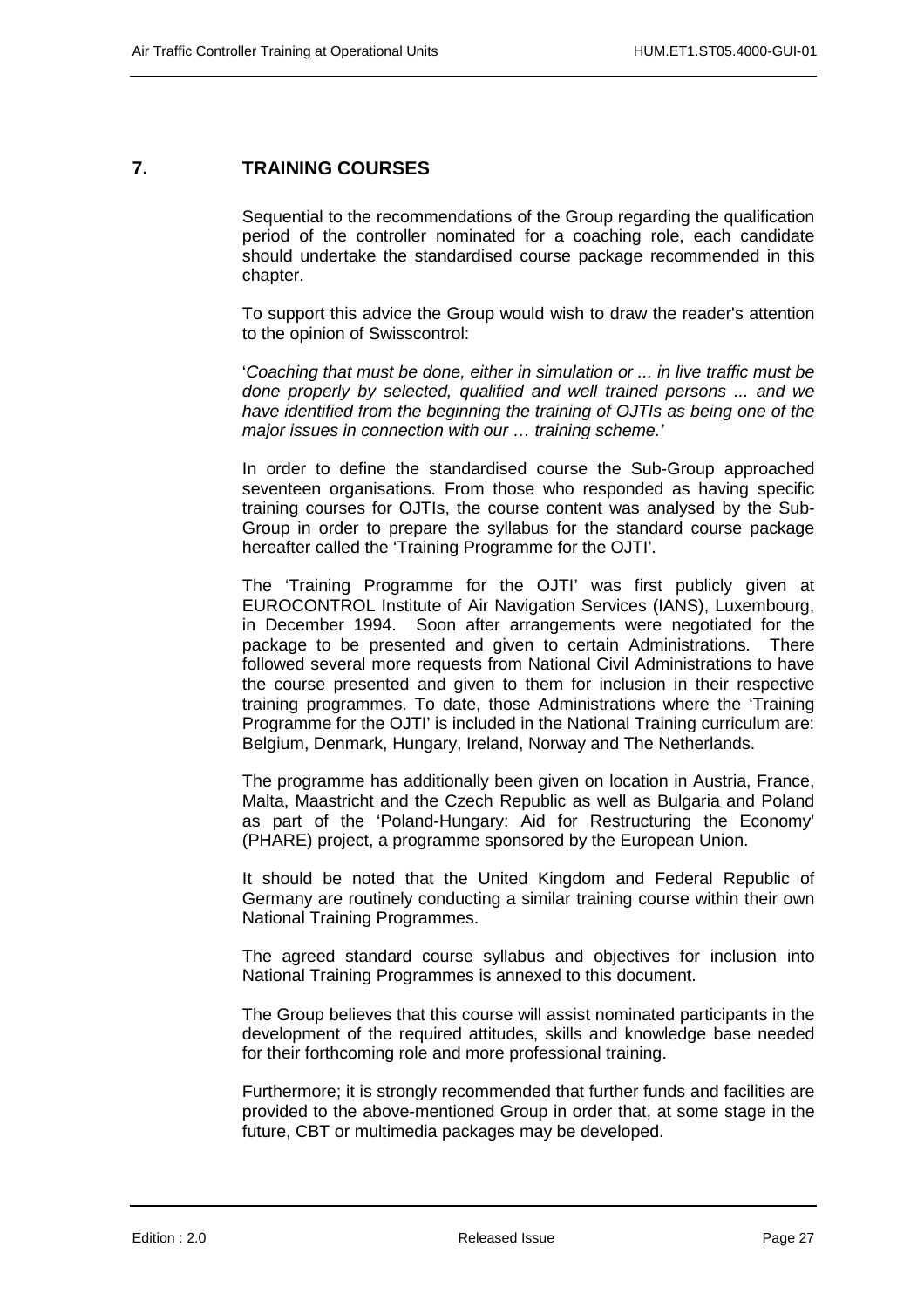## 7. TRAINING COURSES

Sequential to the recommendations of the Group regarding the qualification period of the controller nominated for a coaching role, each candidate should undertake the standardised course package recommended in this chapter.

To support this advice the Group would wish to draw the reader's attention to the opinion of Swisscontrol:

'*Coaching that must be done, either in simulation or ... in live traffic must be done properly by selected, qualified and well trained persons ... and we have identified from the beginning the training of OJTIs as being one of the major issues in connection with our … training scheme.*'

In order to define the standardised course the Sub-Group approached seventeen organisations. From those who responded as having specific training courses for OJTIs, the course content was analysed by the Sub-Group in order to prepare the syllabus for the standard course package hereafter called the 'Training Programme for the OJTI'.

The 'Training Programme for the OJTI' was first publicly given at EUROCONTROL Institute of Air Navigation Services (IANS), Luxembourg, in December 1994. Soon after arrangements were negotiated for the package to be presented and given to certain Administrations. There followed several more requests from National Civil Administrations to have the course presented and given to them for inclusion in their respective training programmes. To date, those Administrations where the 'Training Programme for the OJTI' is included in the National Training curriculum are: Belgium, Denmark, Hungary, Ireland, Norway and The Netherlands.

The programme has additionally been given on location in Austria, France, Malta, Maastricht and the Czech Republic as well as Bulgaria and Poland as part of the 'Poland-Hungary: Aid for Restructuring the Economy' (PHARE) project, a programme sponsored by the European Union.

It should be noted that the United Kingdom and Federal Republic of Germany are routinely conducting a similar training course within their own National Training Programmes.

The agreed standard course syllabus and objectives for inclusion into National Training Programmes is annexed to this document.

The Group believes that this course will assist nominated participants in the development of the required attitudes, skills and knowledge base needed for their forthcoming role and more professional training.

Furthermore; it is strongly recommended that further funds and facilities are provided to the above-mentioned Group in order that, at some stage in the future, CBT or multimedia packages may be developed.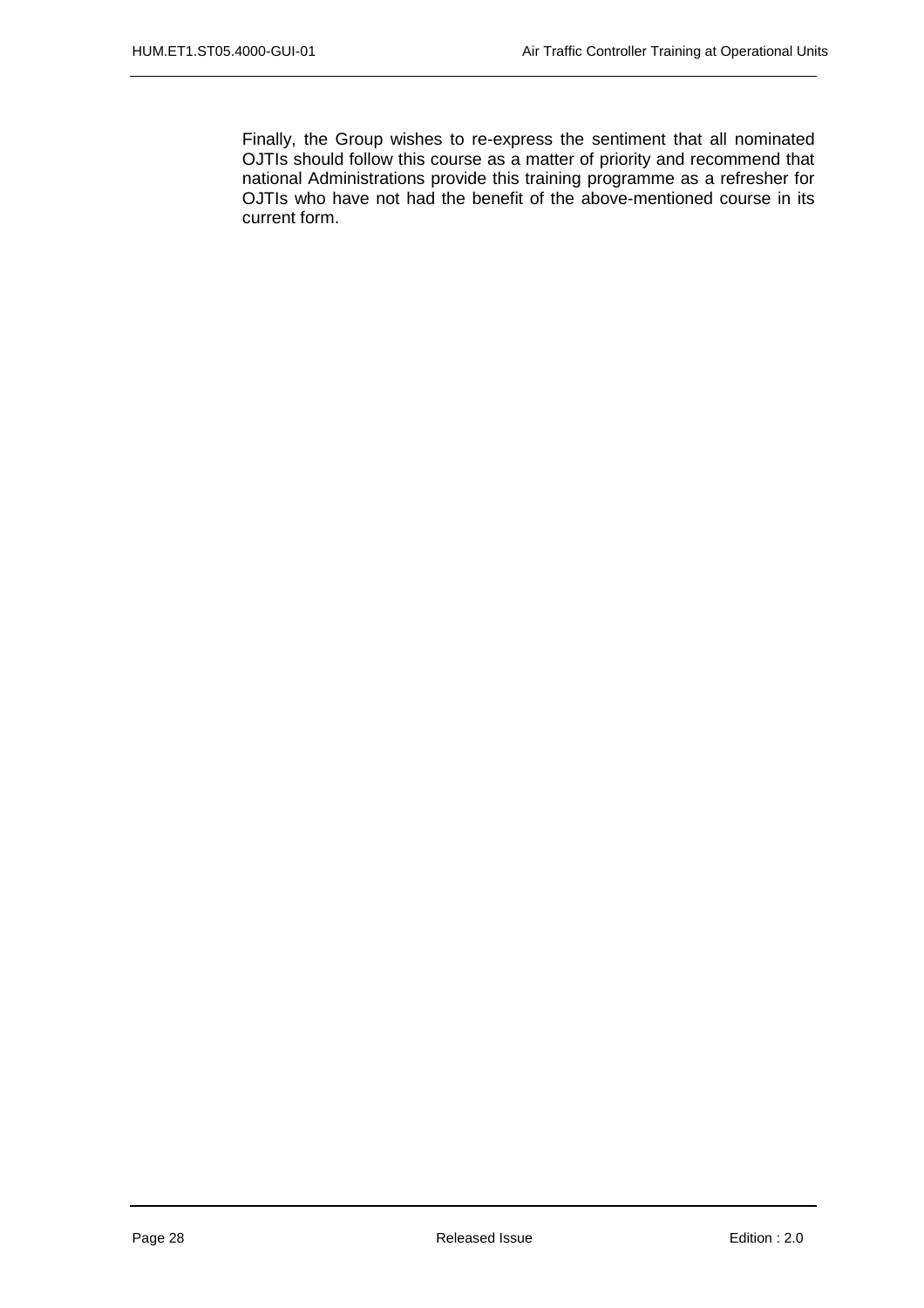Finally, the Group wishes to re-express the sentiment that all nominated OJTIs should follow this course as a matter of priority and recommend that national Administrations provide this training programme as a refresher for OJTIs who have not had the benefit of the above-mentioned course in its current form.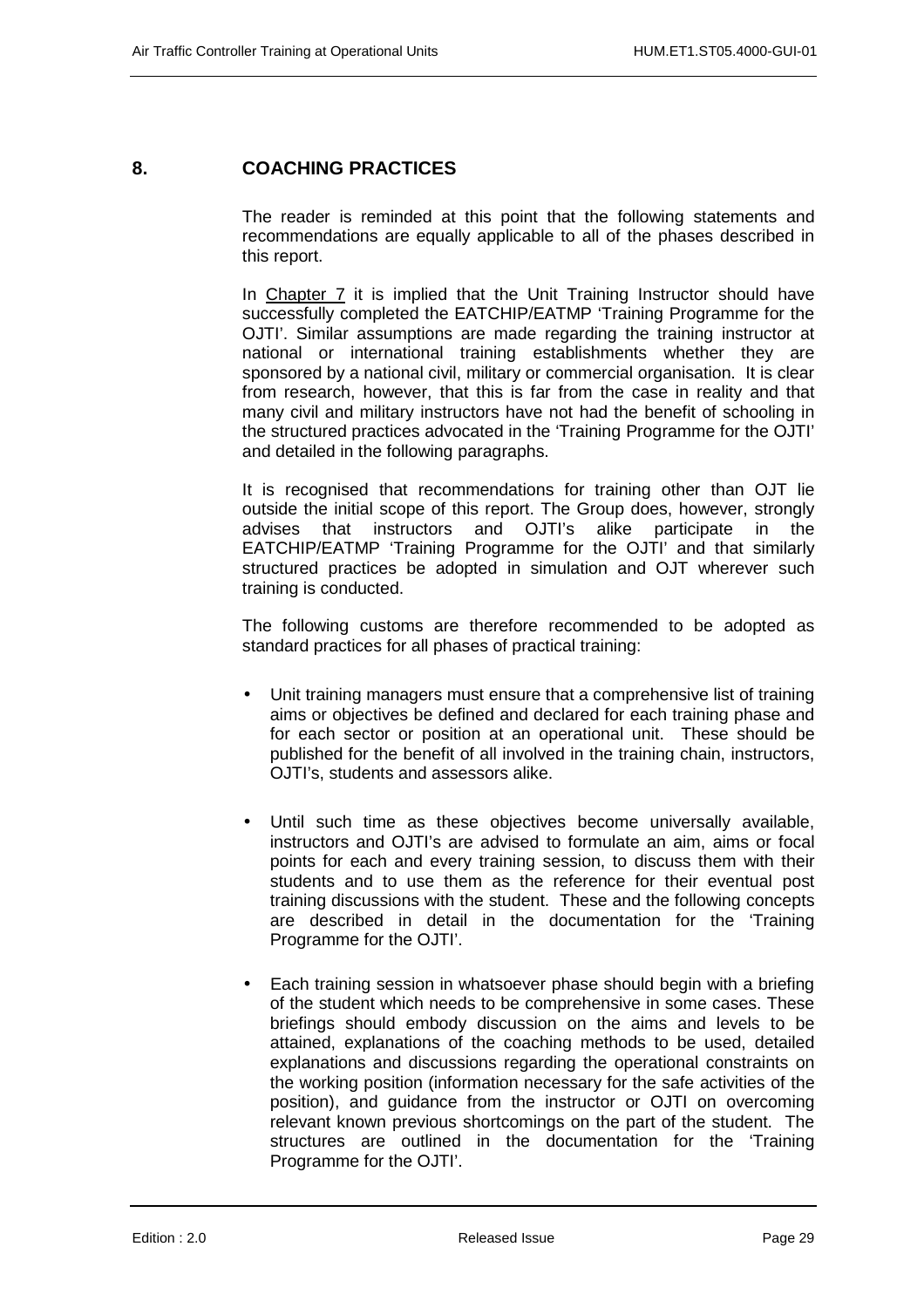# 8. COACHING PRACTICES

The reader is reminded at this point that the following statements and recommendations are equally applicable to all of the phases described in this report.

In Chapter 7 it is implied that the Unit Training Instructor should have successfully completed the EATCHIP/EATMP 'Training Programme for the OJTI'. Similar assumptions are made regarding the training instructor at national or international training establishments whether they are sponsored by a national civil, military or commercial organisation. It is clear from research, however, that this is far from the case in reality and that many civil and military instructors have not had the benefit of schooling in the structured practices advocated in the 'Training Programme for the OJTI' and detailed in the following paragraphs.

It is recognised that recommendations for training other than OJT lie outside the initial scope of this report. The Group does, however, strongly advises that instructors and OJTI's alike participate in the EATCHIP/EATMP 'Training Programme for the OJTI' and that similarly structured practices be adopted in simulation and OJT wherever such training is conducted.

The following customs are therefore recommended to be adopted as standard practices for all phases of practical training:

- Unit training managers must ensure that a comprehensive list of training aims or objectives be defined and declared for each training phase and for each sector or position at an operational unit. These should be published for the benefit of all involved in the training chain, instructors, OJTI's, students and assessors alike.

- Until such time as these objectives become universally available, instructors and OJTI's are advised to formulate an aim, aims or focal points for each and every training session, to discuss them with their students and to use them as the reference for their eventual post training discussions with the student. These and the following concepts are described in detail in the documentation for the 'Training Programme for the OJTI'.

- Each training session in whatsoever phase should begin with a briefing of the student which needs to be comprehensive in some cases. These briefings should embody discussion on the aims and levels to be attained, explanations of the coaching methods to be used, detailed explanations and discussions regarding the operational constraints on the working position (information necessary for the safe activities of the position), and guidance from the instructor or OJTI on overcoming relevant known previous shortcomings on the part of the student. The structures are outlined in the documentation for the 'Training Programme for the OJTI'.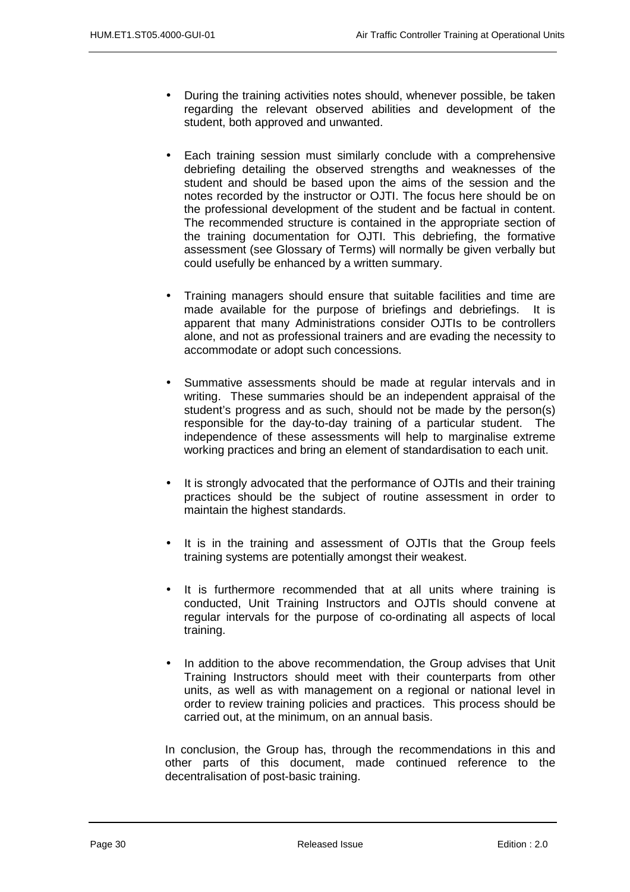- During the training activities notes should, whenever possible, be taken regarding the relevant observed abilities and development of the student, both approved and unwanted.

- Each training session must similarly conclude with a comprehensive debriefing detailing the observed strengths and weaknesses of the student and should be based upon the aims of the session and the notes recorded by the instructor or OJTI. The focus here should be on the professional development of the student and be factual in content. The recommended structure is contained in the appropriate section of the training documentation for OJTI. This debriefing, the formative assessment (see Glossary of Terms) will normally be given verbally but could usefully be enhanced by a written summary.

- Training managers should ensure that suitable facilities and time are made available for the purpose of briefings and debriefings. It is apparent that many Administrations consider OJTIs to be controllers alone, and not as professional trainers and are evading the necessity to accommodate or adopt such concessions.

- Summative assessments should be made at regular intervals and in writing. These summaries should be an independent appraisal of the student's progress and as such, should not be made by the person(s) responsible for the day-to-day training of a particular student. The independence of these assessments will help to marginalise extreme working practices and bring an element of standardisation to each unit.

- It is strongly advocated that the performance of OJTIs and their training practices should be the subject of routine assessment in order to maintain the highest standards.

- It is in the training and assessment of OJTIs that the Group feels training systems are potentially amongst their weakest.

- It is furthermore recommended that at all units where training is conducted, Unit Training Instructors and OJTIs should convene at regular intervals for the purpose of co-ordinating all aspects of local training.

- In addition to the above recommendation, the Group advises that Unit Training Instructors should meet with their counterparts from other units, as well as with management on a regional or national level in order to review training policies and practices. This process should be carried out, at the minimum, on an annual basis.

In conclusion, the Group has, through the recommendations in this and other parts of this document, made continued reference to the decentralisation of post-basic training.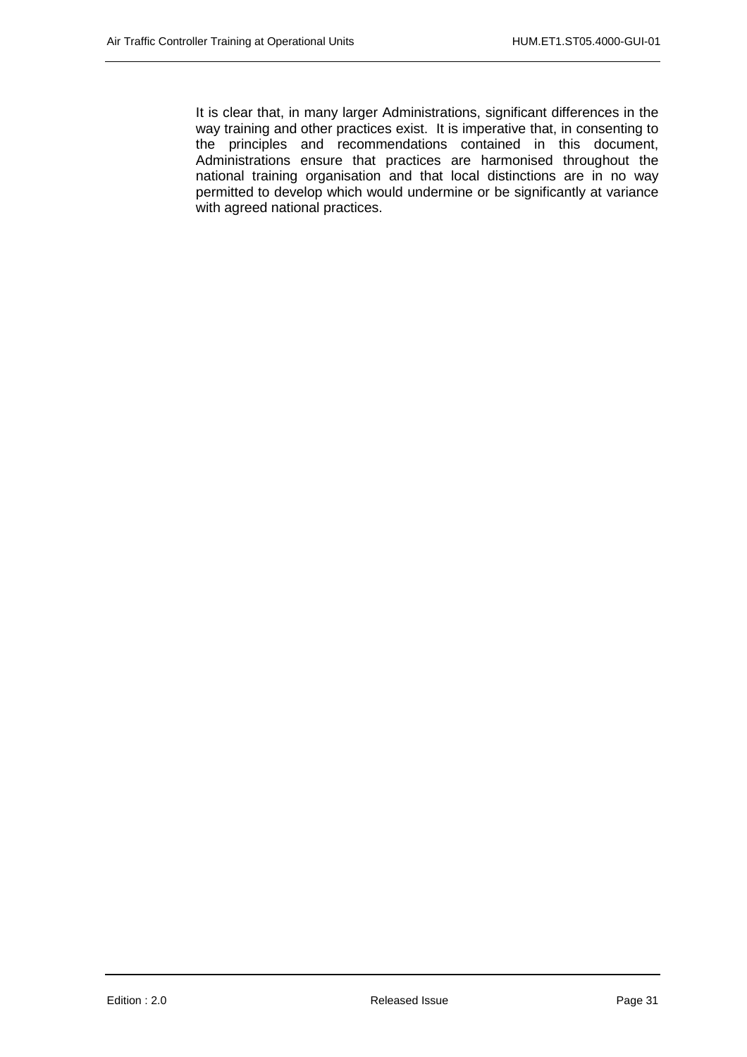It is clear that, in many larger Administrations, significant differences in the way training and other practices exist. It is imperative that, in consenting to the principles and recommendations contained in this document, Administrations ensure that practices are harmonised throughout the national training organisation and that local distinctions are in no way permitted to develop which would undermine or be significantly at variance with agreed national practices.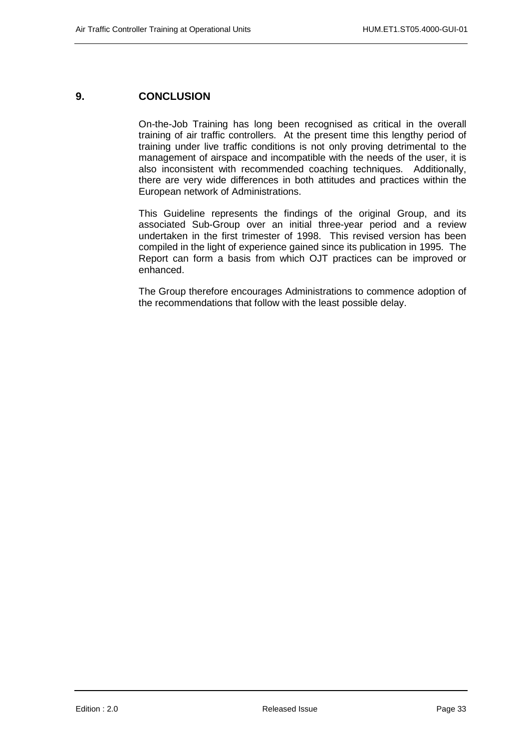# 9. CONCLUSION

On-the-Job Training has long been recognised as critical in the overall training of air traffic controllers. At the present time this lengthy period of training under live traffic conditions is not only proving detrimental to the management of airspace and incompatible with the needs of the user, it is also inconsistent with recommended coaching techniques. Additionally, there are very wide differences in both attitudes and practices within the European network of Administrations.

This Guideline represents the findings of the original Group, and its associated Sub-Group over an initial three-year period and a review undertaken in the first trimester of 1998. This revised version has been compiled in the light of experience gained since its publication in 1995. The Report can form a basis from which OJT practices can be improved or enhanced.

The Group therefore encourages Administrations to commence adoption of the recommendations that follow with the least possible delay.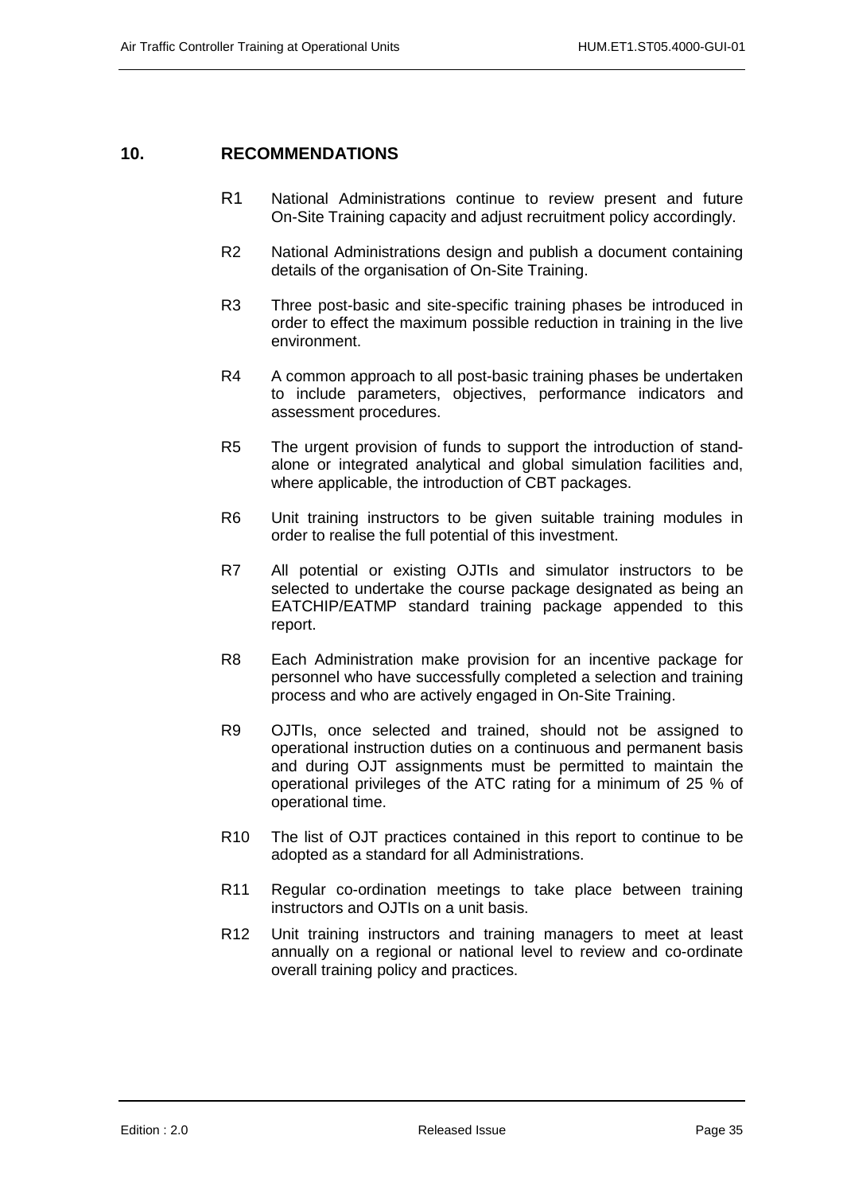## 10. RECOMMENDATIONS

R1 National Administrations continue to review present and future On-Site Training capacity and adjust recruitment policy accordingly.

R2 National Administrations design and publish a document containing details of the organisation of On-Site Training.

R3 Three post-basic and site-specific training phases be introduced in order to effect the maximum possible reduction in training in the live environment.

R4 A common approach to all post-basic training phases be undertaken to include parameters, objectives, performance indicators and assessment procedures.

R5 The urgent provision of funds to support the introduction of stand-alone or integrated analytical and global simulation facilities and, where applicable, the introduction of CBT packages.

R6 Unit training instructors to be given suitable training modules in order to realise the full potential of this investment.

R7 All potential or existing OJTIs and simulator instructors to be selected to undertake the course package designated as being an EATCHIP/EATMP standard training package appended to this report.

R8 Each Administration make provision for an incentive package for personnel who have successfully completed a selection and training process and who are actively engaged in On-Site Training.

R9 OJTIs, once selected and trained, should not be assigned to operational instruction duties on a continuous and permanent basis and during OJT assignments must be permitted to maintain the operational privileges of the ATC rating for a minimum of 25 % of operational time.

R10 The list of OJT practices contained in this report to continue to be adopted as a standard for all Administrations.

R11 Regular co-ordination meetings to take place between training instructors and OJTIs on a unit basis.

R12 Unit training instructors and training managers to meet at least annually on a regional or national level to review and co-ordinate overall training policy and practices.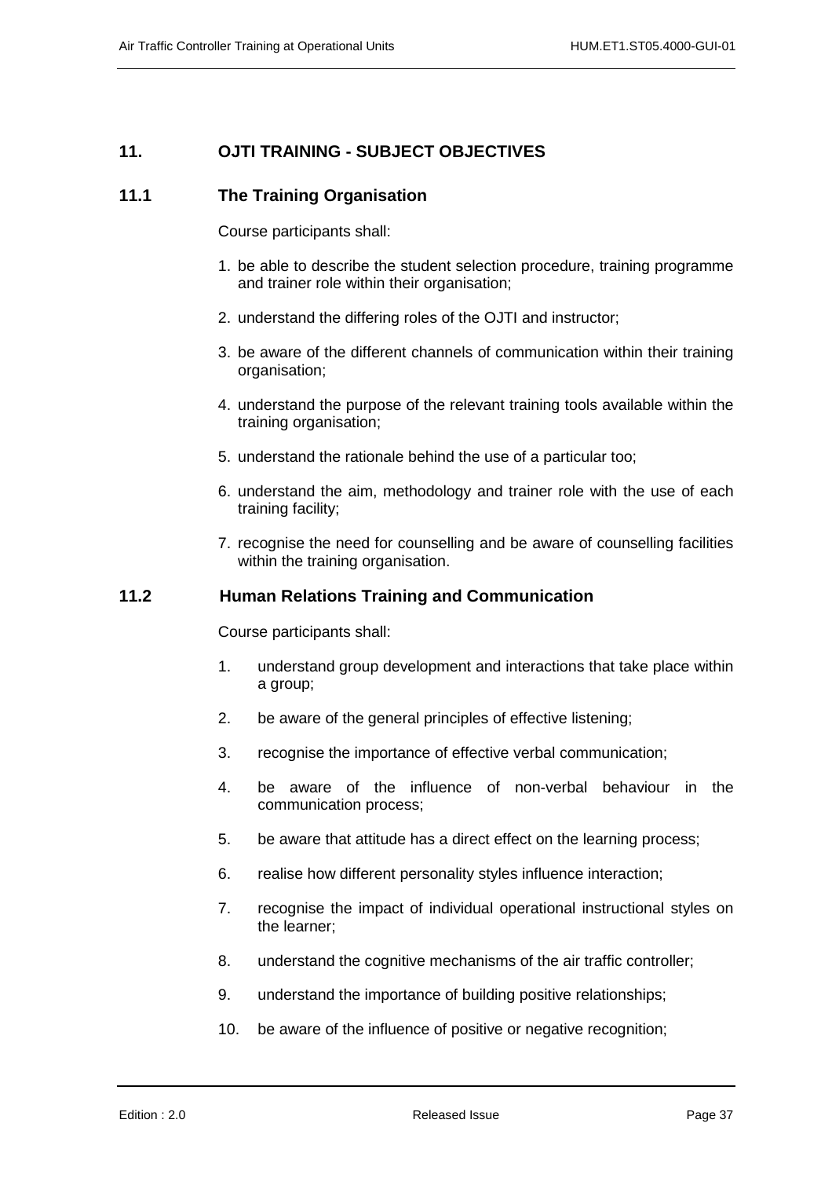## 11. OJTI TRAINING - SUBJECT OBJECTIVES

### 11.1 The Training Organisation

Course participants shall:

1. be able to describe the student selection procedure, training programme and trainer role within their organisation;
2. understand the differing roles of the OJTI and instructor;
3. be aware of the different channels of communication within their training organisation;
4. understand the purpose of the relevant training tools available within the training organisation;
5. understand the rationale behind the use of a particular too;
6. understand the aim, methodology and trainer role with the use of each training facility;
7. recognise the need for counselling and be aware of counselling facilities within the training organisation.

### 11.2 Human Relations Training and Communication

Course participants shall:

1. understand group development and interactions that take place within a group;
2. be aware of the general principles of effective listening;
3. recognise the importance of effective verbal communication;
4. be aware of the influence of non-verbal behaviour in the communication process;
5. be aware that attitude has a direct effect on the learning process;
6. realise how different personality styles influence interaction;
7. recognise the impact of individual operational instructional styles on the learner;
8. understand the cognitive mechanisms of the air traffic controller;
9. understand the importance of building positive relationships;
10. be aware of the influence of positive or negative recognition;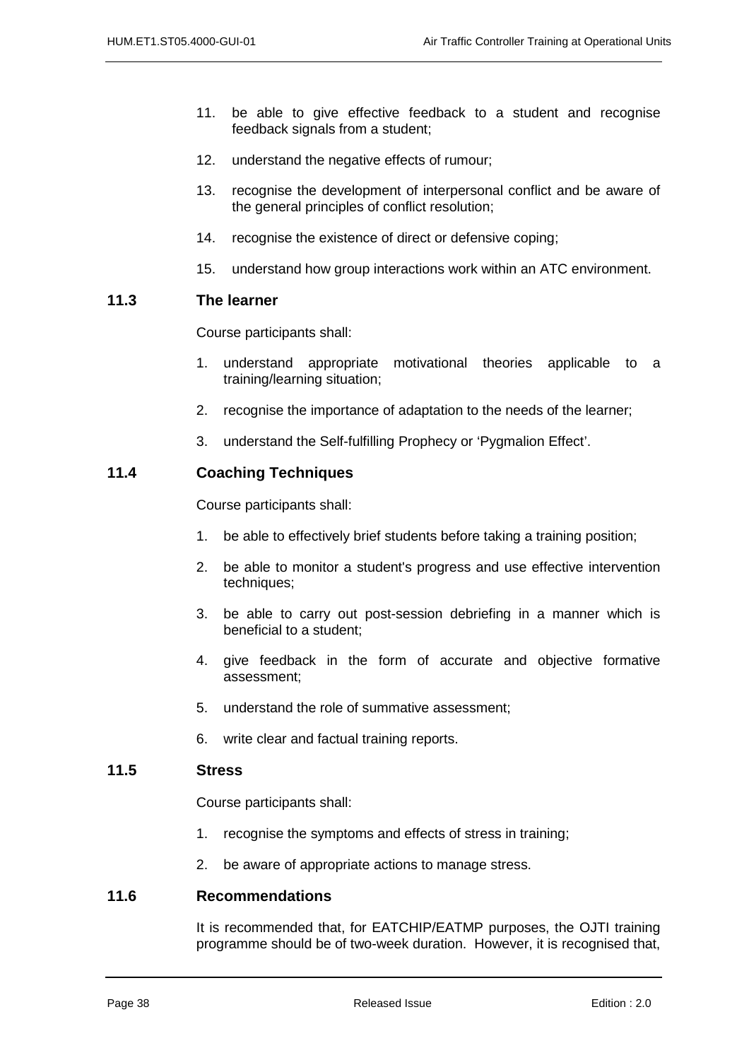11. be able to give effective feedback to a student and recognise feedback signals from a student;

12. understand the negative effects of rumour;

13. recognise the development of interpersonal conflict and be aware of the general principles of conflict resolution;

14. recognise the existence of direct or defensive coping;

15. understand how group interactions work within an ATC environment.

### 11.3 The learner

Course participants shall:

1. understand appropriate motivational theories applicable to a training/learning situation;
2. recognise the importance of adaptation to the needs of the learner;
3. understand the Self-fulfilling Prophecy or 'Pygmalion Effect'.

### 11.4 Coaching Techniques

Course participants shall:

1. be able to effectively brief students before taking a training position;
2. be able to monitor a student's progress and use effective intervention techniques;
3. be able to carry out post-session debriefing in a manner which is beneficial to a student;
4. give feedback in the form of accurate and objective formative assessment;
5. understand the role of summative assessment;
6. write clear and factual training reports.

### 11.5 Stress

Course participants shall:

1. recognise the symptoms and effects of stress in training;
2. be aware of appropriate actions to manage stress.

### 11.6 Recommendations

It is recommended that, for EATCHIP/EATMP purposes, the OJTI training programme should be of two-week duration. However, it is recognised that,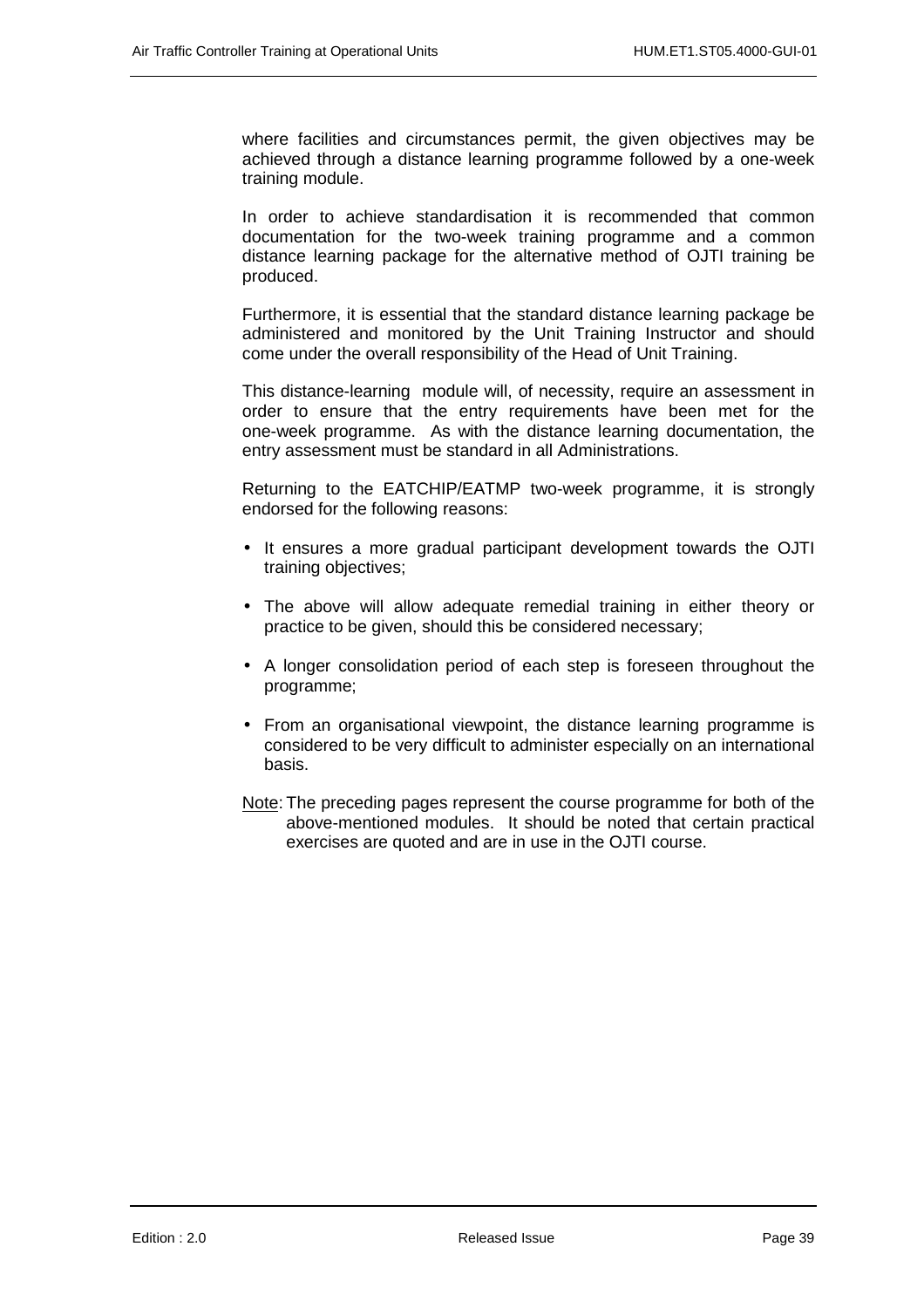where facilities and circumstances permit, the given objectives may be achieved through a distance learning programme followed by a one-week training module.

In order to achieve standardisation it is recommended that common documentation for the two-week training programme and a common distance learning package for the alternative method of OJTI training be produced.

Furthermore, it is essential that the standard distance learning package be administered and monitored by the Unit Training Instructor and should come under the overall responsibility of the Head of Unit Training.

This distance-learning module will, of necessity, require an assessment in order to ensure that the entry requirements have been met for the one-week programme. As with the distance learning documentation, the entry assessment must be standard in all Administrations.

Returning to the EATCHIP/EATMP two-week programme, it is strongly endorsed for the following reasons:

- It ensures a more gradual participant development towards the OJTI training objectives;
- The above will allow adequate remedial training in either theory or practice to be given, should this be considered necessary;
- A longer consolidation period of each step is foreseen throughout the programme;
- From an organisational viewpoint, the distance learning programme is considered to be very difficult to administer especially on an international basis.

Note: The preceding pages represent the course programme for both of the above-mentioned modules. It should be noted that certain practical exercises are quoted and are in use in the OJTI course.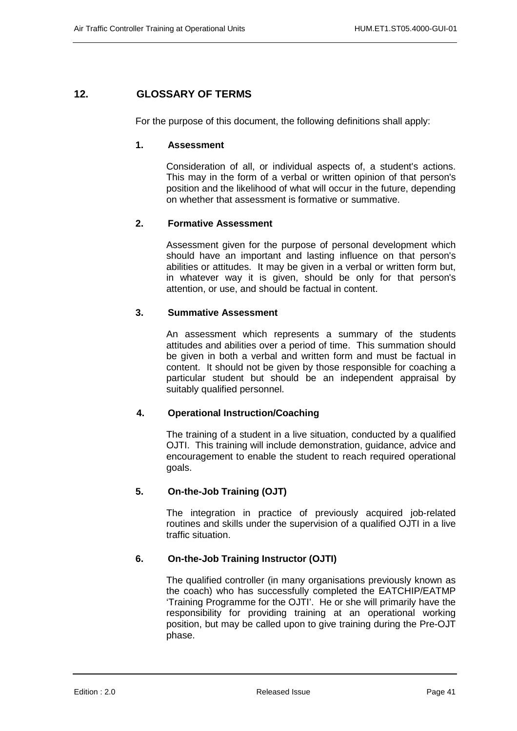# 12. GLOSSARY OF TERMS

For the purpose of this document, the following definitions shall apply:

### 1. Assessment

Consideration of all, or individual aspects of, a student's actions. This may in the form of a verbal or written opinion of that person's position and the likelihood of what will occur in the future, depending on whether that assessment is formative or summative.

### 2. Formative Assessment

Assessment given for the purpose of personal development which should have an important and lasting influence on that person's abilities or attitudes. It may be given in a verbal or written form but, in whatever way it is given, should be only for that person's attention, or use, and should be factual in content.

### 3. Summative Assessment

An assessment which represents a summary of the students attitudes and abilities over a period of time. This summation should be given in both a verbal and written form and must be factual in content. It should not be given by those responsible for coaching a particular student but should be an independent appraisal by suitably qualified personnel.

### 4. Operational Instruction/Coaching

The training of a student in a live situation, conducted by a qualified OJTI. This training will include demonstration, guidance, advice and encouragement to enable the student to reach required operational goals.

### 5. On-the-Job Training (OJT)

The integration in practice of previously acquired job-related routines and skills under the supervision of a qualified OJTI in a live traffic situation.

### 6. On-the-Job Training Instructor (OJTI)

The qualified controller (in many organisations previously known as the coach) who has successfully completed the EATCHIP/EATMP 'Training Programme for the OJTI'. He or she will primarily have the responsibility for providing training at an operational working position, but may be called upon to give training during the Pre-OJT phase.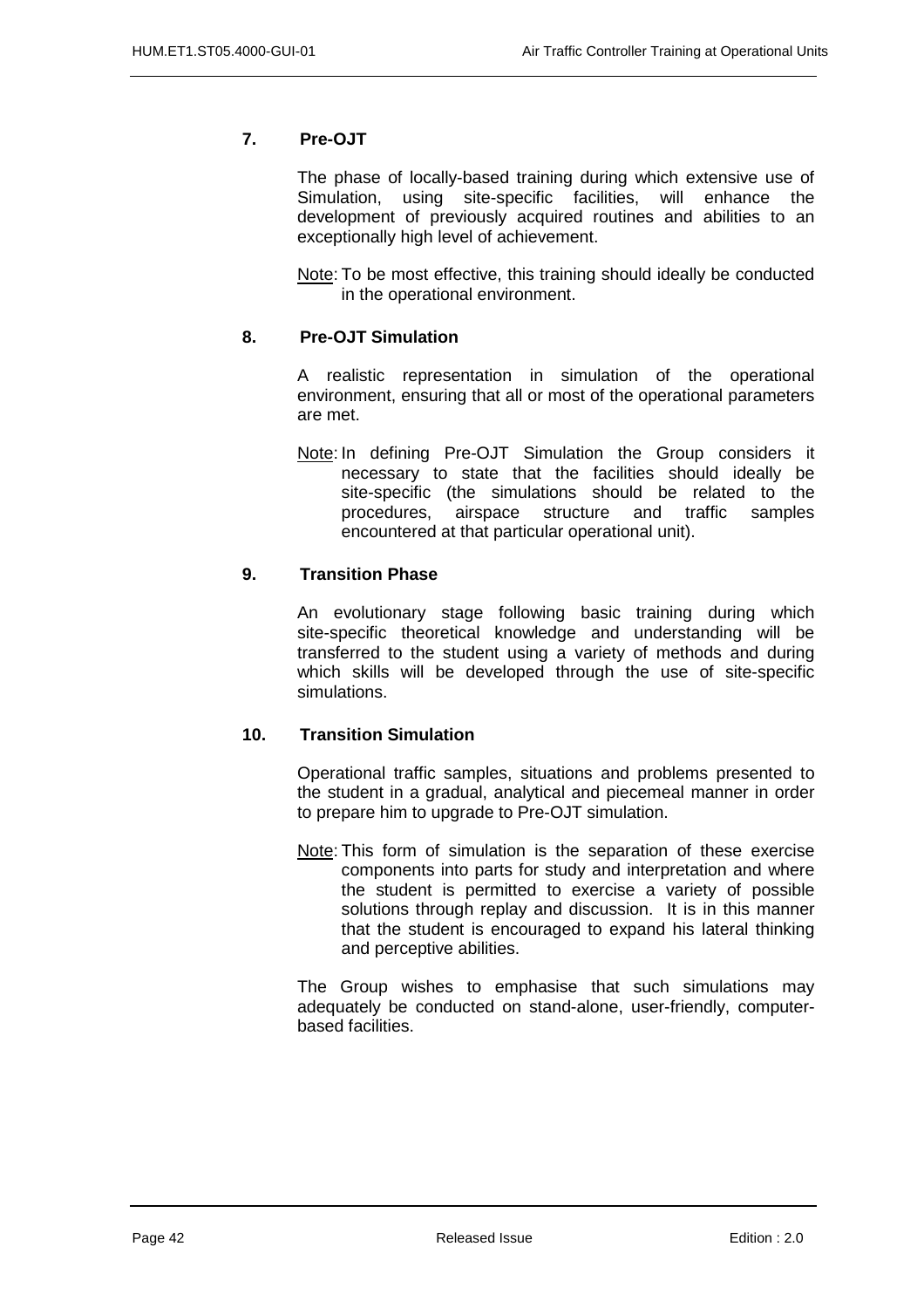## 7. Pre-OJT

The phase of locally-based training during which extensive use of Simulation, using site-specific facilities, will enhance the development of previously acquired routines and abilities to an exceptionally high level of achievement.

Note: To be most effective, this training should ideally be conducted in the operational environment.

## 8. Pre-OJT Simulation

A realistic representation in simulation of the operational environment, ensuring that all or most of the operational parameters are met.

Note: In defining Pre-OJT Simulation the Group considers it necessary to state that the facilities should ideally be site-specific (the simulations should be related to the procedures, airspace structure and traffic samples encountered at that particular operational unit).

## 9. Transition Phase

An evolutionary stage following basic training during which site-specific theoretical knowledge and understanding will be transferred to the student using a variety of methods and during which skills will be developed through the use of site-specific simulations.

## 10. Transition Simulation

Operational traffic samples, situations and problems presented to the student in a gradual, analytical and piecemeal manner in order to prepare him to upgrade to Pre-OJT simulation.

Note: This form of simulation is the separation of these exercise components into parts for study and interpretation and where the student is permitted to exercise a variety of possible solutions through replay and discussion. It is in this manner that the student is encouraged to expand his lateral thinking and perceptive abilities.

The Group wishes to emphasise that such simulations may adequately be conducted on stand-alone, user-friendly, computer-based facilities.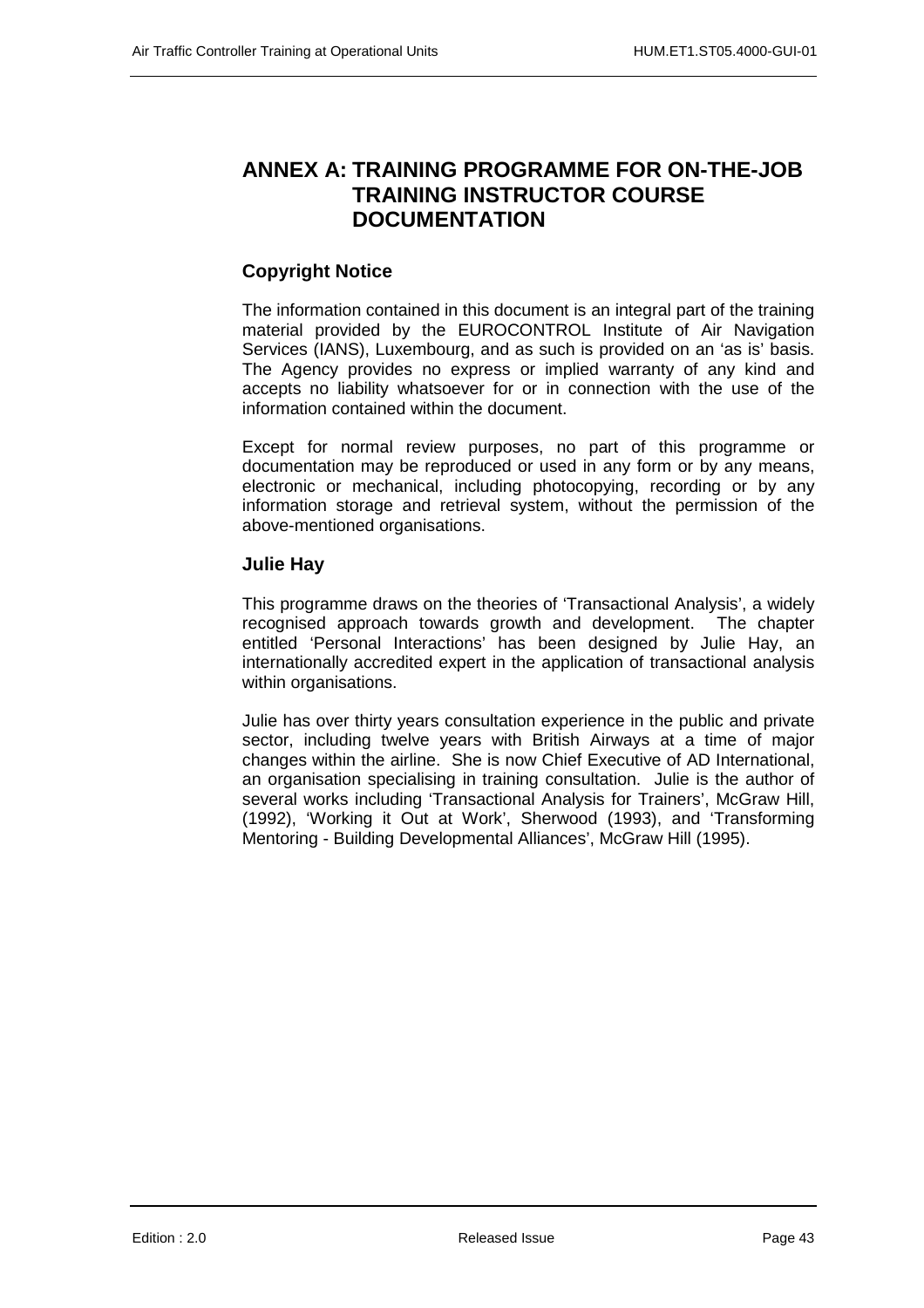# ANNEX A: TRAINING PROGRAMME FOR ON-THE-JOB TRAINING INSTRUCTOR COURSE DOCUMENTATION

## Copyright Notice

The information contained in this document is an integral part of the training material provided by the EUROCONTROL Institute of Air Navigation Services (IANS), Luxembourg, and as such is provided on an 'as is' basis. The Agency provides no express or implied warranty of any kind and accepts no liability whatsoever for or in connection with the use of the information contained within the document.

Except for normal review purposes, no part of this programme or documentation may be reproduced or used in any form or by any means, electronic or mechanical, including photocopying, recording or by any information storage and retrieval system, without the permission of the above-mentioned organisations.

## Julie Hay

This programme draws on the theories of 'Transactional Analysis', a widely recognised approach towards growth and development. The chapter entitled 'Personal Interactions' has been designed by Julie Hay, an internationally accredited expert in the application of transactional analysis within organisations.

Julie has over thirty years consultation experience in the public and private sector, including twelve years with British Airways at a time of major changes within the airline. She is now Chief Executive of AD International, an organisation specialising in training consultation. Julie is the author of several works including 'Transactional Analysis for Trainers', McGraw Hill, (1992), 'Working it Out at Work', Sherwood (1993), and 'Transforming Mentoring - Building Developmental Alliances', McGraw Hill (1995).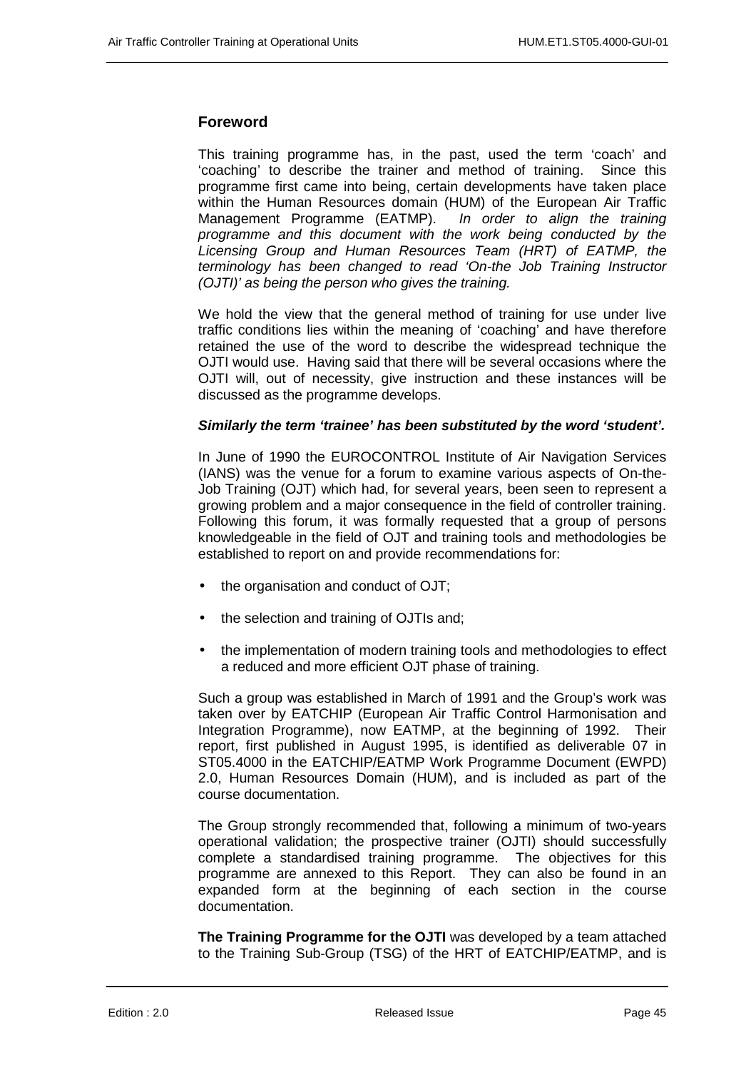## Foreword

This training programme has, in the past, used the term 'coach' and 'coaching' to describe the trainer and method of training. Since this programme first came into being, certain developments have taken place within the Human Resources domain (HUM) of the European Air Traffic Management Programme (EATMP). *In order to align the training programme and this document with the work being conducted by the Licensing Group and Human Resources Team (HRT) of EATMP, the terminology has been changed to read 'On-the Job Training Instructor (OJTI)' as being the person who gives the training.*

We hold the view that the general method of training for use under live traffic conditions lies within the meaning of 'coaching' and have therefore retained the use of the word to describe the widespread technique the OJTI would use. Having said that there will be several occasions where the OJTI will, out of necessity, give instruction and these instances will be discussed as the programme develops.

***Similarly the term 'trainee' has been substituted by the word 'student'.***

In June of 1990 the EUROCONTROL Institute of Air Navigation Services (IANS) was the venue for a forum to examine various aspects of On-the-Job Training (OJT) which had, for several years, been seen to represent a growing problem and a major consequence in the field of controller training. Following this forum, it was formally requested that a group of persons knowledgeable in the field of OJT and training tools and methodologies be established to report on and provide recommendations for:

- the organisation and conduct of OJT;
- the selection and training of OJTIs and;
- the implementation of modern training tools and methodologies to effect a reduced and more efficient OJT phase of training.

Such a group was established in March of 1991 and the Group's work was taken over by EATCHIP (European Air Traffic Control Harmonisation and Integration Programme), now EATMP, at the beginning of 1992. Their report, first published in August 1995, is identified as deliverable 07 in ST05.4000 in the EATCHIP/EATMP Work Programme Document (EWPD) 2.0, Human Resources Domain (HUM), and is included as part of the course documentation.

The Group strongly recommended that, following a minimum of two-years operational validation; the prospective trainer (OJTI) should successfully complete a standardised training programme. The objectives for this programme are annexed to this Report. They can also be found in an expanded form at the beginning of each section in the course documentation.

**The Training Programme for the OJTI** was developed by a team attached to the Training Sub-Group (TSG) of the HRT of EATCHIP/EATMP, and is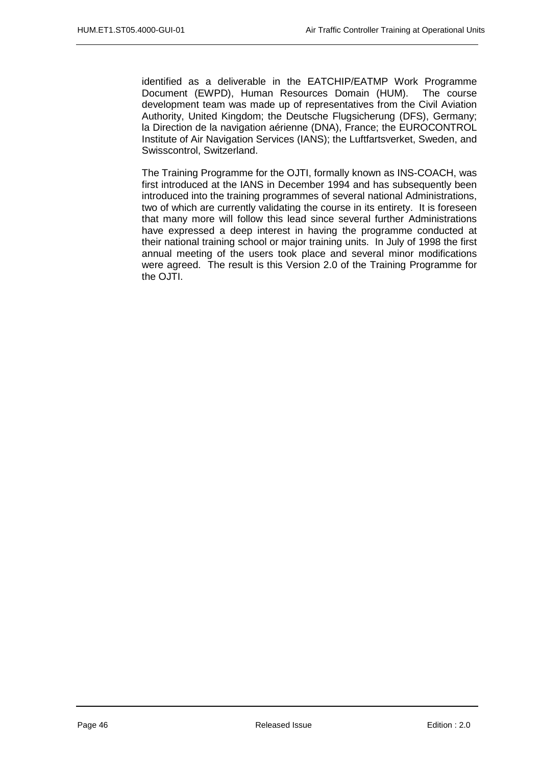identified as a deliverable in the EATCHIP/EATMP Work Programme Document (EWPD), Human Resources Domain (HUM). The course development team was made up of representatives from the Civil Aviation Authority, United Kingdom; the Deutsche Flugsicherung (DFS), Germany; la Direction de la navigation aérienne (DNA), France; the EUROCONTROL Institute of Air Navigation Services (IANS); the Luftfartsverket, Sweden, and Swisscontrol, Switzerland.

The Training Programme for the OJTI, formally known as INS-COACH, was first introduced at the IANS in December 1994 and has subsequently been introduced into the training programmes of several national Administrations, two of which are currently validating the course in its entirety. It is foreseen that many more will follow this lead since several further Administrations have expressed a deep interest in having the programme conducted at their national training school or major training units. In July of 1998 the first annual meeting of the users took place and several minor modifications were agreed. The result is this Version 2.0 of the Training Programme for the OJTI.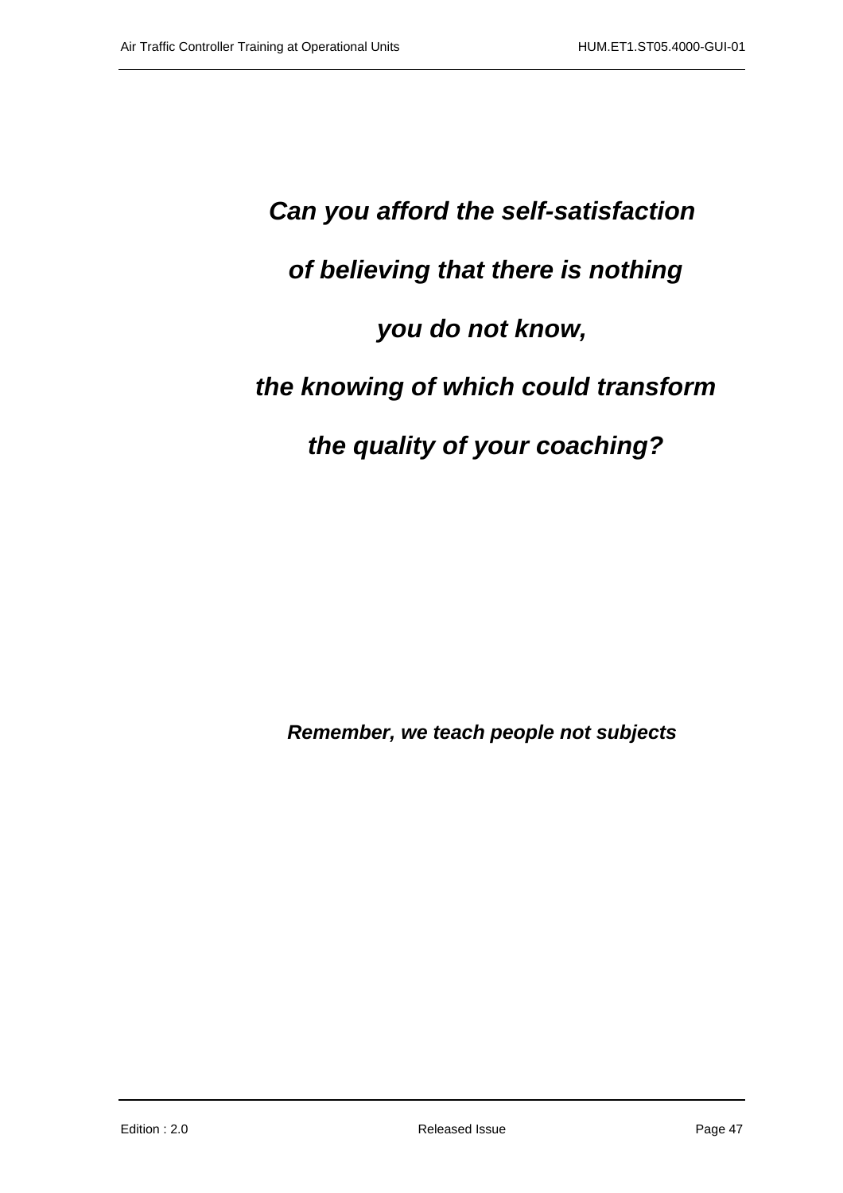***Can you afford the self-satisfaction***

***of believing that there is nothing***

***you do not know,***

***the knowing of which could transform***

***the quality of your coaching?***

***Remember, we teach people not subjects***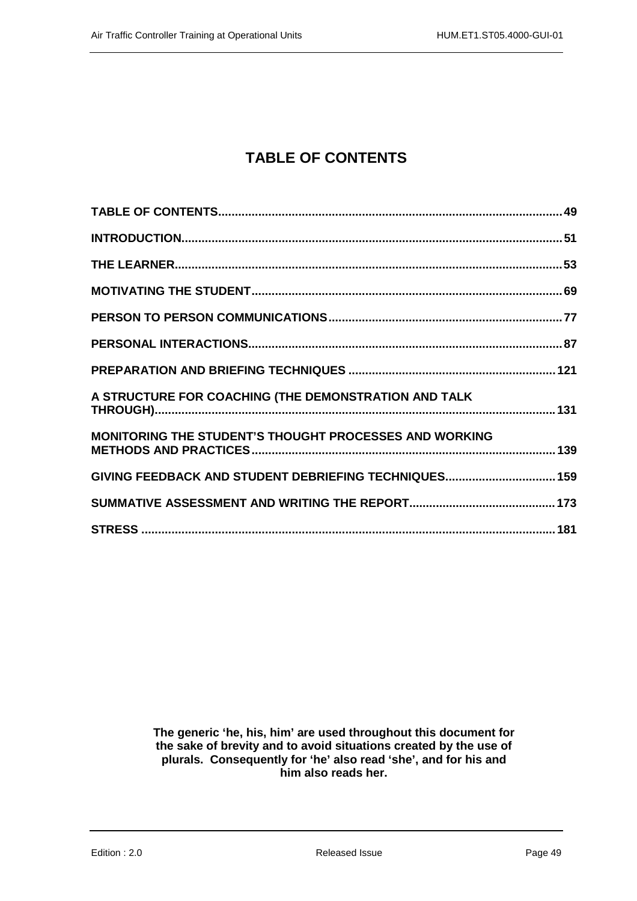# TABLE OF CONTENTS

**TABLE OF CONTENTS** ........ 49

**INTRODUCTION** ........ 51

**THE LEARNER** ........ 53

**MOTIVATING THE STUDENT** ........ 69

**PERSON TO PERSON COMMUNICATIONS** ........ 77

**PERSONAL INTERACTIONS** ........ 87

**PREPARATION AND BRIEFING TECHNIQUES** ........ 121

**A STRUCTURE FOR COACHING (THE DEMONSTRATION AND TALK THROUGH)** ........ 131

**MONITORING THE STUDENT'S THOUGHT PROCESSES AND WORKING METHODS AND PRACTICES** ........ 139

**GIVING FEEDBACK AND STUDENT DEBRIEFING TECHNIQUES** ........ 159

**SUMMATIVE ASSESSMENT AND WRITING THE REPORT** ........ 173

**STRESS** ........ 181

**The generic 'he, his, him' are used throughout this document for the sake of brevity and to avoid situations created by the use of plurals. Consequently for 'he' also read 'she', and for his and him also reads her.**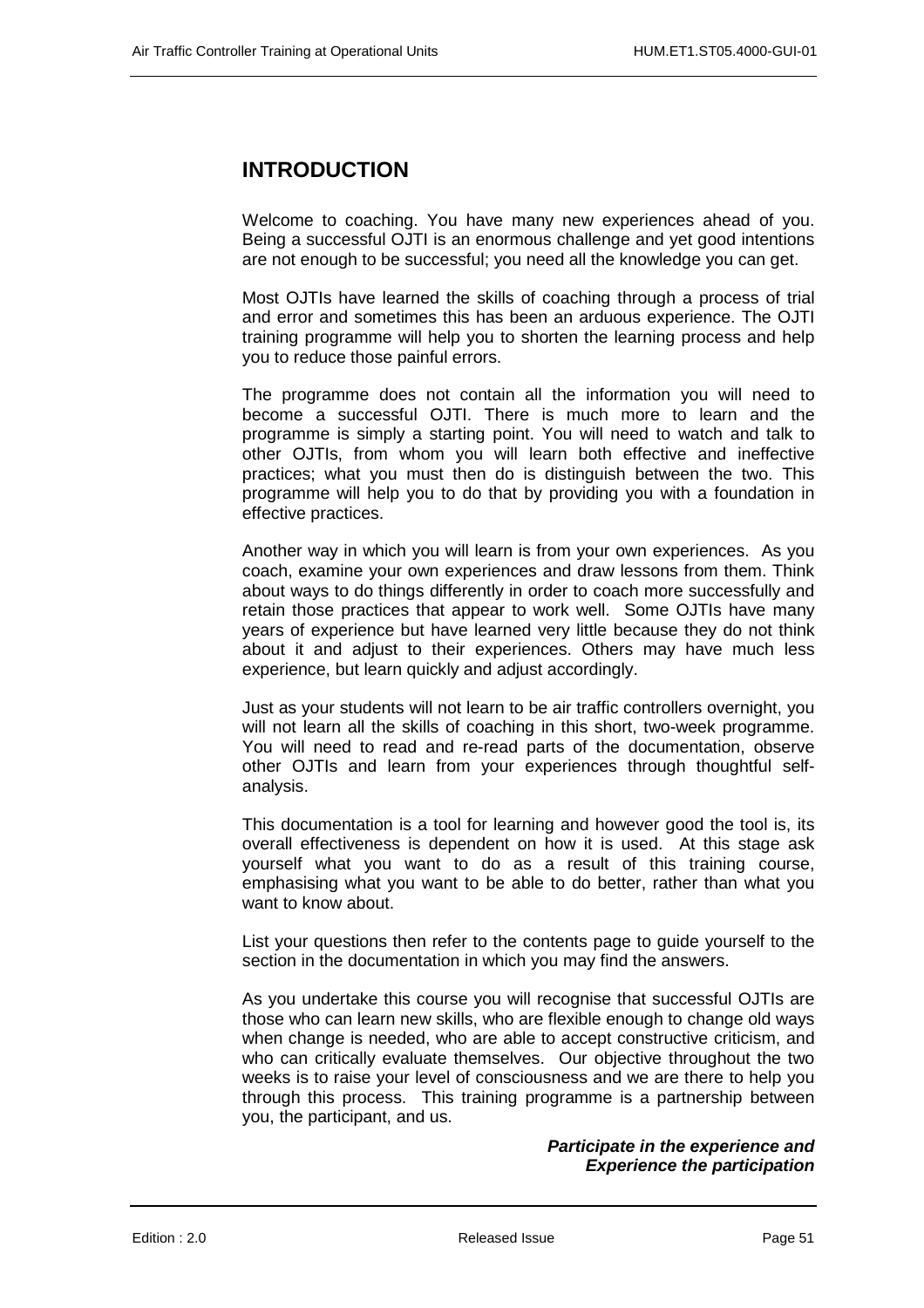# INTRODUCTION

Welcome to coaching. You have many new experiences ahead of you. Being a successful OJTI is an enormous challenge and yet good intentions are not enough to be successful; you need all the knowledge you can get.

Most OJTIs have learned the skills of coaching through a process of trial and error and sometimes this has been an arduous experience. The OJTI training programme will help you to shorten the learning process and help you to reduce those painful errors.

The programme does not contain all the information you will need to become a successful OJTI. There is much more to learn and the programme is simply a starting point. You will need to watch and talk to other OJTIs, from whom you will learn both effective and ineffective practices; what you must then do is distinguish between the two. This programme will help you to do that by providing you with a foundation in effective practices.

Another way in which you will learn is from your own experiences. As you coach, examine your own experiences and draw lessons from them. Think about ways to do things differently in order to coach more successfully and retain those practices that appear to work well. Some OJTIs have many years of experience but have learned very little because they do not think about it and adjust to their experiences. Others may have much less experience, but learn quickly and adjust accordingly.

Just as your students will not learn to be air traffic controllers overnight, you will not learn all the skills of coaching in this short, two-week programme. You will need to read and re-read parts of the documentation, observe other OJTIs and learn from your experiences through thoughtful self-analysis.

This documentation is a tool for learning and however good the tool is, its overall effectiveness is dependent on how it is used. At this stage ask yourself what you want to do as a result of this training course, emphasising what you want to be able to do better, rather than what you want to know about.

List your questions then refer to the contents page to guide yourself to the section in the documentation in which you may find the answers.

As you undertake this course you will recognise that successful OJTIs are those who can learn new skills, who are flexible enough to change old ways when change is needed, who are able to accept constructive criticism, and who can critically evaluate themselves. Our objective throughout the two weeks is to raise your level of consciousness and we are there to help you through this process. This training programme is a partnership between you, the participant, and us.

***Participate in the experience and Experience the participation***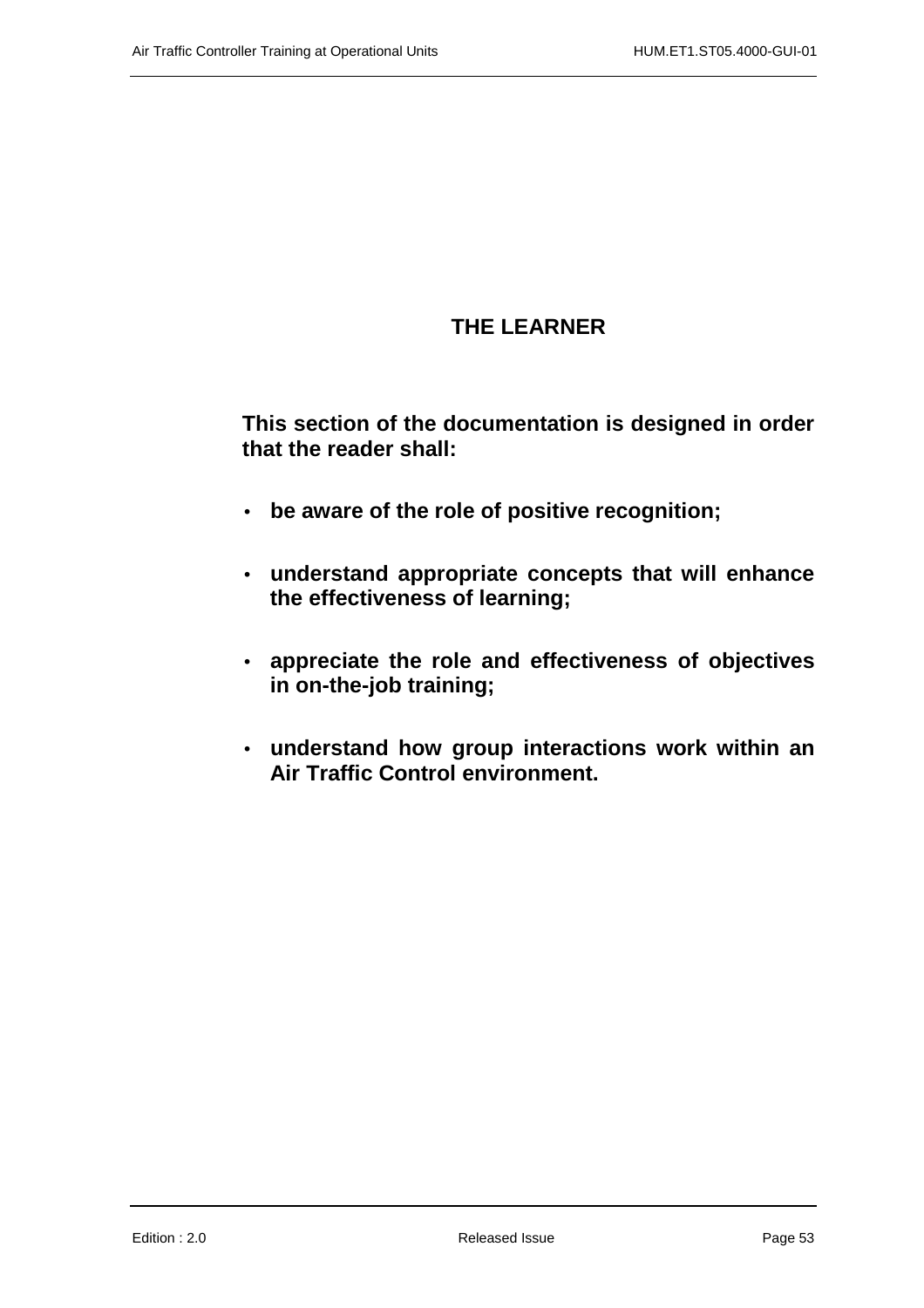# THE LEARNER

**This section of the documentation is designed in order that the reader shall:**

- **be aware of the role of positive recognition;**
- **understand appropriate concepts that will enhance the effectiveness of learning;**
- **appreciate the role and effectiveness of objectives in on-the-job training;**
- **understand how group interactions work within an Air Traffic Control environment.**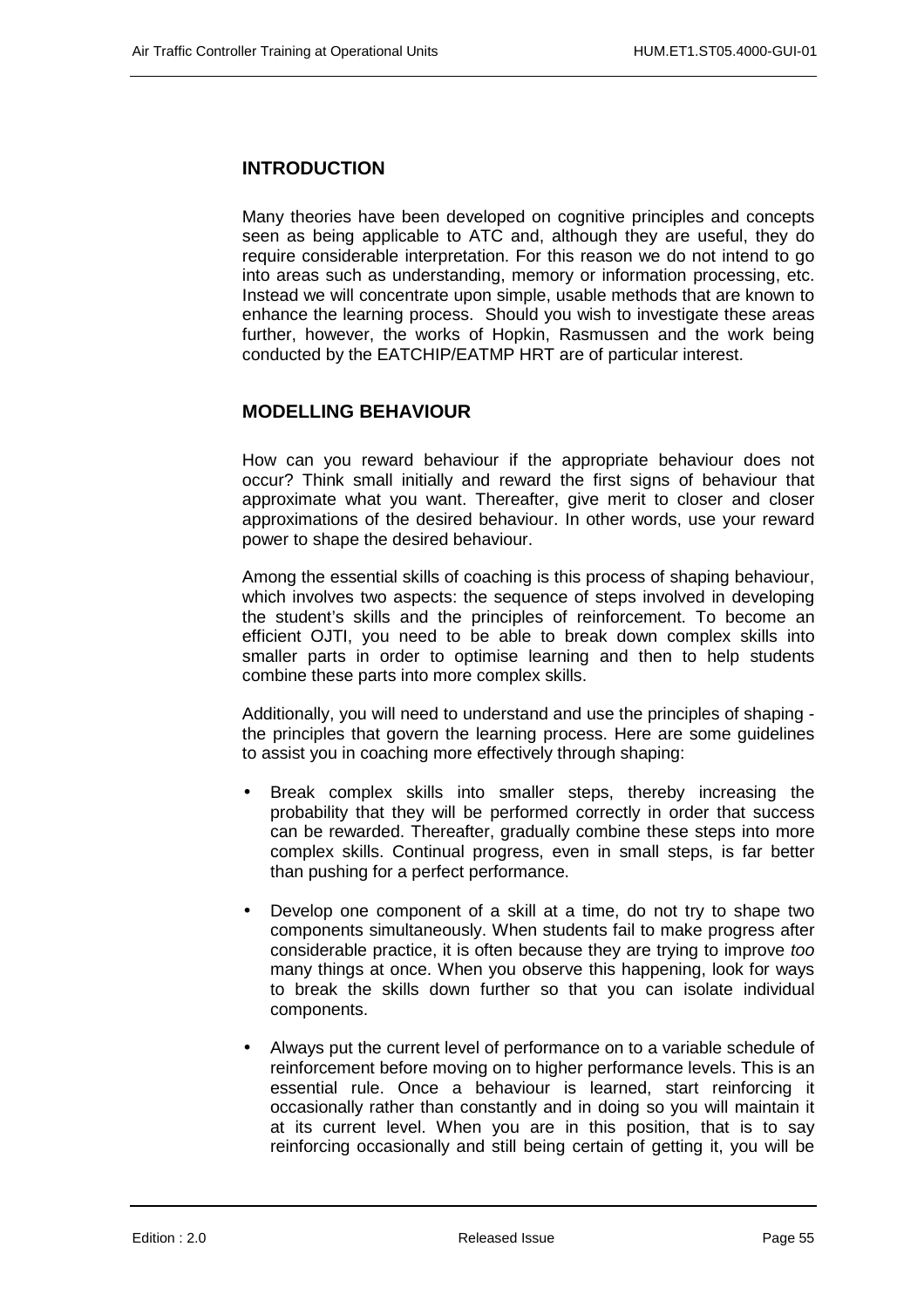## INTRODUCTION

Many theories have been developed on cognitive principles and concepts seen as being applicable to ATC and, although they are useful, they do require considerable interpretation. For this reason we do not intend to go into areas such as understanding, memory or information processing, etc. Instead we will concentrate upon simple, usable methods that are known to enhance the learning process. Should you wish to investigate these areas further, however, the works of Hopkin, Rasmussen and the work being conducted by the EATCHIP/EATMP HRT are of particular interest.

## MODELLING BEHAVIOUR

How can you reward behaviour if the appropriate behaviour does not occur? Think small initially and reward the first signs of behaviour that approximate what you want. Thereafter, give merit to closer and closer approximations of the desired behaviour. In other words, use your reward power to shape the desired behaviour.

Among the essential skills of coaching is this process of shaping behaviour, which involves two aspects: the sequence of steps involved in developing the student's skills and the principles of reinforcement. To become an efficient OJTI, you need to be able to break down complex skills into smaller parts in order to optimise learning and then to help students combine these parts into more complex skills.

Additionally, you will need to understand and use the principles of shaping - the principles that govern the learning process. Here are some guidelines to assist you in coaching more effectively through shaping:

- Break complex skills into smaller steps, thereby increasing the probability that they will be performed correctly in order that success can be rewarded. Thereafter, gradually combine these steps into more complex skills. Continual progress, even in small steps, is far better than pushing for a perfect performance.
- Develop one component of a skill at a time, do not try to shape two components simultaneously. When students fail to make progress after considerable practice, it is often because they are trying to improve *too* many things at once. When you observe this happening, look for ways to break the skills down further so that you can isolate individual components.
- Always put the current level of performance on to a variable schedule of reinforcement before moving on to higher performance levels. This is an essential rule. Once a behaviour is learned, start reinforcing it occasionally rather than constantly and in doing so you will maintain it at its current level. When you are in this position, that is to say reinforcing occasionally and still being certain of getting it, you will be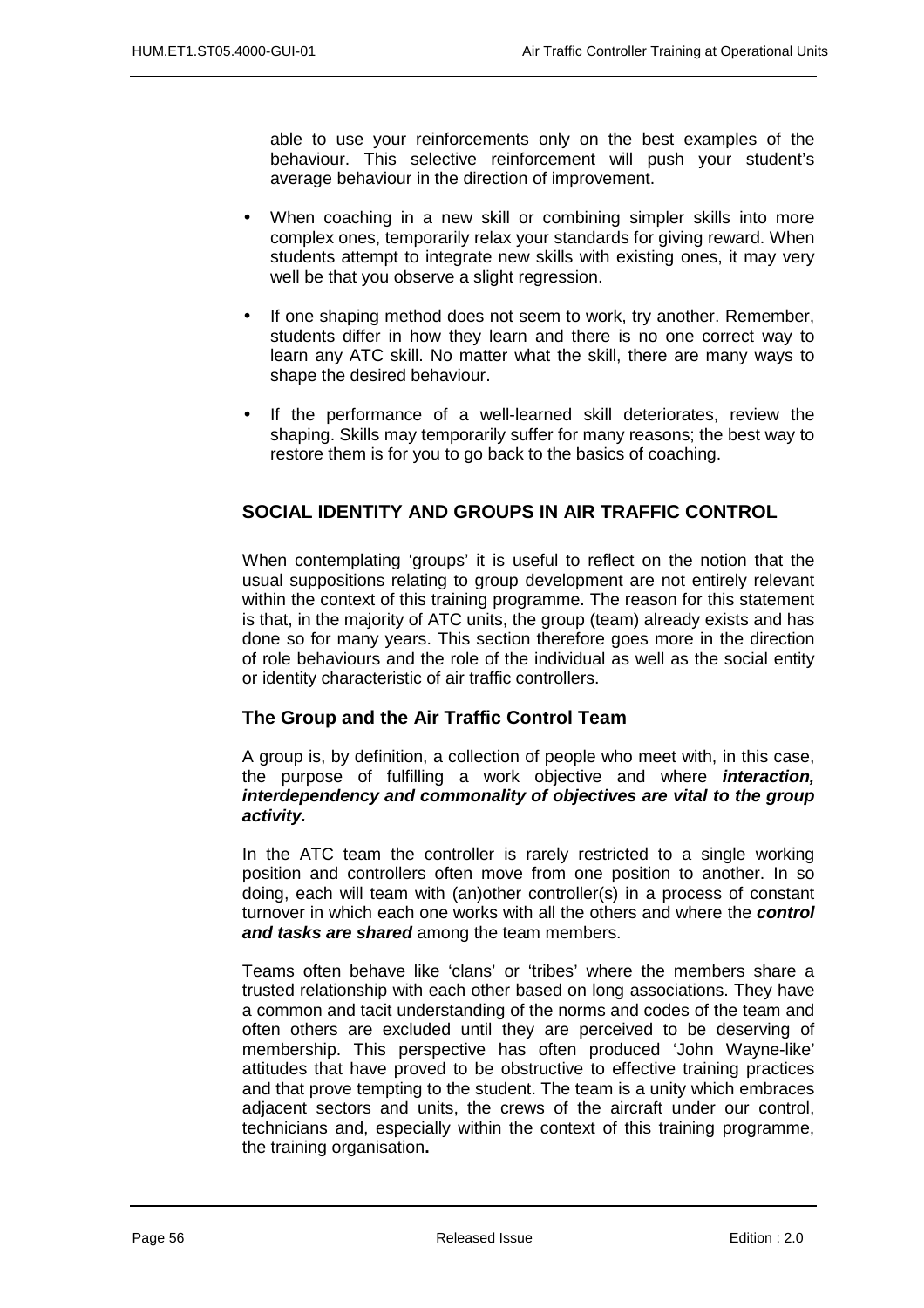able to use your reinforcements only on the best examples of the behaviour. This selective reinforcement will push your student's average behaviour in the direction of improvement.

- When coaching in a new skill or combining simpler skills into more complex ones, temporarily relax your standards for giving reward. When students attempt to integrate new skills with existing ones, it may very well be that you observe a slight regression.
- If one shaping method does not seem to work, try another. Remember, students differ in how they learn and there is no one correct way to learn any ATC skill. No matter what the skill, there are many ways to shape the desired behaviour.
- If the performance of a well-learned skill deteriorates, review the shaping. Skills may temporarily suffer for many reasons; the best way to restore them is for you to go back to the basics of coaching.

## SOCIAL IDENTITY AND GROUPS IN AIR TRAFFIC CONTROL

When contemplating 'groups' it is useful to reflect on the notion that the usual suppositions relating to group development are not entirely relevant within the context of this training programme. The reason for this statement is that, in the majority of ATC units, the group (team) already exists and has done so for many years. This section therefore goes more in the direction of role behaviours and the role of the individual as well as the social entity or identity characteristic of air traffic controllers.

### The Group and the Air Traffic Control Team

A group is, by definition, a collection of people who meet with, in this case, the purpose of fulfilling a work objective and where ***interaction, interdependency and commonality of objectives are vital to the group activity.***

In the ATC team the controller is rarely restricted to a single working position and controllers often move from one position to another. In so doing, each will team with (an)other controller(s) in a process of constant turnover in which each one works with all the others and where the ***control and tasks are shared*** among the team members.

Teams often behave like 'clans' or 'tribes' where the members share a trusted relationship with each other based on long associations. They have a common and tacit understanding of the norms and codes of the team and often others are excluded until they are perceived to be deserving of membership. This perspective has often produced 'John Wayne-like' attitudes that have proved to be obstructive to effective training practices and that prove tempting to the student. The team is a unity which embraces adjacent sectors and units, the crews of the aircraft under our control, technicians and, especially within the context of this training programme, the training organisation**.**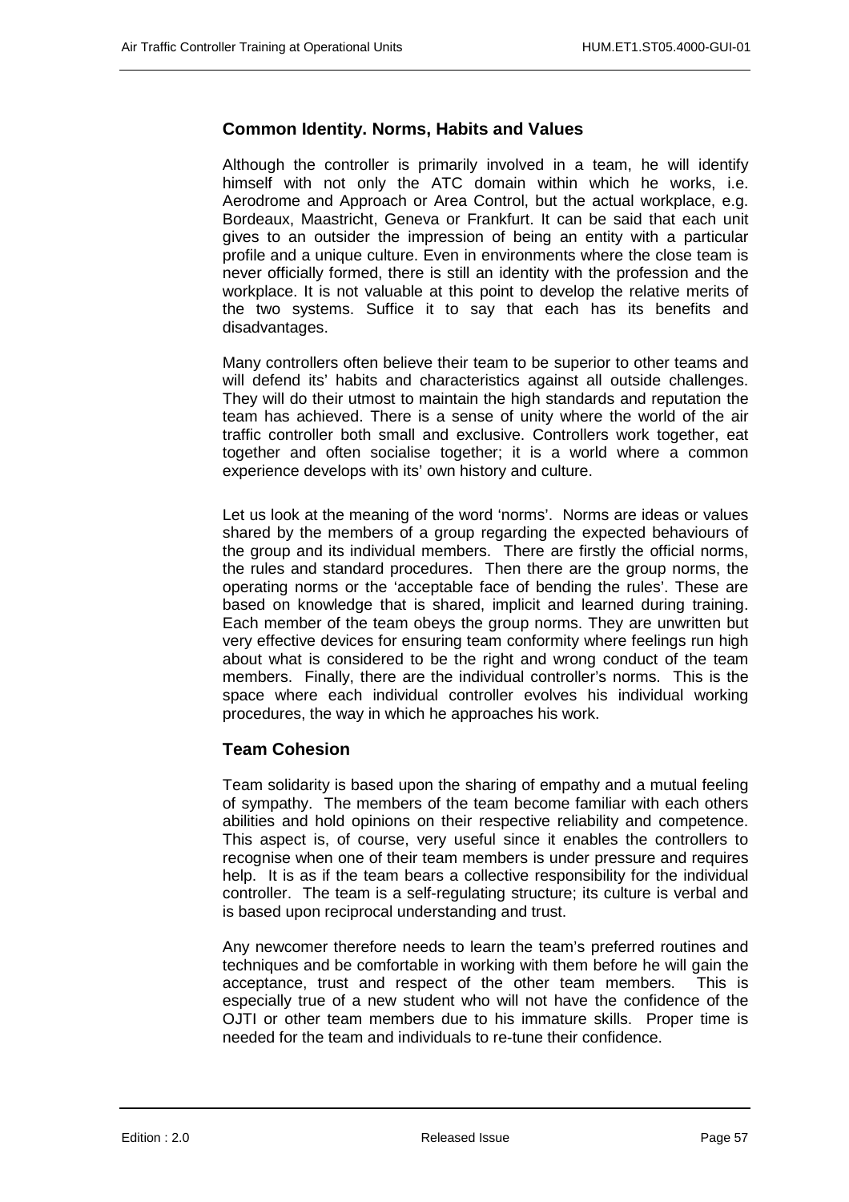## Common Identity. Norms, Habits and Values

Although the controller is primarily involved in a team, he will identify himself with not only the ATC domain within which he works, i.e. Aerodrome and Approach or Area Control, but the actual workplace, e.g. Bordeaux, Maastricht, Geneva or Frankfurt. It can be said that each unit gives to an outsider the impression of being an entity with a particular profile and a unique culture. Even in environments where the close team is never officially formed, there is still an identity with the profession and the workplace. It is not valuable at this point to develop the relative merits of the two systems. Suffice it to say that each has its benefits and disadvantages.

Many controllers often believe their team to be superior to other teams and will defend its' habits and characteristics against all outside challenges. They will do their utmost to maintain the high standards and reputation the team has achieved. There is a sense of unity where the world of the air traffic controller both small and exclusive. Controllers work together, eat together and often socialise together; it is a world where a common experience develops with its' own history and culture.

Let us look at the meaning of the word 'norms'. Norms are ideas or values shared by the members of a group regarding the expected behaviours of the group and its individual members. There are firstly the official norms, the rules and standard procedures. Then there are the group norms, the operating norms or the 'acceptable face of bending the rules'. These are based on knowledge that is shared, implicit and learned during training. Each member of the team obeys the group norms. They are unwritten but very effective devices for ensuring team conformity where feelings run high about what is considered to be the right and wrong conduct of the team members. Finally, there are the individual controller's norms. This is the space where each individual controller evolves his individual working procedures, the way in which he approaches his work.

## Team Cohesion

Team solidarity is based upon the sharing of empathy and a mutual feeling of sympathy. The members of the team become familiar with each others abilities and hold opinions on their respective reliability and competence. This aspect is, of course, very useful since it enables the controllers to recognise when one of their team members is under pressure and requires help. It is as if the team bears a collective responsibility for the individual controller. The team is a self-regulating structure; its culture is verbal and is based upon reciprocal understanding and trust.

Any newcomer therefore needs to learn the team's preferred routines and techniques and be comfortable in working with them before he will gain the acceptance, trust and respect of the other team members. This is especially true of a new student who will not have the confidence of the OJTI or other team members due to his immature skills. Proper time is needed for the team and individuals to re-tune their confidence.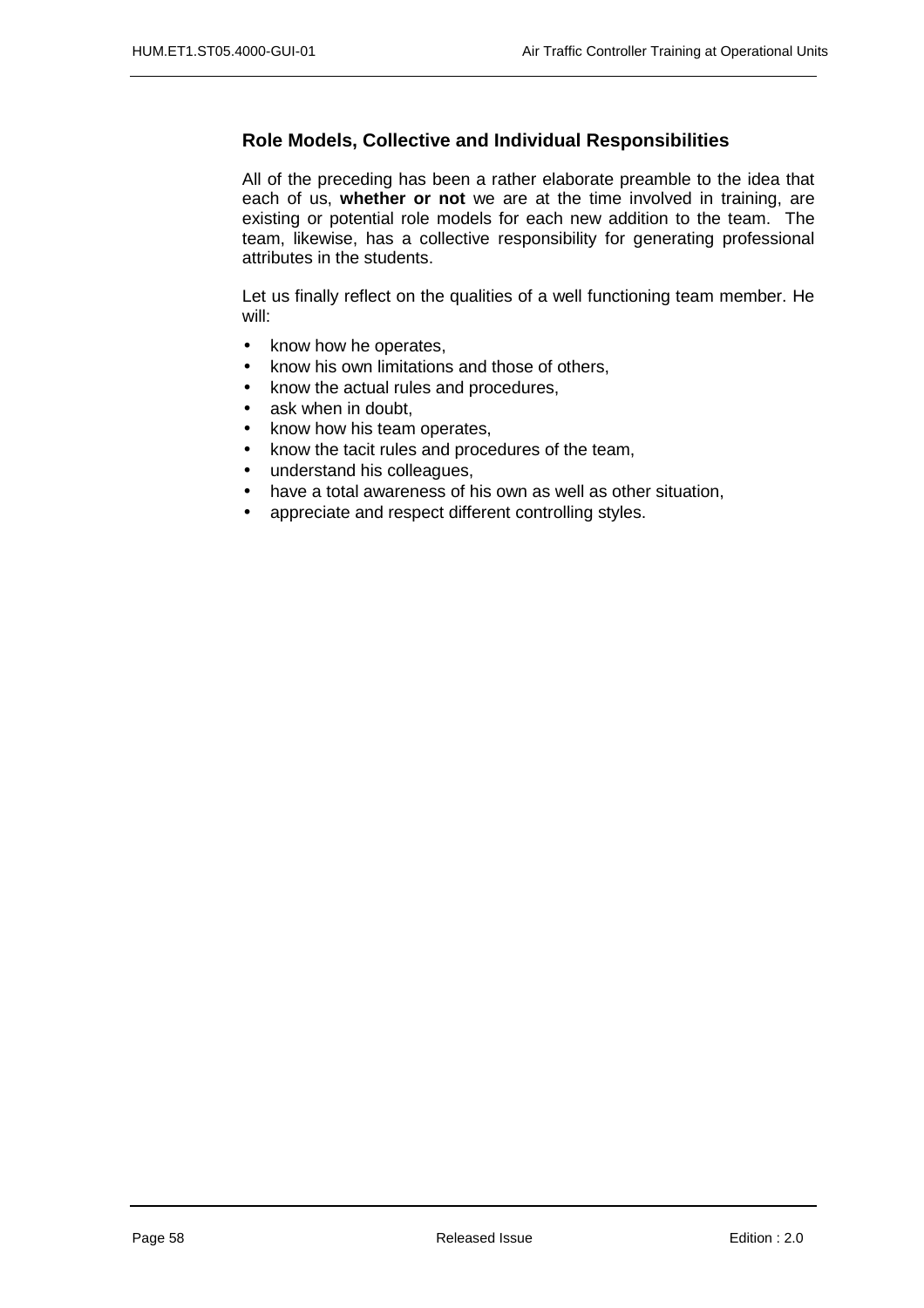### Role Models, Collective and Individual Responsibilities

All of the preceding has been a rather elaborate preamble to the idea that each of us, **whether or not** we are at the time involved in training, are existing or potential role models for each new addition to the team. The team, likewise, has a collective responsibility for generating professional attributes in the students.

Let us finally reflect on the qualities of a well functioning team member. He will:

- know how he operates,
- know his own limitations and those of others,
- know the actual rules and procedures,
- ask when in doubt,
- know how his team operates,
- know the tacit rules and procedures of the team,
- understand his colleagues,
- have a total awareness of his own as well as other situation,
- appreciate and respect different controlling styles.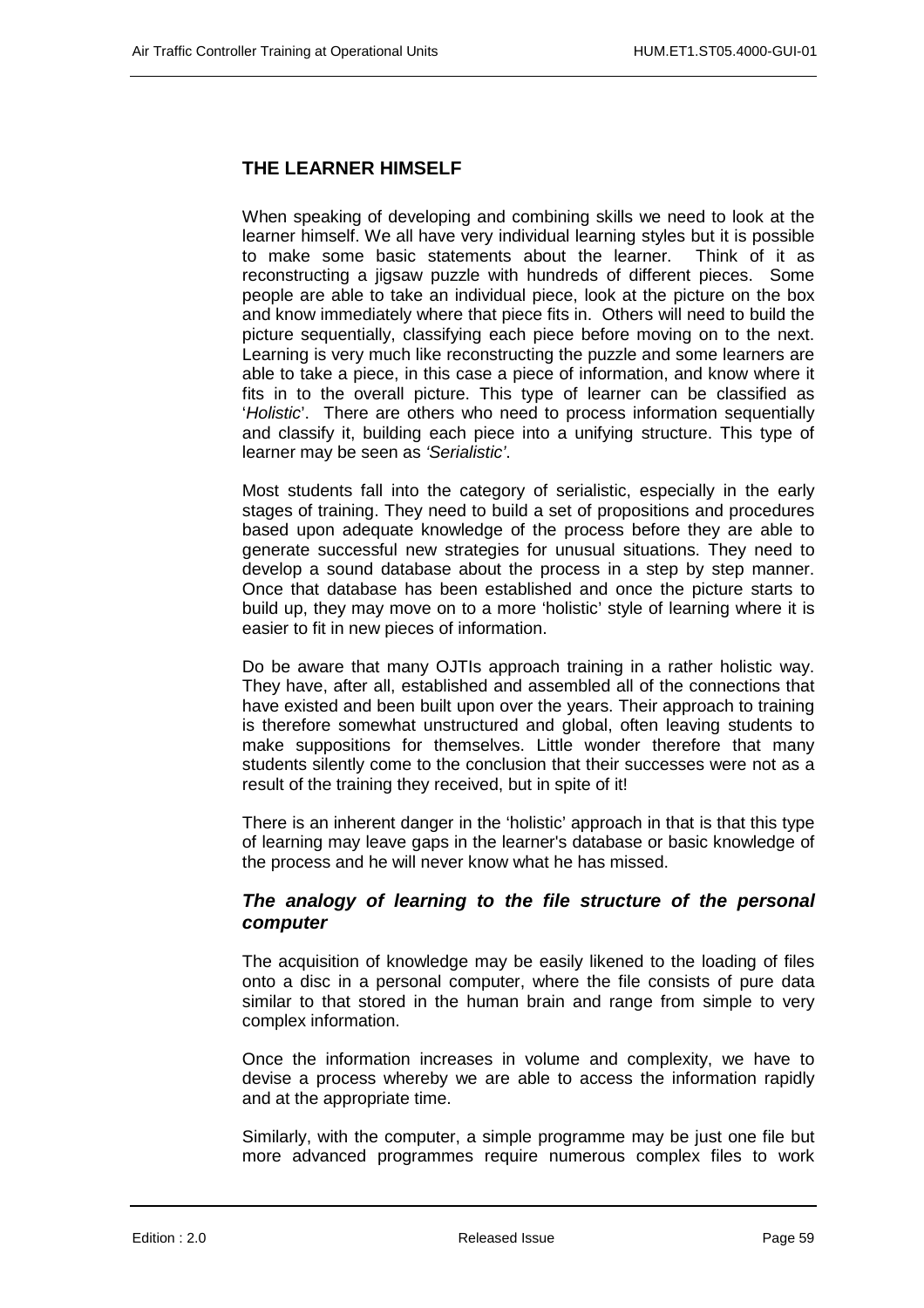## THE LEARNER HIMSELF

When speaking of developing and combining skills we need to look at the learner himself. We all have very individual learning styles but it is possible to make some basic statements about the learner. Think of it as reconstructing a jigsaw puzzle with hundreds of different pieces. Some people are able to take an individual piece, look at the picture on the box and know immediately where that piece fits in. Others will need to build the picture sequentially, classifying each piece before moving on to the next. Learning is very much like reconstructing the puzzle and some learners are able to take a piece, in this case a piece of information, and know where it fits in to the overall picture. This type of learner can be classified as '*Holistic*'. There are others who need to process information sequentially and classify it, building each piece into a unifying structure. This type of learner may be seen as *'Serialistic'*.

Most students fall into the category of serialistic, especially in the early stages of training. They need to build a set of propositions and procedures based upon adequate knowledge of the process before they are able to generate successful new strategies for unusual situations. They need to develop a sound database about the process in a step by step manner. Once that database has been established and once the picture starts to build up, they may move on to a more 'holistic' style of learning where it is easier to fit in new pieces of information.

Do be aware that many OJTIs approach training in a rather holistic way. They have, after all, established and assembled all of the connections that have existed and been built upon over the years. Their approach to training is therefore somewhat unstructured and global, often leaving students to make suppositions for themselves. Little wonder therefore that many students silently come to the conclusion that their successes were not as a result of the training they received, but in spite of it!

There is an inherent danger in the 'holistic' approach in that is that this type of learning may leave gaps in the learner's database or basic knowledge of the process and he will never know what he has missed.

### *The analogy of learning to the file structure of the personal computer*

The acquisition of knowledge may be easily likened to the loading of files onto a disc in a personal computer, where the file consists of pure data similar to that stored in the human brain and range from simple to very complex information.

Once the information increases in volume and complexity, we have to devise a process whereby we are able to access the information rapidly and at the appropriate time.

Similarly, with the computer, a simple programme may be just one file but more advanced programmes require numerous complex files to work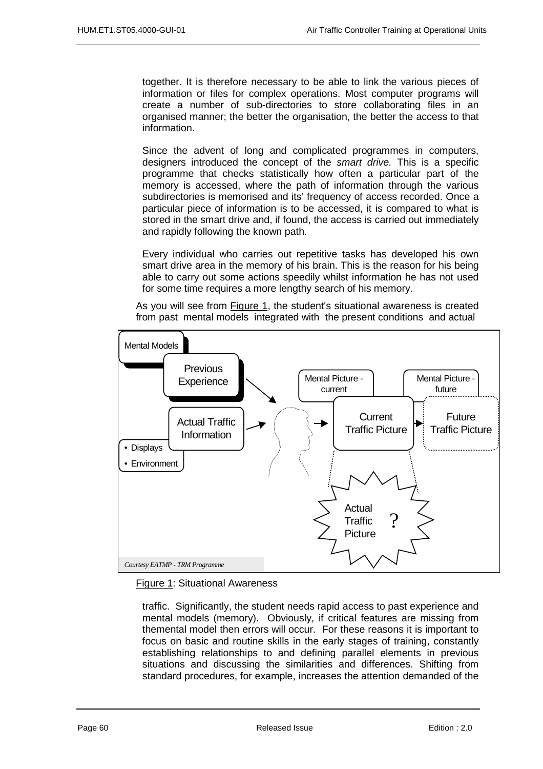together. It is therefore necessary to be able to link the various pieces of information or files for complex operations. Most computer programs will create a number of sub-directories to store collaborating files in an organised manner; the better the organisation, the better the access to that information.

Since the advent of long and complicated programmes in computers, designers introduced the concept of the *smart drive.* This is a specific programme that checks statistically how often a particular part of the memory is accessed, where the path of information through the various subdirectories is memorised and its' frequency of access recorded. Once a particular piece of information is to be accessed, it is compared to what is stored in the smart drive and, if found, the access is carried out immediately and rapidly following the known path.

Every individual who carries out repetitive tasks has developed his own smart drive area in the memory of his brain. This is the reason for his being able to carry out some actions speedily whilst information he has not used for some time requires a more lengthy search of his memory.

As you will see from Figure 1, the student's situational awareness is created from past mental models integrated with the present conditions and actual

Mental Models

Previous Experience

Actual Traffic Information

- Displays
- Environment

Mental Picture - current

Current Traffic Picture

Mental Picture - future

Future Traffic Picture

Actual Traffic Picture ?

*Courtesy EATMP - TRM Programme*

Figure 1: Situational Awareness

traffic. Significantly, the student needs rapid access to past experience and mental models (memory). Obviously, if critical features are missing from themental model then errors will occur. For these reasons it is important to focus on basic and routine skills in the early stages of training, constantly establishing relationships to and defining parallel elements in previous situations and discussing the similarities and differences. Shifting from standard procedures, for example, increases the attention demanded of the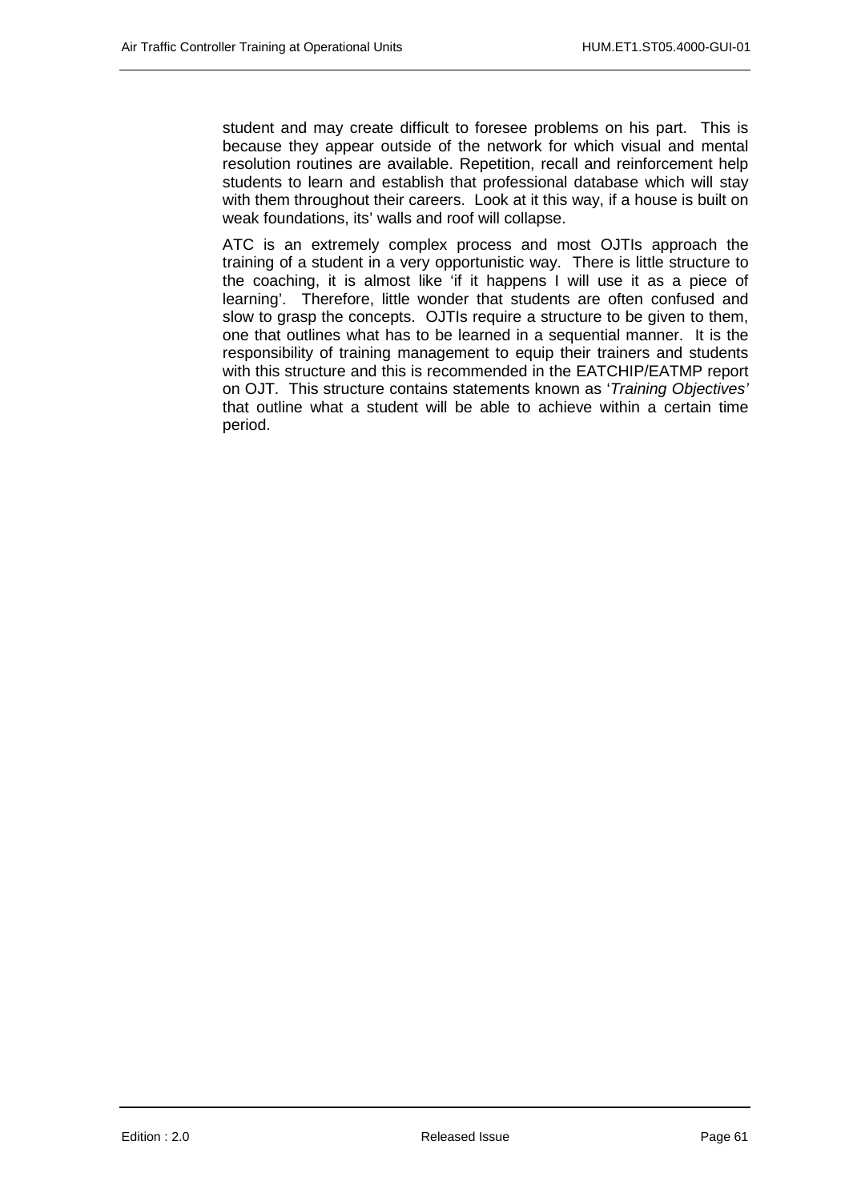student and may create difficult to foresee problems on his part. This is because they appear outside of the network for which visual and mental resolution routines are available. Repetition, recall and reinforcement help students to learn and establish that professional database which will stay with them throughout their careers. Look at it this way, if a house is built on weak foundations, its' walls and roof will collapse.

ATC is an extremely complex process and most OJTIs approach the training of a student in a very opportunistic way. There is little structure to the coaching, it is almost like 'if it happens I will use it as a piece of learning'. Therefore, little wonder that students are often confused and slow to grasp the concepts. OJTIs require a structure to be given to them, one that outlines what has to be learned in a sequential manner. It is the responsibility of training management to equip their trainers and students with this structure and this is recommended in the EATCHIP/EATMP report on OJT. This structure contains statements known as '*Training Objectives'* that outline what a student will be able to achieve within a certain time period.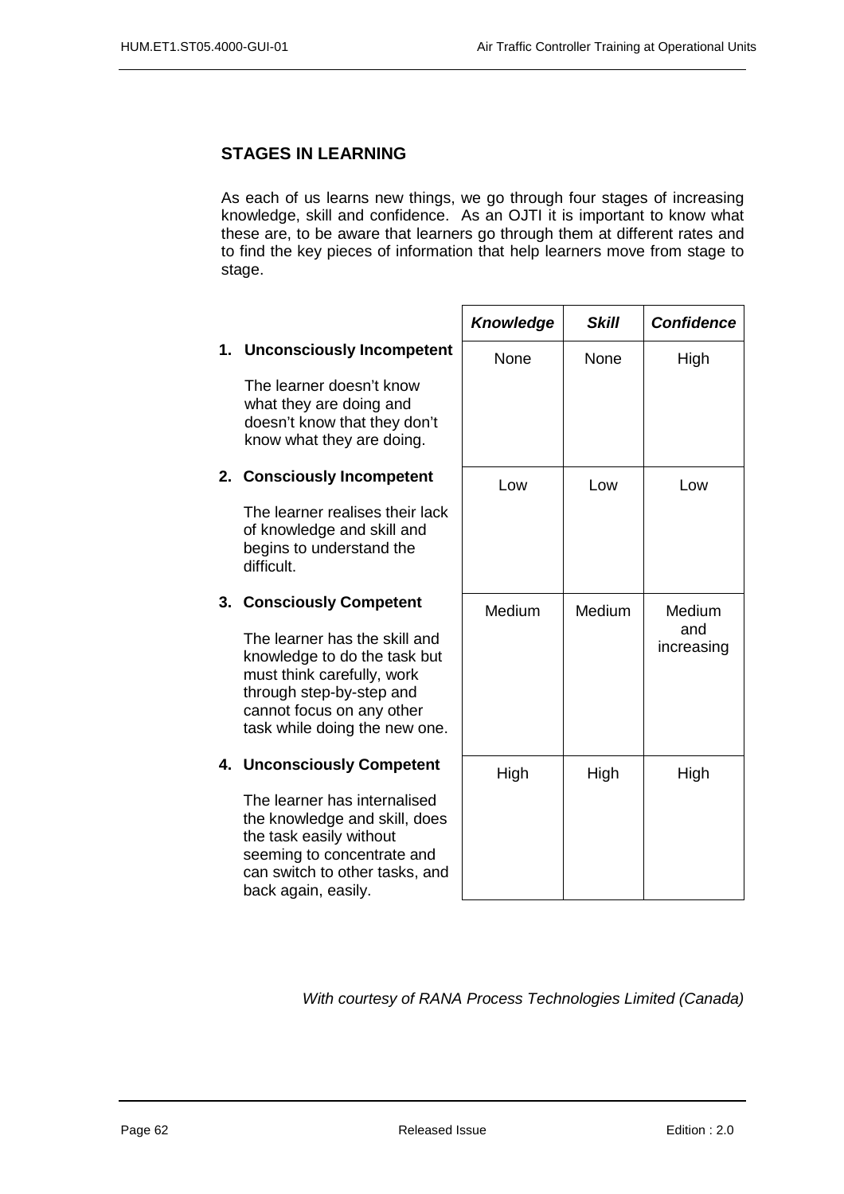## STAGES IN LEARNING

As each of us learns new things, we go through four stages of increasing knowledge, skill and confidence. As an OJTI it is important to know what these are, to be aware that learners go through them at different rates and to find the key pieces of information that help learners move from stage to stage.

| | ***Knowledge*** | ***Skill*** | ***Confidence*** |
|---|---|---|---|
| **1. Unconsciously Incompetent**<br><br>The learner doesn't know what they are doing and doesn't know that they don't know what they are doing. | None | None | High |
| **2. Consciously Incompetent**<br><br>The learner realises their lack of knowledge and skill and begins to understand the difficult. | Low | Low | Low |
| **3. Consciously Competent**<br><br>The learner has the skill and knowledge to do the task but must think carefully, work through step-by-step and cannot focus on any other task while doing the new one. | Medium | Medium | Medium and increasing |
| **4. Unconsciously Competent**<br><br>The learner has internalised the knowledge and skill, does the task easily without seeming to concentrate and can switch to other tasks, and back again, easily. | High | High | High |

*With courtesy of RANA Process Technologies Limited (Canada)*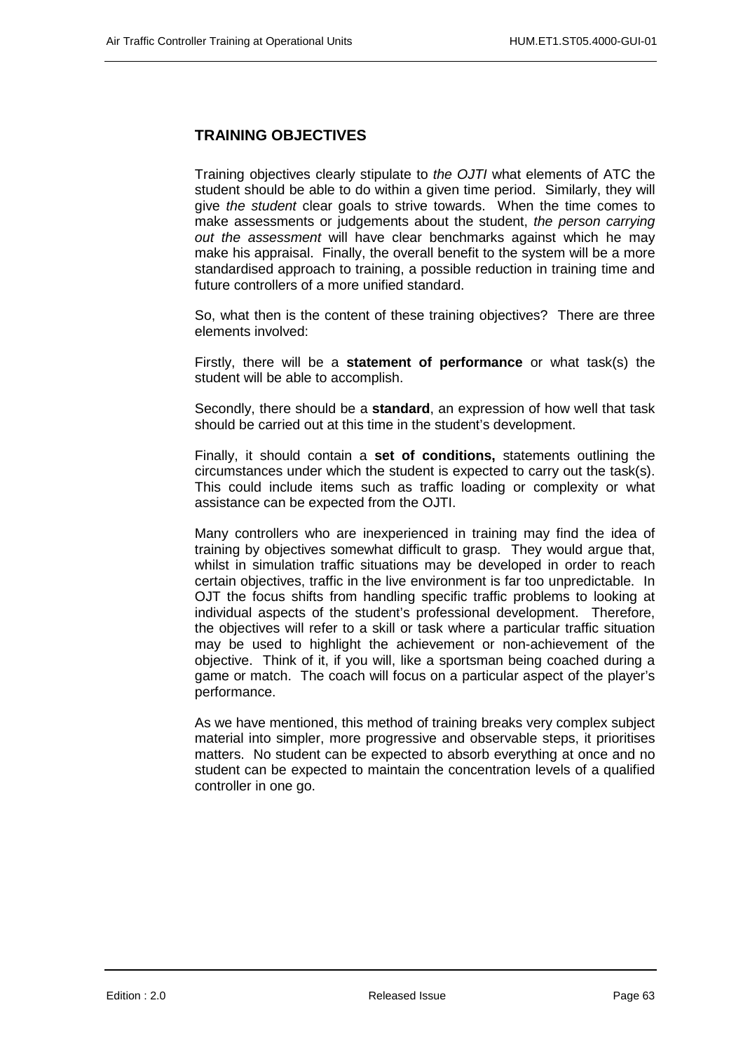## TRAINING OBJECTIVES

Training objectives clearly stipulate to *the OJTI* what elements of ATC the student should be able to do within a given time period. Similarly, they will give *the student* clear goals to strive towards. When the time comes to make assessments or judgements about the student, *the person carrying out the assessment* will have clear benchmarks against which he may make his appraisal. Finally, the overall benefit to the system will be a more standardised approach to training, a possible reduction in training time and future controllers of a more unified standard.

So, what then is the content of these training objectives? There are three elements involved:

Firstly, there will be a **statement of performance** or what task(s) the student will be able to accomplish.

Secondly, there should be a **standard**, an expression of how well that task should be carried out at this time in the student's development.

Finally, it should contain a **set of conditions,** statements outlining the circumstances under which the student is expected to carry out the task(s). This could include items such as traffic loading or complexity or what assistance can be expected from the OJTI.

Many controllers who are inexperienced in training may find the idea of training by objectives somewhat difficult to grasp. They would argue that, whilst in simulation traffic situations may be developed in order to reach certain objectives, traffic in the live environment is far too unpredictable. In OJT the focus shifts from handling specific traffic problems to looking at individual aspects of the student's professional development. Therefore, the objectives will refer to a skill or task where a particular traffic situation may be used to highlight the achievement or non-achievement of the objective. Think of it, if you will, like a sportsman being coached during a game or match. The coach will focus on a particular aspect of the player's performance.

As we have mentioned, this method of training breaks very complex subject material into simpler, more progressive and observable steps, it prioritises matters. No student can be expected to absorb everything at once and no student can be expected to maintain the concentration levels of a qualified controller in one go.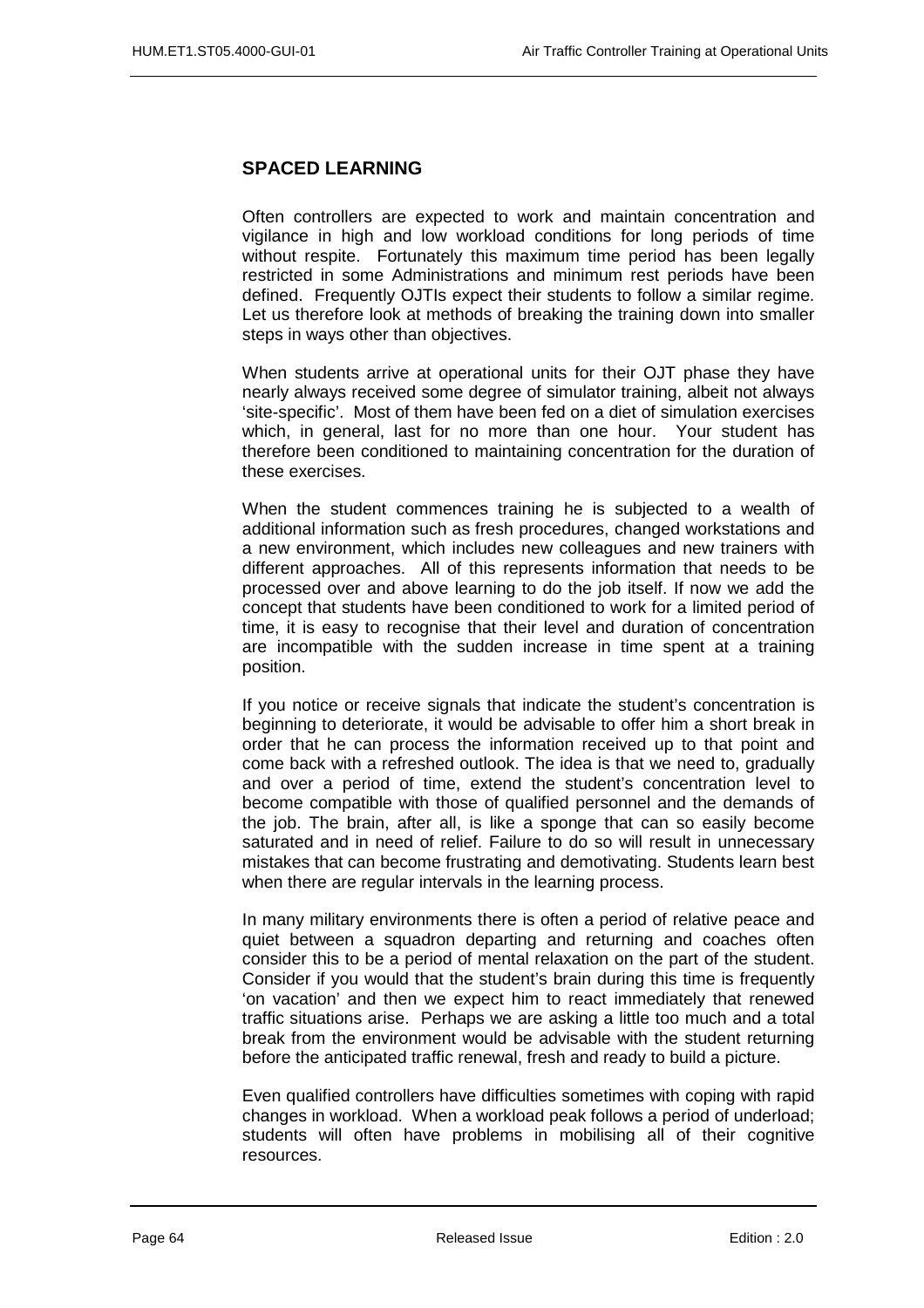## SPACED LEARNING

Often controllers are expected to work and maintain concentration and vigilance in high and low workload conditions for long periods of time without respite. Fortunately this maximum time period has been legally restricted in some Administrations and minimum rest periods have been defined. Frequently OJTIs expect their students to follow a similar regime. Let us therefore look at methods of breaking the training down into smaller steps in ways other than objectives.

When students arrive at operational units for their OJT phase they have nearly always received some degree of simulator training, albeit not always 'site-specific'. Most of them have been fed on a diet of simulation exercises which, in general, last for no more than one hour. Your student has therefore been conditioned to maintaining concentration for the duration of these exercises.

When the student commences training he is subjected to a wealth of additional information such as fresh procedures, changed workstations and a new environment, which includes new colleagues and new trainers with different approaches. All of this represents information that needs to be processed over and above learning to do the job itself. If now we add the concept that students have been conditioned to work for a limited period of time, it is easy to recognise that their level and duration of concentration are incompatible with the sudden increase in time spent at a training position.

If you notice or receive signals that indicate the student's concentration is beginning to deteriorate, it would be advisable to offer him a short break in order that he can process the information received up to that point and come back with a refreshed outlook. The idea is that we need to, gradually and over a period of time, extend the student's concentration level to become compatible with those of qualified personnel and the demands of the job. The brain, after all, is like a sponge that can so easily become saturated and in need of relief. Failure to do so will result in unnecessary mistakes that can become frustrating and demotivating. Students learn best when there are regular intervals in the learning process.

In many military environments there is often a period of relative peace and quiet between a squadron departing and returning and coaches often consider this to be a period of mental relaxation on the part of the student. Consider if you would that the student's brain during this time is frequently 'on vacation' and then we expect him to react immediately that renewed traffic situations arise. Perhaps we are asking a little too much and a total break from the environment would be advisable with the student returning before the anticipated traffic renewal, fresh and ready to build a picture.

Even qualified controllers have difficulties sometimes with coping with rapid changes in workload. When a workload peak follows a period of underload; students will often have problems in mobilising all of their cognitive resources.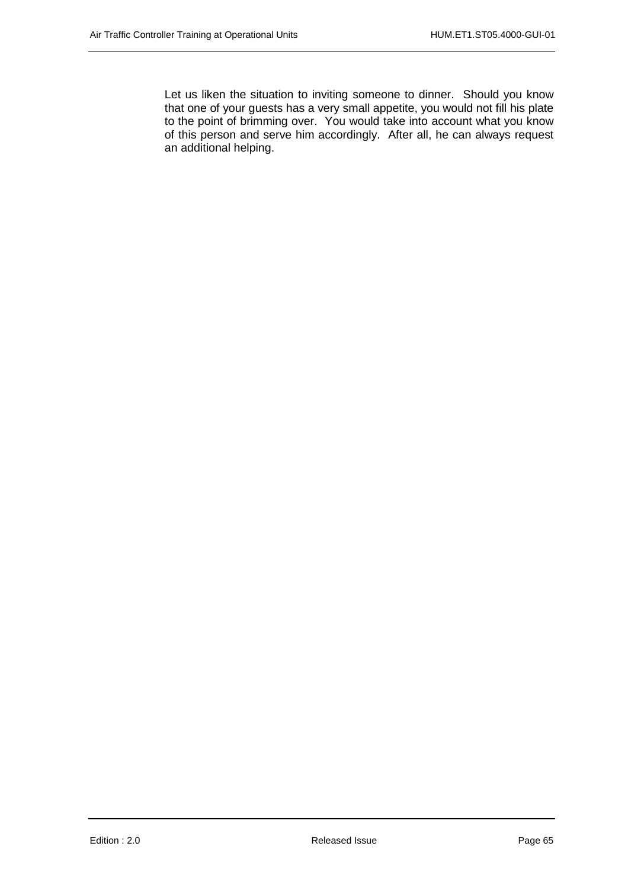Let us liken the situation to inviting someone to dinner. Should you know that one of your guests has a very small appetite, you would not fill his plate to the point of brimming over. You would take into account what you know of this person and serve him accordingly. After all, he can always request an additional helping.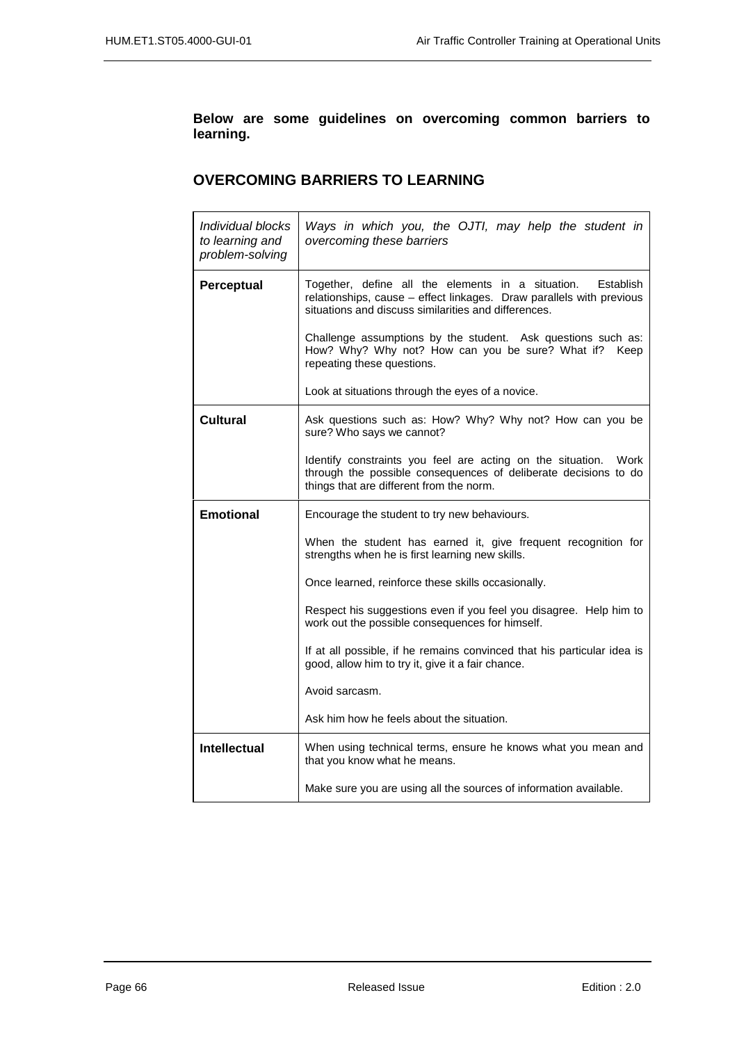**Below are some guidelines on overcoming common barriers to learning.**

## OVERCOMING BARRIERS TO LEARNING

| *Individual blocks to learning and problem-solving* | *Ways in which you, the OJTI, may help the student in overcoming these barriers* |
|---|---|
| **Perceptual** | Together, define all the elements in a situation. Establish relationships, cause – effect linkages. Draw parallels with previous situations and discuss similarities and differences.<br><br>Challenge assumptions by the student. Ask questions such as: How? Why? Why not? How can you be sure? What if? Keep repeating these questions.<br><br>Look at situations through the eyes of a novice. |
| **Cultural** | Ask questions such as: How? Why? Why not? How can you be sure? Who says we cannot?<br><br>Identify constraints you feel are acting on the situation. Work through the possible consequences of deliberate decisions to do things that are different from the norm. |
| **Emotional** | Encourage the student to try new behaviours.<br><br>When the student has earned it, give frequent recognition for strengths when he is first learning new skills.<br><br>Once learned, reinforce these skills occasionally.<br><br>Respect his suggestions even if you feel you disagree. Help him to work out the possible consequences for himself.<br><br>If at all possible, if he remains convinced that his particular idea is good, allow him to try it, give it a fair chance.<br><br>Avoid sarcasm.<br><br>Ask him how he feels about the situation. |
| **Intellectual** | When using technical terms, ensure he knows what you mean and that you know what he means.<br><br>Make sure you are using all the sources of information available. |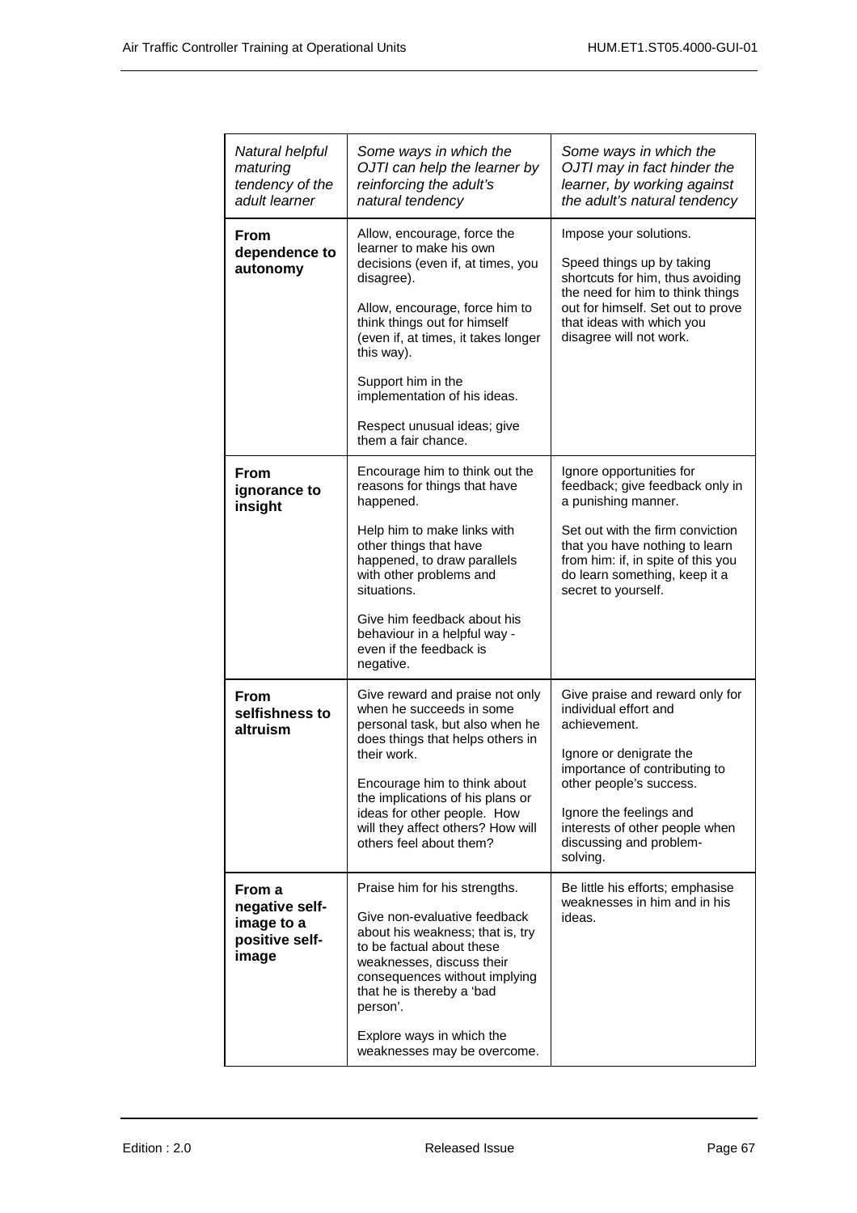| *Natural helpful maturing tendency of the adult learner* | *Some ways in which the OJTI can help the learner by reinforcing the adult's natural tendency* | *Some ways in which the OJTI may in fact hinder the learner, by working against the adult's natural tendency* |
|---|---|---|
| **From dependence to autonomy** | Allow, encourage, force the learner to make his own decisions (even if, at times, you disagree).<br><br>Allow, encourage, force him to think things out for himself (even if, at times, it takes longer this way).<br><br>Support him in the implementation of his ideas.<br><br>Respect unusual ideas; give them a fair chance. | Impose your solutions.<br><br>Speed things up by taking shortcuts for him, thus avoiding the need for him to think things out for himself. Set out to prove that ideas with which you disagree will not work. |
| **From ignorance to insight** | Encourage him to think out the reasons for things that have happened.<br><br>Help him to make links with other things that have happened, to draw parallels with other problems and situations.<br><br>Give him feedback about his behaviour in a helpful way - even if the feedback is negative. | Ignore opportunities for feedback; give feedback only in a punishing manner.<br><br>Set out with the firm conviction that you have nothing to learn from him: if, in spite of this you do learn something, keep it a secret to yourself. |
| **From selfishness to altruism** | Give reward and praise not only when he succeeds in some personal task, but also when he does things that helps others in their work.<br><br>Encourage him to think about the implications of his plans or ideas for other people. How will they affect others? How will others feel about them? | Give praise and reward only for individual effort and achievement.<br><br>Ignore or denigrate the importance of contributing to other people's success.<br><br>Ignore the feelings and interests of other people when discussing and problem-solving. |
| **From a negative self-image to a positive self-image** | Praise him for his strengths.<br><br>Give non-evaluative feedback about his weakness; that is, try to be factual about these weaknesses, discuss their consequences without implying that he is thereby a 'bad person'.<br><br>Explore ways in which the weaknesses may be overcome. | Be little his efforts; emphasise weaknesses in him and in his ideas. |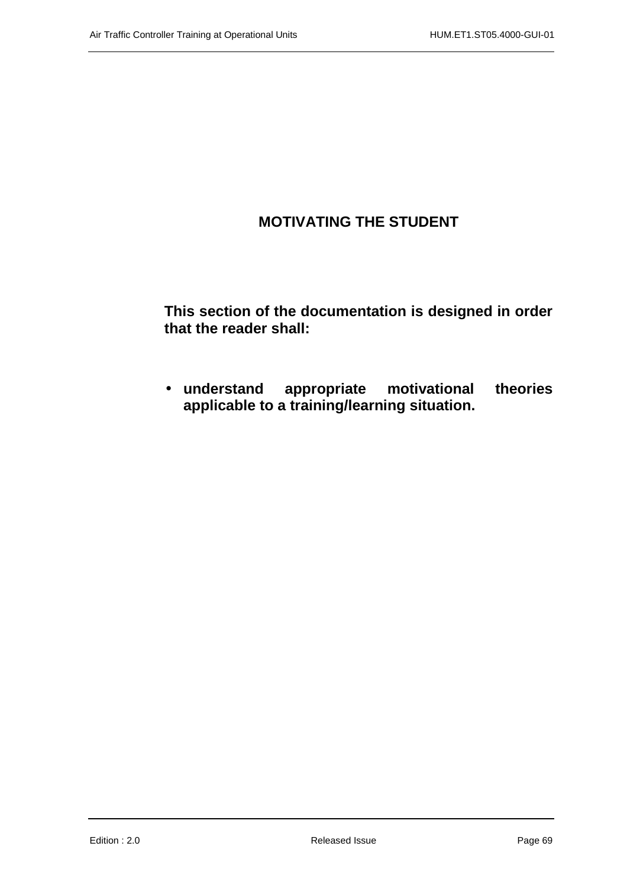# MOTIVATING THE STUDENT

**This section of the documentation is designed in order that the reader shall:**

- **understand appropriate motivational theories applicable to a training/learning situation.**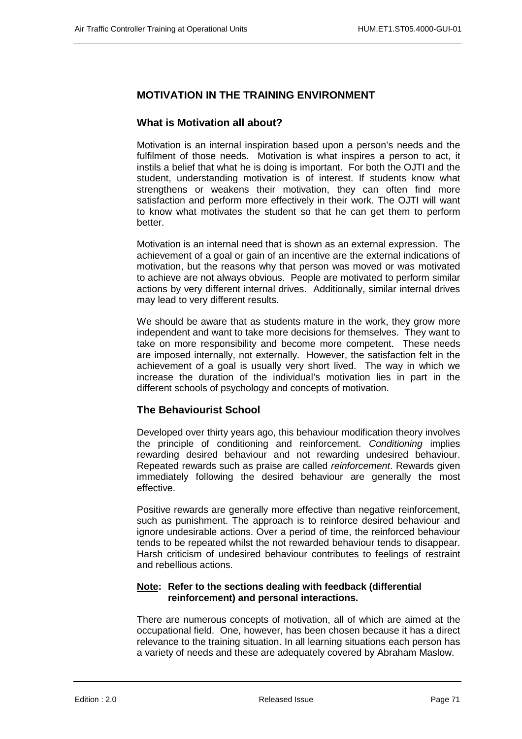## MOTIVATION IN THE TRAINING ENVIRONMENT

### What is Motivation all about?

Motivation is an internal inspiration based upon a person's needs and the fulfilment of those needs. Motivation is what inspires a person to act, it instils a belief that what he is doing is important. For both the OJTI and the student, understanding motivation is of interest. If students know what strengthens or weakens their motivation, they can often find more satisfaction and perform more effectively in their work. The OJTI will want to know what motivates the student so that he can get them to perform better.

Motivation is an internal need that is shown as an external expression. The achievement of a goal or gain of an incentive are the external indications of motivation, but the reasons why that person was moved or was motivated to achieve are not always obvious. People are motivated to perform similar actions by very different internal drives. Additionally, similar internal drives may lead to very different results.

We should be aware that as students mature in the work, they grow more independent and want to take more decisions for themselves. They want to take on more responsibility and become more competent. These needs are imposed internally, not externally. However, the satisfaction felt in the achievement of a goal is usually very short lived. The way in which we increase the duration of the individual's motivation lies in part in the different schools of psychology and concepts of motivation.

### The Behaviourist School

Developed over thirty years ago, this behaviour modification theory involves the principle of conditioning and reinforcement. *Conditioning* implies rewarding desired behaviour and not rewarding undesired behaviour. Repeated rewards such as praise are called *reinforcement*. Rewards given immediately following the desired behaviour are generally the most effective.

Positive rewards are generally more effective than negative reinforcement, such as punishment. The approach is to reinforce desired behaviour and ignore undesirable actions. Over a period of time, the reinforced behaviour tends to be repeated whilst the not rewarded behaviour tends to disappear. Harsh criticism of undesired behaviour contributes to feelings of restraint and rebellious actions.

**<u>Note</u>: Refer to the sections dealing with feedback (differential reinforcement) and personal interactions.**

There are numerous concepts of motivation, all of which are aimed at the occupational field. One, however, has been chosen because it has a direct relevance to the training situation. In all learning situations each person has a variety of needs and these are adequately covered by Abraham Maslow.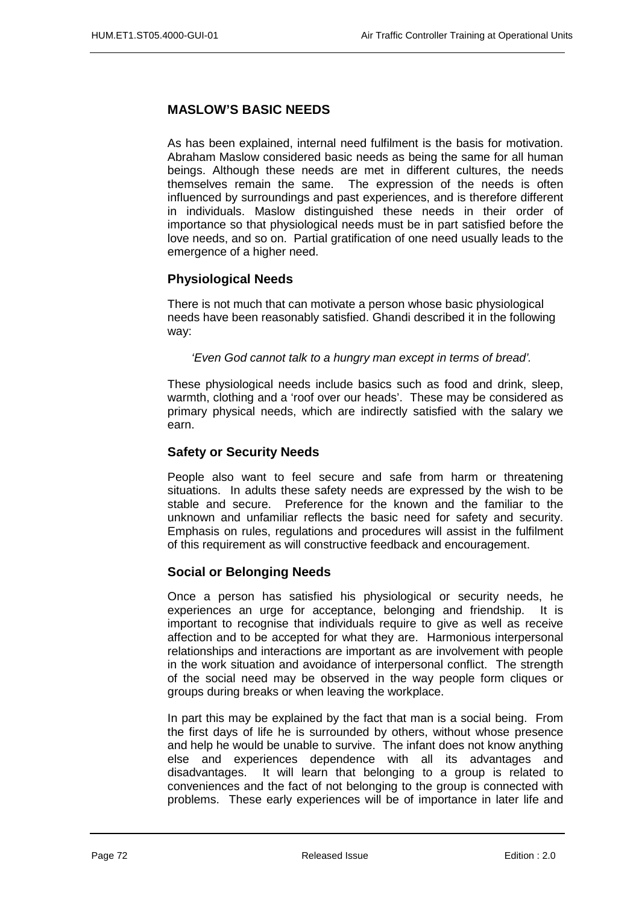## MASLOW'S BASIC NEEDS

As has been explained, internal need fulfilment is the basis for motivation. Abraham Maslow considered basic needs as being the same for all human beings. Although these needs are met in different cultures, the needs themselves remain the same. The expression of the needs is often influenced by surroundings and past experiences, and is therefore different in individuals. Maslow distinguished these needs in their order of importance so that physiological needs must be in part satisfied before the love needs, and so on. Partial gratification of one need usually leads to the emergence of a higher need.

### Physiological Needs

There is not much that can motivate a person whose basic physiological needs have been reasonably satisfied. Ghandi described it in the following way:

*'Even God cannot talk to a hungry man except in terms of bread'.*

These physiological needs include basics such as food and drink, sleep, warmth, clothing and a 'roof over our heads'. These may be considered as primary physical needs, which are indirectly satisfied with the salary we earn.

### Safety or Security Needs

People also want to feel secure and safe from harm or threatening situations. In adults these safety needs are expressed by the wish to be stable and secure. Preference for the known and the familiar to the unknown and unfamiliar reflects the basic need for safety and security. Emphasis on rules, regulations and procedures will assist in the fulfilment of this requirement as will constructive feedback and encouragement.

### Social or Belonging Needs

Once a person has satisfied his physiological or security needs, he experiences an urge for acceptance, belonging and friendship. It is important to recognise that individuals require to give as well as receive affection and to be accepted for what they are. Harmonious interpersonal relationships and interactions are important as are involvement with people in the work situation and avoidance of interpersonal conflict. The strength of the social need may be observed in the way people form cliques or groups during breaks or when leaving the workplace.

In part this may be explained by the fact that man is a social being. From the first days of life he is surrounded by others, without whose presence and help he would be unable to survive. The infant does not know anything else and experiences dependence with all its advantages and disadvantages. It will learn that belonging to a group is related to conveniences and the fact of not belonging to the group is connected with problems. These early experiences will be of importance in later life and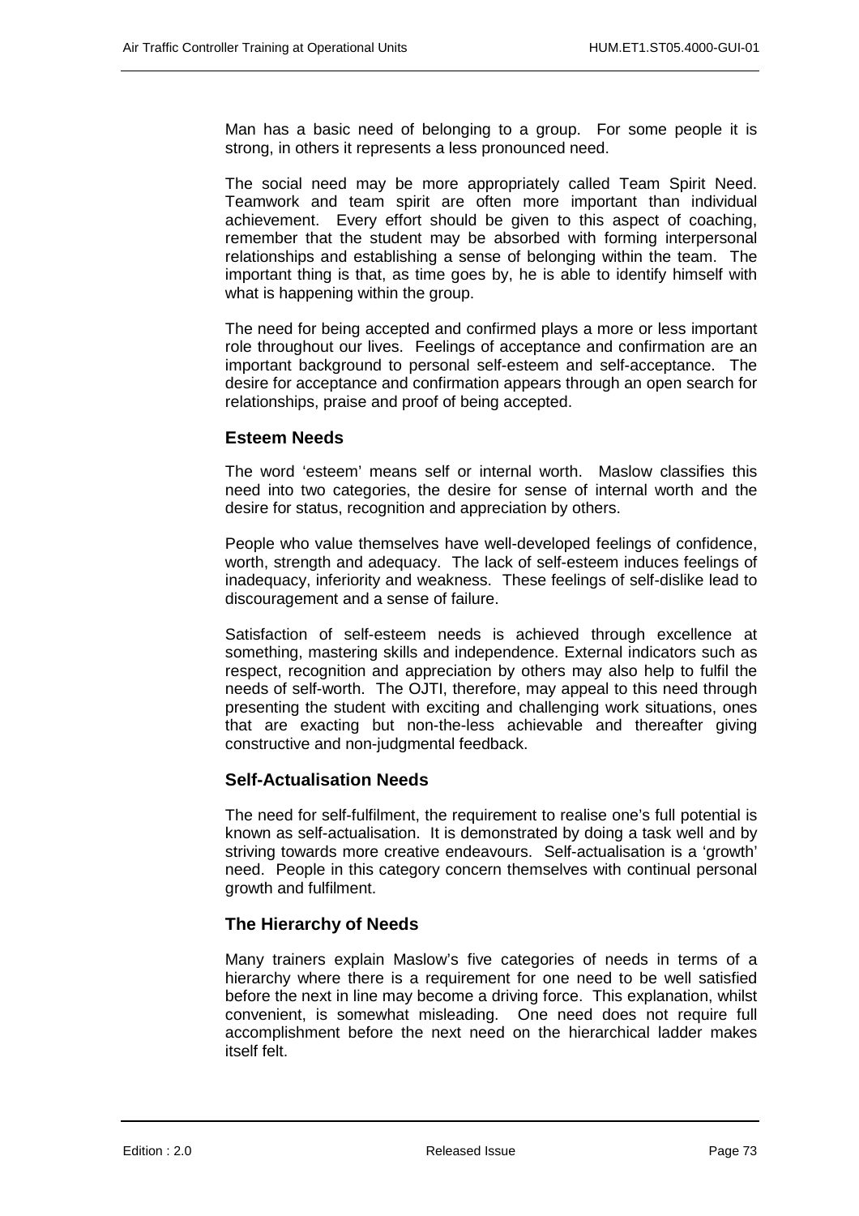Man has a basic need of belonging to a group. For some people it is strong, in others it represents a less pronounced need.

The social need may be more appropriately called Team Spirit Need. Teamwork and team spirit are often more important than individual achievement. Every effort should be given to this aspect of coaching, remember that the student may be absorbed with forming interpersonal relationships and establishing a sense of belonging within the team. The important thing is that, as time goes by, he is able to identify himself with what is happening within the group.

The need for being accepted and confirmed plays a more or less important role throughout our lives. Feelings of acceptance and confirmation are an important background to personal self-esteem and self-acceptance. The desire for acceptance and confirmation appears through an open search for relationships, praise and proof of being accepted.

### Esteem Needs

The word 'esteem' means self or internal worth. Maslow classifies this need into two categories, the desire for sense of internal worth and the desire for status, recognition and appreciation by others.

People who value themselves have well-developed feelings of confidence, worth, strength and adequacy. The lack of self-esteem induces feelings of inadequacy, inferiority and weakness. These feelings of self-dislike lead to discouragement and a sense of failure.

Satisfaction of self-esteem needs is achieved through excellence at something, mastering skills and independence. External indicators such as respect, recognition and appreciation by others may also help to fulfil the needs of self-worth. The OJTI, therefore, may appeal to this need through presenting the student with exciting and challenging work situations, ones that are exacting but non-the-less achievable and thereafter giving constructive and non-judgmental feedback.

### Self-Actualisation Needs

The need for self-fulfilment, the requirement to realise one's full potential is known as self-actualisation. It is demonstrated by doing a task well and by striving towards more creative endeavours. Self-actualisation is a 'growth' need. People in this category concern themselves with continual personal growth and fulfilment.

### The Hierarchy of Needs

Many trainers explain Maslow's five categories of needs in terms of a hierarchy where there is a requirement for one need to be well satisfied before the next in line may become a driving force. This explanation, whilst convenient, is somewhat misleading. One need does not require full accomplishment before the next need on the hierarchical ladder makes itself felt.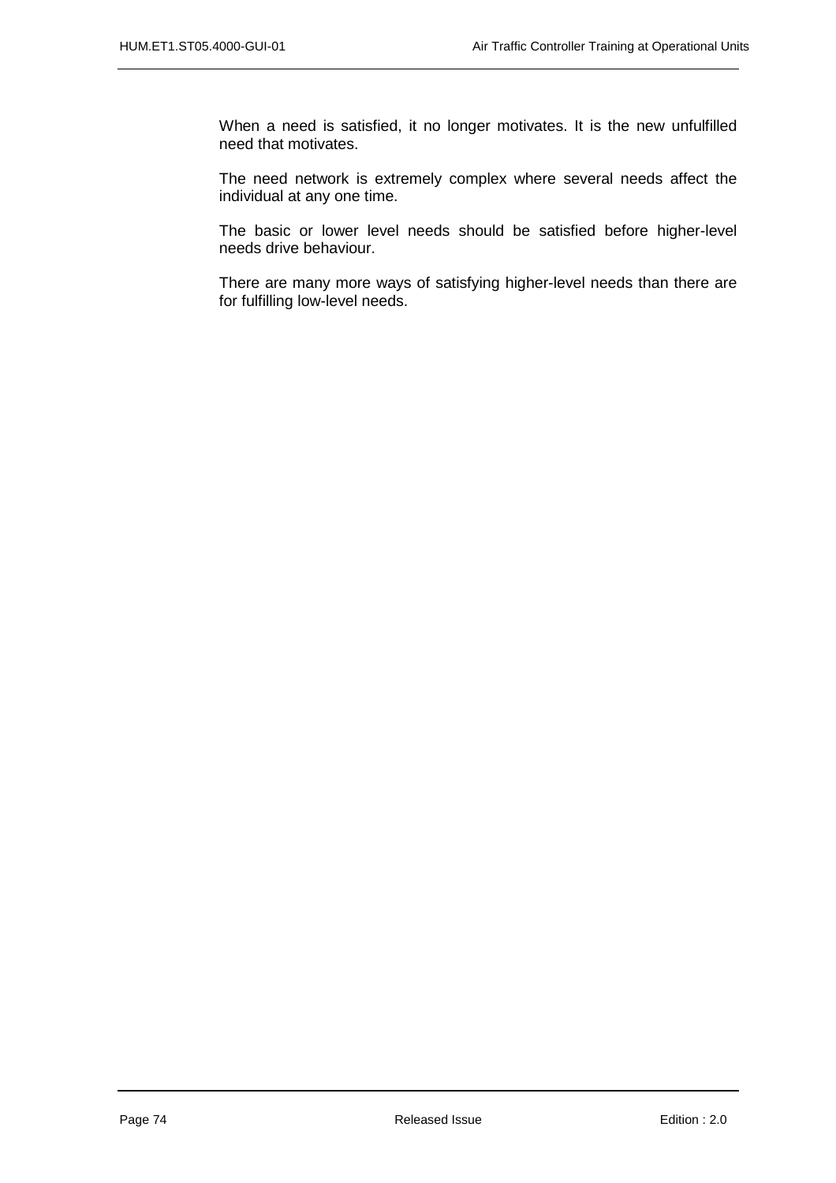When a need is satisfied, it no longer motivates. It is the new unfulfilled need that motivates.

The need network is extremely complex where several needs affect the individual at any one time.

The basic or lower level needs should be satisfied before higher-level needs drive behaviour.

There are many more ways of satisfying higher-level needs than there are for fulfilling low-level needs.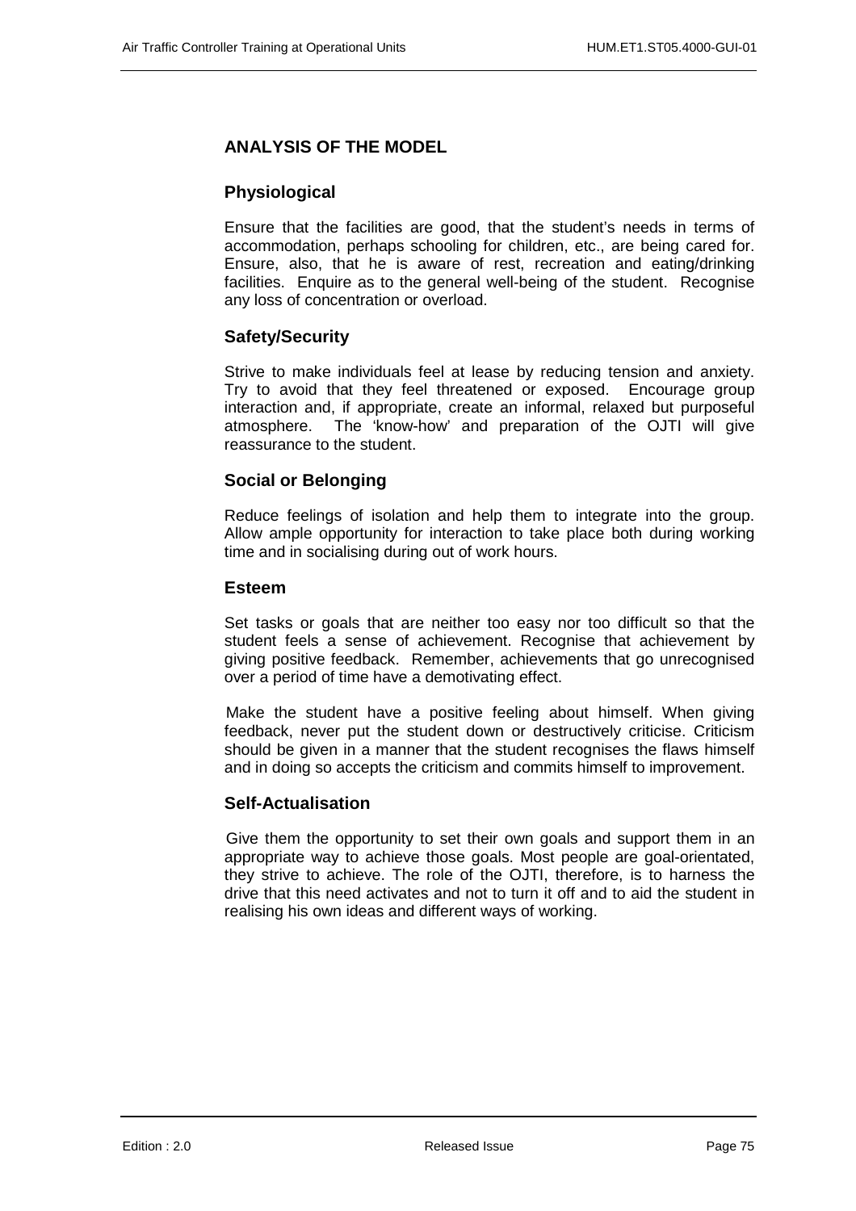## ANALYSIS OF THE MODEL

### Physiological

Ensure that the facilities are good, that the student's needs in terms of accommodation, perhaps schooling for children, etc., are being cared for. Ensure, also, that he is aware of rest, recreation and eating/drinking facilities. Enquire as to the general well-being of the student. Recognise any loss of concentration or overload.

### Safety/Security

Strive to make individuals feel at lease by reducing tension and anxiety. Try to avoid that they feel threatened or exposed. Encourage group interaction and, if appropriate, create an informal, relaxed but purposeful atmosphere. The 'know-how' and preparation of the OJTI will give reassurance to the student.

### Social or Belonging

Reduce feelings of isolation and help them to integrate into the group. Allow ample opportunity for interaction to take place both during working time and in socialising during out of work hours.

### Esteem

Set tasks or goals that are neither too easy nor too difficult so that the student feels a sense of achievement. Recognise that achievement by giving positive feedback. Remember, achievements that go unrecognised over a period of time have a demotivating effect.

Make the student have a positive feeling about himself. When giving feedback, never put the student down or destructively criticise. Criticism should be given in a manner that the student recognises the flaws himself and in doing so accepts the criticism and commits himself to improvement.

### Self-Actualisation

Give them the opportunity to set their own goals and support them in an appropriate way to achieve those goals. Most people are goal-orientated, they strive to achieve. The role of the OJTI, therefore, is to harness the drive that this need activates and not to turn it off and to aid the student in realising his own ideas and different ways of working.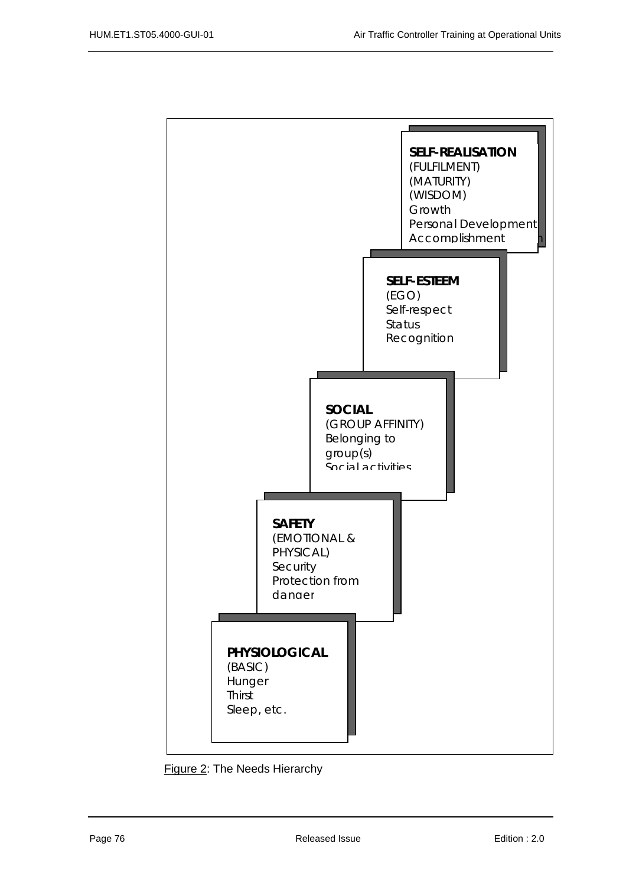**SELF-REALISATION**
(FULFILMENT)
(MATURITY)
(WISDOM)
Growth
Personal Development
Accomplishment

**SELF-ESTEEM**
(EGO)
Self-respect
Status
Recognition

**SOCIAL**
(GROUP AFFINITY)
Belonging to group(s)
Social activities

**SAFETY**
(EMOTIONAL & PHYSICAL)
Security
Protection from danger

**PHYSIOLOGICAL**
(BASIC)
Hunger
Thirst
Sleep, etc.

Figure 2: The Needs Hierarchy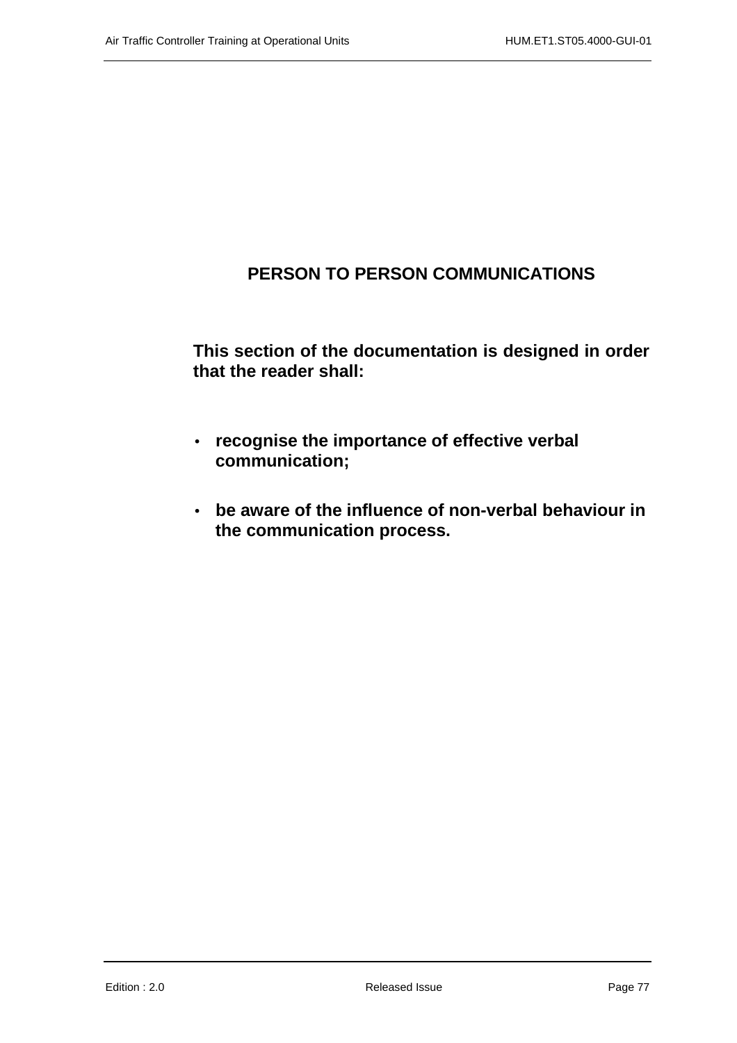# PERSON TO PERSON COMMUNICATIONS

**This section of the documentation is designed in order that the reader shall:**

- **recognise the importance of effective verbal communication;**
- **be aware of the influence of non-verbal behaviour in the communication process.**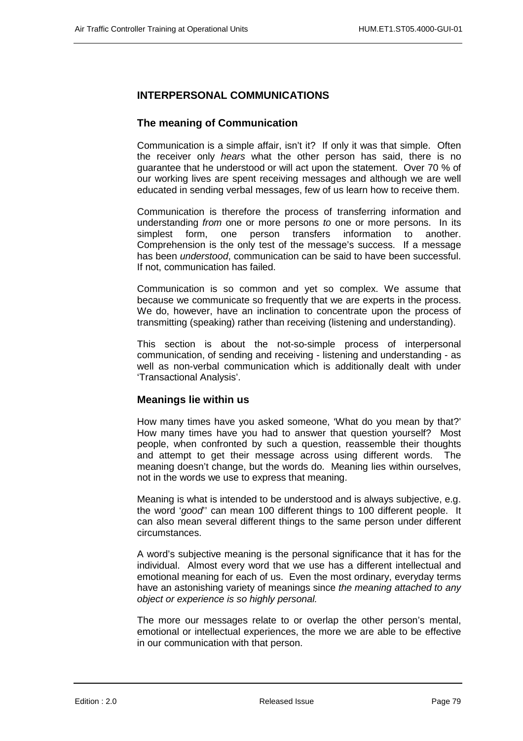## INTERPERSONAL COMMUNICATIONS

### The meaning of Communication

Communication is a simple affair, isn't it? If only it was that simple. Often the receiver only *hears* what the other person has said, there is no guarantee that he understood or will act upon the statement. Over 70 % of our working lives are spent receiving messages and although we are well educated in sending verbal messages, few of us learn how to receive them.

Communication is therefore the process of transferring information and understanding *from* one or more persons *to* one or more persons. In its simplest form, one person transfers information to another. Comprehension is the only test of the message's success. If a message has been *understood*, communication can be said to have been successful. If not, communication has failed.

Communication is so common and yet so complex. We assume that because we communicate so frequently that we are experts in the process. We do, however, have an inclination to concentrate upon the process of transmitting (speaking) rather than receiving (listening and understanding).

This section is about the not-so-simple process of interpersonal communication, of sending and receiving - listening and understanding - as well as non-verbal communication which is additionally dealt with under 'Transactional Analysis'.

### Meanings lie within us

How many times have you asked someone, 'What do you mean by that?' How many times have you had to answer that question yourself? Most people, when confronted by such a question, reassemble their thoughts and attempt to get their message across using different words. The meaning doesn't change, but the words do. Meaning lies within ourselves, not in the words we use to express that meaning.

Meaning is what is intended to be understood and is always subjective, e.g. the word '*good*'' can mean 100 different things to 100 different people. It can also mean several different things to the same person under different circumstances.

A word's subjective meaning is the personal significance that it has for the individual. Almost every word that we use has a different intellectual and emotional meaning for each of us. Even the most ordinary, everyday terms have an astonishing variety of meanings since *the meaning attached to any object or experience is so highly personal.*

The more our messages relate to or overlap the other person's mental, emotional or intellectual experiences, the more we are able to be effective in our communication with that person.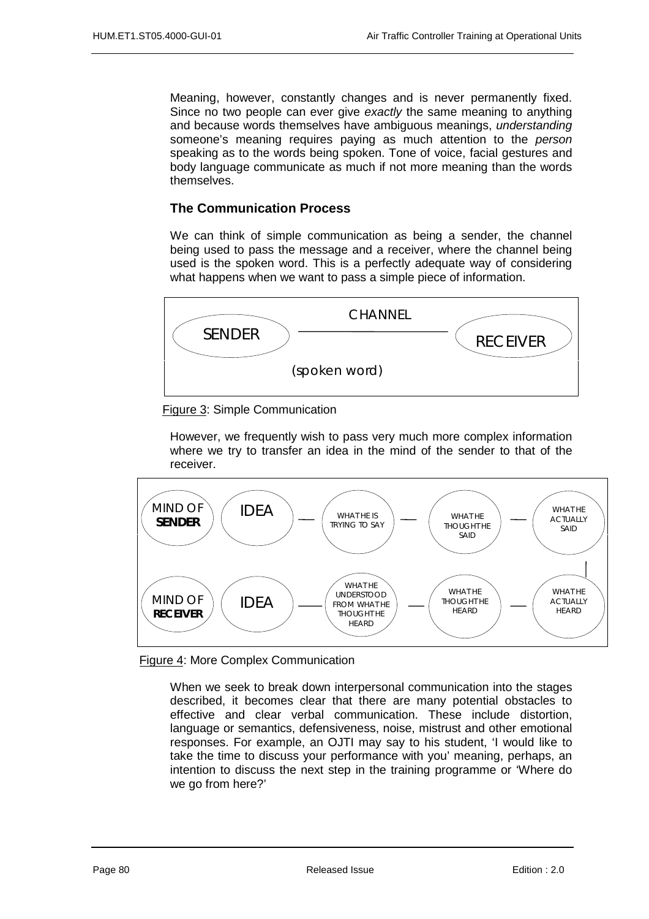Meaning, however, constantly changes and is never permanently fixed. Since no two people can ever give *exactly* the same meaning to anything and because words themselves have ambiguous meanings, *understanding* someone's meaning requires paying as much attention to the *person* speaking as to the words being spoken. Tone of voice, facial gestures and body language communicate as much if not more meaning than the words themselves.

### The Communication Process

We can think of simple communication as being a sender, the channel being used to pass the message and a receiver, where the channel being used is the spoken word. This is a perfectly adequate way of considering what happens when we want to pass a simple piece of information.

SENDER — CHANNEL — RECEIVER

(spoken word)

Figure 3: Simple Communication

However, we frequently wish to pass very much more complex information where we try to transfer an idea in the mind of the sender to that of the receiver.

MIND OF **SENDER** — IDEA — WHAT HE IS TRYING TO SAY — WHAT HE THOUGHT HE SAID — WHAT HE ACTUALLY SAID

MIND OF **RECEIVER** — IDEA — WHAT HE UNDERSTOOD FROM WHAT HE THOUGHT HE HEARD — WHAT HE THOUGHT HE HEARD — WHAT HE ACTUALLY HEARD

Figure 4: More Complex Communication

When we seek to break down interpersonal communication into the stages described, it becomes clear that there are many potential obstacles to effective and clear verbal communication. These include distortion, language or semantics, defensiveness, noise, mistrust and other emotional responses. For example, an OJTI may say to his student, 'I would like to take the time to discuss your performance with you' meaning, perhaps, an intention to discuss the next step in the training programme or 'Where do we go from here?'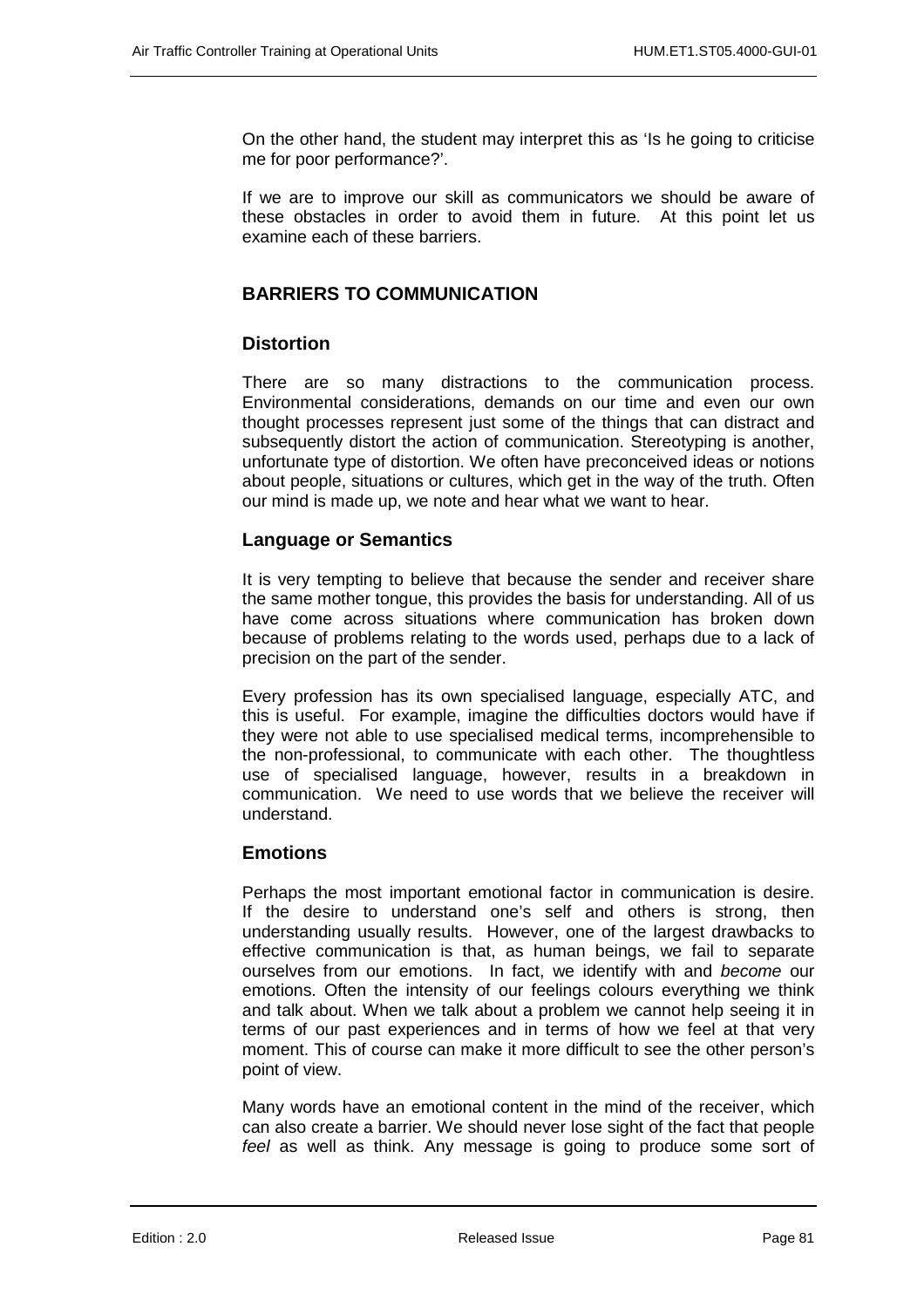On the other hand, the student may interpret this as 'Is he going to criticise me for poor performance?'.

If we are to improve our skill as communicators we should be aware of these obstacles in order to avoid them in future. At this point let us examine each of these barriers.

## BARRIERS TO COMMUNICATION

### Distortion

There are so many distractions to the communication process. Environmental considerations, demands on our time and even our own thought processes represent just some of the things that can distract and subsequently distort the action of communication. Stereotyping is another, unfortunate type of distortion. We often have preconceived ideas or notions about people, situations or cultures, which get in the way of the truth. Often our mind is made up, we note and hear what we want to hear.

### Language or Semantics

It is very tempting to believe that because the sender and receiver share the same mother tongue, this provides the basis for understanding. All of us have come across situations where communication has broken down because of problems relating to the words used, perhaps due to a lack of precision on the part of the sender.

Every profession has its own specialised language, especially ATC, and this is useful. For example, imagine the difficulties doctors would have if they were not able to use specialised medical terms, incomprehensible to the non-professional, to communicate with each other. The thoughtless use of specialised language, however, results in a breakdown in communication. We need to use words that we believe the receiver will understand.

### Emotions

Perhaps the most important emotional factor in communication is desire. If the desire to understand one's self and others is strong, then understanding usually results. However, one of the largest drawbacks to effective communication is that, as human beings, we fail to separate ourselves from our emotions. In fact, we identify with and *become* our emotions. Often the intensity of our feelings colours everything we think and talk about. When we talk about a problem we cannot help seeing it in terms of our past experiences and in terms of how we feel at that very moment. This of course can make it more difficult to see the other person's point of view.

Many words have an emotional content in the mind of the receiver, which can also create a barrier. We should never lose sight of the fact that people *feel* as well as think. Any message is going to produce some sort of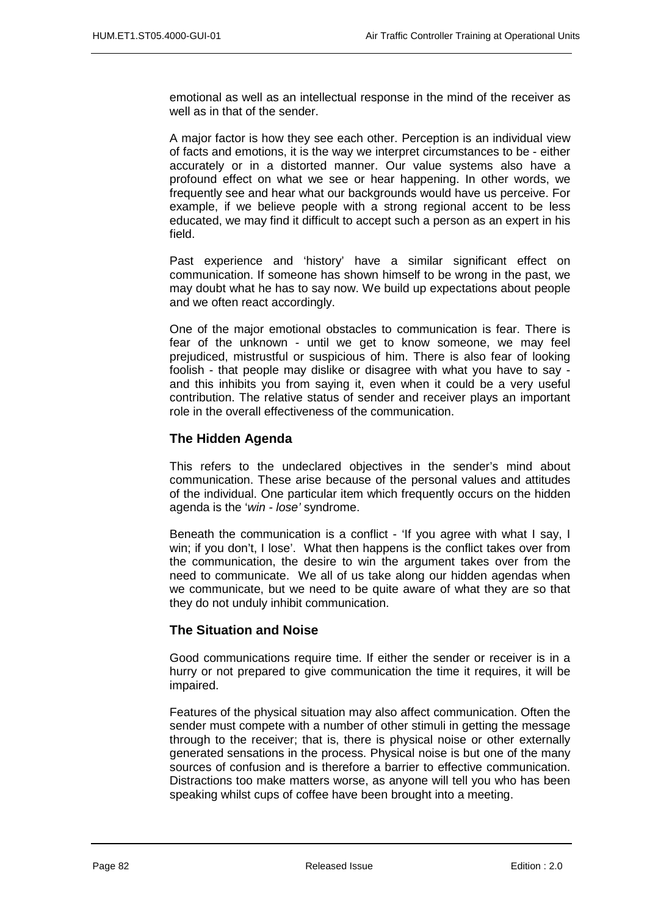emotional as well as an intellectual response in the mind of the receiver as well as in that of the sender.

A major factor is how they see each other. Perception is an individual view of facts and emotions, it is the way we interpret circumstances to be - either accurately or in a distorted manner. Our value systems also have a profound effect on what we see or hear happening. In other words, we frequently see and hear what our backgrounds would have us perceive. For example, if we believe people with a strong regional accent to be less educated, we may find it difficult to accept such a person as an expert in his field.

Past experience and 'history' have a similar significant effect on communication. If someone has shown himself to be wrong in the past, we may doubt what he has to say now. We build up expectations about people and we often react accordingly.

One of the major emotional obstacles to communication is fear. There is fear of the unknown - until we get to know someone, we may feel prejudiced, mistrustful or suspicious of him. There is also fear of looking foolish - that people may dislike or disagree with what you have to say - and this inhibits you from saying it, even when it could be a very useful contribution. The relative status of sender and receiver plays an important role in the overall effectiveness of the communication.

### The Hidden Agenda

This refers to the undeclared objectives in the sender's mind about communication. These arise because of the personal values and attitudes of the individual. One particular item which frequently occurs on the hidden agenda is the '*win - lose'* syndrome.

Beneath the communication is a conflict - 'If you agree with what I say, I win; if you don't, I lose'. What then happens is the conflict takes over from the communication, the desire to win the argument takes over from the need to communicate. We all of us take along our hidden agendas when we communicate, but we need to be quite aware of what they are so that they do not unduly inhibit communication.

### The Situation and Noise

Good communications require time. If either the sender or receiver is in a hurry or not prepared to give communication the time it requires, it will be impaired.

Features of the physical situation may also affect communication. Often the sender must compete with a number of other stimuli in getting the message through to the receiver; that is, there is physical noise or other externally generated sensations in the process. Physical noise is but one of the many sources of confusion and is therefore a barrier to effective communication. Distractions too make matters worse, as anyone will tell you who has been speaking whilst cups of coffee have been brought into a meeting.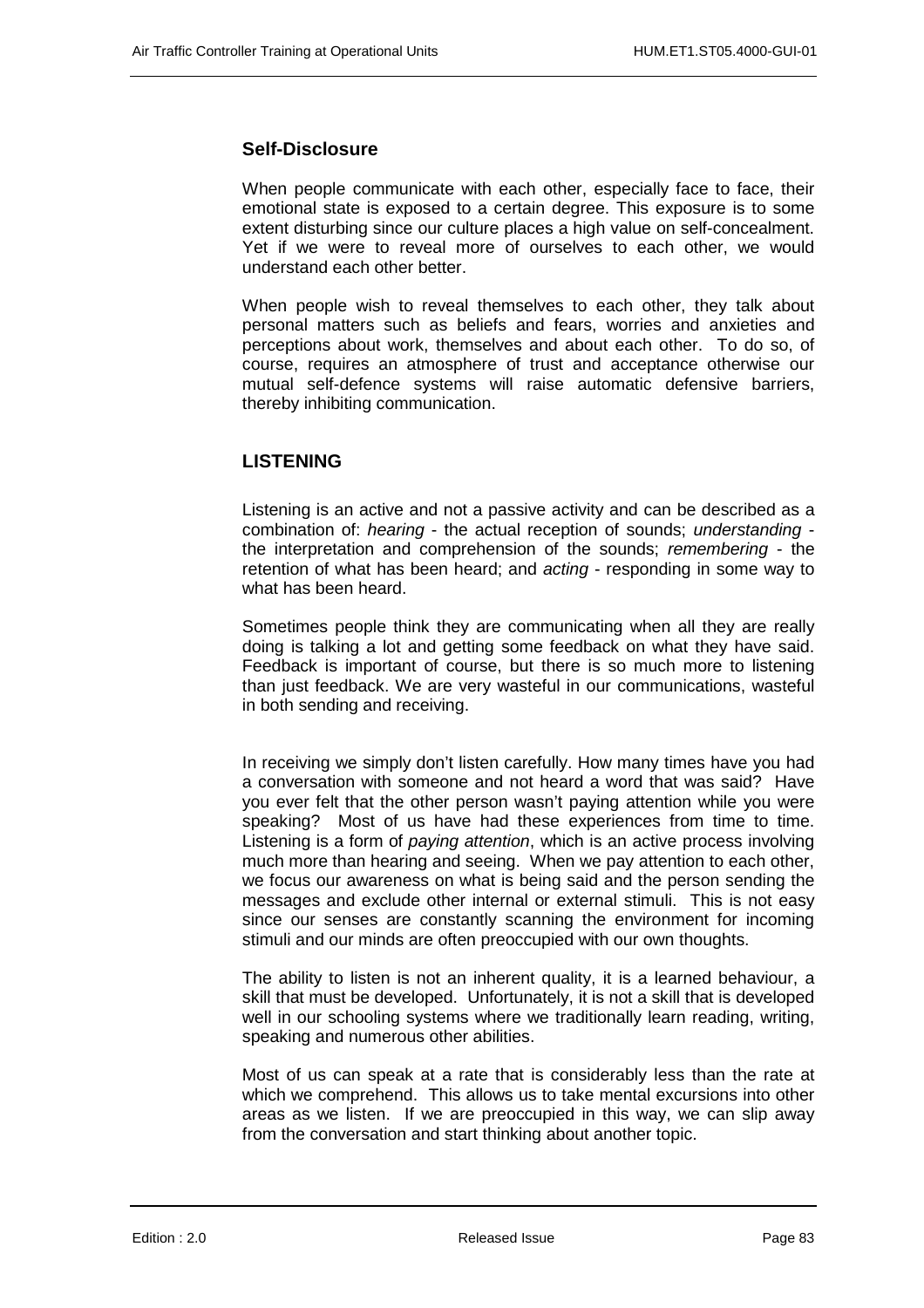### Self-Disclosure

When people communicate with each other, especially face to face, their emotional state is exposed to a certain degree. This exposure is to some extent disturbing since our culture places a high value on self-concealment. Yet if we were to reveal more of ourselves to each other, we would understand each other better.

When people wish to reveal themselves to each other, they talk about personal matters such as beliefs and fears, worries and anxieties and perceptions about work, themselves and about each other. To do so, of course, requires an atmosphere of trust and acceptance otherwise our mutual self-defence systems will raise automatic defensive barriers, thereby inhibiting communication.

## LISTENING

Listening is an active and not a passive activity and can be described as a combination of: *hearing* - the actual reception of sounds; *understanding* - the interpretation and comprehension of the sounds; *remembering* - the retention of what has been heard; and *acting* - responding in some way to what has been heard.

Sometimes people think they are communicating when all they are really doing is talking a lot and getting some feedback on what they have said. Feedback is important of course, but there is so much more to listening than just feedback. We are very wasteful in our communications, wasteful in both sending and receiving.

In receiving we simply don't listen carefully. How many times have you had a conversation with someone and not heard a word that was said? Have you ever felt that the other person wasn't paying attention while you were speaking? Most of us have had these experiences from time to time. Listening is a form of *paying attention*, which is an active process involving much more than hearing and seeing. When we pay attention to each other, we focus our awareness on what is being said and the person sending the messages and exclude other internal or external stimuli. This is not easy since our senses are constantly scanning the environment for incoming stimuli and our minds are often preoccupied with our own thoughts.

The ability to listen is not an inherent quality, it is a learned behaviour, a skill that must be developed. Unfortunately, it is not a skill that is developed well in our schooling systems where we traditionally learn reading, writing, speaking and numerous other abilities.

Most of us can speak at a rate that is considerably less than the rate at which we comprehend. This allows us to take mental excursions into other areas as we listen. If we are preoccupied in this way, we can slip away from the conversation and start thinking about another topic.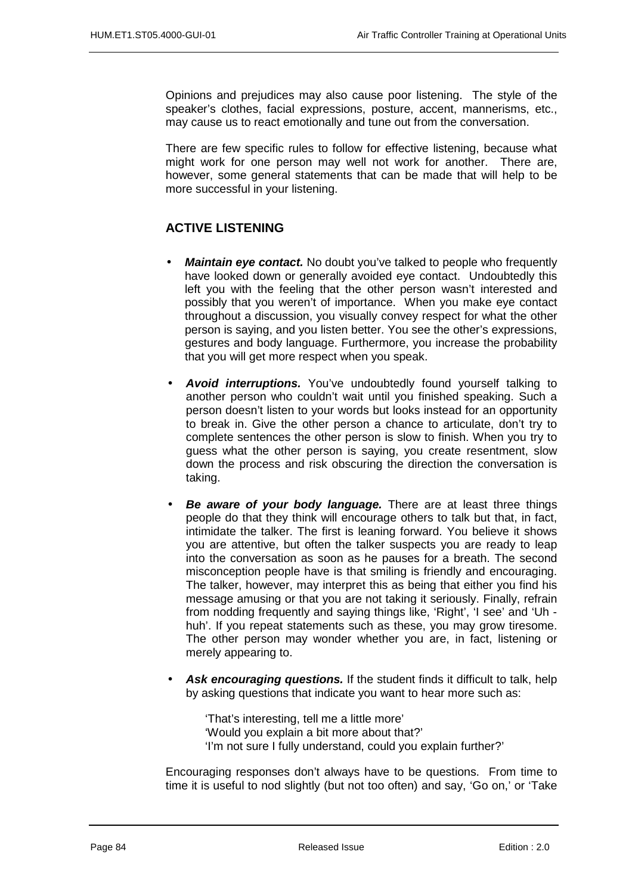Opinions and prejudices may also cause poor listening. The style of the speaker's clothes, facial expressions, posture, accent, mannerisms, etc., may cause us to react emotionally and tune out from the conversation.

There are few specific rules to follow for effective listening, because what might work for one person may well not work for another. There are, however, some general statements that can be made that will help to be more successful in your listening.

## ACTIVE LISTENING

- ***Maintain eye contact.*** No doubt you've talked to people who frequently have looked down or generally avoided eye contact. Undoubtedly this left you with the feeling that the other person wasn't interested and possibly that you weren't of importance. When you make eye contact throughout a discussion, you visually convey respect for what the other person is saying, and you listen better. You see the other's expressions, gestures and body language. Furthermore, you increase the probability that you will get more respect when you speak.

- ***Avoid interruptions.*** You've undoubtedly found yourself talking to another person who couldn't wait until you finished speaking. Such a person doesn't listen to your words but looks instead for an opportunity to break in. Give the other person a chance to articulate, don't try to complete sentences the other person is slow to finish. When you try to guess what the other person is saying, you create resentment, slow down the process and risk obscuring the direction the conversation is taking.

- ***Be aware of your body language.*** There are at least three things people do that they think will encourage others to talk but that, in fact, intimidate the talker. The first is leaning forward. You believe it shows you are attentive, but often the talker suspects you are ready to leap into the conversation as soon as he pauses for a breath. The second misconception people have is that smiling is friendly and encouraging. The talker, however, may interpret this as being that either you find his message amusing or that you are not taking it seriously. Finally, refrain from nodding frequently and saying things like, 'Right', 'I see' and 'Uh - huh'. If you repeat statements such as these, you may grow tiresome. The other person may wonder whether you are, in fact, listening or merely appearing to.

- ***Ask encouraging questions.*** If the student finds it difficult to talk, help by asking questions that indicate you want to hear more such as:

  'That's interesting, tell me a little more'
  'Would you explain a bit more about that?'
  'I'm not sure I fully understand, could you explain further?'

Encouraging responses don't always have to be questions. From time to time it is useful to nod slightly (but not too often) and say, 'Go on,' or 'Take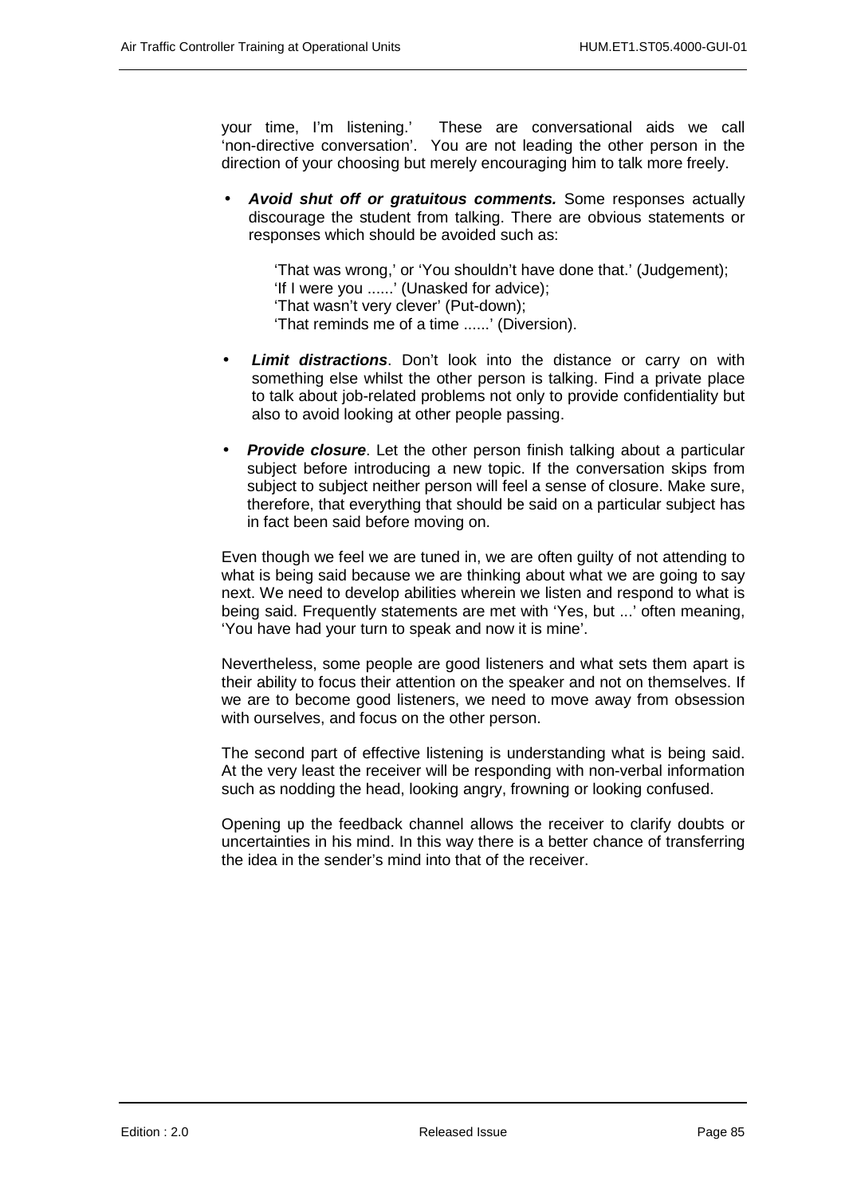your time, I'm listening.' These are conversational aids we call 'non-directive conversation'. You are not leading the other person in the direction of your choosing but merely encouraging him to talk more freely.

- ***Avoid shut off or gratuitous comments.*** Some responses actually discourage the student from talking. There are obvious statements or responses which should be avoided such as:

  'That was wrong,' or 'You shouldn't have done that.' (Judgement);
  'If I were you ......' (Unasked for advice);
  'That wasn't very clever' (Put-down);
  'That reminds me of a time ......' (Diversion).

- ***Limit distractions***. Don't look into the distance or carry on with something else whilst the other person is talking. Find a private place to talk about job-related problems not only to provide confidentiality but also to avoid looking at other people passing.

- ***Provide closure***. Let the other person finish talking about a particular subject before introducing a new topic. If the conversation skips from subject to subject neither person will feel a sense of closure. Make sure, therefore, that everything that should be said on a particular subject has in fact been said before moving on.

Even though we feel we are tuned in, we are often guilty of not attending to what is being said because we are thinking about what we are going to say next. We need to develop abilities wherein we listen and respond to what is being said. Frequently statements are met with 'Yes, but ...' often meaning, 'You have had your turn to speak and now it is mine'.

Nevertheless, some people are good listeners and what sets them apart is their ability to focus their attention on the speaker and not on themselves. If we are to become good listeners, we need to move away from obsession with ourselves, and focus on the other person.

The second part of effective listening is understanding what is being said. At the very least the receiver will be responding with non-verbal information such as nodding the head, looking angry, frowning or looking confused.

Opening up the feedback channel allows the receiver to clarify doubts or uncertainties in his mind. In this way there is a better chance of transferring the idea in the sender's mind into that of the receiver.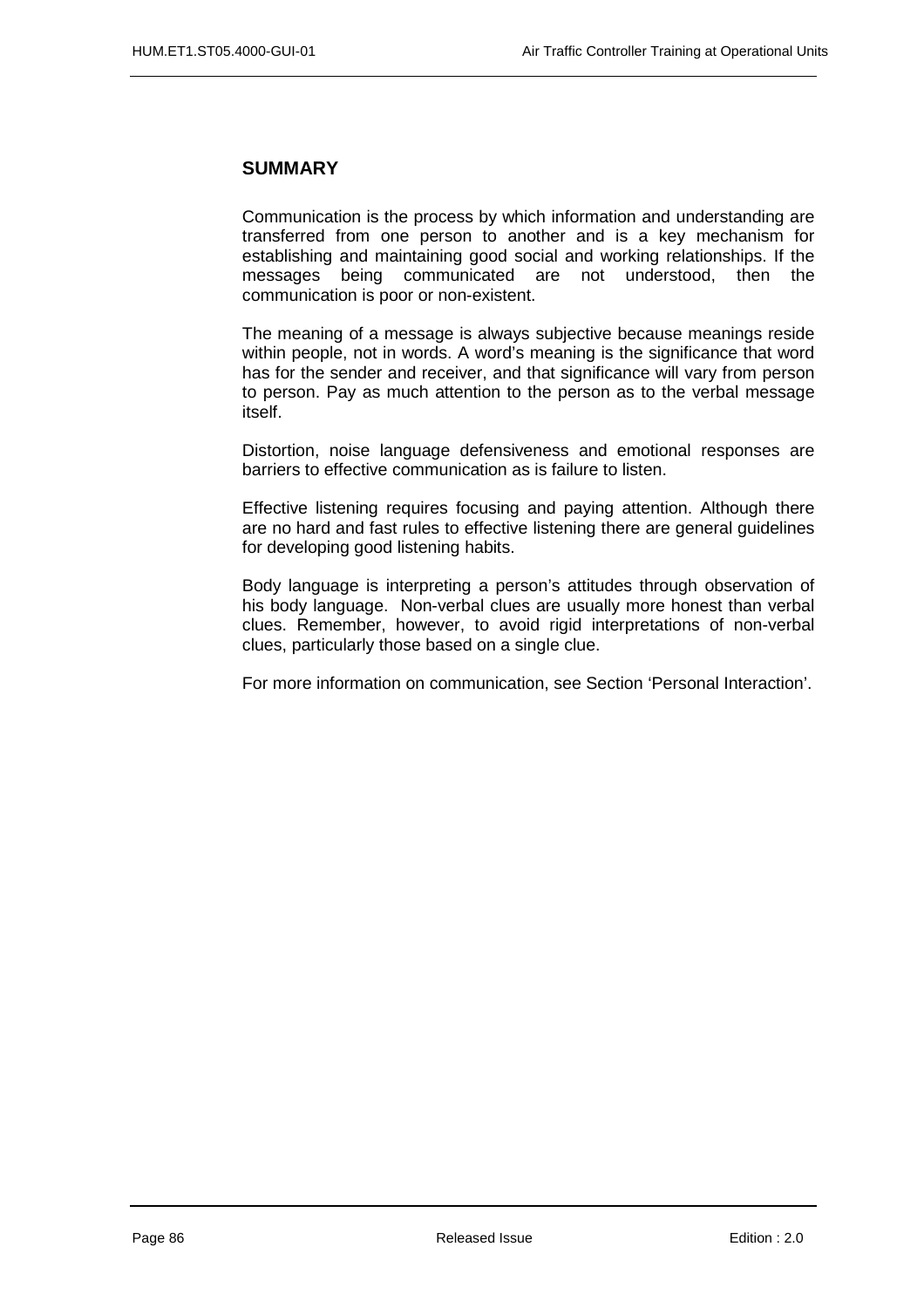## SUMMARY

Communication is the process by which information and understanding are transferred from one person to another and is a key mechanism for establishing and maintaining good social and working relationships. If the messages being communicated are not understood, then the communication is poor or non-existent.

The meaning of a message is always subjective because meanings reside within people, not in words. A word's meaning is the significance that word has for the sender and receiver, and that significance will vary from person to person. Pay as much attention to the person as to the verbal message itself.

Distortion, noise language defensiveness and emotional responses are barriers to effective communication as is failure to listen.

Effective listening requires focusing and paying attention. Although there are no hard and fast rules to effective listening there are general guidelines for developing good listening habits.

Body language is interpreting a person's attitudes through observation of his body language. Non-verbal clues are usually more honest than verbal clues. Remember, however, to avoid rigid interpretations of non-verbal clues, particularly those based on a single clue.

For more information on communication, see Section 'Personal Interaction'.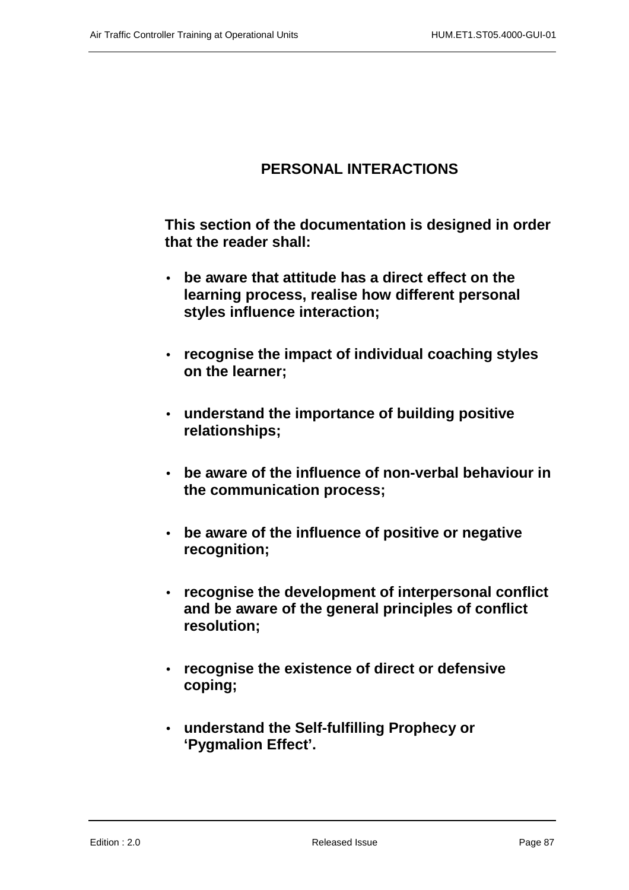# PERSONAL INTERACTIONS

**This section of the documentation is designed in order that the reader shall:**

- **be aware that attitude has a direct effect on the learning process, realise how different personal styles influence interaction;**
- **recognise the impact of individual coaching styles on the learner;**
- **understand the importance of building positive relationships;**
- **be aware of the influence of non-verbal behaviour in the communication process;**
- **be aware of the influence of positive or negative recognition;**
- **recognise the development of interpersonal conflict and be aware of the general principles of conflict resolution;**
- **recognise the existence of direct or defensive coping;**
- **understand the Self-fulfilling Prophecy or 'Pygmalion Effect'.**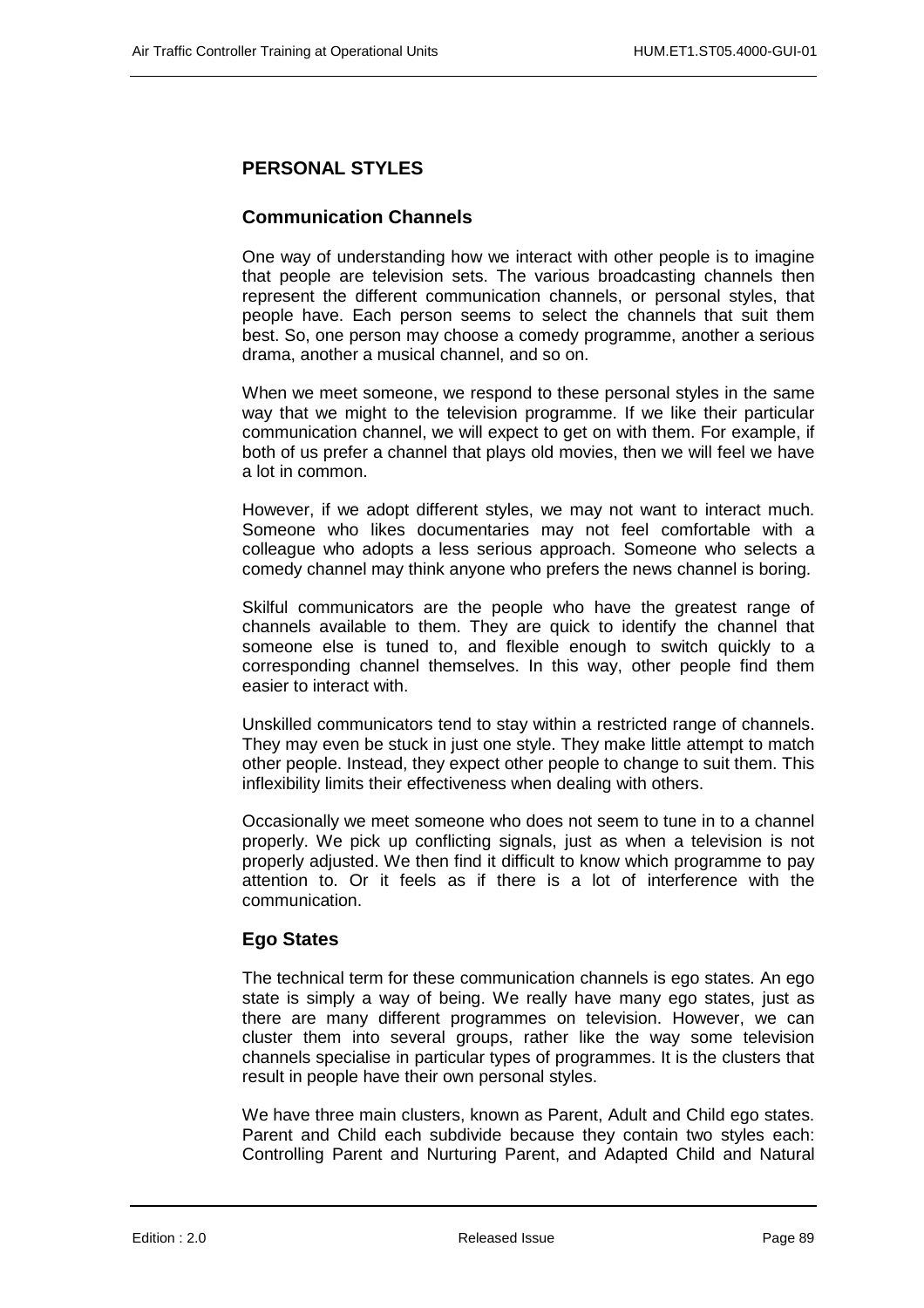## PERSONAL STYLES

### Communication Channels

One way of understanding how we interact with other people is to imagine that people are television sets. The various broadcasting channels then represent the different communication channels, or personal styles, that people have. Each person seems to select the channels that suit them best. So, one person may choose a comedy programme, another a serious drama, another a musical channel, and so on.

When we meet someone, we respond to these personal styles in the same way that we might to the television programme. If we like their particular communication channel, we will expect to get on with them. For example, if both of us prefer a channel that plays old movies, then we will feel we have a lot in common.

However, if we adopt different styles, we may not want to interact much. Someone who likes documentaries may not feel comfortable with a colleague who adopts a less serious approach. Someone who selects a comedy channel may think anyone who prefers the news channel is boring.

Skilful communicators are the people who have the greatest range of channels available to them. They are quick to identify the channel that someone else is tuned to, and flexible enough to switch quickly to a corresponding channel themselves. In this way, other people find them easier to interact with.

Unskilled communicators tend to stay within a restricted range of channels. They may even be stuck in just one style. They make little attempt to match other people. Instead, they expect other people to change to suit them. This inflexibility limits their effectiveness when dealing with others.

Occasionally we meet someone who does not seem to tune in to a channel properly. We pick up conflicting signals, just as when a television is not properly adjusted. We then find it difficult to know which programme to pay attention to. Or it feels as if there is a lot of interference with the communication.

### Ego States

The technical term for these communication channels is ego states. An ego state is simply a way of being. We really have many ego states, just as there are many different programmes on television. However, we can cluster them into several groups, rather like the way some television channels specialise in particular types of programmes. It is the clusters that result in people have their own personal styles.

We have three main clusters, known as Parent, Adult and Child ego states. Parent and Child each subdivide because they contain two styles each: Controlling Parent and Nurturing Parent, and Adapted Child and Natural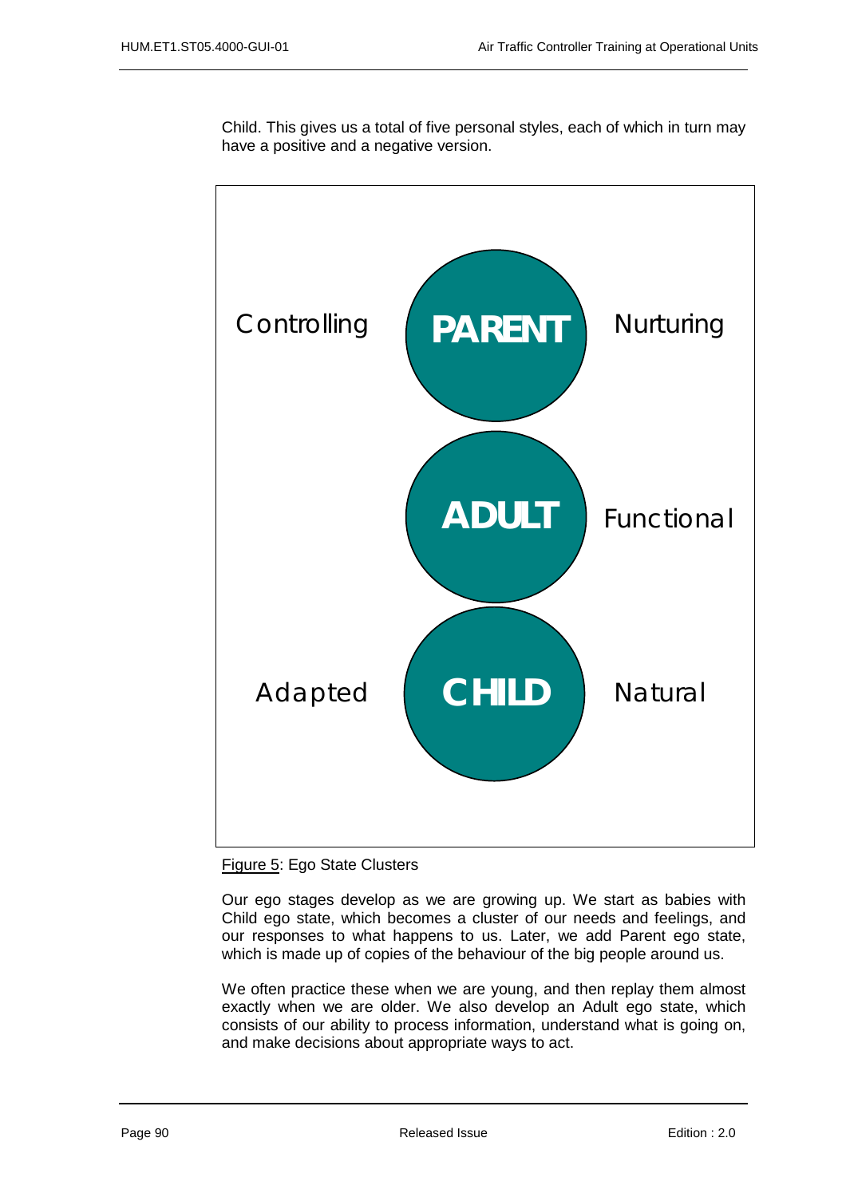Child. This gives us a total of five personal styles, each of which in turn may have a positive and a negative version.

Controlling PARENT Nurturing

ADULT Functional

Adapted CHILD Natural

Figure 5: Ego State Clusters

Our ego stages develop as we are growing up. We start as babies with Child ego state, which becomes a cluster of our needs and feelings, and our responses to what happens to us. Later, we add Parent ego state, which is made up of copies of the behaviour of the big people around us.

We often practice these when we are young, and then replay them almost exactly when we are older. We also develop an Adult ego state, which consists of our ability to process information, understand what is going on, and make decisions about appropriate ways to act.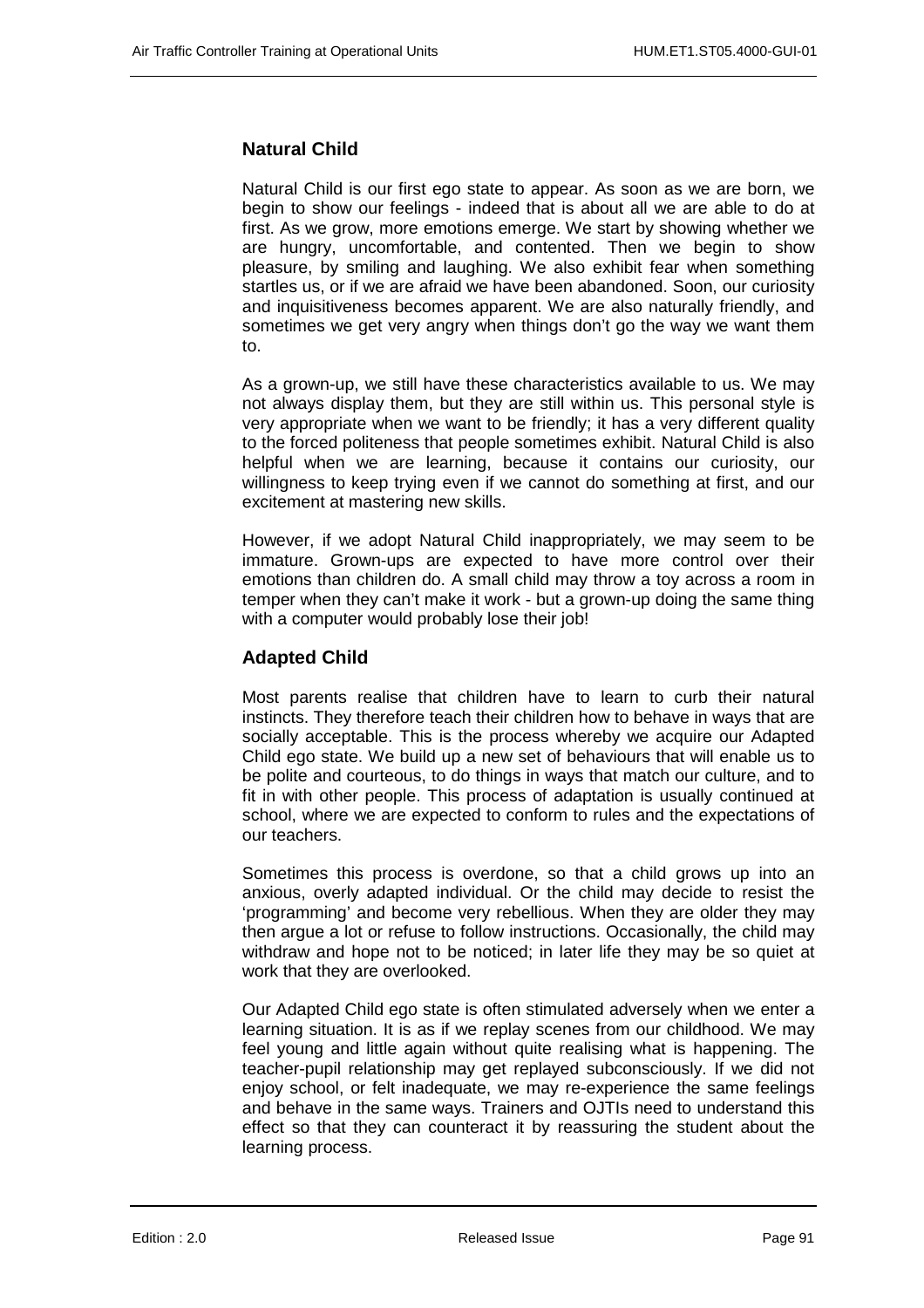## Natural Child

Natural Child is our first ego state to appear. As soon as we are born, we begin to show our feelings - indeed that is about all we are able to do at first. As we grow, more emotions emerge. We start by showing whether we are hungry, uncomfortable, and contented. Then we begin to show pleasure, by smiling and laughing. We also exhibit fear when something startles us, or if we are afraid we have been abandoned. Soon, our curiosity and inquisitiveness becomes apparent. We are also naturally friendly, and sometimes we get very angry when things don't go the way we want them to.

As a grown-up, we still have these characteristics available to us. We may not always display them, but they are still within us. This personal style is very appropriate when we want to be friendly; it has a very different quality to the forced politeness that people sometimes exhibit. Natural Child is also helpful when we are learning, because it contains our curiosity, our willingness to keep trying even if we cannot do something at first, and our excitement at mastering new skills.

However, if we adopt Natural Child inappropriately, we may seem to be immature. Grown-ups are expected to have more control over their emotions than children do. A small child may throw a toy across a room in temper when they can't make it work - but a grown-up doing the same thing with a computer would probably lose their job!

## Adapted Child

Most parents realise that children have to learn to curb their natural instincts. They therefore teach their children how to behave in ways that are socially acceptable. This is the process whereby we acquire our Adapted Child ego state. We build up a new set of behaviours that will enable us to be polite and courteous, to do things in ways that match our culture, and to fit in with other people. This process of adaptation is usually continued at school, where we are expected to conform to rules and the expectations of our teachers.

Sometimes this process is overdone, so that a child grows up into an anxious, overly adapted individual. Or the child may decide to resist the 'programming' and become very rebellious. When they are older they may then argue a lot or refuse to follow instructions. Occasionally, the child may withdraw and hope not to be noticed; in later life they may be so quiet at work that they are overlooked.

Our Adapted Child ego state is often stimulated adversely when we enter a learning situation. It is as if we replay scenes from our childhood. We may feel young and little again without quite realising what is happening. The teacher-pupil relationship may get replayed subconsciously. If we did not enjoy school, or felt inadequate, we may re-experience the same feelings and behave in the same ways. Trainers and OJTIs need to understand this effect so that they can counteract it by reassuring the student about the learning process.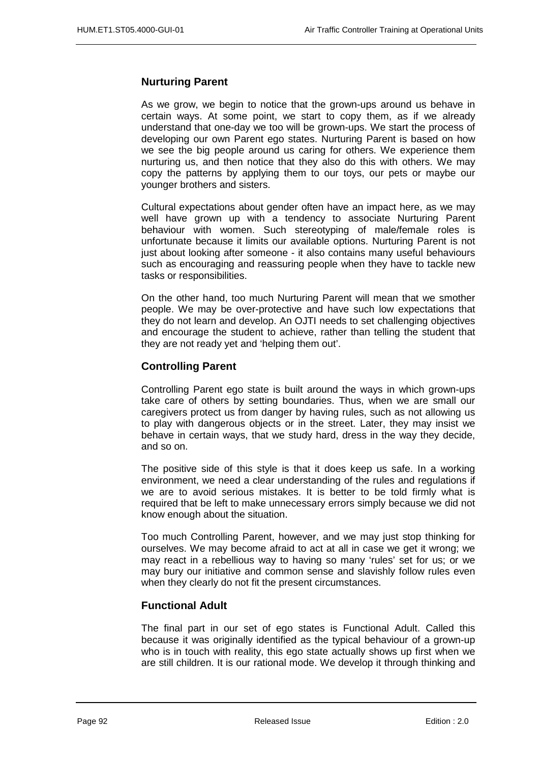## Nurturing Parent

As we grow, we begin to notice that the grown-ups around us behave in certain ways. At some point, we start to copy them, as if we already understand that one-day we too will be grown-ups. We start the process of developing our own Parent ego states. Nurturing Parent is based on how we see the big people around us caring for others. We experience them nurturing us, and then notice that they also do this with others. We may copy the patterns by applying them to our toys, our pets or maybe our younger brothers and sisters.

Cultural expectations about gender often have an impact here, as we may well have grown up with a tendency to associate Nurturing Parent behaviour with women. Such stereotyping of male/female roles is unfortunate because it limits our available options. Nurturing Parent is not just about looking after someone - it also contains many useful behaviours such as encouraging and reassuring people when they have to tackle new tasks or responsibilities.

On the other hand, too much Nurturing Parent will mean that we smother people. We may be over-protective and have such low expectations that they do not learn and develop. An OJTI needs to set challenging objectives and encourage the student to achieve, rather than telling the student that they are not ready yet and 'helping them out'.

## Controlling Parent

Controlling Parent ego state is built around the ways in which grown-ups take care of others by setting boundaries. Thus, when we are small our caregivers protect us from danger by having rules, such as not allowing us to play with dangerous objects or in the street. Later, they may insist we behave in certain ways, that we study hard, dress in the way they decide, and so on.

The positive side of this style is that it does keep us safe. In a working environment, we need a clear understanding of the rules and regulations if we are to avoid serious mistakes. It is better to be told firmly what is required that be left to make unnecessary errors simply because we did not know enough about the situation.

Too much Controlling Parent, however, and we may just stop thinking for ourselves. We may become afraid to act at all in case we get it wrong; we may react in a rebellious way to having so many 'rules' set for us; or we may bury our initiative and common sense and slavishly follow rules even when they clearly do not fit the present circumstances.

## Functional Adult

The final part in our set of ego states is Functional Adult. Called this because it was originally identified as the typical behaviour of a grown-up who is in touch with reality, this ego state actually shows up first when we are still children. It is our rational mode. We develop it through thinking and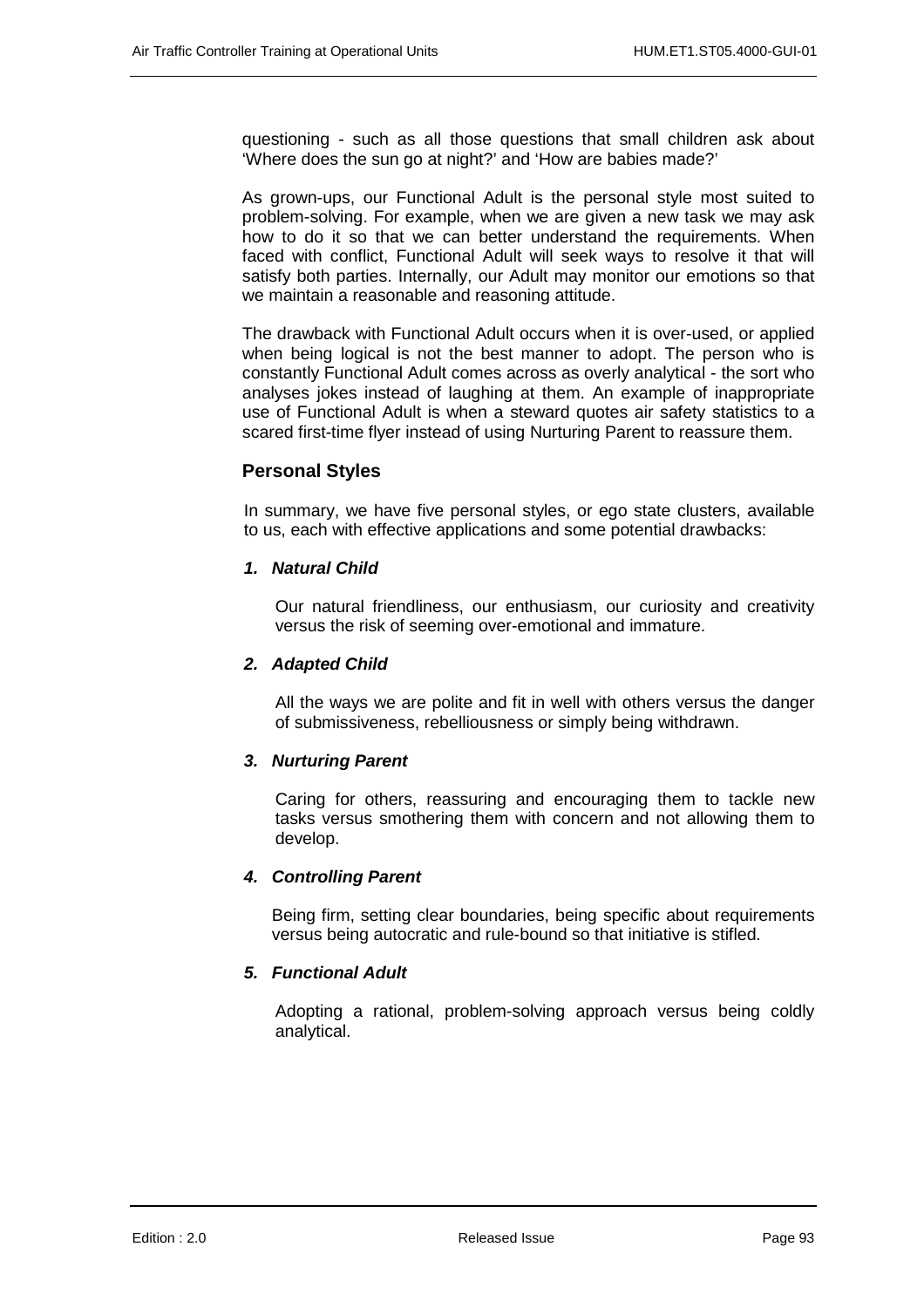questioning - such as all those questions that small children ask about 'Where does the sun go at night?' and 'How are babies made?'

As grown-ups, our Functional Adult is the personal style most suited to problem-solving. For example, when we are given a new task we may ask how to do it so that we can better understand the requirements. When faced with conflict, Functional Adult will seek ways to resolve it that will satisfy both parties. Internally, our Adult may monitor our emotions so that we maintain a reasonable and reasoning attitude.

The drawback with Functional Adult occurs when it is over-used, or applied when being logical is not the best manner to adopt. The person who is constantly Functional Adult comes across as overly analytical - the sort who analyses jokes instead of laughing at them. An example of inappropriate use of Functional Adult is when a steward quotes air safety statistics to a scared first-time flyer instead of using Nurturing Parent to reassure them.

### Personal Styles

In summary, we have five personal styles, or ego state clusters, available to us, each with effective applications and some potential drawbacks:

***1. Natural Child***

Our natural friendliness, our enthusiasm, our curiosity and creativity versus the risk of seeming over-emotional and immature.

***2. Adapted Child***

All the ways we are polite and fit in well with others versus the danger of submissiveness, rebelliousness or simply being withdrawn.

***3. Nurturing Parent***

Caring for others, reassuring and encouraging them to tackle new tasks versus smothering them with concern and not allowing them to develop.

***4. Controlling Parent***

Being firm, setting clear boundaries, being specific about requirements versus being autocratic and rule-bound so that initiative is stifled.

***5. Functional Adult***

Adopting a rational, problem-solving approach versus being coldly analytical.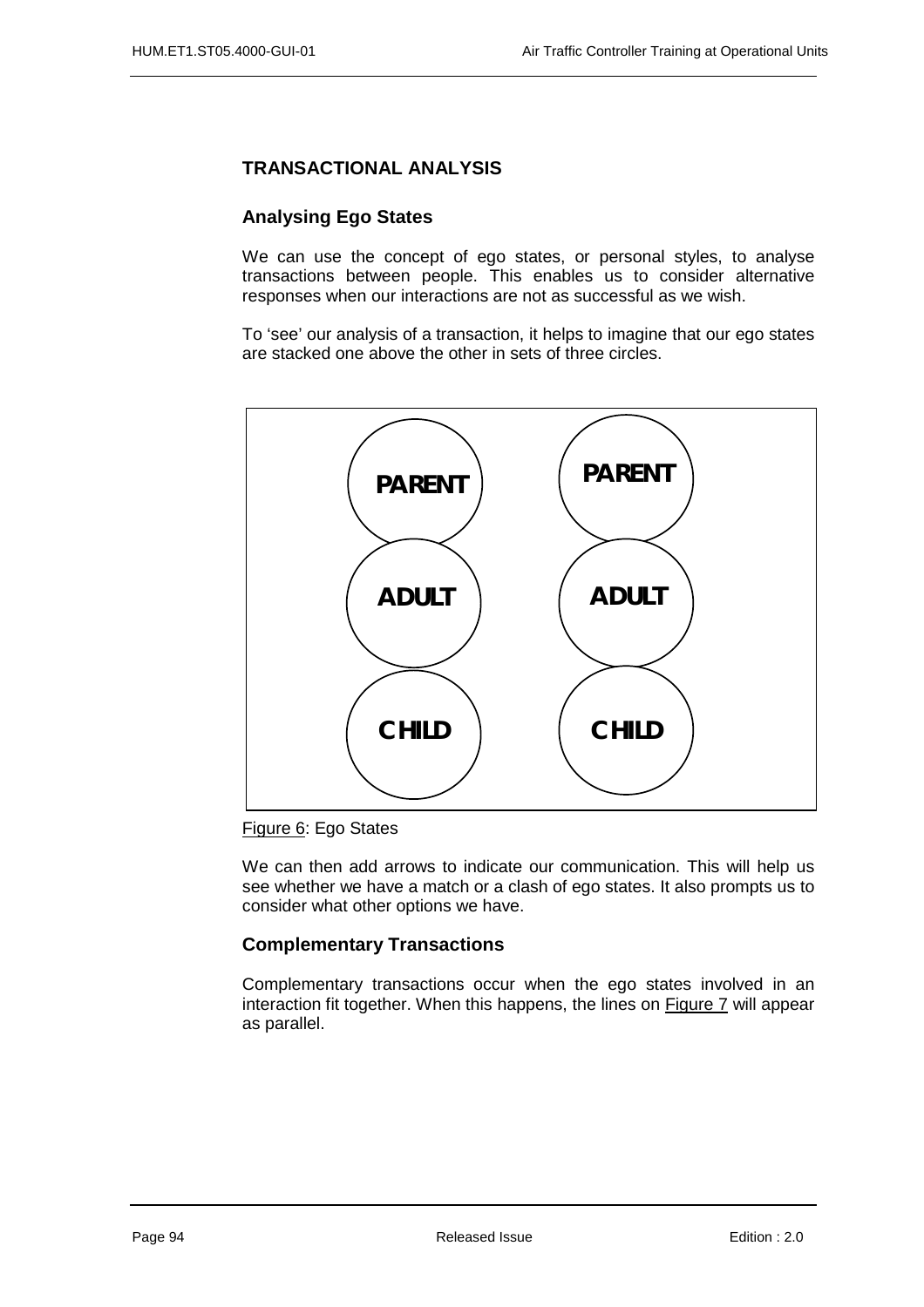## TRANSACTIONAL ANALYSIS

### Analysing Ego States

We can use the concept of ego states, or personal styles, to analyse transactions between people. This enables us to consider alternative responses when our interactions are not as successful as we wish.

To 'see' our analysis of a transaction, it helps to imagine that our ego states are stacked one above the other in sets of three circles.

PARENT PARENT

ADULT ADULT

CHILD CHILD

Figure 6: Ego States

We can then add arrows to indicate our communication. This will help us see whether we have a match or a clash of ego states. It also prompts us to consider what other options we have.

### Complementary Transactions

Complementary transactions occur when the ego states involved in an interaction fit together. When this happens, the lines on Figure 7 will appear as parallel.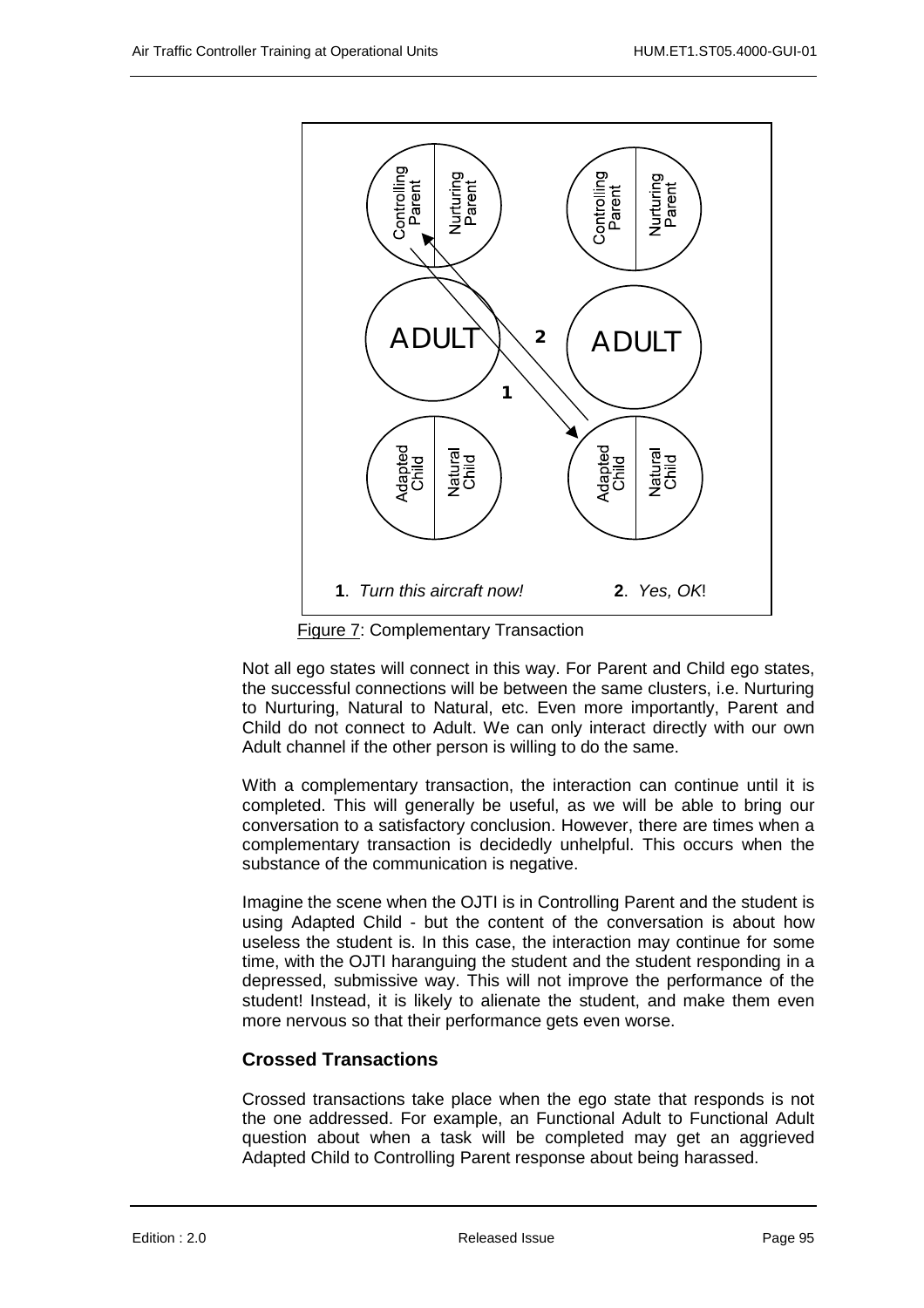**1**. *Turn this aircraft now!* **2**. *Yes, OK*!

Figure 7: Complementary Transaction

Not all ego states will connect in this way. For Parent and Child ego states, the successful connections will be between the same clusters, i.e. Nurturing to Nurturing, Natural to Natural, etc. Even more importantly, Parent and Child do not connect to Adult. We can only interact directly with our own Adult channel if the other person is willing to do the same.

With a complementary transaction, the interaction can continue until it is completed. This will generally be useful, as we will be able to bring our conversation to a satisfactory conclusion. However, there are times when a complementary transaction is decidedly unhelpful. This occurs when the substance of the communication is negative.

Imagine the scene when the OJTI is in Controlling Parent and the student is using Adapted Child - but the content of the conversation is about how useless the student is. In this case, the interaction may continue for some time, with the OJTI haranguing the student and the student responding in a depressed, submissive way. This will not improve the performance of the student! Instead, it is likely to alienate the student, and make them even more nervous so that their performance gets even worse.

### Crossed Transactions

Crossed transactions take place when the ego state that responds is not the one addressed. For example, an Functional Adult to Functional Adult question about when a task will be completed may get an aggrieved Adapted Child to Controlling Parent response about being harassed.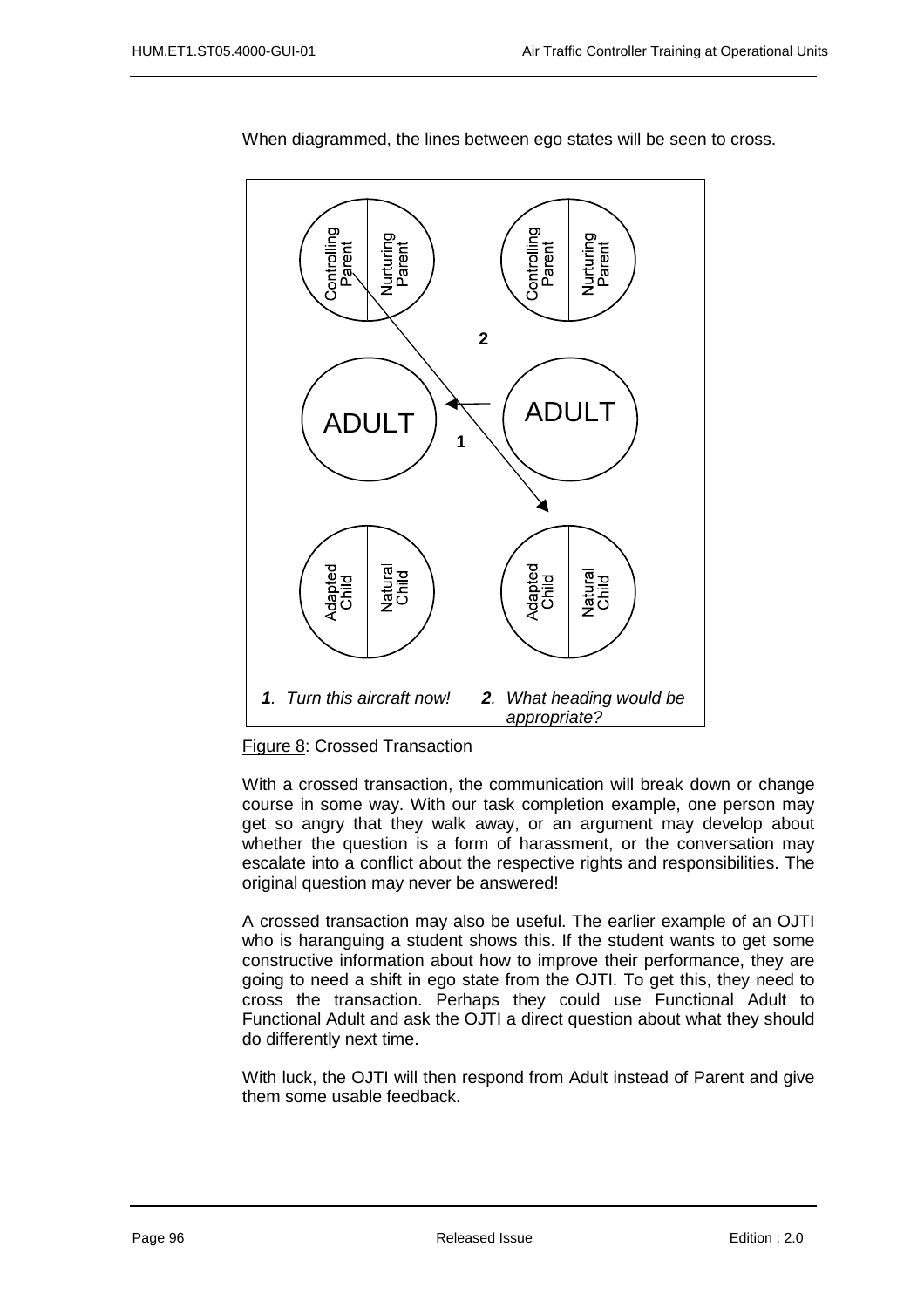When diagrammed, the lines between ego states will be seen to cross.

Controlling Parent | Nurturing Parent    Controlling Parent | Nurturing Parent

ADULT    ADULT

Adapted Child | Natural Child    Adapted Child | Natural Child

***1**. Turn this aircraft now!*    ***2**. What heading would be appropriate?*

Figure 8: Crossed Transaction

With a crossed transaction, the communication will break down or change course in some way. With our task completion example, one person may get so angry that they walk away, or an argument may develop about whether the question is a form of harassment, or the conversation may escalate into a conflict about the respective rights and responsibilities. The original question may never be answered!

A crossed transaction may also be useful. The earlier example of an OJTI who is haranguing a student shows this. If the student wants to get some constructive information about how to improve their performance, they are going to need a shift in ego state from the OJTI. To get this, they need to cross the transaction. Perhaps they could use Functional Adult to Functional Adult and ask the OJTI a direct question about what they should do differently next time.

With luck, the OJTI will then respond from Adult instead of Parent and give them some usable feedback.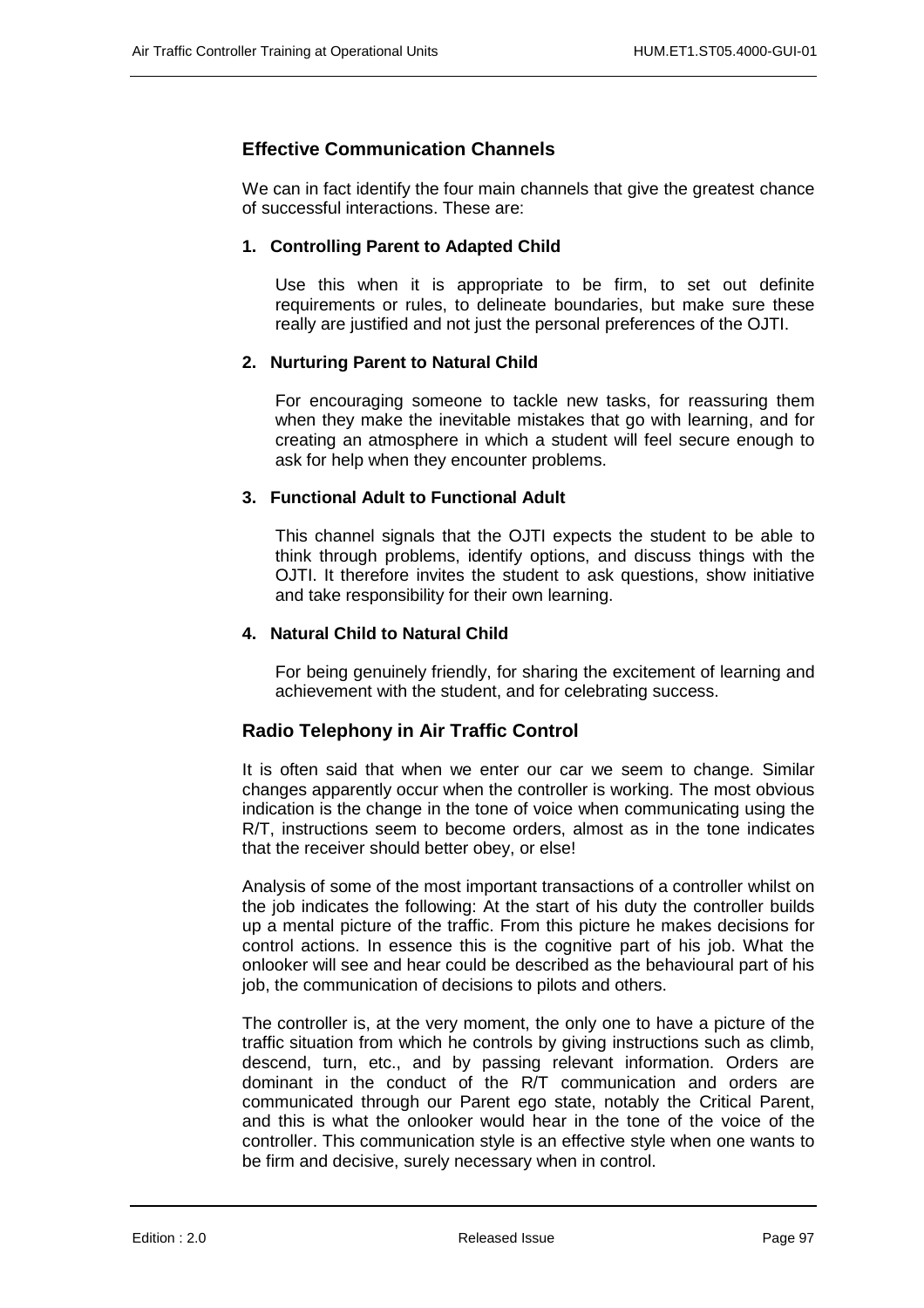## Effective Communication Channels

We can in fact identify the four main channels that give the greatest chance of successful interactions. These are:

### 1. Controlling Parent to Adapted Child

Use this when it is appropriate to be firm, to set out definite requirements or rules, to delineate boundaries, but make sure these really are justified and not just the personal preferences of the OJTI.

### 2. Nurturing Parent to Natural Child

For encouraging someone to tackle new tasks, for reassuring them when they make the inevitable mistakes that go with learning, and for creating an atmosphere in which a student will feel secure enough to ask for help when they encounter problems.

### 3. Functional Adult to Functional Adult

This channel signals that the OJTI expects the student to be able to think through problems, identify options, and discuss things with the OJTI. It therefore invites the student to ask questions, show initiative and take responsibility for their own learning.

### 4. Natural Child to Natural Child

For being genuinely friendly, for sharing the excitement of learning and achievement with the student, and for celebrating success.

## Radio Telephony in Air Traffic Control

It is often said that when we enter our car we seem to change. Similar changes apparently occur when the controller is working. The most obvious indication is the change in the tone of voice when communicating using the R/T, instructions seem to become orders, almost as in the tone indicates that the receiver should better obey, or else!

Analysis of some of the most important transactions of a controller whilst on the job indicates the following: At the start of his duty the controller builds up a mental picture of the traffic. From this picture he makes decisions for control actions. In essence this is the cognitive part of his job. What the onlooker will see and hear could be described as the behavioural part of his job, the communication of decisions to pilots and others.

The controller is, at the very moment, the only one to have a picture of the traffic situation from which he controls by giving instructions such as climb, descend, turn, etc., and by passing relevant information. Orders are dominant in the conduct of the R/T communication and orders are communicated through our Parent ego state, notably the Critical Parent, and this is what the onlooker would hear in the tone of the voice of the controller. This communication style is an effective style when one wants to be firm and decisive, surely necessary when in control.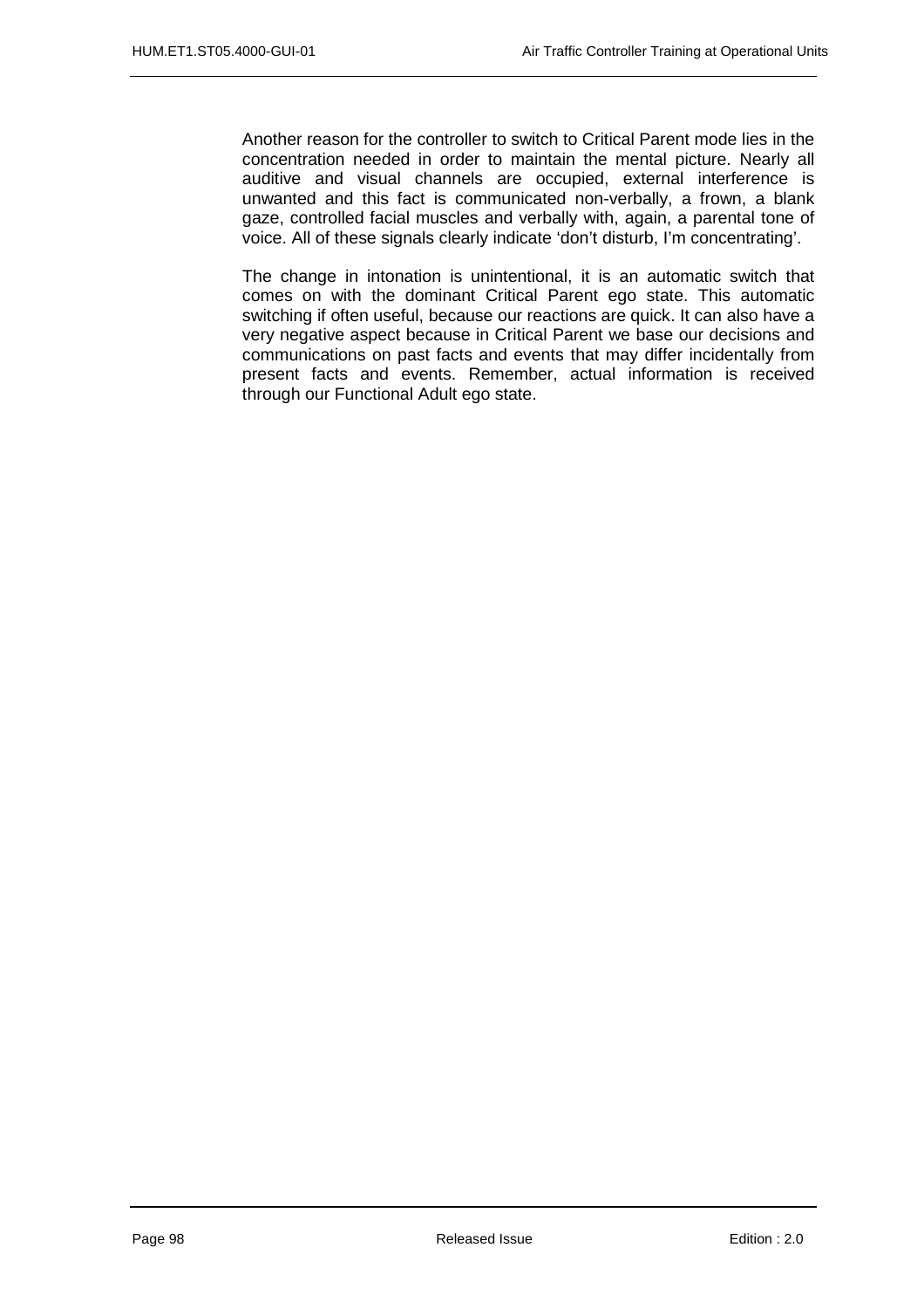Another reason for the controller to switch to Critical Parent mode lies in the concentration needed in order to maintain the mental picture. Nearly all auditive and visual channels are occupied, external interference is unwanted and this fact is communicated non-verbally, a frown, a blank gaze, controlled facial muscles and verbally with, again, a parental tone of voice. All of these signals clearly indicate ‘don’t disturb, I’m concentrating’.

The change in intonation is unintentional, it is an automatic switch that comes on with the dominant Critical Parent ego state. This automatic switching if often useful, because our reactions are quick. It can also have a very negative aspect because in Critical Parent we base our decisions and communications on past facts and events that may differ incidentally from present facts and events. Remember, actual information is received through our Functional Adult ego state.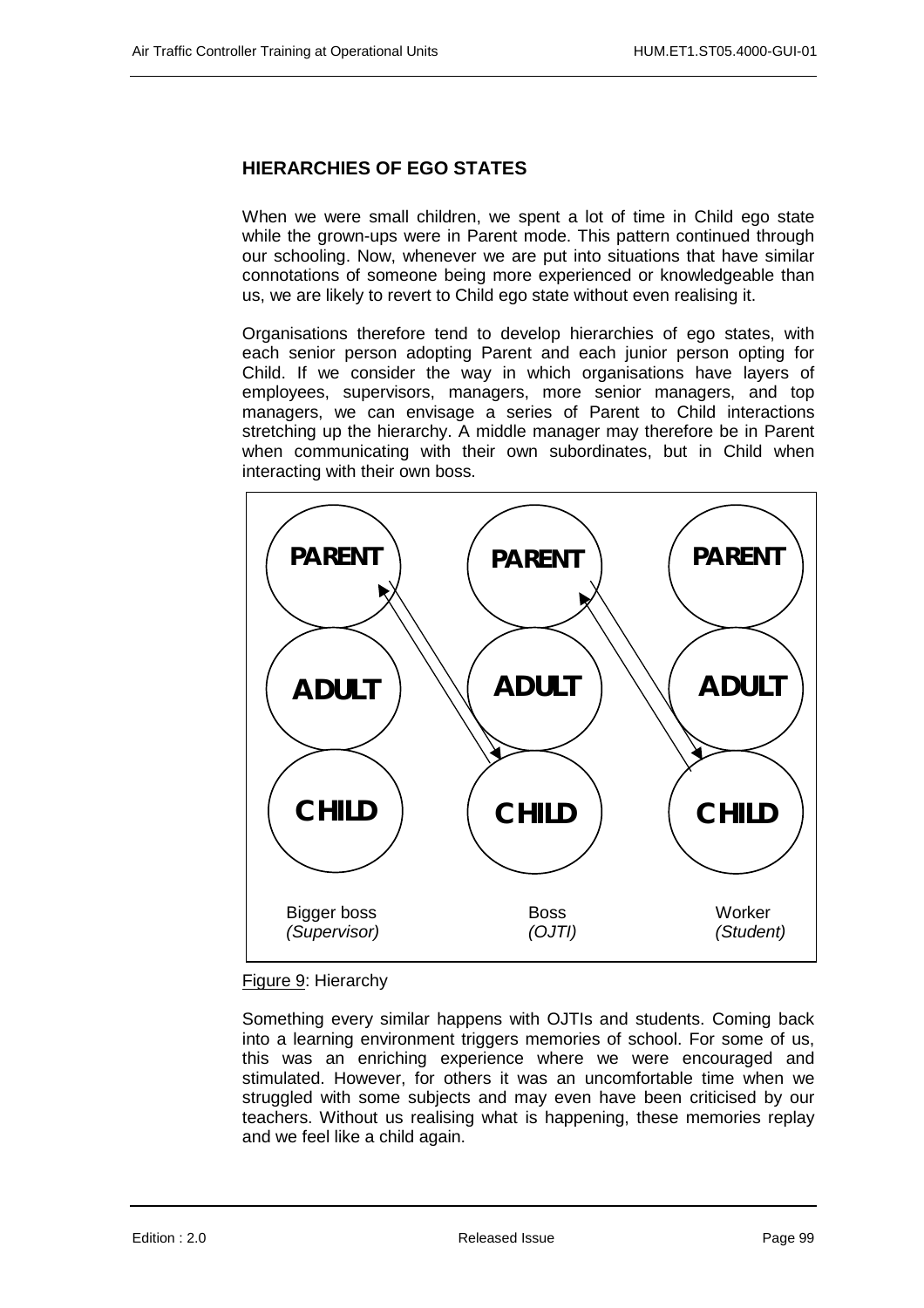## HIERARCHIES OF EGO STATES

When we were small children, we spent a lot of time in Child ego state while the grown-ups were in Parent mode. This pattern continued through our schooling. Now, whenever we are put into situations that have similar connotations of someone being more experienced or knowledgeable than us, we are likely to revert to Child ego state without even realising it.

Organisations therefore tend to develop hierarchies of ego states, with each senior person adopting Parent and each junior person opting for Child. If we consider the way in which organisations have layers of employees, supervisors, managers, more senior managers, and top managers, we can envisage a series of Parent to Child interactions stretching up the hierarchy. A middle manager may therefore be in Parent when communicating with their own subordinates, but in Child when interacting with their own boss.

| PARENT | PARENT | PARENT |
|---|---|---|
| ADULT | ADULT | ADULT |
| CHILD | CHILD | CHILD |
| Bigger boss *(Supervisor)* | Boss *(OJTI)* | Worker *(Student)* |

Figure 9: Hierarchy

Something every similar happens with OJTIs and students. Coming back into a learning environment triggers memories of school. For some of us, this was an enriching experience where we were encouraged and stimulated. However, for others it was an uncomfortable time when we struggled with some subjects and may even have been criticised by our teachers. Without us realising what is happening, these memories replay and we feel like a child again.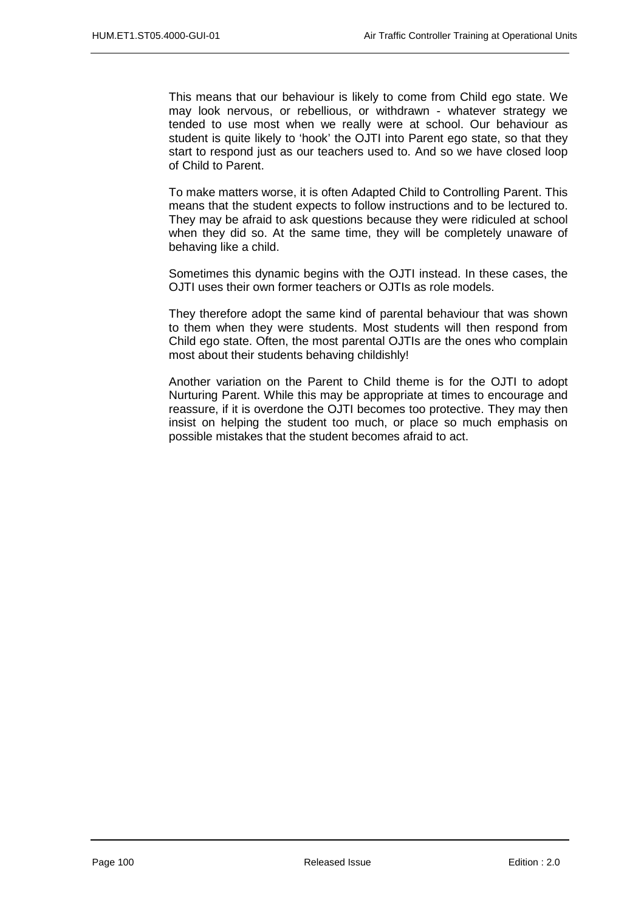This means that our behaviour is likely to come from Child ego state. We may look nervous, or rebellious, or withdrawn - whatever strategy we tended to use most when we really were at school. Our behaviour as student is quite likely to 'hook' the OJTI into Parent ego state, so that they start to respond just as our teachers used to. And so we have closed loop of Child to Parent.

To make matters worse, it is often Adapted Child to Controlling Parent. This means that the student expects to follow instructions and to be lectured to. They may be afraid to ask questions because they were ridiculed at school when they did so. At the same time, they will be completely unaware of behaving like a child.

Sometimes this dynamic begins with the OJTI instead. In these cases, the OJTI uses their own former teachers or OJTIs as role models.

They therefore adopt the same kind of parental behaviour that was shown to them when they were students. Most students will then respond from Child ego state. Often, the most parental OJTIs are the ones who complain most about their students behaving childishly!

Another variation on the Parent to Child theme is for the OJTI to adopt Nurturing Parent. While this may be appropriate at times to encourage and reassure, if it is overdone the OJTI becomes too protective. They may then insist on helping the student too much, or place so much emphasis on possible mistakes that the student becomes afraid to act.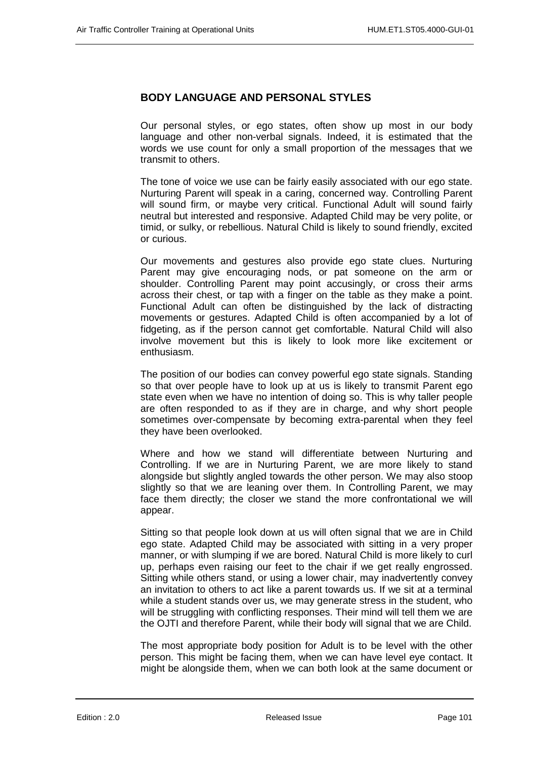## BODY LANGUAGE AND PERSONAL STYLES

Our personal styles, or ego states, often show up most in our body language and other non-verbal signals. Indeed, it is estimated that the words we use count for only a small proportion of the messages that we transmit to others.

The tone of voice we use can be fairly easily associated with our ego state. Nurturing Parent will speak in a caring, concerned way. Controlling Parent will sound firm, or maybe very critical. Functional Adult will sound fairly neutral but interested and responsive. Adapted Child may be very polite, or timid, or sulky, or rebellious. Natural Child is likely to sound friendly, excited or curious.

Our movements and gestures also provide ego state clues. Nurturing Parent may give encouraging nods, or pat someone on the arm or shoulder. Controlling Parent may point accusingly, or cross their arms across their chest, or tap with a finger on the table as they make a point. Functional Adult can often be distinguished by the lack of distracting movements or gestures. Adapted Child is often accompanied by a lot of fidgeting, as if the person cannot get comfortable. Natural Child will also involve movement but this is likely to look more like excitement or enthusiasm.

The position of our bodies can convey powerful ego state signals. Standing so that over people have to look up at us is likely to transmit Parent ego state even when we have no intention of doing so. This is why taller people are often responded to as if they are in charge, and why short people sometimes over-compensate by becoming extra-parental when they feel they have been overlooked.

Where and how we stand will differentiate between Nurturing and Controlling. If we are in Nurturing Parent, we are more likely to stand alongside but slightly angled towards the other person. We may also stoop slightly so that we are leaning over them. In Controlling Parent, we may face them directly; the closer we stand the more confrontational we will appear.

Sitting so that people look down at us will often signal that we are in Child ego state. Adapted Child may be associated with sitting in a very proper manner, or with slumping if we are bored. Natural Child is more likely to curl up, perhaps even raising our feet to the chair if we get really engrossed. Sitting while others stand, or using a lower chair, may inadvertently convey an invitation to others to act like a parent towards us. If we sit at a terminal while a student stands over us, we may generate stress in the student, who will be struggling with conflicting responses. Their mind will tell them we are the OJTI and therefore Parent, while their body will signal that we are Child.

The most appropriate body position for Adult is to be level with the other person. This might be facing them, when we can have level eye contact. It might be alongside them, when we can both look at the same document or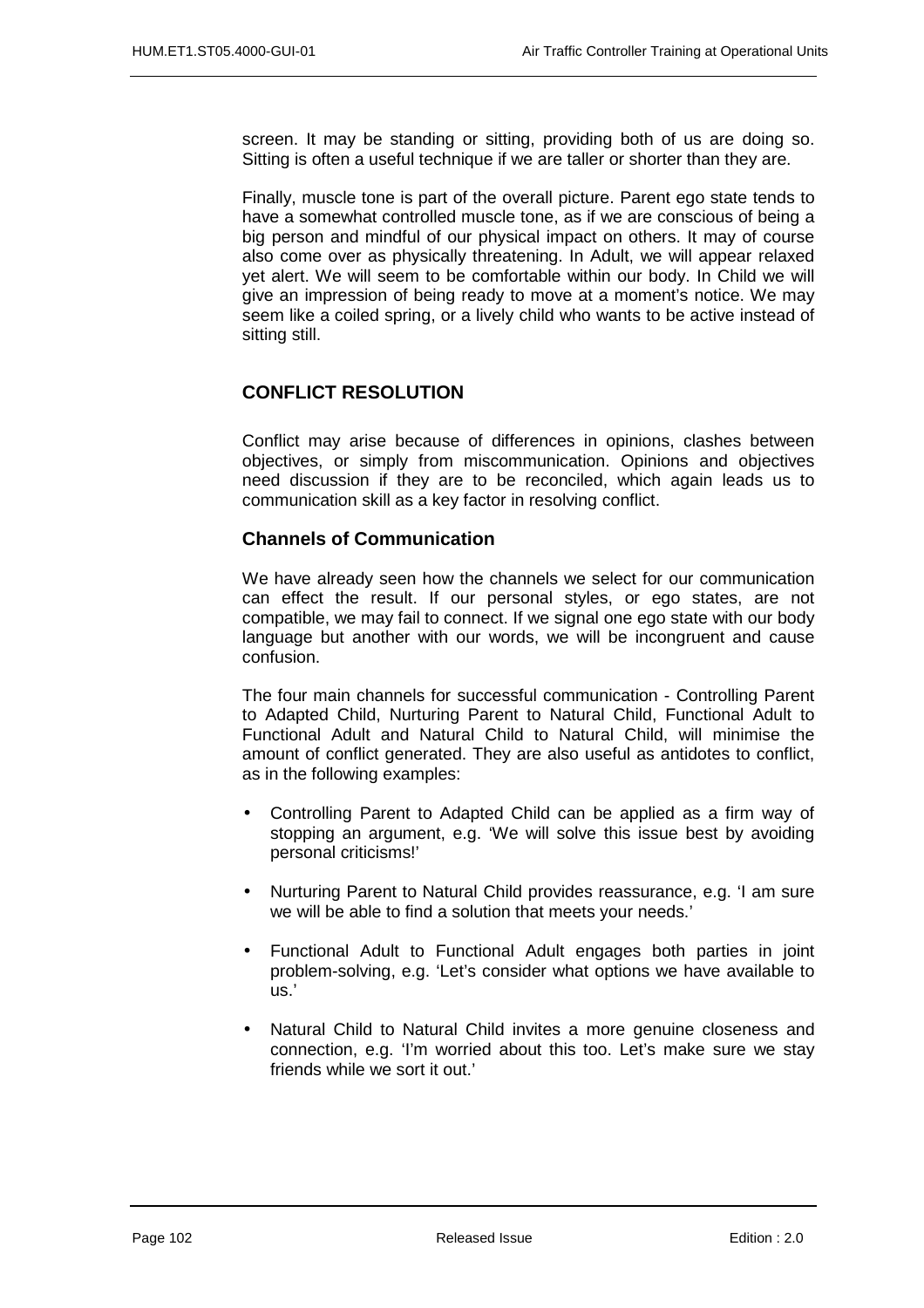screen. It may be standing or sitting, providing both of us are doing so. Sitting is often a useful technique if we are taller or shorter than they are.

Finally, muscle tone is part of the overall picture. Parent ego state tends to have a somewhat controlled muscle tone, as if we are conscious of being a big person and mindful of our physical impact on others. It may of course also come over as physically threatening. In Adult, we will appear relaxed yet alert. We will seem to be comfortable within our body. In Child we will give an impression of being ready to move at a moment's notice. We may seem like a coiled spring, or a lively child who wants to be active instead of sitting still.

## CONFLICT RESOLUTION

Conflict may arise because of differences in opinions, clashes between objectives, or simply from miscommunication. Opinions and objectives need discussion if they are to be reconciled, which again leads us to communication skill as a key factor in resolving conflict.

### Channels of Communication

We have already seen how the channels we select for our communication can effect the result. If our personal styles, or ego states, are not compatible, we may fail to connect. If we signal one ego state with our body language but another with our words, we will be incongruent and cause confusion.

The four main channels for successful communication - Controlling Parent to Adapted Child, Nurturing Parent to Natural Child, Functional Adult to Functional Adult and Natural Child to Natural Child, will minimise the amount of conflict generated. They are also useful as antidotes to conflict, as in the following examples:

- Controlling Parent to Adapted Child can be applied as a firm way of stopping an argument, e.g. 'We will solve this issue best by avoiding personal criticisms!'
- Nurturing Parent to Natural Child provides reassurance, e.g. 'I am sure we will be able to find a solution that meets your needs.'
- Functional Adult to Functional Adult engages both parties in joint problem-solving, e.g. 'Let's consider what options we have available to us.'
- Natural Child to Natural Child invites a more genuine closeness and connection, e.g. 'I'm worried about this too. Let's make sure we stay friends while we sort it out.'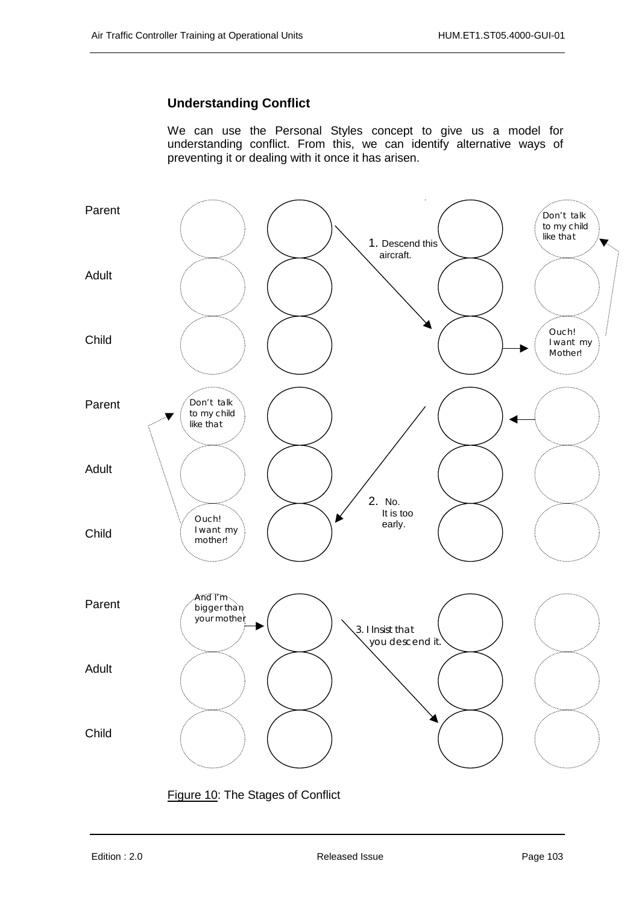### Understanding Conflict

We can use the Personal Styles concept to give us a model for understanding conflict. From this, we can identify alternative ways of preventing it or dealing with it once it has arisen.

Parent

Adult

Child

1. Descend this aircraft.

Don't talk to my child like that

Ouch! I want my Mother!

Parent

Adult

Child

Don't talk to my child like that

2. No. It is too early.

Ouch! I want my mother!

Parent

Adult

Child

And I'm bigger than your mother

3. I Insist that you descend it.

Figure 10: The Stages of Conflict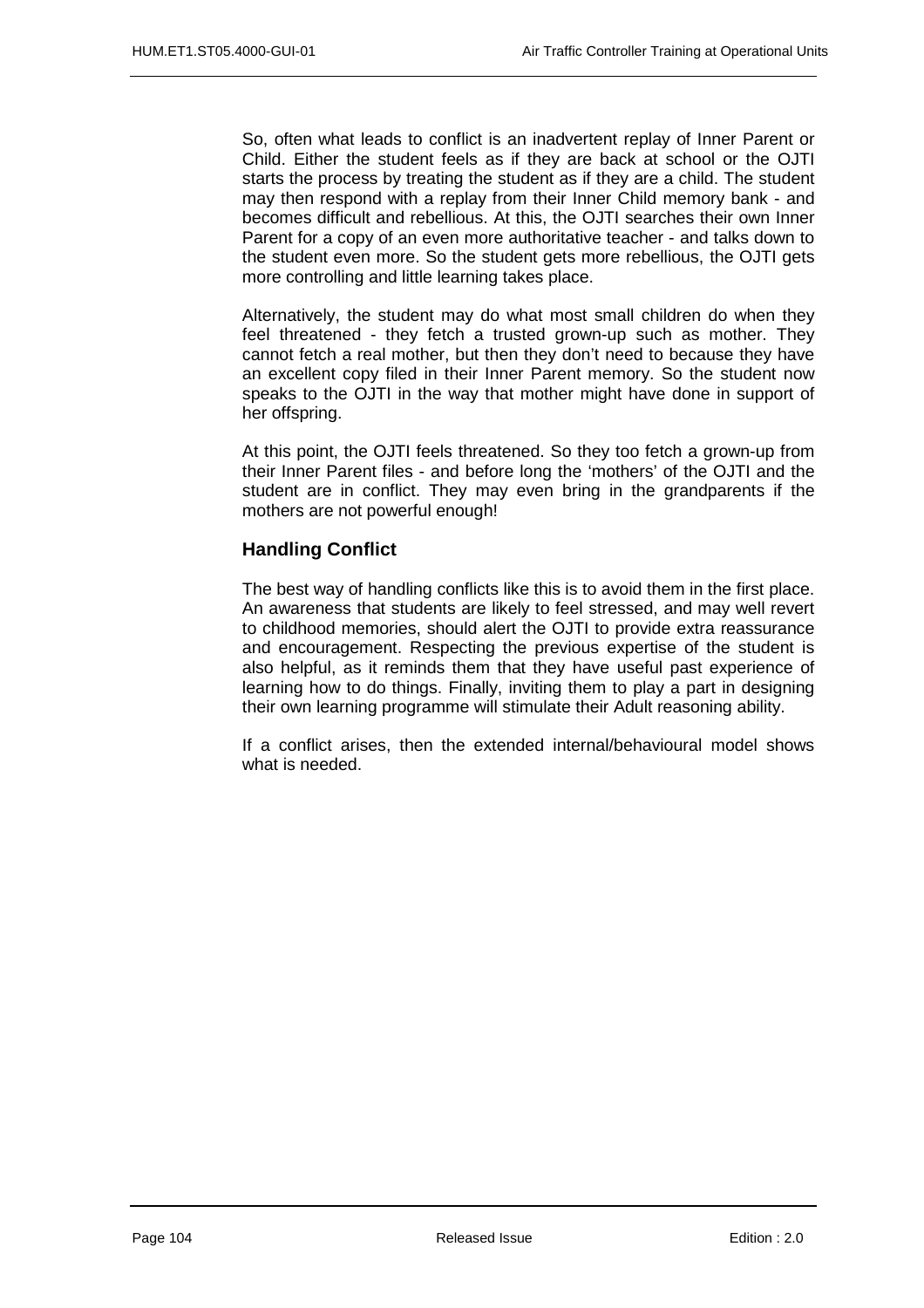So, often what leads to conflict is an inadvertent replay of Inner Parent or Child. Either the student feels as if they are back at school or the OJTI starts the process by treating the student as if they are a child. The student may then respond with a replay from their Inner Child memory bank - and becomes difficult and rebellious. At this, the OJTI searches their own Inner Parent for a copy of an even more authoritative teacher - and talks down to the student even more. So the student gets more rebellious, the OJTI gets more controlling and little learning takes place.

Alternatively, the student may do what most small children do when they feel threatened - they fetch a trusted grown-up such as mother. They cannot fetch a real mother, but then they don't need to because they have an excellent copy filed in their Inner Parent memory. So the student now speaks to the OJTI in the way that mother might have done in support of her offspring.

At this point, the OJTI feels threatened. So they too fetch a grown-up from their Inner Parent files - and before long the 'mothers' of the OJTI and the student are in conflict. They may even bring in the grandparents if the mothers are not powerful enough!

### Handling Conflict

The best way of handling conflicts like this is to avoid them in the first place. An awareness that students are likely to feel stressed, and may well revert to childhood memories, should alert the OJTI to provide extra reassurance and encouragement. Respecting the previous expertise of the student is also helpful, as it reminds them that they have useful past experience of learning how to do things. Finally, inviting them to play a part in designing their own learning programme will stimulate their Adult reasoning ability.

If a conflict arises, then the extended internal/behavioural model shows what is needed.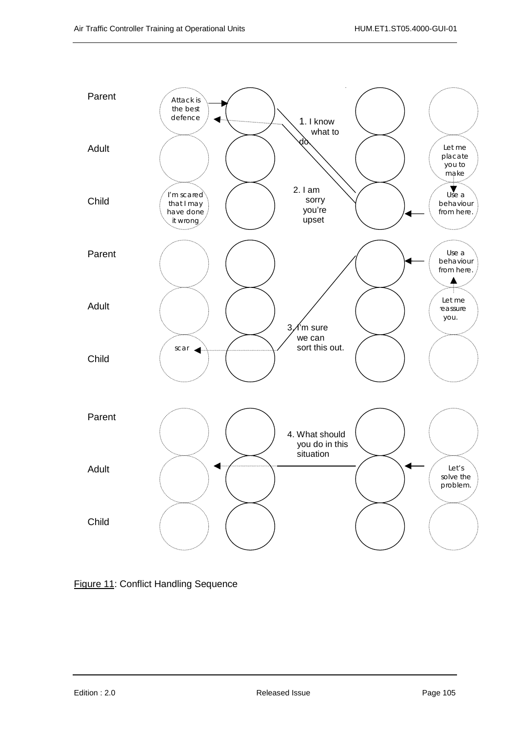Parent

Adult

Child

Attack is the best defence

I'm scared that I may have done it wrong

1. I know what to do

2. I am sorry you're upset

Let me placate you to make

Use a behaviour from here.

Parent

Adult

Child

scar

3. I'm sure we can sort this out.

Use a behaviour from here.

Let me reassure you.

Parent

Adult

Child

4. What should you do in this situation

Let's solve the problem.

Figure 11: Conflict Handling Sequence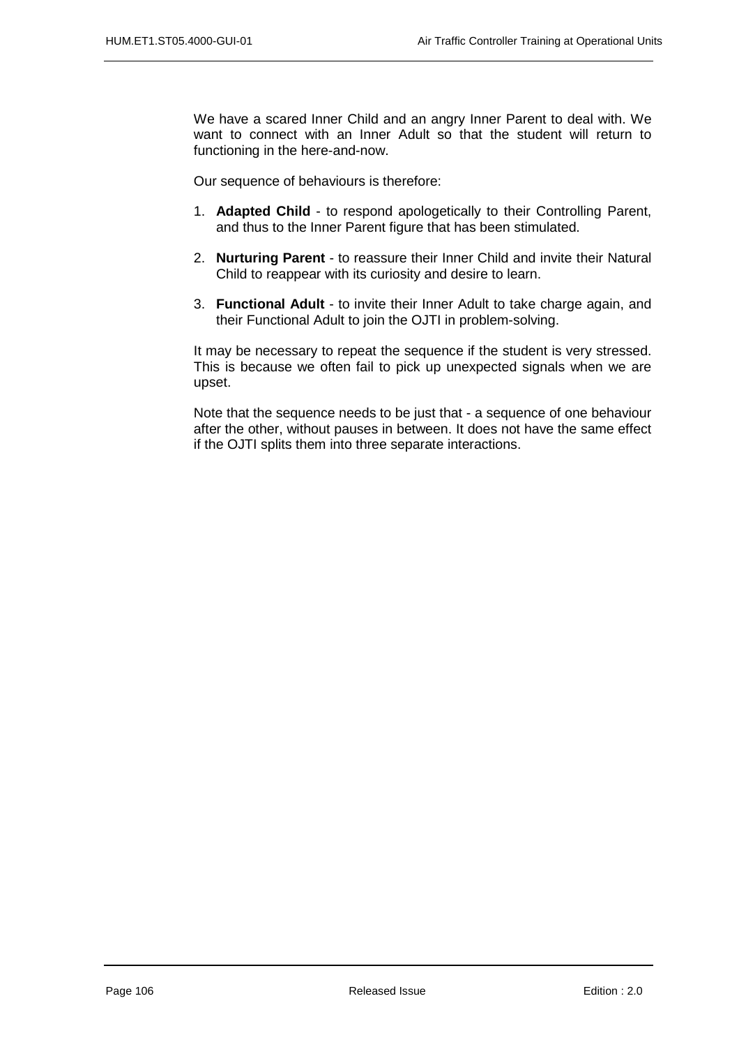We have a scared Inner Child and an angry Inner Parent to deal with. We want to connect with an Inner Adult so that the student will return to functioning in the here-and-now.

Our sequence of behaviours is therefore:

1. **Adapted Child** - to respond apologetically to their Controlling Parent, and thus to the Inner Parent figure that has been stimulated.

2. **Nurturing Parent** - to reassure their Inner Child and invite their Natural Child to reappear with its curiosity and desire to learn.

3. **Functional Adult** - to invite their Inner Adult to take charge again, and their Functional Adult to join the OJTI in problem-solving.

It may be necessary to repeat the sequence if the student is very stressed. This is because we often fail to pick up unexpected signals when we are upset.

Note that the sequence needs to be just that - a sequence of one behaviour after the other, without pauses in between. It does not have the same effect if the OJTI splits them into three separate interactions.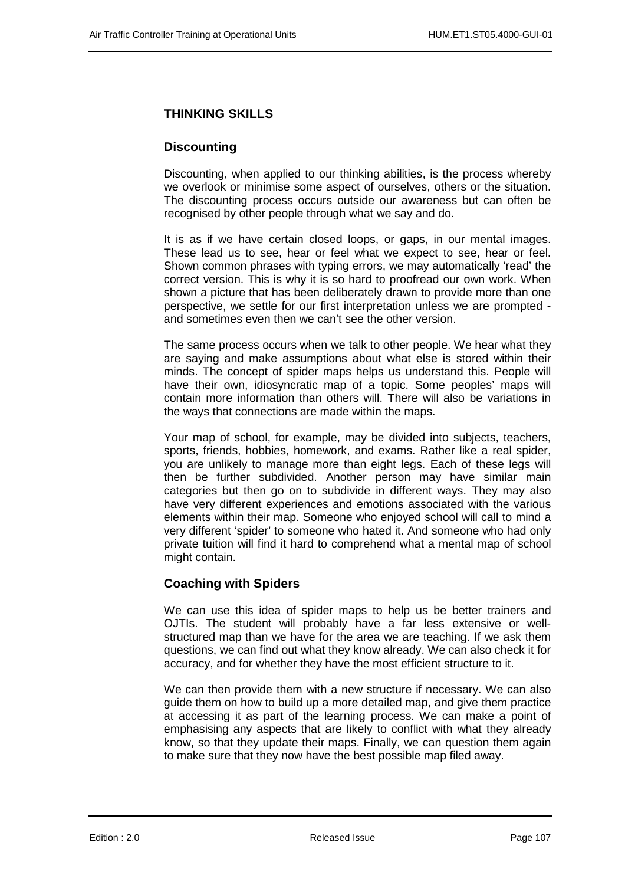## THINKING SKILLS

### Discounting

Discounting, when applied to our thinking abilities, is the process whereby we overlook or minimise some aspect of ourselves, others or the situation. The discounting process occurs outside our awareness but can often be recognised by other people through what we say and do.

It is as if we have certain closed loops, or gaps, in our mental images. These lead us to see, hear or feel what we expect to see, hear or feel. Shown common phrases with typing errors, we may automatically 'read' the correct version. This is why it is so hard to proofread our own work. When shown a picture that has been deliberately drawn to provide more than one perspective, we settle for our first interpretation unless we are prompted - and sometimes even then we can't see the other version.

The same process occurs when we talk to other people. We hear what they are saying and make assumptions about what else is stored within their minds. The concept of spider maps helps us understand this. People will have their own, idiosyncratic map of a topic. Some peoples' maps will contain more information than others will. There will also be variations in the ways that connections are made within the maps.

Your map of school, for example, may be divided into subjects, teachers, sports, friends, hobbies, homework, and exams. Rather like a real spider, you are unlikely to manage more than eight legs. Each of these legs will then be further subdivided. Another person may have similar main categories but then go on to subdivide in different ways. They may also have very different experiences and emotions associated with the various elements within their map. Someone who enjoyed school will call to mind a very different 'spider' to someone who hated it. And someone who had only private tuition will find it hard to comprehend what a mental map of school might contain.

### Coaching with Spiders

We can use this idea of spider maps to help us be better trainers and OJTIs. The student will probably have a far less extensive or well-structured map than we have for the area we are teaching. If we ask them questions, we can find out what they know already. We can also check it for accuracy, and for whether they have the most efficient structure to it.

We can then provide them with a new structure if necessary. We can also guide them on how to build up a more detailed map, and give them practice at accessing it as part of the learning process. We can make a point of emphasising any aspects that are likely to conflict with what they already know, so that they update their maps. Finally, we can question them again to make sure that they now have the best possible map filed away.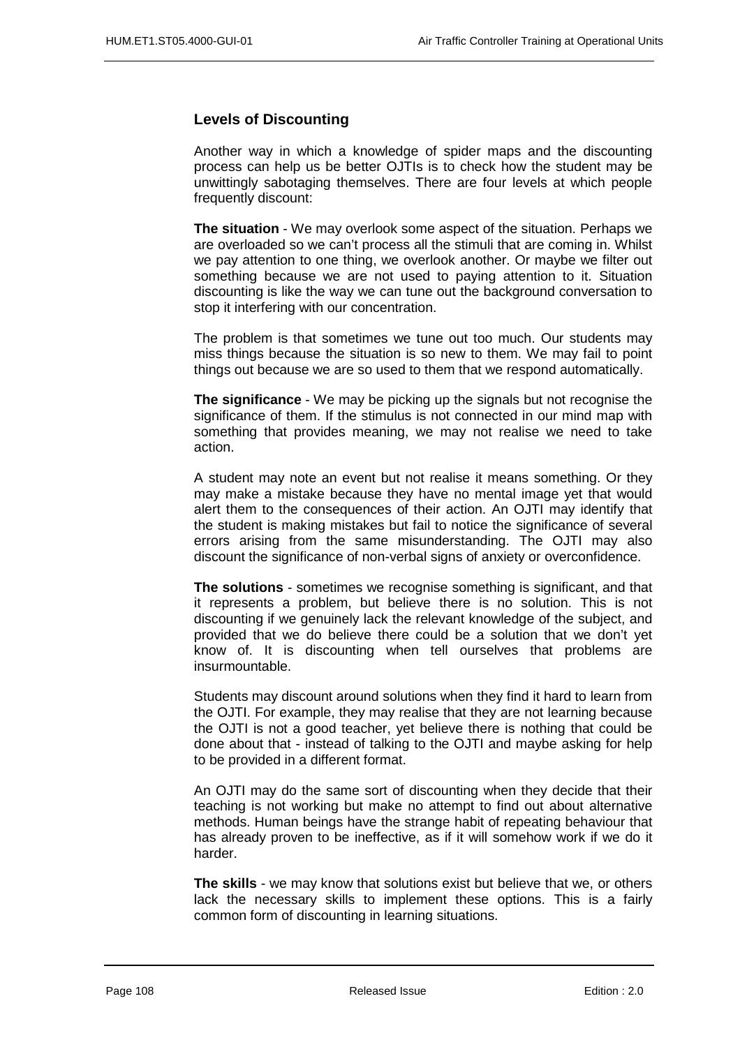## Levels of Discounting

Another way in which a knowledge of spider maps and the discounting process can help us be better OJTIs is to check how the student may be unwittingly sabotaging themselves. There are four levels at which people frequently discount:

**The situation** - We may overlook some aspect of the situation. Perhaps we are overloaded so we can't process all the stimuli that are coming in. Whilst we pay attention to one thing, we overlook another. Or maybe we filter out something because we are not used to paying attention to it. Situation discounting is like the way we can tune out the background conversation to stop it interfering with our concentration.

The problem is that sometimes we tune out too much. Our students may miss things because the situation is so new to them. We may fail to point things out because we are so used to them that we respond automatically.

**The significance** - We may be picking up the signals but not recognise the significance of them. If the stimulus is not connected in our mind map with something that provides meaning, we may not realise we need to take action.

A student may note an event but not realise it means something. Or they may make a mistake because they have no mental image yet that would alert them to the consequences of their action. An OJTI may identify that the student is making mistakes but fail to notice the significance of several errors arising from the same misunderstanding. The OJTI may also discount the significance of non-verbal signs of anxiety or overconfidence.

**The solutions** - sometimes we recognise something is significant, and that it represents a problem, but believe there is no solution. This is not discounting if we genuinely lack the relevant knowledge of the subject, and provided that we do believe there could be a solution that we don't yet know of. It is discounting when tell ourselves that problems are insurmountable.

Students may discount around solutions when they find it hard to learn from the OJTI. For example, they may realise that they are not learning because the OJTI is not a good teacher, yet believe there is nothing that could be done about that - instead of talking to the OJTI and maybe asking for help to be provided in a different format.

An OJTI may do the same sort of discounting when they decide that their teaching is not working but make no attempt to find out about alternative methods. Human beings have the strange habit of repeating behaviour that has already proven to be ineffective, as if it will somehow work if we do it harder.

**The skills** - we may know that solutions exist but believe that we, or others lack the necessary skills to implement these options. This is a fairly common form of discounting in learning situations.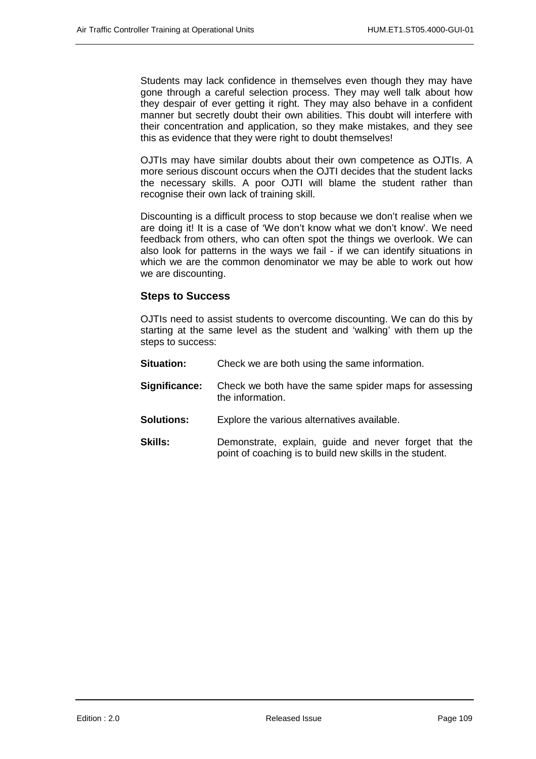Students may lack confidence in themselves even though they may have gone through a careful selection process. They may well talk about how they despair of ever getting it right. They may also behave in a confident manner but secretly doubt their own abilities. This doubt will interfere with their concentration and application, so they make mistakes, and they see this as evidence that they were right to doubt themselves!

OJTIs may have similar doubts about their own competence as OJTIs. A more serious discount occurs when the OJTI decides that the student lacks the necessary skills. A poor OJTI will blame the student rather than recognise their own lack of training skill.

Discounting is a difficult process to stop because we don't realise when we are doing it! It is a case of 'We don't know what we don't know'. We need feedback from others, who can often spot the things we overlook. We can also look for patterns in the ways we fail - if we can identify situations in which we are the common denominator we may be able to work out how we are discounting.

### Steps to Success

OJTIs need to assist students to overcome discounting. We can do this by starting at the same level as the student and 'walking' with them up the steps to success:

**Situation:** Check we are both using the same information.

**Significance:** Check we both have the same spider maps for assessing the information.

**Solutions:** Explore the various alternatives available.

**Skills:** Demonstrate, explain, guide and never forget that the point of coaching is to build new skills in the student.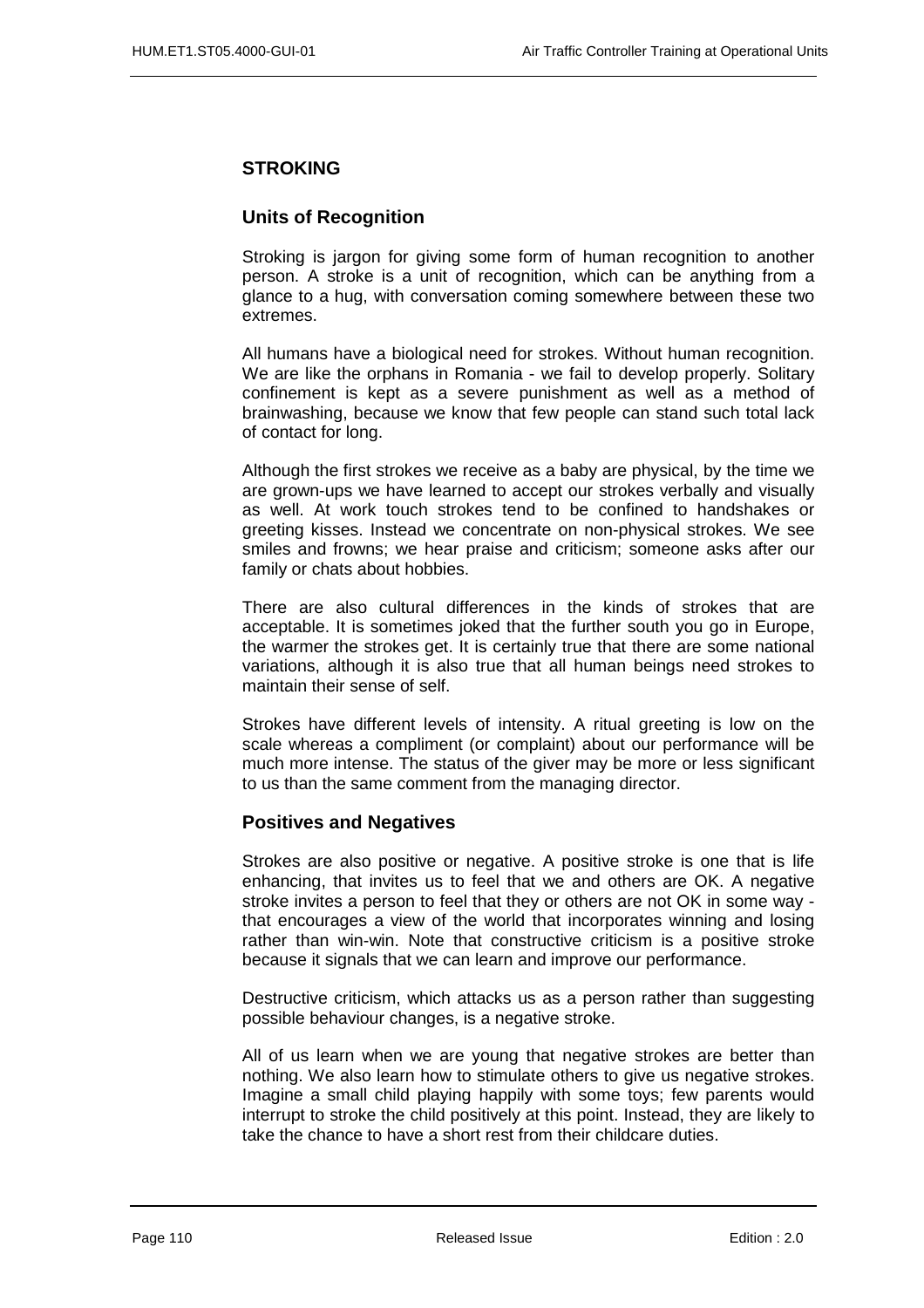## STROKING

### Units of Recognition

Stroking is jargon for giving some form of human recognition to another person. A stroke is a unit of recognition, which can be anything from a glance to a hug, with conversation coming somewhere between these two extremes.

All humans have a biological need for strokes. Without human recognition. We are like the orphans in Romania - we fail to develop properly. Solitary confinement is kept as a severe punishment as well as a method of brainwashing, because we know that few people can stand such total lack of contact for long.

Although the first strokes we receive as a baby are physical, by the time we are grown-ups we have learned to accept our strokes verbally and visually as well. At work touch strokes tend to be confined to handshakes or greeting kisses. Instead we concentrate on non-physical strokes. We see smiles and frowns; we hear praise and criticism; someone asks after our family or chats about hobbies.

There are also cultural differences in the kinds of strokes that are acceptable. It is sometimes joked that the further south you go in Europe, the warmer the strokes get. It is certainly true that there are some national variations, although it is also true that all human beings need strokes to maintain their sense of self.

Strokes have different levels of intensity. A ritual greeting is low on the scale whereas a compliment (or complaint) about our performance will be much more intense. The status of the giver may be more or less significant to us than the same comment from the managing director.

### Positives and Negatives

Strokes are also positive or negative. A positive stroke is one that is life enhancing, that invites us to feel that we and others are OK. A negative stroke invites a person to feel that they or others are not OK in some way - that encourages a view of the world that incorporates winning and losing rather than win-win. Note that constructive criticism is a positive stroke because it signals that we can learn and improve our performance.

Destructive criticism, which attacks us as a person rather than suggesting possible behaviour changes, is a negative stroke.

All of us learn when we are young that negative strokes are better than nothing. We also learn how to stimulate others to give us negative strokes. Imagine a small child playing happily with some toys; few parents would interrupt to stroke the child positively at this point. Instead, they are likely to take the chance to have a short rest from their childcare duties.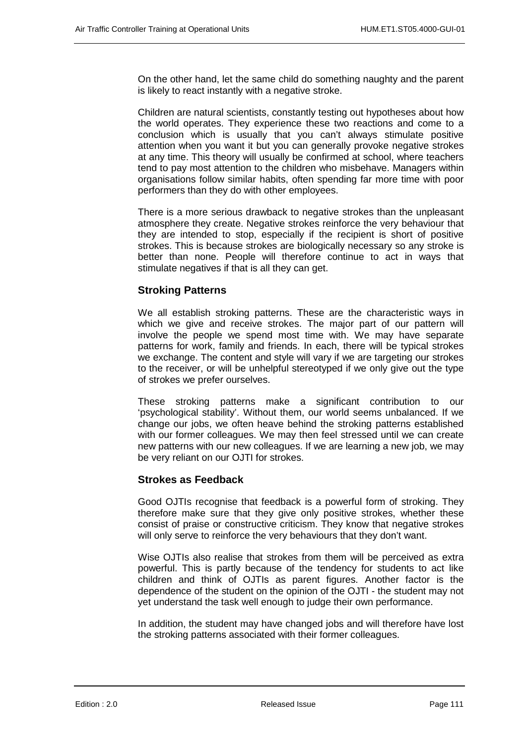On the other hand, let the same child do something naughty and the parent is likely to react instantly with a negative stroke.

Children are natural scientists, constantly testing out hypotheses about how the world operates. They experience these two reactions and come to a conclusion which is usually that you can't always stimulate positive attention when you want it but you can generally provoke negative strokes at any time. This theory will usually be confirmed at school, where teachers tend to pay most attention to the children who misbehave. Managers within organisations follow similar habits, often spending far more time with poor performers than they do with other employees.

There is a more serious drawback to negative strokes than the unpleasant atmosphere they create. Negative strokes reinforce the very behaviour that they are intended to stop, especially if the recipient is short of positive strokes. This is because strokes are biologically necessary so any stroke is better than none. People will therefore continue to act in ways that stimulate negatives if that is all they can get.

### Stroking Patterns

We all establish stroking patterns. These are the characteristic ways in which we give and receive strokes. The major part of our pattern will involve the people we spend most time with. We may have separate patterns for work, family and friends. In each, there will be typical strokes we exchange. The content and style will vary if we are targeting our strokes to the receiver, or will be unhelpful stereotyped if we only give out the type of strokes we prefer ourselves.

These stroking patterns make a significant contribution to our 'psychological stability'. Without them, our world seems unbalanced. If we change our jobs, we often heave behind the stroking patterns established with our former colleagues. We may then feel stressed until we can create new patterns with our new colleagues. If we are learning a new job, we may be very reliant on our OJTI for strokes.

### Strokes as Feedback

Good OJTIs recognise that feedback is a powerful form of stroking. They therefore make sure that they give only positive strokes, whether these consist of praise or constructive criticism. They know that negative strokes will only serve to reinforce the very behaviours that they don't want.

Wise OJTIs also realise that strokes from them will be perceived as extra powerful. This is partly because of the tendency for students to act like children and think of OJTIs as parent figures. Another factor is the dependence of the student on the opinion of the OJTI - the student may not yet understand the task well enough to judge their own performance.

In addition, the student may have changed jobs and will therefore have lost the stroking patterns associated with their former colleagues.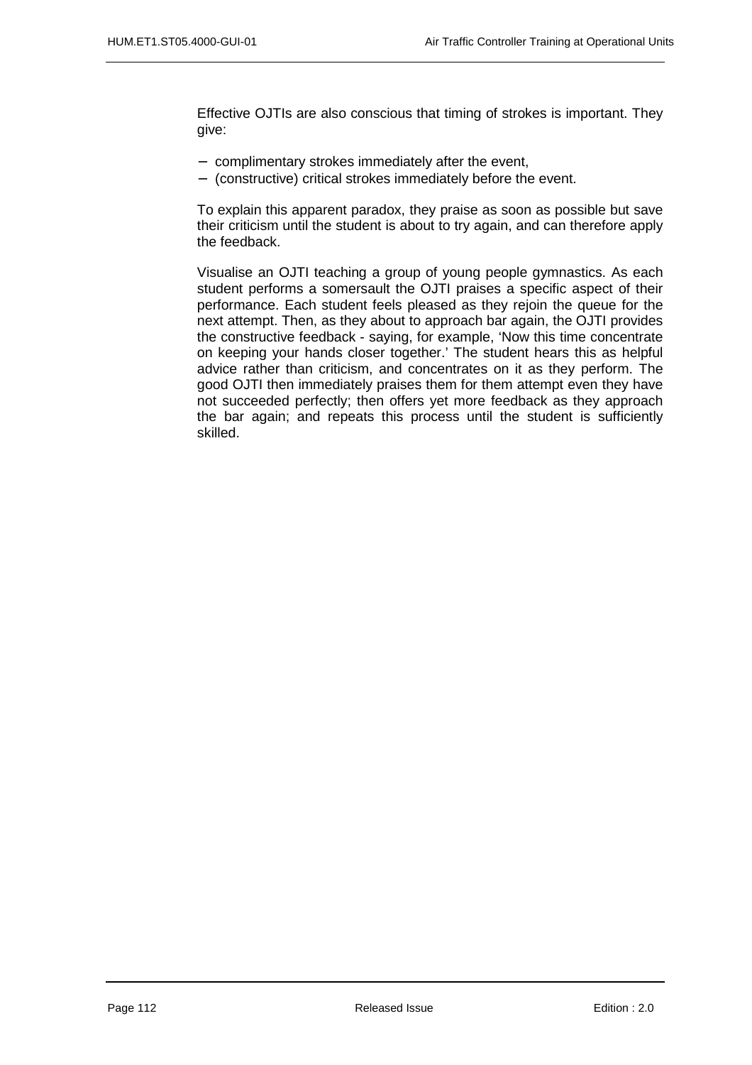Effective OJTIs are also conscious that timing of strokes is important. They give:

- complimentary strokes immediately after the event,
- (constructive) critical strokes immediately before the event.

To explain this apparent paradox, they praise as soon as possible but save their criticism until the student is about to try again, and can therefore apply the feedback.

Visualise an OJTI teaching a group of young people gymnastics. As each student performs a somersault the OJTI praises a specific aspect of their performance. Each student feels pleased as they rejoin the queue for the next attempt. Then, as they about to approach bar again, the OJTI provides the constructive feedback - saying, for example, 'Now this time concentrate on keeping your hands closer together.' The student hears this as helpful advice rather than criticism, and concentrates on it as they perform. The good OJTI then immediately praises them for them attempt even they have not succeeded perfectly; then offers yet more feedback as they approach the bar again; and repeats this process until the student is sufficiently skilled.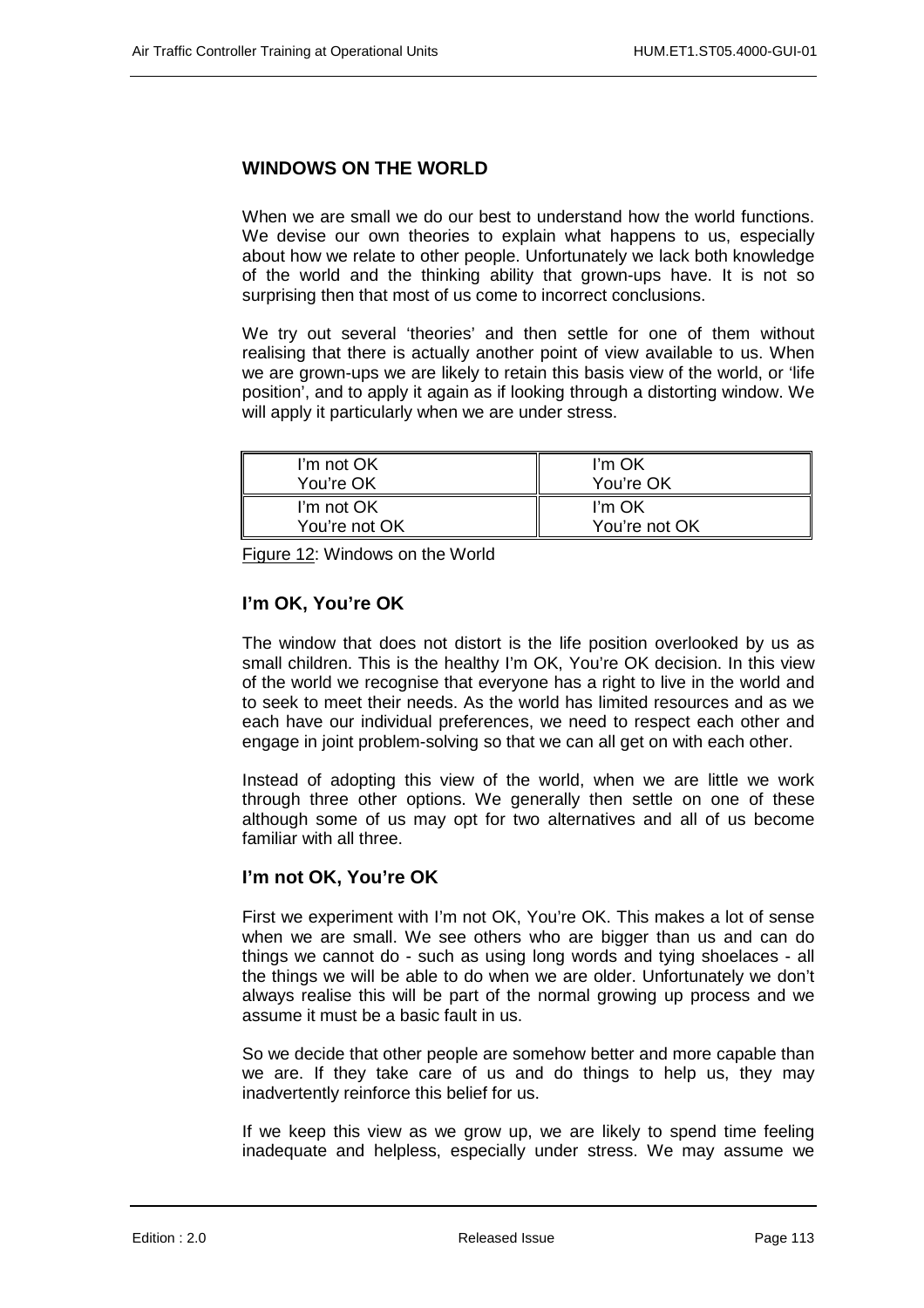## WINDOWS ON THE WORLD

When we are small we do our best to understand how the world functions. We devise our own theories to explain what happens to us, especially about how we relate to other people. Unfortunately we lack both knowledge of the world and the thinking ability that grown-ups have. It is not so surprising then that most of us come to incorrect conclusions.

We try out several 'theories' and then settle for one of them without realising that there is actually another point of view available to us. When we are grown-ups we are likely to retain this basis view of the world, or 'life position', and to apply it again as if looking through a distorting window. We will apply it particularly when we are under stress.

| | |
|---|---|
| I'm not OK<br>You're OK | I'm OK<br>You're OK |
| I'm not OK<br>You're not OK | I'm OK<br>You're not OK |

Figure 12: Windows on the World

### I'm OK, You're OK

The window that does not distort is the life position overlooked by us as small children. This is the healthy I'm OK, You're OK decision. In this view of the world we recognise that everyone has a right to live in the world and to seek to meet their needs. As the world has limited resources and as we each have our individual preferences, we need to respect each other and engage in joint problem-solving so that we can all get on with each other.

Instead of adopting this view of the world, when we are little we work through three other options. We generally then settle on one of these although some of us may opt for two alternatives and all of us become familiar with all three.

### I'm not OK, You're OK

First we experiment with I'm not OK, You're OK. This makes a lot of sense when we are small. We see others who are bigger than us and can do things we cannot do - such as using long words and tying shoelaces - all the things we will be able to do when we are older. Unfortunately we don't always realise this will be part of the normal growing up process and we assume it must be a basic fault in us.

So we decide that other people are somehow better and more capable than we are. If they take care of us and do things to help us, they may inadvertently reinforce this belief for us.

If we keep this view as we grow up, we are likely to spend time feeling inadequate and helpless, especially under stress. We may assume we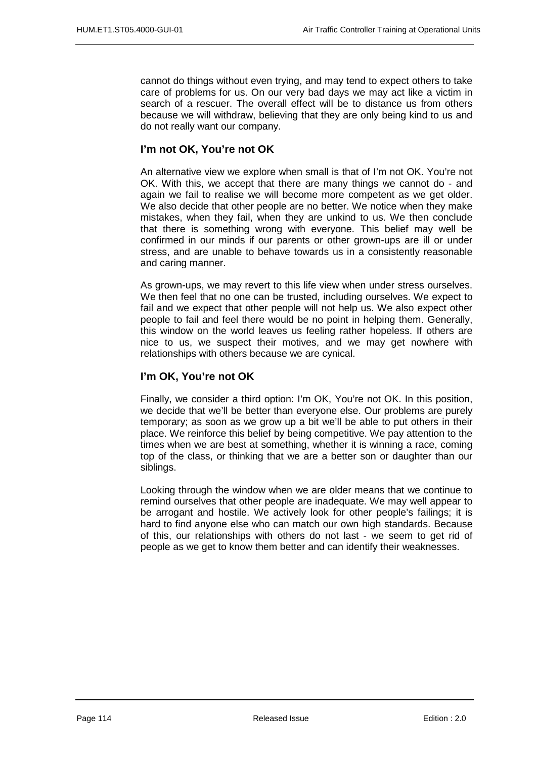cannot do things without even trying, and may tend to expect others to take care of problems for us. On our very bad days we may act like a victim in search of a rescuer. The overall effect will be to distance us from others because we will withdraw, believing that they are only being kind to us and do not really want our company.

### I'm not OK, You're not OK

An alternative view we explore when small is that of I'm not OK. You're not OK. With this, we accept that there are many things we cannot do - and again we fail to realise we will become more competent as we get older. We also decide that other people are no better. We notice when they make mistakes, when they fail, when they are unkind to us. We then conclude that there is something wrong with everyone. This belief may well be confirmed in our minds if our parents or other grown-ups are ill or under stress, and are unable to behave towards us in a consistently reasonable and caring manner.

As grown-ups, we may revert to this life view when under stress ourselves. We then feel that no one can be trusted, including ourselves. We expect to fail and we expect that other people will not help us. We also expect other people to fail and feel there would be no point in helping them. Generally, this window on the world leaves us feeling rather hopeless. If others are nice to us, we suspect their motives, and we may get nowhere with relationships with others because we are cynical.

### I'm OK, You're not OK

Finally, we consider a third option: I'm OK, You're not OK. In this position, we decide that we'll be better than everyone else. Our problems are purely temporary; as soon as we grow up a bit we'll be able to put others in their place. We reinforce this belief by being competitive. We pay attention to the times when we are best at something, whether it is winning a race, coming top of the class, or thinking that we are a better son or daughter than our siblings.

Looking through the window when we are older means that we continue to remind ourselves that other people are inadequate. We may well appear to be arrogant and hostile. We actively look for other people's failings; it is hard to find anyone else who can match our own high standards. Because of this, our relationships with others do not last - we seem to get rid of people as we get to know them better and can identify their weaknesses.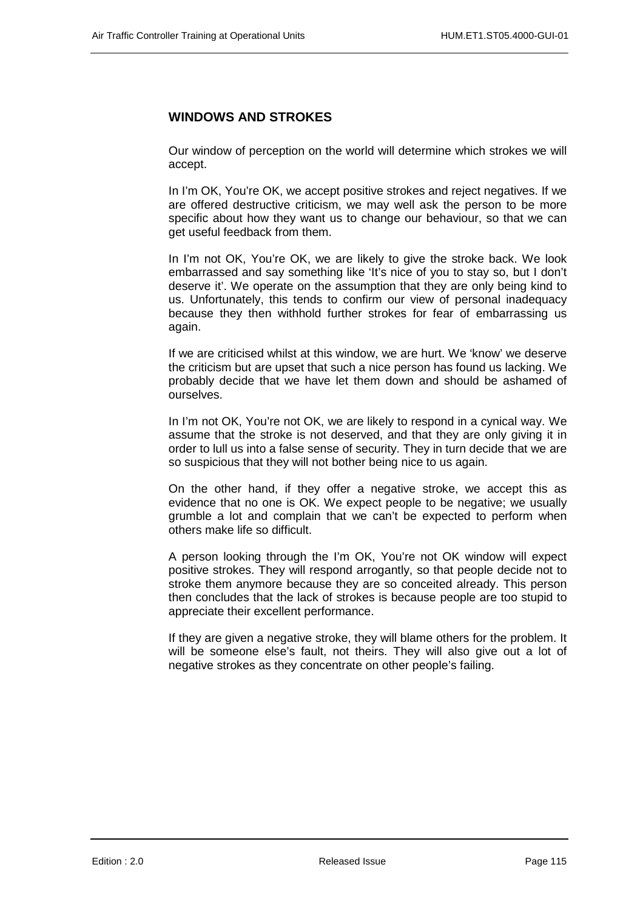## WINDOWS AND STROKES

Our window of perception on the world will determine which strokes we will accept.

In I'm OK, You're OK, we accept positive strokes and reject negatives. If we are offered destructive criticism, we may well ask the person to be more specific about how they want us to change our behaviour, so that we can get useful feedback from them.

In I'm not OK, You're OK, we are likely to give the stroke back. We look embarrassed and say something like 'It's nice of you to stay so, but I don't deserve it'. We operate on the assumption that they are only being kind to us. Unfortunately, this tends to confirm our view of personal inadequacy because they then withhold further strokes for fear of embarrassing us again.

If we are criticised whilst at this window, we are hurt. We 'know' we deserve the criticism but are upset that such a nice person has found us lacking. We probably decide that we have let them down and should be ashamed of ourselves.

In I'm not OK, You're not OK, we are likely to respond in a cynical way. We assume that the stroke is not deserved, and that they are only giving it in order to lull us into a false sense of security. They in turn decide that we are so suspicious that they will not bother being nice to us again.

On the other hand, if they offer a negative stroke, we accept this as evidence that no one is OK. We expect people to be negative; we usually grumble a lot and complain that we can't be expected to perform when others make life so difficult.

A person looking through the I'm OK, You're not OK window will expect positive strokes. They will respond arrogantly, so that people decide not to stroke them anymore because they are so conceited already. This person then concludes that the lack of strokes is because people are too stupid to appreciate their excellent performance.

If they are given a negative stroke, they will blame others for the problem. It will be someone else's fault, not theirs. They will also give out a lot of negative strokes as they concentrate on other people's failing.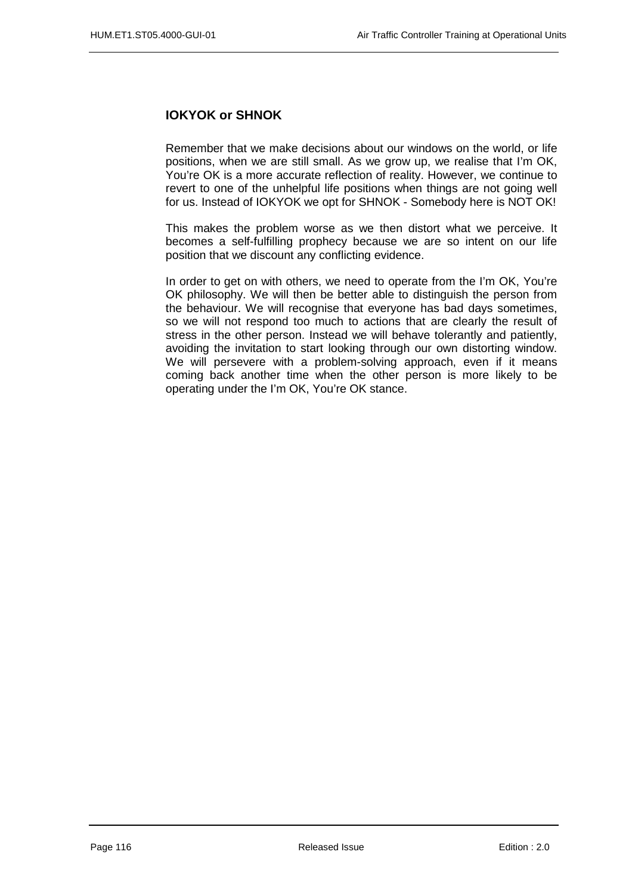### IOKYOK or SHNOK

Remember that we make decisions about our windows on the world, or life positions, when we are still small. As we grow up, we realise that I'm OK, You're OK is a more accurate reflection of reality. However, we continue to revert to one of the unhelpful life positions when things are not going well for us. Instead of IOKYOK we opt for SHNOK - Somebody here is NOT OK!

This makes the problem worse as we then distort what we perceive. It becomes a self-fulfilling prophecy because we are so intent on our life position that we discount any conflicting evidence.

In order to get on with others, we need to operate from the I'm OK, You're OK philosophy. We will then be better able to distinguish the person from the behaviour. We will recognise that everyone has bad days sometimes, so we will not respond too much to actions that are clearly the result of stress in the other person. Instead we will behave tolerantly and patiently, avoiding the invitation to start looking through our own distorting window. We will persevere with a problem-solving approach, even if it means coming back another time when the other person is more likely to be operating under the I'm OK, You're OK stance.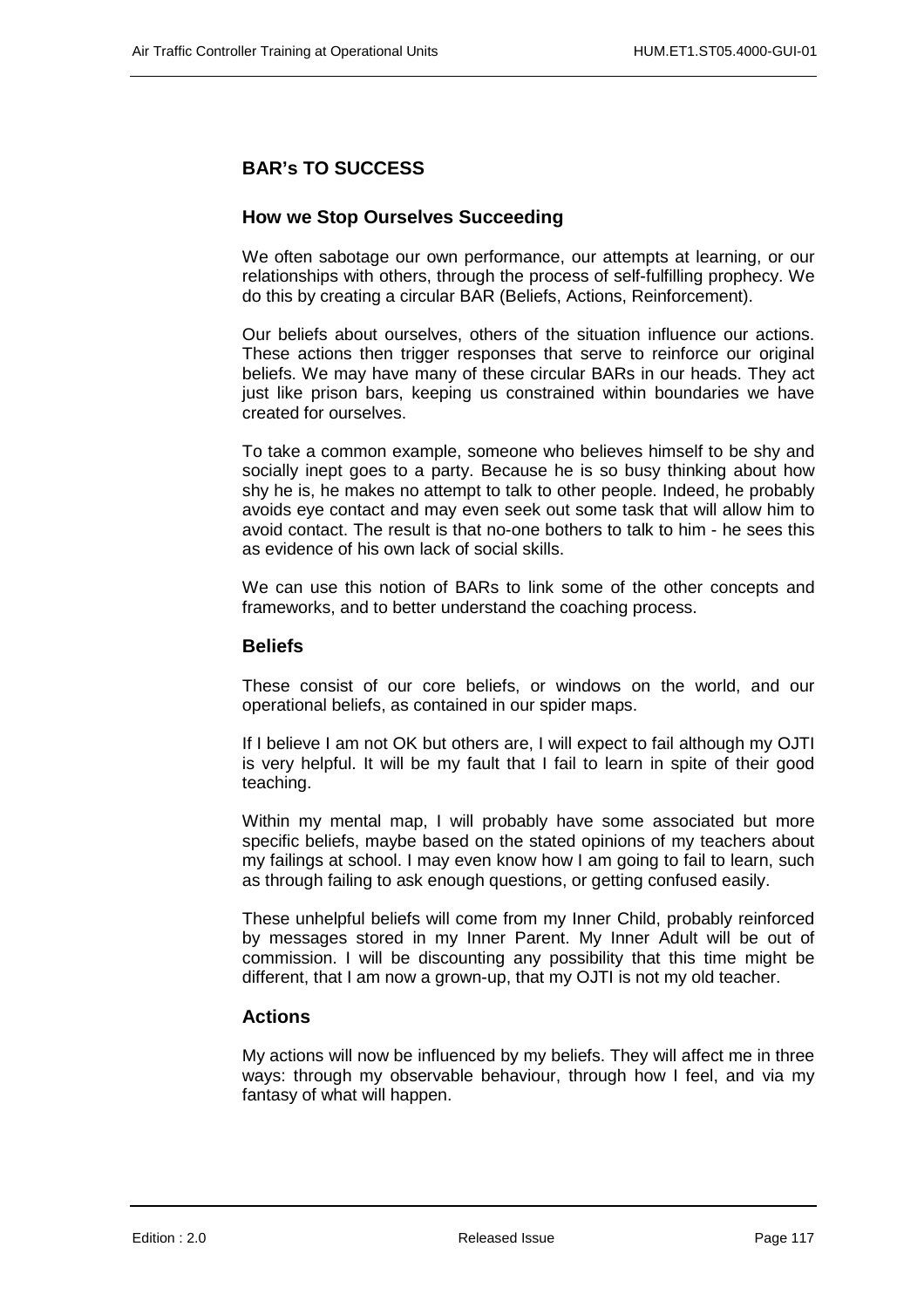## BAR's TO SUCCESS

### How we Stop Ourselves Succeeding

We often sabotage our own performance, our attempts at learning, or our relationships with others, through the process of self-fulfilling prophecy. We do this by creating a circular BAR (Beliefs, Actions, Reinforcement).

Our beliefs about ourselves, others of the situation influence our actions. These actions then trigger responses that serve to reinforce our original beliefs. We may have many of these circular BARs in our heads. They act just like prison bars, keeping us constrained within boundaries we have created for ourselves.

To take a common example, someone who believes himself to be shy and socially inept goes to a party. Because he is so busy thinking about how shy he is, he makes no attempt to talk to other people. Indeed, he probably avoids eye contact and may even seek out some task that will allow him to avoid contact. The result is that no-one bothers to talk to him - he sees this as evidence of his own lack of social skills.

We can use this notion of BARs to link some of the other concepts and frameworks, and to better understand the coaching process.

### Beliefs

These consist of our core beliefs, or windows on the world, and our operational beliefs, as contained in our spider maps.

If I believe I am not OK but others are, I will expect to fail although my OJTI is very helpful. It will be my fault that I fail to learn in spite of their good teaching.

Within my mental map, I will probably have some associated but more specific beliefs, maybe based on the stated opinions of my teachers about my failings at school. I may even know how I am going to fail to learn, such as through failing to ask enough questions, or getting confused easily.

These unhelpful beliefs will come from my Inner Child, probably reinforced by messages stored in my Inner Parent. My Inner Adult will be out of commission. I will be discounting any possibility that this time might be different, that I am now a grown-up, that my OJTI is not my old teacher.

### Actions

My actions will now be influenced by my beliefs. They will affect me in three ways: through my observable behaviour, through how I feel, and via my fantasy of what will happen.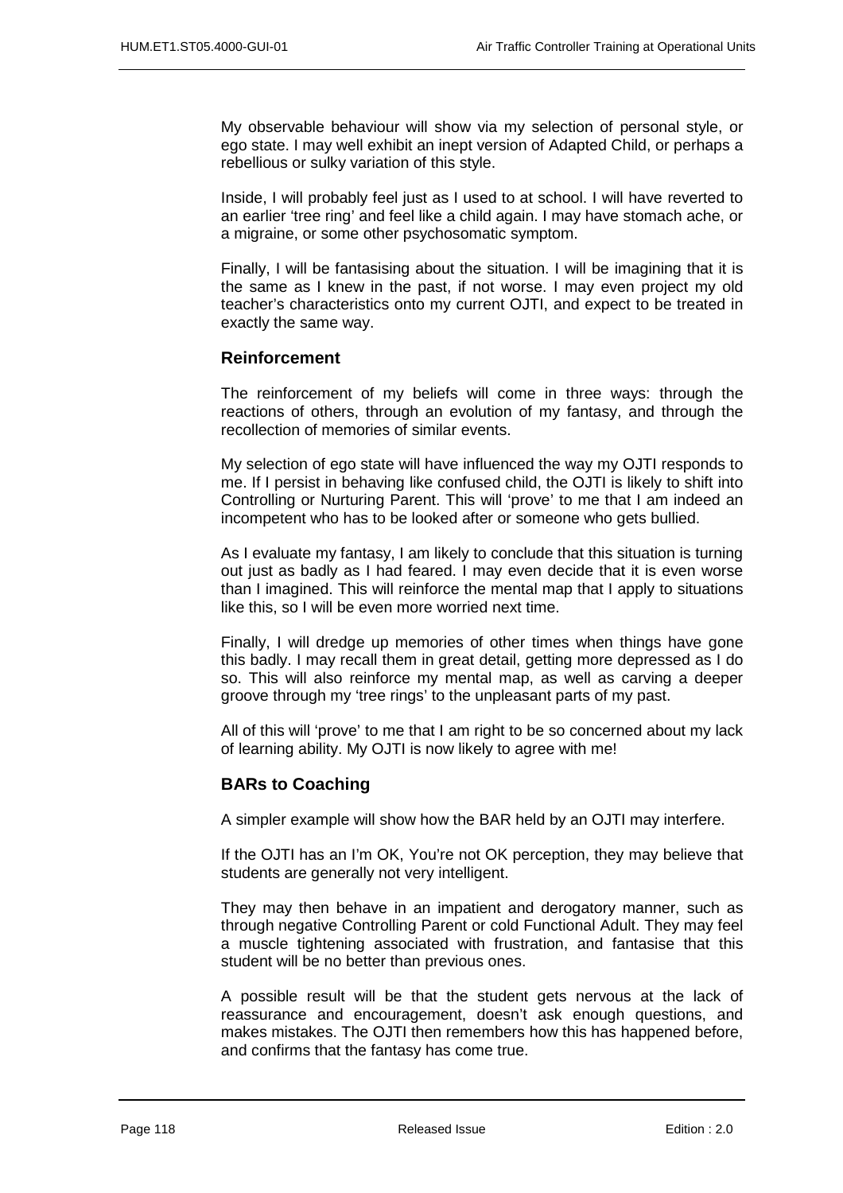My observable behaviour will show via my selection of personal style, or ego state. I may well exhibit an inept version of Adapted Child, or perhaps a rebellious or sulky variation of this style.

Inside, I will probably feel just as I used to at school. I will have reverted to an earlier 'tree ring' and feel like a child again. I may have stomach ache, or a migraine, or some other psychosomatic symptom.

Finally, I will be fantasising about the situation. I will be imagining that it is the same as I knew in the past, if not worse. I may even project my old teacher's characteristics onto my current OJTI, and expect to be treated in exactly the same way.

### Reinforcement

The reinforcement of my beliefs will come in three ways: through the reactions of others, through an evolution of my fantasy, and through the recollection of memories of similar events.

My selection of ego state will have influenced the way my OJTI responds to me. If I persist in behaving like confused child, the OJTI is likely to shift into Controlling or Nurturing Parent. This will 'prove' to me that I am indeed an incompetent who has to be looked after or someone who gets bullied.

As I evaluate my fantasy, I am likely to conclude that this situation is turning out just as badly as I had feared. I may even decide that it is even worse than I imagined. This will reinforce the mental map that I apply to situations like this, so I will be even more worried next time.

Finally, I will dredge up memories of other times when things have gone this badly. I may recall them in great detail, getting more depressed as I do so. This will also reinforce my mental map, as well as carving a deeper groove through my 'tree rings' to the unpleasant parts of my past.

All of this will 'prove' to me that I am right to be so concerned about my lack of learning ability. My OJTI is now likely to agree with me!

### BARs to Coaching

A simpler example will show how the BAR held by an OJTI may interfere.

If the OJTI has an I'm OK, You're not OK perception, they may believe that students are generally not very intelligent.

They may then behave in an impatient and derogatory manner, such as through negative Controlling Parent or cold Functional Adult. They may feel a muscle tightening associated with frustration, and fantasise that this student will be no better than previous ones.

A possible result will be that the student gets nervous at the lack of reassurance and encouragement, doesn't ask enough questions, and makes mistakes. The OJTI then remembers how this has happened before, and confirms that the fantasy has come true.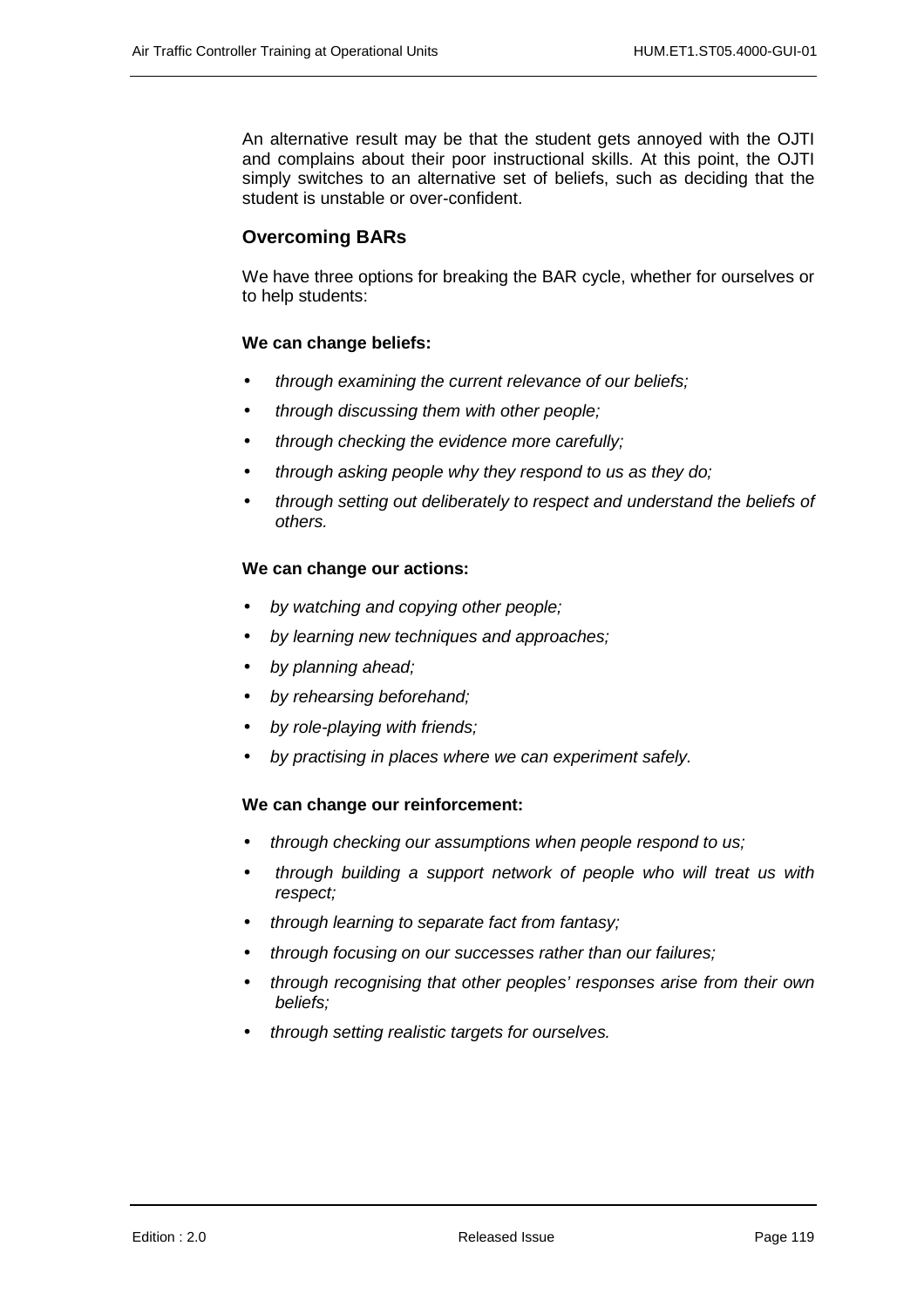An alternative result may be that the student gets annoyed with the OJTI and complains about their poor instructional skills. At this point, the OJTI simply switches to an alternative set of beliefs, such as deciding that the student is unstable or over-confident.

### Overcoming BARs

We have three options for breaking the BAR cycle, whether for ourselves or to help students:

**We can change beliefs:**

- *through examining the current relevance of our beliefs;*
- *through discussing them with other people;*
- *through checking the evidence more carefully;*
- *through asking people why they respond to us as they do;*
- *through setting out deliberately to respect and understand the beliefs of others.*

**We can change our actions:**

- *by watching and copying other people;*
- *by learning new techniques and approaches;*
- *by planning ahead;*
- *by rehearsing beforehand;*
- *by role-playing with friends;*
- *by practising in places where we can experiment safely.*

**We can change our reinforcement:**

- *through checking our assumptions when people respond to us;*
- *through building a support network of people who will treat us with respect;*
- *through learning to separate fact from fantasy;*
- *through focusing on our successes rather than our failures;*
- *through recognising that other peoples' responses arise from their own beliefs;*
- *through setting realistic targets for ourselves.*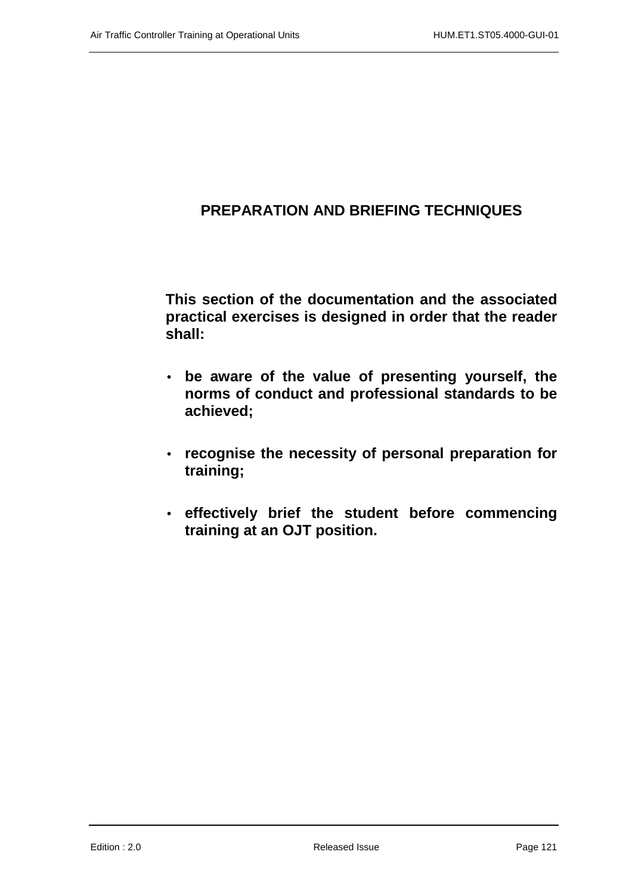# PREPARATION AND BRIEFING TECHNIQUES

**This section of the documentation and the associated practical exercises is designed in order that the reader shall:**

- **be aware of the value of presenting yourself, the norms of conduct and professional standards to be achieved;**
- **recognise the necessity of personal preparation for training;**
- **effectively brief the student before commencing training at an OJT position.**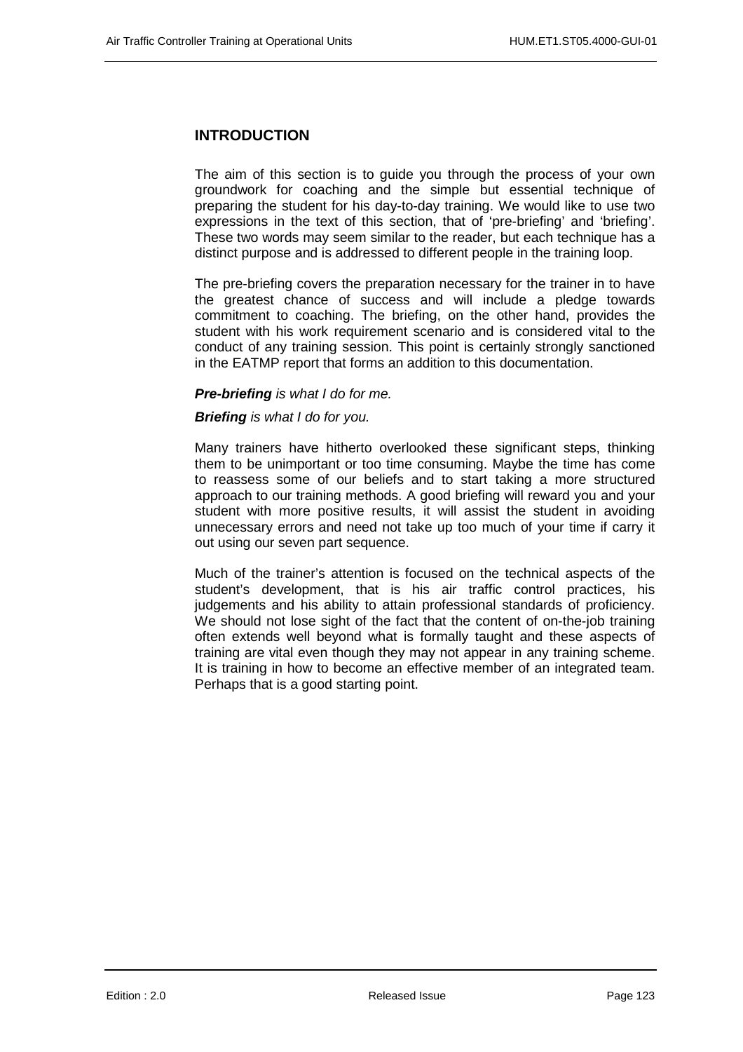## INTRODUCTION

The aim of this section is to guide you through the process of your own groundwork for coaching and the simple but essential technique of preparing the student for his day-to-day training. We would like to use two expressions in the text of this section, that of 'pre-briefing' and 'briefing'. These two words may seem similar to the reader, but each technique has a distinct purpose and is addressed to different people in the training loop.

The pre-briefing covers the preparation necessary for the trainer in to have the greatest chance of success and will include a pledge towards commitment to coaching. The briefing, on the other hand, provides the student with his work requirement scenario and is considered vital to the conduct of any training session. This point is certainly strongly sanctioned in the EATMP report that forms an addition to this documentation.

***Pre-briefing*** *is what I do for me.*

***Briefing*** *is what I do for you.*

Many trainers have hitherto overlooked these significant steps, thinking them to be unimportant or too time consuming. Maybe the time has come to reassess some of our beliefs and to start taking a more structured approach to our training methods. A good briefing will reward you and your student with more positive results, it will assist the student in avoiding unnecessary errors and need not take up too much of your time if carry it out using our seven part sequence.

Much of the trainer's attention is focused on the technical aspects of the student's development, that is his air traffic control practices, his judgements and his ability to attain professional standards of proficiency. We should not lose sight of the fact that the content of on-the-job training often extends well beyond what is formally taught and these aspects of training are vital even though they may not appear in any training scheme. It is training in how to become an effective member of an integrated team. Perhaps that is a good starting point.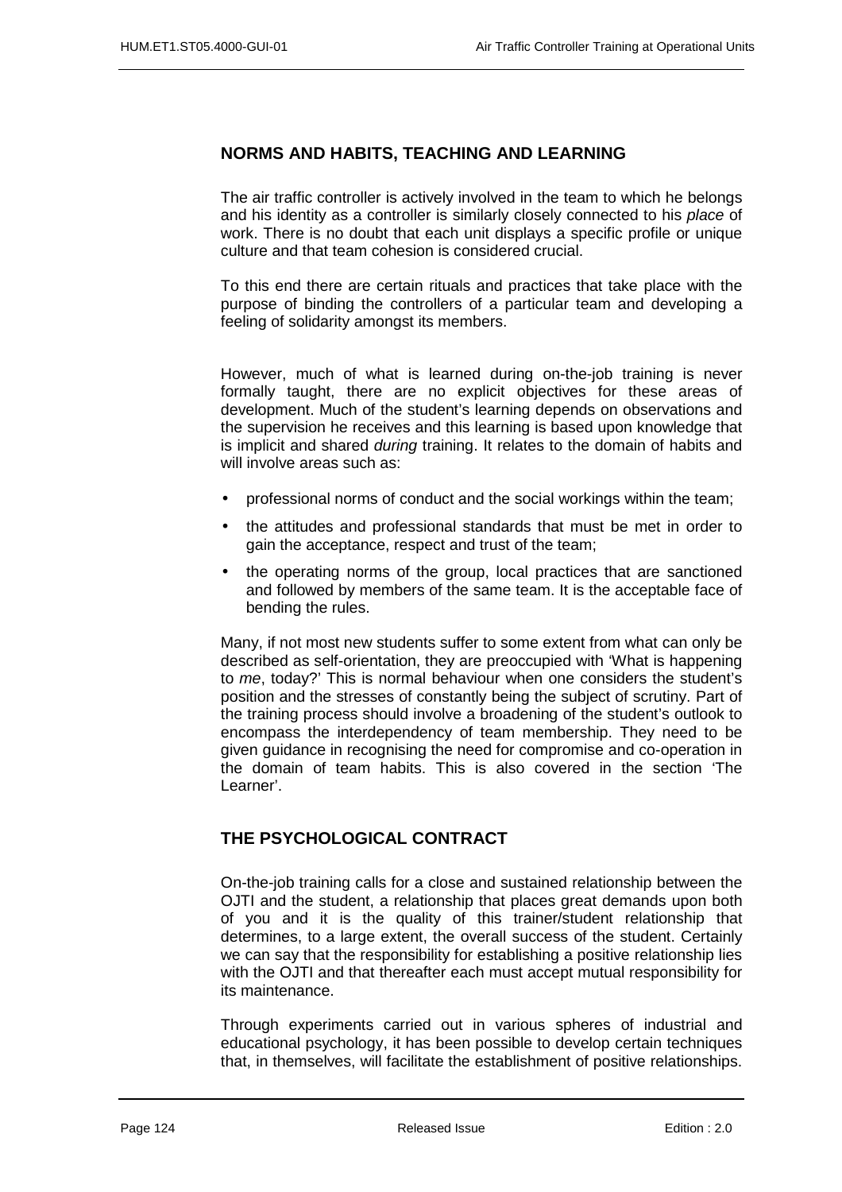## NORMS AND HABITS, TEACHING AND LEARNING

The air traffic controller is actively involved in the team to which he belongs and his identity as a controller is similarly closely connected to his *place* of work. There is no doubt that each unit displays a specific profile or unique culture and that team cohesion is considered crucial.

To this end there are certain rituals and practices that take place with the purpose of binding the controllers of a particular team and developing a feeling of solidarity amongst its members.

However, much of what is learned during on-the-job training is never formally taught, there are no explicit objectives for these areas of development. Much of the student's learning depends on observations and the supervision he receives and this learning is based upon knowledge that is implicit and shared *during* training. It relates to the domain of habits and will involve areas such as:

- professional norms of conduct and the social workings within the team;
- the attitudes and professional standards that must be met in order to gain the acceptance, respect and trust of the team;
- the operating norms of the group, local practices that are sanctioned and followed by members of the same team. It is the acceptable face of bending the rules.

Many, if not most new students suffer to some extent from what can only be described as self-orientation, they are preoccupied with 'What is happening to *me*, today?' This is normal behaviour when one considers the student's position and the stresses of constantly being the subject of scrutiny. Part of the training process should involve a broadening of the student's outlook to encompass the interdependency of team membership. They need to be given guidance in recognising the need for compromise and co-operation in the domain of team habits. This is also covered in the section 'The Learner'.

## THE PSYCHOLOGICAL CONTRACT

On-the-job training calls for a close and sustained relationship between the OJTI and the student, a relationship that places great demands upon both of you and it is the quality of this trainer/student relationship that determines, to a large extent, the overall success of the student. Certainly we can say that the responsibility for establishing a positive relationship lies with the OJTI and that thereafter each must accept mutual responsibility for its maintenance.

Through experiments carried out in various spheres of industrial and educational psychology, it has been possible to develop certain techniques that, in themselves, will facilitate the establishment of positive relationships.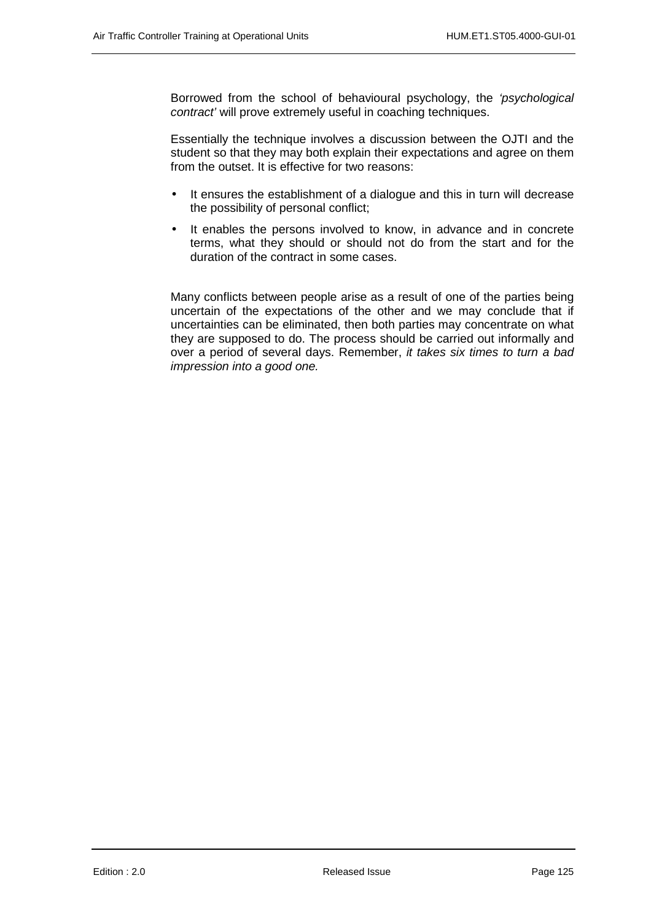Borrowed from the school of behavioural psychology, the *'psychological contract'* will prove extremely useful in coaching techniques.

Essentially the technique involves a discussion between the OJTI and the student so that they may both explain their expectations and agree on them from the outset. It is effective for two reasons:

- It ensures the establishment of a dialogue and this in turn will decrease the possibility of personal conflict;
- It enables the persons involved to know, in advance and in concrete terms, what they should or should not do from the start and for the duration of the contract in some cases.

Many conflicts between people arise as a result of one of the parties being uncertain of the expectations of the other and we may conclude that if uncertainties can be eliminated, then both parties may concentrate on what they are supposed to do. The process should be carried out informally and over a period of several days. Remember, *it takes six times to turn a bad impression into a good one.*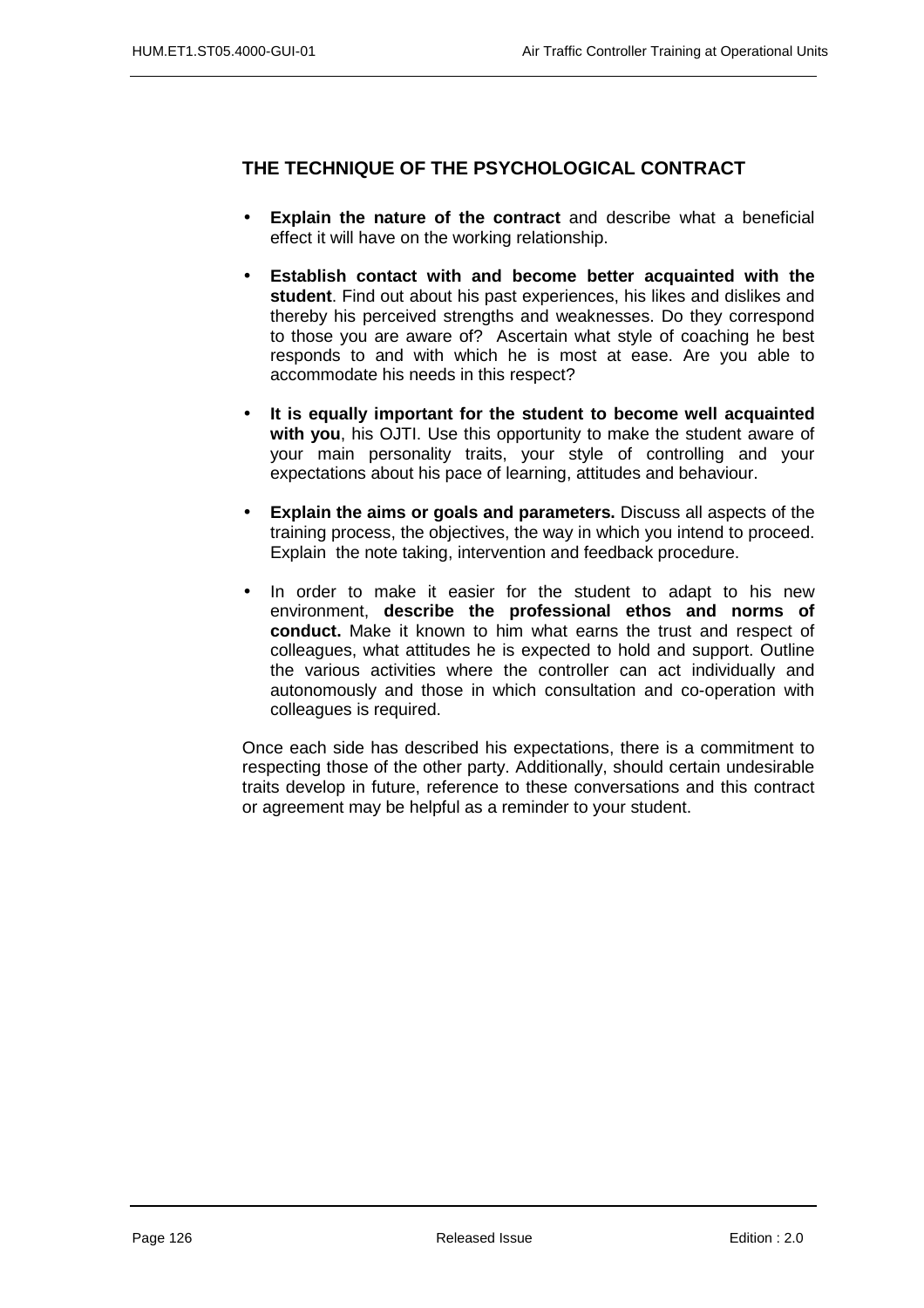### THE TECHNIQUE OF THE PSYCHOLOGICAL CONTRACT

- **Explain the nature of the contract** and describe what a beneficial effect it will have on the working relationship.
- **Establish contact with and become better acquainted with the student**. Find out about his past experiences, his likes and dislikes and thereby his perceived strengths and weaknesses. Do they correspond to those you are aware of? Ascertain what style of coaching he best responds to and with which he is most at ease. Are you able to accommodate his needs in this respect?
- **It is equally important for the student to become well acquainted with you**, his OJTI. Use this opportunity to make the student aware of your main personality traits, your style of controlling and your expectations about his pace of learning, attitudes and behaviour.
- **Explain the aims or goals and parameters.** Discuss all aspects of the training process, the objectives, the way in which you intend to proceed. Explain the note taking, intervention and feedback procedure.
- In order to make it easier for the student to adapt to his new environment, **describe the professional ethos and norms of conduct.** Make it known to him what earns the trust and respect of colleagues, what attitudes he is expected to hold and support. Outline the various activities where the controller can act individually and autonomously and those in which consultation and co-operation with colleagues is required.

Once each side has described his expectations, there is a commitment to respecting those of the other party. Additionally, should certain undesirable traits develop in future, reference to these conversations and this contract or agreement may be helpful as a reminder to your student.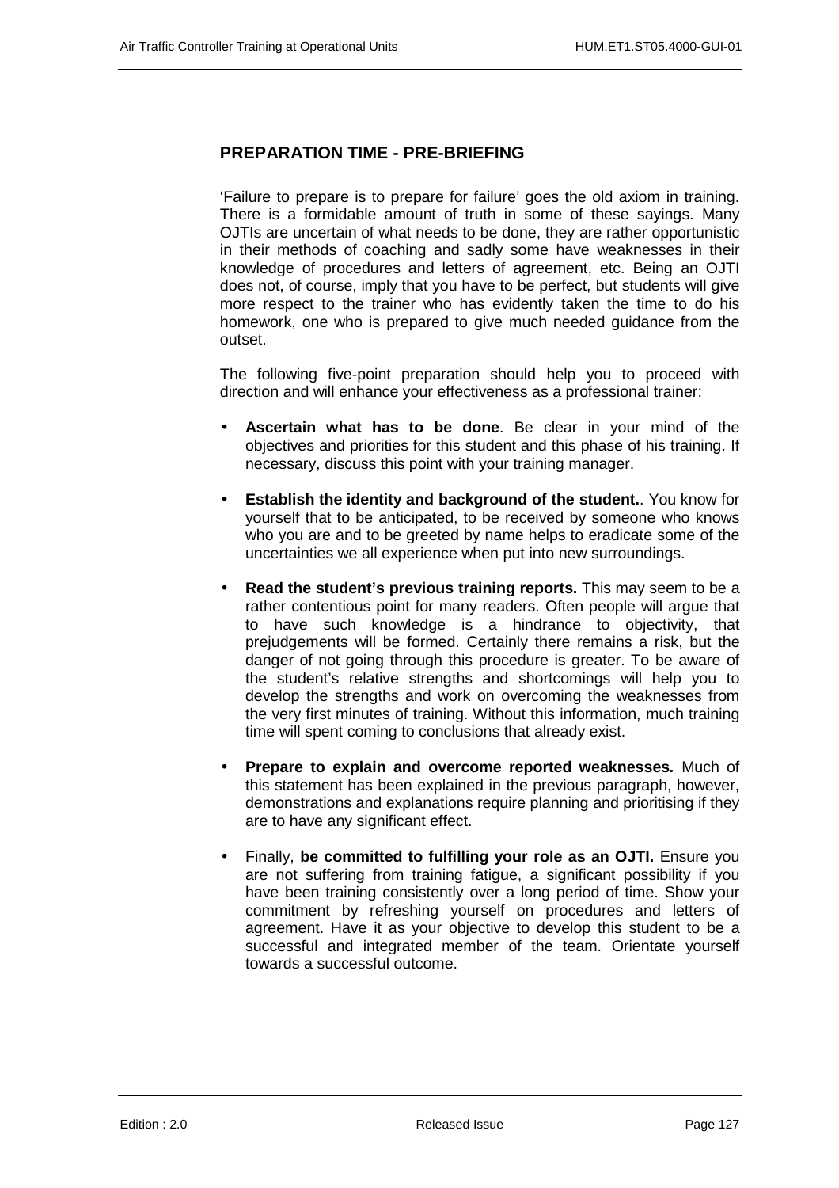## PREPARATION TIME - PRE-BRIEFING

'Failure to prepare is to prepare for failure' goes the old axiom in training. There is a formidable amount of truth in some of these sayings. Many OJTIs are uncertain of what needs to be done, they are rather opportunistic in their methods of coaching and sadly some have weaknesses in their knowledge of procedures and letters of agreement, etc. Being an OJTI does not, of course, imply that you have to be perfect, but students will give more respect to the trainer who has evidently taken the time to do his homework, one who is prepared to give much needed guidance from the outset.

The following five-point preparation should help you to proceed with direction and will enhance your effectiveness as a professional trainer:

- **Ascertain what has to be done**. Be clear in your mind of the objectives and priorities for this student and this phase of his training. If necessary, discuss this point with your training manager.
- **Establish the identity and background of the student.**. You know for yourself that to be anticipated, to be received by someone who knows who you are and to be greeted by name helps to eradicate some of the uncertainties we all experience when put into new surroundings.
- **Read the student's previous training reports.** This may seem to be a rather contentious point for many readers. Often people will argue that to have such knowledge is a hindrance to objectivity, that prejudgements will be formed. Certainly there remains a risk, but the danger of not going through this procedure is greater. To be aware of the student's relative strengths and shortcomings will help you to develop the strengths and work on overcoming the weaknesses from the very first minutes of training. Without this information, much training time will spent coming to conclusions that already exist.
- **Prepare to explain and overcome reported weaknesses.** Much of this statement has been explained in the previous paragraph, however, demonstrations and explanations require planning and prioritising if they are to have any significant effect.
- Finally, **be committed to fulfilling your role as an OJTI.** Ensure you are not suffering from training fatigue, a significant possibility if you have been training consistently over a long period of time. Show your commitment by refreshing yourself on procedures and letters of agreement. Have it as your objective to develop this student to be a successful and integrated member of the team. Orientate yourself towards a successful outcome.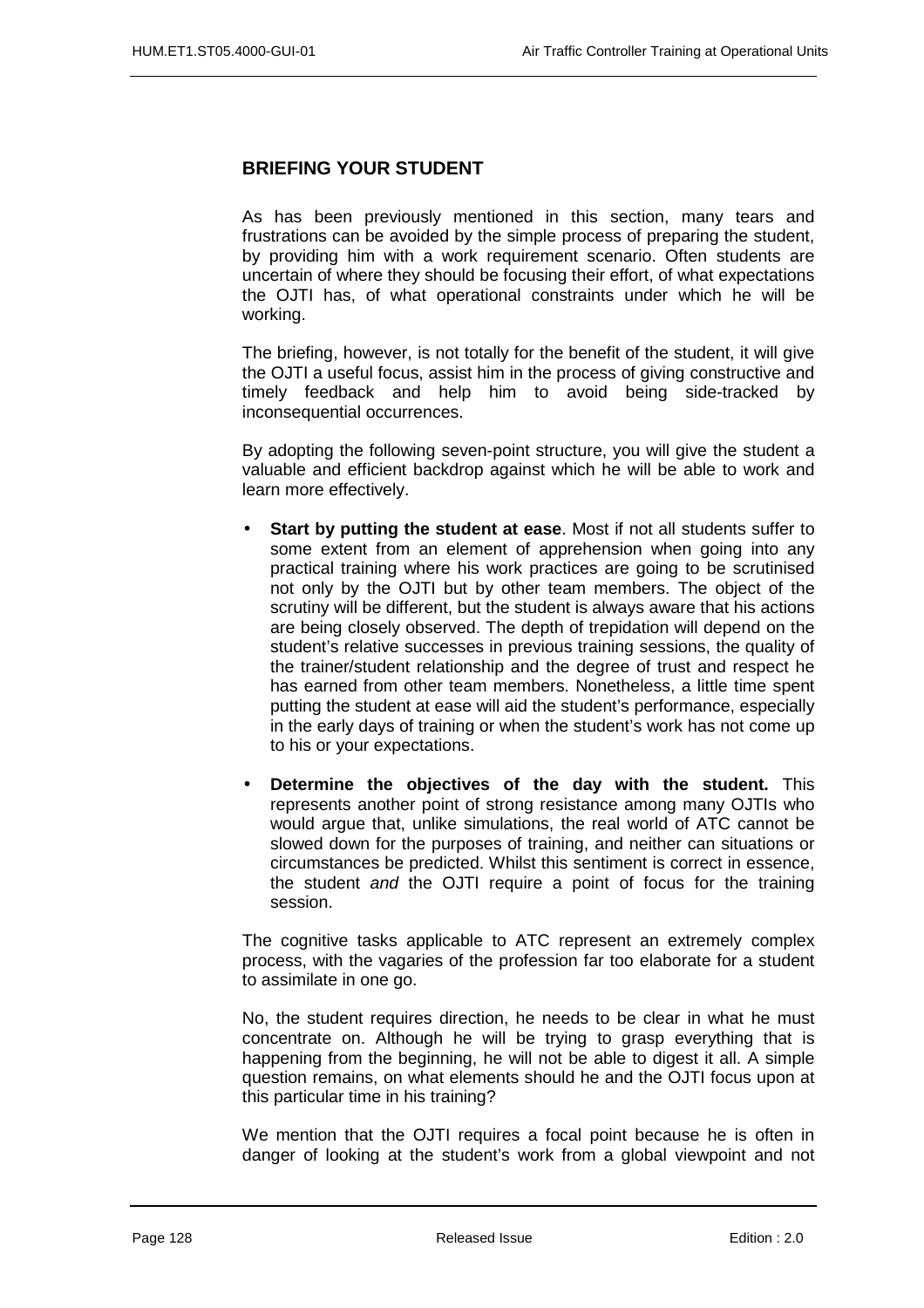## BRIEFING YOUR STUDENT

As has been previously mentioned in this section, many tears and frustrations can be avoided by the simple process of preparing the student, by providing him with a work requirement scenario. Often students are uncertain of where they should be focusing their effort, of what expectations the OJTI has, of what operational constraints under which he will be working.

The briefing, however, is not totally for the benefit of the student, it will give the OJTI a useful focus, assist him in the process of giving constructive and timely feedback and help him to avoid being side-tracked by inconsequential occurrences.

By adopting the following seven-point structure, you will give the student a valuable and efficient backdrop against which he will be able to work and learn more effectively.

- **Start by putting the student at ease**. Most if not all students suffer to some extent from an element of apprehension when going into any practical training where his work practices are going to be scrutinised not only by the OJTI but by other team members. The object of the scrutiny will be different, but the student is always aware that his actions are being closely observed. The depth of trepidation will depend on the student's relative successes in previous training sessions, the quality of the trainer/student relationship and the degree of trust and respect he has earned from other team members. Nonetheless, a little time spent putting the student at ease will aid the student's performance, especially in the early days of training or when the student's work has not come up to his or your expectations.

- **Determine the objectives of the day with the student.** This represents another point of strong resistance among many OJTIs who would argue that, unlike simulations, the real world of ATC cannot be slowed down for the purposes of training, and neither can situations or circumstances be predicted. Whilst this sentiment is correct in essence, the student *and* the OJTI require a point of focus for the training session.

The cognitive tasks applicable to ATC represent an extremely complex process, with the vagaries of the profession far too elaborate for a student to assimilate in one go.

No, the student requires direction, he needs to be clear in what he must concentrate on. Although he will be trying to grasp everything that is happening from the beginning, he will not be able to digest it all. A simple question remains, on what elements should he and the OJTI focus upon at this particular time in his training?

We mention that the OJTI requires a focal point because he is often in danger of looking at the student's work from a global viewpoint and not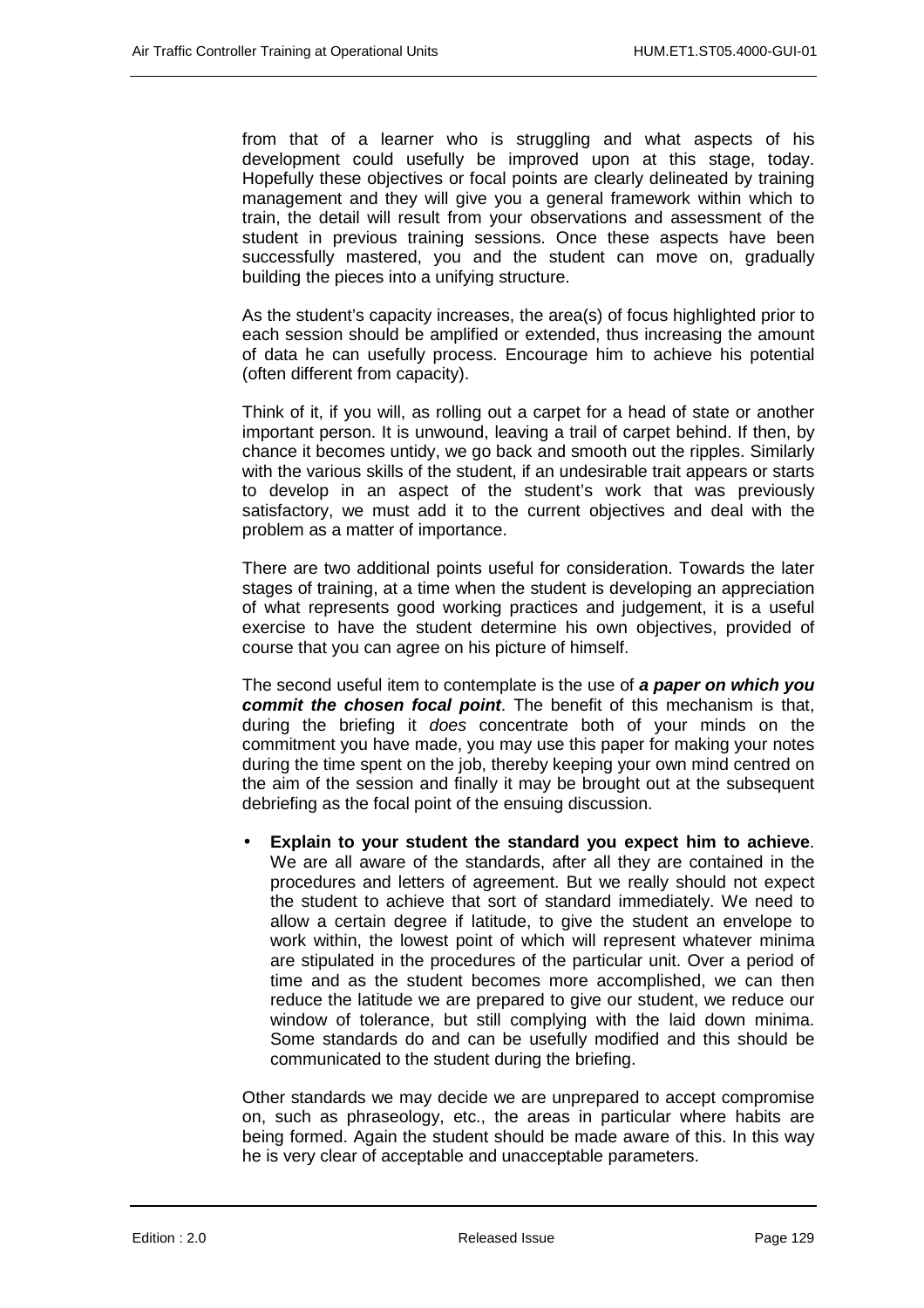from that of a learner who is struggling and what aspects of his development could usefully be improved upon at this stage, today. Hopefully these objectives or focal points are clearly delineated by training management and they will give you a general framework within which to train, the detail will result from your observations and assessment of the student in previous training sessions. Once these aspects have been successfully mastered, you and the student can move on, gradually building the pieces into a unifying structure.

As the student's capacity increases, the area(s) of focus highlighted prior to each session should be amplified or extended, thus increasing the amount of data he can usefully process. Encourage him to achieve his potential (often different from capacity).

Think of it, if you will, as rolling out a carpet for a head of state or another important person. It is unwound, leaving a trail of carpet behind. If then, by chance it becomes untidy, we go back and smooth out the ripples. Similarly with the various skills of the student, if an undesirable trait appears or starts to develop in an aspect of the student's work that was previously satisfactory, we must add it to the current objectives and deal with the problem as a matter of importance.

There are two additional points useful for consideration. Towards the later stages of training, at a time when the student is developing an appreciation of what represents good working practices and judgement, it is a useful exercise to have the student determine his own objectives, provided of course that you can agree on his picture of himself.

The second useful item to contemplate is the use of ***a paper on which you commit the chosen focal point***. The benefit of this mechanism is that, during the briefing it *does* concentrate both of your minds on the commitment you have made, you may use this paper for making your notes during the time spent on the job, thereby keeping your own mind centred on the aim of the session and finally it may be brought out at the subsequent debriefing as the focal point of the ensuing discussion.

- **Explain to your student the standard you expect him to achieve**. We are all aware of the standards, after all they are contained in the procedures and letters of agreement. But we really should not expect the student to achieve that sort of standard immediately. We need to allow a certain degree if latitude, to give the student an envelope to work within, the lowest point of which will represent whatever minima are stipulated in the procedures of the particular unit. Over a period of time and as the student becomes more accomplished, we can then reduce the latitude we are prepared to give our student, we reduce our window of tolerance, but still complying with the laid down minima. Some standards do and can be usefully modified and this should be communicated to the student during the briefing.

Other standards we may decide we are unprepared to accept compromise on, such as phraseology, etc., the areas in particular where habits are being formed. Again the student should be made aware of this. In this way he is very clear of acceptable and unacceptable parameters.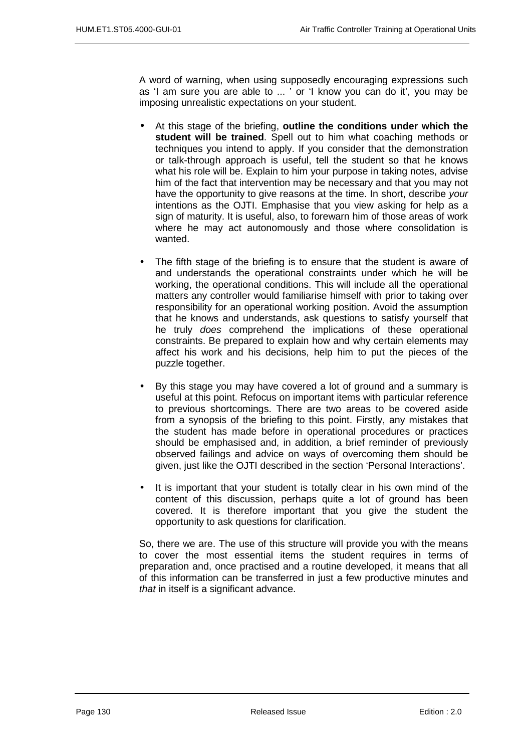A word of warning, when using supposedly encouraging expressions such as 'I am sure you are able to ... ' or 'I know you can do it', you may be imposing unrealistic expectations on your student.

- At this stage of the briefing, **outline the conditions under which the student will be trained**. Spell out to him what coaching methods or techniques you intend to apply. If you consider that the demonstration or talk-through approach is useful, tell the student so that he knows what his role will be. Explain to him your purpose in taking notes, advise him of the fact that intervention may be necessary and that you may not have the opportunity to give reasons at the time. In short, describe *your* intentions as the OJTI. Emphasise that you view asking for help as a sign of maturity. It is useful, also, to forewarn him of those areas of work where he may act autonomously and those where consolidation is wanted.

- The fifth stage of the briefing is to ensure that the student is aware of and understands the operational constraints under which he will be working, the operational conditions. This will include all the operational matters any controller would familiarise himself with prior to taking over responsibility for an operational working position. Avoid the assumption that he knows and understands, ask questions to satisfy yourself that he truly *does* comprehend the implications of these operational constraints. Be prepared to explain how and why certain elements may affect his work and his decisions, help him to put the pieces of the puzzle together.

- By this stage you may have covered a lot of ground and a summary is useful at this point. Refocus on important items with particular reference to previous shortcomings. There are two areas to be covered aside from a synopsis of the briefing to this point. Firstly, any mistakes that the student has made before in operational procedures or practices should be emphasised and, in addition, a brief reminder of previously observed failings and advice on ways of overcoming them should be given, just like the OJTI described in the section 'Personal Interactions'.

- It is important that your student is totally clear in his own mind of the content of this discussion, perhaps quite a lot of ground has been covered. It is therefore important that you give the student the opportunity to ask questions for clarification.

So, there we are. The use of this structure will provide you with the means to cover the most essential items the student requires in terms of preparation and, once practised and a routine developed, it means that all of this information can be transferred in just a few productive minutes and *that* in itself is a significant advance.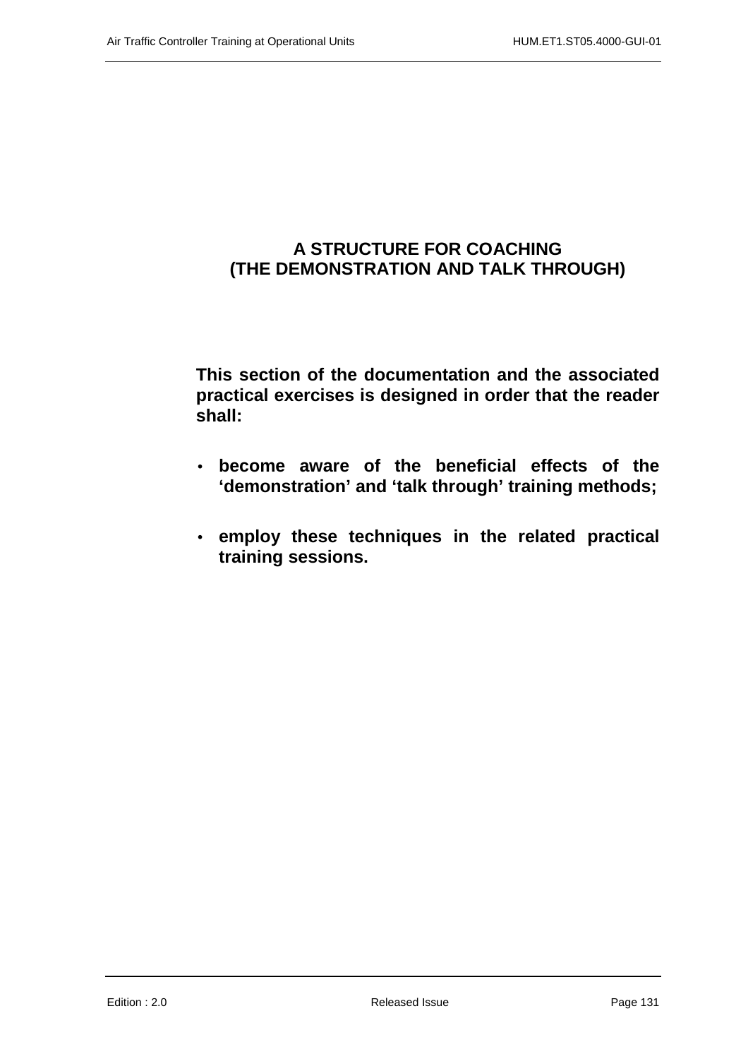# A STRUCTURE FOR COACHING
# (THE DEMONSTRATION AND TALK THROUGH)

**This section of the documentation and the associated practical exercises is designed in order that the reader shall:**

- **become aware of the beneficial effects of the 'demonstration' and 'talk through' training methods;**
- **employ these techniques in the related practical training sessions.**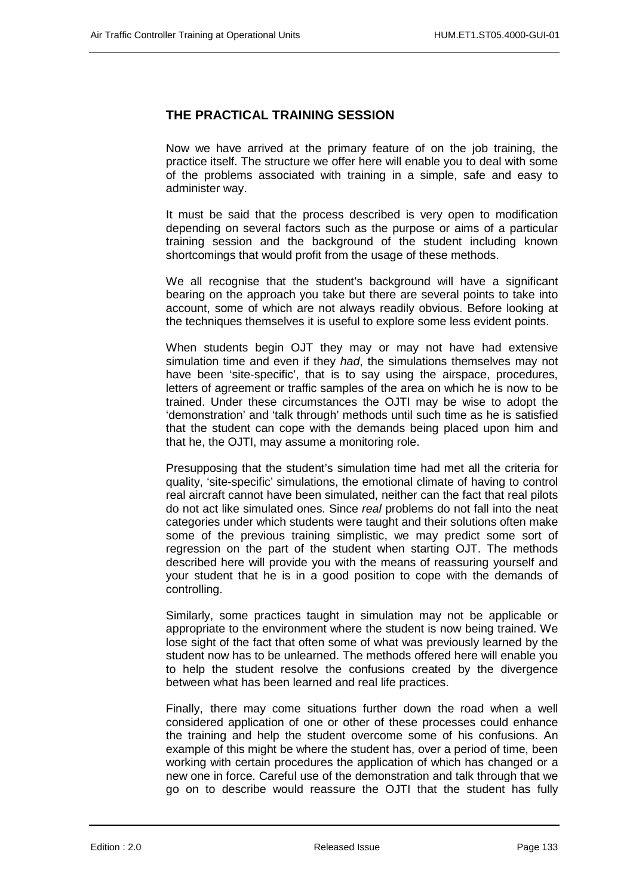## THE PRACTICAL TRAINING SESSION

Now we have arrived at the primary feature of on the job training, the practice itself. The structure we offer here will enable you to deal with some of the problems associated with training in a simple, safe and easy to administer way.

It must be said that the process described is very open to modification depending on several factors such as the purpose or aims of a particular training session and the background of the student including known shortcomings that would profit from the usage of these methods.

We all recognise that the student's background will have a significant bearing on the approach you take but there are several points to take into account, some of which are not always readily obvious. Before looking at the techniques themselves it is useful to explore some less evident points.

When students begin OJT they may or may not have had extensive simulation time and even if they *had*, the simulations themselves may not have been 'site-specific', that is to say using the airspace, procedures, letters of agreement or traffic samples of the area on which he is now to be trained. Under these circumstances the OJTI may be wise to adopt the 'demonstration' and 'talk through' methods until such time as he is satisfied that the student can cope with the demands being placed upon him and that he, the OJTI, may assume a monitoring role.

Presupposing that the student's simulation time had met all the criteria for quality, 'site-specific' simulations, the emotional climate of having to control real aircraft cannot have been simulated, neither can the fact that real pilots do not act like simulated ones. Since *real* problems do not fall into the neat categories under which students were taught and their solutions often make some of the previous training simplistic, we may predict some sort of regression on the part of the student when starting OJT. The methods described here will provide you with the means of reassuring yourself and your student that he is in a good position to cope with the demands of controlling.

Similarly, some practices taught in simulation may not be applicable or appropriate to the environment where the student is now being trained. We lose sight of the fact that often some of what was previously learned by the student now has to be unlearned. The methods offered here will enable you to help the student resolve the confusions created by the divergence between what has been learned and real life practices.

Finally, there may come situations further down the road when a well considered application of one or other of these processes could enhance the training and help the student overcome some of his confusions. An example of this might be where the student has, over a period of time, been working with certain procedures the application of which has changed or a new one in force. Careful use of the demonstration and talk through that we go on to describe would reassure the OJTI that the student has fully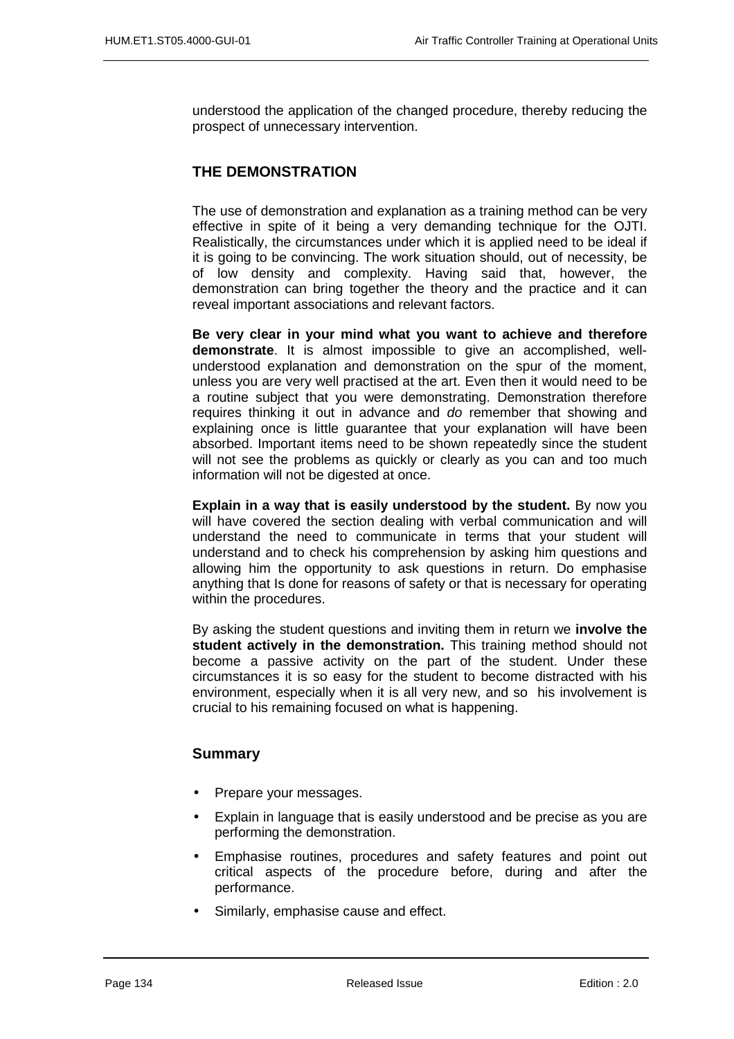understood the application of the changed procedure, thereby reducing the prospect of unnecessary intervention.

## THE DEMONSTRATION

The use of demonstration and explanation as a training method can be very effective in spite of it being a very demanding technique for the OJTI. Realistically, the circumstances under which it is applied need to be ideal if it is going to be convincing. The work situation should, out of necessity, be of low density and complexity. Having said that, however, the demonstration can bring together the theory and the practice and it can reveal important associations and relevant factors.

**Be very clear in your mind what you want to achieve and therefore demonstrate**. It is almost impossible to give an accomplished, well-understood explanation and demonstration on the spur of the moment, unless you are very well practised at the art. Even then it would need to be a routine subject that you were demonstrating. Demonstration therefore requires thinking it out in advance and *do* remember that showing and explaining once is little guarantee that your explanation will have been absorbed. Important items need to be shown repeatedly since the student will not see the problems as quickly or clearly as you can and too much information will not be digested at once.

**Explain in a way that is easily understood by the student.** By now you will have covered the section dealing with verbal communication and will understand the need to communicate in terms that your student will understand and to check his comprehension by asking him questions and allowing him the opportunity to ask questions in return. Do emphasise anything that Is done for reasons of safety or that is necessary for operating within the procedures.

By asking the student questions and inviting them in return we **involve the student actively in the demonstration.** This training method should not become a passive activity on the part of the student. Under these circumstances it is so easy for the student to become distracted with his environment, especially when it is all very new, and so his involvement is crucial to his remaining focused on what is happening.

### Summary

- Prepare your messages.
- Explain in language that is easily understood and be precise as you are performing the demonstration.
- Emphasise routines, procedures and safety features and point out critical aspects of the procedure before, during and after the performance.
- Similarly, emphasise cause and effect.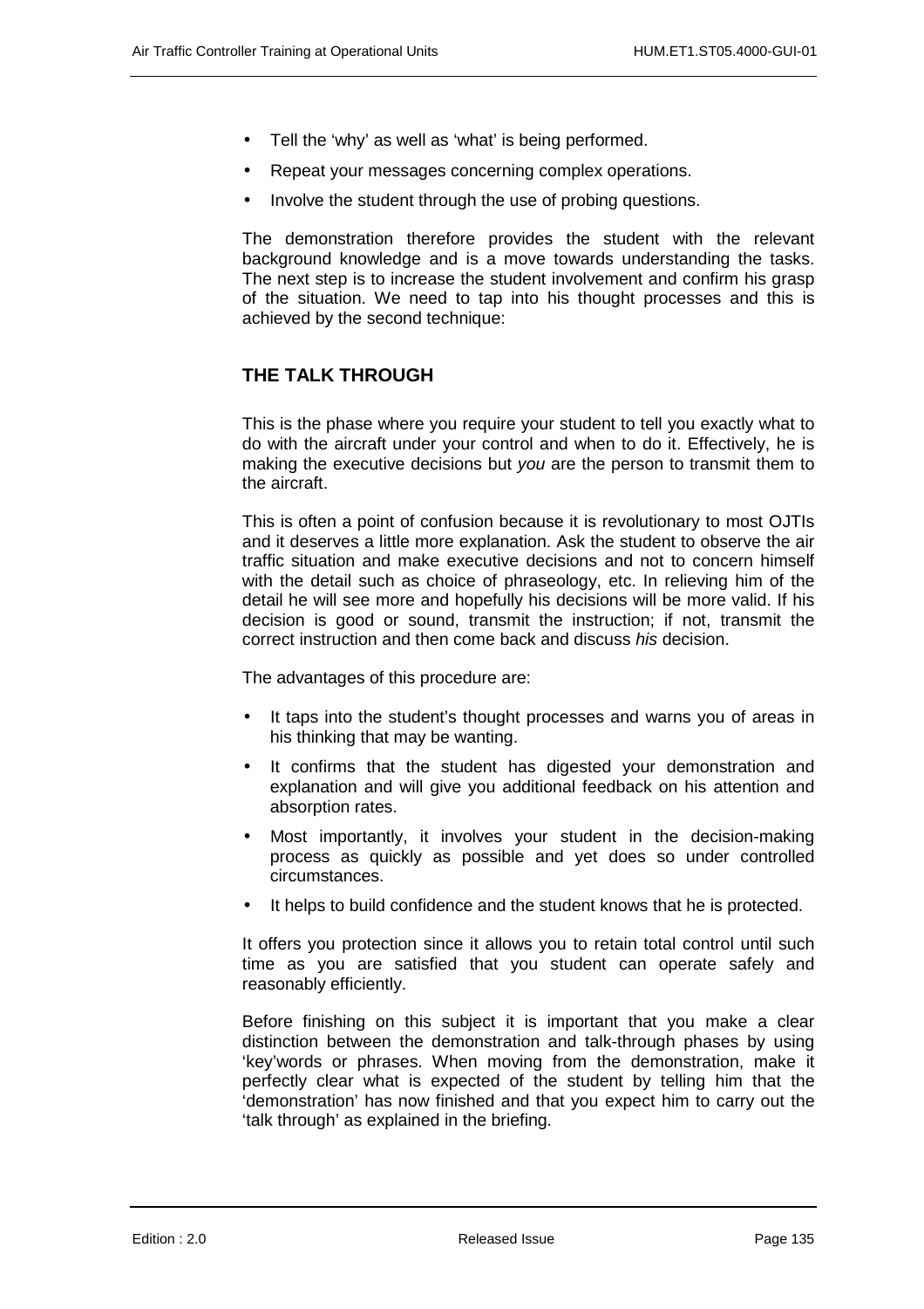- Tell the 'why' as well as 'what' is being performed.
- Repeat your messages concerning complex operations.
- Involve the student through the use of probing questions.

The demonstration therefore provides the student with the relevant background knowledge and is a move towards understanding the tasks. The next step is to increase the student involvement and confirm his grasp of the situation. We need to tap into his thought processes and this is achieved by the second technique:

## THE TALK THROUGH

This is the phase where you require your student to tell you exactly what to do with the aircraft under your control and when to do it. Effectively, he is making the executive decisions but *you* are the person to transmit them to the aircraft.

This is often a point of confusion because it is revolutionary to most OJTIs and it deserves a little more explanation. Ask the student to observe the air traffic situation and make executive decisions and not to concern himself with the detail such as choice of phraseology, etc. In relieving him of the detail he will see more and hopefully his decisions will be more valid. If his decision is good or sound, transmit the instruction; if not, transmit the correct instruction and then come back and discuss *his* decision.

The advantages of this procedure are:

- It taps into the student's thought processes and warns you of areas in his thinking that may be wanting.
- It confirms that the student has digested your demonstration and explanation and will give you additional feedback on his attention and absorption rates.
- Most importantly, it involves your student in the decision-making process as quickly as possible and yet does so under controlled circumstances.
- It helps to build confidence and the student knows that he is protected.

It offers you protection since it allows you to retain total control until such time as you are satisfied that you student can operate safely and reasonably efficiently.

Before finishing on this subject it is important that you make a clear distinction between the demonstration and talk-through phases by using 'key'words or phrases. When moving from the demonstration, make it perfectly clear what is expected of the student by telling him that the 'demonstration' has now finished and that you expect him to carry out the 'talk through' as explained in the briefing.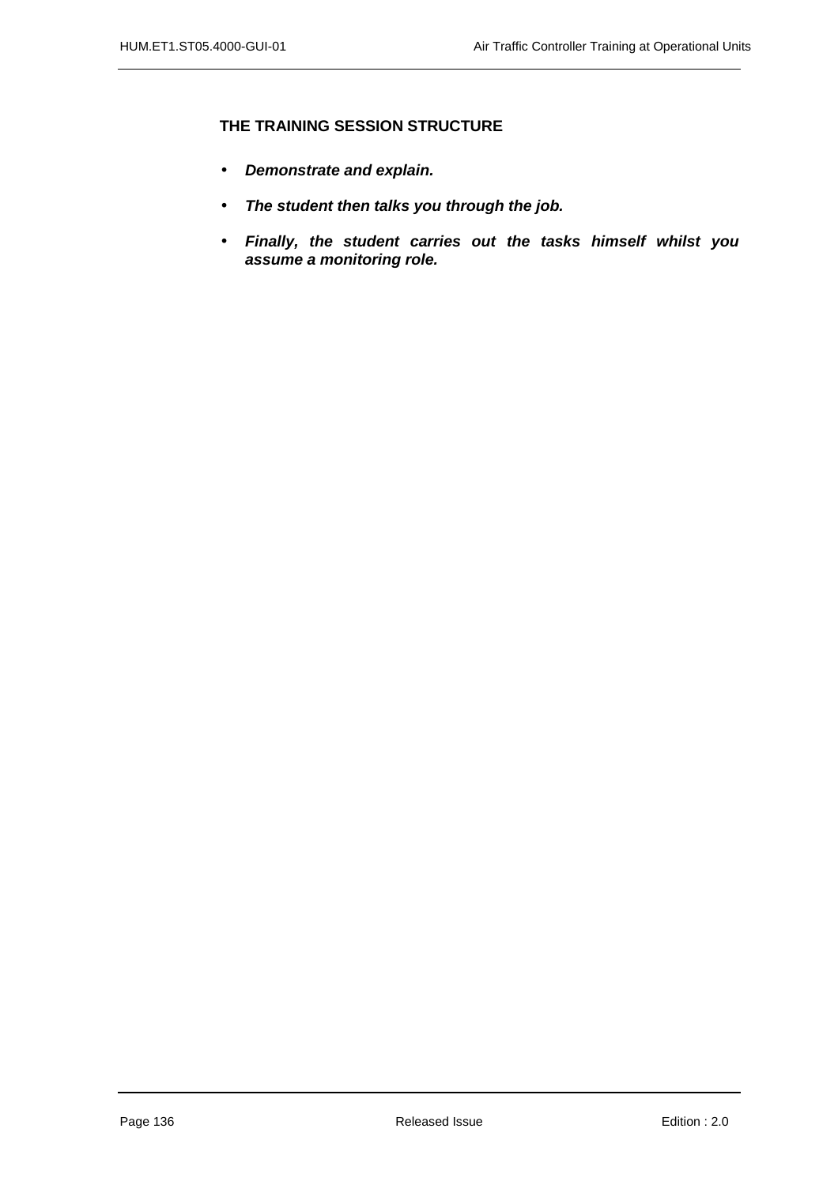### THE TRAINING SESSION STRUCTURE

- ***Demonstrate and explain.***
- ***The student then talks you through the job.***
- ***Finally, the student carries out the tasks himself whilst you assume a monitoring role.***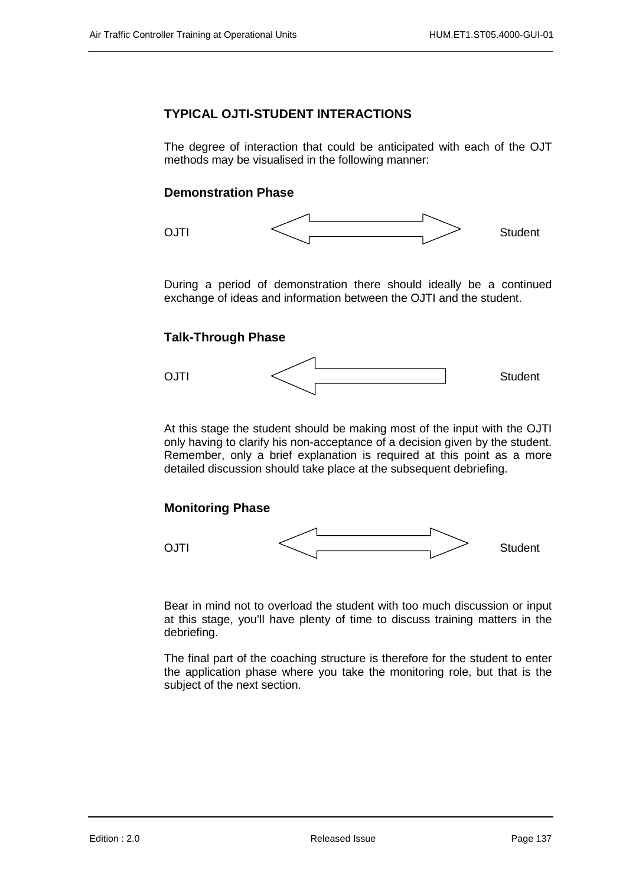## TYPICAL OJTI-STUDENT INTERACTIONS

The degree of interaction that could be anticipated with each of the OJT methods may be visualised in the following manner:

### Demonstration Phase

OJTI ⟷ Student

During a period of demonstration there should ideally be a continued exchange of ideas and information between the OJTI and the student.

### Talk-Through Phase

OJTI ⟵ Student

At this stage the student should be making most of the input with the OJTI only having to clarify his non-acceptance of a decision given by the student. Remember, only a brief explanation is required at this point as a more detailed discussion should take place at the subsequent debriefing.

### Monitoring Phase

OJTI ⟷ Student

Bear in mind not to overload the student with too much discussion or input at this stage, you'll have plenty of time to discuss training matters in the debriefing.

The final part of the coaching structure is therefore for the student to enter the application phase where you take the monitoring role, but that is the subject of the next section.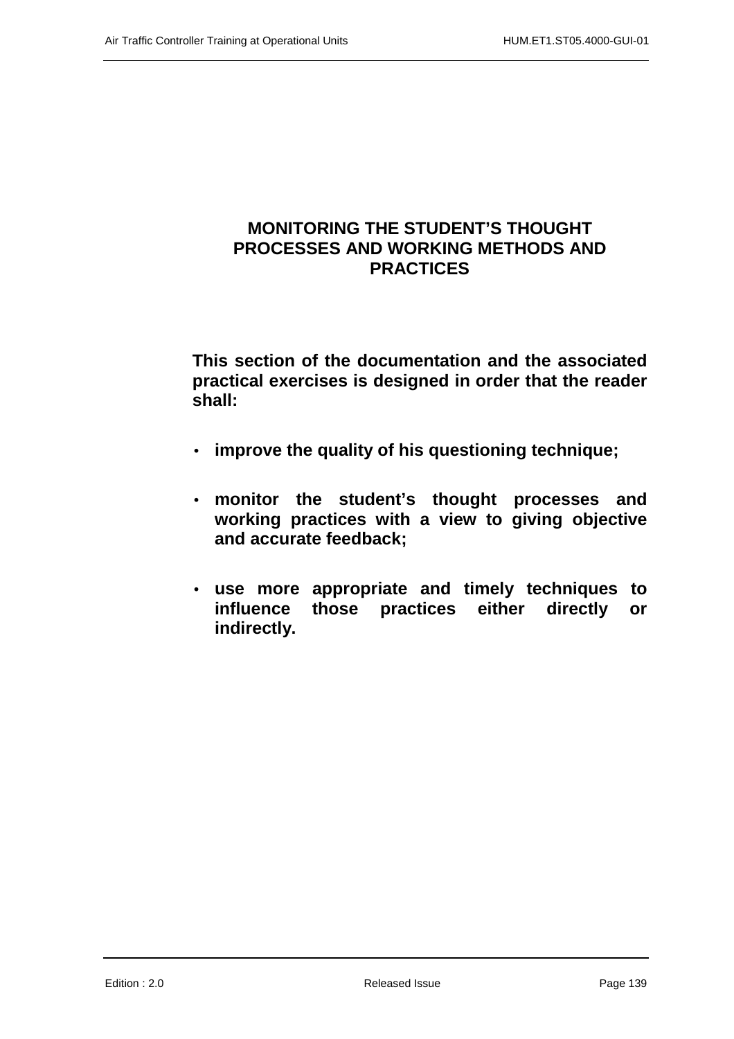# MONITORING THE STUDENT'S THOUGHT PROCESSES AND WORKING METHODS AND PRACTICES

**This section of the documentation and the associated practical exercises is designed in order that the reader shall:**

- **improve the quality of his questioning technique;**
- **monitor the student's thought processes and working practices with a view to giving objective and accurate feedback;**
- **use more appropriate and timely techniques to influence those practices either directly or indirectly.**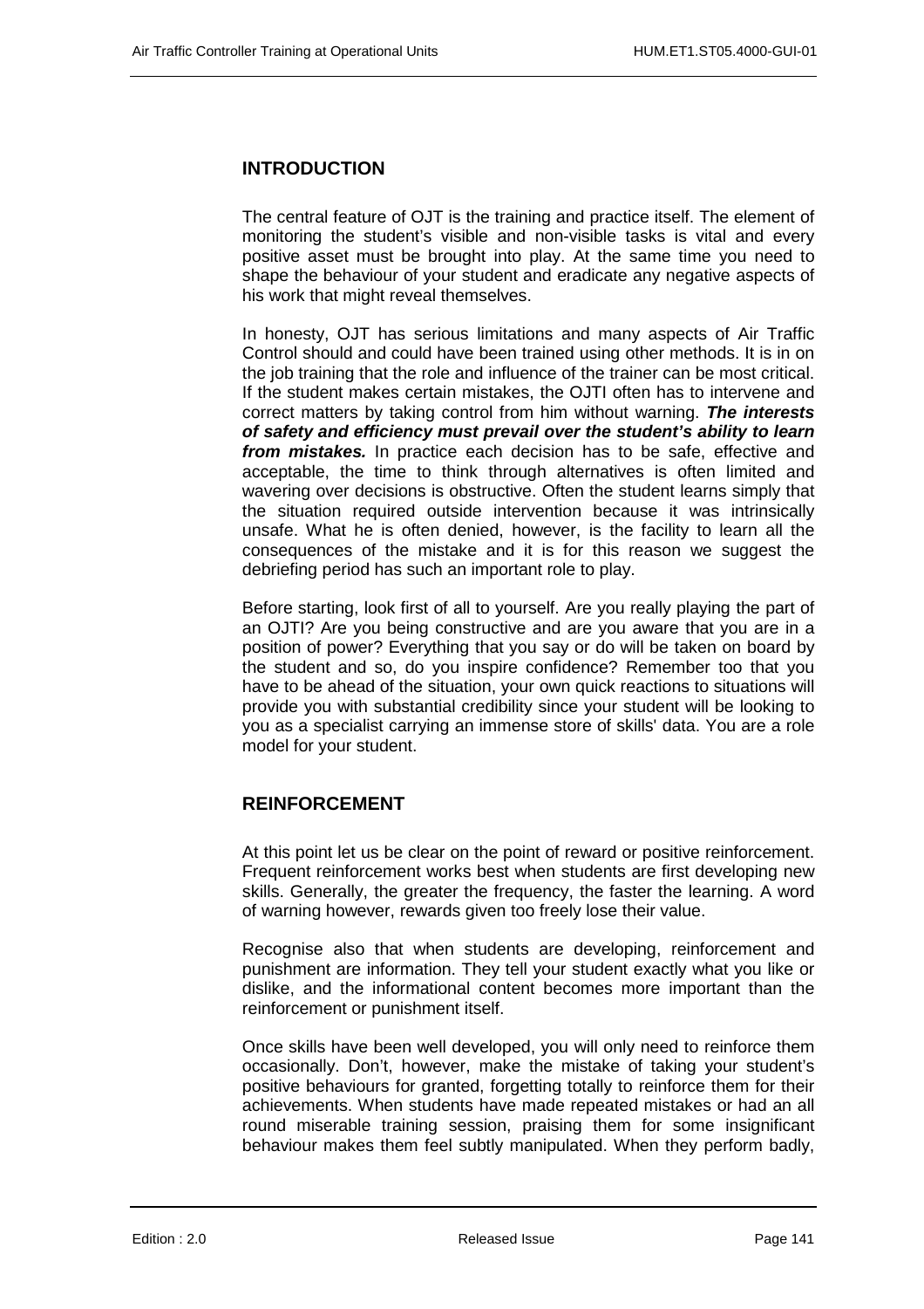## INTRODUCTION

The central feature of OJT is the training and practice itself. The element of monitoring the student's visible and non-visible tasks is vital and every positive asset must be brought into play. At the same time you need to shape the behaviour of your student and eradicate any negative aspects of his work that might reveal themselves.

In honesty, OJT has serious limitations and many aspects of Air Traffic Control should and could have been trained using other methods. It is in on the job training that the role and influence of the trainer can be most critical. If the student makes certain mistakes, the OJTI often has to intervene and correct matters by taking control from him without warning. ***The interests of safety and efficiency must prevail over the student's ability to learn from mistakes.*** In practice each decision has to be safe, effective and acceptable, the time to think through alternatives is often limited and wavering over decisions is obstructive. Often the student learns simply that the situation required outside intervention because it was intrinsically unsafe. What he is often denied, however, is the facility to learn all the consequences of the mistake and it is for this reason we suggest the debriefing period has such an important role to play.

Before starting, look first of all to yourself. Are you really playing the part of an OJTI? Are you being constructive and are you aware that you are in a position of power? Everything that you say or do will be taken on board by the student and so, do you inspire confidence? Remember too that you have to be ahead of the situation, your own quick reactions to situations will provide you with substantial credibility since your student will be looking to you as a specialist carrying an immense store of skills' data. You are a role model for your student.

## REINFORCEMENT

At this point let us be clear on the point of reward or positive reinforcement. Frequent reinforcement works best when students are first developing new skills. Generally, the greater the frequency, the faster the learning. A word of warning however, rewards given too freely lose their value.

Recognise also that when students are developing, reinforcement and punishment are information. They tell your student exactly what you like or dislike, and the informational content becomes more important than the reinforcement or punishment itself.

Once skills have been well developed, you will only need to reinforce them occasionally. Don't, however, make the mistake of taking your student's positive behaviours for granted, forgetting totally to reinforce them for their achievements. When students have made repeated mistakes or had an all round miserable training session, praising them for some insignificant behaviour makes them feel subtly manipulated. When they perform badly,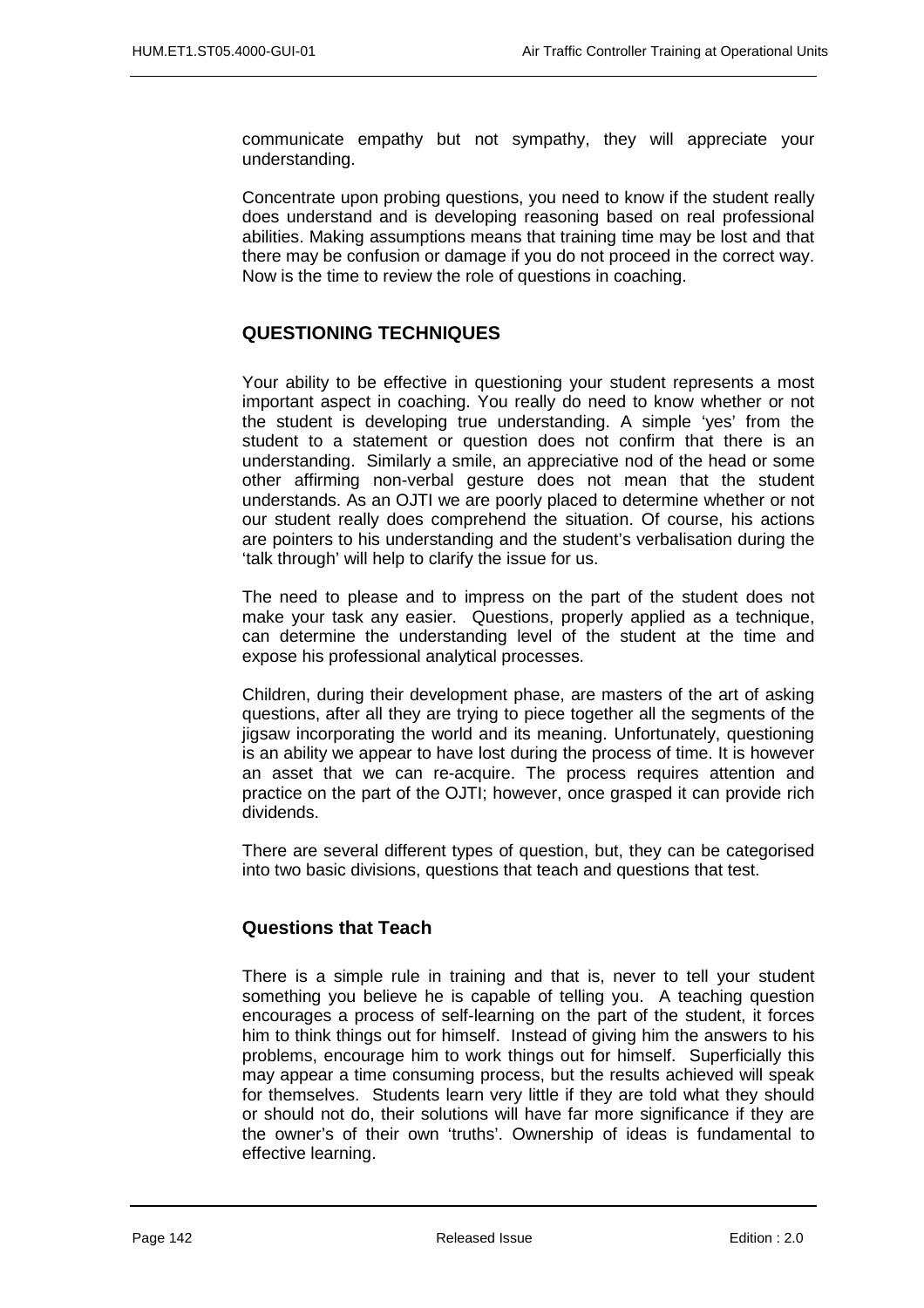communicate empathy but not sympathy, they will appreciate your understanding.

Concentrate upon probing questions, you need to know if the student really does understand and is developing reasoning based on real professional abilities. Making assumptions means that training time may be lost and that there may be confusion or damage if you do not proceed in the correct way. Now is the time to review the role of questions in coaching.

## QUESTIONING TECHNIQUES

Your ability to be effective in questioning your student represents a most important aspect in coaching. You really do need to know whether or not the student is developing true understanding. A simple 'yes' from the student to a statement or question does not confirm that there is an understanding. Similarly a smile, an appreciative nod of the head or some other affirming non-verbal gesture does not mean that the student understands. As an OJTI we are poorly placed to determine whether or not our student really does comprehend the situation. Of course, his actions are pointers to his understanding and the student's verbalisation during the 'talk through' will help to clarify the issue for us.

The need to please and to impress on the part of the student does not make your task any easier. Questions, properly applied as a technique, can determine the understanding level of the student at the time and expose his professional analytical processes.

Children, during their development phase, are masters of the art of asking questions, after all they are trying to piece together all the segments of the jigsaw incorporating the world and its meaning. Unfortunately, questioning is an ability we appear to have lost during the process of time. It is however an asset that we can re-acquire. The process requires attention and practice on the part of the OJTI; however, once grasped it can provide rich dividends.

There are several different types of question, but, they can be categorised into two basic divisions, questions that teach and questions that test.

### Questions that Teach

There is a simple rule in training and that is, never to tell your student something you believe he is capable of telling you. A teaching question encourages a process of self-learning on the part of the student, it forces him to think things out for himself. Instead of giving him the answers to his problems, encourage him to work things out for himself. Superficially this may appear a time consuming process, but the results achieved will speak for themselves. Students learn very little if they are told what they should or should not do, their solutions will have far more significance if they are the owner's of their own 'truths'. Ownership of ideas is fundamental to effective learning.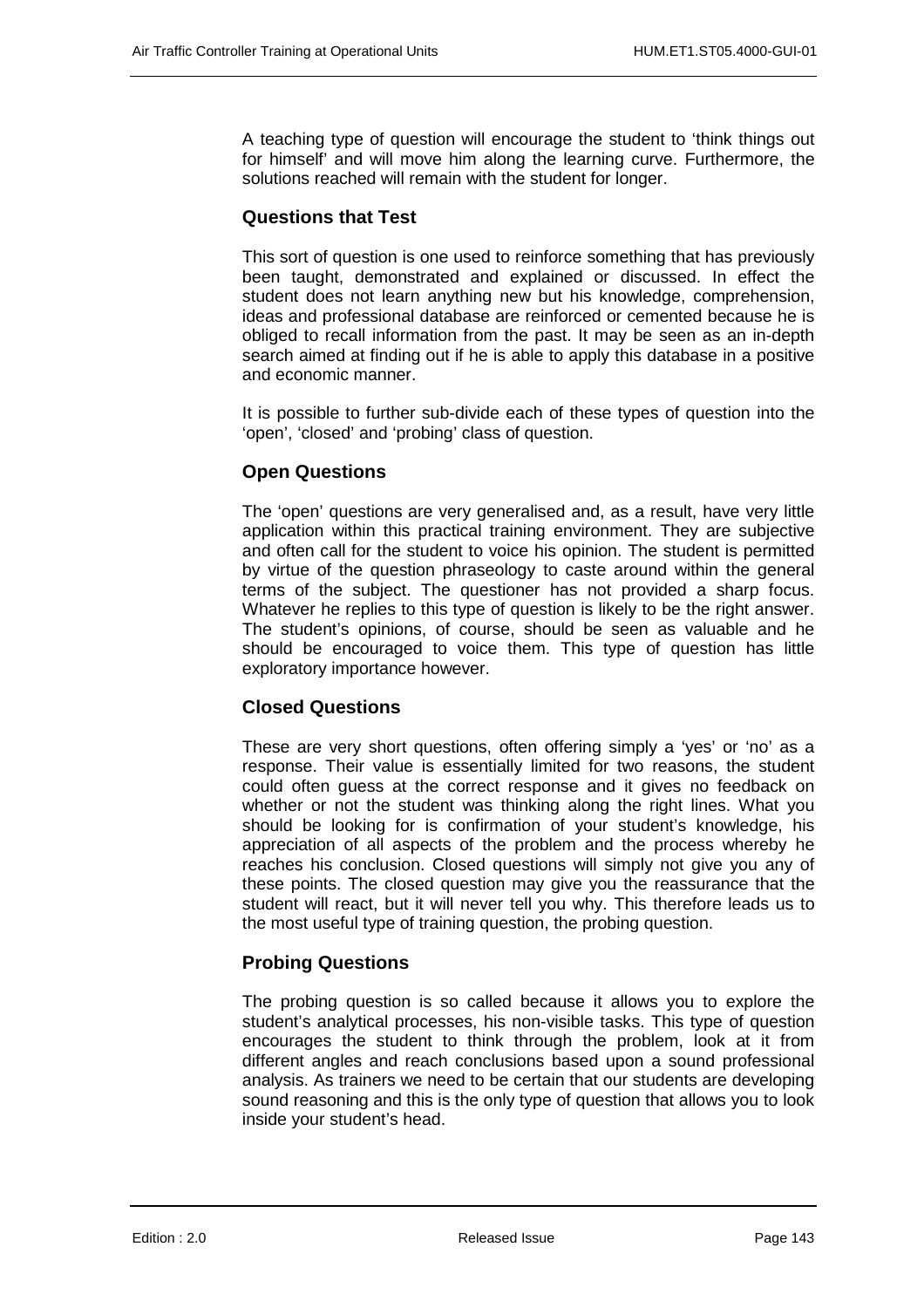A teaching type of question will encourage the student to 'think things out for himself' and will move him along the learning curve. Furthermore, the solutions reached will remain with the student for longer.

### Questions that Test

This sort of question is one used to reinforce something that has previously been taught, demonstrated and explained or discussed. In effect the student does not learn anything new but his knowledge, comprehension, ideas and professional database are reinforced or cemented because he is obliged to recall information from the past. It may be seen as an in-depth search aimed at finding out if he is able to apply this database in a positive and economic manner.

It is possible to further sub-divide each of these types of question into the 'open', 'closed' and 'probing' class of question.

### Open Questions

The 'open' questions are very generalised and, as a result, have very little application within this practical training environment. They are subjective and often call for the student to voice his opinion. The student is permitted by virtue of the question phraseology to caste around within the general terms of the subject. The questioner has not provided a sharp focus. Whatever he replies to this type of question is likely to be the right answer. The student's opinions, of course, should be seen as valuable and he should be encouraged to voice them. This type of question has little exploratory importance however.

### Closed Questions

These are very short questions, often offering simply a 'yes' or 'no' as a response. Their value is essentially limited for two reasons, the student could often guess at the correct response and it gives no feedback on whether or not the student was thinking along the right lines. What you should be looking for is confirmation of your student's knowledge, his appreciation of all aspects of the problem and the process whereby he reaches his conclusion. Closed questions will simply not give you any of these points. The closed question may give you the reassurance that the student will react, but it will never tell you why. This therefore leads us to the most useful type of training question, the probing question.

### Probing Questions

The probing question is so called because it allows you to explore the student's analytical processes, his non-visible tasks. This type of question encourages the student to think through the problem, look at it from different angles and reach conclusions based upon a sound professional analysis. As trainers we need to be certain that our students are developing sound reasoning and this is the only type of question that allows you to look inside your student's head.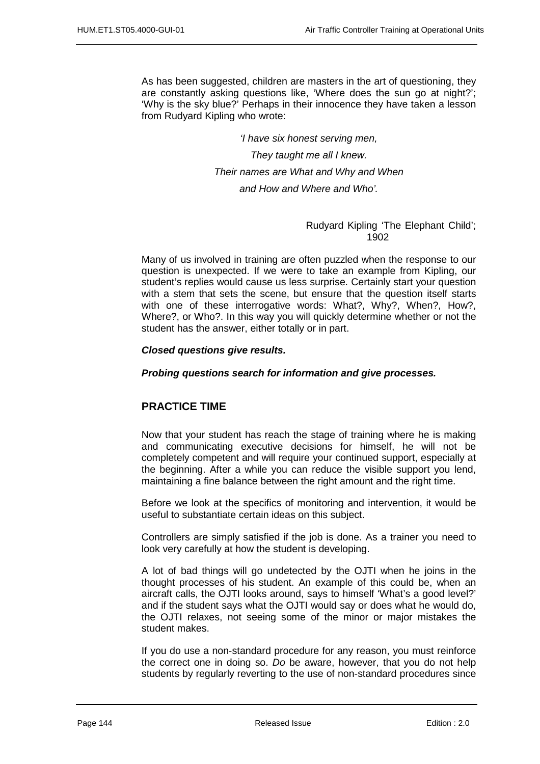As has been suggested, children are masters in the art of questioning, they are constantly asking questions like, 'Where does the sun go at night?'; 'Why is the sky blue?' Perhaps in their innocence they have taken a lesson from Rudyard Kipling who wrote:

> *'I have six honest serving men,*
>
> *They taught me all I knew.*
>
> *Their names are What and Why and When*
>
> *and How and Where and Who'.*
>
> Rudyard Kipling 'The Elephant Child'; 1902

Many of us involved in training are often puzzled when the response to our question is unexpected. If we were to take an example from Kipling, our student's replies would cause us less surprise. Certainly start your question with a stem that sets the scene, but ensure that the question itself starts with one of these interrogative words: What?, Why?, When?, How?, Where?, or Who?. In this way you will quickly determine whether or not the student has the answer, either totally or in part.

***Closed questions give results.***

***Probing questions search for information and give processes.***

## PRACTICE TIME

Now that your student has reach the stage of training where he is making and communicating executive decisions for himself, he will not be completely competent and will require your continued support, especially at the beginning. After a while you can reduce the visible support you lend, maintaining a fine balance between the right amount and the right time.

Before we look at the specifics of monitoring and intervention, it would be useful to substantiate certain ideas on this subject.

Controllers are simply satisfied if the job is done. As a trainer you need to look very carefully at how the student is developing.

A lot of bad things will go undetected by the OJTI when he joins in the thought processes of his student. An example of this could be, when an aircraft calls, the OJTI looks around, says to himself 'What's a good level?' and if the student says what the OJTI would say or does what he would do, the OJTI relaxes, not seeing some of the minor or major mistakes the student makes.

If you do use a non-standard procedure for any reason, you must reinforce the correct one in doing so. *Do* be aware, however, that you do not help students by regularly reverting to the use of non-standard procedures since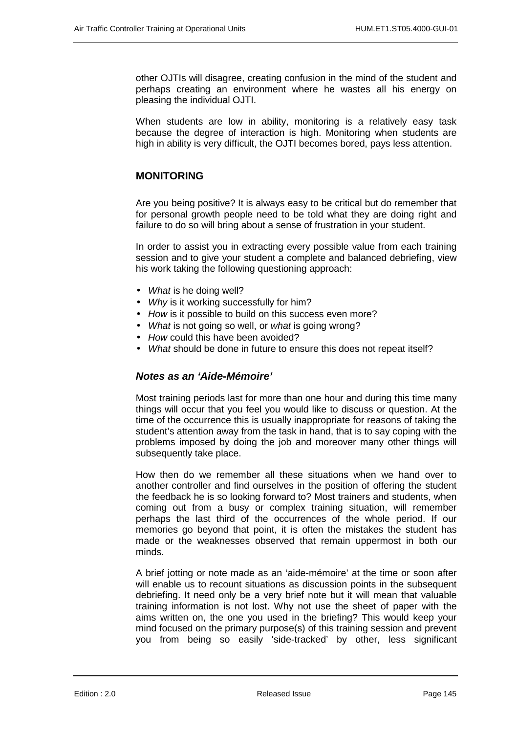other OJTIs will disagree, creating confusion in the mind of the student and perhaps creating an environment where he wastes all his energy on pleasing the individual OJTI.

When students are low in ability, monitoring is a relatively easy task because the degree of interaction is high. Monitoring when students are high in ability is very difficult, the OJTI becomes bored, pays less attention.

## MONITORING

Are you being positive? It is always easy to be critical but do remember that for personal growth people need to be told what they are doing right and failure to do so will bring about a sense of frustration in your student.

In order to assist you in extracting every possible value from each training session and to give your student a complete and balanced debriefing, view his work taking the following questioning approach:

- *What* is he doing well?
- *Why* is it working successfully for him?
- *How* is it possible to build on this success even more?
- *What* is not going so well, or *what* is going wrong?
- *How* could this have been avoided?
- *What* should be done in future to ensure this does not repeat itself?

### *Notes as an 'Aide-Mémoire'*

Most training periods last for more than one hour and during this time many things will occur that you feel you would like to discuss or question. At the time of the occurrence this is usually inappropriate for reasons of taking the student's attention away from the task in hand, that is to say coping with the problems imposed by doing the job and moreover many other things will subsequently take place.

How then do we remember all these situations when we hand over to another controller and find ourselves in the position of offering the student the feedback he is so looking forward to? Most trainers and students, when coming out from a busy or complex training situation, will remember perhaps the last third of the occurrences of the whole period. If our memories go beyond that point, it is often the mistakes the student has made or the weaknesses observed that remain uppermost in both our minds.

A brief jotting or note made as an 'aide-mémoire' at the time or soon after will enable us to recount situations as discussion points in the subsequent debriefing. It need only be a very brief note but it will mean that valuable training information is not lost. Why not use the sheet of paper with the aims written on, the one you used in the briefing? This would keep your mind focused on the primary purpose(s) of this training session and prevent you from being so easily 'side-tracked' by other, less significant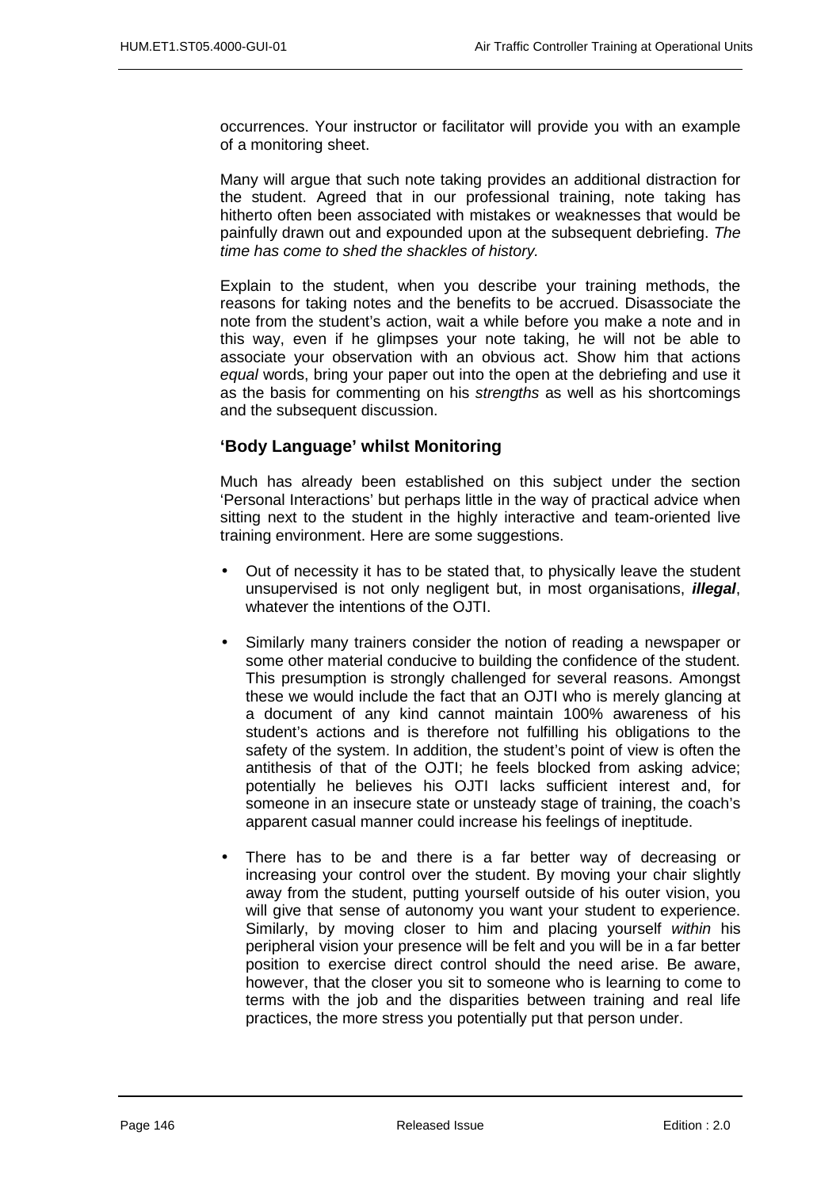occurrences. Your instructor or facilitator will provide you with an example of a monitoring sheet.

Many will argue that such note taking provides an additional distraction for the student. Agreed that in our professional training, note taking has hitherto often been associated with mistakes or weaknesses that would be painfully drawn out and expounded upon at the subsequent debriefing. *The time has come to shed the shackles of history.*

Explain to the student, when you describe your training methods, the reasons for taking notes and the benefits to be accrued. Disassociate the note from the student's action, wait a while before you make a note and in this way, even if he glimpses your note taking, he will not be able to associate your observation with an obvious act. Show him that actions *equal* words, bring your paper out into the open at the debriefing and use it as the basis for commenting on his *strengths* as well as his shortcomings and the subsequent discussion.

### 'Body Language' whilst Monitoring

Much has already been established on this subject under the section 'Personal Interactions' but perhaps little in the way of practical advice when sitting next to the student in the highly interactive and team-oriented live training environment. Here are some suggestions.

- Out of necessity it has to be stated that, to physically leave the student unsupervised is not only negligent but, in most organisations, ***illegal***, whatever the intentions of the OJTI.

- Similarly many trainers consider the notion of reading a newspaper or some other material conducive to building the confidence of the student. This presumption is strongly challenged for several reasons. Amongst these we would include the fact that an OJTI who is merely glancing at a document of any kind cannot maintain 100% awareness of his student's actions and is therefore not fulfilling his obligations to the safety of the system. In addition, the student's point of view is often the antithesis of that of the OJTI; he feels blocked from asking advice; potentially he believes his OJTI lacks sufficient interest and, for someone in an insecure state or unsteady stage of training, the coach's apparent casual manner could increase his feelings of ineptitude.

- There has to be and there is a far better way of decreasing or increasing your control over the student. By moving your chair slightly away from the student, putting yourself outside of his outer vision, you will give that sense of autonomy you want your student to experience. Similarly, by moving closer to him and placing yourself *within* his peripheral vision your presence will be felt and you will be in a far better position to exercise direct control should the need arise. Be aware, however, that the closer you sit to someone who is learning to come to terms with the job and the disparities between training and real life practices, the more stress you potentially put that person under.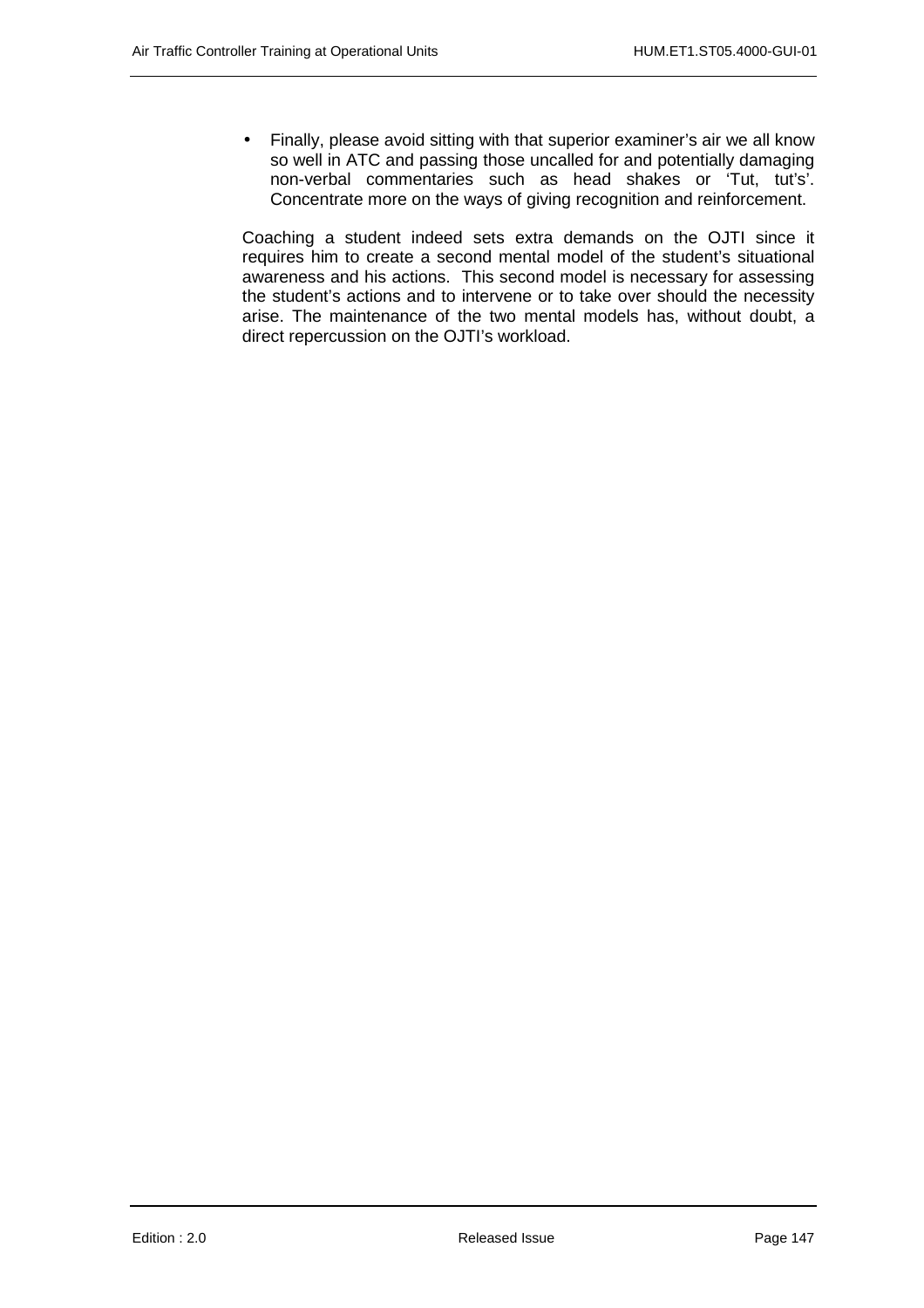- Finally, please avoid sitting with that superior examiner's air we all know so well in ATC and passing those uncalled for and potentially damaging non-verbal commentaries such as head shakes or 'Tut, tut's'. Concentrate more on the ways of giving recognition and reinforcement.

Coaching a student indeed sets extra demands on the OJTI since it requires him to create a second mental model of the student's situational awareness and his actions. This second model is necessary for assessing the student's actions and to intervene or to take over should the necessity arise. The maintenance of the two mental models has, without doubt, a direct repercussion on the OJTI's workload.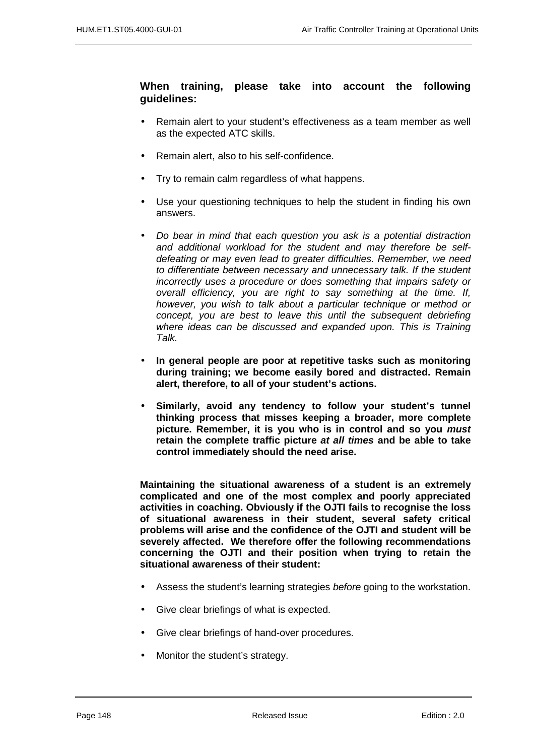**When training, please take into account the following guidelines:**

- Remain alert to your student's effectiveness as a team member as well as the expected ATC skills.
- Remain alert, also to his self-confidence.
- Try to remain calm regardless of what happens.
- Use your questioning techniques to help the student in finding his own answers.
- *Do bear in mind that each question you ask is a potential distraction and additional workload for the student and may therefore be self-defeating or may even lead to greater difficulties. Remember, we need to differentiate between necessary and unnecessary talk. If the student incorrectly uses a procedure or does something that impairs safety or overall efficiency, you are right to say something at the time. If, however, you wish to talk about a particular technique or method or concept, you are best to leave this until the subsequent debriefing where ideas can be discussed and expanded upon. This is Training Talk.*
- **In general people are poor at repetitive tasks such as monitoring during training; we become easily bored and distracted. Remain alert, therefore, to all of your student's actions.**
- **Similarly, avoid any tendency to follow your student's tunnel thinking process that misses keeping a broader, more complete picture. Remember, it is you who is in control and so you *must* retain the complete traffic picture *at all times* and be able to take control immediately should the need arise.**

**Maintaining the situational awareness of a student is an extremely complicated and one of the most complex and poorly appreciated activities in coaching. Obviously if the OJTI fails to recognise the loss of situational awareness in their student, several safety critical problems will arise and the confidence of the OJTI and student will be severely affected. We therefore offer the following recommendations concerning the OJTI and their position when trying to retain the situational awareness of their student:**

- Assess the student's learning strategies *before* going to the workstation.
- Give clear briefings of what is expected.
- Give clear briefings of hand-over procedures.
- Monitor the student's strategy.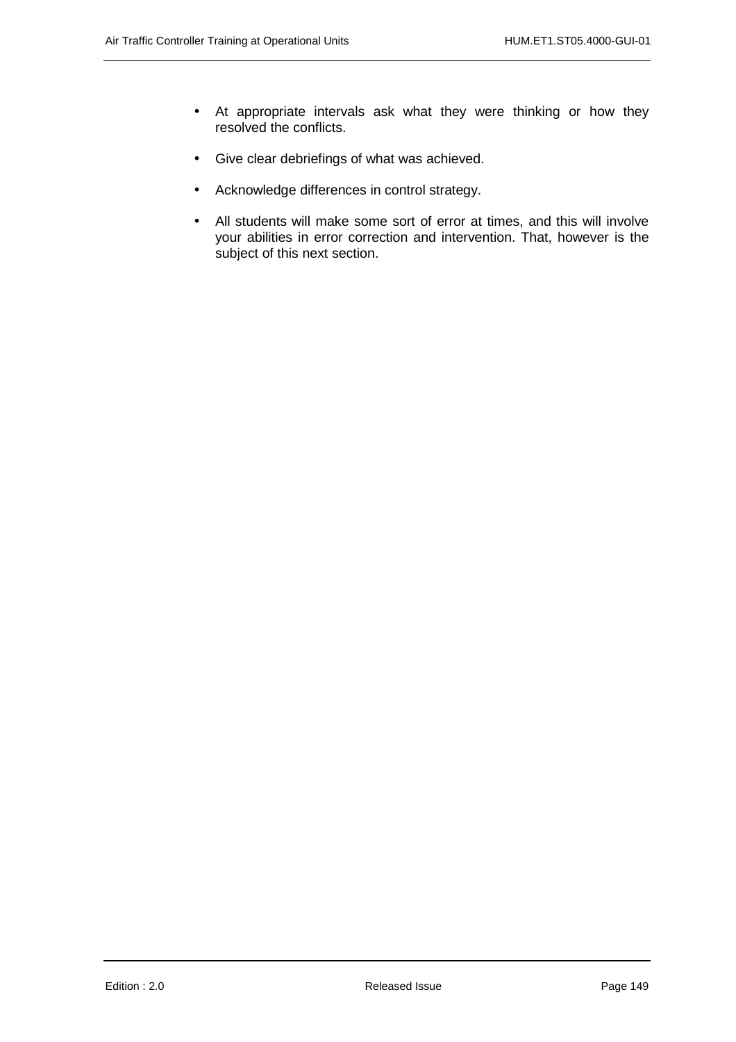- At appropriate intervals ask what they were thinking or how they resolved the conflicts.
- Give clear debriefings of what was achieved.
- Acknowledge differences in control strategy.
- All students will make some sort of error at times, and this will involve your abilities in error correction and intervention. That, however is the subject of this next section.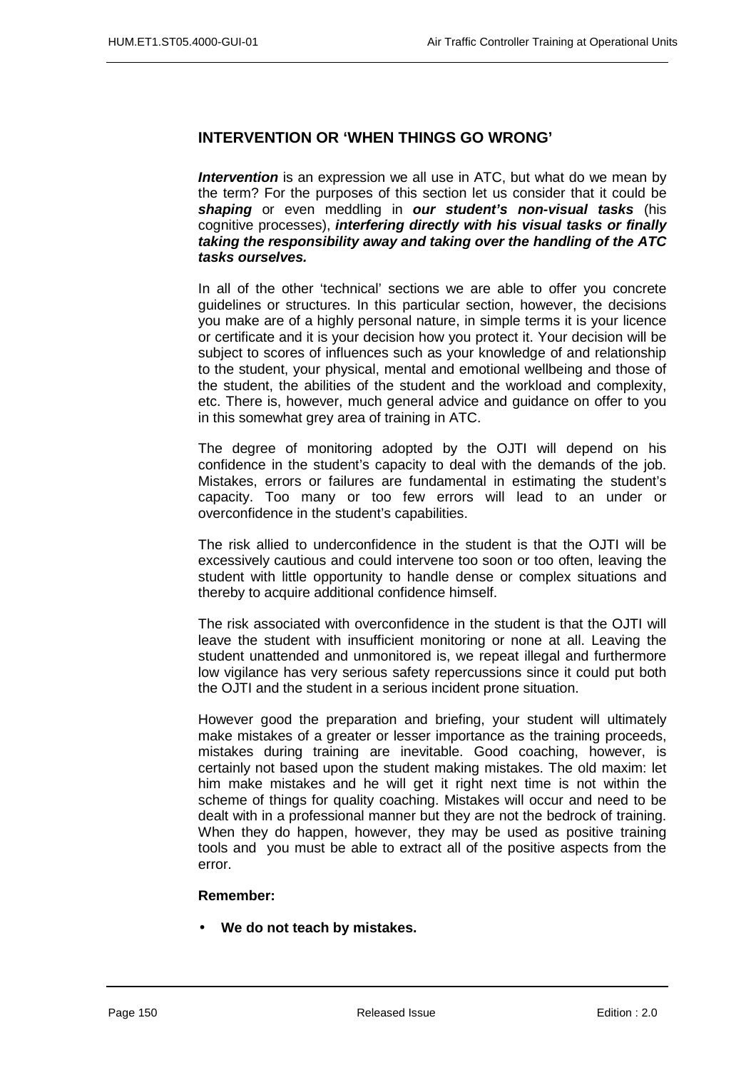## INTERVENTION OR 'WHEN THINGS GO WRONG'

***Intervention*** is an expression we all use in ATC, but what do we mean by the term? For the purposes of this section let us consider that it could be ***shaping*** or even meddling in ***our student's non-visual tasks*** (his cognitive processes), ***interfering directly with his visual tasks or finally taking the responsibility away and taking over the handling of the ATC tasks ourselves.***

In all of the other 'technical' sections we are able to offer you concrete guidelines or structures. In this particular section, however, the decisions you make are of a highly personal nature, in simple terms it is your licence or certificate and it is your decision how you protect it. Your decision will be subject to scores of influences such as your knowledge of and relationship to the student, your physical, mental and emotional wellbeing and those of the student, the abilities of the student and the workload and complexity, etc. There is, however, much general advice and guidance on offer to you in this somewhat grey area of training in ATC.

The degree of monitoring adopted by the OJTI will depend on his confidence in the student's capacity to deal with the demands of the job. Mistakes, errors or failures are fundamental in estimating the student's capacity. Too many or too few errors will lead to an under or overconfidence in the student's capabilities.

The risk allied to underconfidence in the student is that the OJTI will be excessively cautious and could intervene too soon or too often, leaving the student with little opportunity to handle dense or complex situations and thereby to acquire additional confidence himself.

The risk associated with overconfidence in the student is that the OJTI will leave the student with insufficient monitoring or none at all. Leaving the student unattended and unmonitored is, we repeat illegal and furthermore low vigilance has very serious safety repercussions since it could put both the OJTI and the student in a serious incident prone situation.

However good the preparation and briefing, your student will ultimately make mistakes of a greater or lesser importance as the training proceeds, mistakes during training are inevitable. Good coaching, however, is certainly not based upon the student making mistakes. The old maxim: let him make mistakes and he will get it right next time is not within the scheme of things for quality coaching. Mistakes will occur and need to be dealt with in a professional manner but they are not the bedrock of training. When they do happen, however, they may be used as positive training tools and you must be able to extract all of the positive aspects from the error.

**Remember:**

- **We do not teach by mistakes.**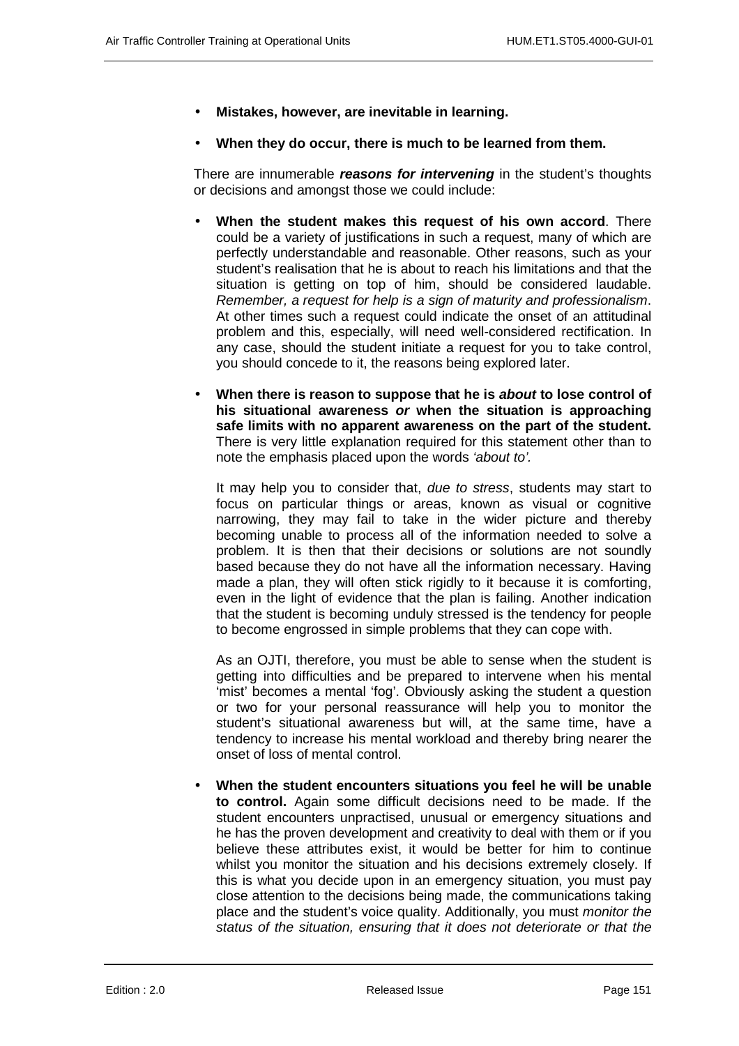- **Mistakes, however, are inevitable in learning.**

- **When they do occur, there is much to be learned from them.**

There are innumerable ***reasons for intervening*** in the student's thoughts or decisions and amongst those we could include:

- **When the student makes this request of his own accord**. There could be a variety of justifications in such a request, many of which are perfectly understandable and reasonable. Other reasons, such as your student's realisation that he is about to reach his limitations and that the situation is getting on top of him, should be considered laudable. *Remember, a request for help is a sign of maturity and professionalism*. At other times such a request could indicate the onset of an attitudinal problem and this, especially, will need well-considered rectification. In any case, should the student initiate a request for you to take control, you should concede to it, the reasons being explored later.

- **When there is reason to suppose that he is *about* to lose control of his situational awareness *or* when the situation is approaching safe limits with no apparent awareness on the part of the student.** There is very little explanation required for this statement other than to note the emphasis placed upon the words *'about to'*.

  It may help you to consider that, *due to stress*, students may start to focus on particular things or areas, known as visual or cognitive narrowing, they may fail to take in the wider picture and thereby becoming unable to process all of the information needed to solve a problem. It is then that their decisions or solutions are not soundly based because they do not have all the information necessary. Having made a plan, they will often stick rigidly to it because it is comforting, even in the light of evidence that the plan is failing. Another indication that the student is becoming unduly stressed is the tendency for people to become engrossed in simple problems that they can cope with.

  As an OJTI, therefore, you must be able to sense when the student is getting into difficulties and be prepared to intervene when his mental 'mist' becomes a mental 'fog'. Obviously asking the student a question or two for your personal reassurance will help you to monitor the student's situational awareness but will, at the same time, have a tendency to increase his mental workload and thereby bring nearer the onset of loss of mental control.

- **When the student encounters situations you feel he will be unable to control.** Again some difficult decisions need to be made. If the student encounters unpractised, unusual or emergency situations and he has the proven development and creativity to deal with them or if you believe these attributes exist, it would be better for him to continue whilst you monitor the situation and his decisions extremely closely. If this is what you decide upon in an emergency situation, you must pay close attention to the decisions being made, the communications taking place and the student's voice quality. Additionally, you must *monitor the status of the situation, ensuring that it does not deteriorate or that the*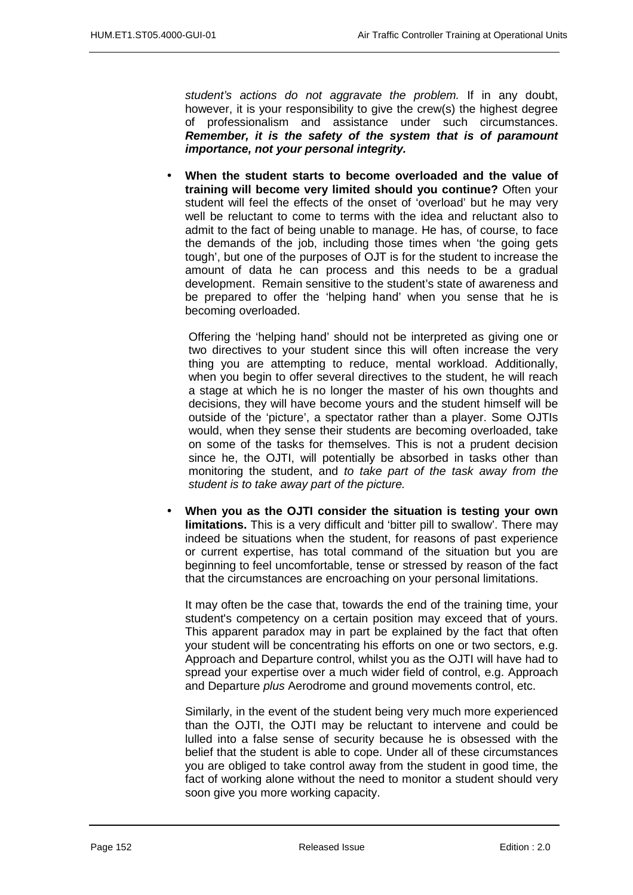*student's actions do not aggravate the problem.* If in any doubt, however, it is your responsibility to give the crew(s) the highest degree of professionalism and assistance under such circumstances. ***Remember, it is the safety of the system that is of paramount importance, not your personal integrity.***

- **When the student starts to become overloaded and the value of training will become very limited should you continue?** Often your student will feel the effects of the onset of 'overload' but he may very well be reluctant to come to terms with the idea and reluctant also to admit to the fact of being unable to manage. He has, of course, to face the demands of the job, including those times when 'the going gets tough', but one of the purposes of OJT is for the student to increase the amount of data he can process and this needs to be a gradual development. Remain sensitive to the student's state of awareness and be prepared to offer the 'helping hand' when you sense that he is becoming overloaded.

  Offering the 'helping hand' should not be interpreted as giving one or two directives to your student since this will often increase the very thing you are attempting to reduce, mental workload. Additionally, when you begin to offer several directives to the student, he will reach a stage at which he is no longer the master of his own thoughts and decisions, they will have become yours and the student himself will be outside of the 'picture', a spectator rather than a player. Some OJTIs would, when they sense their students are becoming overloaded, take on some of the tasks for themselves. This is not a prudent decision since he, the OJTI, will potentially be absorbed in tasks other than monitoring the student, and *to take part of the task away from the student is to take away part of the picture.*

- **When you as the OJTI consider the situation is testing your own limitations.** This is a very difficult and 'bitter pill to swallow'. There may indeed be situations when the student, for reasons of past experience or current expertise, has total command of the situation but you are beginning to feel uncomfortable, tense or stressed by reason of the fact that the circumstances are encroaching on your personal limitations.

  It may often be the case that, towards the end of the training time, your student's competency on a certain position may exceed that of yours. This apparent paradox may in part be explained by the fact that often your student will be concentrating his efforts on one or two sectors, e.g. Approach and Departure control, whilst you as the OJTI will have had to spread your expertise over a much wider field of control, e.g. Approach and Departure *plus* Aerodrome and ground movements control, etc.

  Similarly, in the event of the student being very much more experienced than the OJTI, the OJTI may be reluctant to intervene and could be lulled into a false sense of security because he is obsessed with the belief that the student is able to cope. Under all of these circumstances you are obliged to take control away from the student in good time, the fact of working alone without the need to monitor a student should very soon give you more working capacity.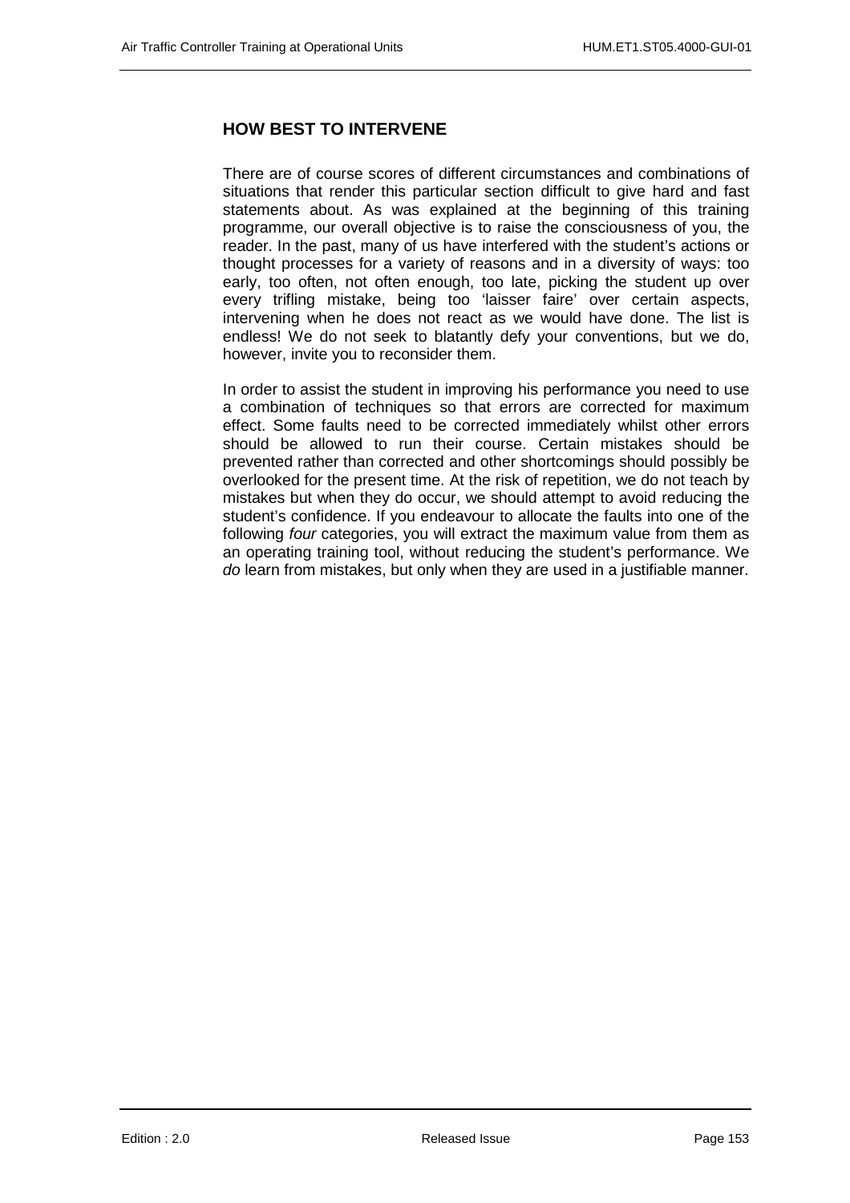## HOW BEST TO INTERVENE

There are of course scores of different circumstances and combinations of situations that render this particular section difficult to give hard and fast statements about. As was explained at the beginning of this training programme, our overall objective is to raise the consciousness of you, the reader. In the past, many of us have interfered with the student's actions or thought processes for a variety of reasons and in a diversity of ways: too early, too often, not often enough, too late, picking the student up over every trifling mistake, being too 'laisser faire' over certain aspects, intervening when he does not react as we would have done. The list is endless! We do not seek to blatantly defy your conventions, but we do, however, invite you to reconsider them.

In order to assist the student in improving his performance you need to use a combination of techniques so that errors are corrected for maximum effect. Some faults need to be corrected immediately whilst other errors should be allowed to run their course. Certain mistakes should be prevented rather than corrected and other shortcomings should possibly be overlooked for the present time. At the risk of repetition, we do not teach by mistakes but when they do occur, we should attempt to avoid reducing the student's confidence. If you endeavour to allocate the faults into one of the following *four* categories, you will extract the maximum value from them as an operating training tool, without reducing the student's performance. We *do* learn from mistakes, but only when they are used in a justifiable manner.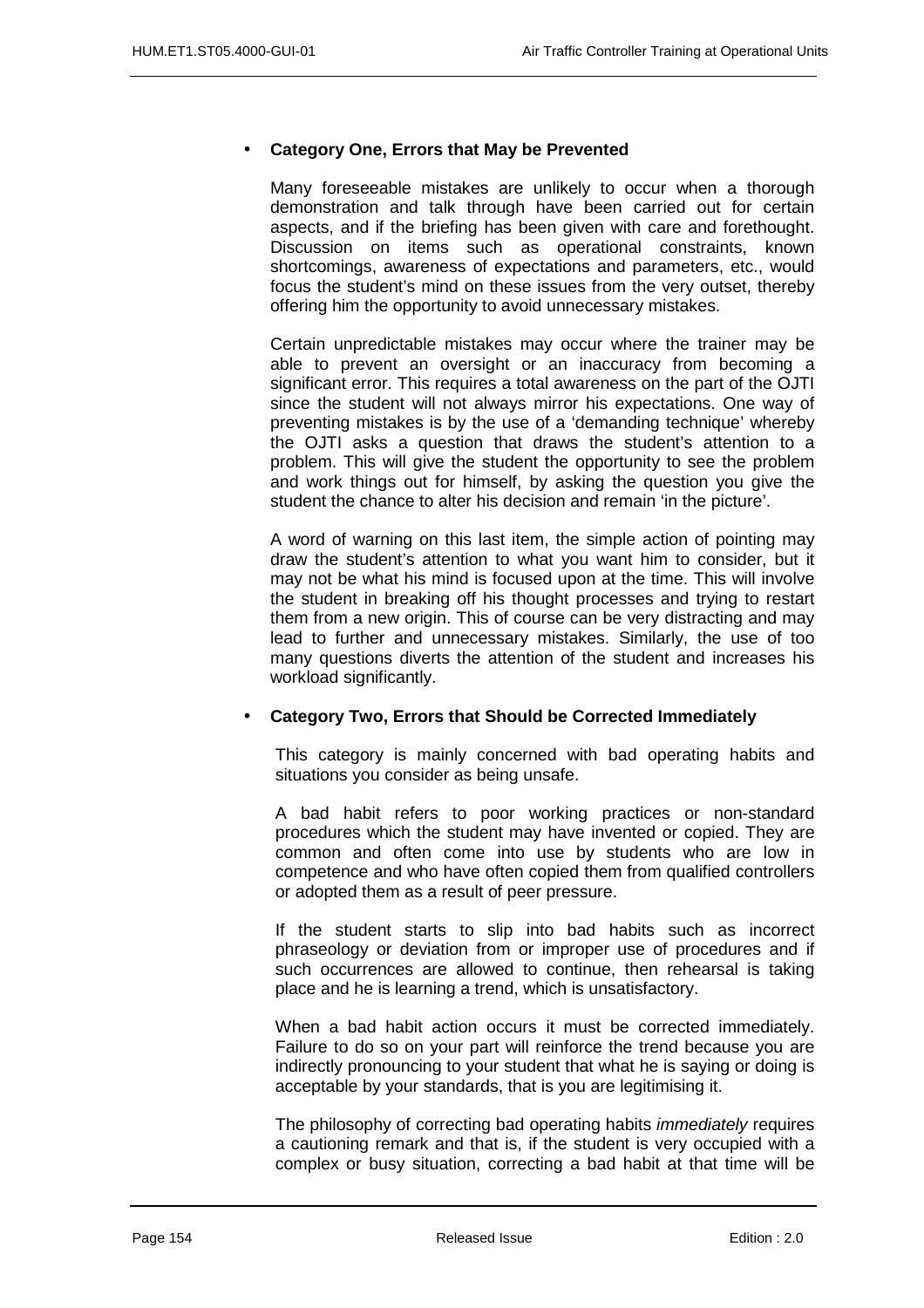- **Category One, Errors that May be Prevented**

  Many foreseeable mistakes are unlikely to occur when a thorough demonstration and talk through have been carried out for certain aspects, and if the briefing has been given with care and forethought. Discussion on items such as operational constraints, known shortcomings, awareness of expectations and parameters, etc., would focus the student's mind on these issues from the very outset, thereby offering him the opportunity to avoid unnecessary mistakes.

  Certain unpredictable mistakes may occur where the trainer may be able to prevent an oversight or an inaccuracy from becoming a significant error. This requires a total awareness on the part of the OJTI since the student will not always mirror his expectations. One way of preventing mistakes is by the use of a 'demanding technique' whereby the OJTI asks a question that draws the student's attention to a problem. This will give the student the opportunity to see the problem and work things out for himself, by asking the question you give the student the chance to alter his decision and remain 'in the picture'.

  A word of warning on this last item, the simple action of pointing may draw the student's attention to what you want him to consider, but it may not be what his mind is focused upon at the time. This will involve the student in breaking off his thought processes and trying to restart them from a new origin. This of course can be very distracting and may lead to further and unnecessary mistakes. Similarly, the use of too many questions diverts the attention of the student and increases his workload significantly.

- **Category Two, Errors that Should be Corrected Immediately**

  This category is mainly concerned with bad operating habits and situations you consider as being unsafe.

  A bad habit refers to poor working practices or non-standard procedures which the student may have invented or copied. They are common and often come into use by students who are low in competence and who have often copied them from qualified controllers or adopted them as a result of peer pressure.

  If the student starts to slip into bad habits such as incorrect phraseology or deviation from or improper use of procedures and if such occurrences are allowed to continue, then rehearsal is taking place and he is learning a trend, which is unsatisfactory.

  When a bad habit action occurs it must be corrected immediately. Failure to do so on your part will reinforce the trend because you are indirectly pronouncing to your student that what he is saying or doing is acceptable by your standards, that is you are legitimising it.

  The philosophy of correcting bad operating habits *immediately* requires a cautioning remark and that is, if the student is very occupied with a complex or busy situation, correcting a bad habit at that time will be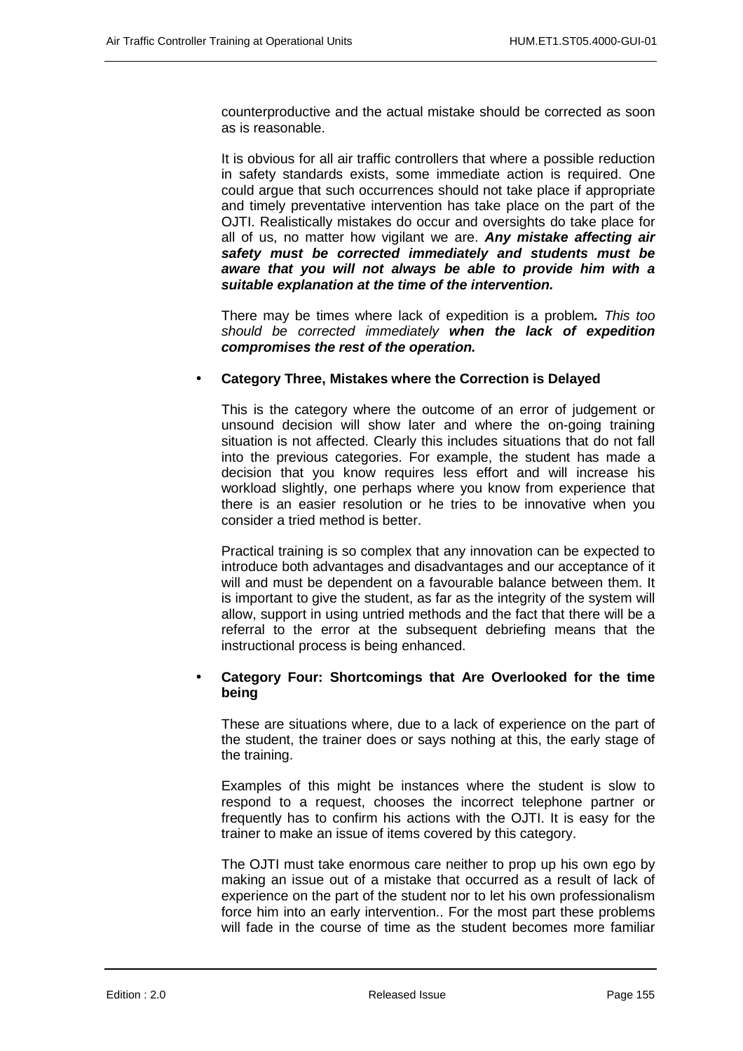counterproductive and the actual mistake should be corrected as soon as is reasonable.

It is obvious for all air traffic controllers that where a possible reduction in safety standards exists, some immediate action is required. One could argue that such occurrences should not take place if appropriate and timely preventative intervention has take place on the part of the OJTI. Realistically mistakes do occur and oversights do take place for all of us, no matter how vigilant we are. ***Any mistake affecting air safety must be corrected immediately and students must be aware that you will not always be able to provide him with a suitable explanation at the time of the intervention.***

There may be times where lack of expedition is a problem***.*** *This too should be corrected immediately* ***when the lack of expedition compromises the rest of the operation.***

- **Category Three, Mistakes where the Correction is Delayed**

  This is the category where the outcome of an error of judgement or unsound decision will show later and where the on-going training situation is not affected. Clearly this includes situations that do not fall into the previous categories. For example, the student has made a decision that you know requires less effort and will increase his workload slightly, one perhaps where you know from experience that there is an easier resolution or he tries to be innovative when you consider a tried method is better.

  Practical training is so complex that any innovation can be expected to introduce both advantages and disadvantages and our acceptance of it will and must be dependent on a favourable balance between them. It is important to give the student, as far as the integrity of the system will allow, support in using untried methods and the fact that there will be a referral to the error at the subsequent debriefing means that the instructional process is being enhanced.

- **Category Four: Shortcomings that Are Overlooked for the time being**

  These are situations where, due to a lack of experience on the part of the student, the trainer does or says nothing at this, the early stage of the training.

  Examples of this might be instances where the student is slow to respond to a request, chooses the incorrect telephone partner or frequently has to confirm his actions with the OJTI. It is easy for the trainer to make an issue of items covered by this category.

  The OJTI must take enormous care neither to prop up his own ego by making an issue out of a mistake that occurred as a result of lack of experience on the part of the student nor to let his own professionalism force him into an early intervention.. For the most part these problems will fade in the course of time as the student becomes more familiar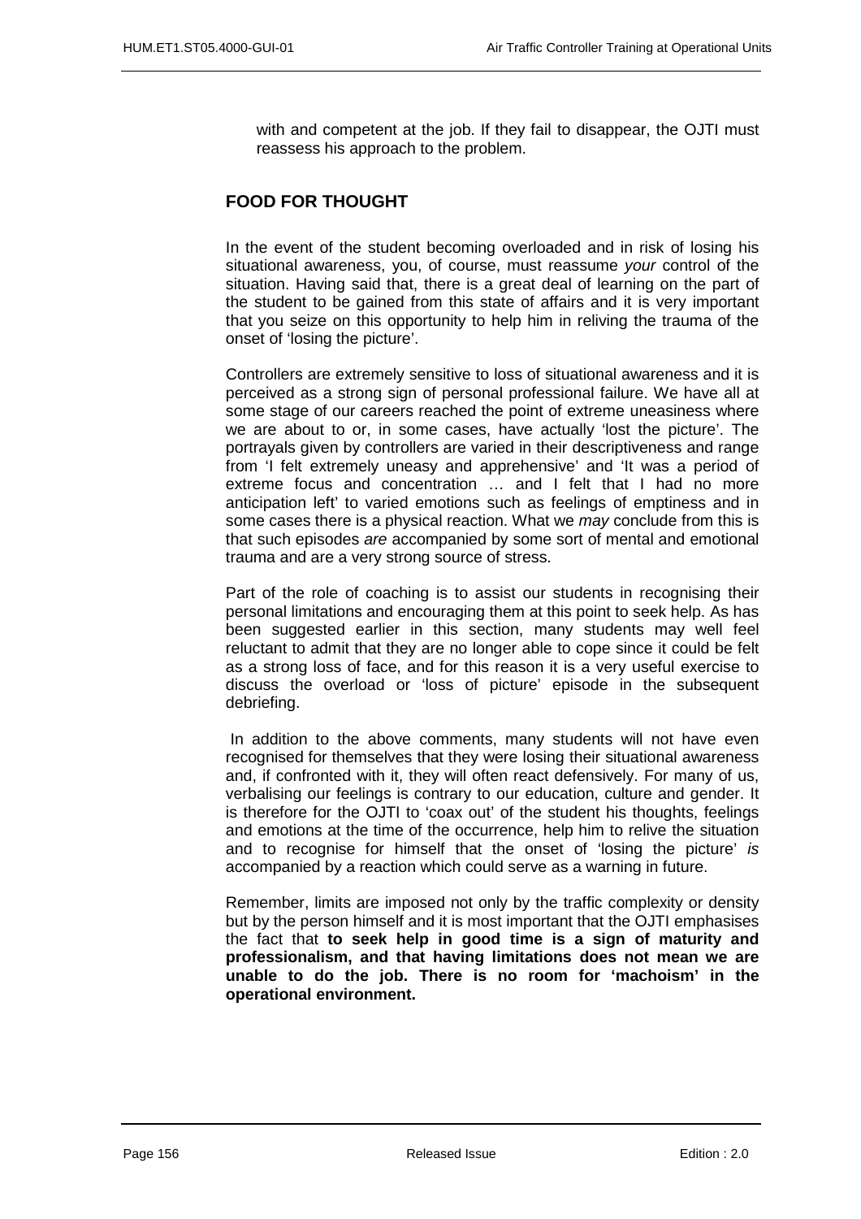with and competent at the job. If they fail to disappear, the OJTI must reassess his approach to the problem.

## FOOD FOR THOUGHT

In the event of the student becoming overloaded and in risk of losing his situational awareness, you, of course, must reassume *your* control of the situation. Having said that, there is a great deal of learning on the part of the student to be gained from this state of affairs and it is very important that you seize on this opportunity to help him in reliving the trauma of the onset of 'losing the picture'.

Controllers are extremely sensitive to loss of situational awareness and it is perceived as a strong sign of personal professional failure. We have all at some stage of our careers reached the point of extreme uneasiness where we are about to or, in some cases, have actually 'lost the picture'. The portrayals given by controllers are varied in their descriptiveness and range from 'I felt extremely uneasy and apprehensive' and 'It was a period of extreme focus and concentration … and I felt that I had no more anticipation left' to varied emotions such as feelings of emptiness and in some cases there is a physical reaction. What we *may* conclude from this is that such episodes *are* accompanied by some sort of mental and emotional trauma and are a very strong source of stress.

Part of the role of coaching is to assist our students in recognising their personal limitations and encouraging them at this point to seek help. As has been suggested earlier in this section, many students may well feel reluctant to admit that they are no longer able to cope since it could be felt as a strong loss of face, and for this reason it is a very useful exercise to discuss the overload or 'loss of picture' episode in the subsequent debriefing.

In addition to the above comments, many students will not have even recognised for themselves that they were losing their situational awareness and, if confronted with it, they will often react defensively. For many of us, verbalising our feelings is contrary to our education, culture and gender. It is therefore for the OJTI to 'coax out' of the student his thoughts, feelings and emotions at the time of the occurrence, help him to relive the situation and to recognise for himself that the onset of 'losing the picture' *is* accompanied by a reaction which could serve as a warning in future.

Remember, limits are imposed not only by the traffic complexity or density but by the person himself and it is most important that the OJTI emphasises the fact that **to seek help in good time is a sign of maturity and professionalism, and that having limitations does not mean we are unable to do the job. There is no room for 'machoism' in the operational environment.**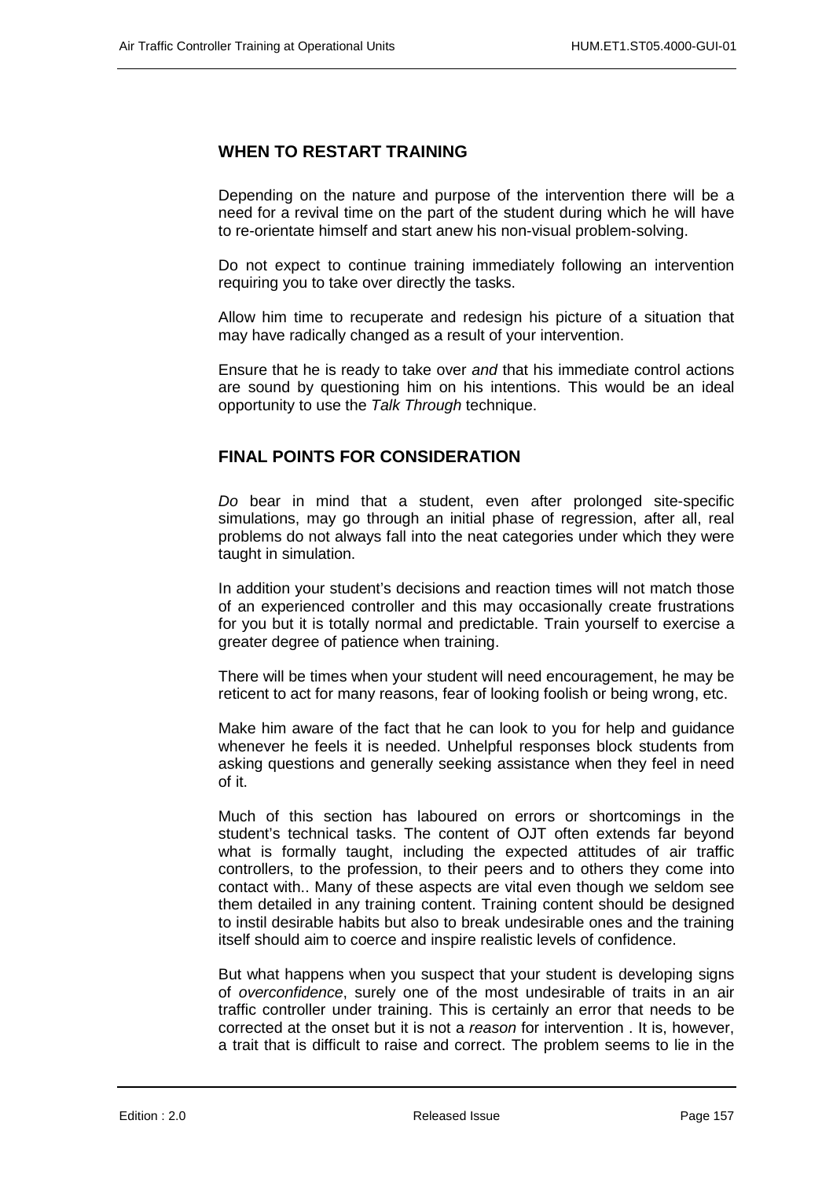## WHEN TO RESTART TRAINING

Depending on the nature and purpose of the intervention there will be a need for a revival time on the part of the student during which he will have to re-orientate himself and start anew his non-visual problem-solving.

Do not expect to continue training immediately following an intervention requiring you to take over directly the tasks.

Allow him time to recuperate and redesign his picture of a situation that may have radically changed as a result of your intervention.

Ensure that he is ready to take over *and* that his immediate control actions are sound by questioning him on his intentions. This would be an ideal opportunity to use the *Talk Through* technique.

## FINAL POINTS FOR CONSIDERATION

*Do* bear in mind that a student, even after prolonged site-specific simulations, may go through an initial phase of regression, after all, real problems do not always fall into the neat categories under which they were taught in simulation.

In addition your student's decisions and reaction times will not match those of an experienced controller and this may occasionally create frustrations for you but it is totally normal and predictable. Train yourself to exercise a greater degree of patience when training.

There will be times when your student will need encouragement, he may be reticent to act for many reasons, fear of looking foolish or being wrong, etc.

Make him aware of the fact that he can look to you for help and guidance whenever he feels it is needed. Unhelpful responses block students from asking questions and generally seeking assistance when they feel in need of it.

Much of this section has laboured on errors or shortcomings in the student's technical tasks. The content of OJT often extends far beyond what is formally taught, including the expected attitudes of air traffic controllers, to the profession, to their peers and to others they come into contact with.. Many of these aspects are vital even though we seldom see them detailed in any training content. Training content should be designed to instil desirable habits but also to break undesirable ones and the training itself should aim to coerce and inspire realistic levels of confidence.

But what happens when you suspect that your student is developing signs of *overconfidence*, surely one of the most undesirable of traits in an air traffic controller under training. This is certainly an error that needs to be corrected at the onset but it is not a *reason* for intervention . It is, however, a trait that is difficult to raise and correct. The problem seems to lie in the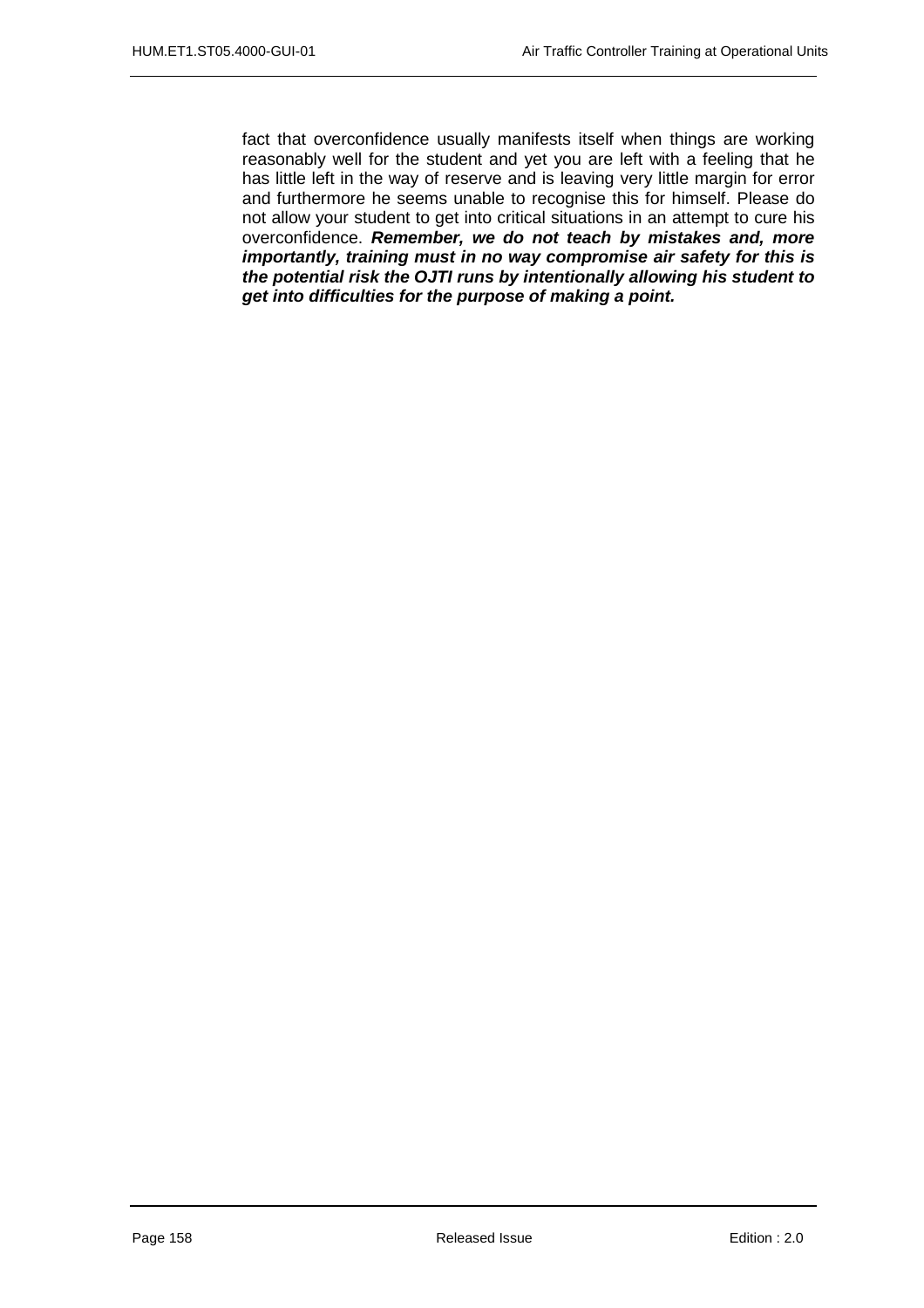fact that overconfidence usually manifests itself when things are working reasonably well for the student and yet you are left with a feeling that he has little left in the way of reserve and is leaving very little margin for error and furthermore he seems unable to recognise this for himself. Please do not allow your student to get into critical situations in an attempt to cure his overconfidence. ***Remember, we do not teach by mistakes and, more importantly, training must in no way compromise air safety for this is the potential risk the OJTI runs by intentionally allowing his student to get into difficulties for the purpose of making a point.***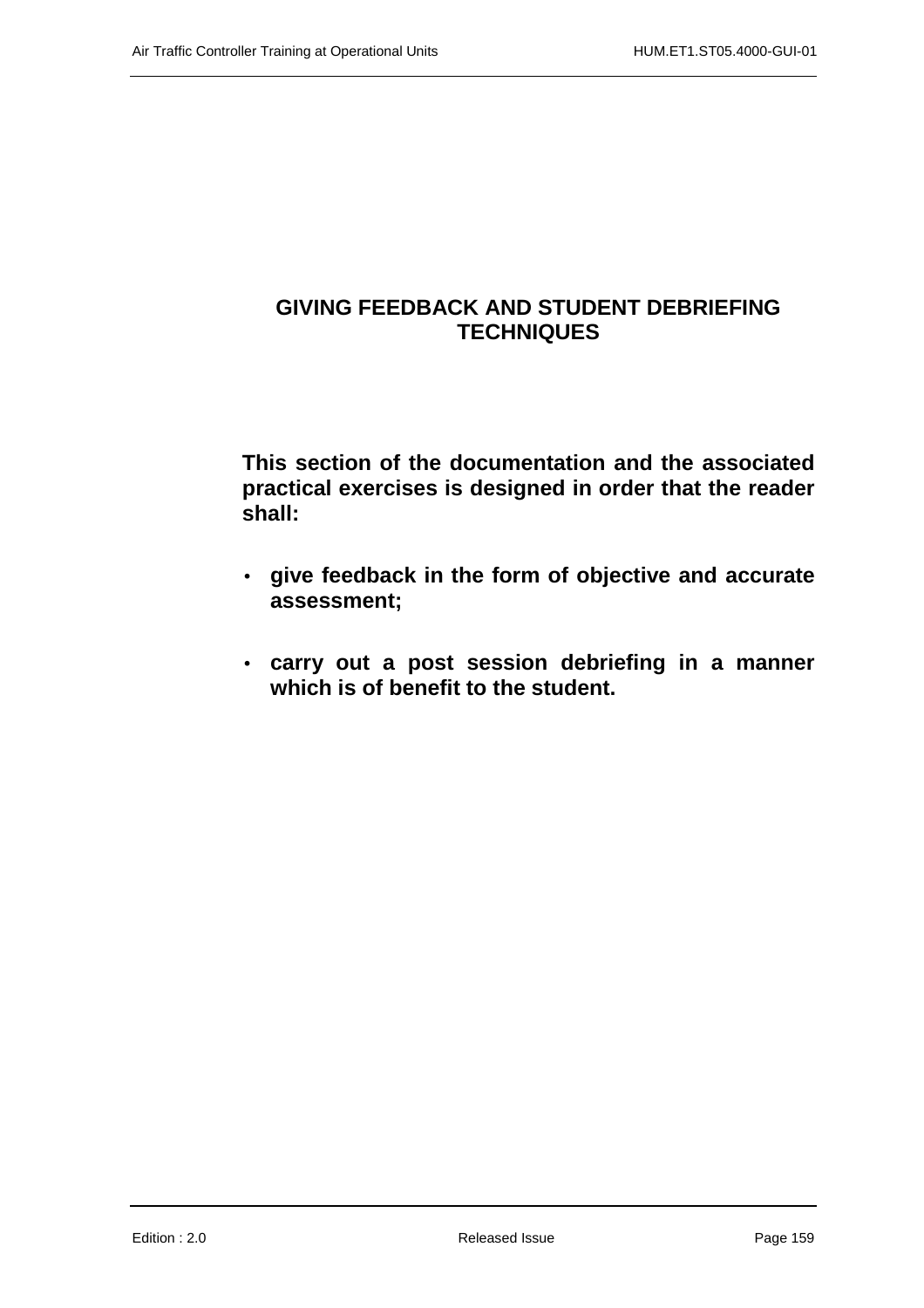# GIVING FEEDBACK AND STUDENT DEBRIEFING TECHNIQUES

**This section of the documentation and the associated practical exercises is designed in order that the reader shall:**

- **give feedback in the form of objective and accurate assessment;**
- **carry out a post session debriefing in a manner which is of benefit to the student.**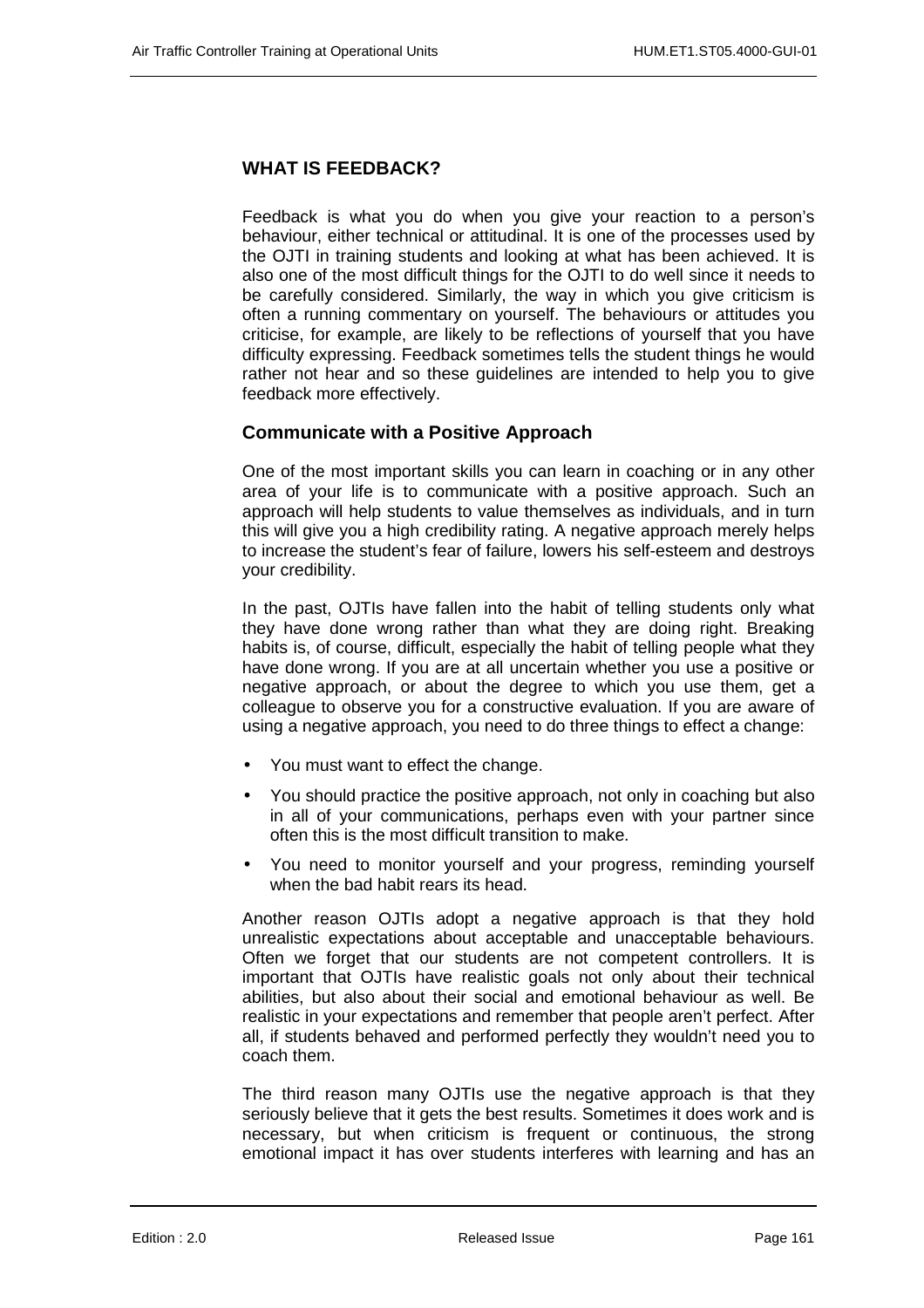## WHAT IS FEEDBACK?

Feedback is what you do when you give your reaction to a person's behaviour, either technical or attitudinal. It is one of the processes used by the OJTI in training students and looking at what has been achieved. It is also one of the most difficult things for the OJTI to do well since it needs to be carefully considered. Similarly, the way in which you give criticism is often a running commentary on yourself. The behaviours or attitudes you criticise, for example, are likely to be reflections of yourself that you have difficulty expressing. Feedback sometimes tells the student things he would rather not hear and so these guidelines are intended to help you to give feedback more effectively.

### Communicate with a Positive Approach

One of the most important skills you can learn in coaching or in any other area of your life is to communicate with a positive approach. Such an approach will help students to value themselves as individuals, and in turn this will give you a high credibility rating. A negative approach merely helps to increase the student's fear of failure, lowers his self-esteem and destroys your credibility.

In the past, OJTIs have fallen into the habit of telling students only what they have done wrong rather than what they are doing right. Breaking habits is, of course, difficult, especially the habit of telling people what they have done wrong. If you are at all uncertain whether you use a positive or negative approach, or about the degree to which you use them, get a colleague to observe you for a constructive evaluation. If you are aware of using a negative approach, you need to do three things to effect a change:

- You must want to effect the change.
- You should practice the positive approach, not only in coaching but also in all of your communications, perhaps even with your partner since often this is the most difficult transition to make.
- You need to monitor yourself and your progress, reminding yourself when the bad habit rears its head.

Another reason OJTIs adopt a negative approach is that they hold unrealistic expectations about acceptable and unacceptable behaviours. Often we forget that our students are not competent controllers. It is important that OJTIs have realistic goals not only about their technical abilities, but also about their social and emotional behaviour as well. Be realistic in your expectations and remember that people aren't perfect. After all, if students behaved and performed perfectly they wouldn't need you to coach them.

The third reason many OJTIs use the negative approach is that they seriously believe that it gets the best results. Sometimes it does work and is necessary, but when criticism is frequent or continuous, the strong emotional impact it has over students interferes with learning and has an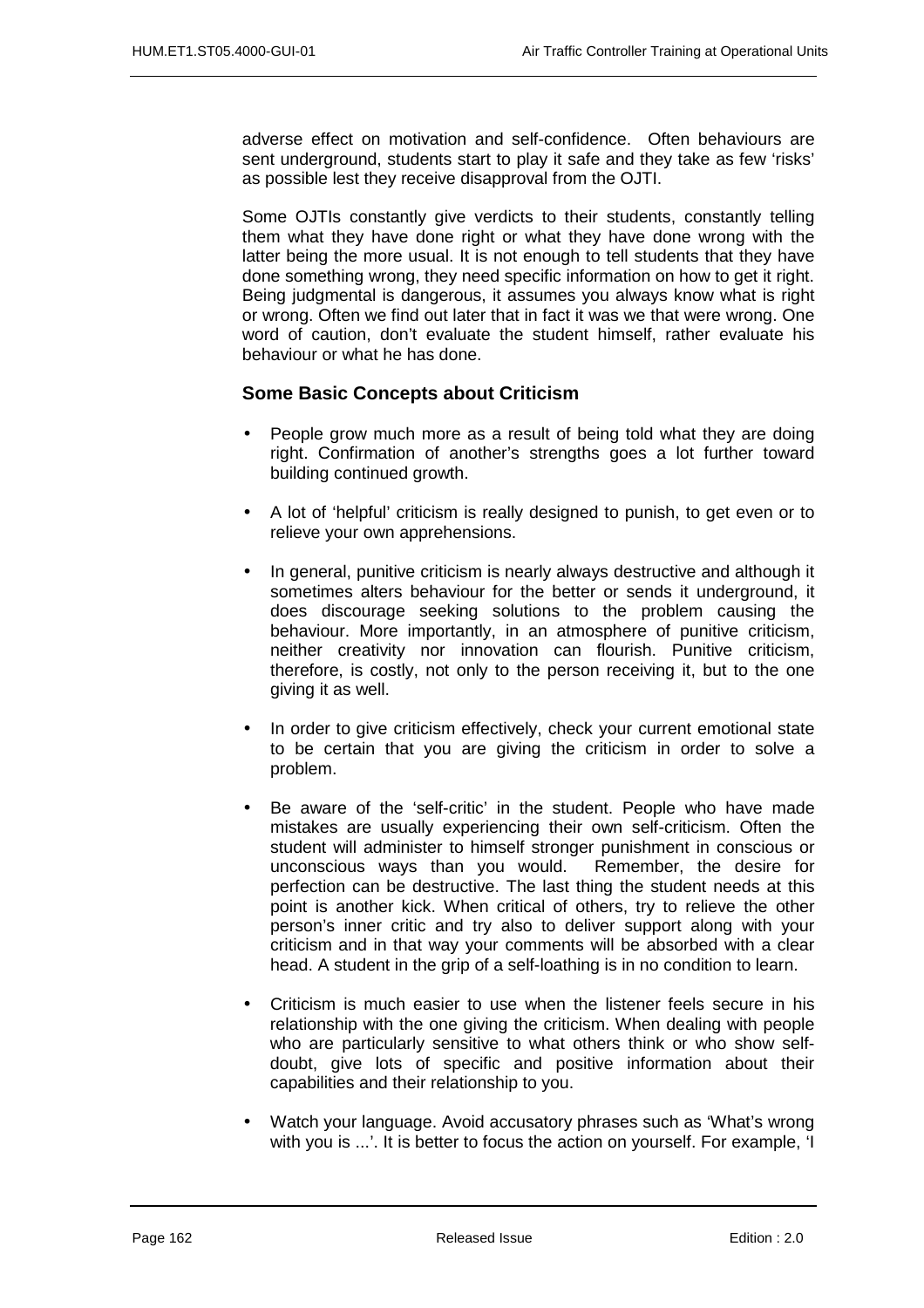adverse effect on motivation and self-confidence. Often behaviours are sent underground, students start to play it safe and they take as few 'risks' as possible lest they receive disapproval from the OJTI.

Some OJTIs constantly give verdicts to their students, constantly telling them what they have done right or what they have done wrong with the latter being the more usual. It is not enough to tell students that they have done something wrong, they need specific information on how to get it right. Being judgmental is dangerous, it assumes you always know what is right or wrong. Often we find out later that in fact it was we that were wrong. One word of caution, don't evaluate the student himself, rather evaluate his behaviour or what he has done.

### Some Basic Concepts about Criticism

- People grow much more as a result of being told what they are doing right. Confirmation of another's strengths goes a lot further toward building continued growth.

- A lot of 'helpful' criticism is really designed to punish, to get even or to relieve your own apprehensions.

- In general, punitive criticism is nearly always destructive and although it sometimes alters behaviour for the better or sends it underground, it does discourage seeking solutions to the problem causing the behaviour. More importantly, in an atmosphere of punitive criticism, neither creativity nor innovation can flourish. Punitive criticism, therefore, is costly, not only to the person receiving it, but to the one giving it as well.

- In order to give criticism effectively, check your current emotional state to be certain that you are giving the criticism in order to solve a problem.

- Be aware of the 'self-critic' in the student. People who have made mistakes are usually experiencing their own self-criticism. Often the student will administer to himself stronger punishment in conscious or unconscious ways than you would. Remember, the desire for perfection can be destructive. The last thing the student needs at this point is another kick. When critical of others, try to relieve the other person's inner critic and try also to deliver support along with your criticism and in that way your comments will be absorbed with a clear head. A student in the grip of a self-loathing is in no condition to learn.

- Criticism is much easier to use when the listener feels secure in his relationship with the one giving the criticism. When dealing with people who are particularly sensitive to what others think or who show self-doubt, give lots of specific and positive information about their capabilities and their relationship to you.

- Watch your language. Avoid accusatory phrases such as 'What's wrong with you is ...'. It is better to focus the action on yourself. For example, 'I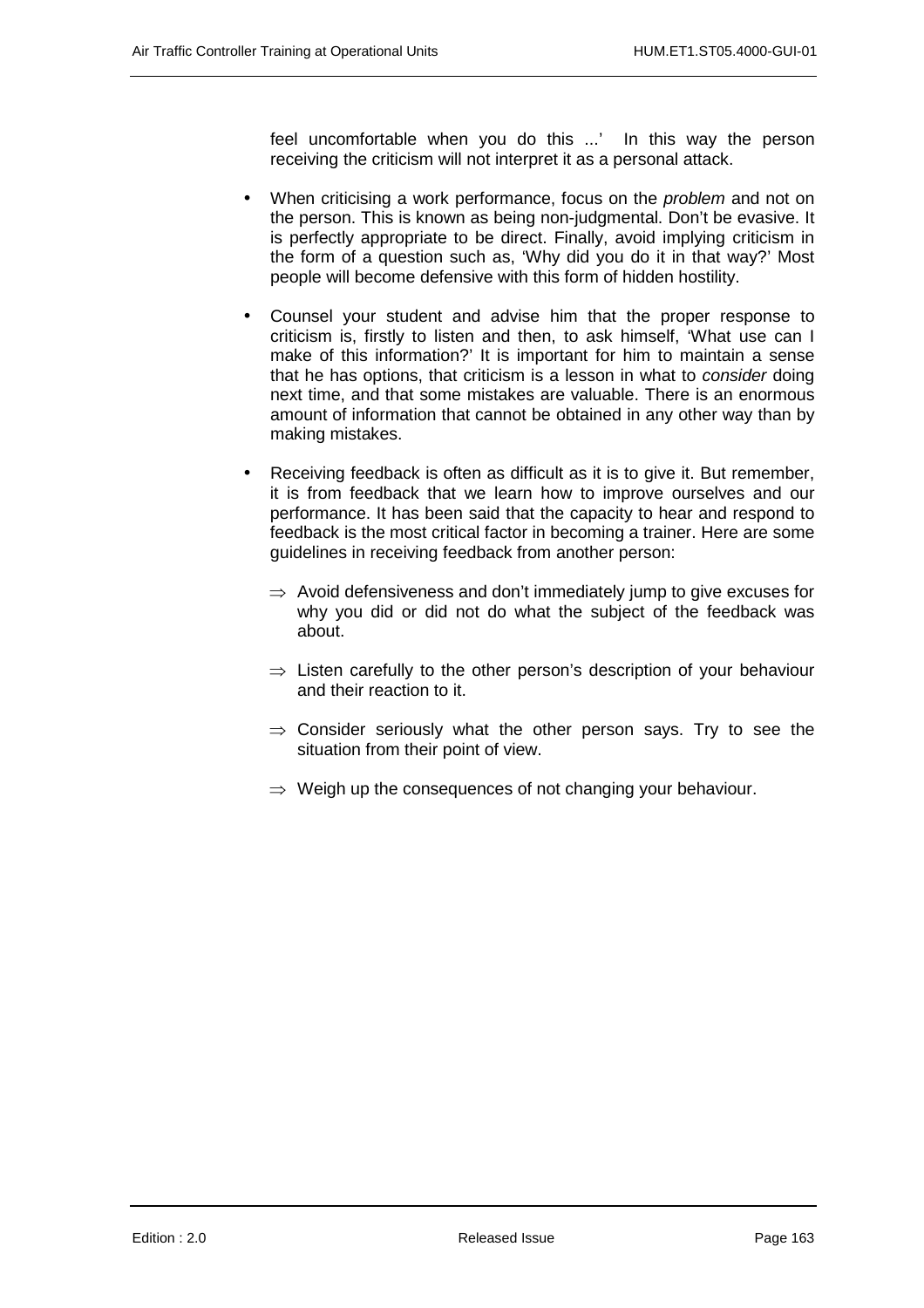feel uncomfortable when you do this ...' In this way the person receiving the criticism will not interpret it as a personal attack.

- When criticising a work performance, focus on the *problem* and not on the person. This is known as being non-judgmental. Don't be evasive. It is perfectly appropriate to be direct. Finally, avoid implying criticism in the form of a question such as, 'Why did you do it in that way?' Most people will become defensive with this form of hidden hostility.

- Counsel your student and advise him that the proper response to criticism is, firstly to listen and then, to ask himself, 'What use can I make of this information?' It is important for him to maintain a sense that he has options, that criticism is a lesson in what to *consider* doing next time, and that some mistakes are valuable. There is an enormous amount of information that cannot be obtained in any other way than by making mistakes.

- Receiving feedback is often as difficult as it is to give it. But remember, it is from feedback that we learn how to improve ourselves and our performance. It has been said that the capacity to hear and respond to feedback is the most critical factor in becoming a trainer. Here are some guidelines in receiving feedback from another person:

  ⇒ Avoid defensiveness and don't immediately jump to give excuses for why you did or did not do what the subject of the feedback was about.

  ⇒ Listen carefully to the other person's description of your behaviour and their reaction to it.

  ⇒ Consider seriously what the other person says. Try to see the situation from their point of view.

  ⇒ Weigh up the consequences of not changing your behaviour.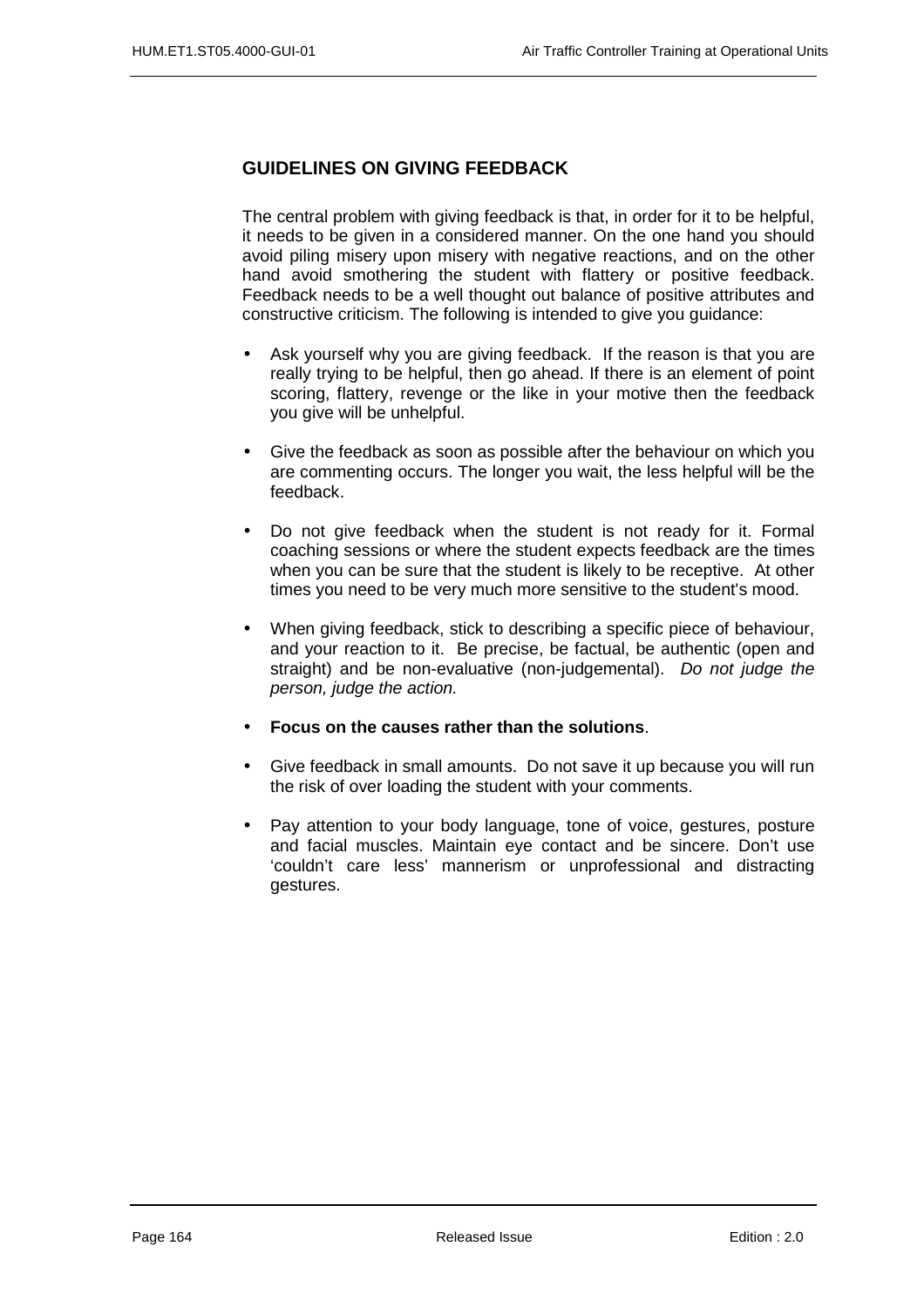## GUIDELINES ON GIVING FEEDBACK

The central problem with giving feedback is that, in order for it to be helpful, it needs to be given in a considered manner. On the one hand you should avoid piling misery upon misery with negative reactions, and on the other hand avoid smothering the student with flattery or positive feedback. Feedback needs to be a well thought out balance of positive attributes and constructive criticism. The following is intended to give you guidance:

- Ask yourself why you are giving feedback. If the reason is that you are really trying to be helpful, then go ahead. If there is an element of point scoring, flattery, revenge or the like in your motive then the feedback you give will be unhelpful.

- Give the feedback as soon as possible after the behaviour on which you are commenting occurs. The longer you wait, the less helpful will be the feedback.

- Do not give feedback when the student is not ready for it. Formal coaching sessions or where the student expects feedback are the times when you can be sure that the student is likely to be receptive. At other times you need to be very much more sensitive to the student's mood.

- When giving feedback, stick to describing a specific piece of behaviour, and your reaction to it. Be precise, be factual, be authentic (open and straight) and be non-evaluative (non-judgemental). *Do not judge the person, judge the action.*

- **Focus on the causes rather than the solutions**.

- Give feedback in small amounts. Do not save it up because you will run the risk of over loading the student with your comments.

- Pay attention to your body language, tone of voice, gestures, posture and facial muscles. Maintain eye contact and be sincere. Don’t use ‘couldn’t care less’ mannerism or unprofessional and distracting gestures.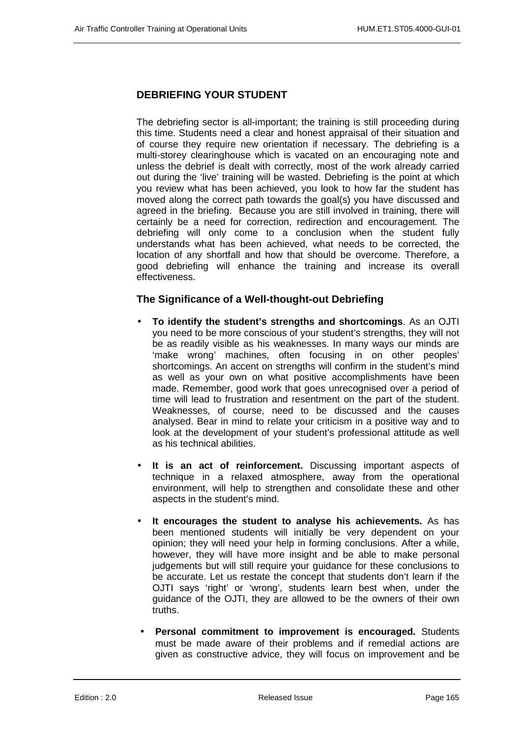## DEBRIEFING YOUR STUDENT

The debriefing sector is all-important; the training is still proceeding during this time. Students need a clear and honest appraisal of their situation and of course they require new orientation if necessary. The debriefing is a multi-storey clearinghouse which is vacated on an encouraging note and unless the debrief is dealt with correctly, most of the work already carried out during the 'live' training will be wasted. Debriefing is the point at which you review what has been achieved, you look to how far the student has moved along the correct path towards the goal(s) you have discussed and agreed in the briefing. Because you are still involved in training, there will certainly be a need for correction, redirection and encouragement. The debriefing will only come to a conclusion when the student fully understands what has been achieved, what needs to be corrected, the location of any shortfall and how that should be overcome. Therefore, a good debriefing will enhance the training and increase its overall effectiveness.

### The Significance of a Well-thought-out Debriefing

- **To identify the student's strengths and shortcomings**. As an OJTI you need to be more conscious of your student's strengths, they will not be as readily visible as his weaknesses. In many ways our minds are 'make wrong' machines, often focusing in on other peoples' shortcomings. An accent on strengths will confirm in the student's mind as well as your own on what positive accomplishments have been made. Remember, good work that goes unrecognised over a period of time will lead to frustration and resentment on the part of the student. Weaknesses, of course, need to be discussed and the causes analysed. Bear in mind to relate your criticism in a positive way and to look at the development of your student's professional attitude as well as his technical abilities.

- **It is an act of reinforcement.** Discussing important aspects of technique in a relaxed atmosphere, away from the operational environment, will help to strengthen and consolidate these and other aspects in the student's mind.

- **It encourages the student to analyse his achievements.** As has been mentioned students will initially be very dependent on your opinion; they will need your help in forming conclusions. After a while, however, they will have more insight and be able to make personal judgements but will still require your guidance for these conclusions to be accurate. Let us restate the concept that students don't learn if the OJTI says 'right' or 'wrong', students learn best when, under the guidance of the OJTI, they are allowed to be the owners of their own truths.

- **Personal commitment to improvement is encouraged.** Students must be made aware of their problems and if remedial actions are given as constructive advice, they will focus on improvement and be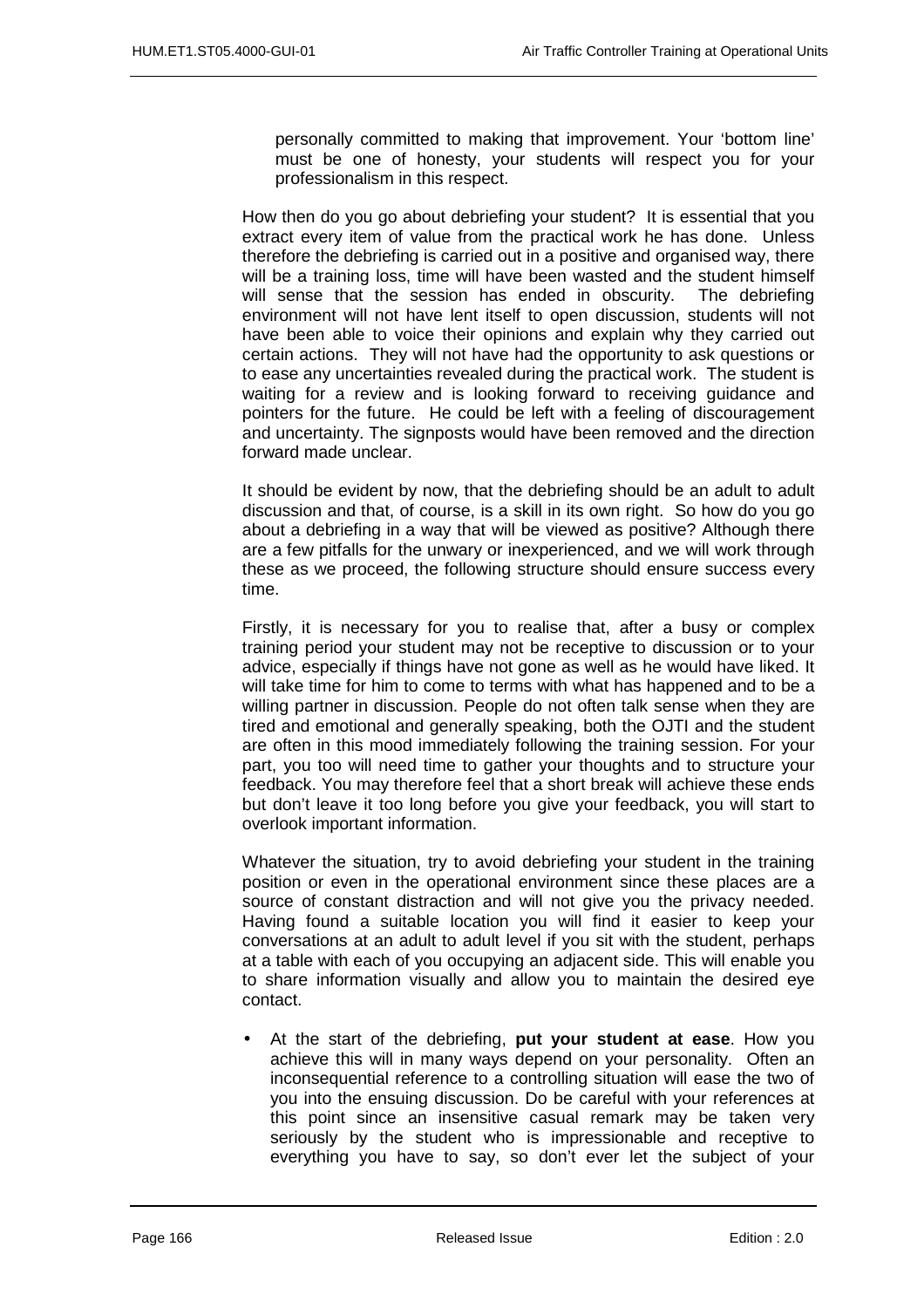personally committed to making that improvement. Your 'bottom line' must be one of honesty, your students will respect you for your professionalism in this respect.

How then do you go about debriefing your student? It is essential that you extract every item of value from the practical work he has done. Unless therefore the debriefing is carried out in a positive and organised way, there will be a training loss, time will have been wasted and the student himself will sense that the session has ended in obscurity. The debriefing environment will not have lent itself to open discussion, students will not have been able to voice their opinions and explain why they carried out certain actions. They will not have had the opportunity to ask questions or to ease any uncertainties revealed during the practical work. The student is waiting for a review and is looking forward to receiving guidance and pointers for the future. He could be left with a feeling of discouragement and uncertainty. The signposts would have been removed and the direction forward made unclear.

It should be evident by now, that the debriefing should be an adult to adult discussion and that, of course, is a skill in its own right. So how do you go about a debriefing in a way that will be viewed as positive? Although there are a few pitfalls for the unwary or inexperienced, and we will work through these as we proceed, the following structure should ensure success every time.

Firstly, it is necessary for you to realise that, after a busy or complex training period your student may not be receptive to discussion or to your advice, especially if things have not gone as well as he would have liked. It will take time for him to come to terms with what has happened and to be a willing partner in discussion. People do not often talk sense when they are tired and emotional and generally speaking, both the OJTI and the student are often in this mood immediately following the training session. For your part, you too will need time to gather your thoughts and to structure your feedback. You may therefore feel that a short break will achieve these ends but don't leave it too long before you give your feedback, you will start to overlook important information.

Whatever the situation, try to avoid debriefing your student in the training position or even in the operational environment since these places are a source of constant distraction and will not give you the privacy needed. Having found a suitable location you will find it easier to keep your conversations at an adult to adult level if you sit with the student, perhaps at a table with each of you occupying an adjacent side. This will enable you to share information visually and allow you to maintain the desired eye contact.

- At the start of the debriefing, **put your student at ease**. How you achieve this will in many ways depend on your personality. Often an inconsequential reference to a controlling situation will ease the two of you into the ensuing discussion. Do be careful with your references at this point since an insensitive casual remark may be taken very seriously by the student who is impressionable and receptive to everything you have to say, so don't ever let the subject of your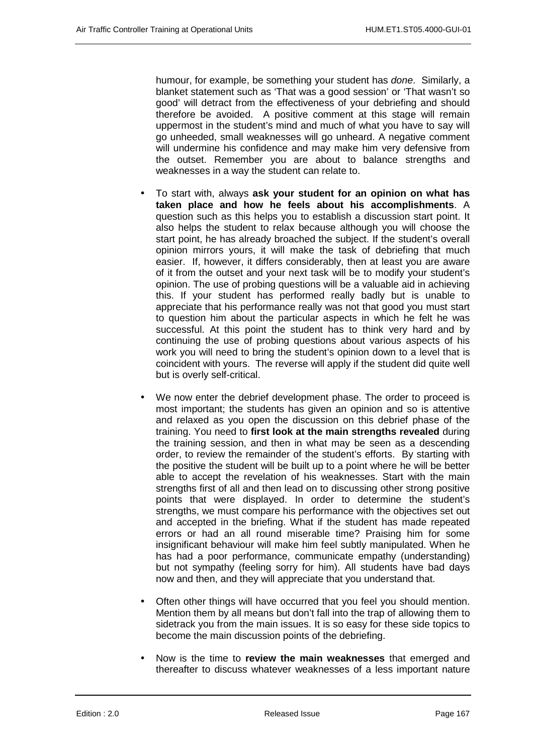humour, for example, be something your student has *done*. Similarly, a blanket statement such as 'That was a good session' or 'That wasn't so good' will detract from the effectiveness of your debriefing and should therefore be avoided. A positive comment at this stage will remain uppermost in the student's mind and much of what you have to say will go unheeded, small weaknesses will go unheard. A negative comment will undermine his confidence and may make him very defensive from the outset. Remember you are about to balance strengths and weaknesses in a way the student can relate to.

- To start with, always **ask your student for an opinion on what has taken place and how he feels about his accomplishments**. A question such as this helps you to establish a discussion start point. It also helps the student to relax because although you will choose the start point, he has already broached the subject. If the student's overall opinion mirrors yours, it will make the task of debriefing that much easier. If, however, it differs considerably, then at least you are aware of it from the outset and your next task will be to modify your student's opinion. The use of probing questions will be a valuable aid in achieving this. If your student has performed really badly but is unable to appreciate that his performance really was not that good you must start to question him about the particular aspects in which he felt he was successful. At this point the student has to think very hard and by continuing the use of probing questions about various aspects of his work you will need to bring the student's opinion down to a level that is coincident with yours. The reverse will apply if the student did quite well but is overly self-critical.

- We now enter the debrief development phase. The order to proceed is most important; the students has given an opinion and so is attentive and relaxed as you open the discussion on this debrief phase of the training. You need to **first look at the main strengths revealed** during the training session, and then in what may be seen as a descending order, to review the remainder of the student's efforts. By starting with the positive the student will be built up to a point where he will be better able to accept the revelation of his weaknesses. Start with the main strengths first of all and then lead on to discussing other strong positive points that were displayed. In order to determine the student's strengths, we must compare his performance with the objectives set out and accepted in the briefing. What if the student has made repeated errors or had an all round miserable time? Praising him for some insignificant behaviour will make him feel subtly manipulated. When he has had a poor performance, communicate empathy (understanding) but not sympathy (feeling sorry for him). All students have bad days now and then, and they will appreciate that you understand that.

- Often other things will have occurred that you feel you should mention. Mention them by all means but don't fall into the trap of allowing them to sidetrack you from the main issues. It is so easy for these side topics to become the main discussion points of the debriefing.

- Now is the time to **review the main weaknesses** that emerged and thereafter to discuss whatever weaknesses of a less important nature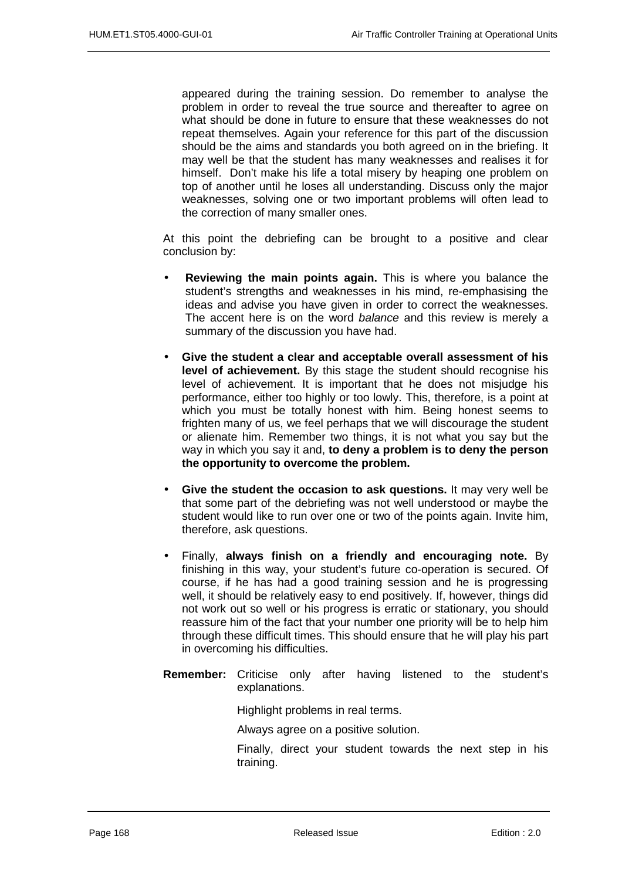appeared during the training session. Do remember to analyse the problem in order to reveal the true source and thereafter to agree on what should be done in future to ensure that these weaknesses do not repeat themselves. Again your reference for this part of the discussion should be the aims and standards you both agreed on in the briefing. It may well be that the student has many weaknesses and realises it for himself. Don't make his life a total misery by heaping one problem on top of another until he loses all understanding. Discuss only the major weaknesses, solving one or two important problems will often lead to the correction of many smaller ones.

At this point the debriefing can be brought to a positive and clear conclusion by:

- **Reviewing the main points again.** This is where you balance the student's strengths and weaknesses in his mind, re-emphasising the ideas and advise you have given in order to correct the weaknesses. The accent here is on the word *balance* and this review is merely a summary of the discussion you have had.

- **Give the student a clear and acceptable overall assessment of his level of achievement.** By this stage the student should recognise his level of achievement. It is important that he does not misjudge his performance, either too highly or too lowly. This, therefore, is a point at which you must be totally honest with him. Being honest seems to frighten many of us, we feel perhaps that we will discourage the student or alienate him. Remember two things, it is not what you say but the way in which you say it and, **to deny a problem is to deny the person the opportunity to overcome the problem.**

- **Give the student the occasion to ask questions.** It may very well be that some part of the debriefing was not well understood or maybe the student would like to run over one or two of the points again. Invite him, therefore, ask questions.

- Finally, **always finish on a friendly and encouraging note.** By finishing in this way, your student's future co-operation is secured. Of course, if he has had a good training session and he is progressing well, it should be relatively easy to end positively. If, however, things did not work out so well or his progress is erratic or stationary, you should reassure him of the fact that your number one priority will be to help him through these difficult times. This should ensure that he will play his part in overcoming his difficulties.

**Remember:** Criticise only after having listened to the student's explanations.

Highlight problems in real terms.

Always agree on a positive solution.

Finally, direct your student towards the next step in his training.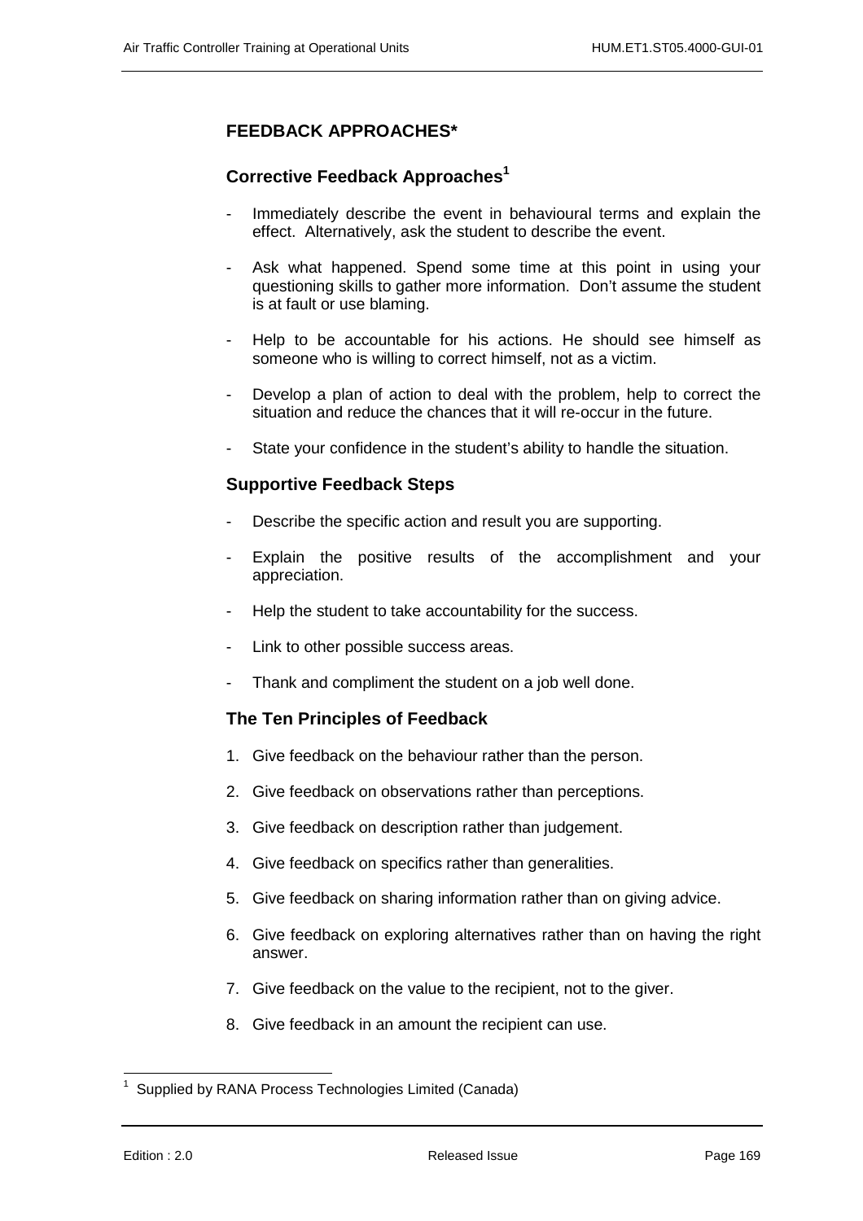## FEEDBACK APPROACHES*

### Corrective Feedback Approaches[1]

- Immediately describe the event in behavioural terms and explain the effect. Alternatively, ask the student to describe the event.
- Ask what happened. Spend some time at this point in using your questioning skills to gather more information. Don't assume the student is at fault or use blaming.
- Help to be accountable for his actions. He should see himself as someone who is willing to correct himself, not as a victim.
- Develop a plan of action to deal with the problem, help to correct the situation and reduce the chances that it will re-occur in the future.
- State your confidence in the student's ability to handle the situation.

### Supportive Feedback Steps

- Describe the specific action and result you are supporting.
- Explain the positive results of the accomplishment and your appreciation.
- Help the student to take accountability for the success.
- Link to other possible success areas.
- Thank and compliment the student on a job well done.

### The Ten Principles of Feedback

1. Give feedback on the behaviour rather than the person.
2. Give feedback on observations rather than perceptions.
3. Give feedback on description rather than judgement.
4. Give feedback on specifics rather than generalities.
5. Give feedback on sharing information rather than on giving advice.
6. Give feedback on exploring alternatives rather than on having the right answer.
7. Give feedback on the value to the recipient, not to the giver.
8. Give feedback in an amount the recipient can use.

---

[1] Supplied by RANA Process Technologies Limited (Canada)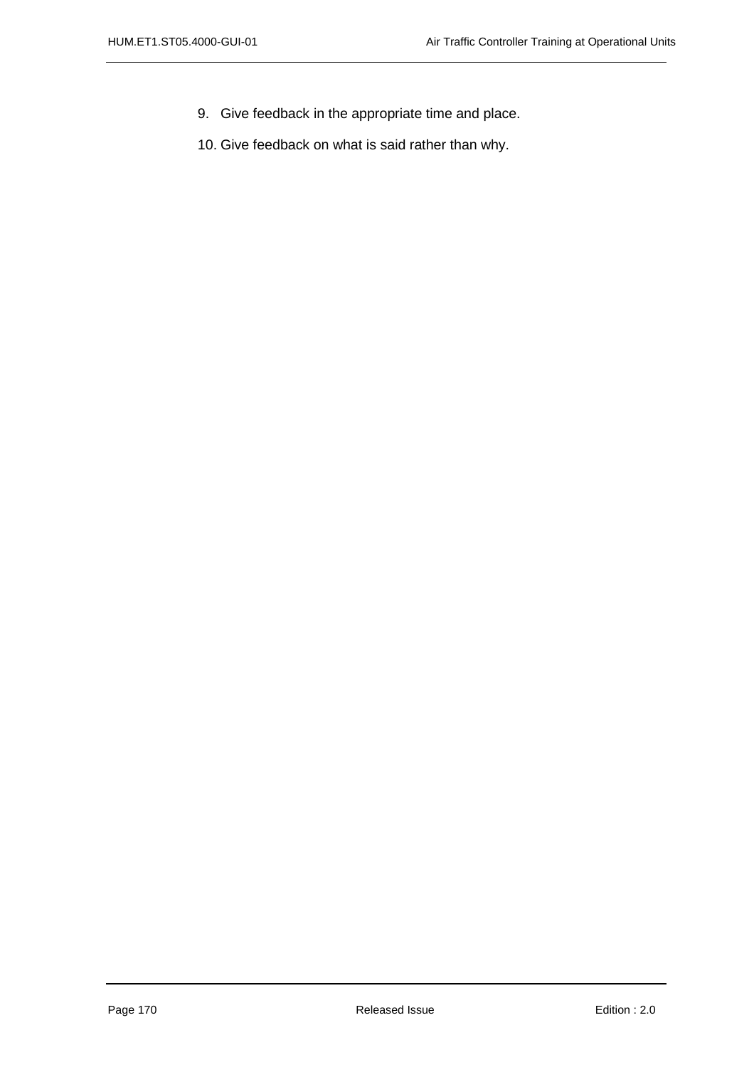9. Give feedback in the appropriate time and place.

10. Give feedback on what is said rather than why.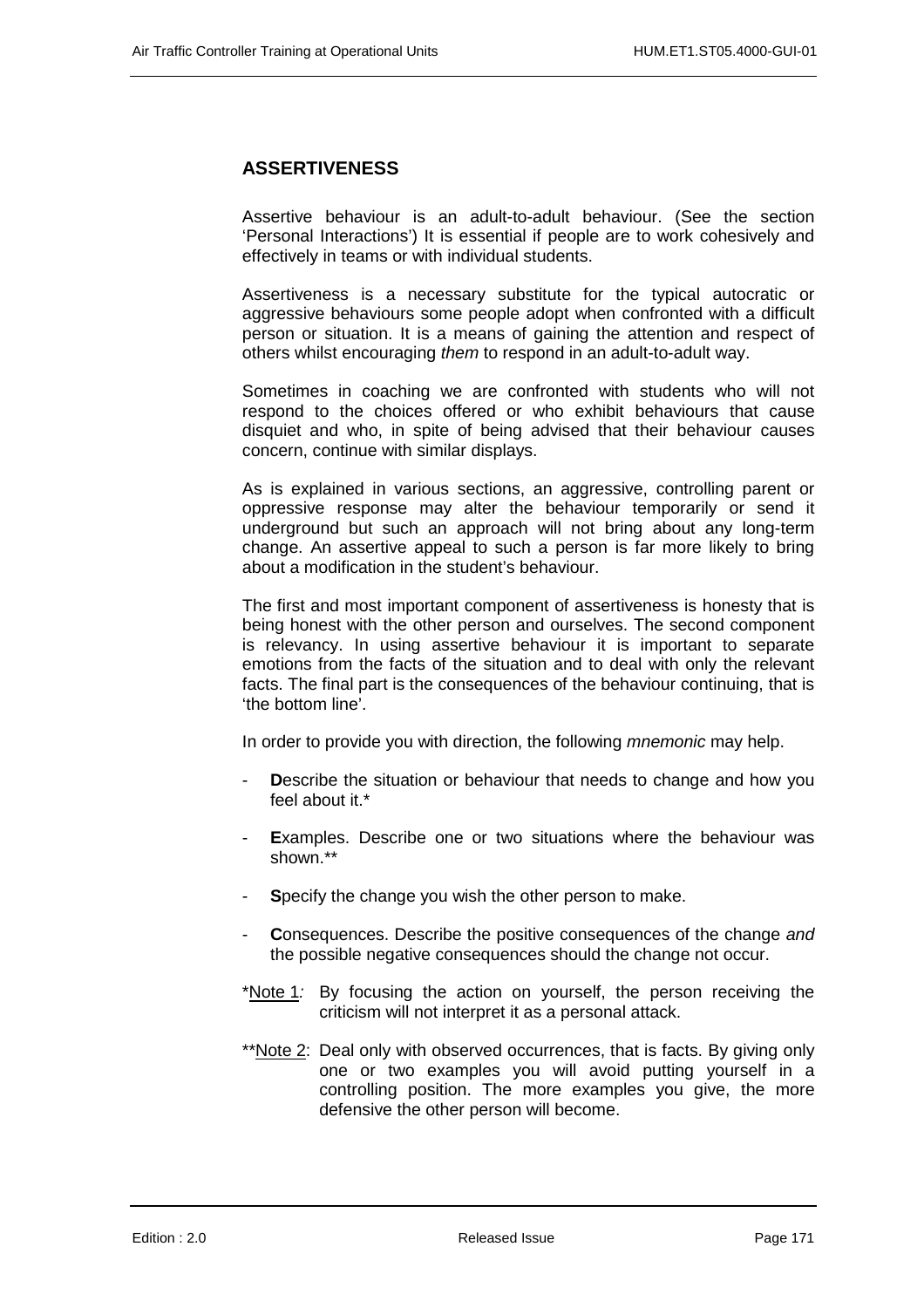## ASSERTIVENESS

Assertive behaviour is an adult-to-adult behaviour. (See the section 'Personal Interactions') It is essential if people are to work cohesively and effectively in teams or with individual students.

Assertiveness is a necessary substitute for the typical autocratic or aggressive behaviours some people adopt when confronted with a difficult person or situation. It is a means of gaining the attention and respect of others whilst encouraging *them* to respond in an adult-to-adult way.

Sometimes in coaching we are confronted with students who will not respond to the choices offered or who exhibit behaviours that cause disquiet and who, in spite of being advised that their behaviour causes concern, continue with similar displays.

As is explained in various sections, an aggressive, controlling parent or oppressive response may alter the behaviour temporarily or send it underground but such an approach will not bring about any long-term change. An assertive appeal to such a person is far more likely to bring about a modification in the student's behaviour.

The first and most important component of assertiveness is honesty that is being honest with the other person and ourselves. The second component is relevancy. In using assertive behaviour it is important to separate emotions from the facts of the situation and to deal with only the relevant facts. The final part is the consequences of the behaviour continuing, that is 'the bottom line'.

In order to provide you with direction, the following *mnemonic* may help.

- **D**escribe the situation or behaviour that needs to change and how you feel about it.*
- **E**xamples. Describe one or two situations where the behaviour was shown.**
- **S**pecify the change you wish the other person to make.
- **C**onsequences. Describe the positive consequences of the change *and* the possible negative consequences should the change not occur.

*Note 1: By focusing the action on yourself, the person receiving the criticism will not interpret it as a personal attack.

**Note 2: Deal only with observed occurrences, that is facts. By giving only one or two examples you will avoid putting yourself in a controlling position. The more examples you give, the more defensive the other person will become.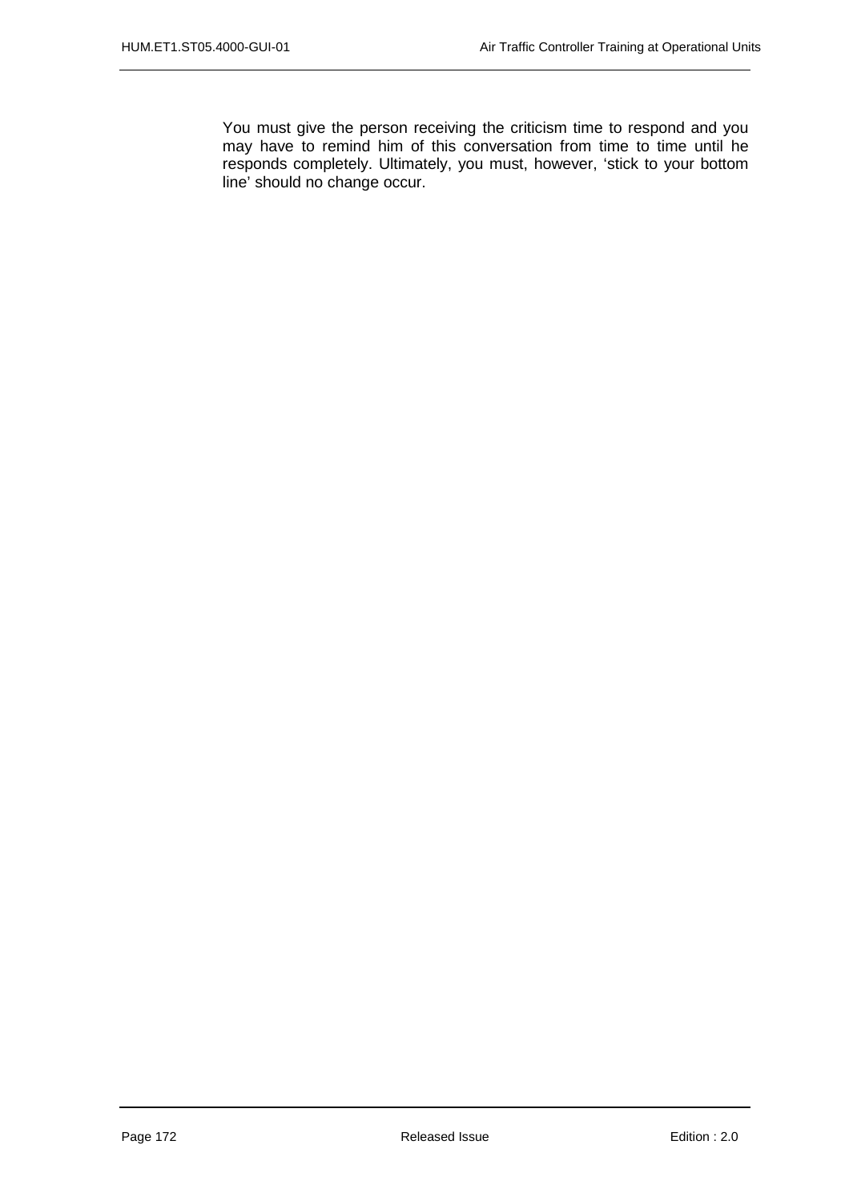You must give the person receiving the criticism time to respond and you may have to remind him of this conversation from time to time until he responds completely. Ultimately, you must, however, ‘stick to your bottom line’ should no change occur.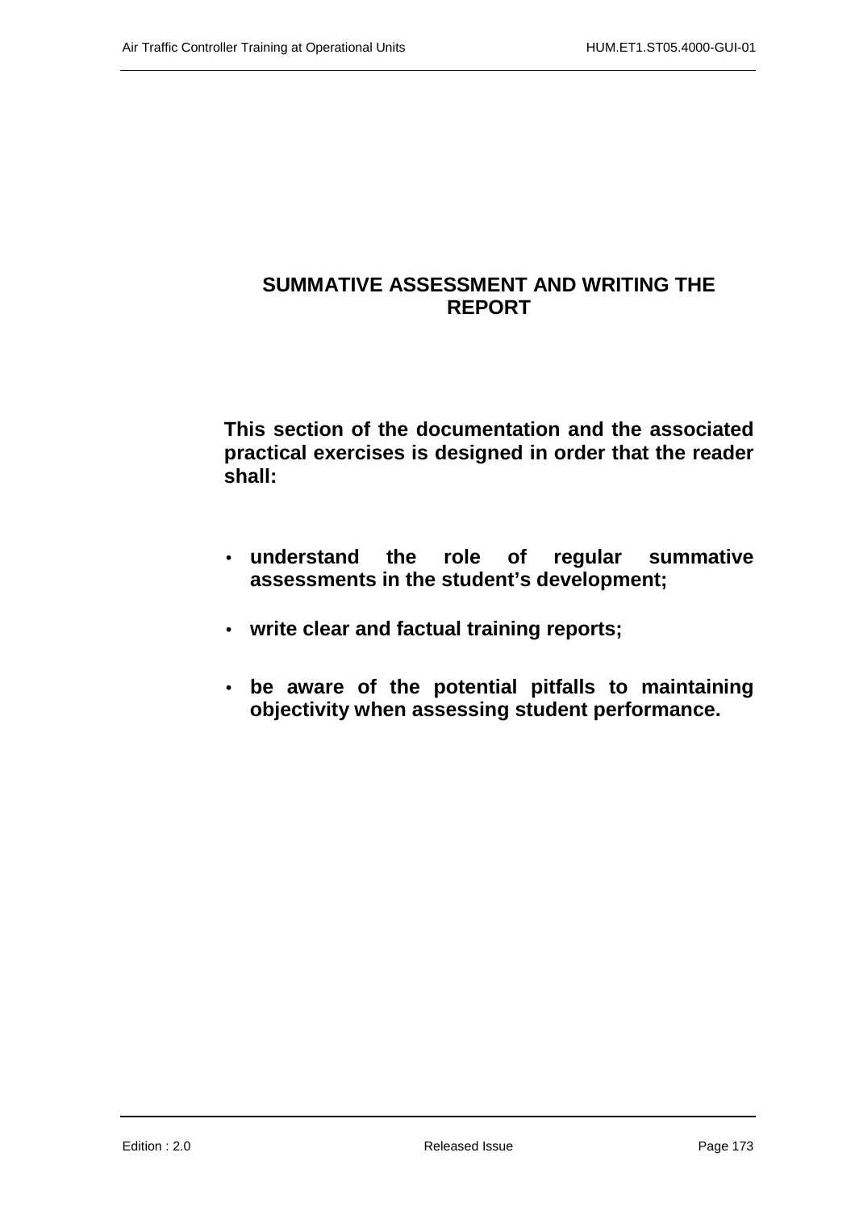# SUMMATIVE ASSESSMENT AND WRITING THE REPORT

**This section of the documentation and the associated practical exercises is designed in order that the reader shall:**

- **understand the role of regular summative assessments in the student's development;**
- **write clear and factual training reports;**
- **be aware of the potential pitfalls to maintaining objectivity when assessing student performance.**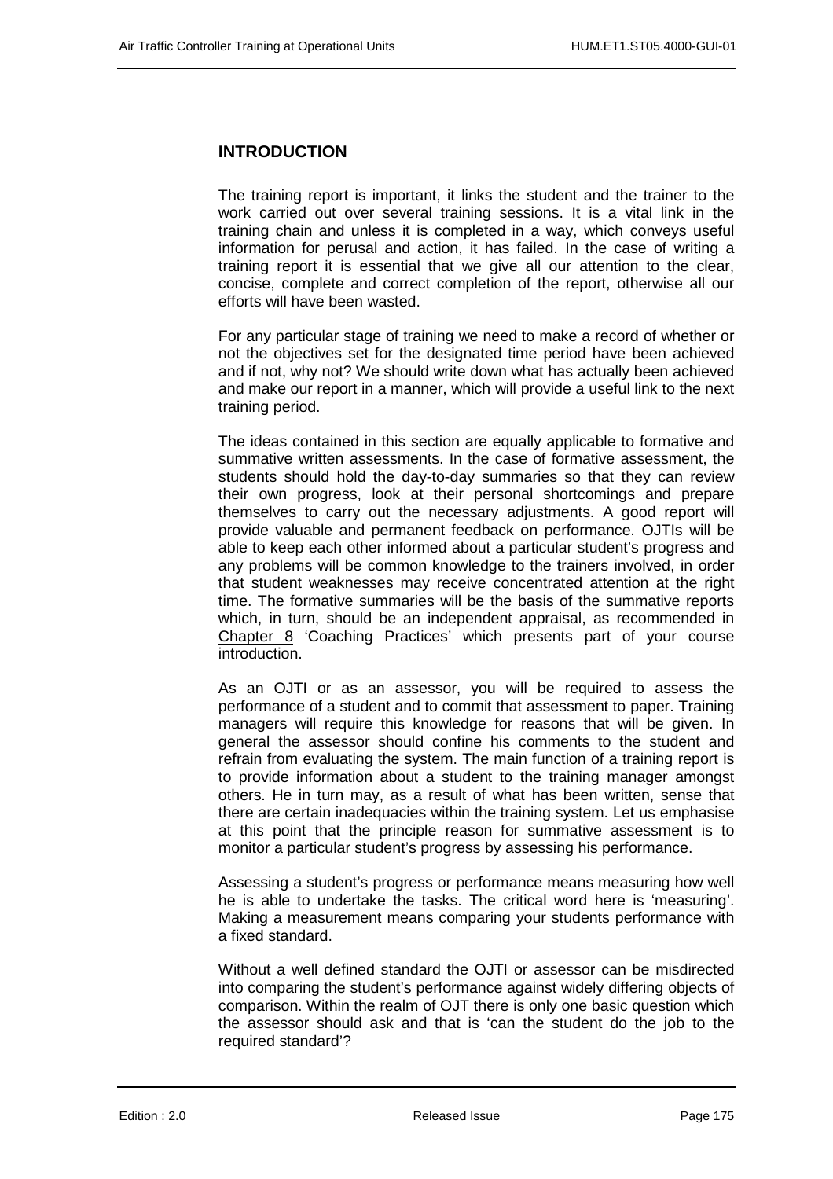## INTRODUCTION

The training report is important, it links the student and the trainer to the work carried out over several training sessions. It is a vital link in the training chain and unless it is completed in a way, which conveys useful information for perusal and action, it has failed. In the case of writing a training report it is essential that we give all our attention to the clear, concise, complete and correct completion of the report, otherwise all our efforts will have been wasted.

For any particular stage of training we need to make a record of whether or not the objectives set for the designated time period have been achieved and if not, why not? We should write down what has actually been achieved and make our report in a manner, which will provide a useful link to the next training period.

The ideas contained in this section are equally applicable to formative and summative written assessments. In the case of formative assessment, the students should hold the day-to-day summaries so that they can review their own progress, look at their personal shortcomings and prepare themselves to carry out the necessary adjustments. A good report will provide valuable and permanent feedback on performance. OJTIs will be able to keep each other informed about a particular student's progress and any problems will be common knowledge to the trainers involved, in order that student weaknesses may receive concentrated attention at the right time. The formative summaries will be the basis of the summative reports which, in turn, should be an independent appraisal, as recommended in Chapter 8 'Coaching Practices' which presents part of your course introduction.

As an OJTI or as an assessor, you will be required to assess the performance of a student and to commit that assessment to paper. Training managers will require this knowledge for reasons that will be given. In general the assessor should confine his comments to the student and refrain from evaluating the system. The main function of a training report is to provide information about a student to the training manager amongst others. He in turn may, as a result of what has been written, sense that there are certain inadequacies within the training system. Let us emphasise at this point that the principle reason for summative assessment is to monitor a particular student's progress by assessing his performance.

Assessing a student's progress or performance means measuring how well he is able to undertake the tasks. The critical word here is 'measuring'. Making a measurement means comparing your students performance with a fixed standard.

Without a well defined standard the OJTI or assessor can be misdirected into comparing the student's performance against widely differing objects of comparison. Within the realm of OJT there is only one basic question which the assessor should ask and that is 'can the student do the job to the required standard'?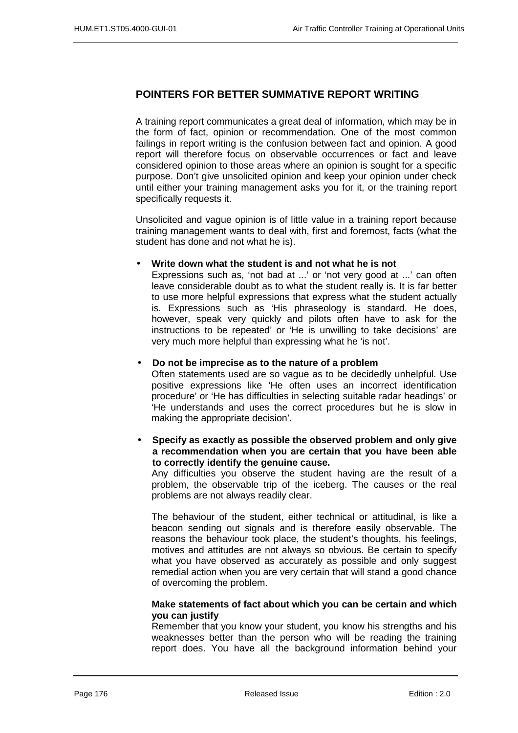## POINTERS FOR BETTER SUMMATIVE REPORT WRITING

A training report communicates a great deal of information, which may be in the form of fact, opinion or recommendation. One of the most common failings in report writing is the confusion between fact and opinion. A good report will therefore focus on observable occurrences or fact and leave considered opinion to those areas where an opinion is sought for a specific purpose. Don't give unsolicited opinion and keep your opinion under check until either your training management asks you for it, or the training report specifically requests it.

Unsolicited and vague opinion is of little value in a training report because training management wants to deal with, first and foremost, facts (what the student has done and not what he is).

- **Write down what the student is and not what he is not**
  Expressions such as, 'not bad at ...' or 'not very good at ...' can often leave considerable doubt as to what the student really is. It is far better to use more helpful expressions that express what the student actually is. Expressions such as 'His phraseology is standard. He does, however, speak very quickly and pilots often have to ask for the instructions to be repeated' or 'He is unwilling to take decisions' are very much more helpful than expressing what he 'is not'.

- **Do not be imprecise as to the nature of a problem**
  Often statements used are so vague as to be decidedly unhelpful. Use positive expressions like 'He often uses an incorrect identification procedure' or 'He has difficulties in selecting suitable radar headings' or 'He understands and uses the correct procedures but he is slow in making the appropriate decision'.

- **Specify as exactly as possible the observed problem and only give a recommendation when you are certain that you have been able to correctly identify the genuine cause.**
  Any difficulties you observe the student having are the result of a problem, the observable trip of the iceberg. The causes or the real problems are not always readily clear.

  The behaviour of the student, either technical or attitudinal, is like a beacon sending out signals and is therefore easily observable. The reasons the behaviour took place, the student's thoughts, his feelings, motives and attitudes are not always so obvious. Be certain to specify what you have observed as accurately as possible and only suggest remedial action when you are very certain that will stand a good chance of overcoming the problem.

  **Make statements of fact about which you can be certain and which you can justify**
  Remember that you know your student, you know his strengths and his weaknesses better than the person who will be reading the training report does. You have all the background information behind your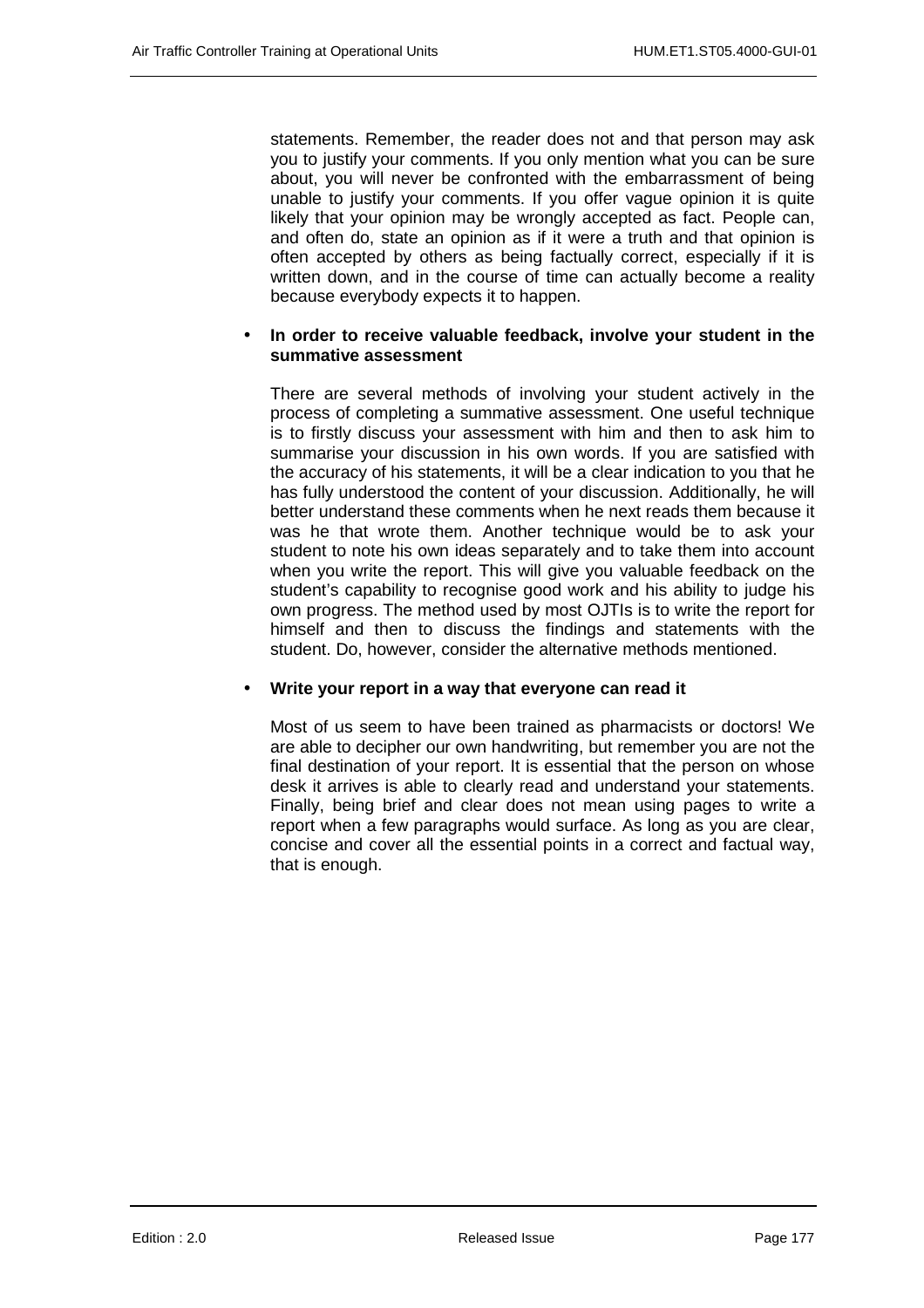statements. Remember, the reader does not and that person may ask you to justify your comments. If you only mention what you can be sure about, you will never be confronted with the embarrassment of being unable to justify your comments. If you offer vague opinion it is quite likely that your opinion may be wrongly accepted as fact. People can, and often do, state an opinion as if it were a truth and that opinion is often accepted by others as being factually correct, especially if it is written down, and in the course of time can actually become a reality because everybody expects it to happen.

- **In order to receive valuable feedback, involve your student in the summative assessment**

  There are several methods of involving your student actively in the process of completing a summative assessment. One useful technique is to firstly discuss your assessment with him and then to ask him to summarise your discussion in his own words. If you are satisfied with the accuracy of his statements, it will be a clear indication to you that he has fully understood the content of your discussion. Additionally, he will better understand these comments when he next reads them because it was he that wrote them. Another technique would be to ask your student to note his own ideas separately and to take them into account when you write the report. This will give you valuable feedback on the student's capability to recognise good work and his ability to judge his own progress. The method used by most OJTIs is to write the report for himself and then to discuss the findings and statements with the student. Do, however, consider the alternative methods mentioned.

- **Write your report in a way that everyone can read it**

  Most of us seem to have been trained as pharmacists or doctors! We are able to decipher our own handwriting, but remember you are not the final destination of your report. It is essential that the person on whose desk it arrives is able to clearly read and understand your statements. Finally, being brief and clear does not mean using pages to write a report when a few paragraphs would surface. As long as you are clear, concise and cover all the essential points in a correct and factual way, that is enough.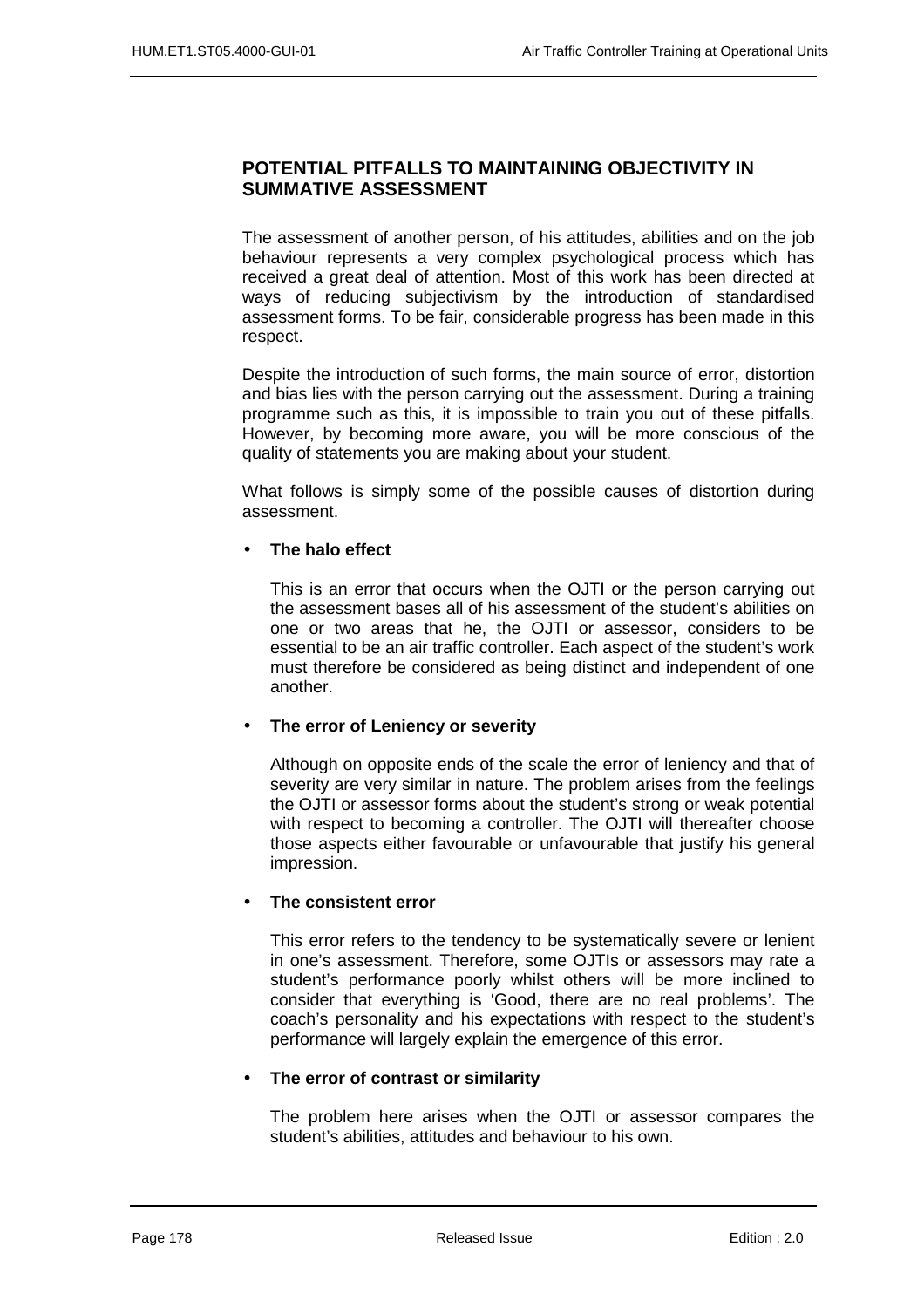## POTENTIAL PITFALLS TO MAINTAINING OBJECTIVITY IN SUMMATIVE ASSESSMENT

The assessment of another person, of his attitudes, abilities and on the job behaviour represents a very complex psychological process which has received a great deal of attention. Most of this work has been directed at ways of reducing subjectivism by the introduction of standardised assessment forms. To be fair, considerable progress has been made in this respect.

Despite the introduction of such forms, the main source of error, distortion and bias lies with the person carrying out the assessment. During a training programme such as this, it is impossible to train you out of these pitfalls. However, by becoming more aware, you will be more conscious of the quality of statements you are making about your student.

What follows is simply some of the possible causes of distortion during assessment.

- **The halo effect**

  This is an error that occurs when the OJTI or the person carrying out the assessment bases all of his assessment of the student's abilities on one or two areas that he, the OJTI or assessor, considers to be essential to be an air traffic controller. Each aspect of the student's work must therefore be considered as being distinct and independent of one another.

- **The error of Leniency or severity**

  Although on opposite ends of the scale the error of leniency and that of severity are very similar in nature. The problem arises from the feelings the OJTI or assessor forms about the student's strong or weak potential with respect to becoming a controller. The OJTI will thereafter choose those aspects either favourable or unfavourable that justify his general impression.

- **The consistent error**

  This error refers to the tendency to be systematically severe or lenient in one's assessment. Therefore, some OJTIs or assessors may rate a student's performance poorly whilst others will be more inclined to consider that everything is 'Good, there are no real problems'. The coach's personality and his expectations with respect to the student's performance will largely explain the emergence of this error.

- **The error of contrast or similarity**

  The problem here arises when the OJTI or assessor compares the student's abilities, attitudes and behaviour to his own.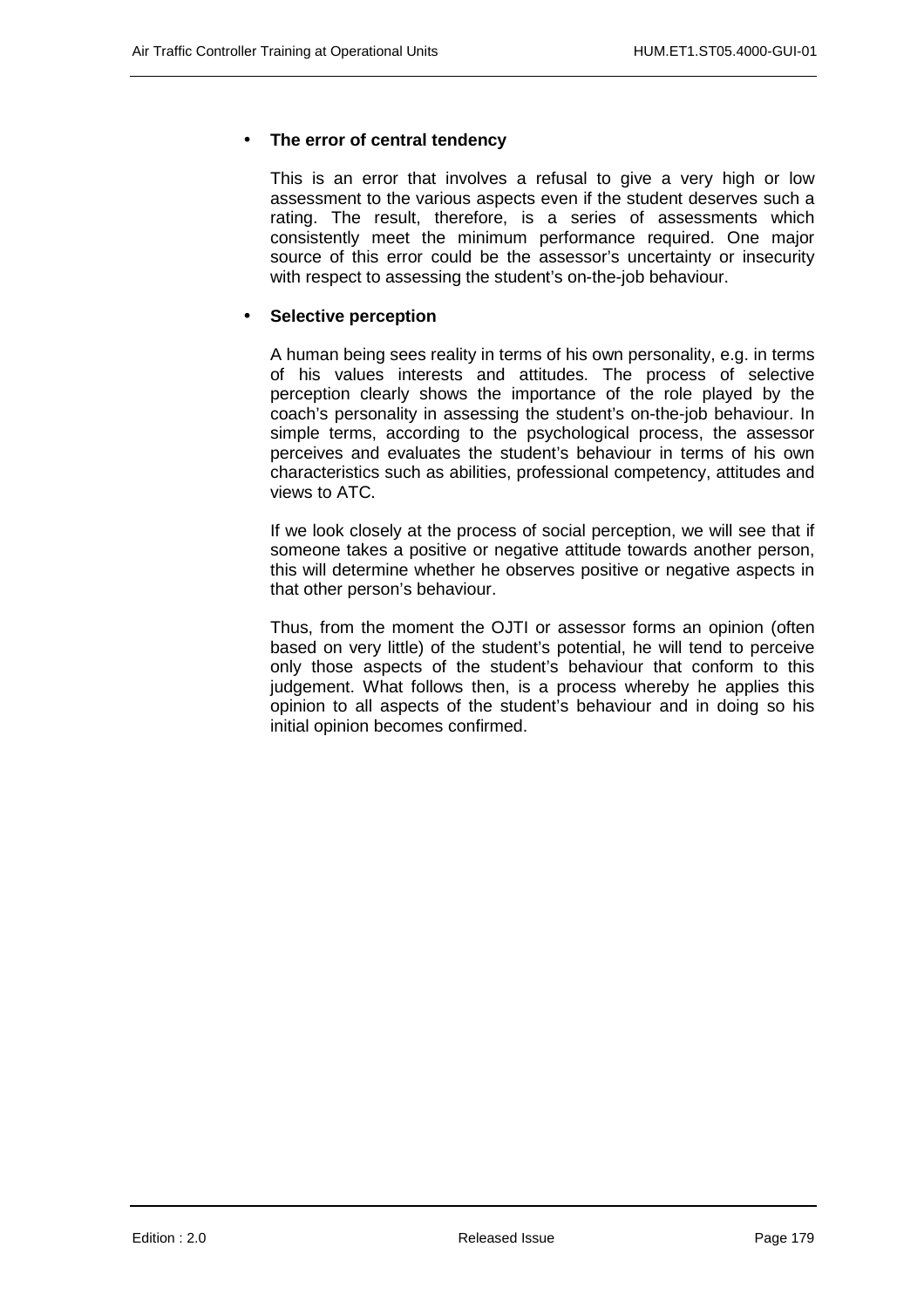- **The error of central tendency**

  This is an error that involves a refusal to give a very high or low assessment to the various aspects even if the student deserves such a rating. The result, therefore, is a series of assessments which consistently meet the minimum performance required. One major source of this error could be the assessor's uncertainty or insecurity with respect to assessing the student's on-the-job behaviour.

- **Selective perception**

  A human being sees reality in terms of his own personality, e.g. in terms of his values interests and attitudes. The process of selective perception clearly shows the importance of the role played by the coach's personality in assessing the student's on-the-job behaviour. In simple terms, according to the psychological process, the assessor perceives and evaluates the student's behaviour in terms of his own characteristics such as abilities, professional competency, attitudes and views to ATC.

  If we look closely at the process of social perception, we will see that if someone takes a positive or negative attitude towards another person, this will determine whether he observes positive or negative aspects in that other person's behaviour.

  Thus, from the moment the OJTI or assessor forms an opinion (often based on very little) of the student's potential, he will tend to perceive only those aspects of the student's behaviour that conform to this judgement. What follows then, is a process whereby he applies this opinion to all aspects of the student's behaviour and in doing so his initial opinion becomes confirmed.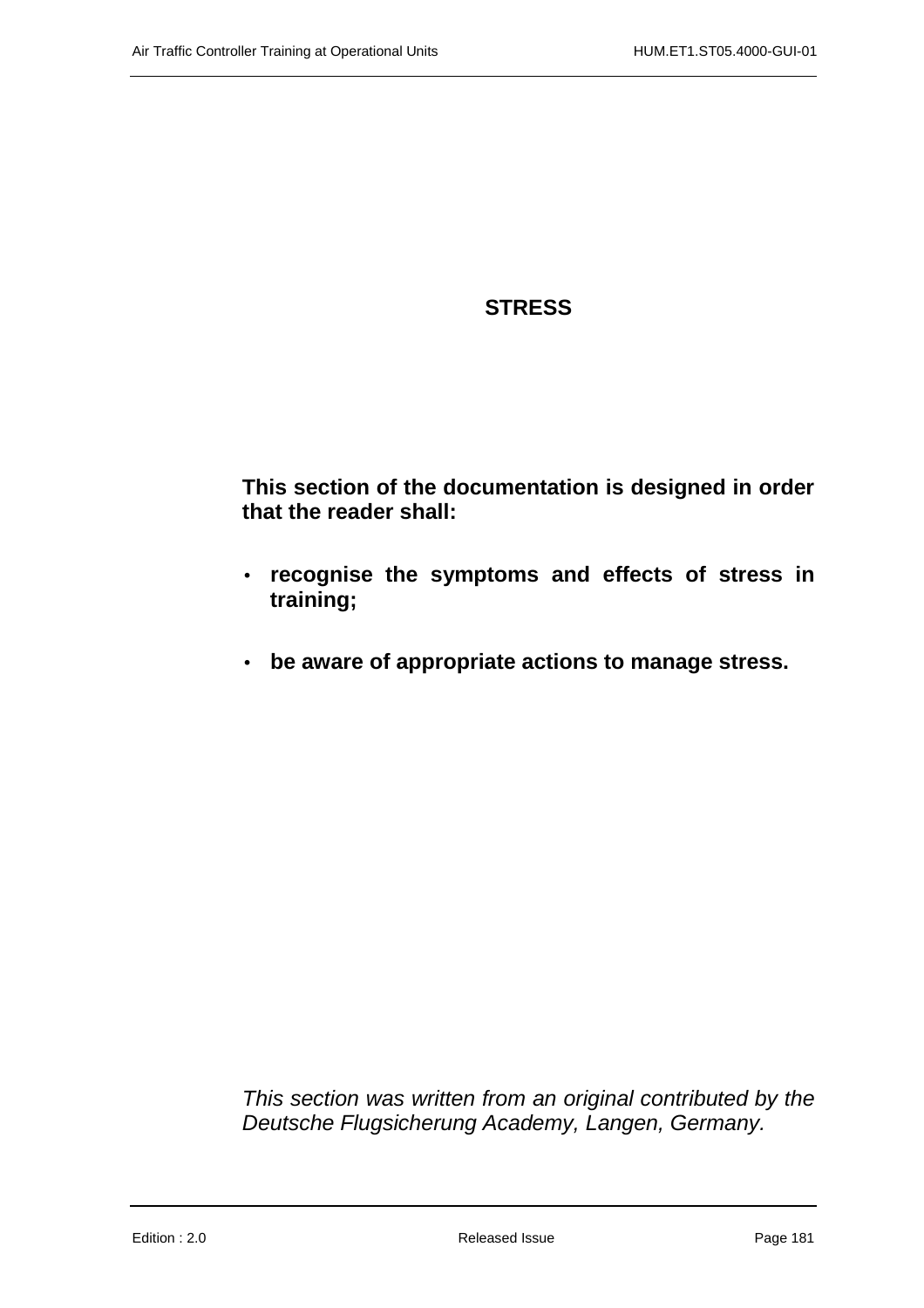# STRESS

**This section of the documentation is designed in order that the reader shall:**

- **recognise the symptoms and effects of stress in training;**
- **be aware of appropriate actions to manage stress.**

*This section was written from an original contributed by the Deutsche Flugsicherung Academy, Langen, Germany.*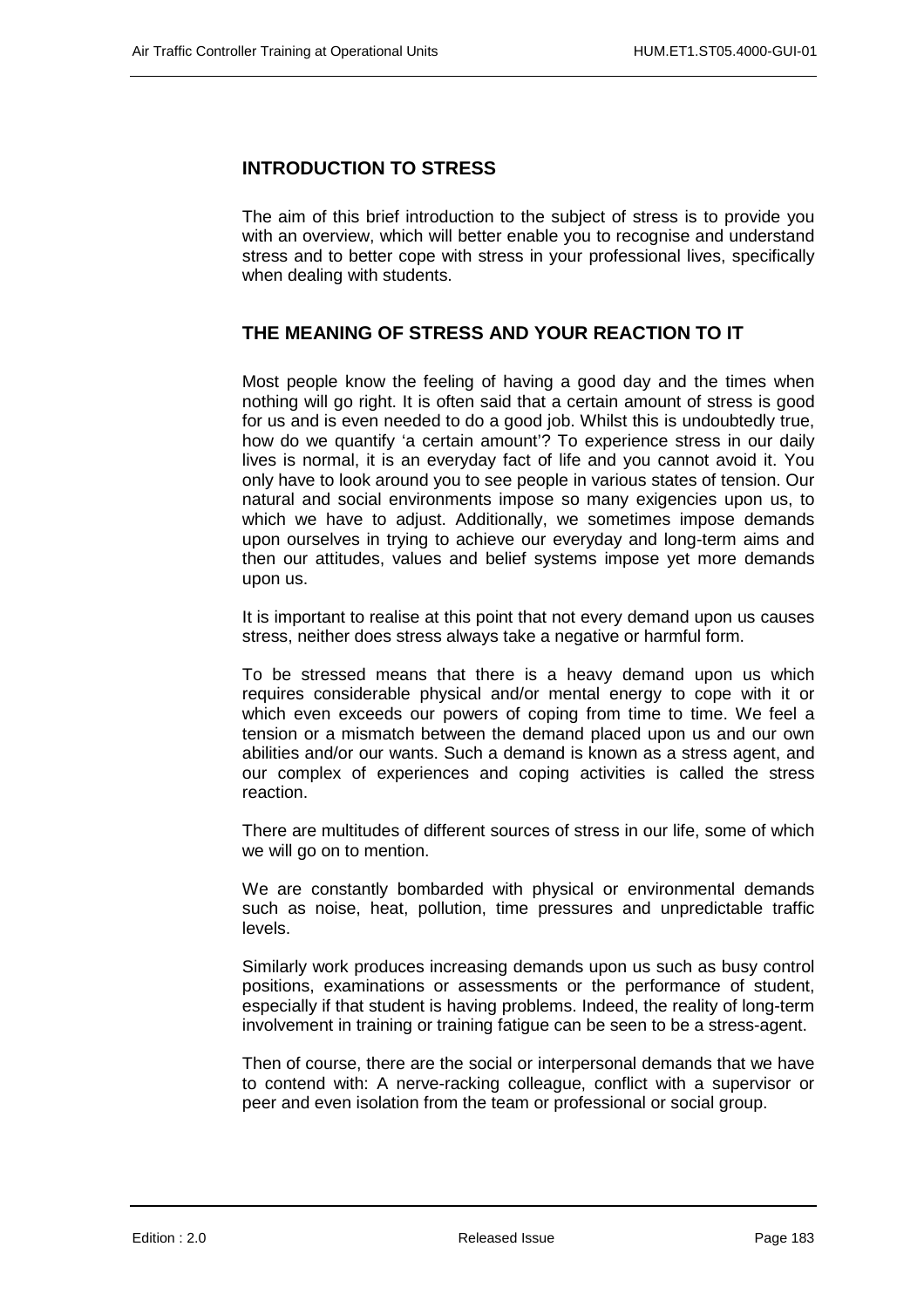## INTRODUCTION TO STRESS

The aim of this brief introduction to the subject of stress is to provide you with an overview, which will better enable you to recognise and understand stress and to better cope with stress in your professional lives, specifically when dealing with students.

## THE MEANING OF STRESS AND YOUR REACTION TO IT

Most people know the feeling of having a good day and the times when nothing will go right. It is often said that a certain amount of stress is good for us and is even needed to do a good job. Whilst this is undoubtedly true, how do we quantify 'a certain amount'? To experience stress in our daily lives is normal, it is an everyday fact of life and you cannot avoid it. You only have to look around you to see people in various states of tension. Our natural and social environments impose so many exigencies upon us, to which we have to adjust. Additionally, we sometimes impose demands upon ourselves in trying to achieve our everyday and long-term aims and then our attitudes, values and belief systems impose yet more demands upon us.

It is important to realise at this point that not every demand upon us causes stress, neither does stress always take a negative or harmful form.

To be stressed means that there is a heavy demand upon us which requires considerable physical and/or mental energy to cope with it or which even exceeds our powers of coping from time to time. We feel a tension or a mismatch between the demand placed upon us and our own abilities and/or our wants. Such a demand is known as a stress agent, and our complex of experiences and coping activities is called the stress reaction.

There are multitudes of different sources of stress in our life, some of which we will go on to mention.

We are constantly bombarded with physical or environmental demands such as noise, heat, pollution, time pressures and unpredictable traffic levels.

Similarly work produces increasing demands upon us such as busy control positions, examinations or assessments or the performance of student, especially if that student is having problems. Indeed, the reality of long-term involvement in training or training fatigue can be seen to be a stress-agent.

Then of course, there are the social or interpersonal demands that we have to contend with: A nerve-racking colleague, conflict with a supervisor or peer and even isolation from the team or professional or social group.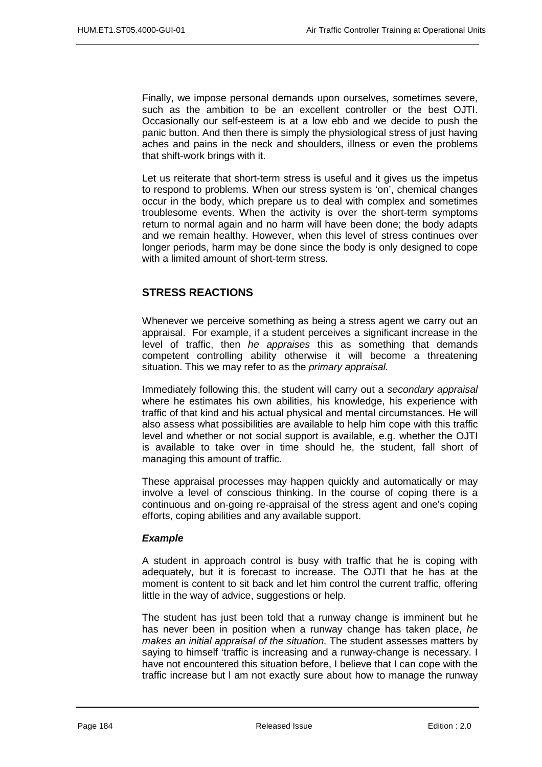Finally, we impose personal demands upon ourselves, sometimes severe, such as the ambition to be an excellent controller or the best OJTI. Occasionally our self-esteem is at a low ebb and we decide to push the panic button. And then there is simply the physiological stress of just having aches and pains in the neck and shoulders, illness or even the problems that shift-work brings with it.

Let us reiterate that short-term stress is useful and it gives us the impetus to respond to problems. When our stress system is 'on', chemical changes occur in the body, which prepare us to deal with complex and sometimes troublesome events. When the activity is over the short-term symptoms return to normal again and no harm will have been done; the body adapts and we remain healthy. However, when this level of stress continues over longer periods, harm may be done since the body is only designed to cope with a limited amount of short-term stress.

## STRESS REACTIONS

Whenever we perceive something as being a stress agent we carry out an appraisal. For example, if a student perceives a significant increase in the level of traffic, then *he appraises* this as something that demands competent controlling ability otherwise it will become a threatening situation. This we may refer to as the *primary appraisal.*

Immediately following this, the student will carry out a *secondary appraisal* where he estimates his own abilities, his knowledge, his experience with traffic of that kind and his actual physical and mental circumstances. He will also assess what possibilities are available to help him cope with this traffic level and whether or not social support is available, e.g. whether the OJTI is available to take over in time should he, the student, fall short of managing this amount of traffic.

These appraisal processes may happen quickly and automatically or may involve a level of conscious thinking. In the course of coping there is a continuous and on-going re-appraisal of the stress agent and one's coping efforts, coping abilities and any available support.

***Example***

A student in approach control is busy with traffic that he is coping with adequately, but it is forecast to increase. The OJTI that he has at the moment is content to sit back and let him control the current traffic, offering little in the way of advice, suggestions or help.

The student has just been told that a runway change is imminent but he has never been in position when a runway change has taken place, *he makes an initial appraisal of the situation.* The student assesses matters by saying to himself 'traffic is increasing and a runway-change is necessary. I have not encountered this situation before, I believe that I can cope with the traffic increase but I am not exactly sure about how to manage the runway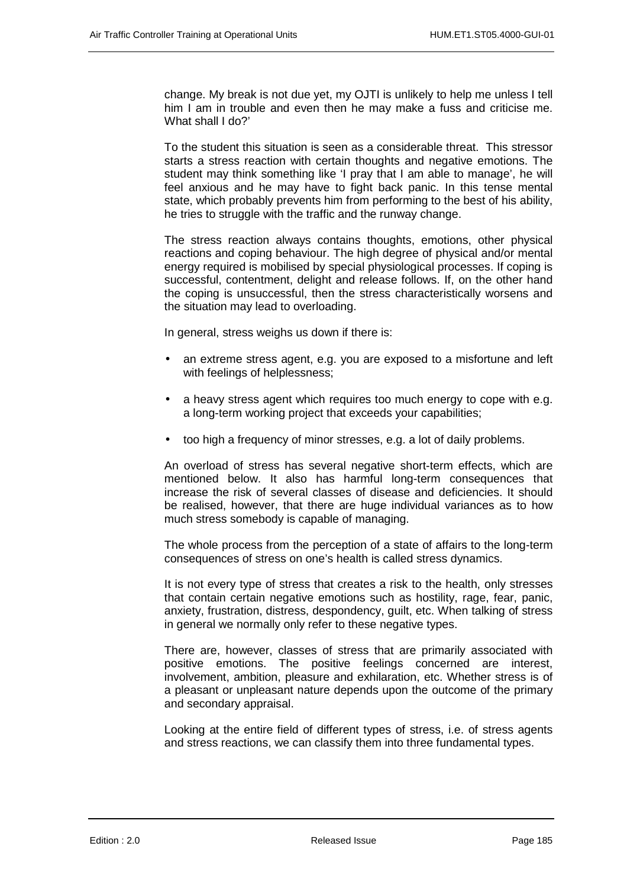change. My break is not due yet, my OJTI is unlikely to help me unless I tell him I am in trouble and even then he may make a fuss and criticise me. What shall I do?'

To the student this situation is seen as a considerable threat. This stressor starts a stress reaction with certain thoughts and negative emotions. The student may think something like 'I pray that I am able to manage', he will feel anxious and he may have to fight back panic. In this tense mental state, which probably prevents him from performing to the best of his ability, he tries to struggle with the traffic and the runway change.

The stress reaction always contains thoughts, emotions, other physical reactions and coping behaviour. The high degree of physical and/or mental energy required is mobilised by special physiological processes. If coping is successful, contentment, delight and release follows. If, on the other hand the coping is unsuccessful, then the stress characteristically worsens and the situation may lead to overloading.

In general, stress weighs us down if there is:

- an extreme stress agent, e.g. you are exposed to a misfortune and left with feelings of helplessness;
- a heavy stress agent which requires too much energy to cope with e.g. a long-term working project that exceeds your capabilities;
- too high a frequency of minor stresses, e.g. a lot of daily problems.

An overload of stress has several negative short-term effects, which are mentioned below. It also has harmful long-term consequences that increase the risk of several classes of disease and deficiencies. It should be realised, however, that there are huge individual variances as to how much stress somebody is capable of managing.

The whole process from the perception of a state of affairs to the long-term consequences of stress on one's health is called stress dynamics.

It is not every type of stress that creates a risk to the health, only stresses that contain certain negative emotions such as hostility, rage, fear, panic, anxiety, frustration, distress, despondency, guilt, etc. When talking of stress in general we normally only refer to these negative types.

There are, however, classes of stress that are primarily associated with positive emotions. The positive feelings concerned are interest, involvement, ambition, pleasure and exhilaration, etc. Whether stress is of a pleasant or unpleasant nature depends upon the outcome of the primary and secondary appraisal.

Looking at the entire field of different types of stress, i.e. of stress agents and stress reactions, we can classify them into three fundamental types.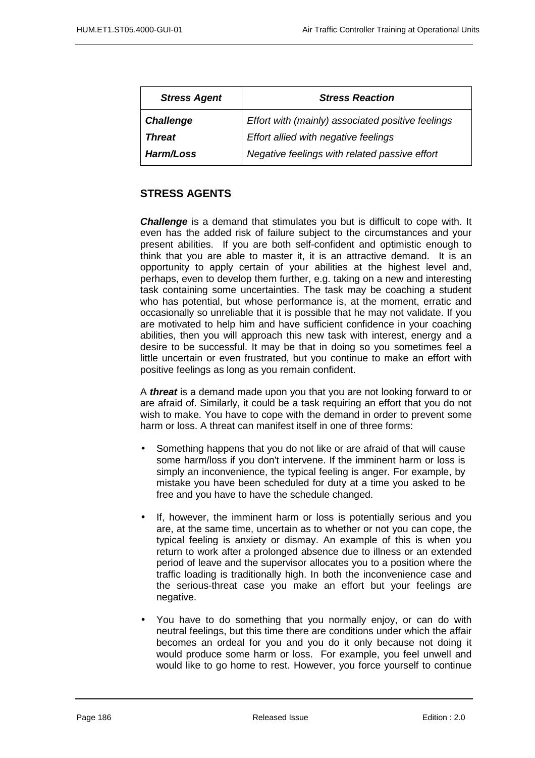| *Stress Agent* | *Stress Reaction* |
|---|---|
| ***Challenge*** | *Effort with (mainly) associated positive feelings* |
| ***Threat*** | *Effort allied with negative feelings* |
| ***Harm/Loss*** | *Negative feelings with related passive effort* |

## STRESS AGENTS

***Challenge*** is a demand that stimulates you but is difficult to cope with. It even has the added risk of failure subject to the circumstances and your present abilities. If you are both self-confident and optimistic enough to think that you are able to master it, it is an attractive demand. It is an opportunity to apply certain of your abilities at the highest level and, perhaps, even to develop them further, e.g. taking on a new and interesting task containing some uncertainties. The task may be coaching a student who has potential, but whose performance is, at the moment, erratic and occasionally so unreliable that it is possible that he may not validate. If you are motivated to help him and have sufficient confidence in your coaching abilities, then you will approach this new task with interest, energy and a desire to be successful. It may be that in doing so you sometimes feel a little uncertain or even frustrated, but you continue to make an effort with positive feelings as long as you remain confident.

A ***threat*** is a demand made upon you that you are not looking forward to or are afraid of. Similarly, it could be a task requiring an effort that you do not wish to make. You have to cope with the demand in order to prevent some harm or loss. A threat can manifest itself in one of three forms:

- Something happens that you do not like or are afraid of that will cause some harm/loss if you don't intervene. If the imminent harm or loss is simply an inconvenience, the typical feeling is anger. For example, by mistake you have been scheduled for duty at a time you asked to be free and you have to have the schedule changed.
- If, however, the imminent harm or loss is potentially serious and you are, at the same time, uncertain as to whether or not you can cope, the typical feeling is anxiety or dismay. An example of this is when you return to work after a prolonged absence due to illness or an extended period of leave and the supervisor allocates you to a position where the traffic loading is traditionally high. In both the inconvenience case and the serious-threat case you make an effort but your feelings are negative.
- You have to do something that you normally enjoy, or can do with neutral feelings, but this time there are conditions under which the affair becomes an ordeal for you and you do it only because not doing it would produce some harm or loss. For example, you feel unwell and would like to go home to rest. However, you force yourself to continue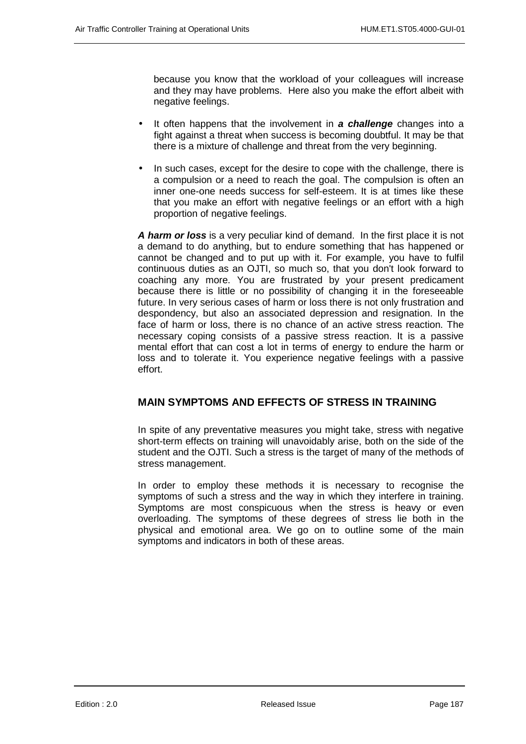because you know that the workload of your colleagues will increase and they may have problems. Here also you make the effort albeit with negative feelings.

- It often happens that the involvement in ***a challenge*** changes into a fight against a threat when success is becoming doubtful. It may be that there is a mixture of challenge and threat from the very beginning.
- In such cases, except for the desire to cope with the challenge, there is a compulsion or a need to reach the goal. The compulsion is often an inner one-one needs success for self-esteem. It is at times like these that you make an effort with negative feelings or an effort with a high proportion of negative feelings.

***A harm or loss*** is a very peculiar kind of demand. In the first place it is not a demand to do anything, but to endure something that has happened or cannot be changed and to put up with it. For example, you have to fulfil continuous duties as an OJTI, so much so, that you don't look forward to coaching any more. You are frustrated by your present predicament because there is little or no possibility of changing it in the foreseeable future. In very serious cases of harm or loss there is not only frustration and despondency, but also an associated depression and resignation. In the face of harm or loss, there is no chance of an active stress reaction. The necessary coping consists of a passive stress reaction. It is a passive mental effort that can cost a lot in terms of energy to endure the harm or loss and to tolerate it. You experience negative feelings with a passive effort.

## MAIN SYMPTOMS AND EFFECTS OF STRESS IN TRAINING

In spite of any preventative measures you might take, stress with negative short-term effects on training will unavoidably arise, both on the side of the student and the OJTI. Such a stress is the target of many of the methods of stress management.

In order to employ these methods it is necessary to recognise the symptoms of such a stress and the way in which they interfere in training. Symptoms are most conspicuous when the stress is heavy or even overloading. The symptoms of these degrees of stress lie both in the physical and emotional area. We go on to outline some of the main symptoms and indicators in both of these areas.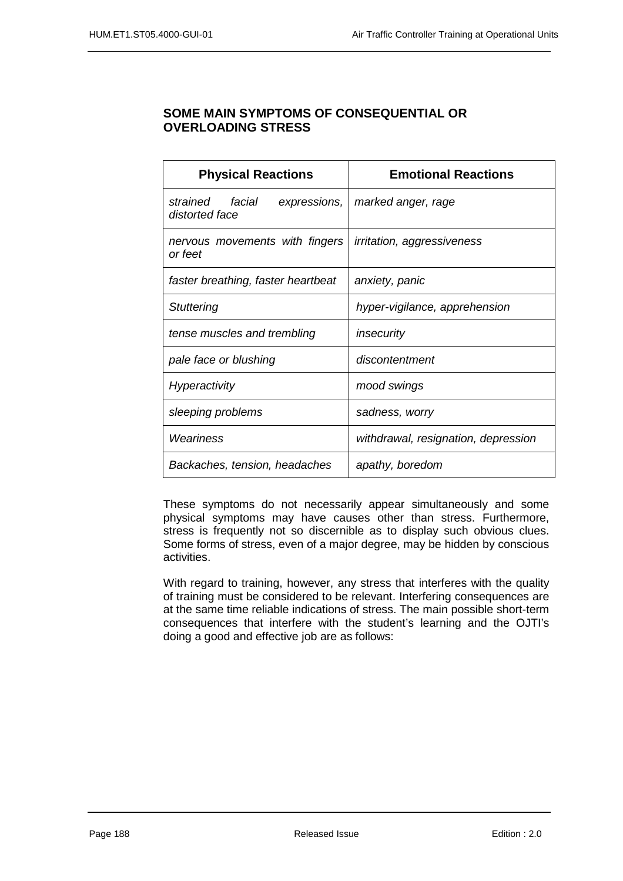### SOME MAIN SYMPTOMS OF CONSEQUENTIAL OR OVERLOADING STRESS

| Physical Reactions | Emotional Reactions |
|---|---|
| *strained facial expressions, distorted face* | *marked anger, rage* |
| *nervous movements with fingers or feet* | *irritation, aggressiveness* |
| *faster breathing, faster heartbeat* | *anxiety, panic* |
| *Stuttering* | *hyper-vigilance, apprehension* |
| *tense muscles and trembling* | *insecurity* |
| *pale face or blushing* | *discontentment* |
| *Hyperactivity* | *mood swings* |
| *sleeping problems* | *sadness, worry* |
| *Weariness* | *withdrawal, resignation, depression* |
| *Backaches, tension, headaches* | *apathy, boredom* |

These symptoms do not necessarily appear simultaneously and some physical symptoms may have causes other than stress. Furthermore, stress is frequently not so discernible as to display such obvious clues. Some forms of stress, even of a major degree, may be hidden by conscious activities.

With regard to training, however, any stress that interferes with the quality of training must be considered to be relevant. Interfering consequences are at the same time reliable indications of stress. The main possible short-term consequences that interfere with the student's learning and the OJTI's doing a good and effective job are as follows: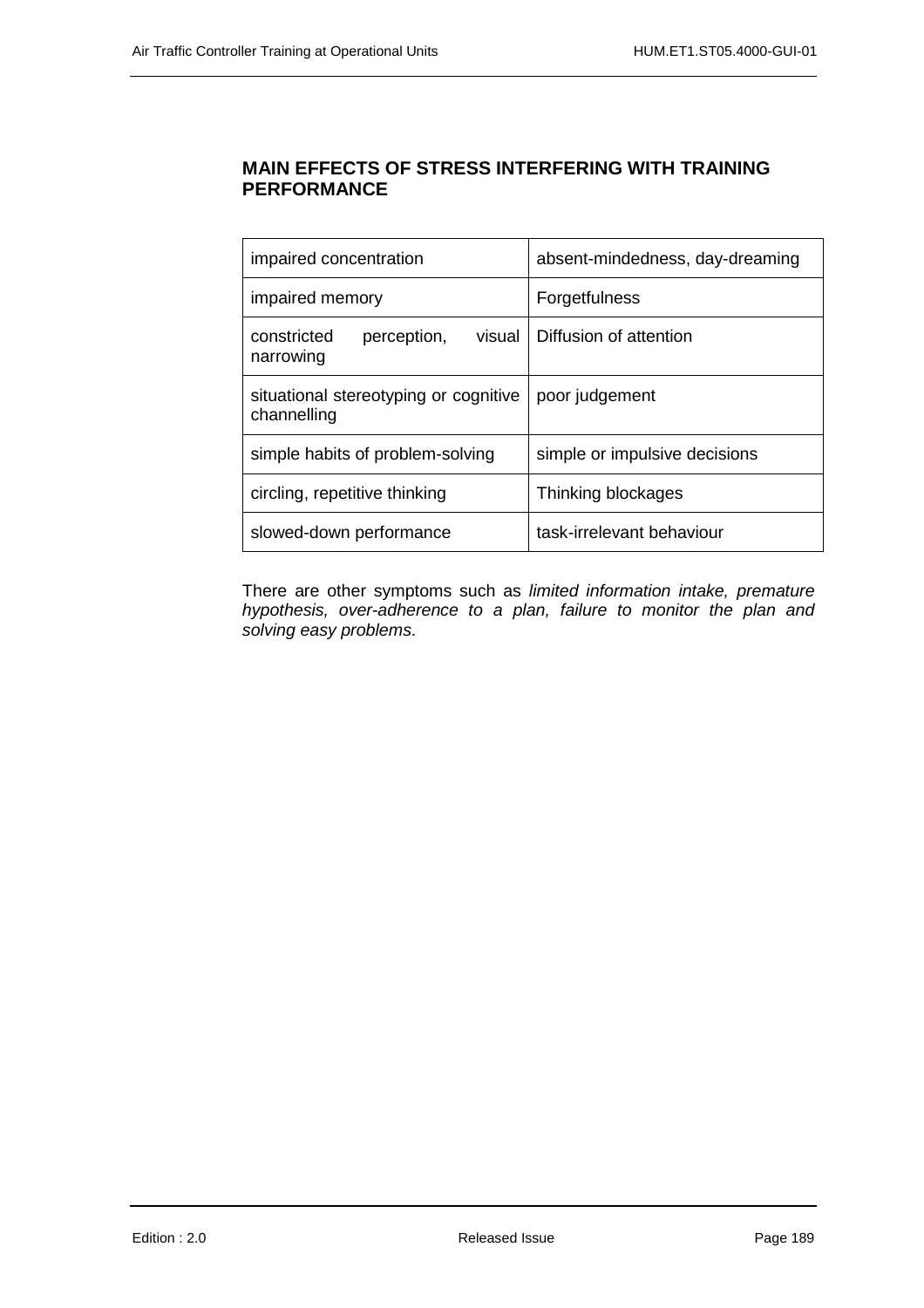## MAIN EFFECTS OF STRESS INTERFERING WITH TRAINING PERFORMANCE

| | |
|---|---|
| impaired concentration | absent-mindedness, day-dreaming |
| impaired memory | Forgetfulness |
| constricted perception, visual narrowing | Diffusion of attention |
| situational stereotyping or cognitive channelling | poor judgement |
| simple habits of problem-solving | simple or impulsive decisions |
| circling, repetitive thinking | Thinking blockages |
| slowed-down performance | task-irrelevant behaviour |

There are other symptoms such as *limited information intake, premature hypothesis, over-adherence to a plan, failure to monitor the plan and solving easy problems*.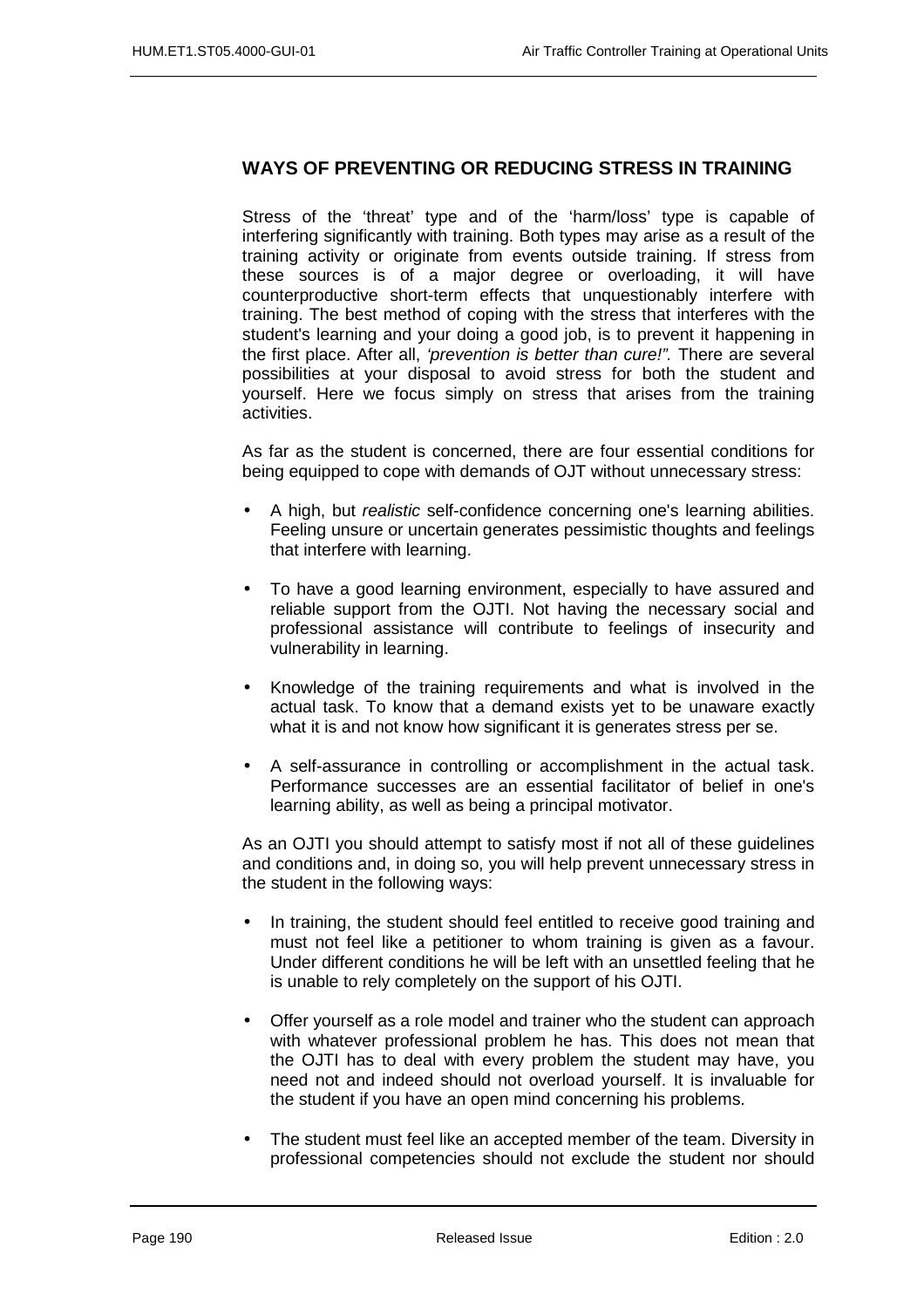## WAYS OF PREVENTING OR REDUCING STRESS IN TRAINING

Stress of the 'threat' type and of the 'harm/loss' type is capable of interfering significantly with training. Both types may arise as a result of the training activity or originate from events outside training. If stress from these sources is of a major degree or overloading, it will have counterproductive short-term effects that unquestionably interfere with training. The best method of coping with the stress that interferes with the student's learning and your doing a good job, is to prevent it happening in the first place. After all, *'prevention is better than cure!".* There are several possibilities at your disposal to avoid stress for both the student and yourself. Here we focus simply on stress that arises from the training activities.

As far as the student is concerned, there are four essential conditions for being equipped to cope with demands of OJT without unnecessary stress:

- A high, but *realistic* self-confidence concerning one's learning abilities. Feeling unsure or uncertain generates pessimistic thoughts and feelings that interfere with learning.
- To have a good learning environment, especially to have assured and reliable support from the OJTI. Not having the necessary social and professional assistance will contribute to feelings of insecurity and vulnerability in learning.
- Knowledge of the training requirements and what is involved in the actual task. To know that a demand exists yet to be unaware exactly what it is and not know how significant it is generates stress per se.
- A self-assurance in controlling or accomplishment in the actual task. Performance successes are an essential facilitator of belief in one's learning ability, as well as being a principal motivator.

As an OJTI you should attempt to satisfy most if not all of these guidelines and conditions and, in doing so, you will help prevent unnecessary stress in the student in the following ways:

- In training, the student should feel entitled to receive good training and must not feel like a petitioner to whom training is given as a favour. Under different conditions he will be left with an unsettled feeling that he is unable to rely completely on the support of his OJTI.
- Offer yourself as a role model and trainer who the student can approach with whatever professional problem he has. This does not mean that the OJTI has to deal with every problem the student may have, you need not and indeed should not overload yourself. It is invaluable for the student if you have an open mind concerning his problems.
- The student must feel like an accepted member of the team. Diversity in professional competencies should not exclude the student nor should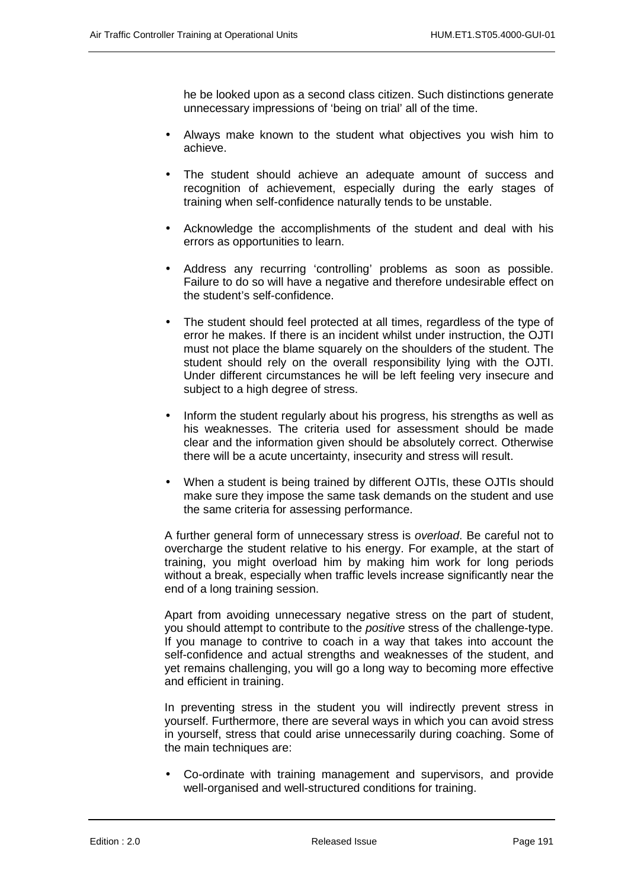he be looked upon as a second class citizen. Such distinctions generate unnecessary impressions of 'being on trial' all of the time.

- Always make known to the student what objectives you wish him to achieve.
- The student should achieve an adequate amount of success and recognition of achievement, especially during the early stages of training when self-confidence naturally tends to be unstable.
- Acknowledge the accomplishments of the student and deal with his errors as opportunities to learn.
- Address any recurring 'controlling' problems as soon as possible. Failure to do so will have a negative and therefore undesirable effect on the student's self-confidence.
- The student should feel protected at all times, regardless of the type of error he makes. If there is an incident whilst under instruction, the OJTI must not place the blame squarely on the shoulders of the student. The student should rely on the overall responsibility lying with the OJTI. Under different circumstances he will be left feeling very insecure and subject to a high degree of stress.
- Inform the student regularly about his progress, his strengths as well as his weaknesses. The criteria used for assessment should be made clear and the information given should be absolutely correct. Otherwise there will be a acute uncertainty, insecurity and stress will result.
- When a student is being trained by different OJTIs, these OJTIs should make sure they impose the same task demands on the student and use the same criteria for assessing performance.

A further general form of unnecessary stress is *overload*. Be careful not to overcharge the student relative to his energy. For example, at the start of training, you might overload him by making him work for long periods without a break, especially when traffic levels increase significantly near the end of a long training session.

Apart from avoiding unnecessary negative stress on the part of student, you should attempt to contribute to the *positive* stress of the challenge-type. If you manage to contrive to coach in a way that takes into account the self-confidence and actual strengths and weaknesses of the student, and yet remains challenging, you will go a long way to becoming more effective and efficient in training.

In preventing stress in the student you will indirectly prevent stress in yourself. Furthermore, there are several ways in which you can avoid stress in yourself, stress that could arise unnecessarily during coaching. Some of the main techniques are:

- Co-ordinate with training management and supervisors, and provide well-organised and well-structured conditions for training.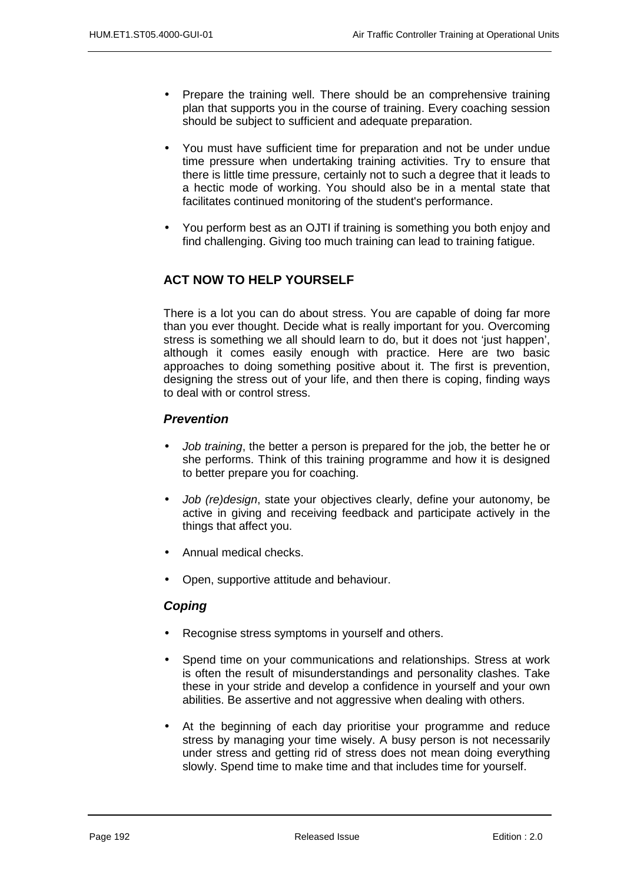- Prepare the training well. There should be an comprehensive training plan that supports you in the course of training. Every coaching session should be subject to sufficient and adequate preparation.

- You must have sufficient time for preparation and not be under undue time pressure when undertaking training activities. Try to ensure that there is little time pressure, certainly not to such a degree that it leads to a hectic mode of working. You should also be in a mental state that facilitates continued monitoring of the student's performance.

- You perform best as an OJTI if training is something you both enjoy and find challenging. Giving too much training can lead to training fatigue.

## ACT NOW TO HELP YOURSELF

There is a lot you can do about stress. You are capable of doing far more than you ever thought. Decide what is really important for you. Overcoming stress is something we all should learn to do, but it does not 'just happen', although it comes easily enough with practice. Here are two basic approaches to doing something positive about it. The first is prevention, designing the stress out of your life, and then there is coping, finding ways to deal with or control stress.

### *Prevention*

- *Job training*, the better a person is prepared for the job, the better he or she performs. Think of this training programme and how it is designed to better prepare you for coaching.

- *Job (re)design*, state your objectives clearly, define your autonomy, be active in giving and receiving feedback and participate actively in the things that affect you.

- Annual medical checks.

- Open, supportive attitude and behaviour.

### *Coping*

- Recognise stress symptoms in yourself and others.

- Spend time on your communications and relationships. Stress at work is often the result of misunderstandings and personality clashes. Take these in your stride and develop a confidence in yourself and your own abilities. Be assertive and not aggressive when dealing with others.

- At the beginning of each day prioritise your programme and reduce stress by managing your time wisely. A busy person is not necessarily under stress and getting rid of stress does not mean doing everything slowly. Spend time to make time and that includes time for yourself.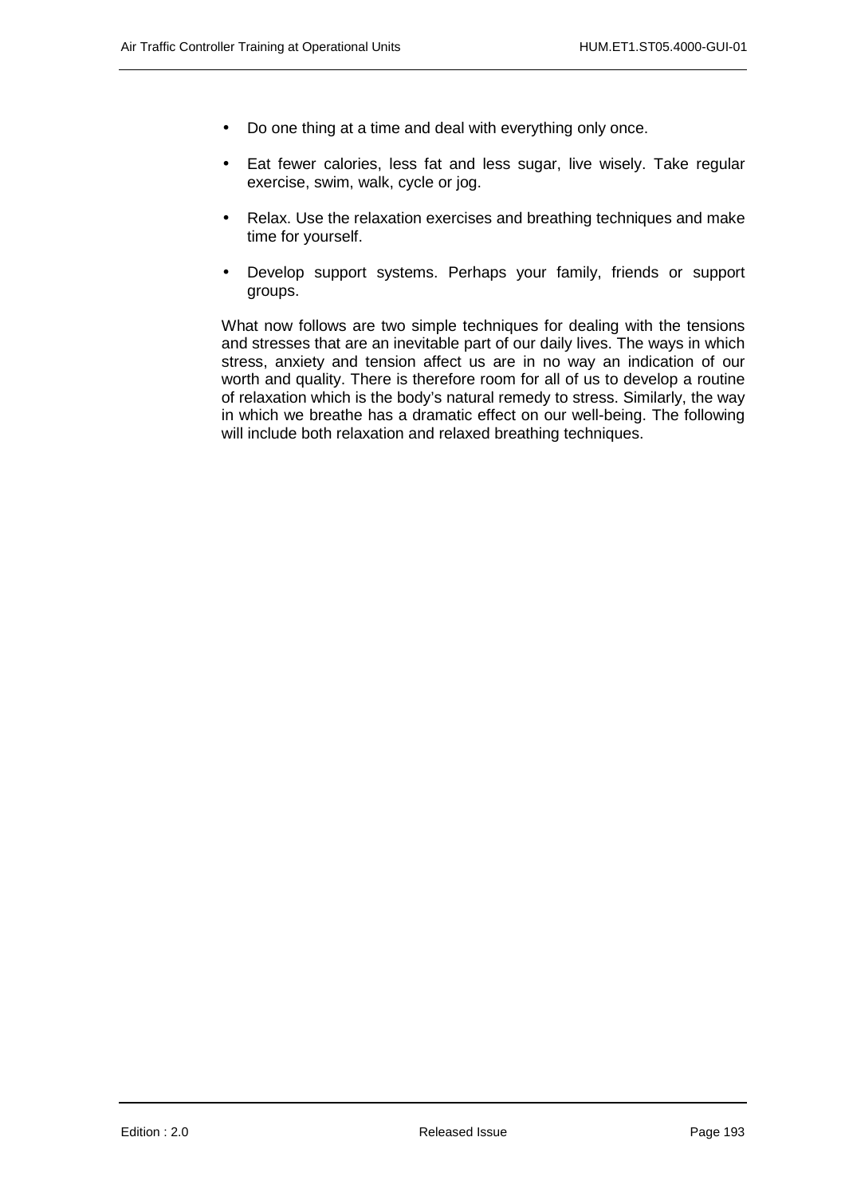- Do one thing at a time and deal with everything only once.
- Eat fewer calories, less fat and less sugar, live wisely. Take regular exercise, swim, walk, cycle or jog.
- Relax. Use the relaxation exercises and breathing techniques and make time for yourself.
- Develop support systems. Perhaps your family, friends or support groups.

What now follows are two simple techniques for dealing with the tensions and stresses that are an inevitable part of our daily lives. The ways in which stress, anxiety and tension affect us are in no way an indication of our worth and quality. There is therefore room for all of us to develop a routine of relaxation which is the body's natural remedy to stress. Similarly, the way in which we breathe has a dramatic effect on our well-being. The following will include both relaxation and relaxed breathing techniques.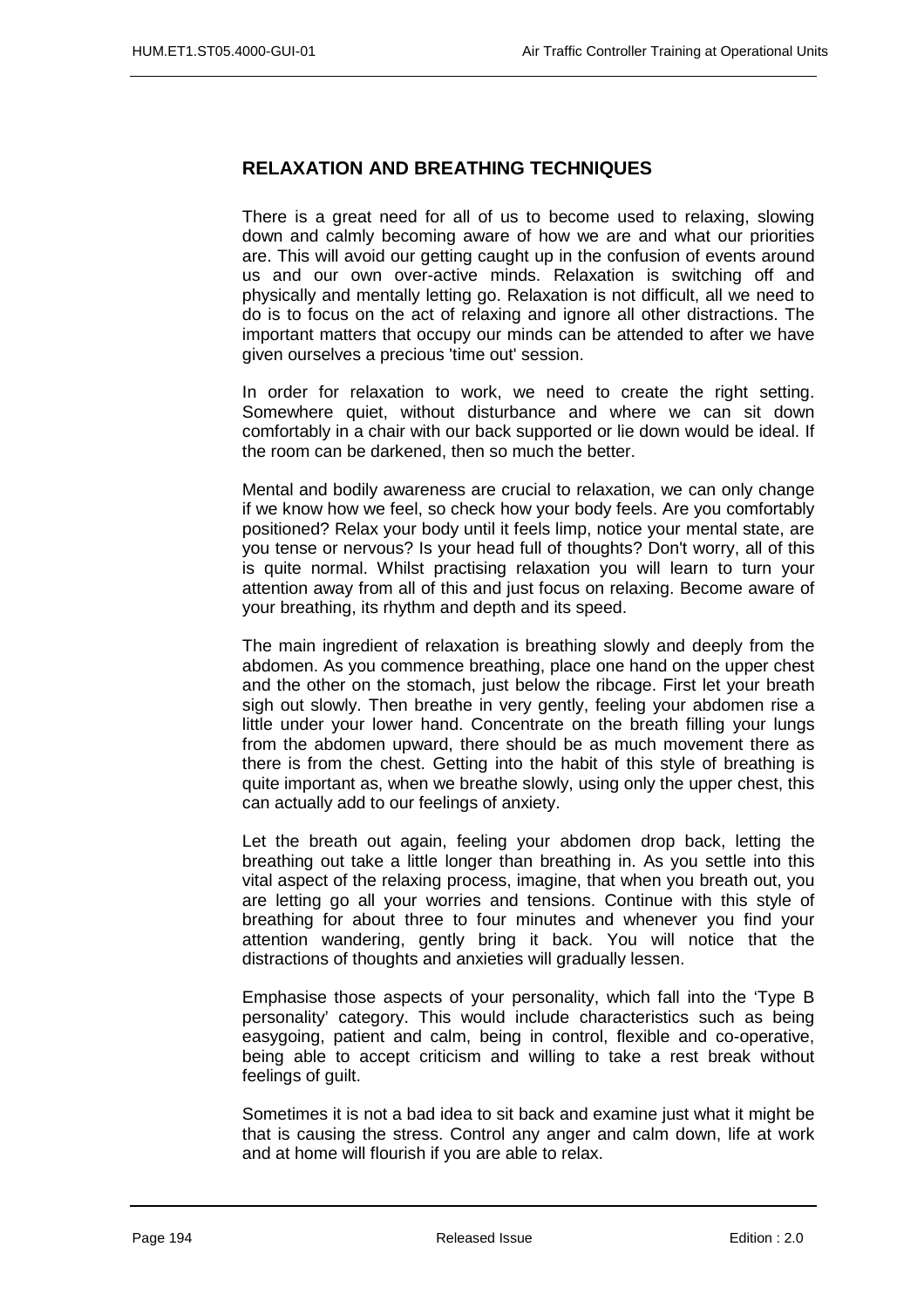## RELAXATION AND BREATHING TECHNIQUES

There is a great need for all of us to become used to relaxing, slowing down and calmly becoming aware of how we are and what our priorities are. This will avoid our getting caught up in the confusion of events around us and our own over-active minds. Relaxation is switching off and physically and mentally letting go. Relaxation is not difficult, all we need to do is to focus on the act of relaxing and ignore all other distractions. The important matters that occupy our minds can be attended to after we have given ourselves a precious 'time out' session.

In order for relaxation to work, we need to create the right setting. Somewhere quiet, without disturbance and where we can sit down comfortably in a chair with our back supported or lie down would be ideal. If the room can be darkened, then so much the better.

Mental and bodily awareness are crucial to relaxation, we can only change if we know how we feel, so check how your body feels. Are you comfortably positioned? Relax your body until it feels limp, notice your mental state, are you tense or nervous? Is your head full of thoughts? Don't worry, all of this is quite normal. Whilst practising relaxation you will learn to turn your attention away from all of this and just focus on relaxing. Become aware of your breathing, its rhythm and depth and its speed.

The main ingredient of relaxation is breathing slowly and deeply from the abdomen. As you commence breathing, place one hand on the upper chest and the other on the stomach, just below the ribcage. First let your breath sigh out slowly. Then breathe in very gently, feeling your abdomen rise a little under your lower hand. Concentrate on the breath filling your lungs from the abdomen upward, there should be as much movement there as there is from the chest. Getting into the habit of this style of breathing is quite important as, when we breathe slowly, using only the upper chest, this can actually add to our feelings of anxiety.

Let the breath out again, feeling your abdomen drop back, letting the breathing out take a little longer than breathing in. As you settle into this vital aspect of the relaxing process, imagine, that when you breath out, you are letting go all your worries and tensions. Continue with this style of breathing for about three to four minutes and whenever you find your attention wandering, gently bring it back. You will notice that the distractions of thoughts and anxieties will gradually lessen.

Emphasise those aspects of your personality, which fall into the 'Type B personality' category. This would include characteristics such as being easygoing, patient and calm, being in control, flexible and co-operative, being able to accept criticism and willing to take a rest break without feelings of guilt.

Sometimes it is not a bad idea to sit back and examine just what it might be that is causing the stress. Control any anger and calm down, life at work and at home will flourish if you are able to relax.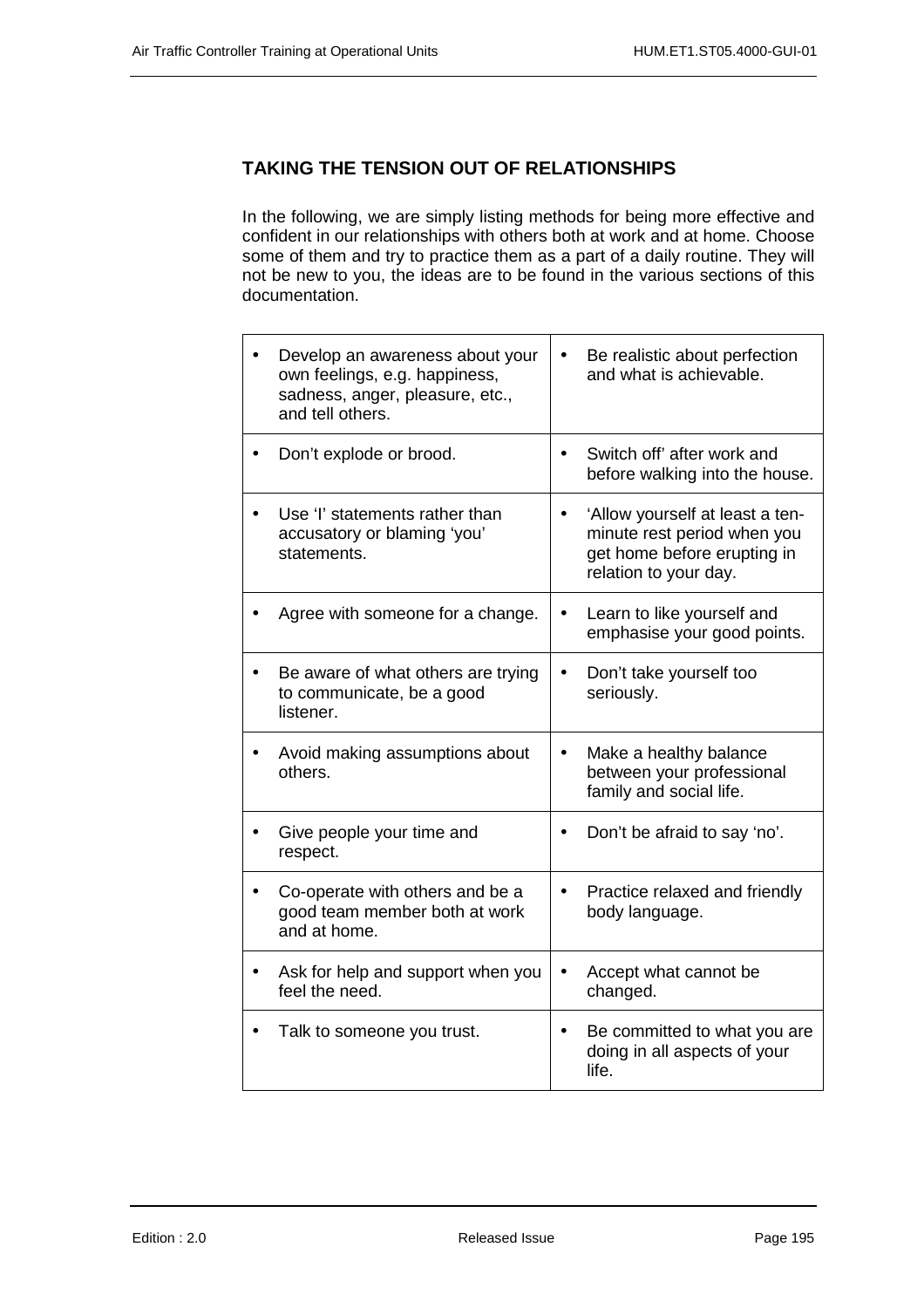## TAKING THE TENSION OUT OF RELATIONSHIPS

In the following, we are simply listing methods for being more effective and confident in our relationships with others both at work and at home. Choose some of them and try to practice them as a part of a daily routine. They will not be new to you, the ideas are to be found in the various sections of this documentation.

| | |
|---|---|
| • Develop an awareness about your own feelings, e.g. happiness, sadness, anger, pleasure, etc., and tell others. | • Be realistic about perfection and what is achievable. |
| • Don't explode or brood. | • Switch off' after work and before walking into the house. |
| • Use 'I' statements rather than accusatory or blaming 'you' statements. | • 'Allow yourself at least a ten-minute rest period when you get home before erupting in relation to your day. |
| • Agree with someone for a change. | • Learn to like yourself and emphasise your good points. |
| • Be aware of what others are trying to communicate, be a good listener. | • Don't take yourself too seriously. |
| • Avoid making assumptions about others. | • Make a healthy balance between your professional family and social life. |
| • Give people your time and respect. | • Don't be afraid to say 'no'. |
| • Co-operate with others and be a good team member both at work and at home. | • Practice relaxed and friendly body language. |
| • Ask for help and support when you feel the need. | • Accept what cannot be changed. |
| • Talk to someone you trust. | • Be committed to what you are doing in all aspects of your life. |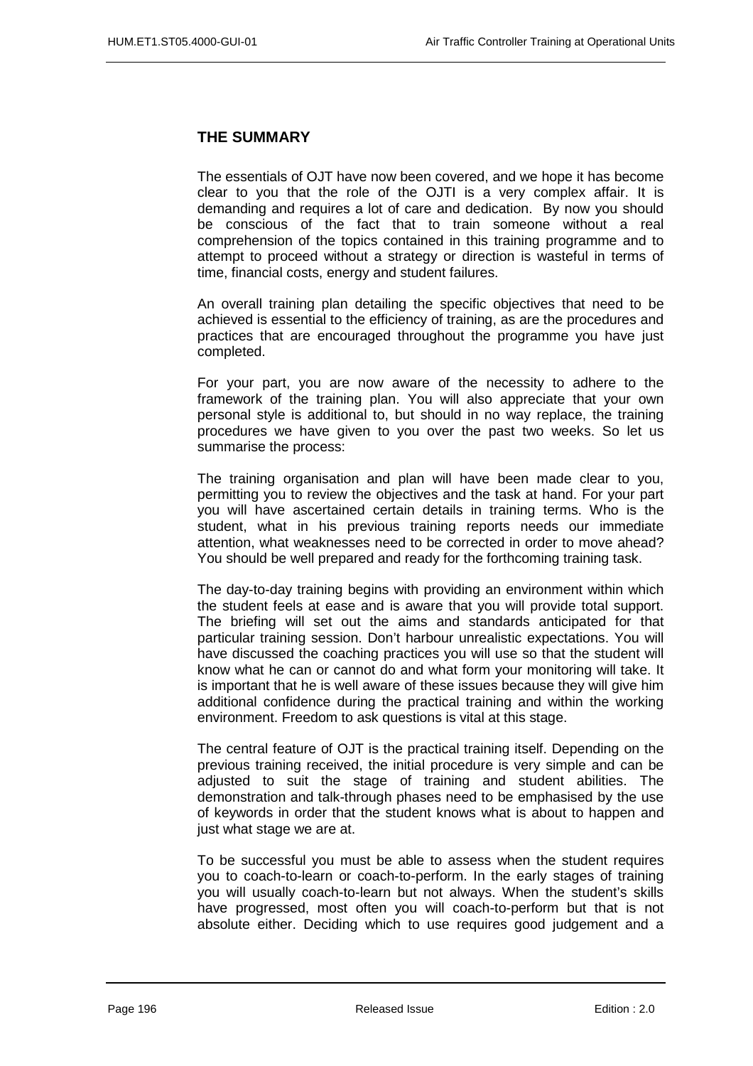## THE SUMMARY

The essentials of OJT have now been covered, and we hope it has become clear to you that the role of the OJTI is a very complex affair. It is demanding and requires a lot of care and dedication. By now you should be conscious of the fact that to train someone without a real comprehension of the topics contained in this training programme and to attempt to proceed without a strategy or direction is wasteful in terms of time, financial costs, energy and student failures.

An overall training plan detailing the specific objectives that need to be achieved is essential to the efficiency of training, as are the procedures and practices that are encouraged throughout the programme you have just completed.

For your part, you are now aware of the necessity to adhere to the framework of the training plan. You will also appreciate that your own personal style is additional to, but should in no way replace, the training procedures we have given to you over the past two weeks. So let us summarise the process:

The training organisation and plan will have been made clear to you, permitting you to review the objectives and the task at hand. For your part you will have ascertained certain details in training terms. Who is the student, what in his previous training reports needs our immediate attention, what weaknesses need to be corrected in order to move ahead? You should be well prepared and ready for the forthcoming training task.

The day-to-day training begins with providing an environment within which the student feels at ease and is aware that you will provide total support. The briefing will set out the aims and standards anticipated for that particular training session. Don't harbour unrealistic expectations. You will have discussed the coaching practices you will use so that the student will know what he can or cannot do and what form your monitoring will take. It is important that he is well aware of these issues because they will give him additional confidence during the practical training and within the working environment. Freedom to ask questions is vital at this stage.

The central feature of OJT is the practical training itself. Depending on the previous training received, the initial procedure is very simple and can be adjusted to suit the stage of training and student abilities. The demonstration and talk-through phases need to be emphasised by the use of keywords in order that the student knows what is about to happen and just what stage we are at.

To be successful you must be able to assess when the student requires you to coach-to-learn or coach-to-perform. In the early stages of training you will usually coach-to-learn but not always. When the student's skills have progressed, most often you will coach-to-perform but that is not absolute either. Deciding which to use requires good judgement and a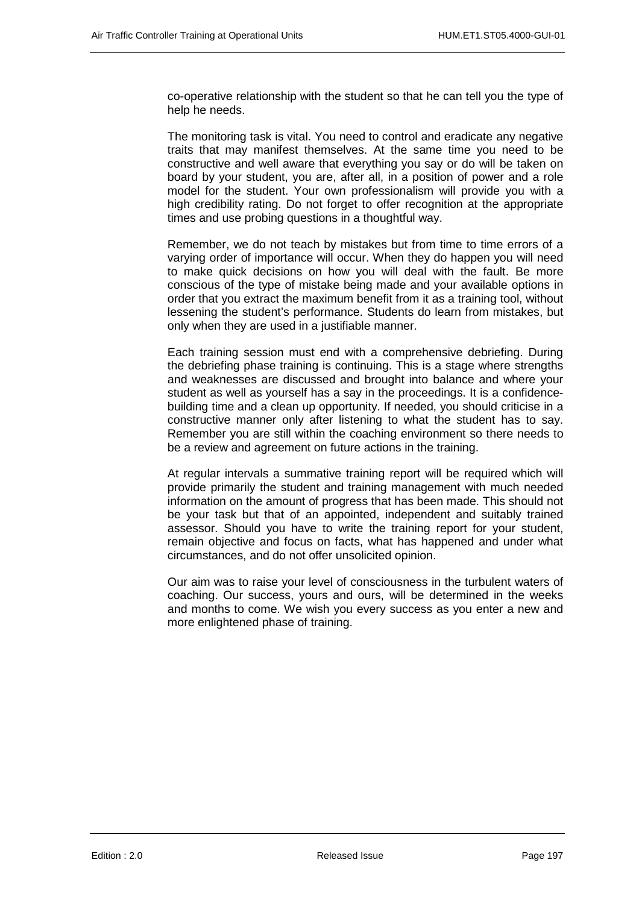co-operative relationship with the student so that he can tell you the type of help he needs.

The monitoring task is vital. You need to control and eradicate any negative traits that may manifest themselves. At the same time you need to be constructive and well aware that everything you say or do will be taken on board by your student, you are, after all, in a position of power and a role model for the student. Your own professionalism will provide you with a high credibility rating. Do not forget to offer recognition at the appropriate times and use probing questions in a thoughtful way.

Remember, we do not teach by mistakes but from time to time errors of a varying order of importance will occur. When they do happen you will need to make quick decisions on how you will deal with the fault. Be more conscious of the type of mistake being made and your available options in order that you extract the maximum benefit from it as a training tool, without lessening the student's performance. Students do learn from mistakes, but only when they are used in a justifiable manner.

Each training session must end with a comprehensive debriefing. During the debriefing phase training is continuing. This is a stage where strengths and weaknesses are discussed and brought into balance and where your student as well as yourself has a say in the proceedings. It is a confidence-building time and a clean up opportunity. If needed, you should criticise in a constructive manner only after listening to what the student has to say. Remember you are still within the coaching environment so there needs to be a review and agreement on future actions in the training.

At regular intervals a summative training report will be required which will provide primarily the student and training management with much needed information on the amount of progress that has been made. This should not be your task but that of an appointed, independent and suitably trained assessor. Should you have to write the training report for your student, remain objective and focus on facts, what has happened and under what circumstances, and do not offer unsolicited opinion.

Our aim was to raise your level of consciousness in the turbulent waters of coaching. Our success, yours and ours, will be determined in the weeks and months to come. We wish you every success as you enter a new and more enlightened phase of training.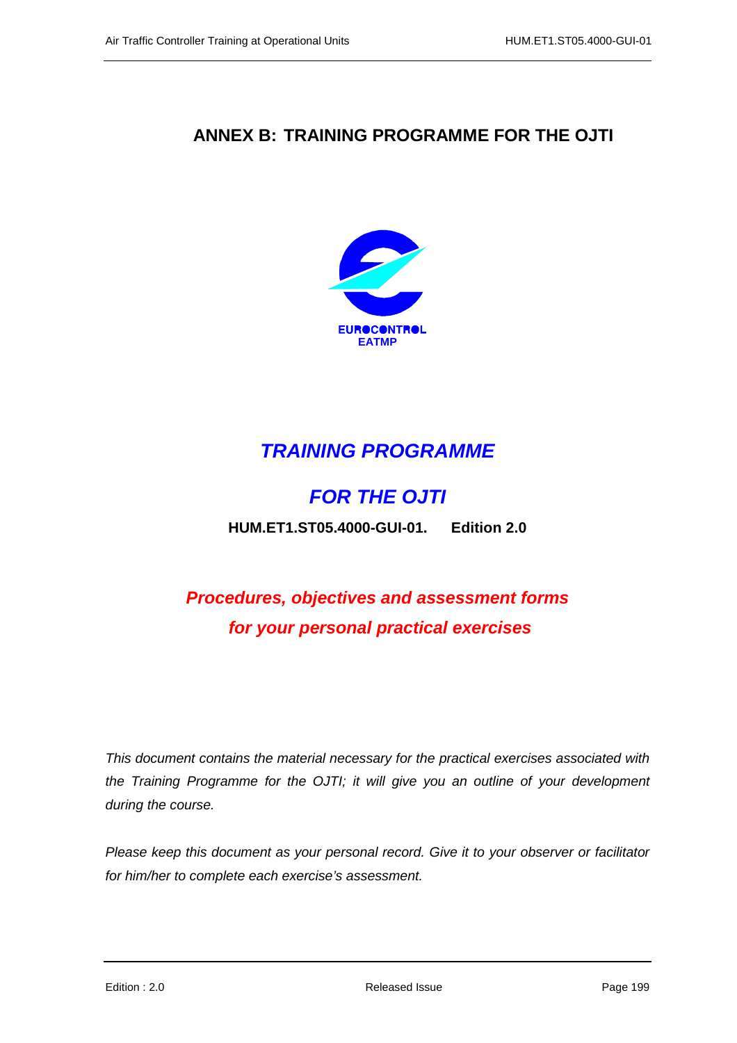# ANNEX B: TRAINING PROGRAMME FOR THE OJTI

EUROCONTROL
EATMP

## *TRAINING PROGRAMME*

## *FOR THE OJTI*

**HUM.ET1.ST05.4000-GUI-01. Edition 2.0**

***Procedures, objectives and assessment forms***
***for your personal practical exercises***

*This document contains the material necessary for the practical exercises associated with the Training Programme for the OJTI; it will give you an outline of your development during the course.*

*Please keep this document as your personal record. Give it to your observer or facilitator for him/her to complete each exercise's assessment.*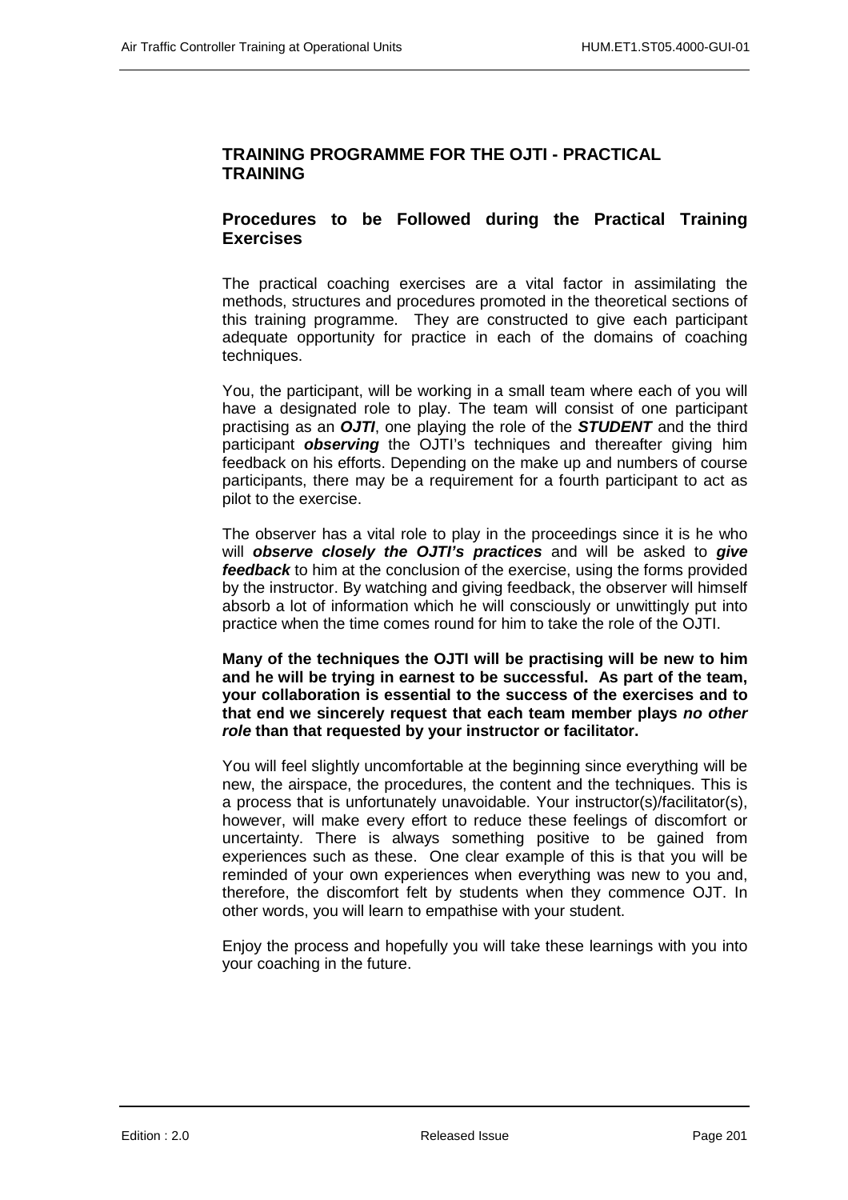## TRAINING PROGRAMME FOR THE OJTI - PRACTICAL TRAINING

### Procedures to be Followed during the Practical Training Exercises

The practical coaching exercises are a vital factor in assimilating the methods, structures and procedures promoted in the theoretical sections of this training programme. They are constructed to give each participant adequate opportunity for practice in each of the domains of coaching techniques.

You, the participant, will be working in a small team where each of you will have a designated role to play. The team will consist of one participant practising as an ***OJTI***, one playing the role of the ***STUDENT*** and the third participant ***observing*** the OJTI's techniques and thereafter giving him feedback on his efforts. Depending on the make up and numbers of course participants, there may be a requirement for a fourth participant to act as pilot to the exercise.

The observer has a vital role to play in the proceedings since it is he who will ***observe closely the OJTI's practices*** and will be asked to ***give feedback*** to him at the conclusion of the exercise, using the forms provided by the instructor. By watching and giving feedback, the observer will himself absorb a lot of information which he will consciously or unwittingly put into practice when the time comes round for him to take the role of the OJTI.

**Many of the techniques the OJTI will be practising will be new to him and he will be trying in earnest to be successful. As part of the team, your collaboration is essential to the success of the exercises and to that end we sincerely request that each team member plays *no other role* than that requested by your instructor or facilitator.**

You will feel slightly uncomfortable at the beginning since everything will be new, the airspace, the procedures, the content and the techniques. This is a process that is unfortunately unavoidable. Your instructor(s)/facilitator(s), however, will make every effort to reduce these feelings of discomfort or uncertainty. There is always something positive to be gained from experiences such as these. One clear example of this is that you will be reminded of your own experiences when everything was new to you and, therefore, the discomfort felt by students when they commence OJT. In other words, you will learn to empathise with your student.

Enjoy the process and hopefully you will take these learnings with you into your coaching in the future.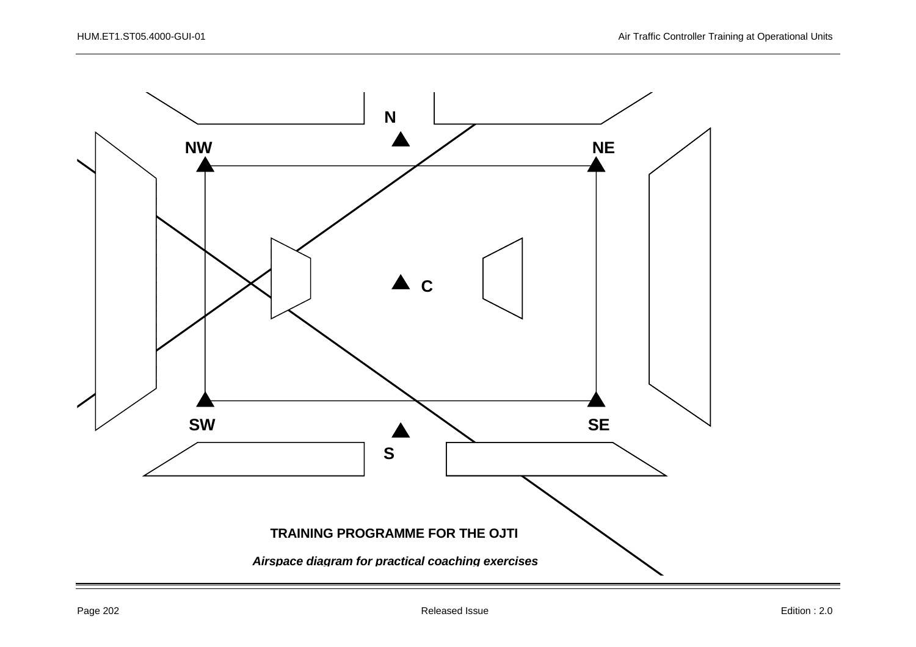N

NW

NE

C

SW

SE

S

**TRAINING PROGRAMME FOR THE OJTI**

***Airspace diagram for practical coaching exercises***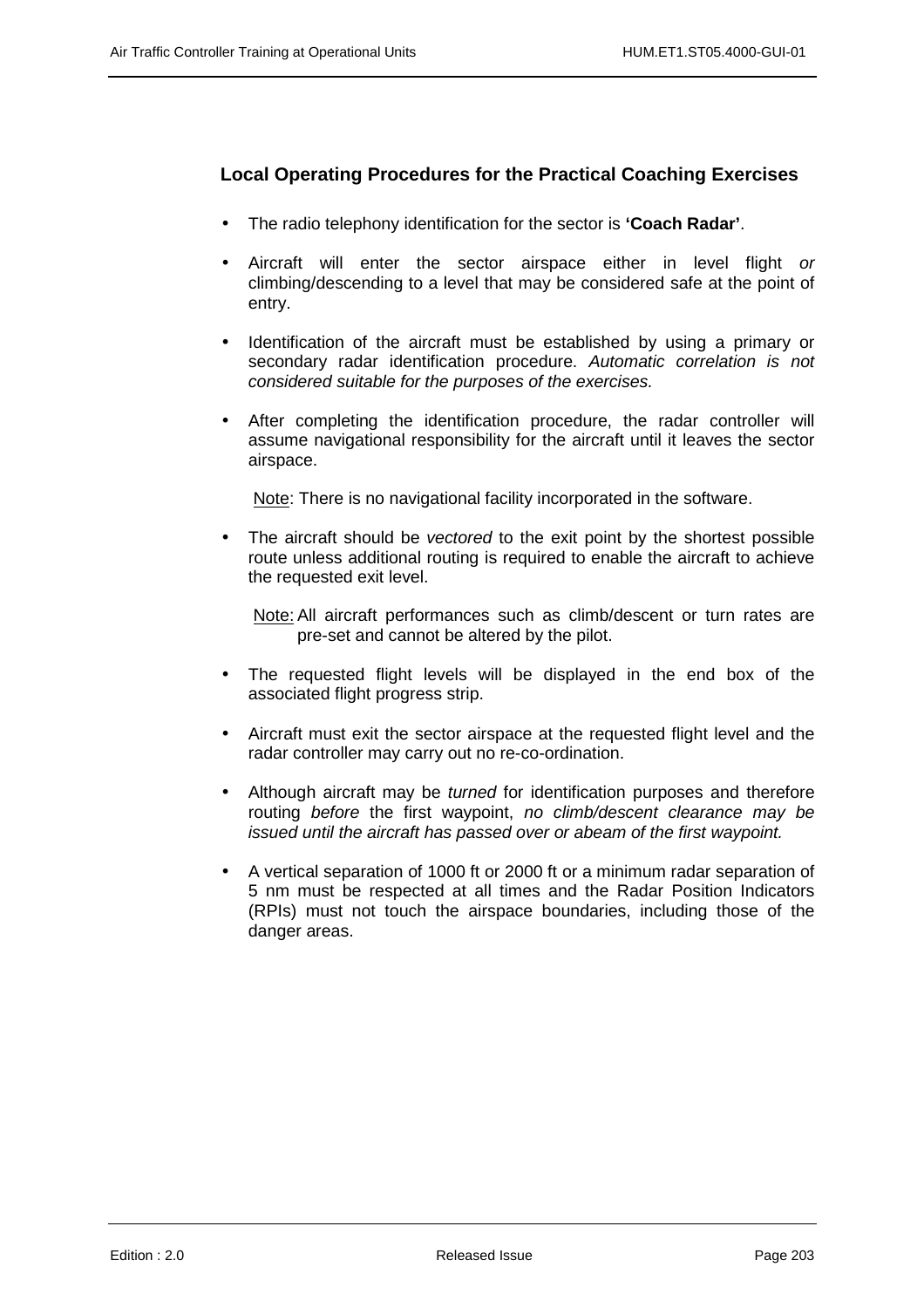### Local Operating Procedures for the Practical Coaching Exercises

- The radio telephony identification for the sector is **'Coach Radar'**.
- Aircraft will enter the sector airspace either in level flight *or* climbing/descending to a level that may be considered safe at the point of entry.
- Identification of the aircraft must be established by using a primary or secondary radar identification procedure. *Automatic correlation is not considered suitable for the purposes of the exercises.*
- After completing the identification procedure, the radar controller will assume navigational responsibility for the aircraft until it leaves the sector airspace.

  Note: There is no navigational facility incorporated in the software.

- The aircraft should be *vectored* to the exit point by the shortest possible route unless additional routing is required to enable the aircraft to achieve the requested exit level.

  Note: All aircraft performances such as climb/descent or turn rates are pre-set and cannot be altered by the pilot.

- The requested flight levels will be displayed in the end box of the associated flight progress strip.
- Aircraft must exit the sector airspace at the requested flight level and the radar controller may carry out no re-co-ordination.
- Although aircraft may be *turned* for identification purposes and therefore routing *before* the first waypoint, *no climb/descent clearance may be issued until the aircraft has passed over or abeam of the first waypoint.*
- A vertical separation of 1000 ft or 2000 ft or a minimum radar separation of 5 nm must be respected at all times and the Radar Position Indicators (RPIs) must not touch the airspace boundaries, including those of the danger areas.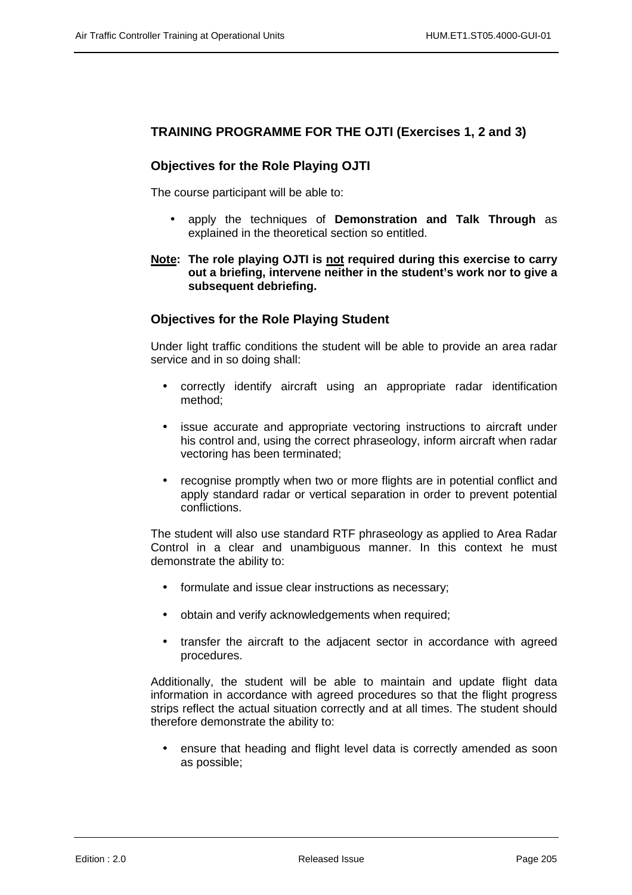## TRAINING PROGRAMME FOR THE OJTI (Exercises 1, 2 and 3)

### Objectives for the Role Playing OJTI

The course participant will be able to:

- apply the techniques of **Demonstration and Talk Through** as explained in the theoretical section so entitled.

**Note: The role playing OJTI is <u>not</u> required during this exercise to carry out a briefing, intervene neither in the student's work nor to give a subsequent debriefing.**

### Objectives for the Role Playing Student

Under light traffic conditions the student will be able to provide an area radar service and in so doing shall:

- correctly identify aircraft using an appropriate radar identification method;
- issue accurate and appropriate vectoring instructions to aircraft under his control and, using the correct phraseology, inform aircraft when radar vectoring has been terminated;
- recognise promptly when two or more flights are in potential conflict and apply standard radar or vertical separation in order to prevent potential conflictions.

The student will also use standard RTF phraseology as applied to Area Radar Control in a clear and unambiguous manner. In this context he must demonstrate the ability to:

- formulate and issue clear instructions as necessary;
- obtain and verify acknowledgements when required;
- transfer the aircraft to the adjacent sector in accordance with agreed procedures.

Additionally, the student will be able to maintain and update flight data information in accordance with agreed procedures so that the flight progress strips reflect the actual situation correctly and at all times. The student should therefore demonstrate the ability to:

- ensure that heading and flight level data is correctly amended as soon as possible;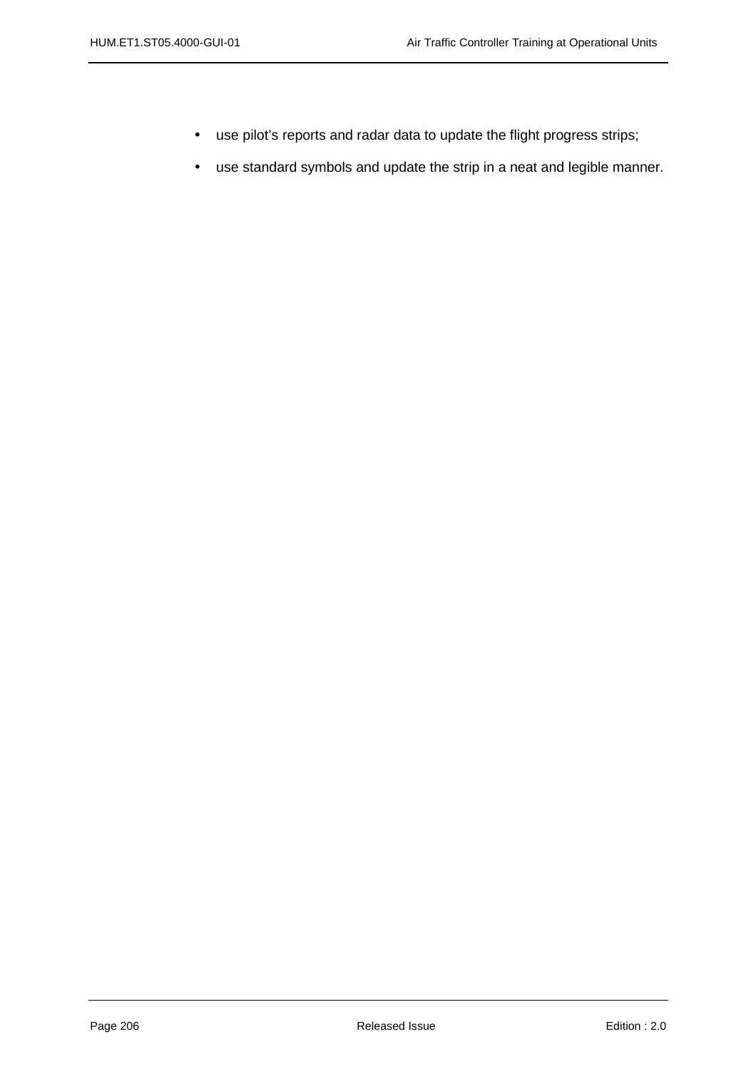- use pilot's reports and radar data to update the flight progress strips;
- use standard symbols and update the strip in a neat and legible manner.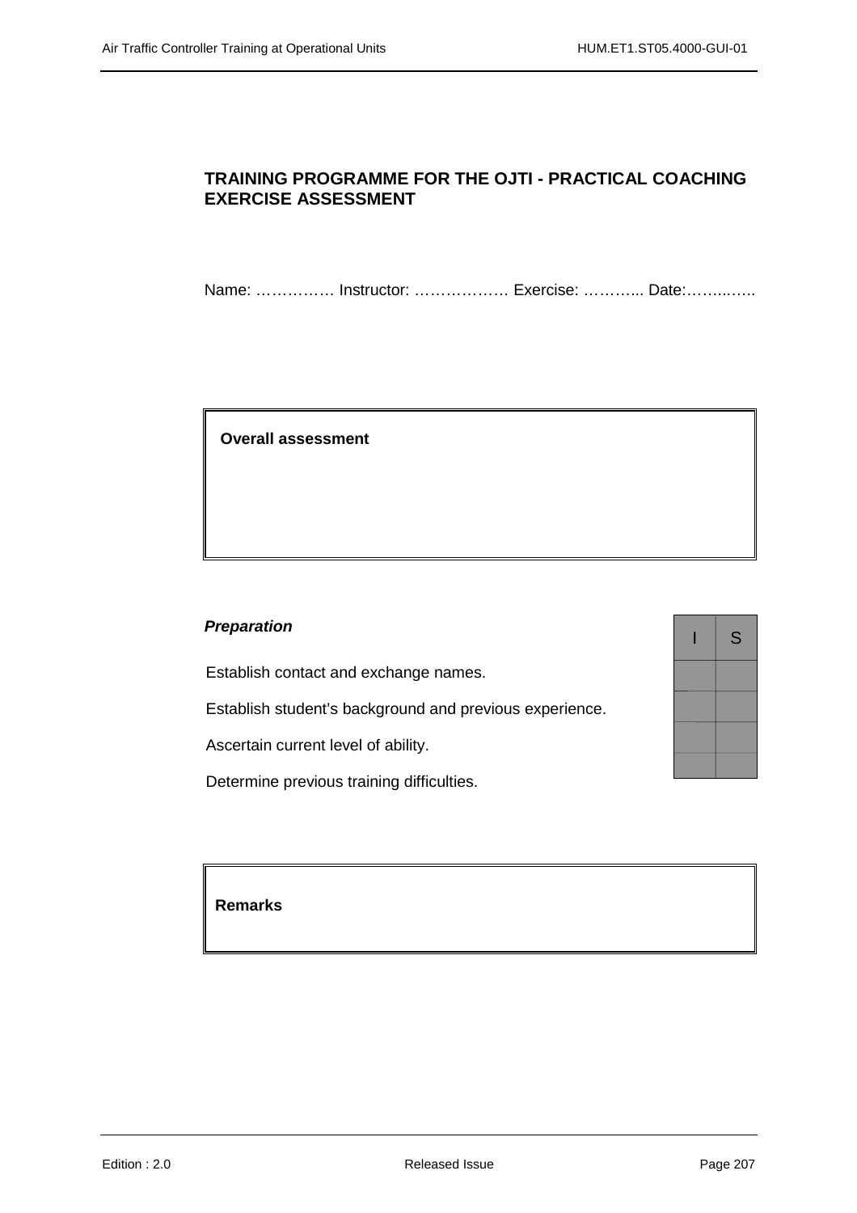## TRAINING PROGRAMME FOR THE OJTI - PRACTICAL COACHING EXERCISE ASSESSMENT

Name: …………… Instructor: ……………… Exercise: ………... Date:……..…..

| **Overall assessment** |
| --- |
| |

***Preparation***

| | I | S |
| --- | --- | --- |
| Establish contact and exchange names. | | |
| Establish student's background and previous experience. | | |
| Ascertain current level of ability. | | |
| Determine previous training difficulties. | | |

| **Remarks** |
| --- |
| |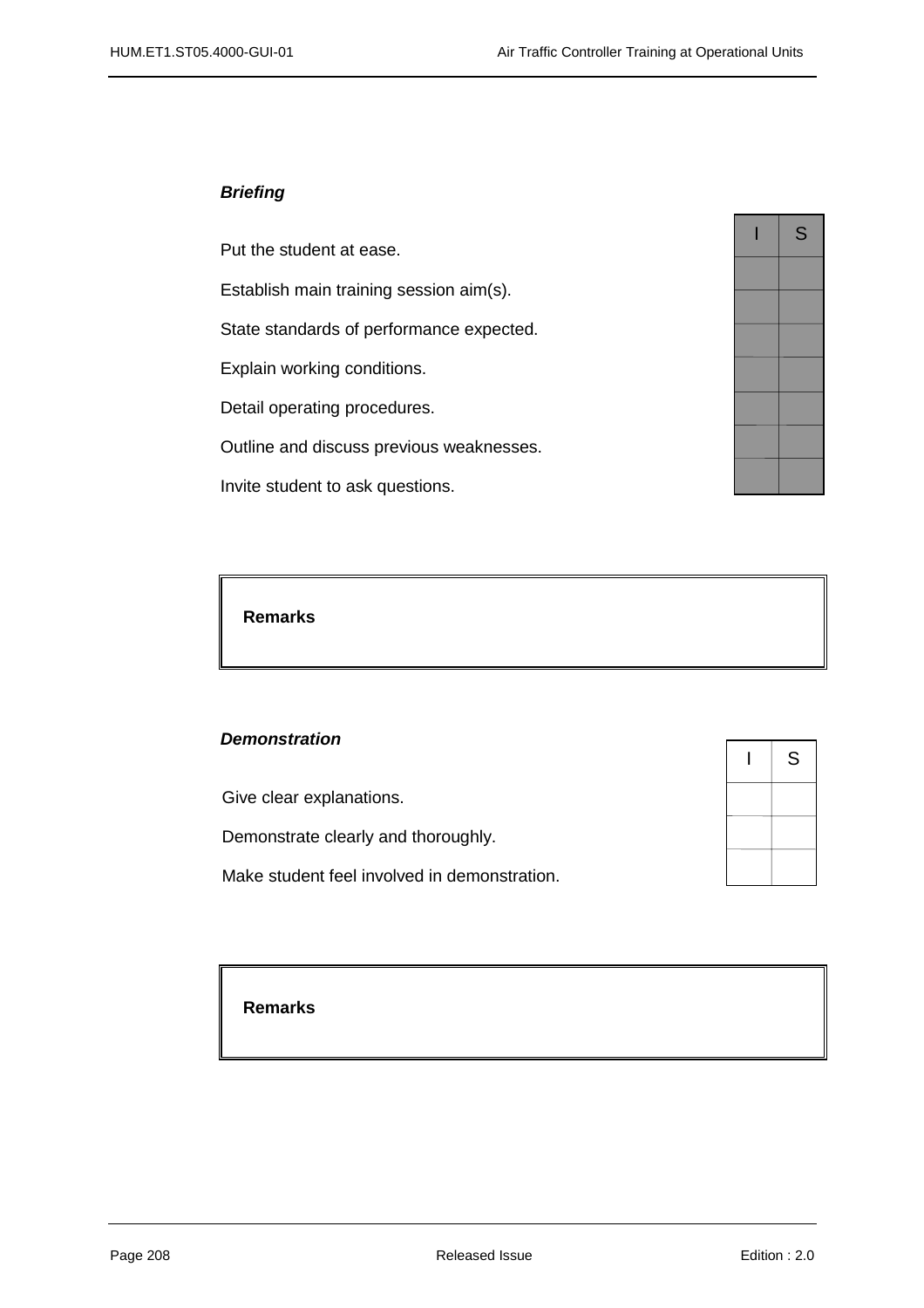***Briefing***

| | I | S |
|---|---|---|
| Put the student at ease. | | |
| Establish main training session aim(s). | | |
| State standards of performance expected. | | |
| Explain working conditions. | | |
| Detail operating procedures. | | |
| Outline and discuss previous weaknesses. | | |
| Invite student to ask questions. | | |

| **Remarks** |
|---|
| |

***Demonstration***

| | I | S |
|---|---|---|
| Give clear explanations. | | |
| Demonstrate clearly and thoroughly. | | |
| Make student feel involved in demonstration. | | |

| **Remarks** |
|---|
| |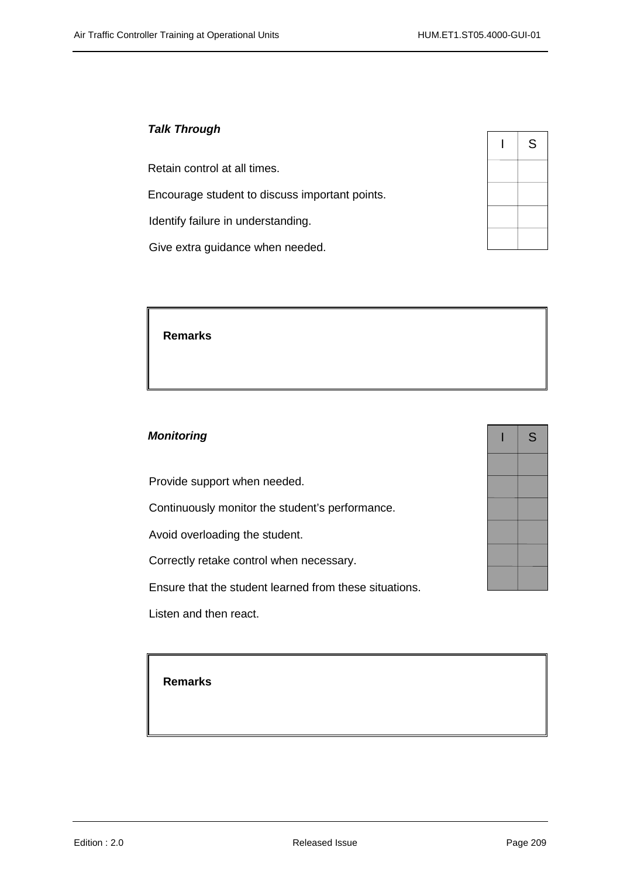***Talk Through***

| | I | S |
|---|---|---|
| Retain control at all times. | | |
| Encourage student to discuss important points. | | |
| Identify failure in understanding. | | |
| Give extra guidance when needed. | | |

**Remarks**

***Monitoring***

| | I | S |
|---|---|---|
| Provide support when needed. | | |
| Continuously monitor the student's performance. | | |
| Avoid overloading the student. | | |
| Correctly retake control when necessary. | | |
| Ensure that the student learned from these situations. | | |
| Listen and then react. | | |

**Remarks**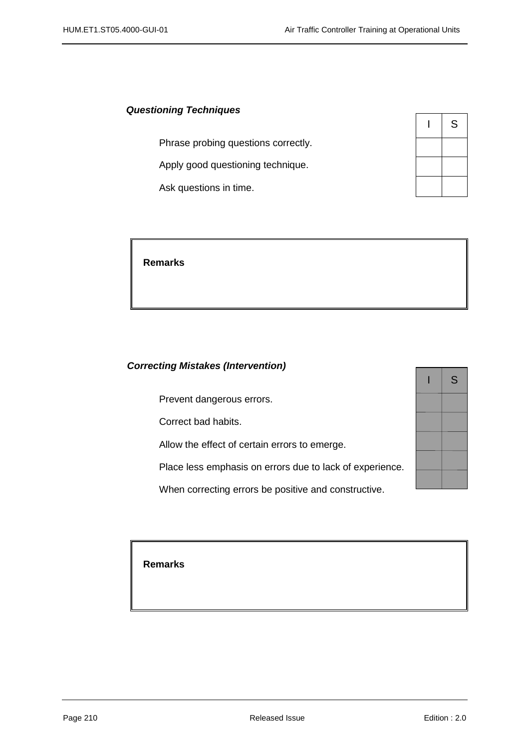***Questioning Techniques***

| | I | S |
|---|---|---|
| Phrase probing questions correctly. | | |
| Apply good questioning technique. | | |
| Ask questions in time. | | |

| **Remarks** |
|---|
| |

***Correcting Mistakes (Intervention)***

| | I | S |
|---|---|---|
| Prevent dangerous errors. | | |
| Correct bad habits. | | |
| Allow the effect of certain errors to emerge. | | |
| Place less emphasis on errors due to lack of experience. | | |
| When correcting errors be positive and constructive. | | |

| **Remarks** |
|---|
| |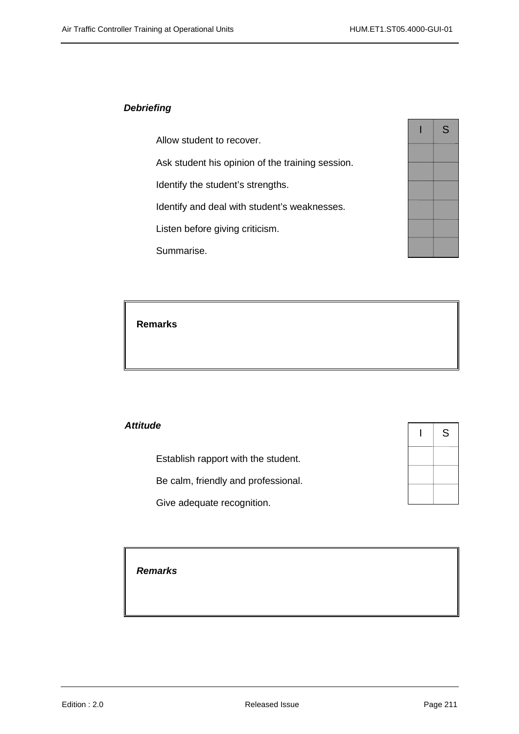***Debriefing***

| | I | S |
|---|---|---|
| Allow student to recover. | | |
| Ask student his opinion of the training session. | | |
| Identify the student’s strengths. | | |
| Identify and deal with student’s weaknesses. | | |
| Listen before giving criticism. | | |
| Summarise. | | |

| **Remarks** |
|---|
| |

***Attitude***

| | I | S |
|---|---|---|
| Establish rapport with the student. | | |
| Be calm, friendly and professional. | | |
| Give adequate recognition. | | |

| ***Remarks*** |
|---|
| |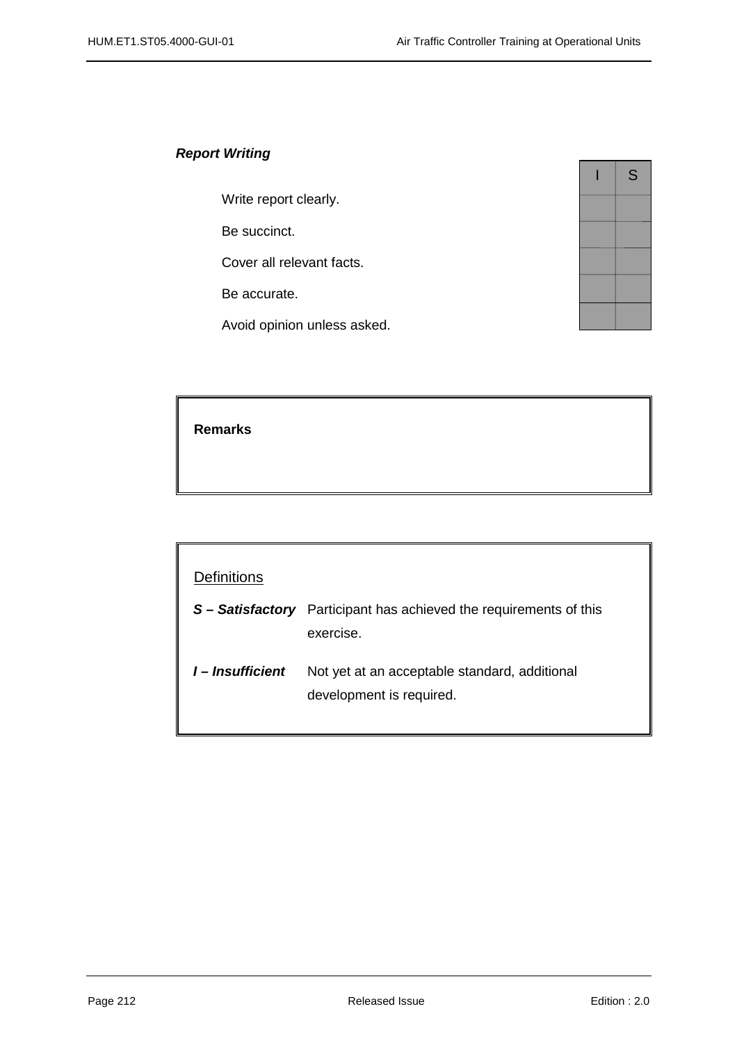***Report Writing***

| | I | S |
|---|---|---|
| Write report clearly. | | |
| Be succinct. | | |
| Cover all relevant facts. | | |
| Be accurate. | | |
| Avoid opinion unless asked. | | |

**Remarks**

<u>Definitions</u>

| | |
|---|---|
| ***S – Satisfactory*** | Participant has achieved the requirements of this exercise. |
| ***I – Insufficient*** | Not yet at an acceptable standard, additional development is required. |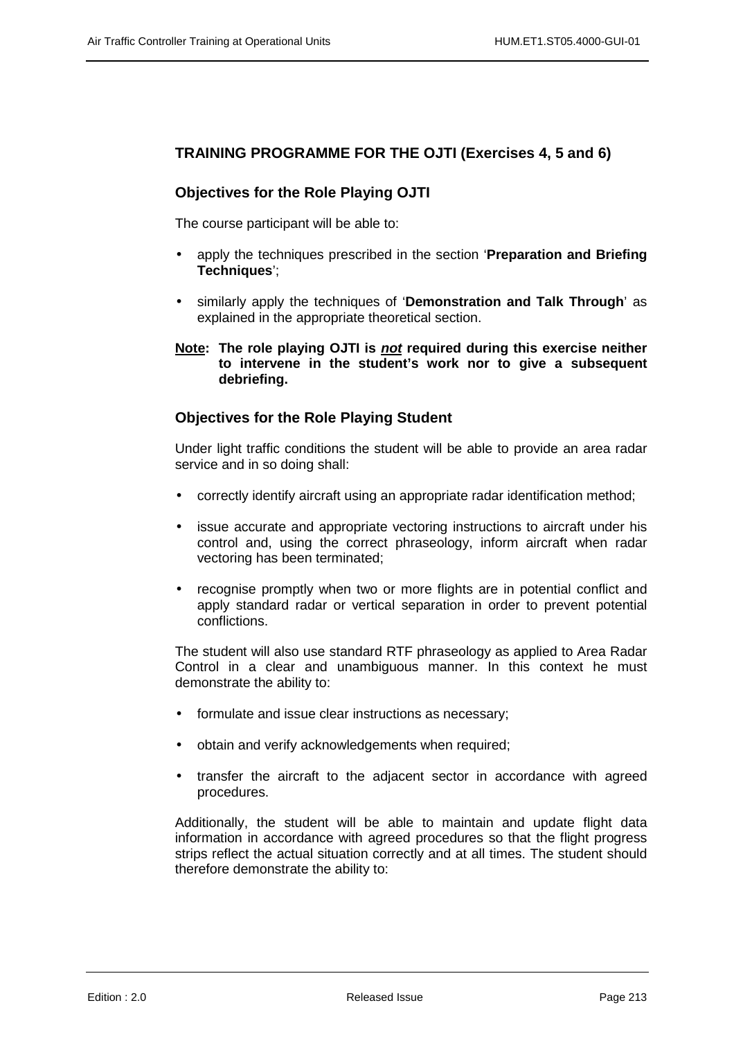## TRAINING PROGRAMME FOR THE OJTI (Exercises 4, 5 and 6)

### Objectives for the Role Playing OJTI

The course participant will be able to:

- apply the techniques prescribed in the section '**Preparation and Briefing Techniques**';
- similarly apply the techniques of '**Demonstration and Talk Through**' as explained in the appropriate theoretical section.

**Note: The role playing OJTI is *not* required during this exercise neither to intervene in the student's work nor to give a subsequent debriefing.**

### Objectives for the Role Playing Student

Under light traffic conditions the student will be able to provide an area radar service and in so doing shall:

- correctly identify aircraft using an appropriate radar identification method;
- issue accurate and appropriate vectoring instructions to aircraft under his control and, using the correct phraseology, inform aircraft when radar vectoring has been terminated;
- recognise promptly when two or more flights are in potential conflict and apply standard radar or vertical separation in order to prevent potential conflictions.

The student will also use standard RTF phraseology as applied to Area Radar Control in a clear and unambiguous manner. In this context he must demonstrate the ability to:

- formulate and issue clear instructions as necessary;
- obtain and verify acknowledgements when required;
- transfer the aircraft to the adjacent sector in accordance with agreed procedures.

Additionally, the student will be able to maintain and update flight data information in accordance with agreed procedures so that the flight progress strips reflect the actual situation correctly and at all times. The student should therefore demonstrate the ability to: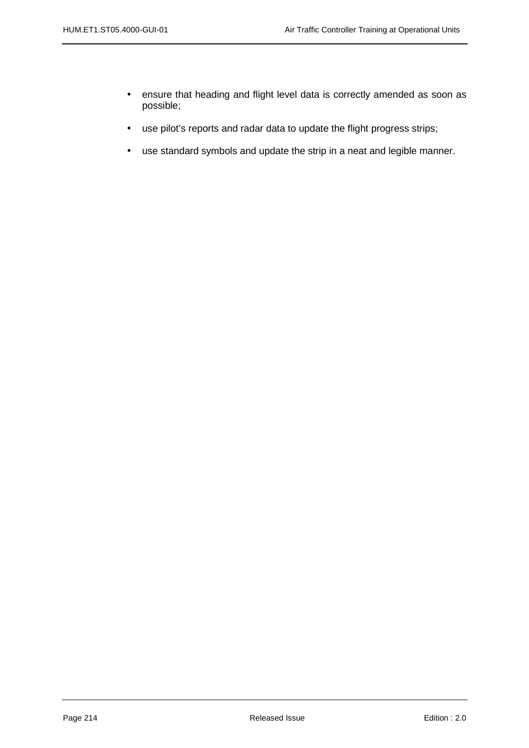- ensure that heading and flight level data is correctly amended as soon as possible;
- use pilot's reports and radar data to update the flight progress strips;
- use standard symbols and update the strip in a neat and legible manner.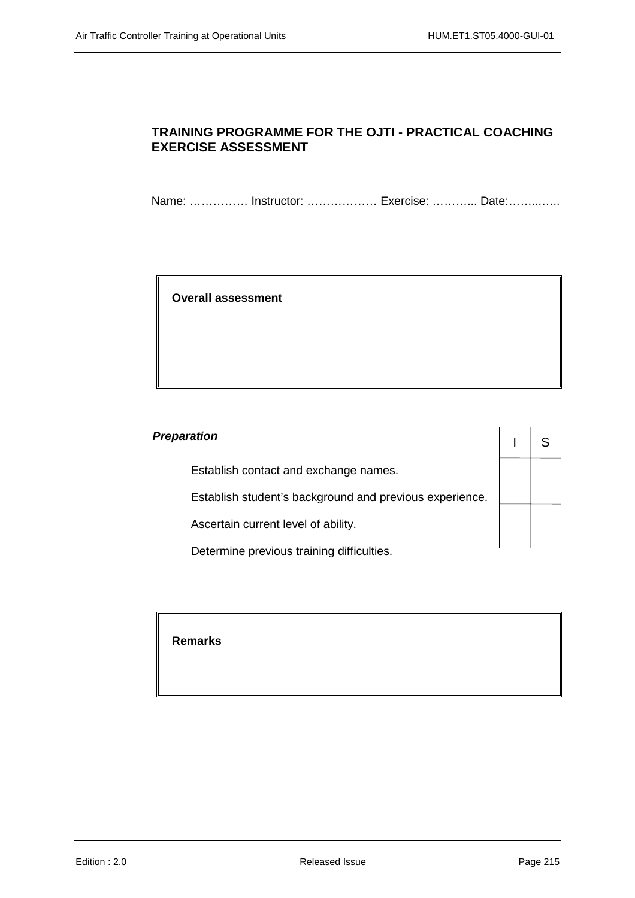## TRAINING PROGRAMME FOR THE OJTI - PRACTICAL COACHING EXERCISE ASSESSMENT

Name: …………… Instructor: ……………… Exercise: ………... Date:……..…..

**Overall assessment**

***Preparation***

| | I | S |
|---|---|---|
| Establish contact and exchange names. | | |
| Establish student's background and previous experience. | | |
| Ascertain current level of ability. | | |
| Determine previous training difficulties. | | |

**Remarks**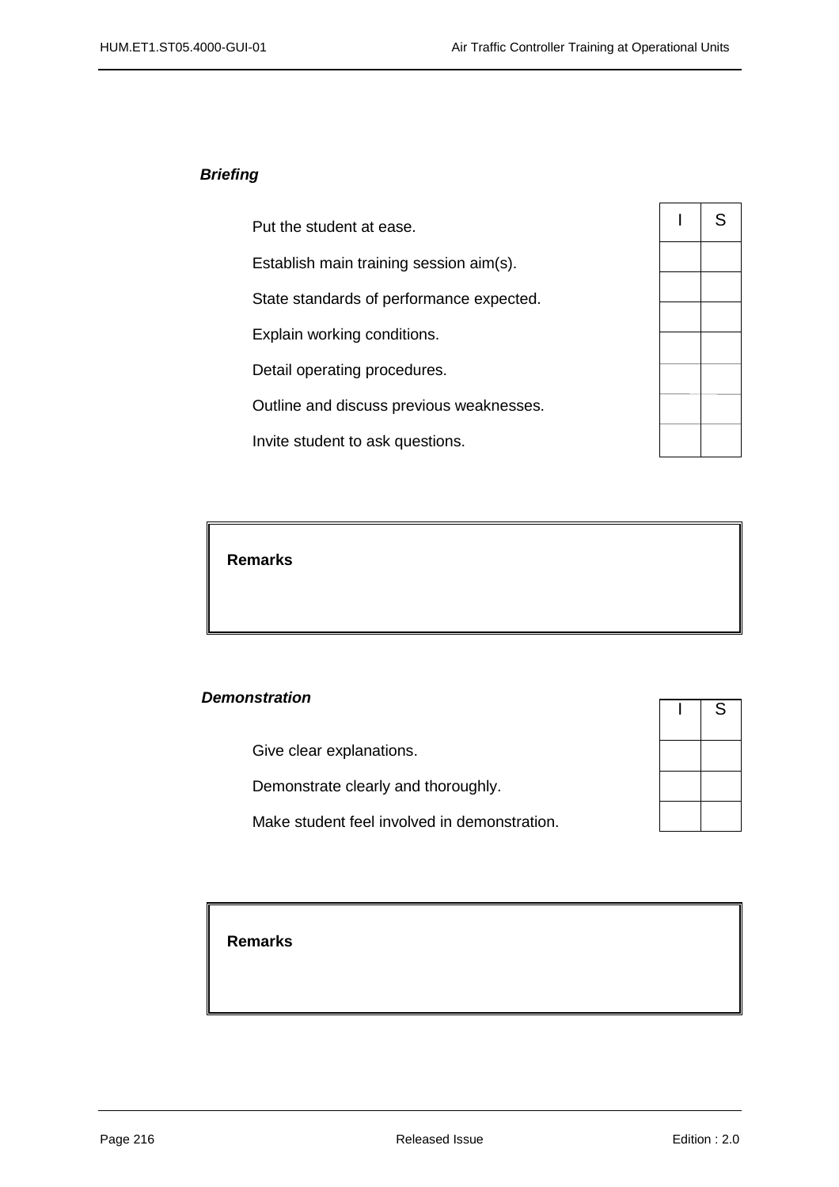***Briefing***

| | I | S |
|---|---|---|
| Put the student at ease. | | |
| Establish main training session aim(s). | | |
| State standards of performance expected. | | |
| Explain working conditions. | | |
| Detail operating procedures. | | |
| Outline and discuss previous weaknesses. | | |
| Invite student to ask questions. | | |

**Remarks**

***Demonstration***

| | I | S |
|---|---|---|
| Give clear explanations. | | |
| Demonstrate clearly and thoroughly. | | |
| Make student feel involved in demonstration. | | |

**Remarks**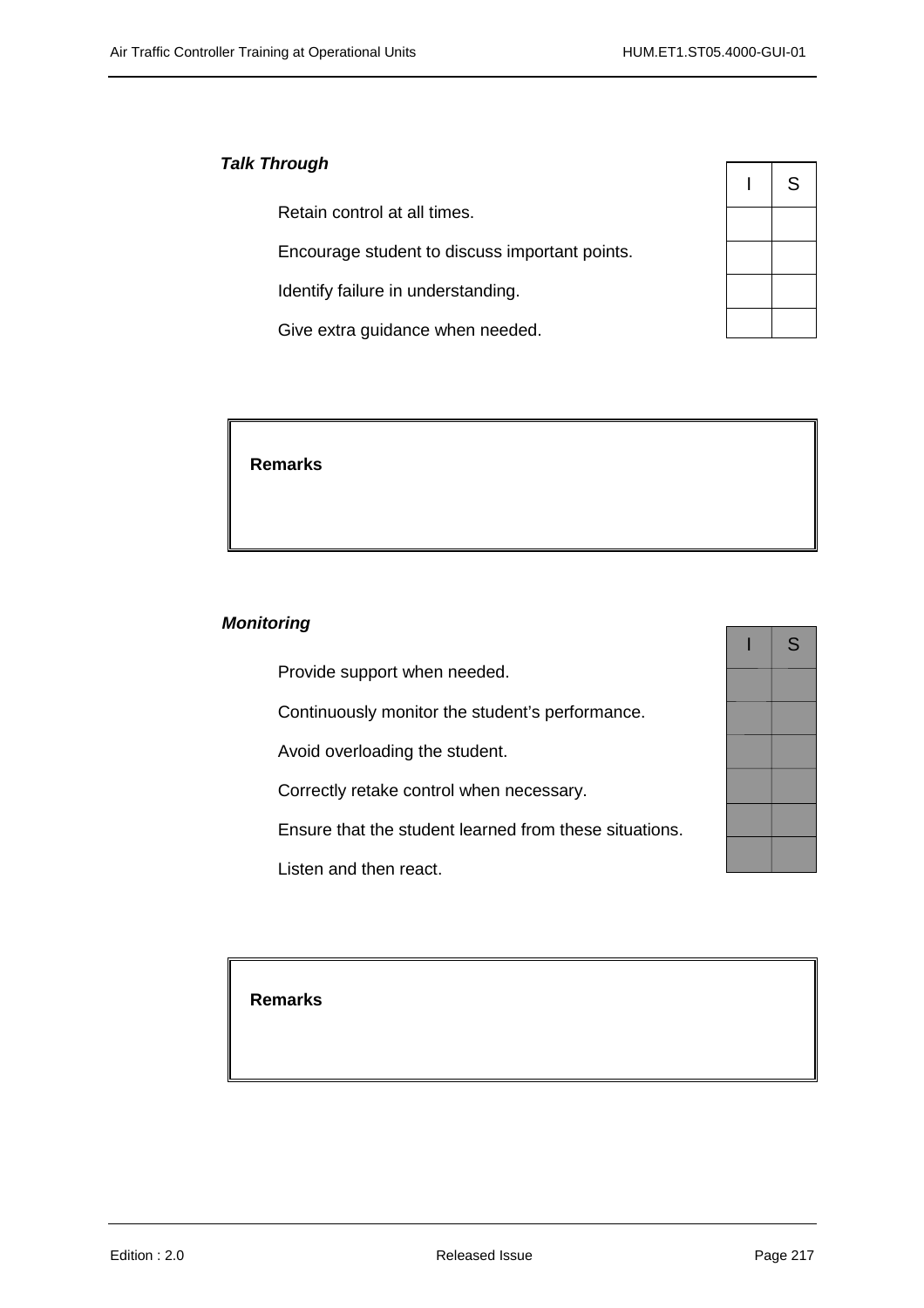***Talk Through***

| | I | S |
|---|---|---|
| Retain control at all times. | | |
| Encourage student to discuss important points. | | |
| Identify failure in understanding. | | |
| Give extra guidance when needed. | | |

**Remarks**

***Monitoring***

| | I | S |
|---|---|---|
| Provide support when needed. | | |
| Continuously monitor the student’s performance. | | |
| Avoid overloading the student. | | |
| Correctly retake control when necessary. | | |
| Ensure that the student learned from these situations. | | |
| Listen and then react. | | |

**Remarks**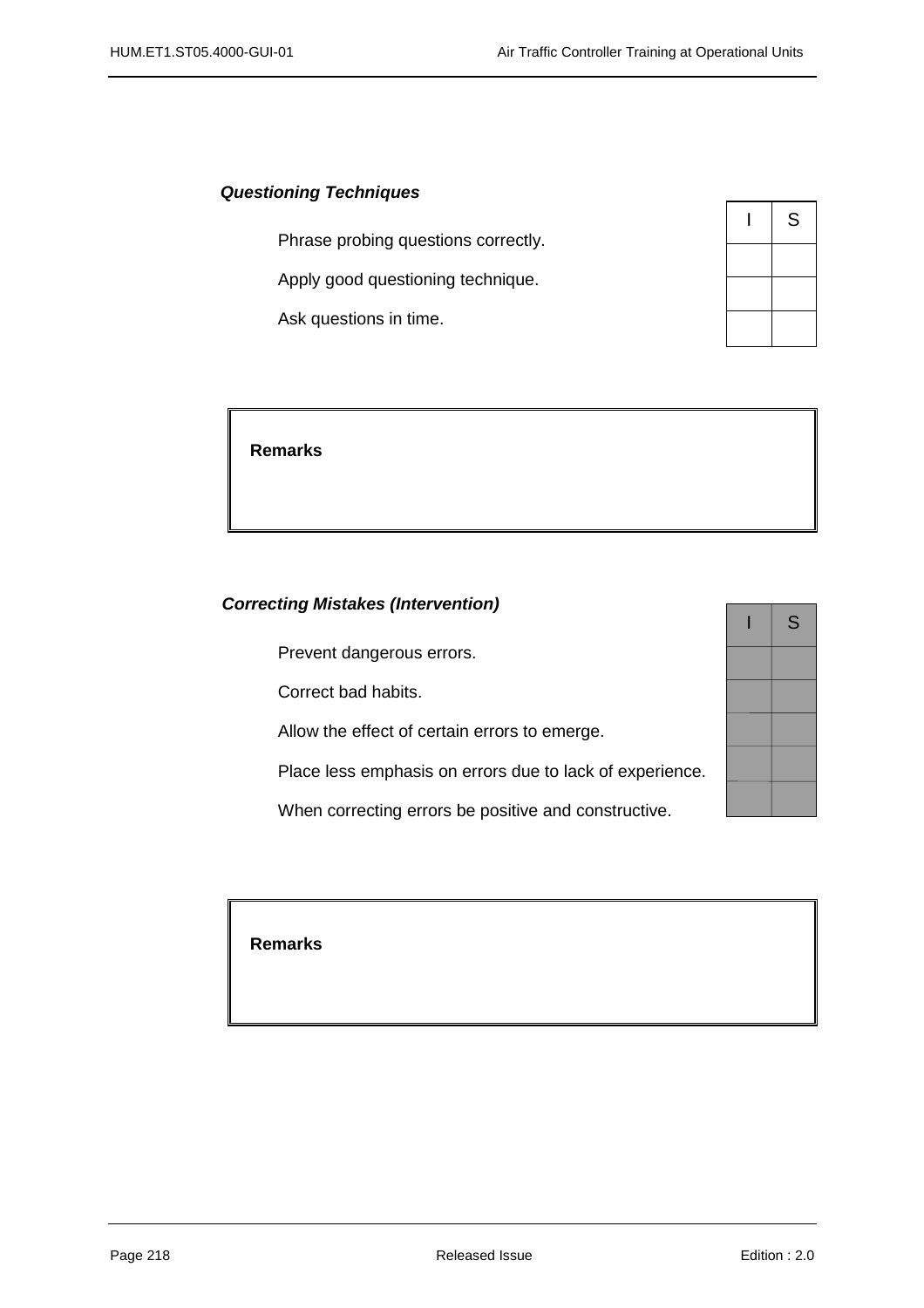### *Questioning Techniques*

| | I | S |
|---|---|---|
| Phrase probing questions correctly. | | |
| Apply good questioning technique. | | |
| Ask questions in time. | | |

| **Remarks** |
|---|
| |

### *Correcting Mistakes (Intervention)*

| | I | S |
|---|---|---|
| Prevent dangerous errors. | | |
| Correct bad habits. | | |
| Allow the effect of certain errors to emerge. | | |
| Place less emphasis on errors due to lack of experience. | | |
| When correcting errors be positive and constructive. | | |

| **Remarks** |
|---|
| |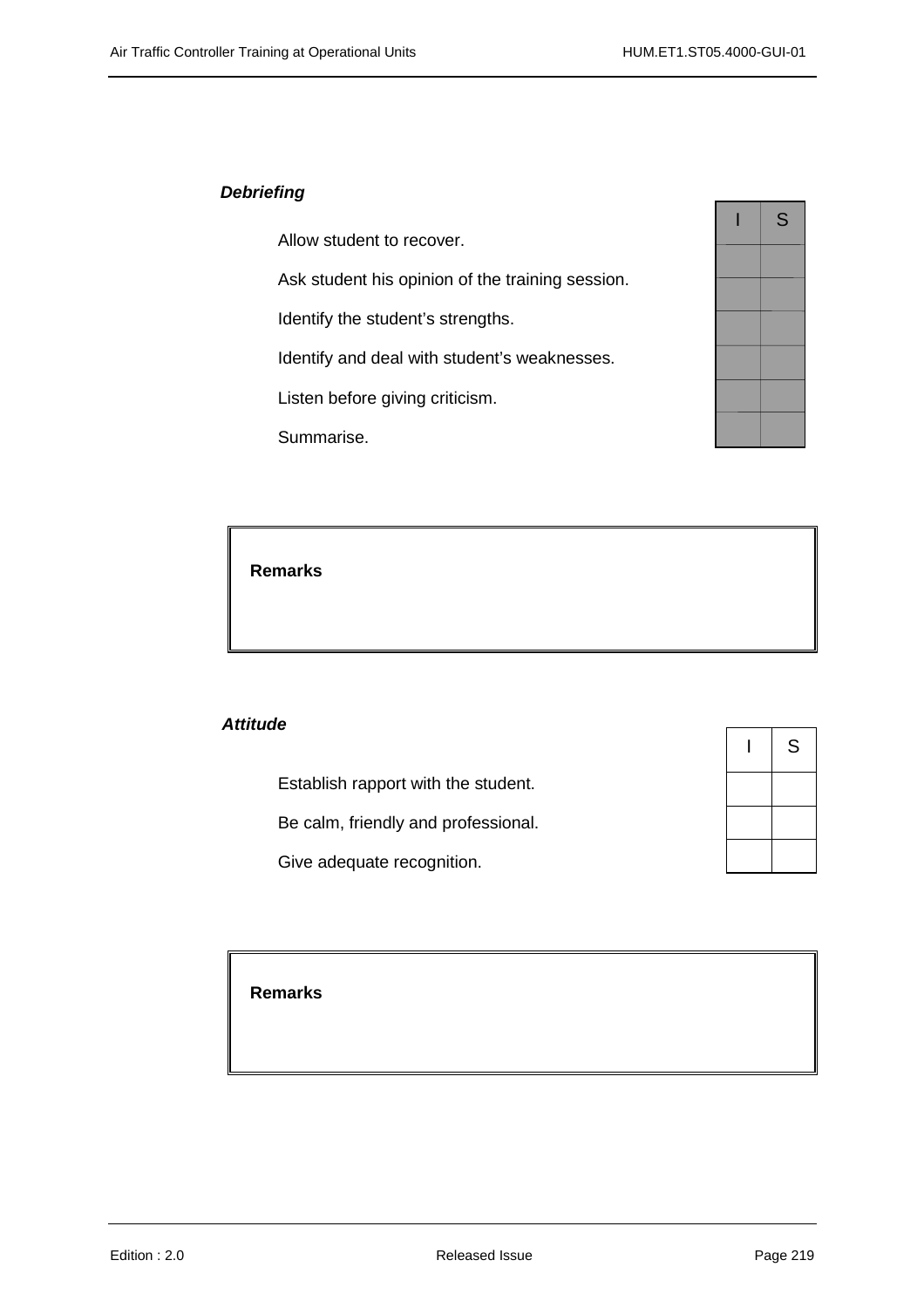***Debriefing***

| | I | S |
|---|---|---|
| Allow student to recover. | | |
| Ask student his opinion of the training session. | | |
| Identify the student's strengths. | | |
| Identify and deal with student's weaknesses. | | |
| Listen before giving criticism. | | |
| Summarise. | | |

| **Remarks** |
|---|
| |

***Attitude***

| | I | S |
|---|---|---|
| Establish rapport with the student. | | |
| Be calm, friendly and professional. | | |
| Give adequate recognition. | | |

| **Remarks** |
|---|
| |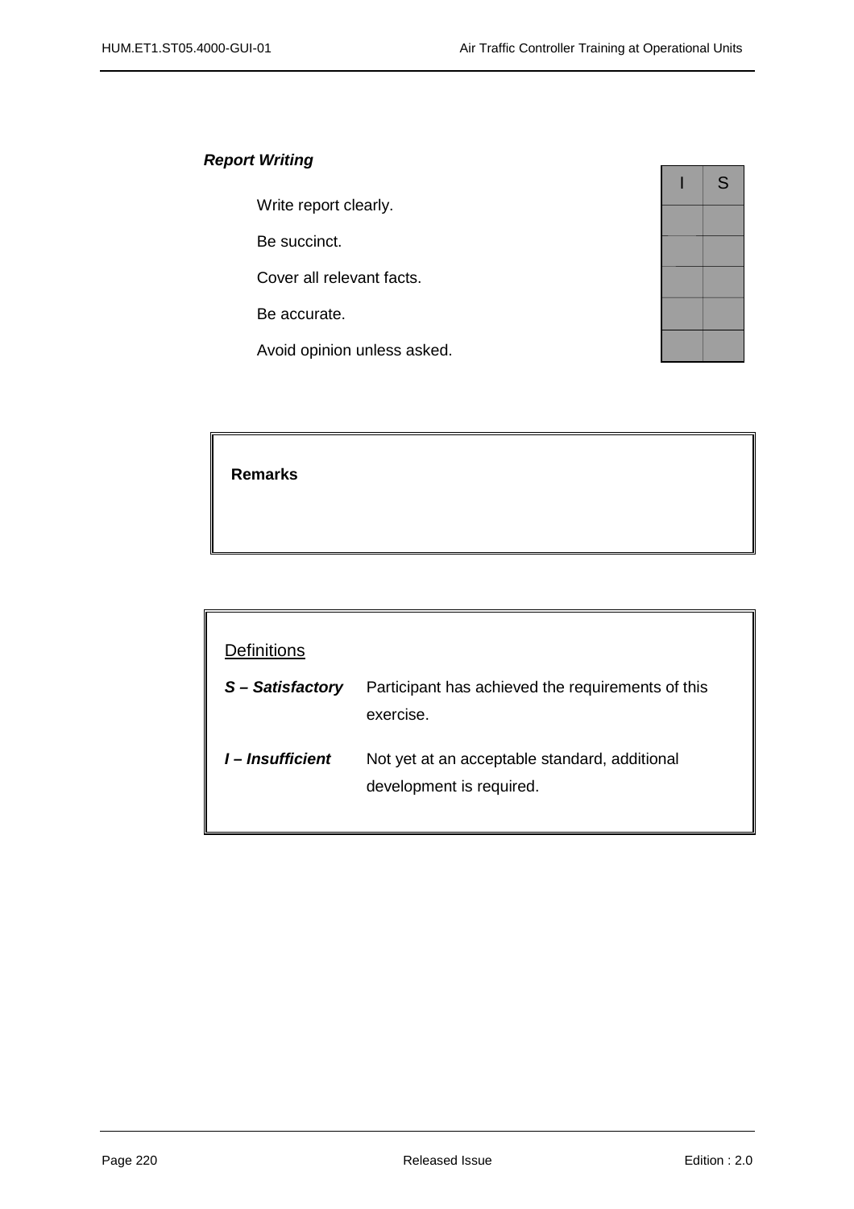***Report Writing***

| | I | S |
|---|---|---|
| Write report clearly. | | |
| Be succinct. | | |
| Cover all relevant facts. | | |
| Be accurate. | | |
| Avoid opinion unless asked. | | |

**Remarks**

Definitions

| | |
|---|---|
| ***S – Satisfactory*** | Participant has achieved the requirements of this exercise. |
| ***I – Insufficient*** | Not yet at an acceptable standard, additional development is required. |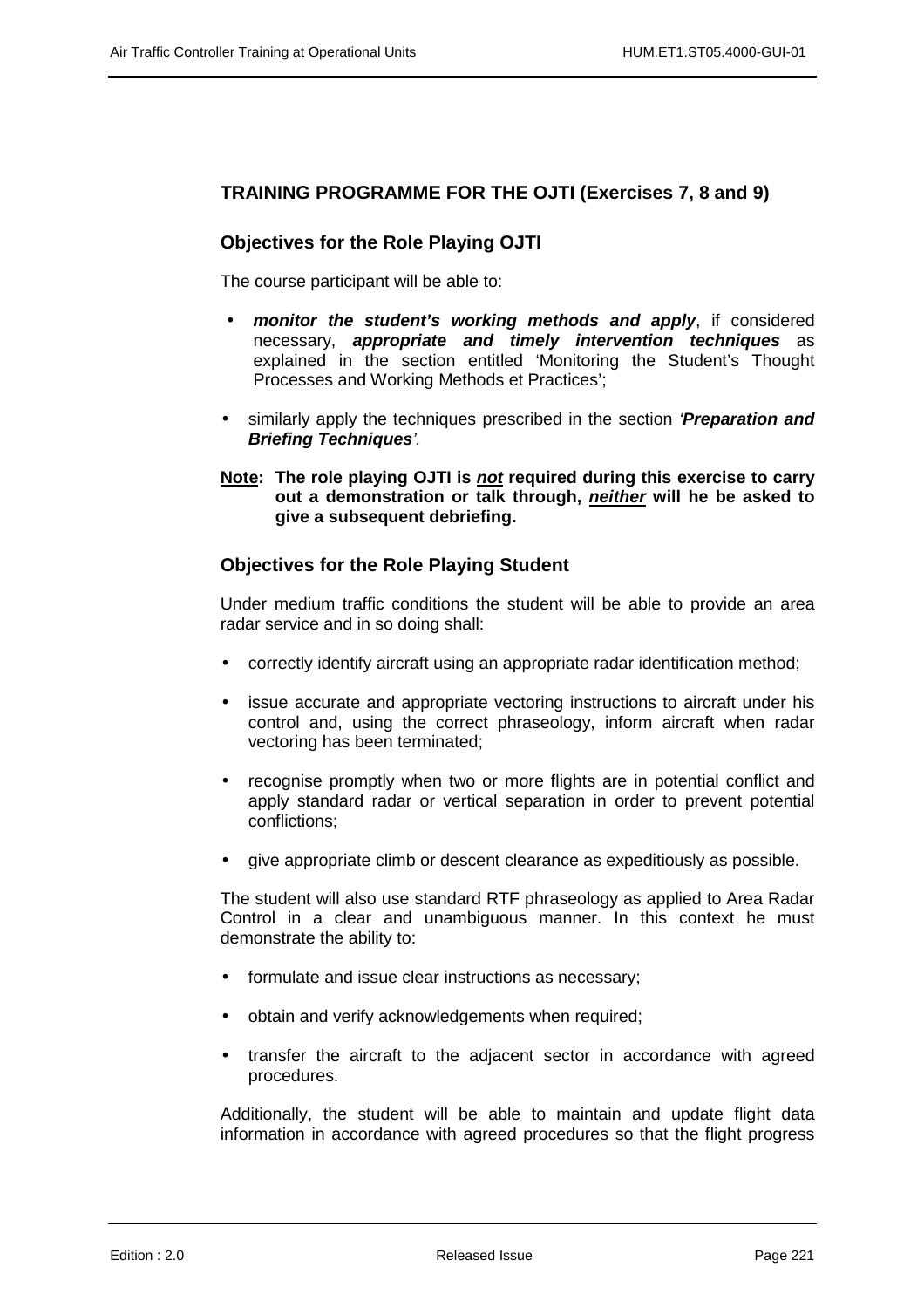## TRAINING PROGRAMME FOR THE OJTI (Exercises 7, 8 and 9)

### Objectives for the Role Playing OJTI

The course participant will be able to:

- ***monitor the student's working methods and apply***, if considered necessary, ***appropriate and timely intervention techniques*** as explained in the section entitled 'Monitoring the Student's Thought Processes and Working Methods et Practices';
- similarly apply the techniques prescribed in the section *'**Preparation and Briefing Techniques**'*.

**Note: The role playing OJTI is *not* required during this exercise to carry out a demonstration or talk through, *neither* will he be asked to give a subsequent debriefing.**

### Objectives for the Role Playing Student

Under medium traffic conditions the student will be able to provide an area radar service and in so doing shall:

- correctly identify aircraft using an appropriate radar identification method;
- issue accurate and appropriate vectoring instructions to aircraft under his control and, using the correct phraseology, inform aircraft when radar vectoring has been terminated;
- recognise promptly when two or more flights are in potential conflict and apply standard radar or vertical separation in order to prevent potential conflictions;
- give appropriate climb or descent clearance as expeditiously as possible.

The student will also use standard RTF phraseology as applied to Area Radar Control in a clear and unambiguous manner. In this context he must demonstrate the ability to:

- formulate and issue clear instructions as necessary;
- obtain and verify acknowledgements when required;
- transfer the aircraft to the adjacent sector in accordance with agreed procedures.

Additionally, the student will be able to maintain and update flight data information in accordance with agreed procedures so that the flight progress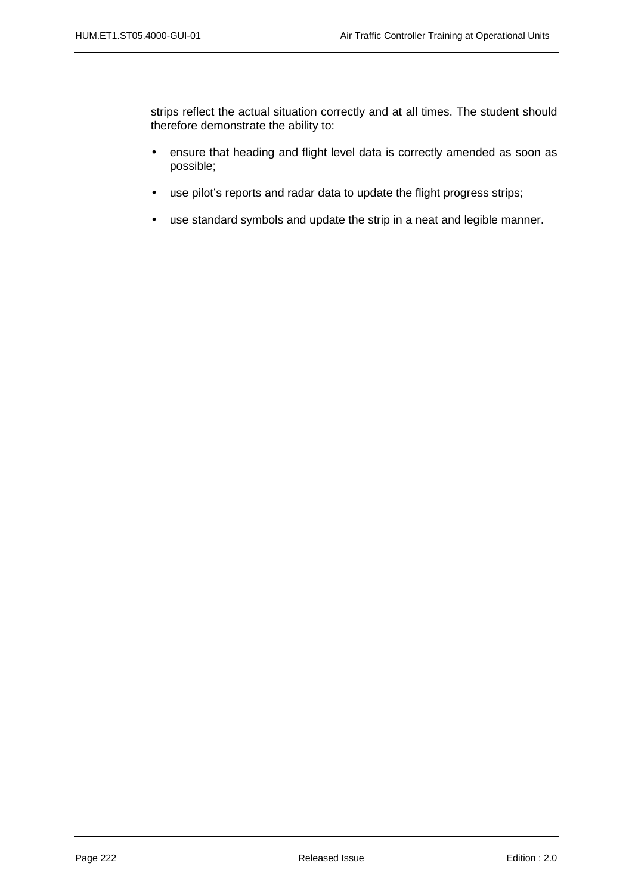strips reflect the actual situation correctly and at all times. The student should therefore demonstrate the ability to:

- ensure that heading and flight level data is correctly amended as soon as possible;
- use pilot’s reports and radar data to update the flight progress strips;
- use standard symbols and update the strip in a neat and legible manner.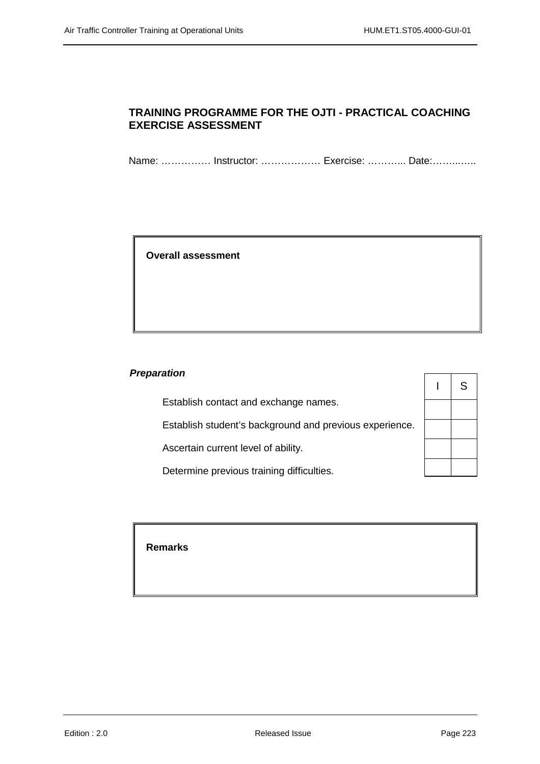## TRAINING PROGRAMME FOR THE OJTI - PRACTICAL COACHING EXERCISE ASSESSMENT

Name: …………… Instructor: ……………… Exercise: ………... Date:……..…..

**Overall assessment**

***Preparation***

| | I | S |
|---|---|---|
| Establish contact and exchange names. | | |
| Establish student's background and previous experience. | | |
| Ascertain current level of ability. | | |
| Determine previous training difficulties. | | |

**Remarks**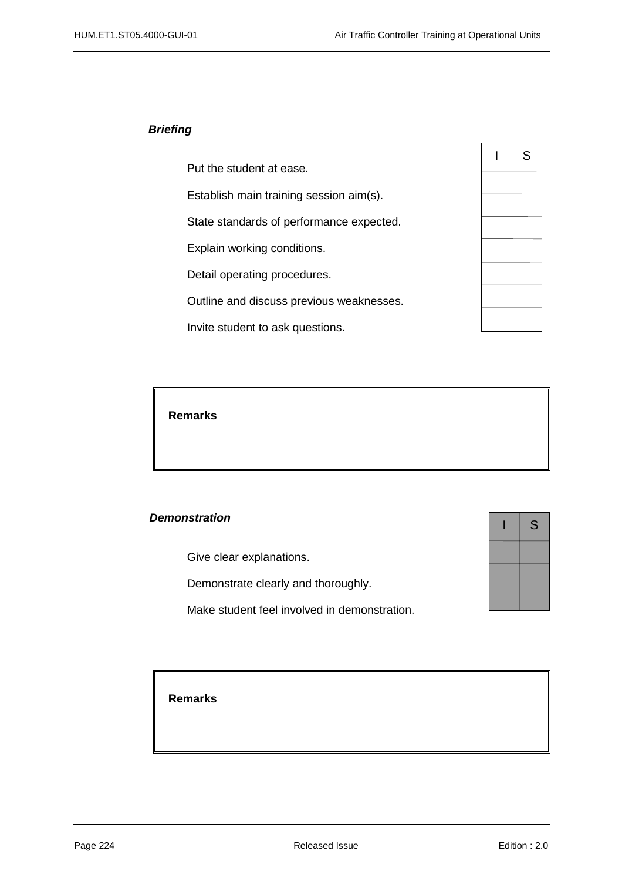***Briefing***

| | I | S |
|---|---|---|
| Put the student at ease. | | |
| Establish main training session aim(s). | | |
| State standards of performance expected. | | |
| Explain working conditions. | | |
| Detail operating procedures. | | |
| Outline and discuss previous weaknesses. | | |
| Invite student to ask questions. | | |

**Remarks**

***Demonstration***

| | I | S |
|---|---|---|
| Give clear explanations. | | |
| Demonstrate clearly and thoroughly. | | |
| Make student feel involved in demonstration. | | |

**Remarks**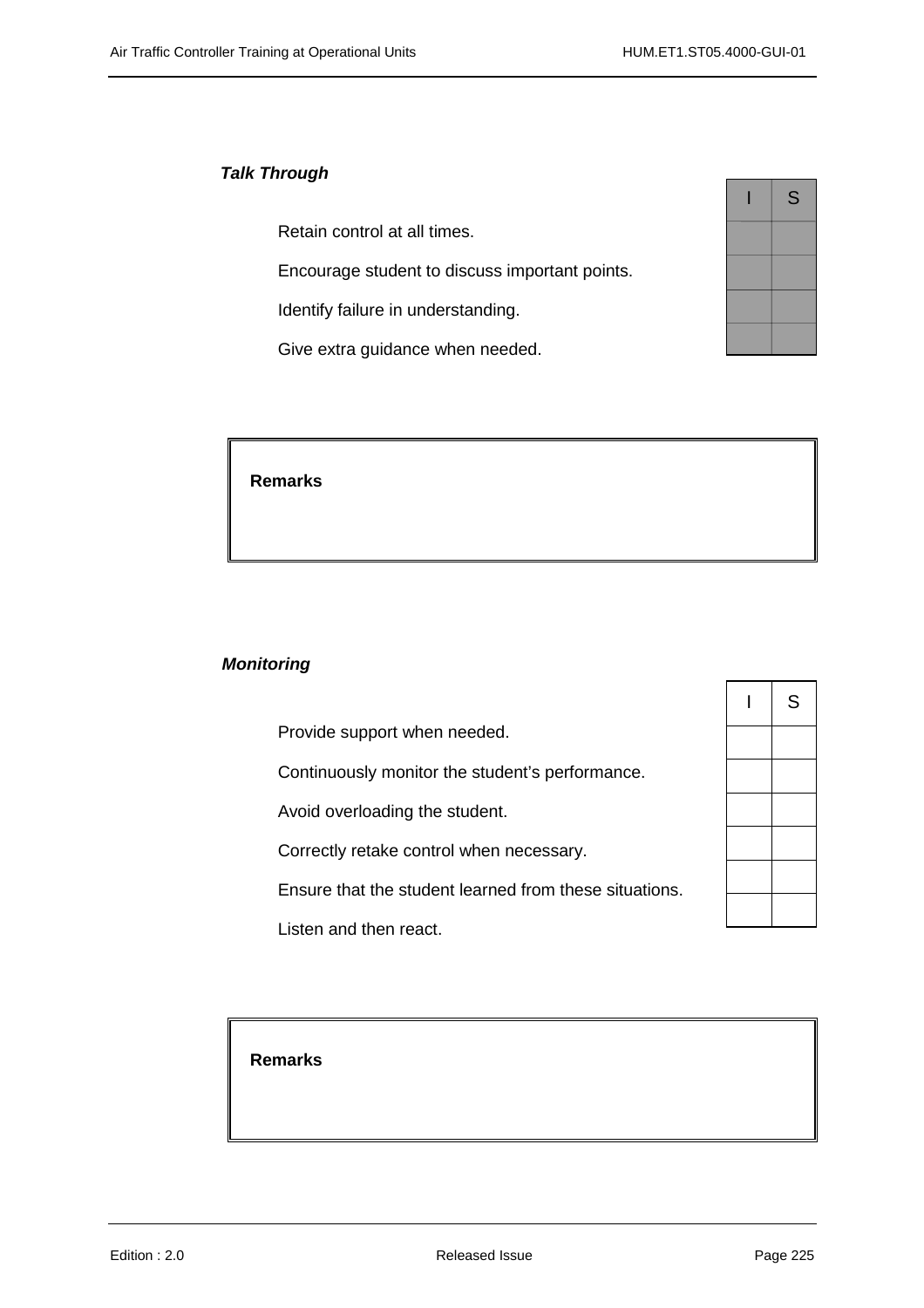***Talk Through***

| Item | I | S |
|---|---|---|
| Retain control at all times. | | |
| Encourage student to discuss important points. | | |
| Identify failure in understanding. | | |
| Give extra guidance when needed. | | |

**Remarks**

***Monitoring***

| Item | I | S |
|---|---|---|
| Provide support when needed. | | |
| Continuously monitor the student's performance. | | |
| Avoid overloading the student. | | |
| Correctly retake control when necessary. | | |
| Ensure that the student learned from these situations. | | |
| Listen and then react. | | |

**Remarks**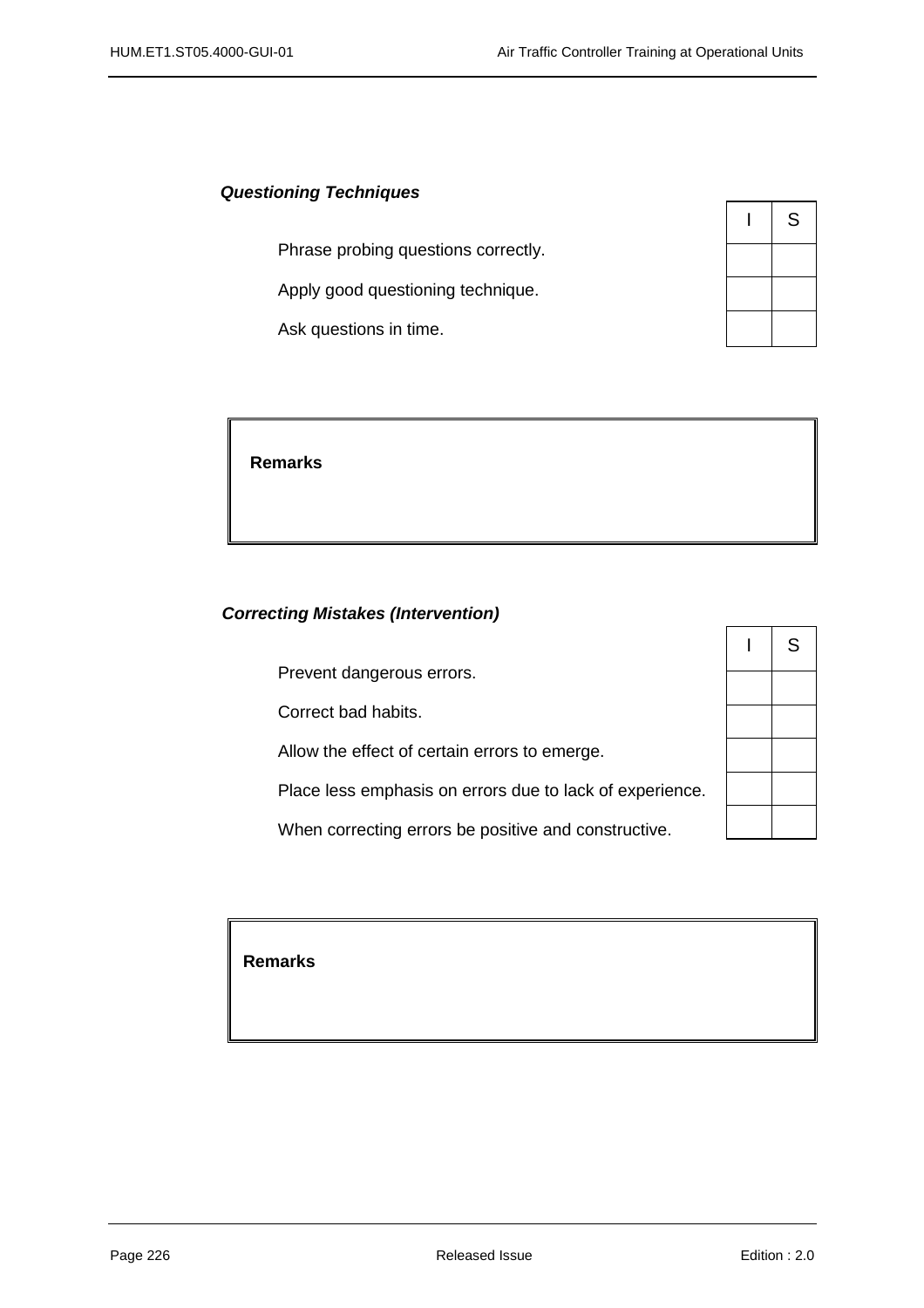***Questioning Techniques***

| | I | S |
|---|---|---|
| Phrase probing questions correctly. | | |
| Apply good questioning technique. | | |
| Ask questions in time. | | |

| **Remarks** |
|---|
| |

***Correcting Mistakes (Intervention)***

| | I | S |
|---|---|---|
| Prevent dangerous errors. | | |
| Correct bad habits. | | |
| Allow the effect of certain errors to emerge. | | |
| Place less emphasis on errors due to lack of experience. | | |
| When correcting errors be positive and constructive. | | |

| **Remarks** |
|---|
| |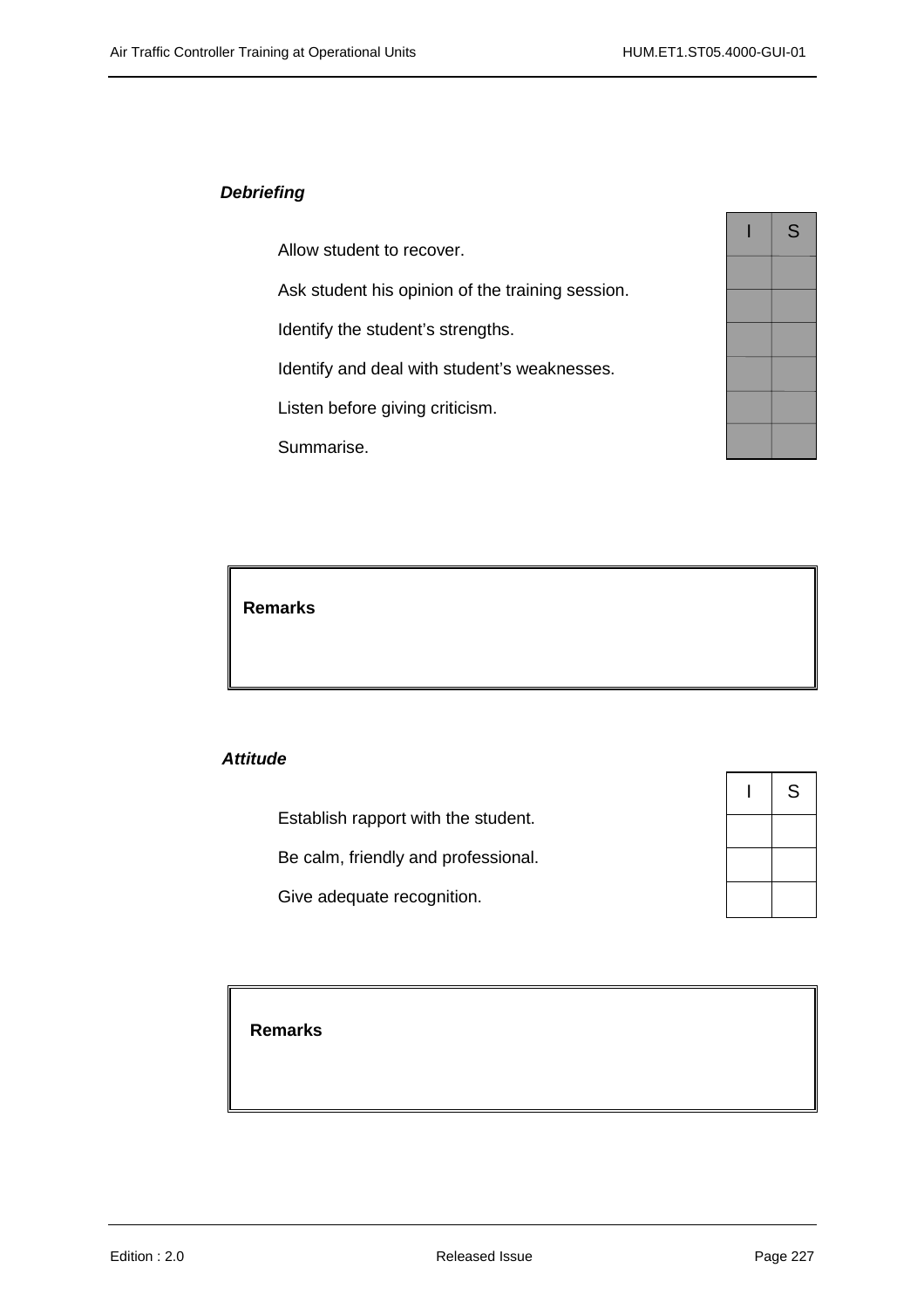***Debriefing***

| | I | S |
|---|---|---|
| Allow student to recover. | | |
| Ask student his opinion of the training session. | | |
| Identify the student's strengths. | | |
| Identify and deal with student's weaknesses. | | |
| Listen before giving criticism. | | |
| Summarise. | | |

| **Remarks** |
|---|
| |

***Attitude***

| | I | S |
|---|---|---|
| Establish rapport with the student. | | |
| Be calm, friendly and professional. | | |
| Give adequate recognition. | | |

| **Remarks** |
|---|
| |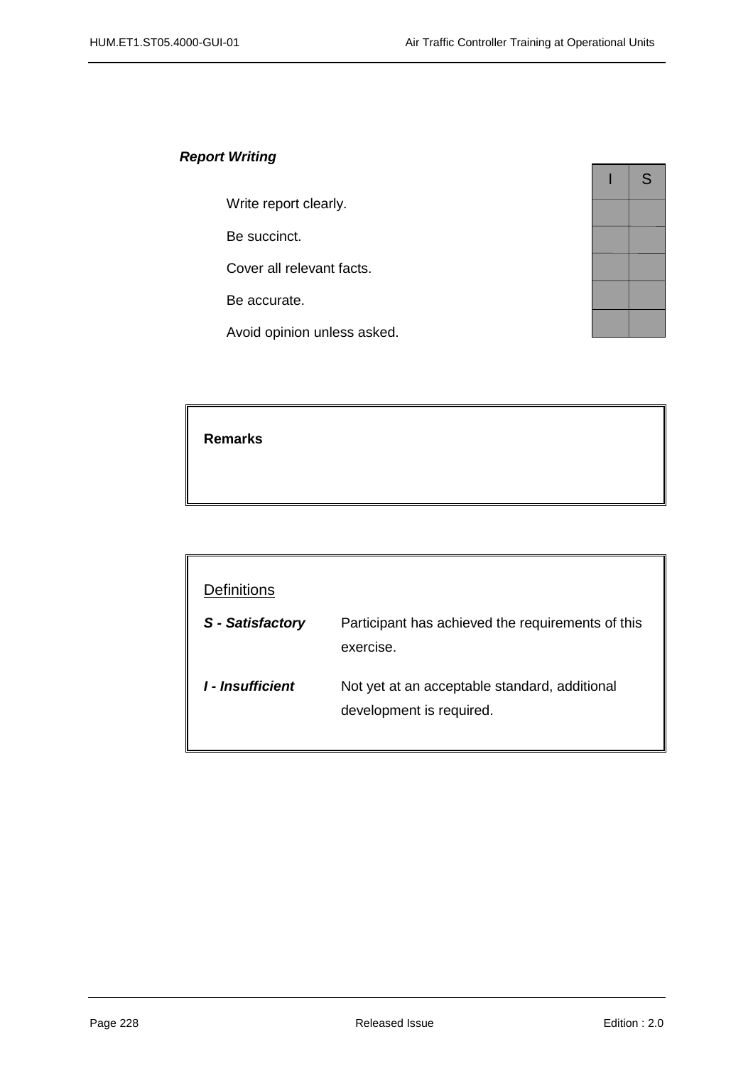***Report Writing***

| | I | S |
|---|---|---|
| Write report clearly. | | |
| Be succinct. | | |
| Cover all relevant facts. | | |
| Be accurate. | | |
| Avoid opinion unless asked. | | |

**Remarks**

Definitions

***S - Satisfactory*** Participant has achieved the requirements of this exercise.

***I - Insufficient*** Not yet at an acceptable standard, additional development is required.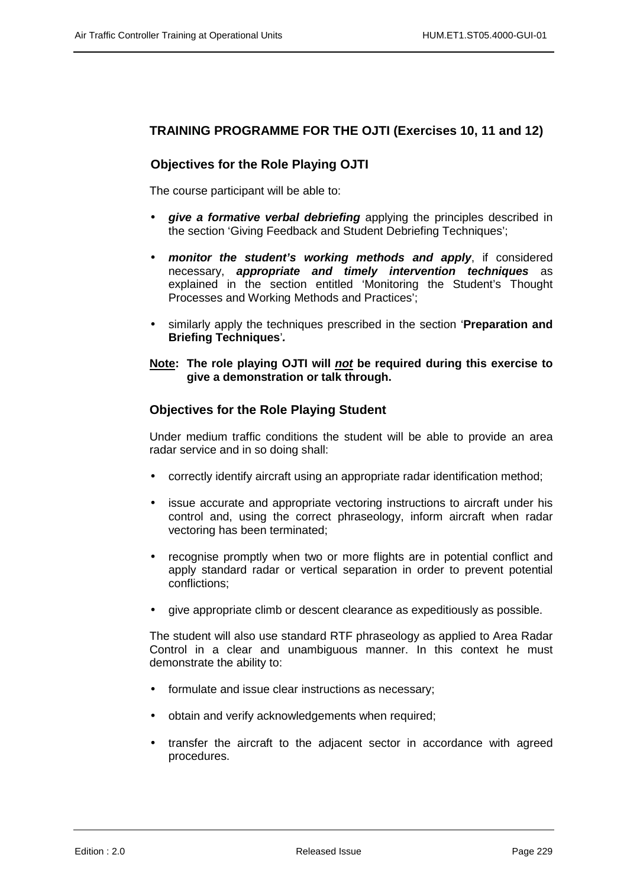## TRAINING PROGRAMME FOR THE OJTI (Exercises 10, 11 and 12)

### Objectives for the Role Playing OJTI

The course participant will be able to:

- ***give a formative verbal debriefing*** applying the principles described in the section 'Giving Feedback and Student Debriefing Techniques';
- ***monitor the student's working methods and apply***, if considered necessary, ***appropriate and timely intervention techniques*** as explained in the section entitled 'Monitoring the Student's Thought Processes and Working Methods and Practices';
- similarly apply the techniques prescribed in the section '**Preparation and Briefing Techniques**'.

**Note: The role playing OJTI will *not* be required during this exercise to give a demonstration or talk through.**

### Objectives for the Role Playing Student

Under medium traffic conditions the student will be able to provide an area radar service and in so doing shall:

- correctly identify aircraft using an appropriate radar identification method;
- issue accurate and appropriate vectoring instructions to aircraft under his control and, using the correct phraseology, inform aircraft when radar vectoring has been terminated;
- recognise promptly when two or more flights are in potential conflict and apply standard radar or vertical separation in order to prevent potential conflictions;
- give appropriate climb or descent clearance as expeditiously as possible.

The student will also use standard RTF phraseology as applied to Area Radar Control in a clear and unambiguous manner. In this context he must demonstrate the ability to:

- formulate and issue clear instructions as necessary;
- obtain and verify acknowledgements when required;
- transfer the aircraft to the adjacent sector in accordance with agreed procedures.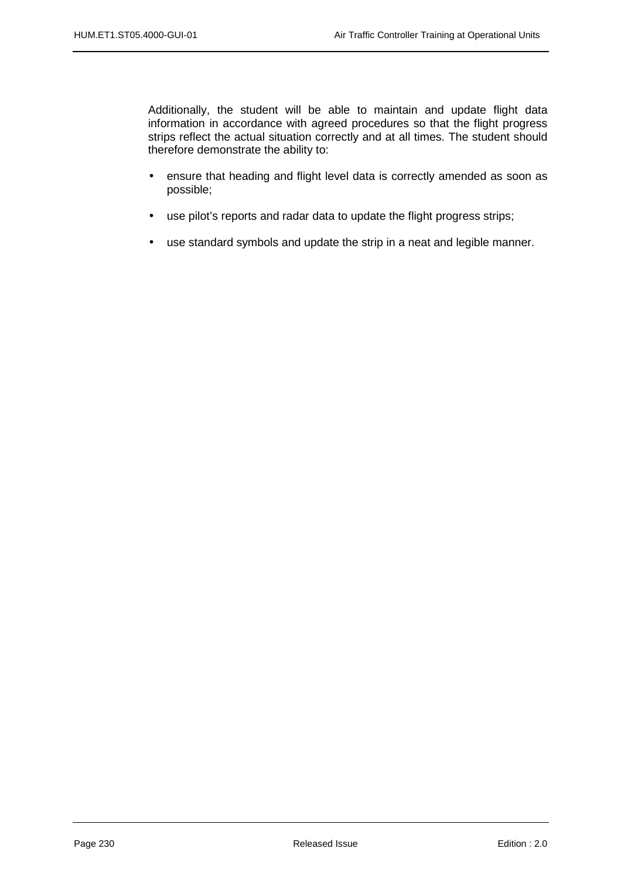Additionally, the student will be able to maintain and update flight data information in accordance with agreed procedures so that the flight progress strips reflect the actual situation correctly and at all times. The student should therefore demonstrate the ability to:

- ensure that heading and flight level data is correctly amended as soon as possible;
- use pilot's reports and radar data to update the flight progress strips;
- use standard symbols and update the strip in a neat and legible manner.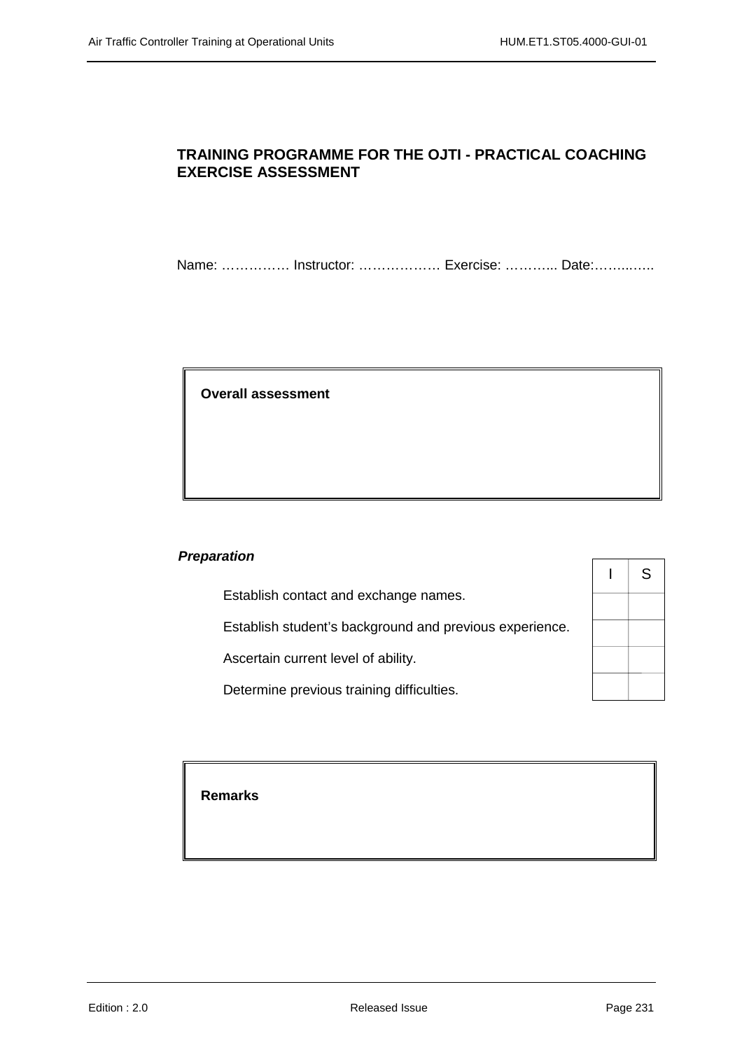# TRAINING PROGRAMME FOR THE OJTI - PRACTICAL COACHING EXERCISE ASSESSMENT

Name: …………… Instructor: ……………… Exercise: ………... Date:……..…..

**Overall assessment**

***Preparation***

| | I | S |
|---|---|---|
| Establish contact and exchange names. | | |
| Establish student's background and previous experience. | | |
| Ascertain current level of ability. | | |
| Determine previous training difficulties. | | |

**Remarks**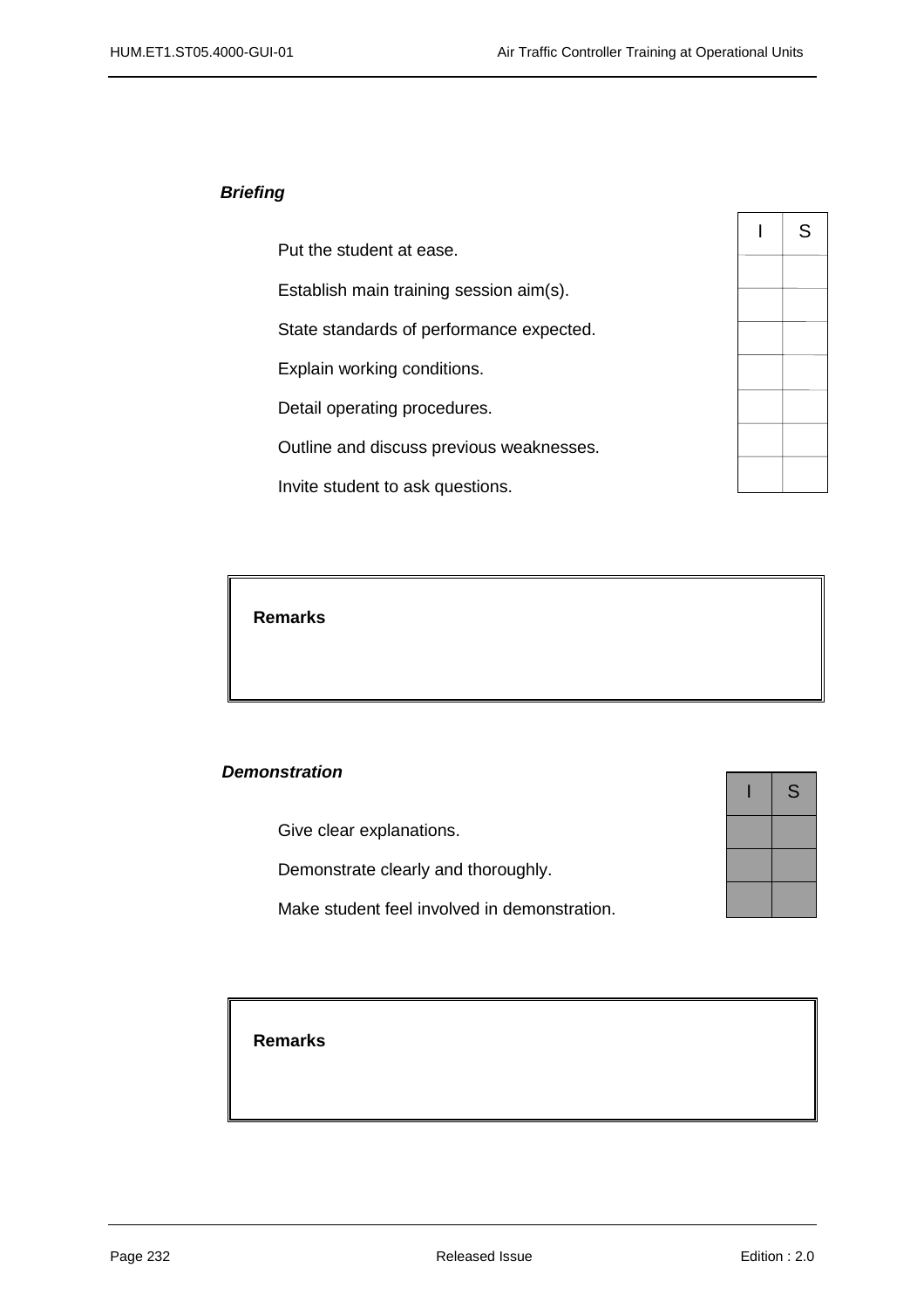***Briefing***

| | I | S |
|---|---|---|
| Put the student at ease. | | |
| Establish main training session aim(s). | | |
| State standards of performance expected. | | |
| Explain working conditions. | | |
| Detail operating procedures. | | |
| Outline and discuss previous weaknesses. | | |
| Invite student to ask questions. | | |

| **Remarks** |
|---|
| |

***Demonstration***

| | I | S |
|---|---|---|
| Give clear explanations. | | |
| Demonstrate clearly and thoroughly. | | |
| Make student feel involved in demonstration. | | |

| **Remarks** |
|---|
| |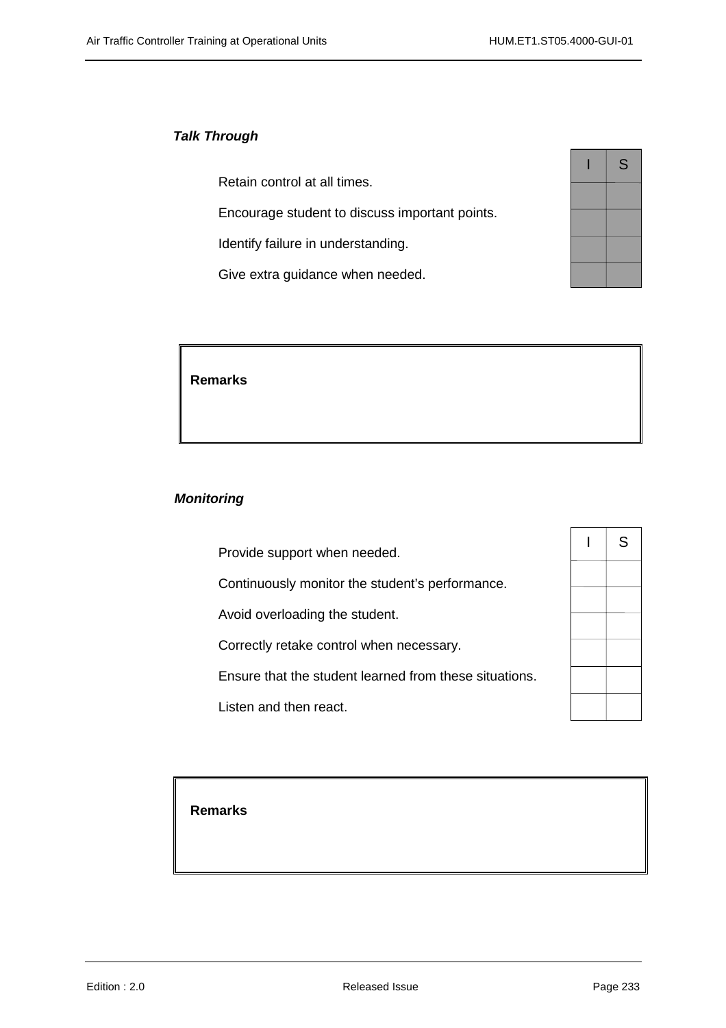***Talk Through***

| | I | S |
|---|---|---|
| Retain control at all times. | | |
| Encourage student to discuss important points. | | |
| Identify failure in understanding. | | |
| Give extra guidance when needed. | | |

| **Remarks** |
|---|
| |

***Monitoring***

| | I | S |
|---|---|---|
| Provide support when needed. | | |
| Continuously monitor the student’s performance. | | |
| Avoid overloading the student. | | |
| Correctly retake control when necessary. | | |
| Ensure that the student learned from these situations. | | |
| Listen and then react. | | |

| **Remarks** |
|---|
| |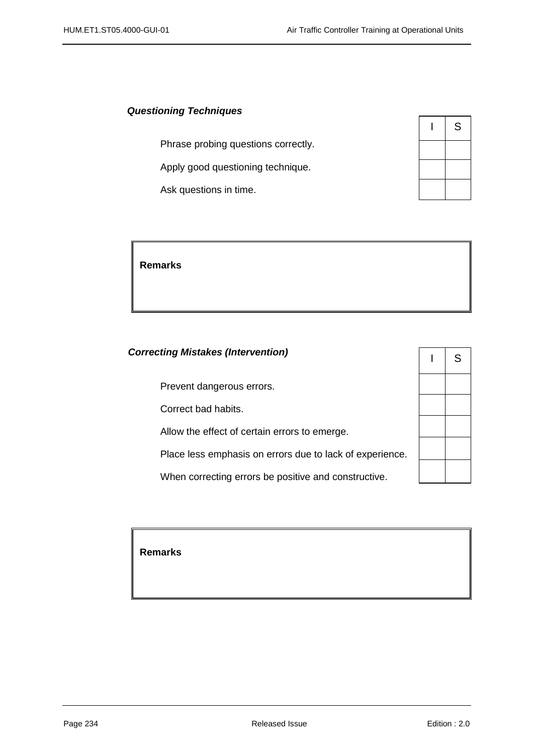***Questioning Techniques***

| | I | S |
|---|---|---|
| Phrase probing questions correctly. | | |
| Apply good questioning technique. | | |
| Ask questions in time. | | |

**Remarks**

***Correcting Mistakes (Intervention)***

| | I | S |
|---|---|---|
| Prevent dangerous errors. | | |
| Correct bad habits. | | |
| Allow the effect of certain errors to emerge. | | |
| Place less emphasis on errors due to lack of experience. | | |
| When correcting errors be positive and constructive. | | |

**Remarks**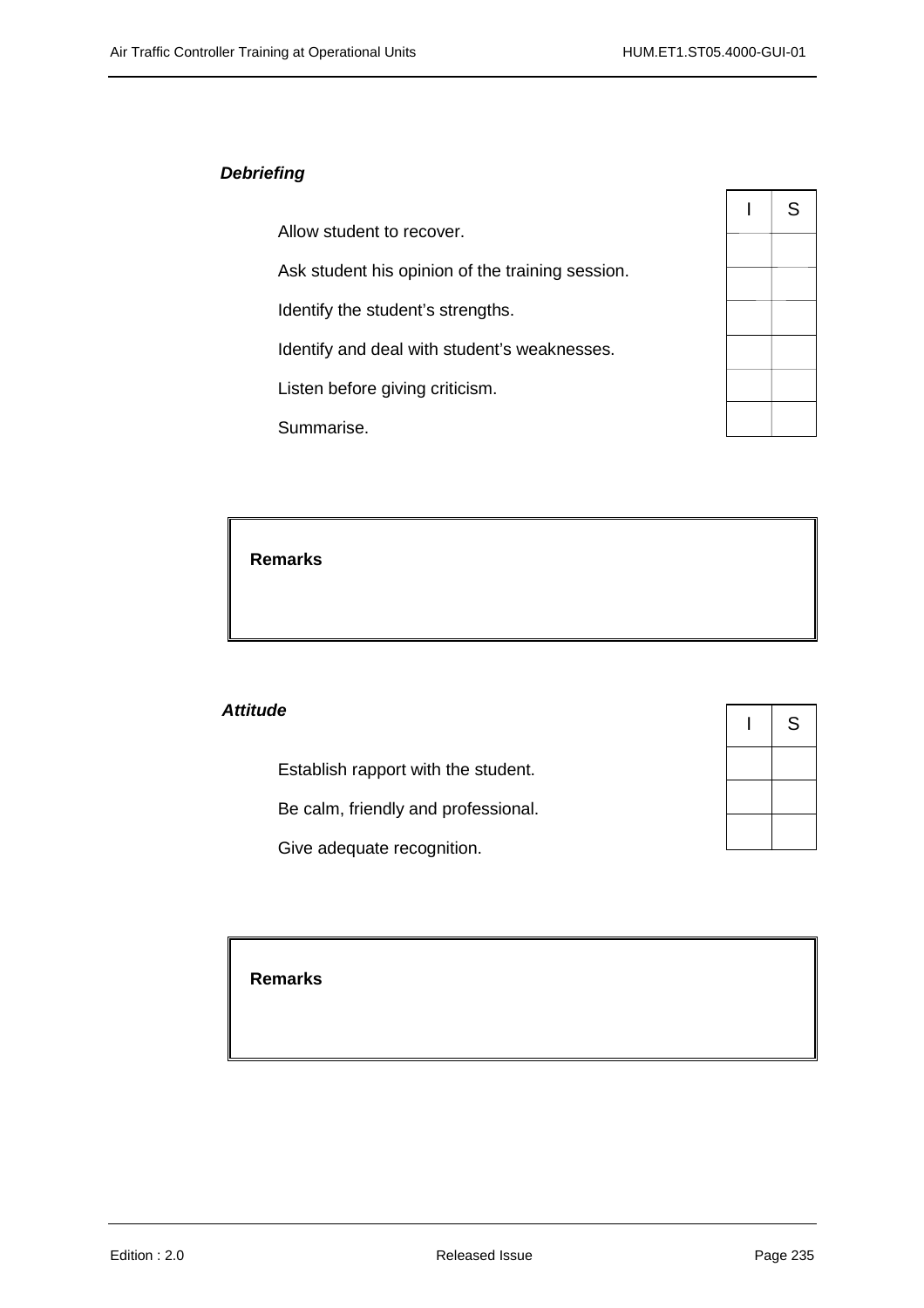***Debriefing***

| | I | S |
|---|---|---|
| Allow student to recover. | | |
| Ask student his opinion of the training session. | | |
| Identify the student's strengths. | | |
| Identify and deal with student's weaknesses. | | |
| Listen before giving criticism. | | |
| Summarise. | | |

**Remarks**

***Attitude***

| | I | S |
|---|---|---|
| Establish rapport with the student. | | |
| Be calm, friendly and professional. | | |
| Give adequate recognition. | | |

**Remarks**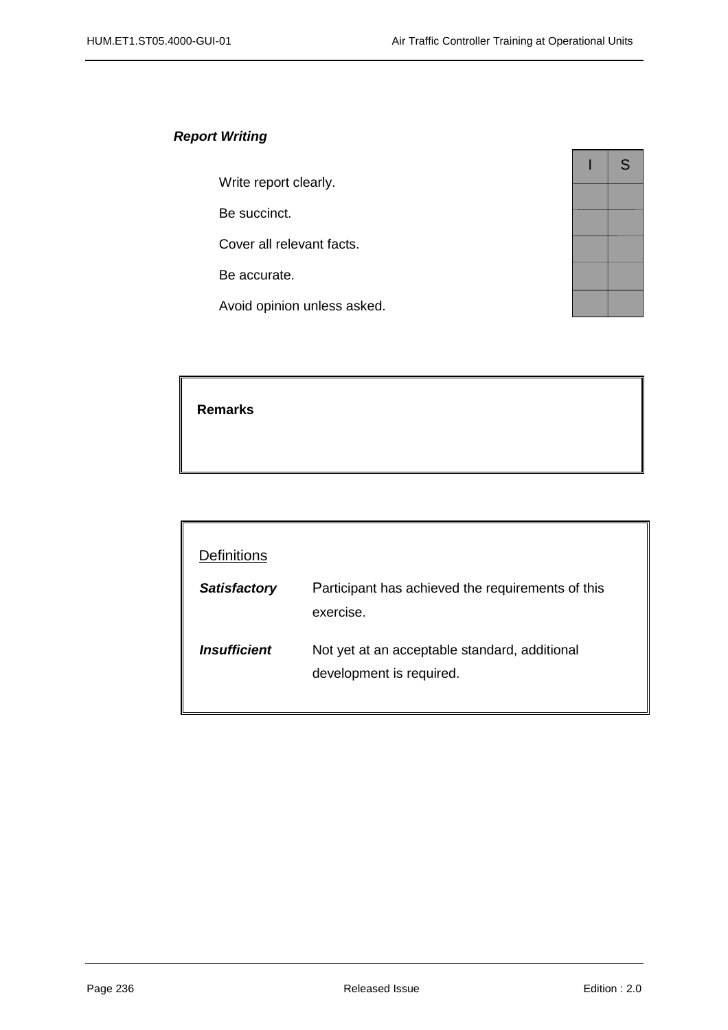***Report Writing***

| | I | S |
|---|---|---|
| Write report clearly. | | |
| Be succinct. | | |
| Cover all relevant facts. | | |
| Be accurate. | | |
| Avoid opinion unless asked. | | |

| **Remarks** |
|---|
| |

| Definitions | |
|---|---|
| ***Satisfactory*** | Participant has achieved the requirements of this exercise. |
| ***Insufficient*** | Not yet at an acceptable standard, additional development is required. |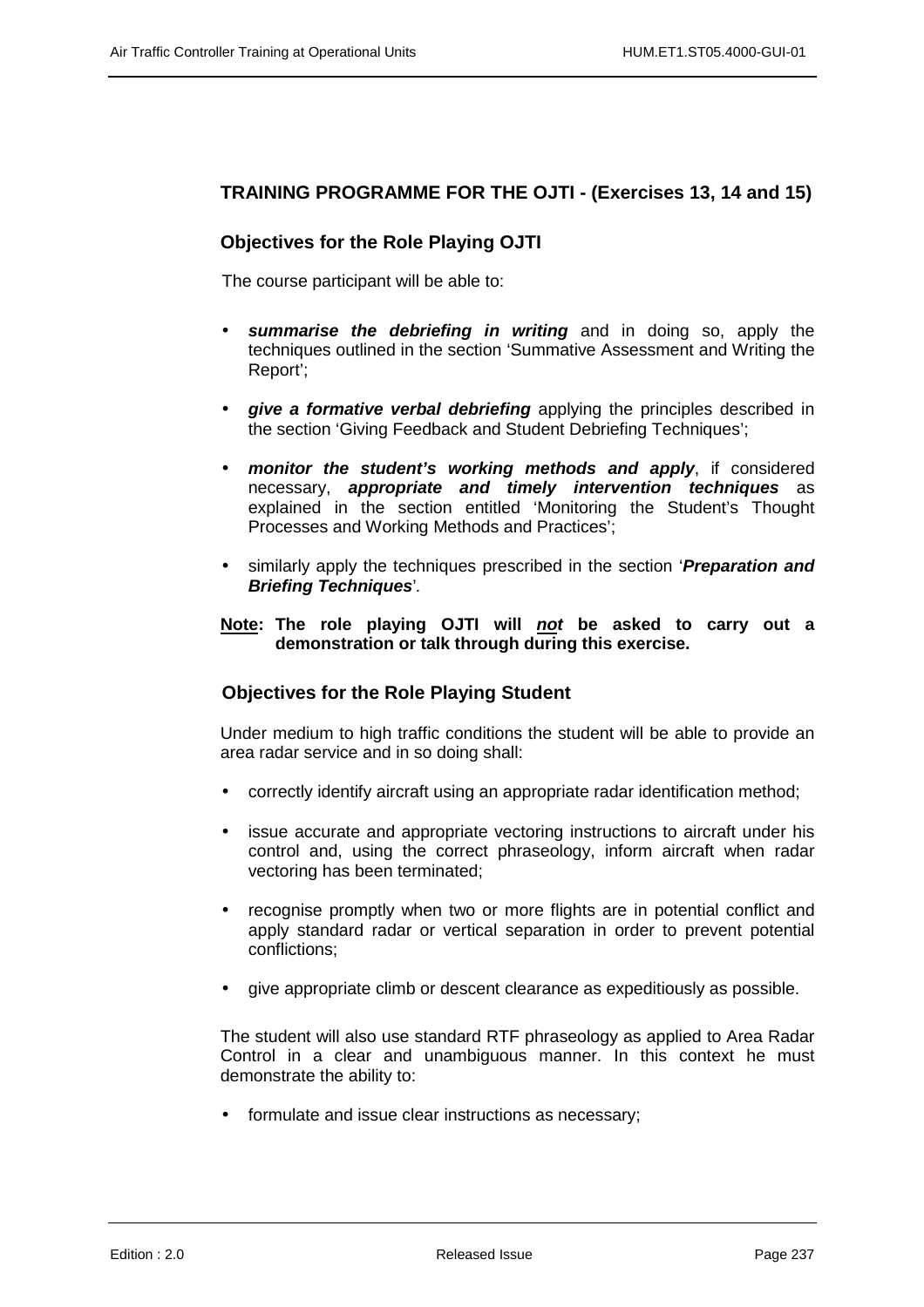## TRAINING PROGRAMME FOR THE OJTI - (Exercises 13, 14 and 15)

### Objectives for the Role Playing OJTI

The course participant will be able to:

- ***summarise the debriefing in writing*** and in doing so, apply the techniques outlined in the section 'Summative Assessment and Writing the Report';
- ***give a formative verbal debriefing*** applying the principles described in the section 'Giving Feedback and Student Debriefing Techniques';
- ***monitor the student's working methods and apply***, if considered necessary, ***appropriate and timely intervention techniques*** as explained in the section entitled 'Monitoring the Student's Thought Processes and Working Methods and Practices';
- similarly apply the techniques prescribed in the section '***Preparation and Briefing Techniques***'.

**Note: The role playing OJTI will *not* be asked to carry out a demonstration or talk through during this exercise.**

### Objectives for the Role Playing Student

Under medium to high traffic conditions the student will be able to provide an area radar service and in so doing shall:

- correctly identify aircraft using an appropriate radar identification method;
- issue accurate and appropriate vectoring instructions to aircraft under his control and, using the correct phraseology, inform aircraft when radar vectoring has been terminated;
- recognise promptly when two or more flights are in potential conflict and apply standard radar or vertical separation in order to prevent potential conflictions;
- give appropriate climb or descent clearance as expeditiously as possible.

The student will also use standard RTF phraseology as applied to Area Radar Control in a clear and unambiguous manner. In this context he must demonstrate the ability to:

- formulate and issue clear instructions as necessary;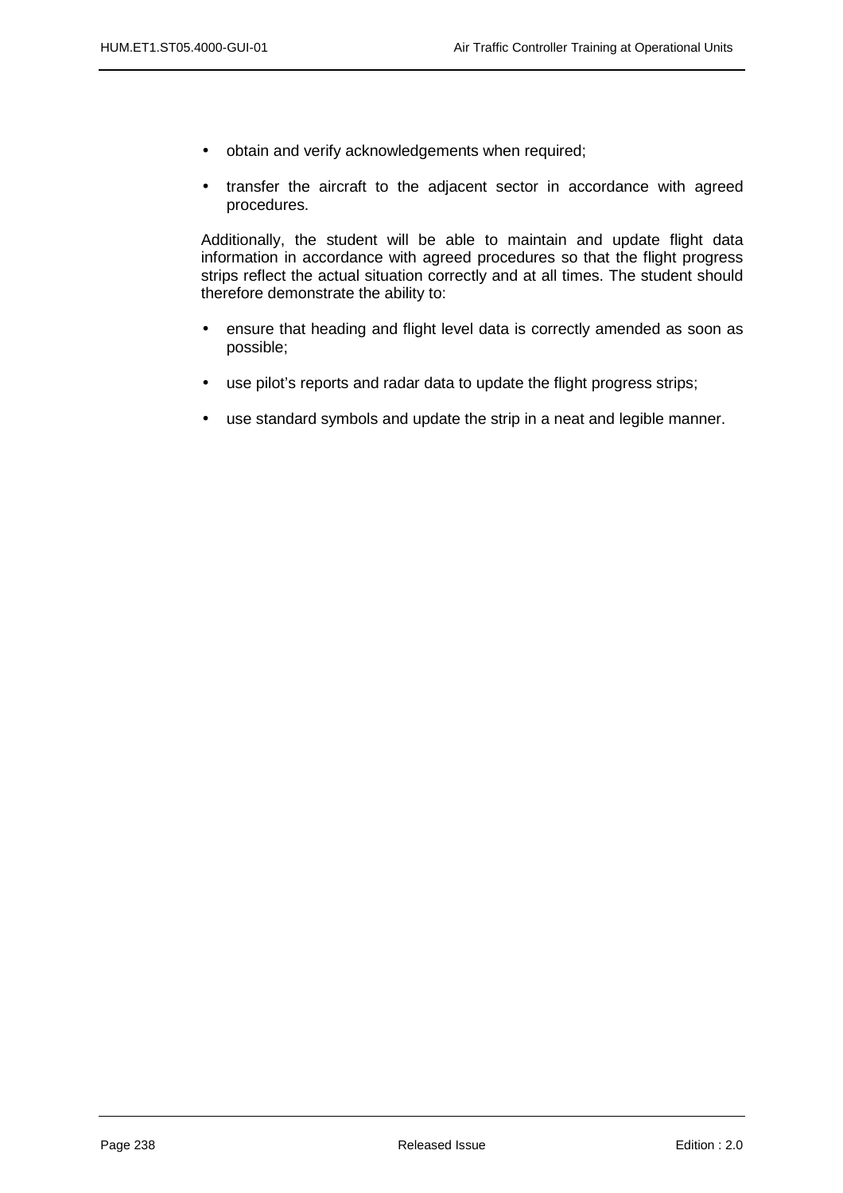- obtain and verify acknowledgements when required;
- transfer the aircraft to the adjacent sector in accordance with agreed procedures.

Additionally, the student will be able to maintain and update flight data information in accordance with agreed procedures so that the flight progress strips reflect the actual situation correctly and at all times. The student should therefore demonstrate the ability to:

- ensure that heading and flight level data is correctly amended as soon as possible;
- use pilot's reports and radar data to update the flight progress strips;
- use standard symbols and update the strip in a neat and legible manner.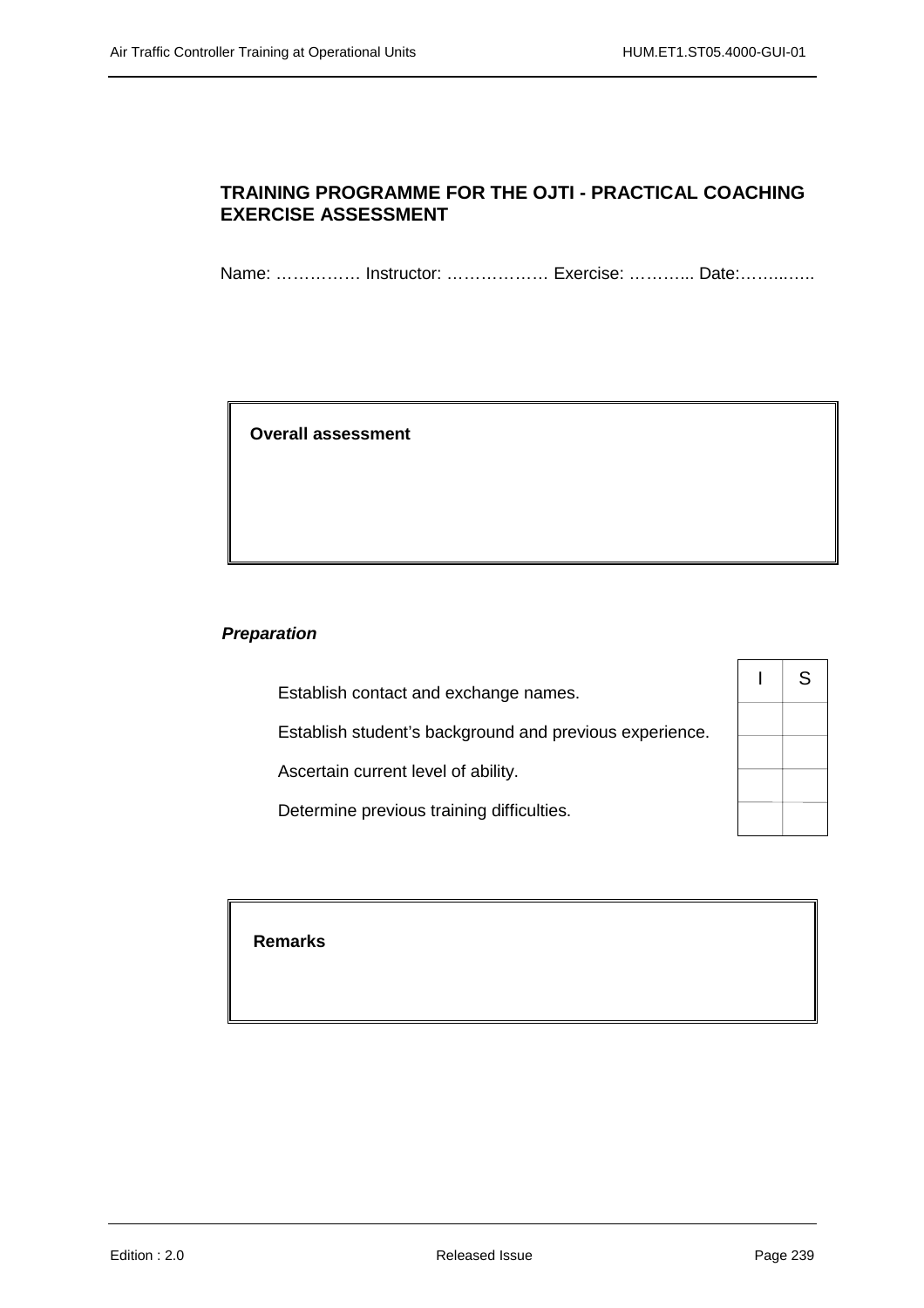## TRAINING PROGRAMME FOR THE OJTI - PRACTICAL COACHING EXERCISE ASSESSMENT

Name: …………… Instructor: ……………… Exercise: ………... Date:……..…..

| **Overall assessment** |
|---|
| |

***Preparation***

| | I | S |
|---|---|---|
| Establish contact and exchange names. | | |
| Establish student's background and previous experience. | | |
| Ascertain current level of ability. | | |
| Determine previous training difficulties. | | |

| **Remarks** |
|---|
| |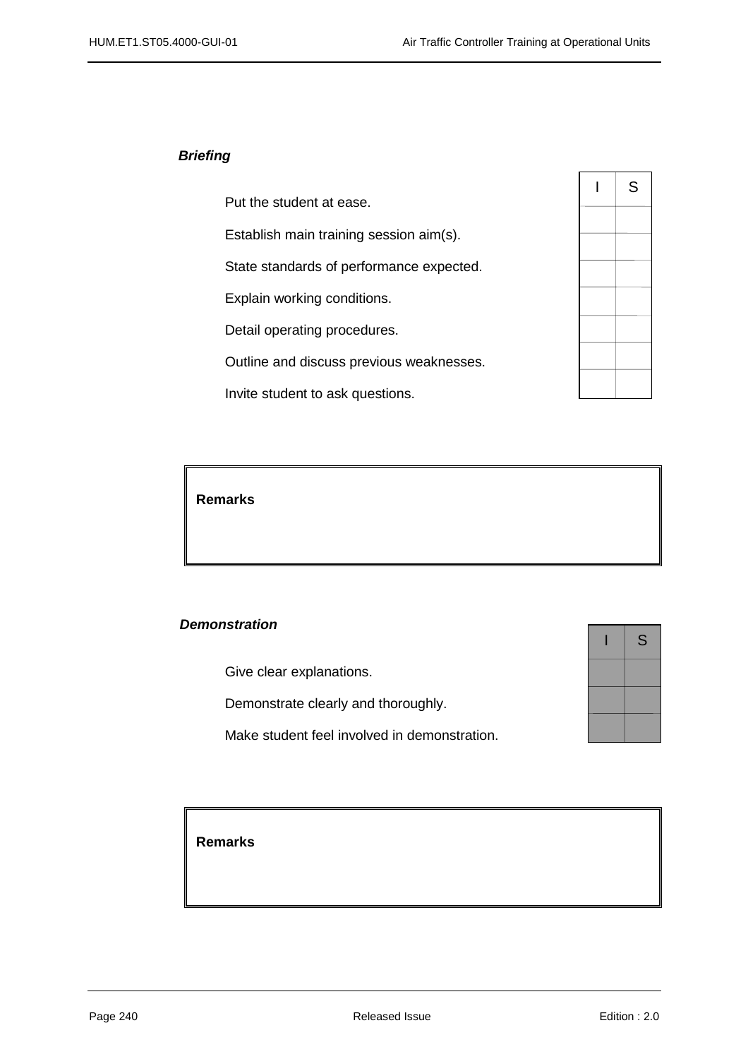***Briefing***

| | I | S |
|---|---|---|
| Put the student at ease. | | |
| Establish main training session aim(s). | | |
| State standards of performance expected. | | |
| Explain working conditions. | | |
| Detail operating procedures. | | |
| Outline and discuss previous weaknesses. | | |
| Invite student to ask questions. | | |

**Remarks**

***Demonstration***

| | I | S |
|---|---|---|
| Give clear explanations. | | |
| Demonstrate clearly and thoroughly. | | |
| Make student feel involved in demonstration. | | |

**Remarks**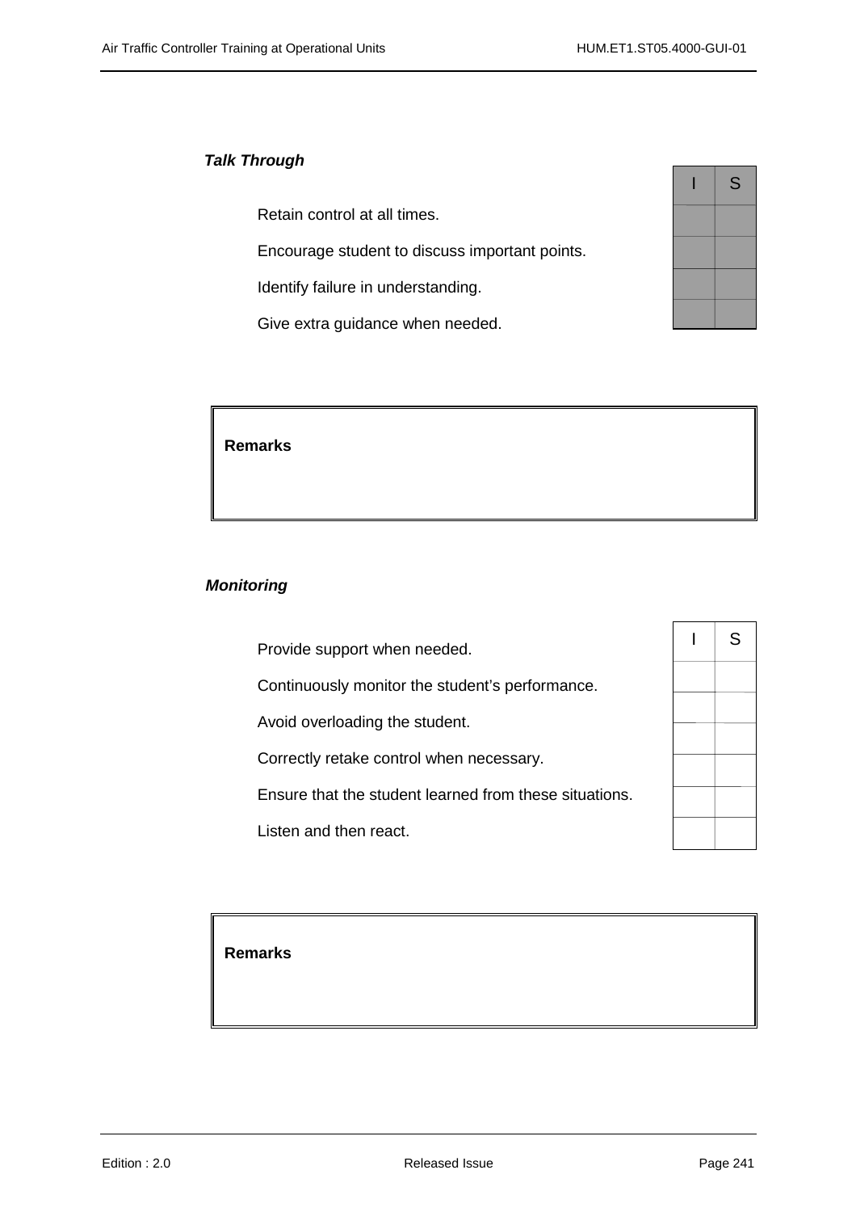***Talk Through***

| | I | S |
|---|---|---|
| Retain control at all times. | | |
| Encourage student to discuss important points. | | |
| Identify failure in understanding. | | |
| Give extra guidance when needed. | | |

| **Remarks** |
|---|
| |

***Monitoring***

| | I | S |
|---|---|---|
| Provide support when needed. | | |
| Continuously monitor the student's performance. | | |
| Avoid overloading the student. | | |
| Correctly retake control when necessary. | | |
| Ensure that the student learned from these situations. | | |
| Listen and then react. | | |

| **Remarks** |
|---|
| |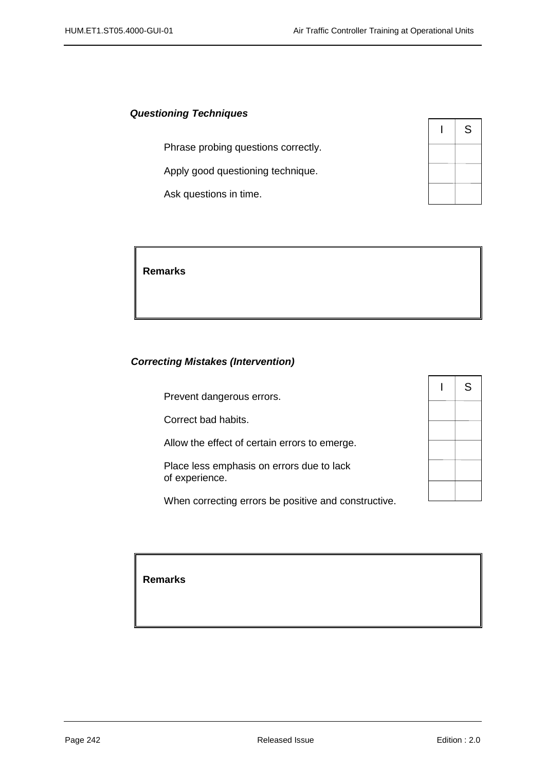***Questioning Techniques***

| | I | S |
|---|---|---|
| Phrase probing questions correctly. | | |
| Apply good questioning technique. | | |
| Ask questions in time. | | |

| **Remarks** |
|---|
| |

***Correcting Mistakes (Intervention)***

| | I | S |
|---|---|---|
| Prevent dangerous errors. | | |
| Correct bad habits. | | |
| Allow the effect of certain errors to emerge. | | |
| Place less emphasis on errors due to lack of experience. | | |
| When correcting errors be positive and constructive. | | |

| **Remarks** |
|---|
| |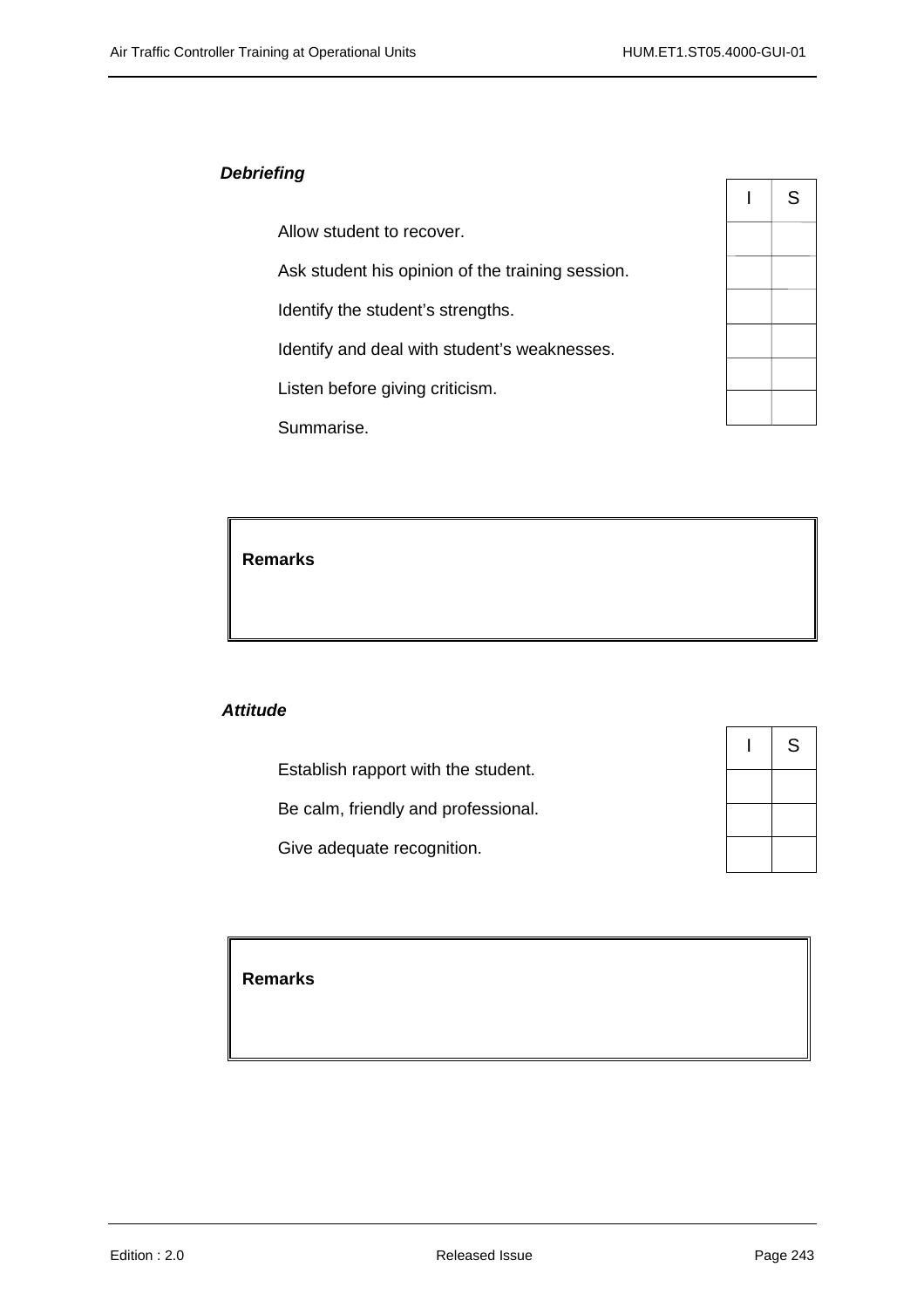***Debriefing***

| | I | S |
|---|---|---|
| Allow student to recover. | | |
| Ask student his opinion of the training session. | | |
| Identify the student's strengths. | | |
| Identify and deal with student's weaknesses. | | |
| Listen before giving criticism. | | |
| Summarise. | | |

**Remarks**

***Attitude***

| | I | S |
|---|---|---|
| Establish rapport with the student. | | |
| Be calm, friendly and professional. | | |
| Give adequate recognition. | | |

**Remarks**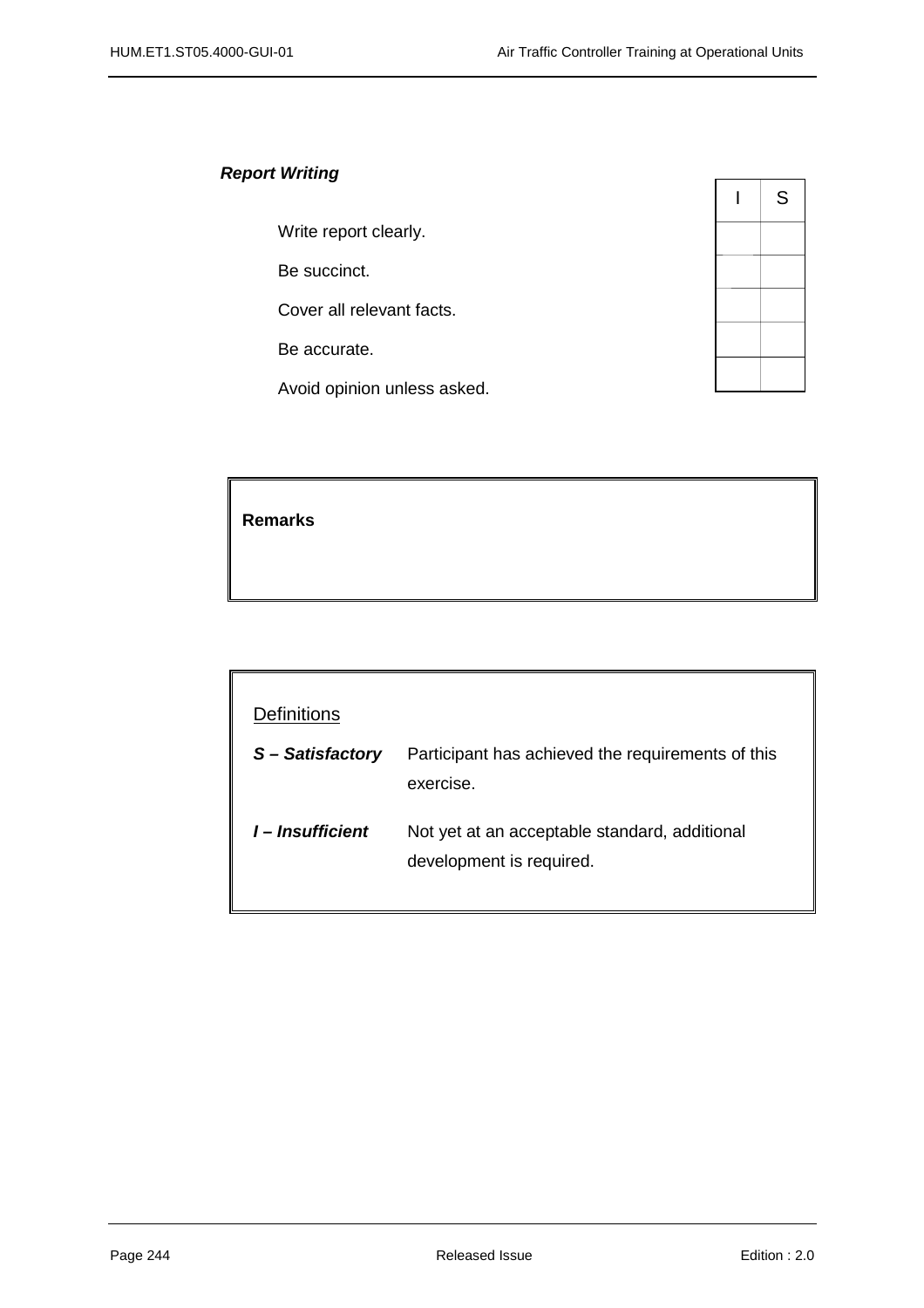***Report Writing***

| | I | S |
|---|---|---|
| Write report clearly. | | |
| Be succinct. | | |
| Cover all relevant facts. | | |
| Be accurate. | | |
| Avoid opinion unless asked. | | |

| **Remarks** |
|---|
| |

Definitions

***S – Satisfactory*** Participant has achieved the requirements of this exercise.

***I – Insufficient*** Not yet at an acceptable standard, additional development is required.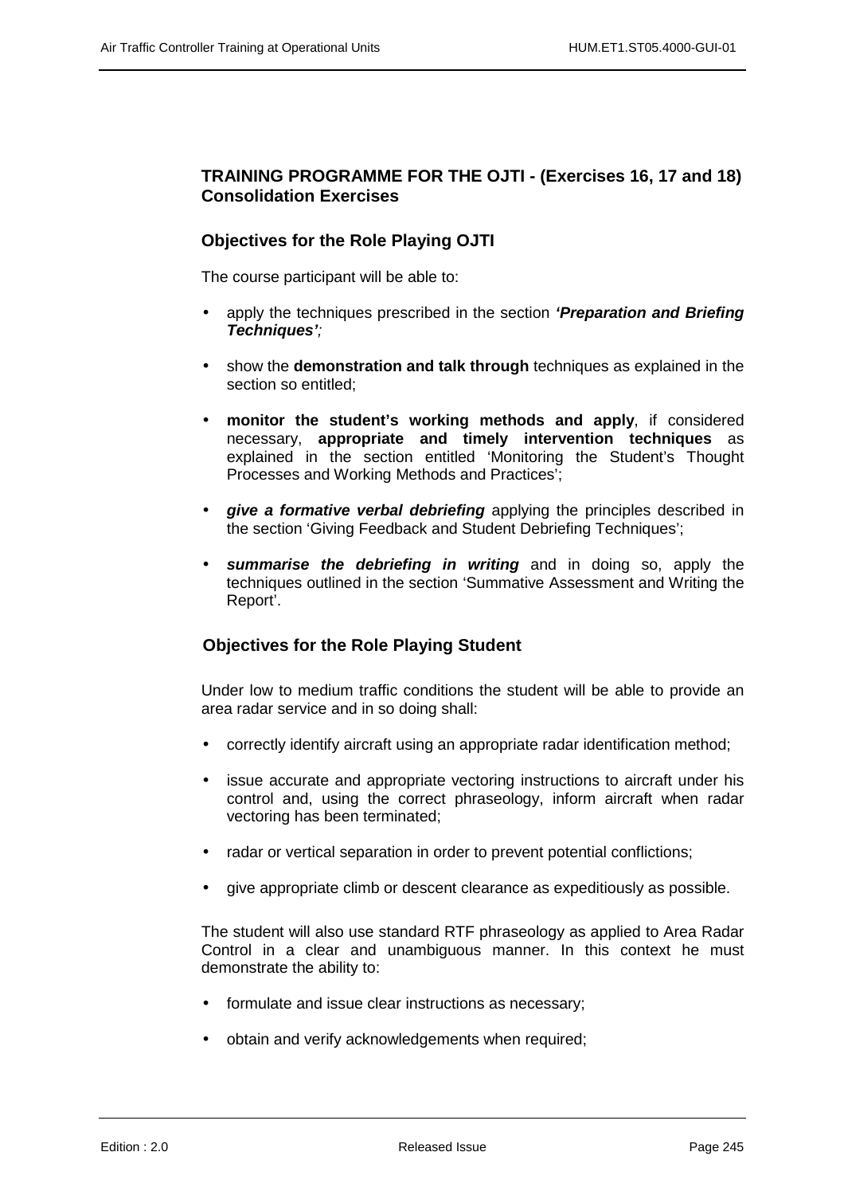## TRAINING PROGRAMME FOR THE OJTI - (Exercises 16, 17 and 18) Consolidation Exercises

### Objectives for the Role Playing OJTI

The course participant will be able to:

- apply the techniques prescribed in the section ***'Preparation and Briefing Techniques';***
- show the **demonstration and talk through** techniques as explained in the section so entitled;
- **monitor the student's working methods and apply**, if considered necessary, **appropriate and timely intervention techniques** as explained in the section entitled 'Monitoring the Student's Thought Processes and Working Methods and Practices';
- ***give a formative verbal debriefing*** applying the principles described in the section 'Giving Feedback and Student Debriefing Techniques';
- ***summarise the debriefing in writing*** and in doing so, apply the techniques outlined in the section 'Summative Assessment and Writing the Report'.

### Objectives for the Role Playing Student

Under low to medium traffic conditions the student will be able to provide an area radar service and in so doing shall:

- correctly identify aircraft using an appropriate radar identification method;
- issue accurate and appropriate vectoring instructions to aircraft under his control and, using the correct phraseology, inform aircraft when radar vectoring has been terminated;
- radar or vertical separation in order to prevent potential conflictions;
- give appropriate climb or descent clearance as expeditiously as possible.

The student will also use standard RTF phraseology as applied to Area Radar Control in a clear and unambiguous manner. In this context he must demonstrate the ability to:

- formulate and issue clear instructions as necessary;
- obtain and verify acknowledgements when required;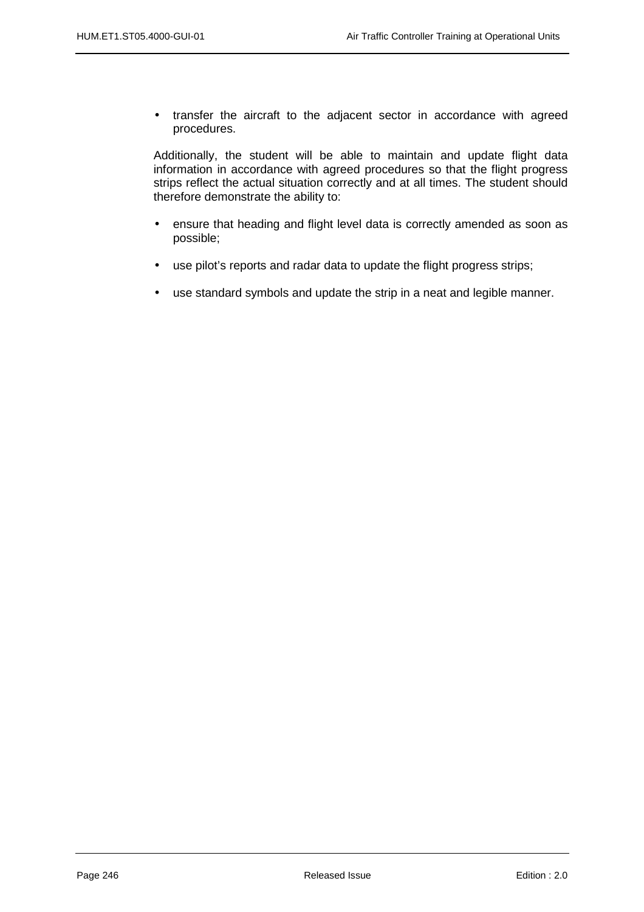- transfer the aircraft to the adjacent sector in accordance with agreed procedures.

Additionally, the student will be able to maintain and update flight data information in accordance with agreed procedures so that the flight progress strips reflect the actual situation correctly and at all times. The student should therefore demonstrate the ability to:

- ensure that heading and flight level data is correctly amended as soon as possible;
- use pilot's reports and radar data to update the flight progress strips;
- use standard symbols and update the strip in a neat and legible manner.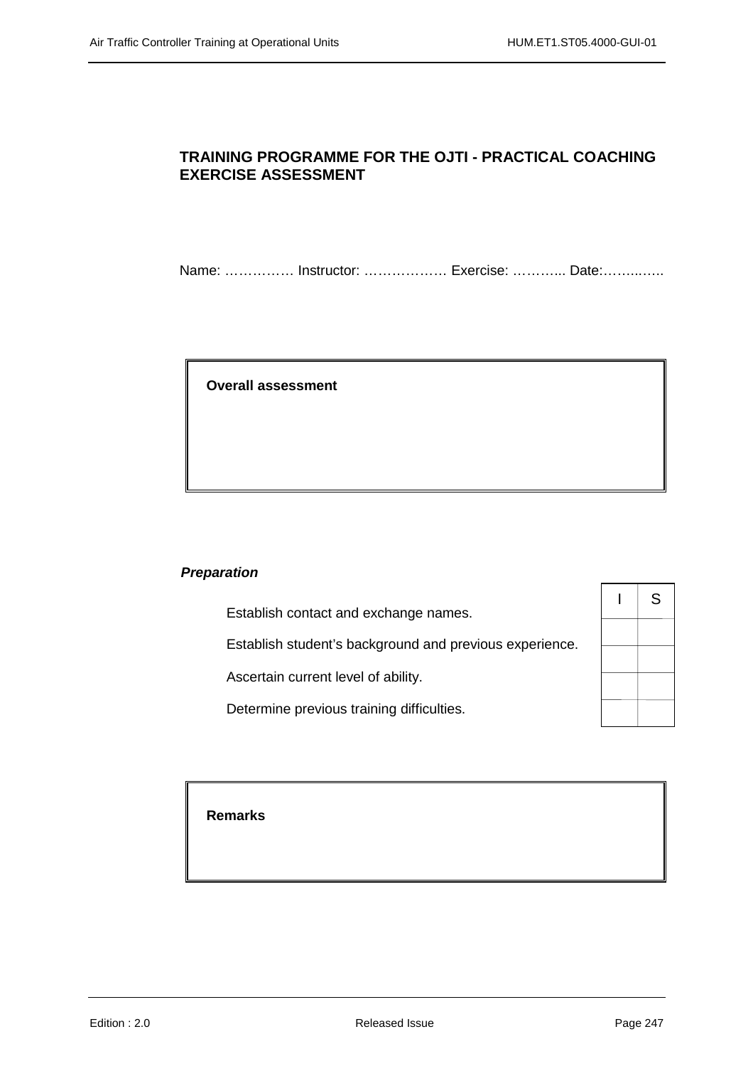## TRAINING PROGRAMME FOR THE OJTI - PRACTICAL COACHING EXERCISE ASSESSMENT

Name: …………… Instructor: ……………… Exercise: ………... Date:……..…..

| **Overall assessment** |
|---|
| |

***Preparation***

| | I | S |
|---|---|---|
| Establish contact and exchange names. | | |
| Establish student's background and previous experience. | | |
| Ascertain current level of ability. | | |
| Determine previous training difficulties. | | |

| **Remarks** |
|---|
| |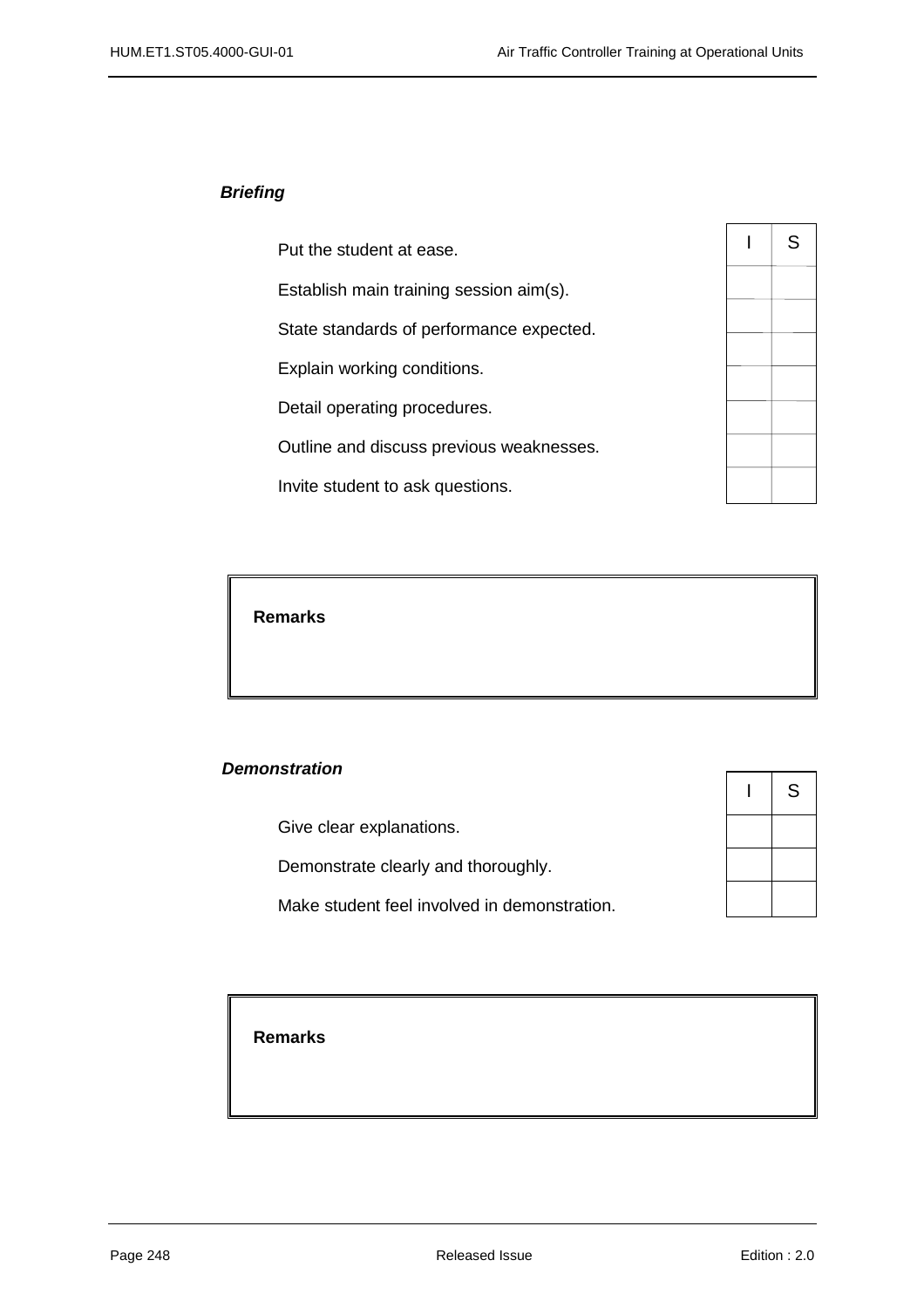***Briefing***

| | I | S |
|---|---|---|
| Put the student at ease. | | |
| Establish main training session aim(s). | | |
| State standards of performance expected. | | |
| Explain working conditions. | | |
| Detail operating procedures. | | |
| Outline and discuss previous weaknesses. | | |
| Invite student to ask questions. | | |

| **Remarks** |
|---|
| |

***Demonstration***

| | I | S |
|---|---|---|
| Give clear explanations. | | |
| Demonstrate clearly and thoroughly. | | |
| Make student feel involved in demonstration. | | |

| **Remarks** |
|---|
| |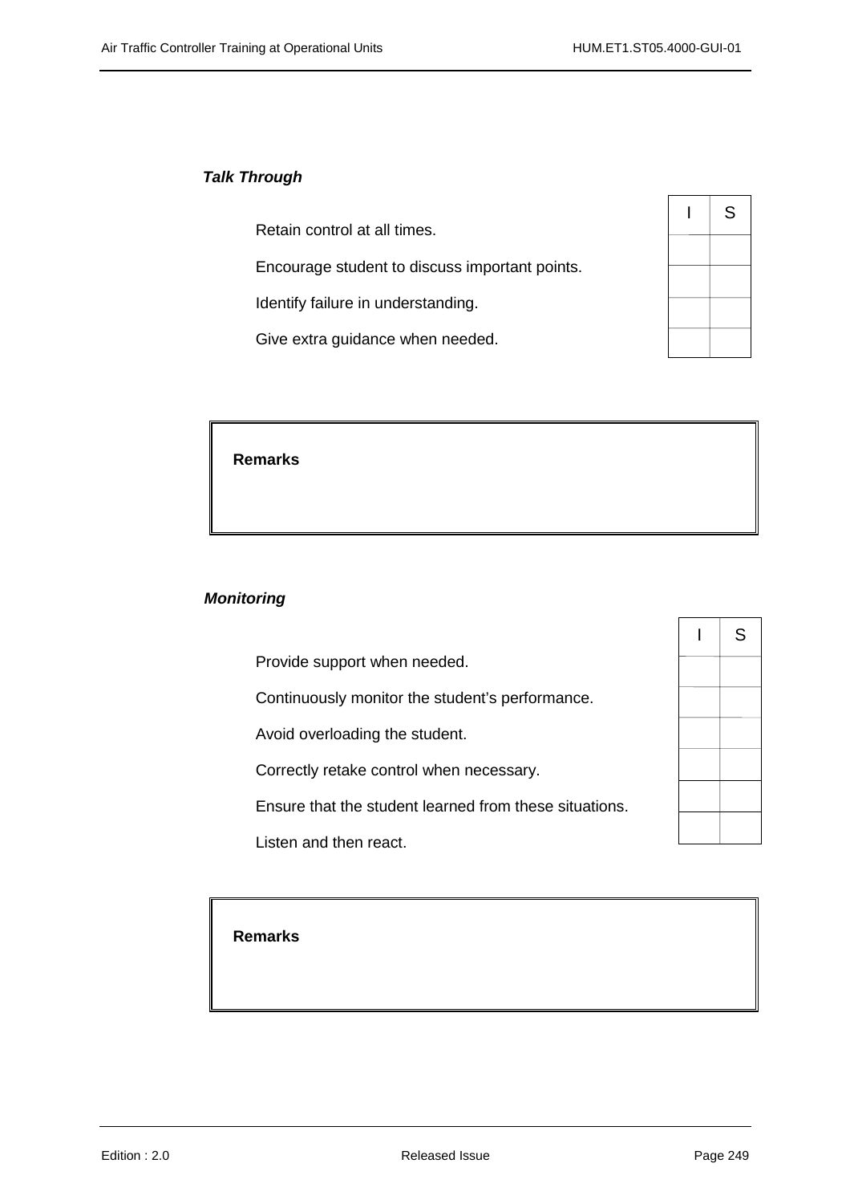***Talk Through***

| | I | S |
|---|---|---|
| Retain control at all times. | | |
| Encourage student to discuss important points. | | |
| Identify failure in understanding. | | |
| Give extra guidance when needed. | | |

| **Remarks** |
|---|
| |

***Monitoring***

| | I | S |
|---|---|---|
| Provide support when needed. | | |
| Continuously monitor the student's performance. | | |
| Avoid overloading the student. | | |
| Correctly retake control when necessary. | | |
| Ensure that the student learned from these situations. | | |
| Listen and then react. | | |

| **Remarks** |
|---|
| |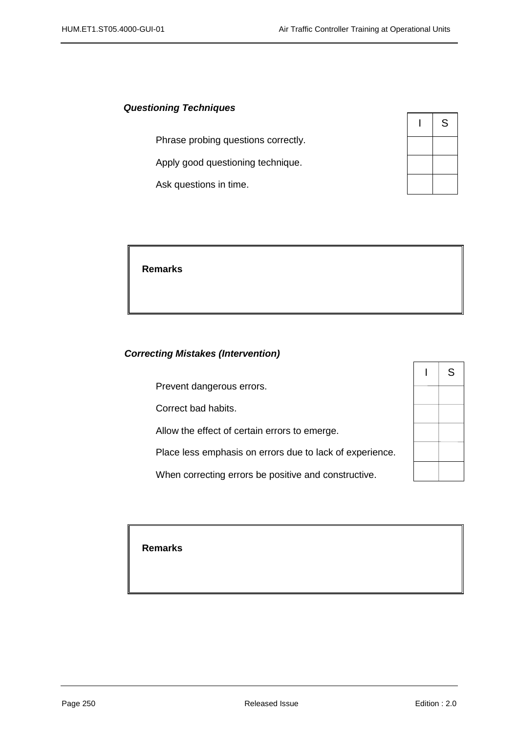***Questioning Techniques***

| | I | S |
|---|---|---|
| Phrase probing questions correctly. | | |
| Apply good questioning technique. | | |
| Ask questions in time. | | |

| **Remarks** |
|---|
| |

***Correcting Mistakes (Intervention)***

| | I | S |
|---|---|---|
| Prevent dangerous errors. | | |
| Correct bad habits. | | |
| Allow the effect of certain errors to emerge. | | |
| Place less emphasis on errors due to lack of experience. | | |
| When correcting errors be positive and constructive. | | |

| **Remarks** |
|---|
| |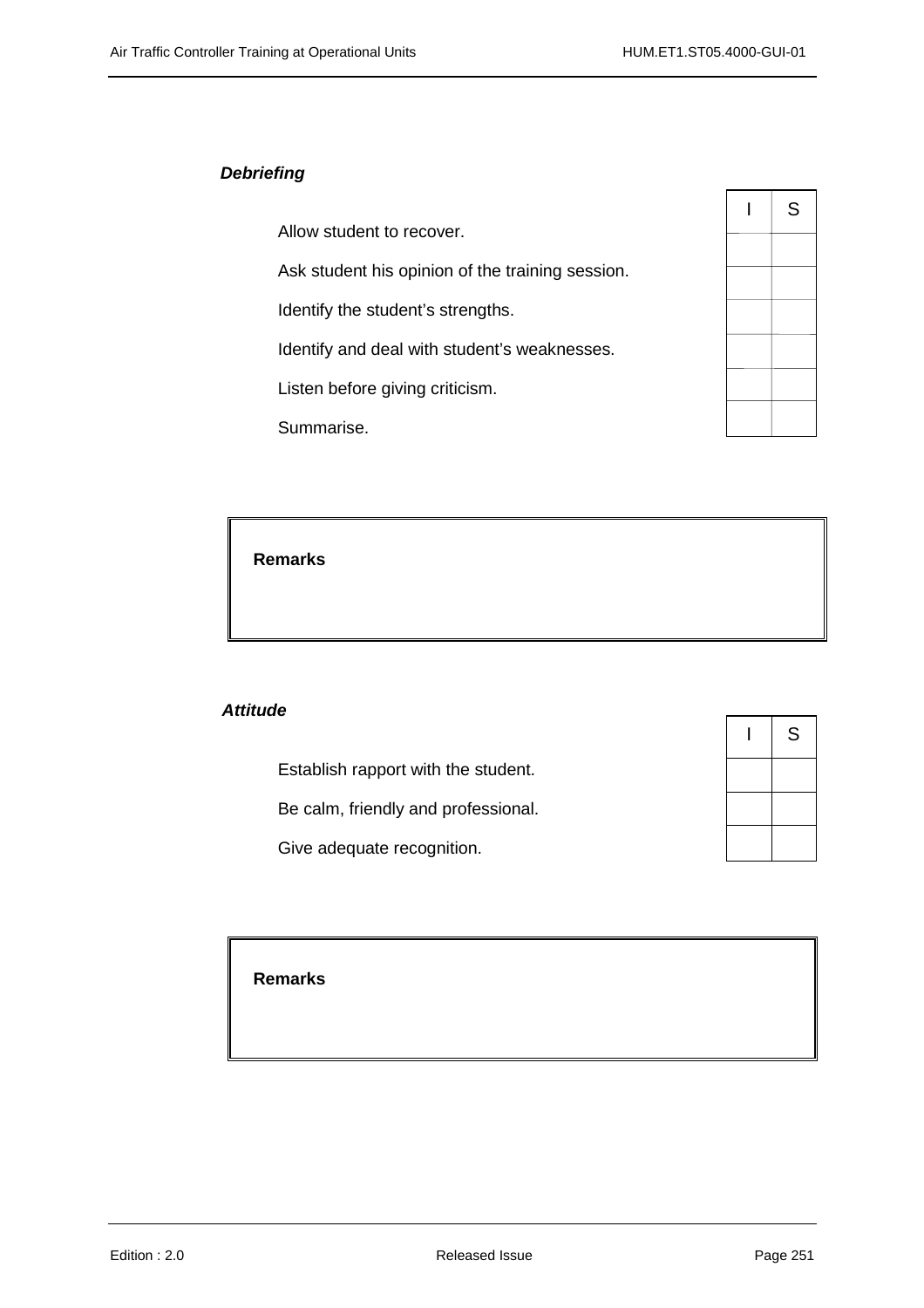***Debriefing***

| | I | S |
|---|---|---|
| Allow student to recover. | | |
| Ask student his opinion of the training session. | | |
| Identify the student's strengths. | | |
| Identify and deal with student's weaknesses. | | |
| Listen before giving criticism. | | |
| Summarise. | | |

**Remarks**

***Attitude***

| | I | S |
|---|---|---|
| Establish rapport with the student. | | |
| Be calm, friendly and professional. | | |
| Give adequate recognition. | | |

**Remarks**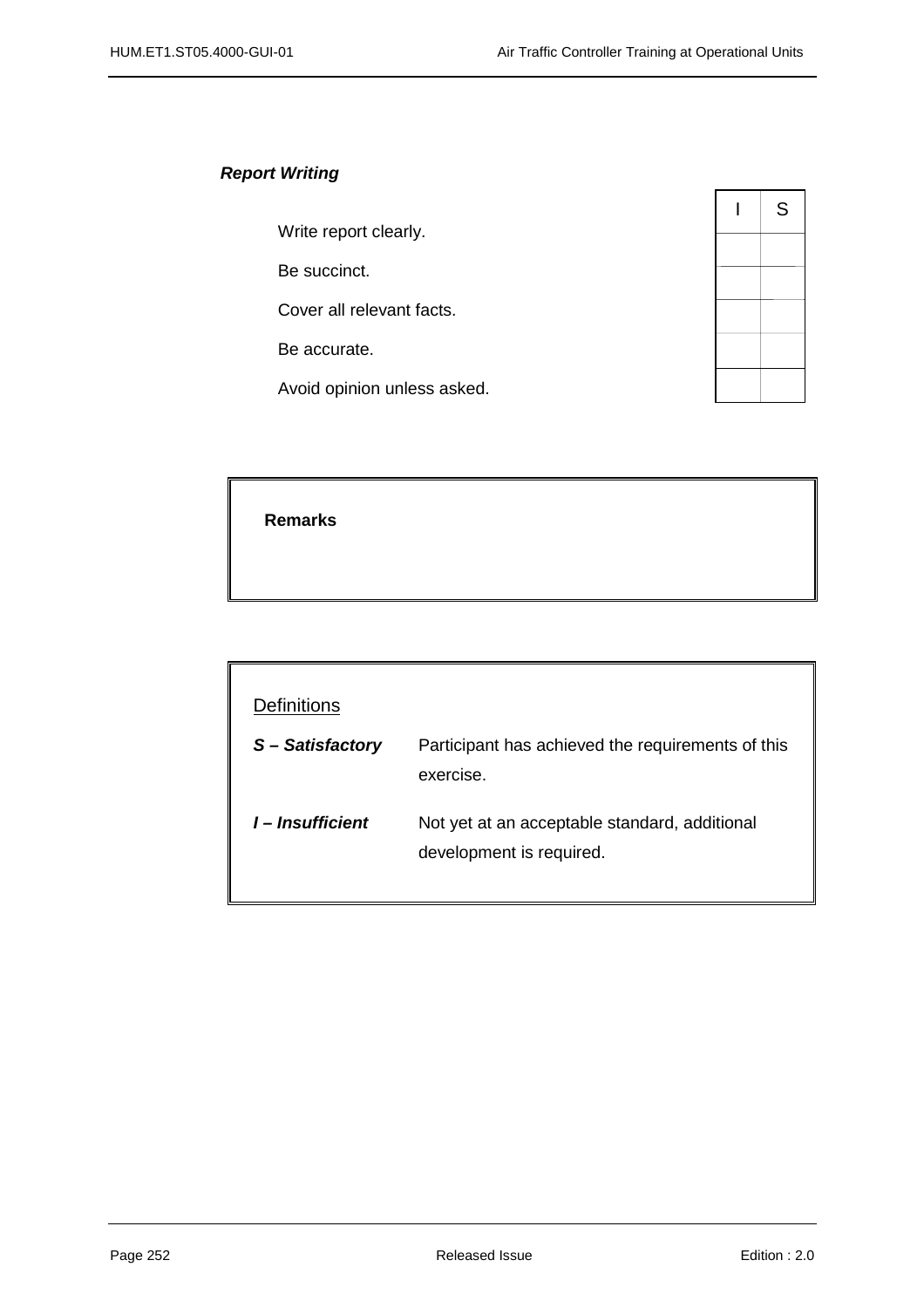***Report Writing***

| | I | S |
|---|---|---|
| Write report clearly. | | |
| Be succinct. | | |
| Cover all relevant facts. | | |
| Be accurate. | | |
| Avoid opinion unless asked. | | |

**Remarks**

Definitions

| | |
|---|---|
| ***S – Satisfactory*** | Participant has achieved the requirements of this exercise. |
| ***I – Insufficient*** | Not yet at an acceptable standard, additional development is required. |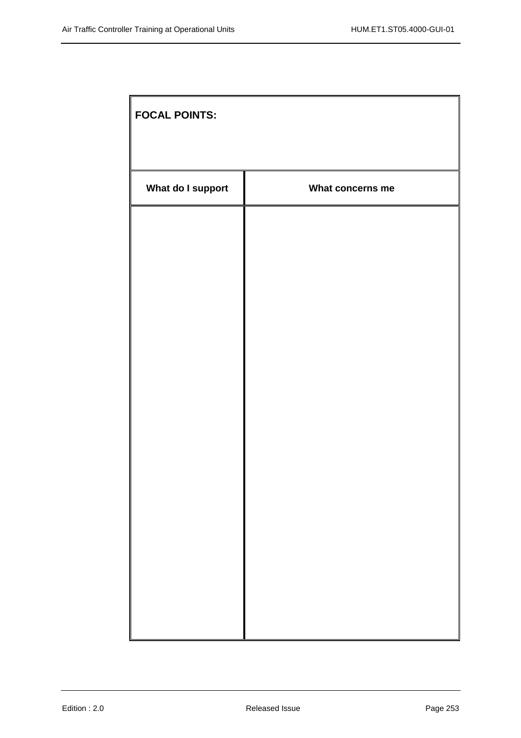| **FOCAL POINTS:** | |
|---|---|
| **What do I support** | **What concerns me** |
| | |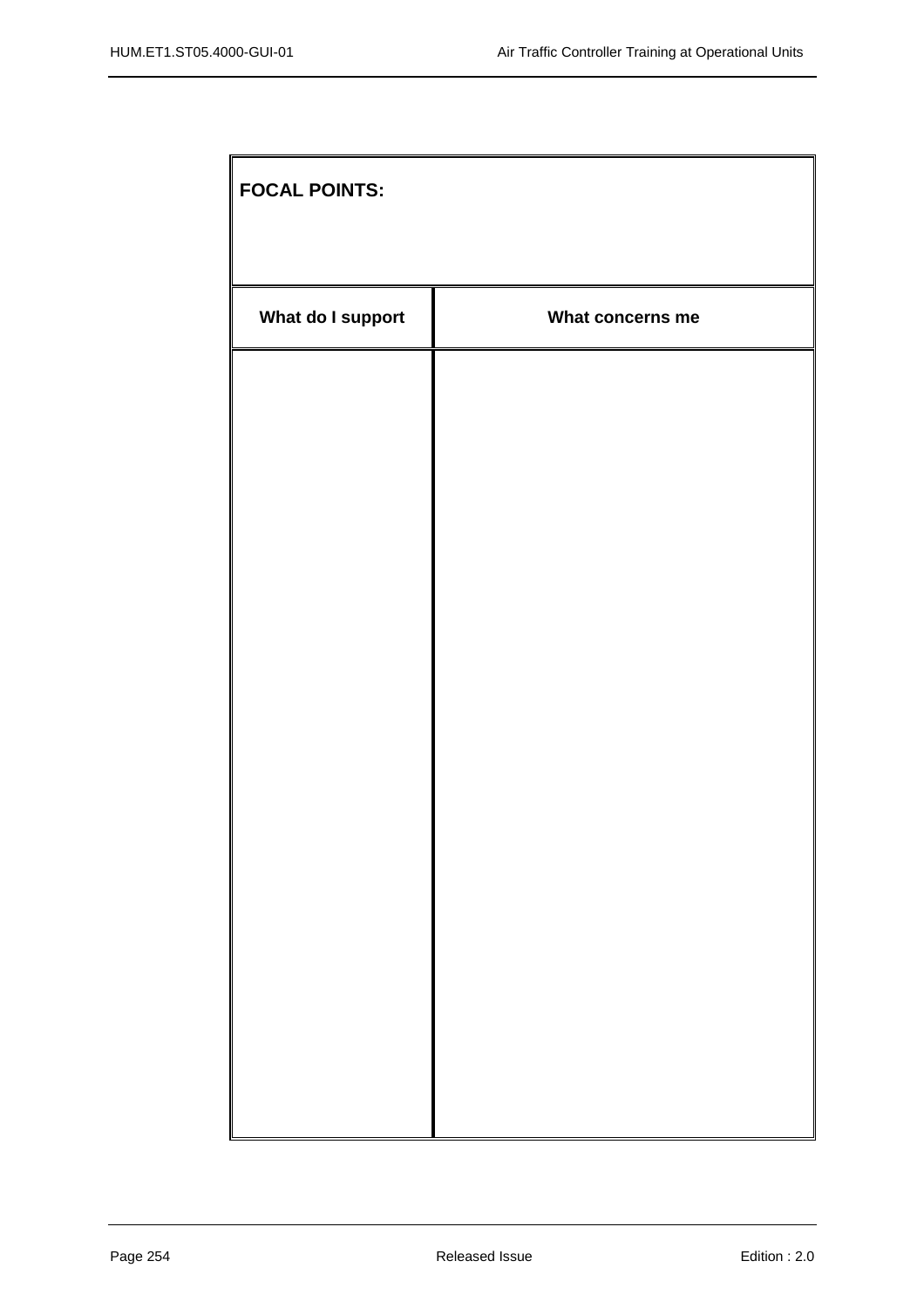| **FOCAL POINTS:** | |
|---|---|
| **What do I support** | **What concerns me** |
| | |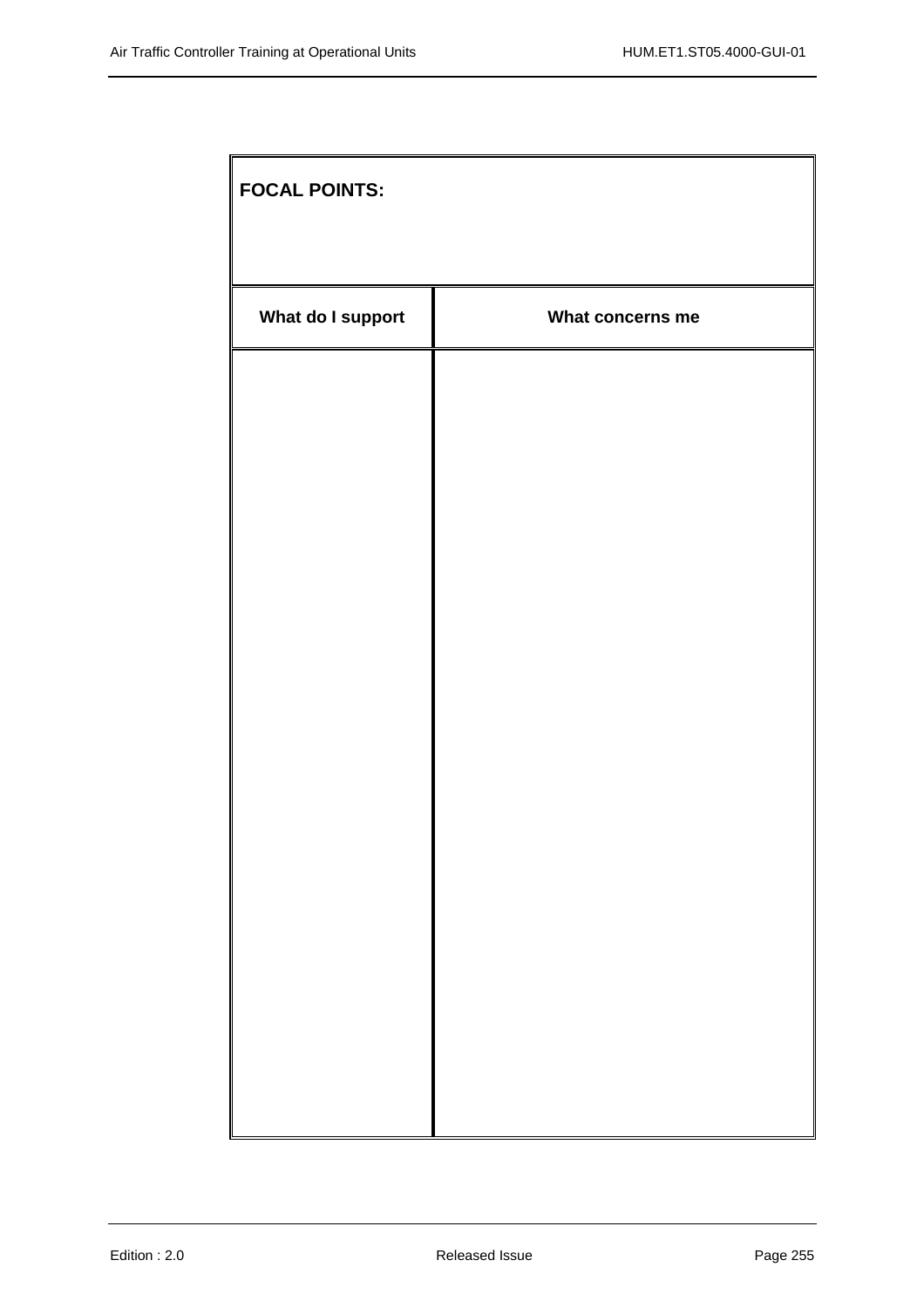| FOCAL POINTS: | |
|---|---|
| **What do I support** | **What concerns me** |
| | |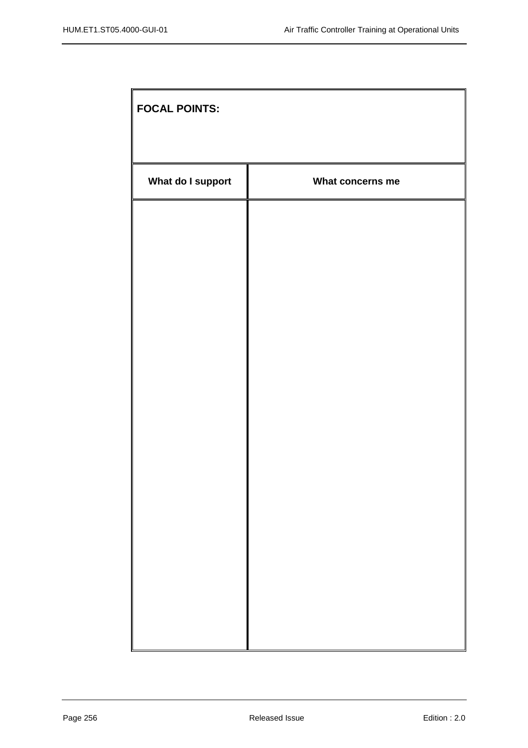| **FOCAL POINTS:** | |
|---|---|
| **What do I support** | **What concerns me** |
| | |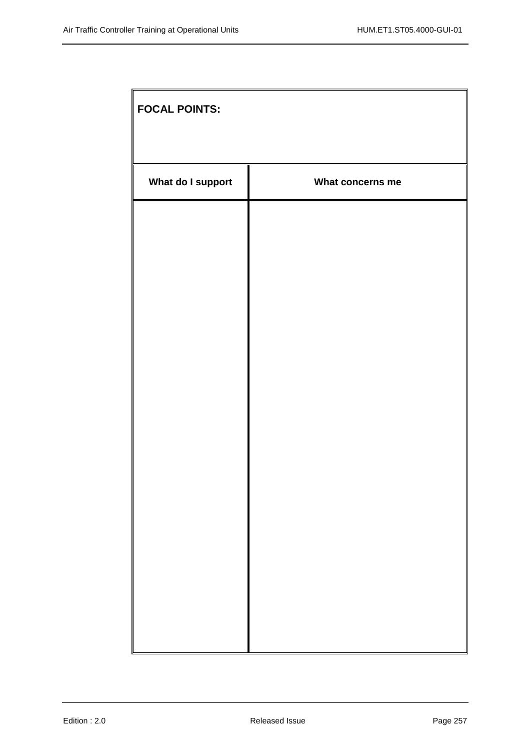| **FOCAL POINTS:** | |
|---|---|
| **What do I support** | **What concerns me** |
| | |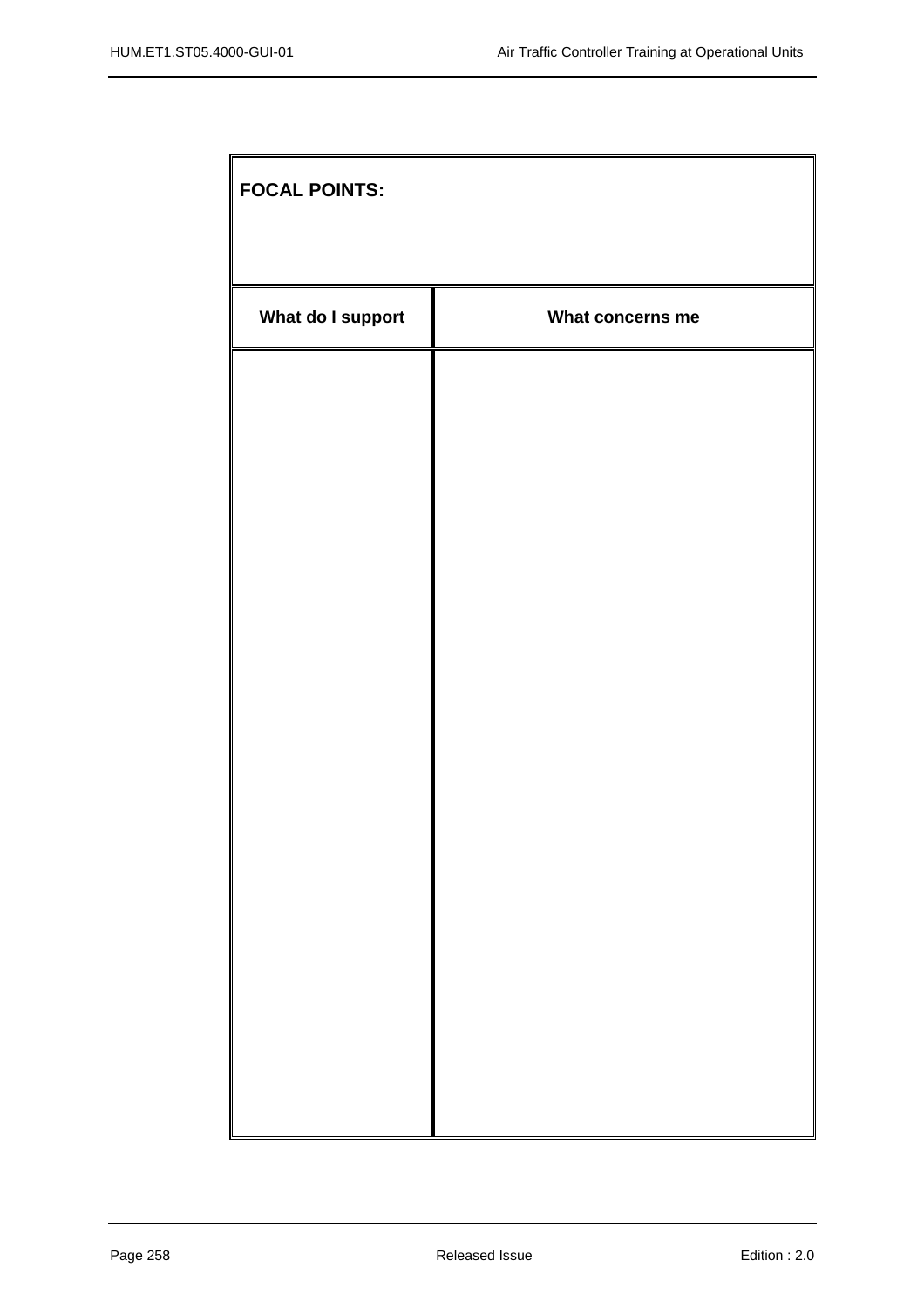| FOCAL POINTS: | |
|---|---|
| **What do I support** | **What concerns me** |
| | |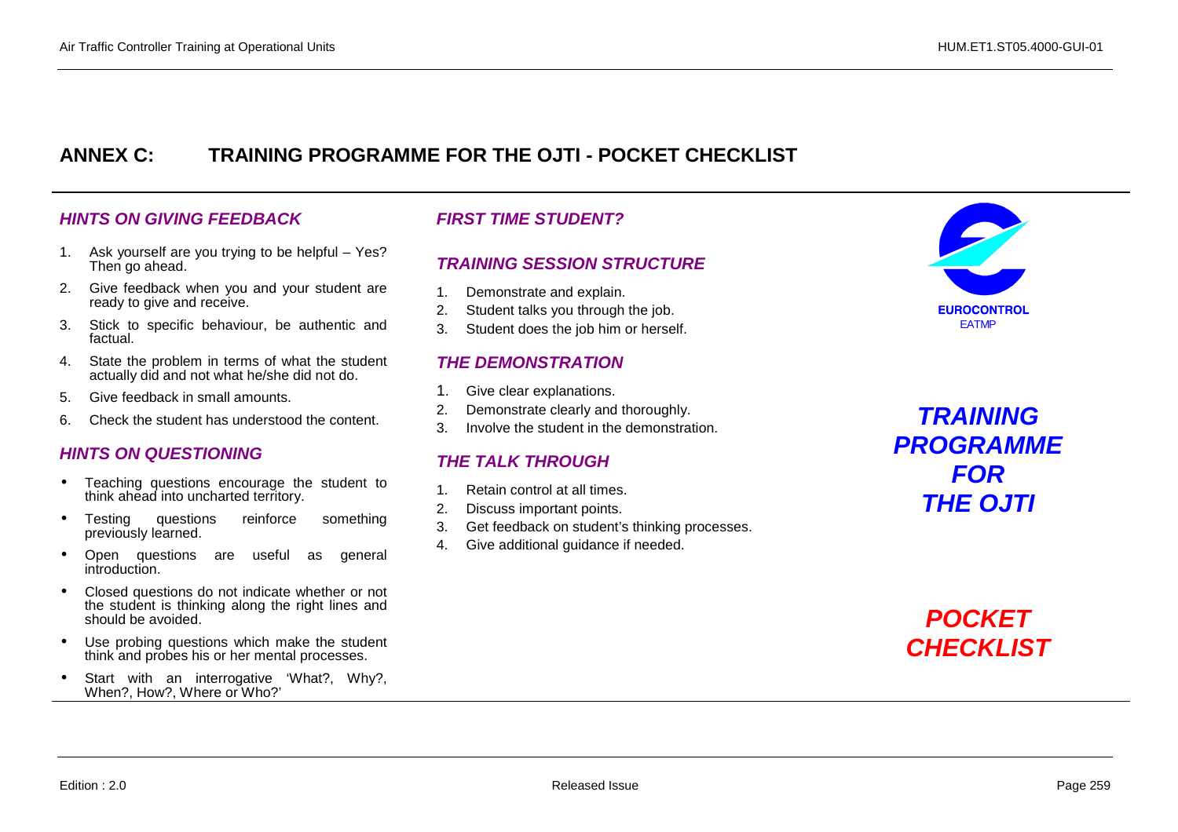# ANNEX C: TRAINING PROGRAMME FOR THE OJTI - POCKET CHECKLIST

## *HINTS ON GIVING FEEDBACK*

1. Ask yourself are you trying to be helpful – Yes? Then go ahead.
2. Give feedback when you and your student are ready to give and receive.
3. Stick to specific behaviour, be authentic and factual.
4. State the problem in terms of what the student actually did and not what he/she did not do.
5. Give feedback in small amounts.
6. Check the student has understood the content.

## *HINTS ON QUESTIONING*

- Teaching questions encourage the student to think ahead into uncharted territory.
- Testing questions reinforce something previously learned.
- Open questions are useful as general introduction.
- Closed questions do not indicate whether or not the student is thinking along the right lines and should be avoided.
- Use probing questions which make the student think and probes his or her mental processes.
- Start with an interrogative 'What?, Why?, When?, How?, Where or Who?'

## *FIRST TIME STUDENT?*

## *TRAINING SESSION STRUCTURE*

1. Demonstrate and explain.
2. Student talks you through the job.
3. Student does the job him or herself.

## *THE DEMONSTRATION*

1. Give clear explanations.
2. Demonstrate clearly and thoroughly.
3. Involve the student in the demonstration.

## *THE TALK THROUGH*

1. Retain control at all times.
2. Discuss important points.
3. Get feedback on student's thinking processes.
4. Give additional guidance if needed.

EUROCONTROL
EATMP

***TRAINING PROGRAMME FOR THE OJTI***

***POCKET CHECKLIST***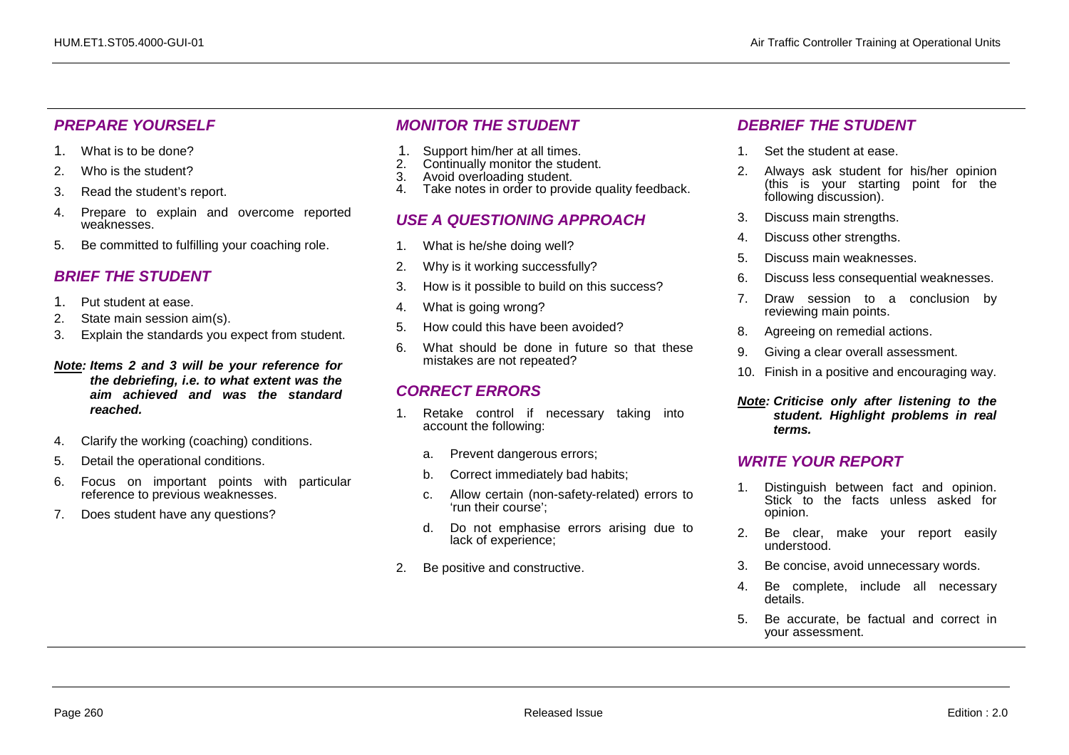## *PREPARE YOURSELF*

1. What is to be done?
2. Who is the student?
3. Read the student's report.
4. Prepare to explain and overcome reported weaknesses.
5. Be committed to fulfilling your coaching role.

## *BRIEF THE STUDENT*

1. Put student at ease.
2. State main session aim(s).
3. Explain the standards you expect from student.

***Note:*** ***Items 2 and 3 will be your reference for the debriefing, i.e. to what extent was the aim achieved and was the standard reached.***

4. Clarify the working (coaching) conditions.
5. Detail the operational conditions.
6. Focus on important points with particular reference to previous weaknesses.
7. Does student have any questions?

## *MONITOR THE STUDENT*

1. Support him/her at all times.
2. Continually monitor the student.
3. Avoid overloading student.
4. Take notes in order to provide quality feedback.

## *USE A QUESTIONING APPROACH*

1. What is he/she doing well?
2. Why is it working successfully?
3. How is it possible to build on this success?
4. What is going wrong?
5. How could this have been avoided?
6. What should be done in future so that these mistakes are not repeated?

## *CORRECT ERRORS*

1. Retake control if necessary taking into account the following:
   a. Prevent dangerous errors;
   b. Correct immediately bad habits;
   c. Allow certain (non-safety-related) errors to 'run their course';
   d. Do not emphasise errors arising due to lack of experience;
2. Be positive and constructive.

## *DEBRIEF THE STUDENT*

1. Set the student at ease.
2. Always ask student for his/her opinion (this is your starting point for the following discussion).
3. Discuss main strengths.
4. Discuss other strengths.
5. Discuss main weaknesses.
6. Discuss less consequential weaknesses.
7. Draw session to a conclusion by reviewing main points.
8. Agreeing on remedial actions.
9. Giving a clear overall assessment.
10. Finish in a positive and encouraging way.

***Note:*** ***Criticise only after listening to the student. Highlight problems in real terms.***

## *WRITE YOUR REPORT*

1. Distinguish between fact and opinion. Stick to the facts unless asked for opinion.
2. Be clear, make your report easily understood.
3. Be concise, avoid unnecessary words.
4. Be complete, include all necessary details.
5. Be accurate, be factual and correct in your assessment.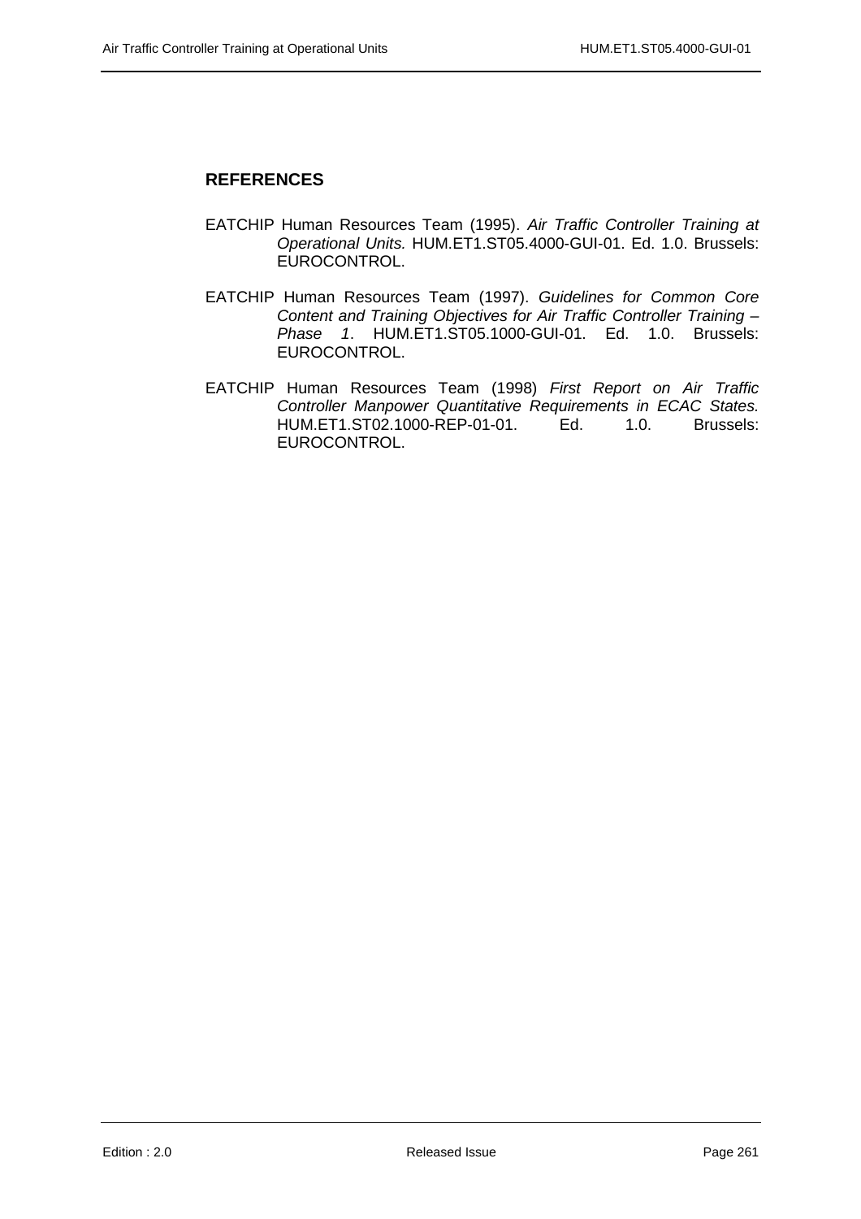## REFERENCES

EATCHIP Human Resources Team (1995). *Air Traffic Controller Training at Operational Units.* HUM.ET1.ST05.4000-GUI-01. Ed. 1.0. Brussels: EUROCONTROL.

EATCHIP Human Resources Team (1997). *Guidelines for Common Core Content and Training Objectives for Air Traffic Controller Training – Phase 1*. HUM.ET1.ST05.1000-GUI-01. Ed. 1.0. Brussels: EUROCONTROL.

EATCHIP Human Resources Team (1998) *First Report on Air Traffic Controller Manpower Quantitative Requirements in ECAC States.* HUM.ET1.ST02.1000-REP-01-01. Ed. 1.0. Brussels: EUROCONTROL.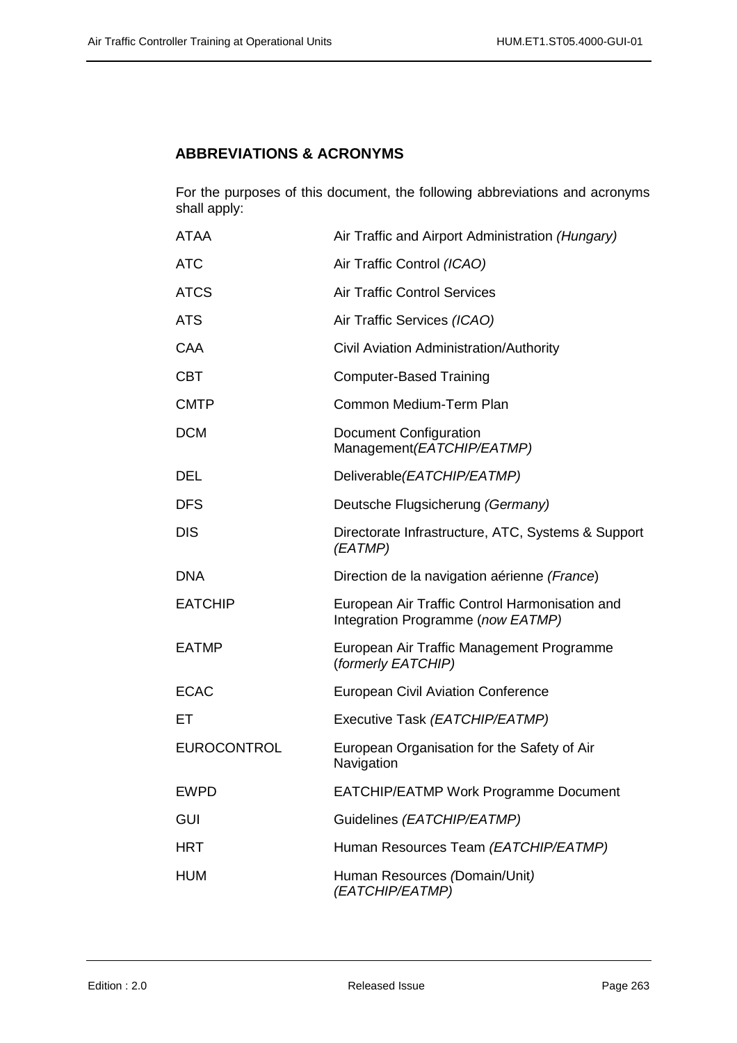## ABBREVIATIONS & ACRONYMS

For the purposes of this document, the following abbreviations and acronyms shall apply:

| | |
|---|---|
| ATAA | Air Traffic and Airport Administration *(Hungary)* |
| ATC | Air Traffic Control *(ICAO)* |
| ATCS | Air Traffic Control Services |
| ATS | Air Traffic Services *(ICAO)* |
| CAA | Civil Aviation Administration/Authority |
| CBT | Computer-Based Training |
| CMTP | Common Medium-Term Plan |
| DCM | Document Configuration Management*(EATCHIP/EATMP)* |
| DEL | Deliverable*(EATCHIP/EATMP)* |
| DFS | Deutsche Flugsicherung *(Germany)* |
| DIS | Directorate Infrastructure, ATC, Systems & Support *(EATMP)* |
| DNA | Direction de la navigation aérienne *(France*) |
| EATCHIP | European Air Traffic Control Harmonisation and Integration Programme (*now EATMP)* |
| EATMP | European Air Traffic Management Programme (*formerly EATCHIP)* |
| ECAC | European Civil Aviation Conference |
| ET | Executive Task *(EATCHIP/EATMP)* |
| EUROCONTROL | European Organisation for the Safety of Air Navigation |
| EWPD | EATCHIP/EATMP Work Programme Document |
| GUI | Guidelines *(EATCHIP/EATMP)* |
| HRT | Human Resources Team *(EATCHIP/EATMP)* |
| HUM | Human Resources *(*Domain/Unit*) (EATCHIP/EATMP)* |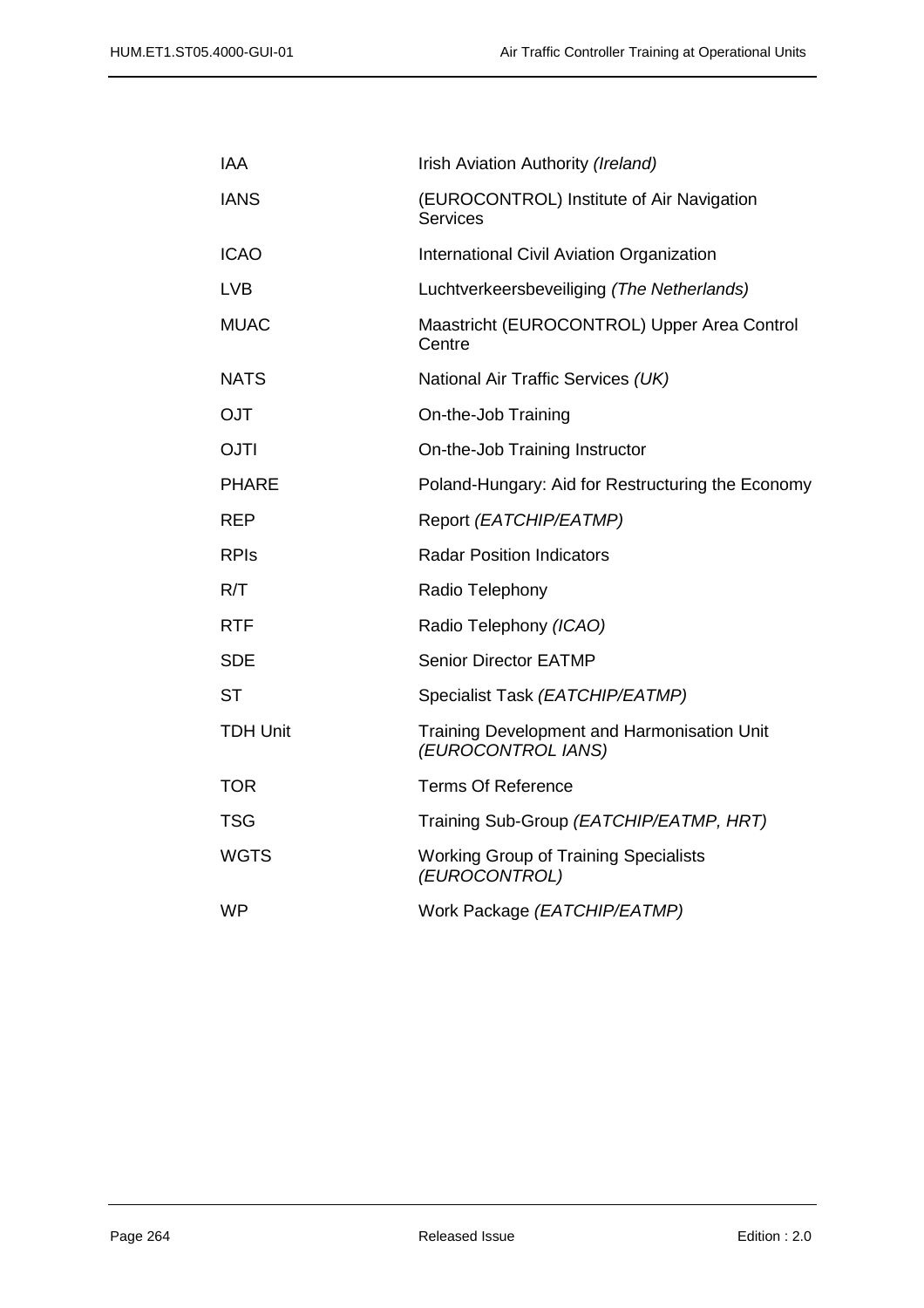| | |
|---|---|
| IAA | Irish Aviation Authority *(Ireland)* |
| IANS | (EUROCONTROL) Institute of Air Navigation Services |
| ICAO | International Civil Aviation Organization |
| LVB | Luchtverkeersbeveiliging *(The Netherlands)* |
| MUAC | Maastricht (EUROCONTROL) Upper Area Control Centre |
| NATS | National Air Traffic Services *(UK)* |
| OJT | On-the-Job Training |
| OJTI | On-the-Job Training Instructor |
| PHARE | Poland-Hungary: Aid for Restructuring the Economy |
| REP | Report *(EATCHIP/EATMP)* |
| RPIs | Radar Position Indicators |
| R/T | Radio Telephony |
| RTF | Radio Telephony *(ICAO)* |
| SDE | Senior Director EATMP |
| ST | Specialist Task *(EATCHIP/EATMP)* |
| TDH Unit | Training Development and Harmonisation Unit *(EUROCONTROL IANS)* |
| TOR | Terms Of Reference |
| TSG | Training Sub-Group *(EATCHIP/EATMP, HRT)* |
| WGTS | Working Group of Training Specialists *(EUROCONTROL)* |
| WP | Work Package *(EATCHIP/EATMP)* |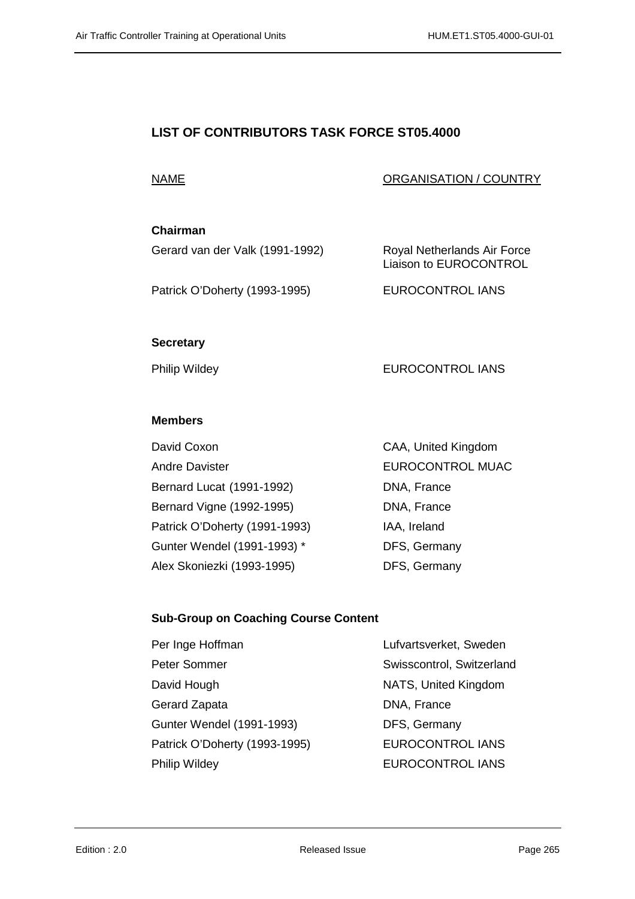## LIST OF CONTRIBUTORS TASK FORCE ST05.4000

| NAME | ORGANISATION / COUNTRY |
|---|---|
| **Chairman** | |
| Gerard van der Valk (1991-1992) | Royal Netherlands Air Force Liaison to EUROCONTROL |
| Patrick O'Doherty (1993-1995) | EUROCONTROL IANS |
| **Secretary** | |
| Philip Wildey | EUROCONTROL IANS |
| **Members** | |
| David Coxon | CAA, United Kingdom |
| Andre Davister | EUROCONTROL MUAC |
| Bernard Lucat (1991-1992) | DNA, France |
| Bernard Vigne (1992-1995) | DNA, France |
| Patrick O'Doherty (1991-1993) | IAA, Ireland |
| Gunter Wendel (1991-1993) * | DFS, Germany |
| Alex Skoniezki (1993-1995) | DFS, Germany |
| **Sub-Group on Coaching Course Content** | |
| Per Inge Hoffman | Lufvartsverket, Sweden |
| Peter Sommer | Swisscontrol, Switzerland |
| David Hough | NATS, United Kingdom |
| Gerard Zapata | DNA, France |
| Gunter Wendel (1991-1993) | DFS, Germany |
| Patrick O'Doherty (1993-1995) | EUROCONTROL IANS |
| Philip Wildey | EUROCONTROL IANS |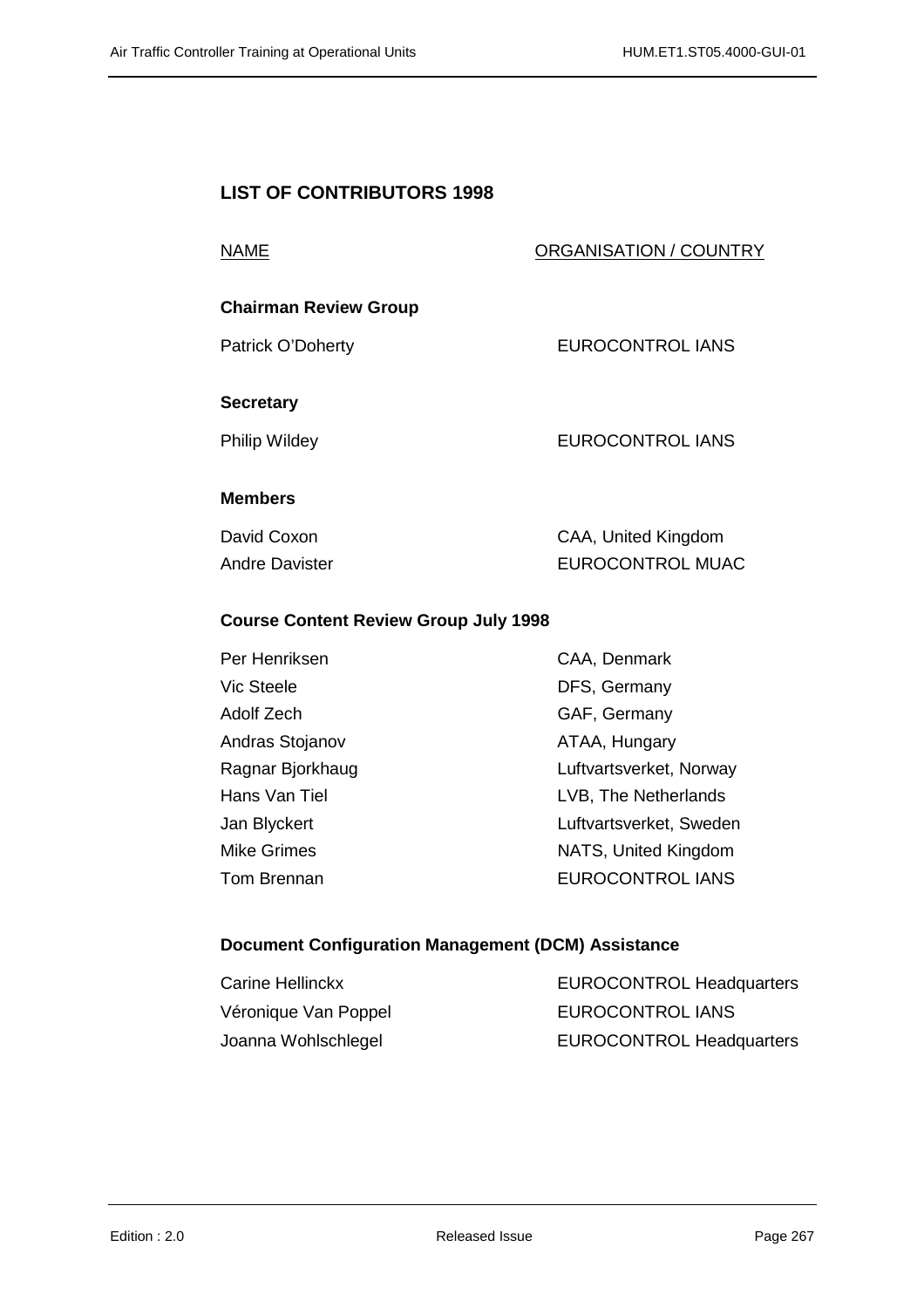## LIST OF CONTRIBUTORS 1998

| NAME | ORGANISATION / COUNTRY |
|---|---|
| **Chairman Review Group** | |
| Patrick O'Doherty | EUROCONTROL IANS |
| **Secretary** | |
| Philip Wildey | EUROCONTROL IANS |
| **Members** | |
| David Coxon | CAA, United Kingdom |
| Andre Davister | EUROCONTROL MUAC |
| **Course Content Review Group July 1998** | |
| Per Henriksen | CAA, Denmark |
| Vic Steele | DFS, Germany |
| Adolf Zech | GAF, Germany |
| Andras Stojanov | ATAA, Hungary |
| Ragnar Bjorkhaug | Luftvartsverket, Norway |
| Hans Van Tiel | LVB, The Netherlands |
| Jan Blyckert | Luftvartsverket, Sweden |
| Mike Grimes | NATS, United Kingdom |
| Tom Brennan | EUROCONTROL IANS |
| **Document Configuration Management (DCM) Assistance** | |
| Carine Hellinckx | EUROCONTROL Headquarters |
| Véronique Van Poppel | EUROCONTROL IANS |
| Joanna Wohlschlegel | EUROCONTROL Headquarters |